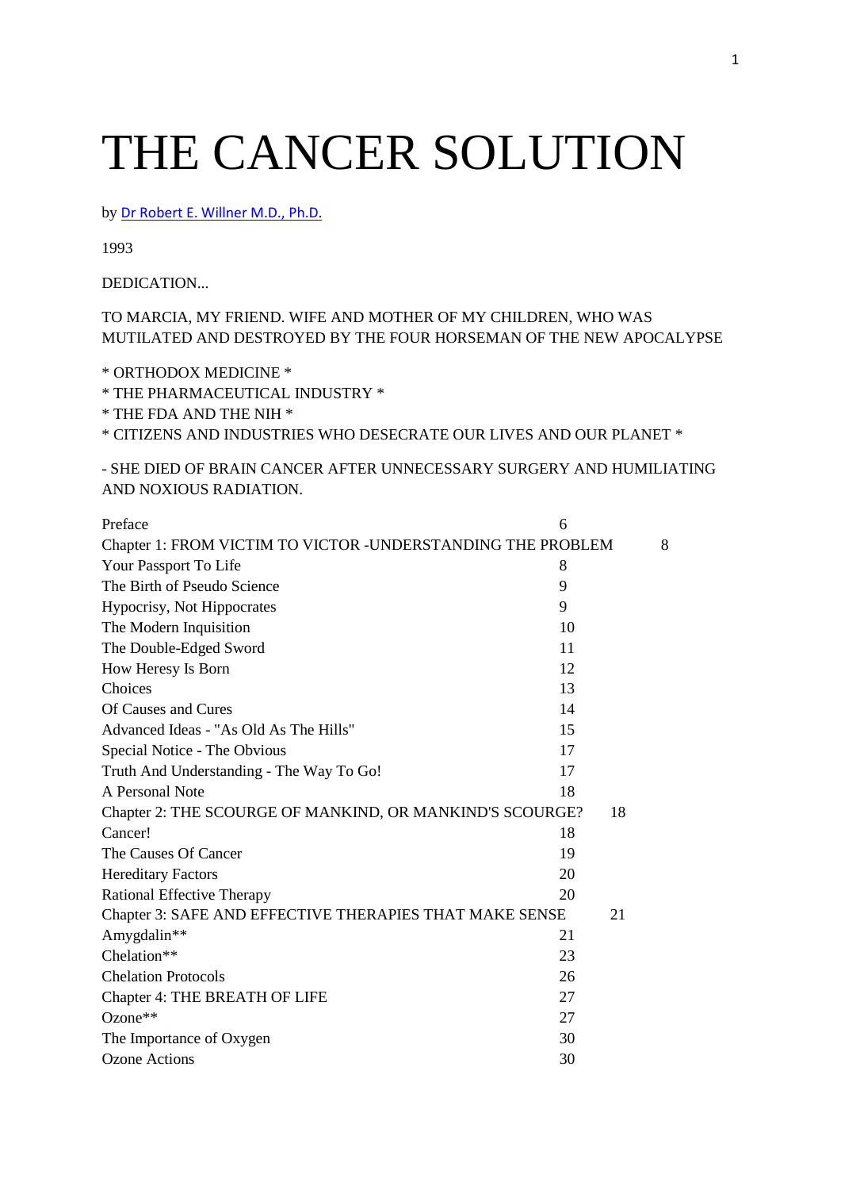# THE CANCER SOLUTION

by Dr Robert E. Willner M.D., Ph.D.

1993

DEDICATION...

TO MARCIA, MY FRIEND. WIFE AND MOTHER OF MY CHILDREN, WHO WAS MUTILATED AND DESTROYED BY THE FOUR HORSEMAN OF THE NEW APOCALYPSE

\* ORTHODOX MEDICINE \*

\* THE PHARMACEUTICAL INDUSTRY \*

\* THE FDA AND THE NIH \*

\* CITIZENS AND INDUSTRIES WHO DESECRATE OUR LIVES AND OUR PLANET \*

- SHE DIED OF BRAIN CANCER AFTER UNNECESSARY SURGERY AND HUMILIATING AND NOXIOUS RADIATION.

| | |
|---|---|
| Preface | 6 |
| Chapter 1: FROM VICTIM TO VICTOR -UNDERSTANDING THE PROBLEM | 8 |
| Your Passport To Life | 8 |
| The Birth of Pseudo Science | 9 |
| Hypocrisy, Not Hippocrates | 9 |
| The Modern Inquisition | 10 |
| The Double-Edged Sword | 11 |
| How Heresy Is Born | 12 |
| Choices | 13 |
| Of Causes and Cures | 14 |
| Advanced Ideas - "As Old As The Hills" | 15 |
| Special Notice - The Obvious | 17 |
| Truth And Understanding - The Way To Go! | 17 |
| A Personal Note | 18 |
| Chapter 2: THE SCOURGE OF MANKIND, OR MANKIND'S SCOURGE? | 18 |
| Cancer! | 18 |
| The Causes Of Cancer | 19 |
| Hereditary Factors | 20 |
| Rational Effective Therapy | 20 |
| Chapter 3: SAFE AND EFFECTIVE THERAPIES THAT MAKE SENSE | 21 |
| Amygdalin** | 21 |
| Chelation** | 23 |
| Chelation Protocols | 26 |
| Chapter 4: THE BREATH OF LIFE | 27 |
| Ozone** | 27 |
| The Importance of Oxygen | 30 |
| Ozone Actions | 30 |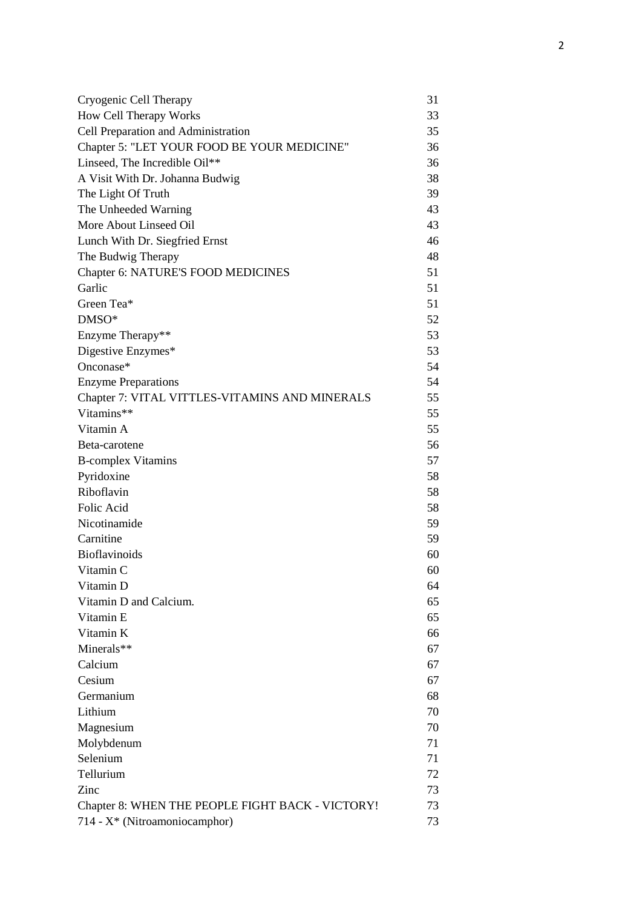| | |
|---|---|
| Cryogenic Cell Therapy | 31 |
| How Cell Therapy Works | 33 |
| Cell Preparation and Administration | 35 |
| Chapter 5: "LET YOUR FOOD BE YOUR MEDICINE" | 36 |
| Linseed, The Incredible Oil** | 36 |
| A Visit With Dr. Johanna Budwig | 38 |
| The Light Of Truth | 39 |
| The Unheeded Warning | 43 |
| More About Linseed Oil | 43 |
| Lunch With Dr. Siegfried Ernst | 46 |
| The Budwig Therapy | 48 |
| Chapter 6: NATURE'S FOOD MEDICINES | 51 |
| Garlic | 51 |
| Green Tea* | 51 |
| DMSO* | 52 |
| Enzyme Therapy** | 53 |
| Digestive Enzymes* | 53 |
| Onconase* | 54 |
| Enzyme Preparations | 54 |
| Chapter 7: VITAL VITTLES-VITAMINS AND MINERALS | 55 |
| Vitamins** | 55 |
| Vitamin A | 55 |
| Beta-carotene | 56 |
| B-complex Vitamins | 57 |
| Pyridoxine | 58 |
| Riboflavin | 58 |
| Folic Acid | 58 |
| Nicotinamide | 59 |
| Carnitine | 59 |
| Bioflavinoids | 60 |
| Vitamin C | 60 |
| Vitamin D | 64 |
| Vitamin D and Calcium. | 65 |
| Vitamin E | 65 |
| Vitamin K | 66 |
| Minerals** | 67 |
| Calcium | 67 |
| Cesium | 67 |
| Germanium | 68 |
| Lithium | 70 |
| Magnesium | 70 |
| Molybdenum | 71 |
| Selenium | 71 |
| Tellurium | 72 |
| Zinc | 73 |
| Chapter 8: WHEN THE PEOPLE FIGHT BACK - VICTORY! | 73 |
| 714 - X* (Nitroamoniocamphor) | 73 |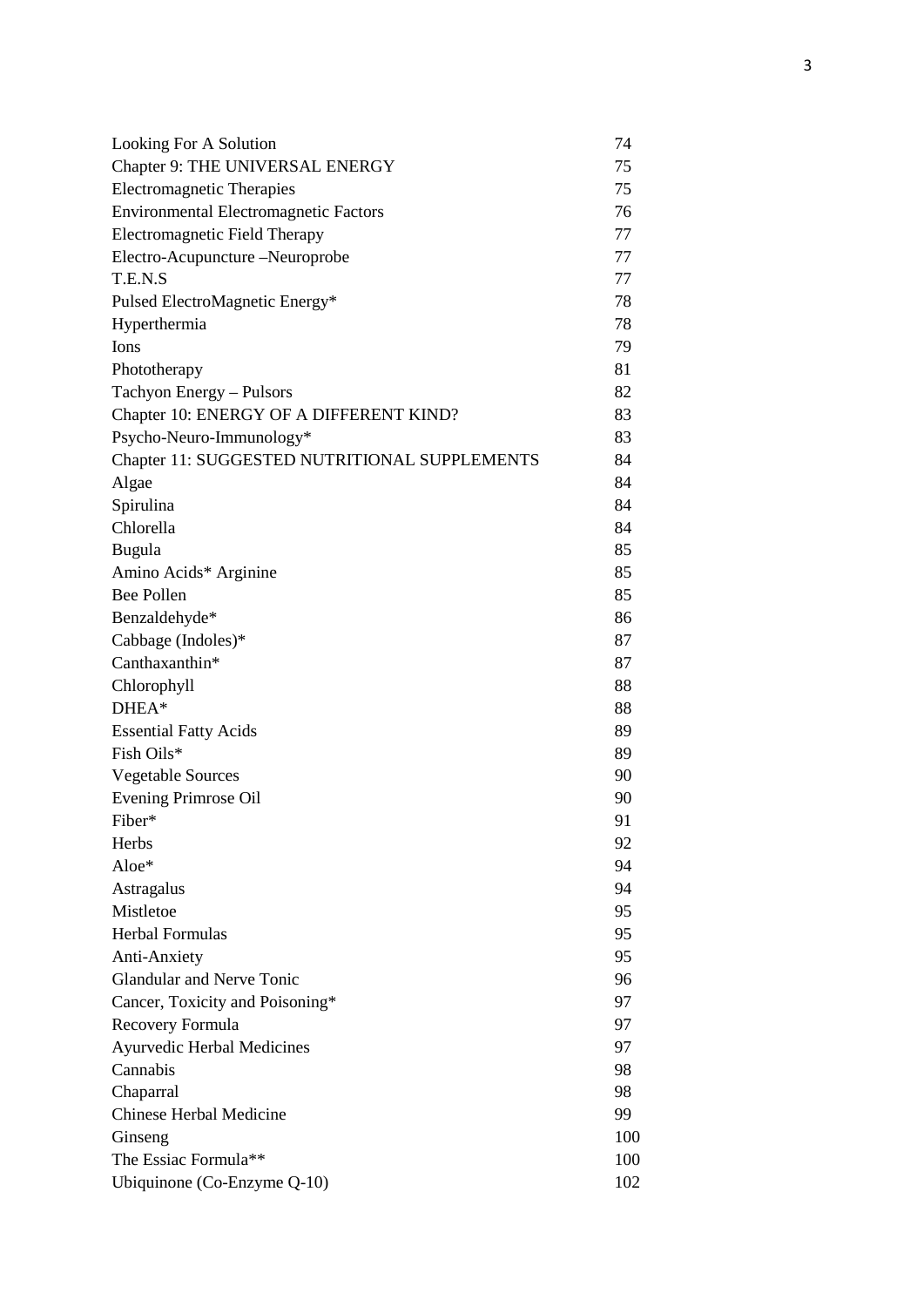| | |
|---|---|
| Looking For A Solution | 74 |
| Chapter 9: THE UNIVERSAL ENERGY | 75 |
| Electromagnetic Therapies | 75 |
| Environmental Electromagnetic Factors | 76 |
| Electromagnetic Field Therapy | 77 |
| Electro-Acupuncture –Neuroprobe | 77 |
| T.E.N.S | 77 |
| Pulsed ElectroMagnetic Energy* | 78 |
| Hyperthermia | 78 |
| Ions | 79 |
| Phototherapy | 81 |
| Tachyon Energy – Pulsors | 82 |
| Chapter 10: ENERGY OF A DIFFERENT KIND? | 83 |
| Psycho-Neuro-Immunology* | 83 |
| Chapter 11: SUGGESTED NUTRITIONAL SUPPLEMENTS | 84 |
| Algae | 84 |
| Spirulina | 84 |
| Chlorella | 84 |
| Bugula | 85 |
| Amino Acids* Arginine | 85 |
| Bee Pollen | 85 |
| Benzaldehyde* | 86 |
| Cabbage (Indoles)* | 87 |
| Canthaxanthin* | 87 |
| Chlorophyll | 88 |
| DHEA* | 88 |
| Essential Fatty Acids | 89 |
| Fish Oils* | 89 |
| Vegetable Sources | 90 |
| Evening Primrose Oil | 90 |
| Fiber* | 91 |
| Herbs | 92 |
| Aloe* | 94 |
| Astragalus | 94 |
| Mistletoe | 95 |
| Herbal Formulas | 95 |
| Anti-Anxiety | 95 |
| Glandular and Nerve Tonic | 96 |
| Cancer, Toxicity and Poisoning* | 97 |
| Recovery Formula | 97 |
| Ayurvedic Herbal Medicines | 97 |
| Cannabis | 98 |
| Chaparral | 98 |
| Chinese Herbal Medicine | 99 |
| Ginseng | 100 |
| The Essiac Formula** | 100 |
| Ubiquinone (Co-Enzyme Q-10) | 102 |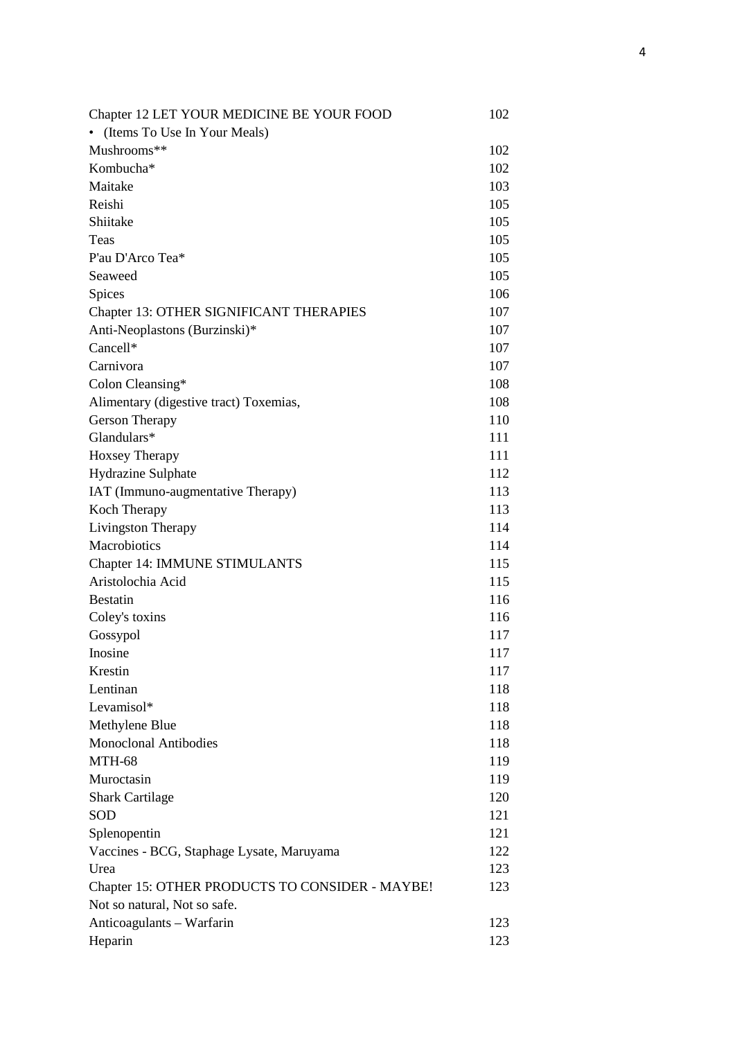| | |
|---|---|
| Chapter 12 LET YOUR MEDICINE BE YOUR FOOD | 102 |
| • (Items To Use In Your Meals) | |
| Mushrooms** | 102 |
| Kombucha* | 102 |
| Maitake | 103 |
| Reishi | 105 |
| Shiitake | 105 |
| Teas | 105 |
| P'au D'Arco Tea* | 105 |
| Seaweed | 105 |
| Spices | 106 |
| Chapter 13: OTHER SIGNIFICANT THERAPIES | 107 |
| Anti-Neoplastons (Burzinski)* | 107 |
| Cancell* | 107 |
| Carnivora | 107 |
| Colon Cleansing* | 108 |
| Alimentary (digestive tract) Toxemias, | 108 |
| Gerson Therapy | 110 |
| Glandulars* | 111 |
| Hoxsey Therapy | 111 |
| Hydrazine Sulphate | 112 |
| IAT (Immuno-augmentative Therapy) | 113 |
| Koch Therapy | 113 |
| Livingston Therapy | 114 |
| Macrobiotics | 114 |
| Chapter 14: IMMUNE STIMULANTS | 115 |
| Aristolochia Acid | 115 |
| Bestatin | 116 |
| Coley's toxins | 116 |
| Gossypol | 117 |
| Inosine | 117 |
| Krestin | 117 |
| Lentinan | 118 |
| Levamisol* | 118 |
| Methylene Blue | 118 |
| Monoclonal Antibodies | 118 |
| MTH-68 | 119 |
| Muroctasin | 119 |
| Shark Cartilage | 120 |
| SOD | 121 |
| Splenopentin | 121 |
| Vaccines - BCG, Staphage Lysate, Maruyama | 122 |
| Urea | 123 |
| Chapter 15: OTHER PRODUCTS TO CONSIDER - MAYBE! | 123 |
| Not so natural, Not so safe. | |
| Anticoagulants – Warfarin | 123 |
| Heparin | 123 |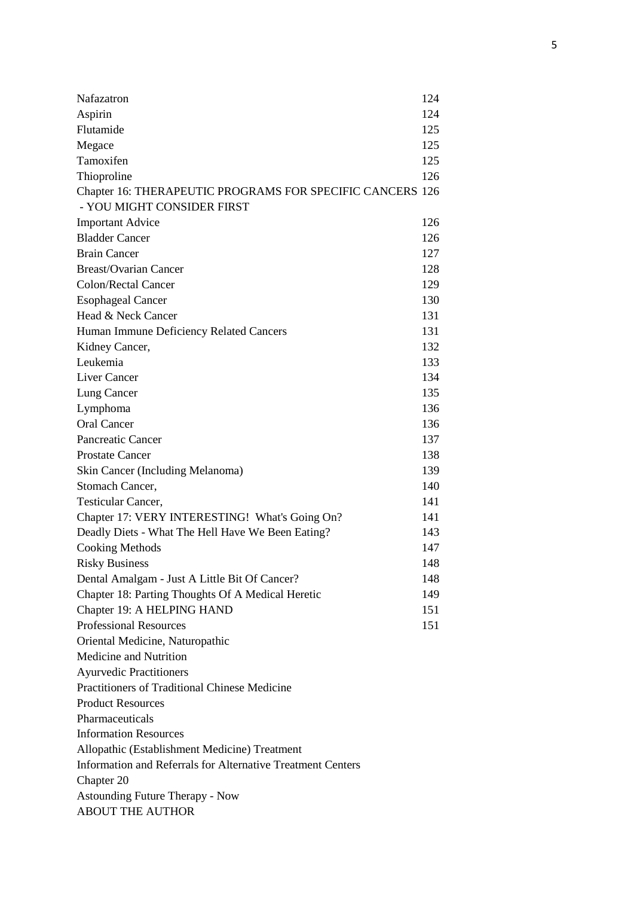| | |
|---|---|
| Nafazatron | 124 |
| Aspirin | 124 |
| Flutamide | 125 |
| Megace | 125 |
| Tamoxifen | 125 |
| Thioproline | 126 |
| Chapter 16: THERAPEUTIC PROGRAMS FOR SPECIFIC CANCERS - YOU MIGHT CONSIDER FIRST | 126 |
| Important Advice | 126 |
| Bladder Cancer | 126 |
| Brain Cancer | 127 |
| Breast/Ovarian Cancer | 128 |
| Colon/Rectal Cancer | 129 |
| Esophageal Cancer | 130 |
| Head & Neck Cancer | 131 |
| Human Immune Deficiency Related Cancers | 131 |
| Kidney Cancer, | 132 |
| Leukemia | 133 |
| Liver Cancer | 134 |
| Lung Cancer | 135 |
| Lymphoma | 136 |
| Oral Cancer | 136 |
| Pancreatic Cancer | 137 |
| Prostate Cancer | 138 |
| Skin Cancer (Including Melanoma) | 139 |
| Stomach Cancer, | 140 |
| Testicular Cancer, | 141 |
| Chapter 17: VERY INTERESTING! What's Going On? | 141 |
| Deadly Diets - What The Hell Have We Been Eating? | 143 |
| Cooking Methods | 147 |
| Risky Business | 148 |
| Dental Amalgam - Just A Little Bit Of Cancer? | 148 |
| Chapter 18: Parting Thoughts Of A Medical Heretic | 149 |
| Chapter 19: A HELPING HAND | 151 |
| Professional Resources | 151 |
| Oriental Medicine, Naturopathic | |
| Medicine and Nutrition | |
| Ayurvedic Practitioners | |
| Practitioners of Traditional Chinese Medicine | |
| Product Resources | |
| Pharmaceuticals | |
| Information Resources | |
| Allopathic (Establishment Medicine) Treatment | |
| Information and Referrals for Alternative Treatment Centers | |
| Chapter 20 | |
| Astounding Future Therapy - Now | |
| ABOUT THE AUTHOR | |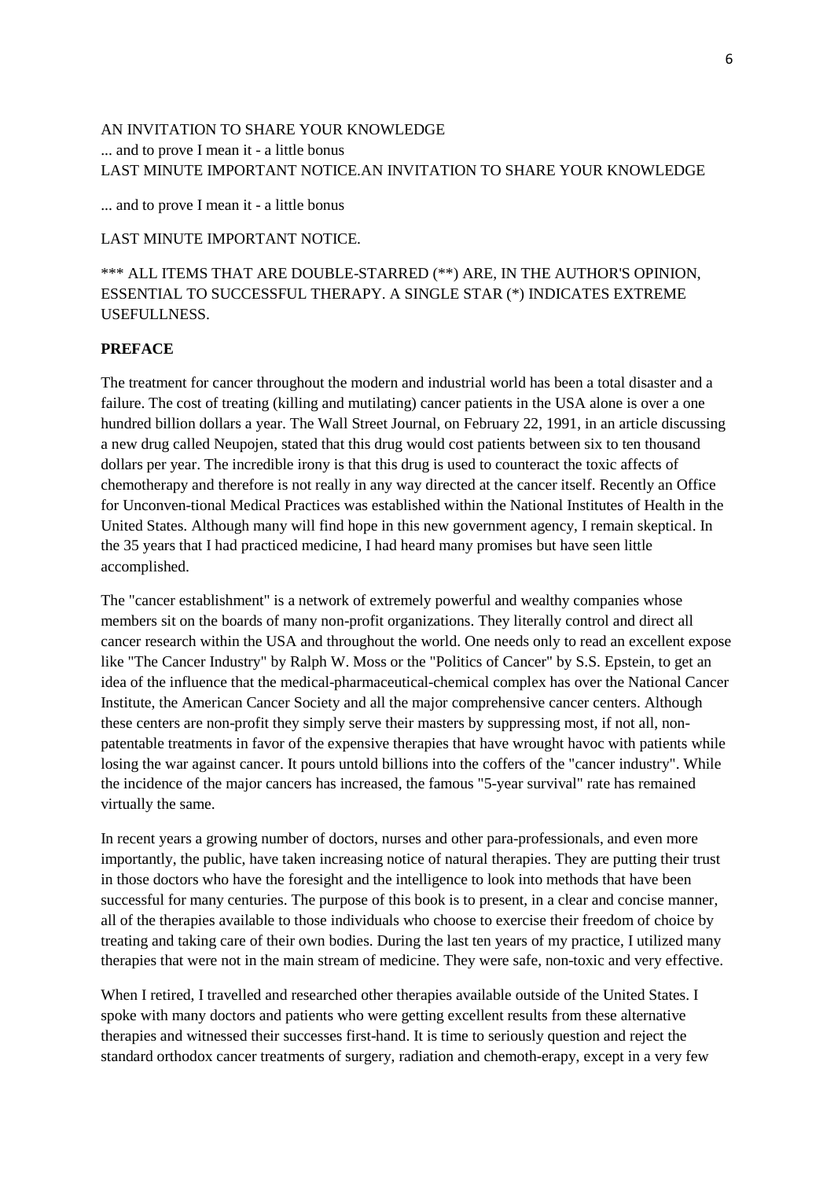AN INVITATION TO SHARE YOUR KNOWLEDGE
... and to prove I mean it - a little bonus
LAST MINUTE IMPORTANT NOTICE.AN INVITATION TO SHARE YOUR KNOWLEDGE

... and to prove I mean it - a little bonus

LAST MINUTE IMPORTANT NOTICE.

*** ALL ITEMS THAT ARE DOUBLE-STARRED (**) ARE, IN THE AUTHOR'S OPINION, ESSENTIAL TO SUCCESSFUL THERAPY. A SINGLE STAR (*) INDICATES EXTREME USEFULLNESS.

## PREFACE

The treatment for cancer throughout the modern and industrial world has been a total disaster and a failure. The cost of treating (killing and mutilating) cancer patients in the USA alone is over a one hundred billion dollars a year. The Wall Street Journal, on February 22, 1991, in an article discussing a new drug called Neupojen, stated that this drug would cost patients between six to ten thousand dollars per year. The incredible irony is that this drug is used to counteract the toxic affects of chemotherapy and therefore is not really in any way directed at the cancer itself. Recently an Office for Unconven-tional Medical Practices was established within the National Institutes of Health in the United States. Although many will find hope in this new government agency, I remain skeptical. In the 35 years that I had practiced medicine, I had heard many promises but have seen little accomplished.

The "cancer establishment" is a network of extremely powerful and wealthy companies whose members sit on the boards of many non-profit organizations. They literally control and direct all cancer research within the USA and throughout the world. One needs only to read an excellent expose like "The Cancer Industry" by Ralph W. Moss or the "Politics of Cancer" by S.S. Epstein, to get an idea of the influence that the medical-pharmaceutical-chemical complex has over the National Cancer Institute, the American Cancer Society and all the major comprehensive cancer centers. Although these centers are non-profit they simply serve their masters by suppressing most, if not all, non-patentable treatments in favor of the expensive therapies that have wrought havoc with patients while losing the war against cancer. It pours untold billions into the coffers of the "cancer industry". While the incidence of the major cancers has increased, the famous "5-year survival" rate has remained virtually the same.

In recent years a growing number of doctors, nurses and other para-professionals, and even more importantly, the public, have taken increasing notice of natural therapies. They are putting their trust in those doctors who have the foresight and the intelligence to look into methods that have been successful for many centuries. The purpose of this book is to present, in a clear and concise manner, all of the therapies available to those individuals who choose to exercise their freedom of choice by treating and taking care of their own bodies. During the last ten years of my practice, I utilized many therapies that were not in the main stream of medicine. They were safe, non-toxic and very effective.

When I retired, I travelled and researched other therapies available outside of the United States. I spoke with many doctors and patients who were getting excellent results from these alternative therapies and witnessed their successes first-hand. It is time to seriously question and reject the standard orthodox cancer treatments of surgery, radiation and chemoth-erapy, except in a very few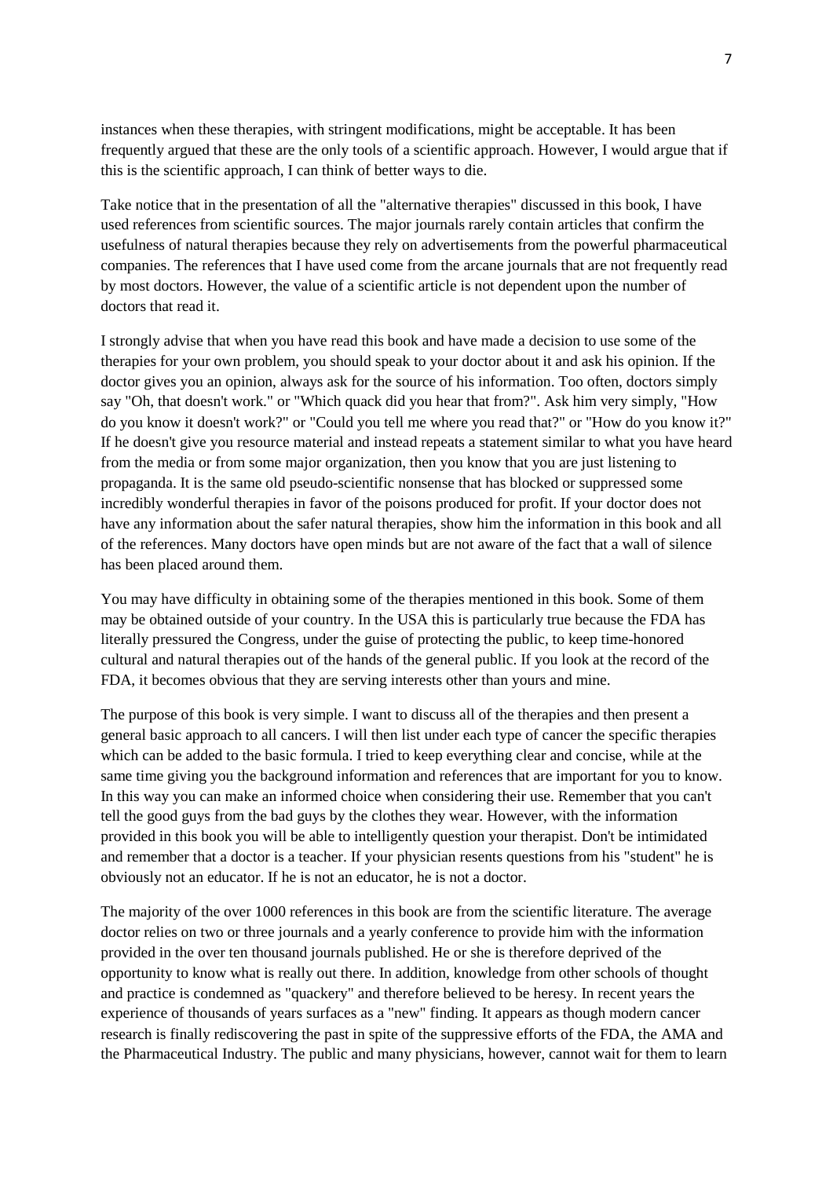instances when these therapies, with stringent modifications, might be acceptable. It has been frequently argued that these are the only tools of a scientific approach. However, I would argue that if this is the scientific approach, I can think of better ways to die.

Take notice that in the presentation of all the "alternative therapies" discussed in this book, I have used references from scientific sources. The major journals rarely contain articles that confirm the usefulness of natural therapies because they rely on advertisements from the powerful pharmaceutical companies. The references that I have used come from the arcane journals that are not frequently read by most doctors. However, the value of a scientific article is not dependent upon the number of doctors that read it.

I strongly advise that when you have read this book and have made a decision to use some of the therapies for your own problem, you should speak to your doctor about it and ask his opinion. If the doctor gives you an opinion, always ask for the source of his information. Too often, doctors simply say "Oh, that doesn't work." or "Which quack did you hear that from?". Ask him very simply, "How do you know it doesn't work?" or "Could you tell me where you read that?" or "How do you know it?" If he doesn't give you resource material and instead repeats a statement similar to what you have heard from the media or from some major organization, then you know that you are just listening to propaganda. It is the same old pseudo-scientific nonsense that has blocked or suppressed some incredibly wonderful therapies in favor of the poisons produced for profit. If your doctor does not have any information about the safer natural therapies, show him the information in this book and all of the references. Many doctors have open minds but are not aware of the fact that a wall of silence has been placed around them.

You may have difficulty in obtaining some of the therapies mentioned in this book. Some of them may be obtained outside of your country. In the USA this is particularly true because the FDA has literally pressured the Congress, under the guise of protecting the public, to keep time-honored cultural and natural therapies out of the hands of the general public. If you look at the record of the FDA, it becomes obvious that they are serving interests other than yours and mine.

The purpose of this book is very simple. I want to discuss all of the therapies and then present a general basic approach to all cancers. I will then list under each type of cancer the specific therapies which can be added to the basic formula. I tried to keep everything clear and concise, while at the same time giving you the background information and references that are important for you to know. In this way you can make an informed choice when considering their use. Remember that you can't tell the good guys from the bad guys by the clothes they wear. However, with the information provided in this book you will be able to intelligently question your therapist. Don't be intimidated and remember that a doctor is a teacher. If your physician resents questions from his "student" he is obviously not an educator. If he is not an educator, he is not a doctor.

The majority of the over 1000 references in this book are from the scientific literature. The average doctor relies on two or three journals and a yearly conference to provide him with the information provided in the over ten thousand journals published. He or she is therefore deprived of the opportunity to know what is really out there. In addition, knowledge from other schools of thought and practice is condemned as "quackery" and therefore believed to be heresy. In recent years the experience of thousands of years surfaces as a "new" finding. It appears as though modern cancer research is finally rediscovering the past in spite of the suppressive efforts of the FDA, the AMA and the Pharmaceutical Industry. The public and many physicians, however, cannot wait for them to learn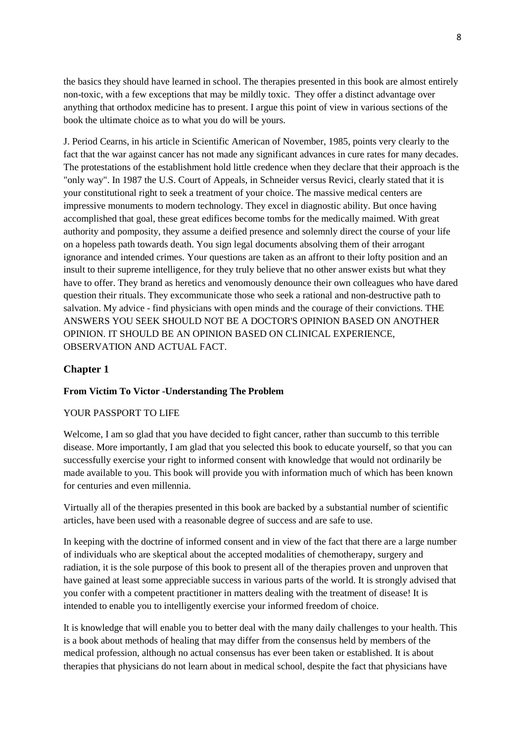the basics they should have learned in school. The therapies presented in this book are almost entirely non-toxic, with a few exceptions that may be mildly toxic. They offer a distinct advantage over anything that orthodox medicine has to present. I argue this point of view in various sections of the book the ultimate choice as to what you do will be yours.

J. Period Cearns, in his article in Scientific American of November, 1985, points very clearly to the fact that the war against cancer has not made any significant advances in cure rates for many decades. The protestations of the establishment hold little credence when they declare that their approach is the "only way". In 1987 the U.S. Court of Appeals, in Schneider versus Revici, clearly stated that it is your constitutional right to seek a treatment of your choice. The massive medical centers are impressive monuments to modern technology. They excel in diagnostic ability. But once having accomplished that goal, these great edifices become tombs for the medically maimed. With great authority and pomposity, they assume a deified presence and solemnly direct the course of your life on a hopeless path towards death. You sign legal documents absolving them of their arrogant ignorance and intended crimes. Your questions are taken as an affront to their lofty position and an insult to their supreme intelligence, for they truly believe that no other answer exists but what they have to offer. They brand as heretics and venomously denounce their own colleagues who have dared question their rituals. They excommunicate those who seek a rational and non-destructive path to salvation. My advice - find physicians with open minds and the courage of their convictions. THE ANSWERS YOU SEEK SHOULD NOT BE A DOCTOR'S OPINION BASED ON ANOTHER OPINION. IT SHOULD BE AN OPINION BASED ON CLINICAL EXPERIENCE, OBSERVATION AND ACTUAL FACT.

## Chapter 1

### From Victim To Victor -Understanding The Problem

YOUR PASSPORT TO LIFE

Welcome, I am so glad that you have decided to fight cancer, rather than succumb to this terrible disease. More importantly, I am glad that you selected this book to educate yourself, so that you can successfully exercise your right to informed consent with knowledge that would not ordinarily be made available to you. This book will provide you with information much of which has been known for centuries and even millennia.

Virtually all of the therapies presented in this book are backed by a substantial number of scientific articles, have been used with a reasonable degree of success and are safe to use.

In keeping with the doctrine of informed consent and in view of the fact that there are a large number of individuals who are skeptical about the accepted modalities of chemotherapy, surgery and radiation, it is the sole purpose of this book to present all of the therapies proven and unproven that have gained at least some appreciable success in various parts of the world. It is strongly advised that you confer with a competent practitioner in matters dealing with the treatment of disease! It is intended to enable you to intelligently exercise your informed freedom of choice.

It is knowledge that will enable you to better deal with the many daily challenges to your health. This is a book about methods of healing that may differ from the consensus held by members of the medical profession, although no actual consensus has ever been taken or established. It is about therapies that physicians do not learn about in medical school, despite the fact that physicians have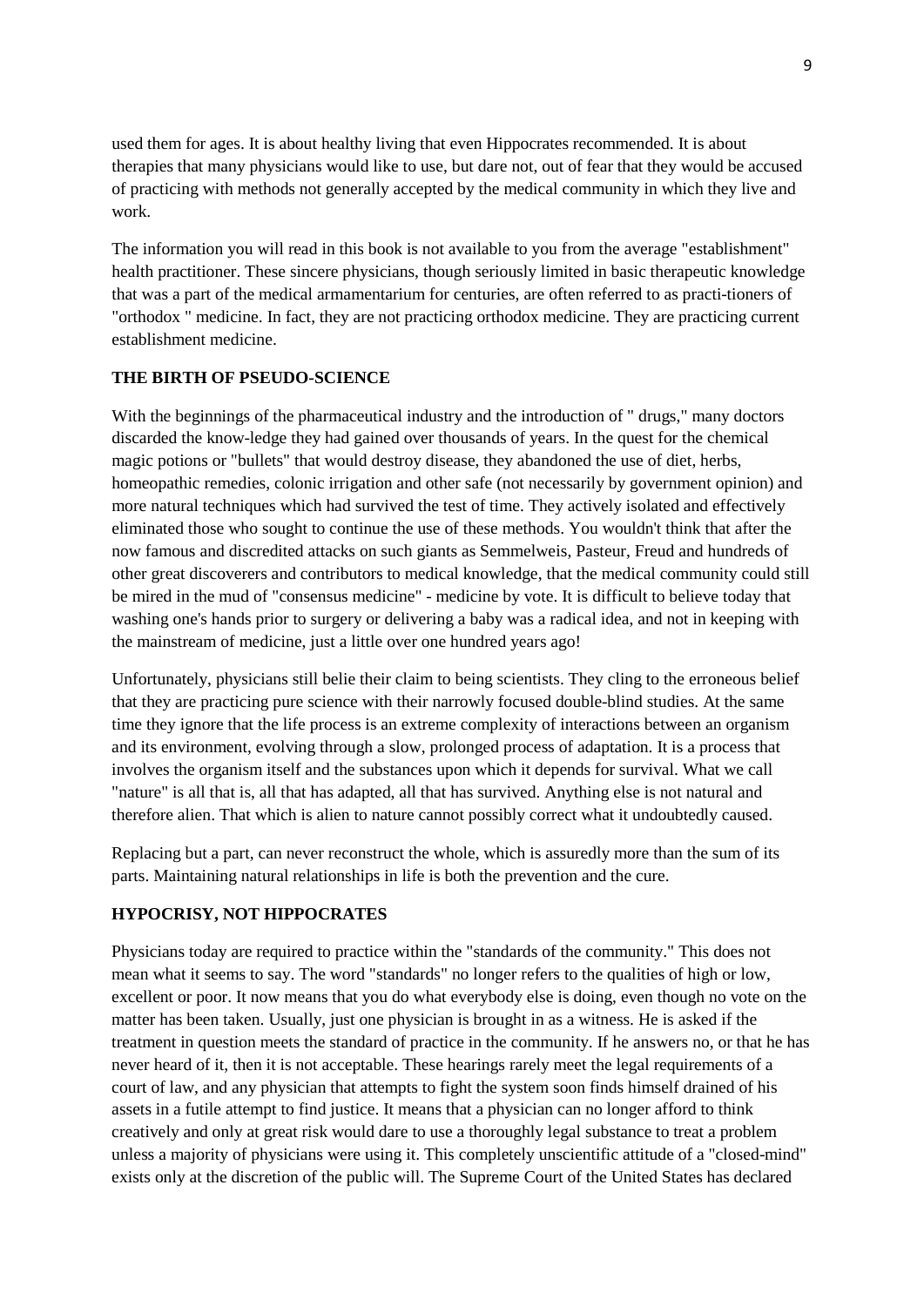used them for ages. It is about healthy living that even Hippocrates recommended. It is about therapies that many physicians would like to use, but dare not, out of fear that they would be accused of practicing with methods not generally accepted by the medical community in which they live and work.

The information you will read in this book is not available to you from the average "establishment" health practitioner. These sincere physicians, though seriously limited in basic therapeutic knowledge that was a part of the medical armamentarium for centuries, are often referred to as practi-tioners of "orthodox " medicine. In fact, they are not practicing orthodox medicine. They are practicing current establishment medicine.

**THE BIRTH OF PSEUDO-SCIENCE**

With the beginnings of the pharmaceutical industry and the introduction of " drugs," many doctors discarded the know-ledge they had gained over thousands of years. In the quest for the chemical magic potions or "bullets" that would destroy disease, they abandoned the use of diet, herbs, homeopathic remedies, colonic irrigation and other safe (not necessarily by government opinion) and more natural techniques which had survived the test of time. They actively isolated and effectively eliminated those who sought to continue the use of these methods. You wouldn't think that after the now famous and discredited attacks on such giants as Semmelweis, Pasteur, Freud and hundreds of other great discoverers and contributors to medical knowledge, that the medical community could still be mired in the mud of "consensus medicine" - medicine by vote. It is difficult to believe today that washing one's hands prior to surgery or delivering a baby was a radical idea, and not in keeping with the mainstream of medicine, just a little over one hundred years ago!

Unfortunately, physicians still belie their claim to being scientists. They cling to the erroneous belief that they are practicing pure science with their narrowly focused double-blind studies. At the same time they ignore that the life process is an extreme complexity of interactions between an organism and its environment, evolving through a slow, prolonged process of adaptation. It is a process that involves the organism itself and the substances upon which it depends for survival. What we call "nature" is all that is, all that has adapted, all that has survived. Anything else is not natural and therefore alien. That which is alien to nature cannot possibly correct what it undoubtedly caused.

Replacing but a part, can never reconstruct the whole, which is assuredly more than the sum of its parts. Maintaining natural relationships in life is both the prevention and the cure.

**HYPOCRISY, NOT HIPPOCRATES**

Physicians today are required to practice within the "standards of the community." This does not mean what it seems to say. The word "standards" no longer refers to the qualities of high or low, excellent or poor. It now means that you do what everybody else is doing, even though no vote on the matter has been taken. Usually, just one physician is brought in as a witness. He is asked if the treatment in question meets the standard of practice in the community. If he answers no, or that he has never heard of it, then it is not acceptable. These hearings rarely meet the legal requirements of a court of law, and any physician that attempts to fight the system soon finds himself drained of his assets in a futile attempt to find justice. It means that a physician can no longer afford to think creatively and only at great risk would dare to use a thoroughly legal substance to treat a problem unless a majority of physicians were using it. This completely unscientific attitude of a "closed-mind" exists only at the discretion of the public will. The Supreme Court of the United States has declared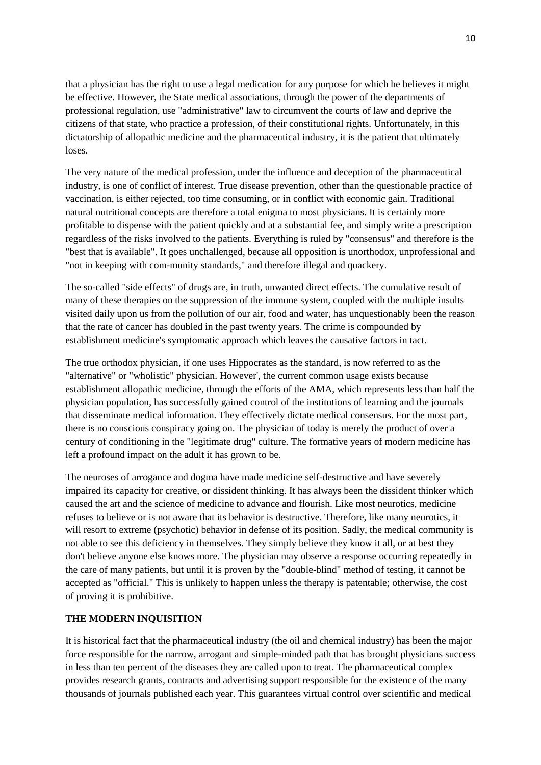that a physician has the right to use a legal medication for any purpose for which he believes it might be effective. However, the State medical associations, through the power of the departments of professional regulation, use "administrative" law to circumvent the courts of law and deprive the citizens of that state, who practice a profession, of their constitutional rights. Unfortunately, in this dictatorship of allopathic medicine and the pharmaceutical industry, it is the patient that ultimately loses.

The very nature of the medical profession, under the influence and deception of the pharmaceutical industry, is one of conflict of interest. True disease prevention, other than the questionable practice of vaccination, is either rejected, too time consuming, or in conflict with economic gain. Traditional natural nutritional concepts are therefore a total enigma to most physicians. It is certainly more profitable to dispense with the patient quickly and at a substantial fee, and simply write a prescription regardless of the risks involved to the patients. Everything is ruled by "consensus" and therefore is the "best that is available". It goes unchallenged, because all opposition is unorthodox, unprofessional and "not in keeping with com-munity standards," and therefore illegal and quackery.

The so-called "side effects" of drugs are, in truth, unwanted direct effects. The cumulative result of many of these therapies on the suppression of the immune system, coupled with the multiple insults visited daily upon us from the pollution of our air, food and water, has unquestionably been the reason that the rate of cancer has doubled in the past twenty years. The crime is compounded by establishment medicine's symptomatic approach which leaves the causative factors in tact.

The true orthodox physician, if one uses Hippocrates as the standard, is now referred to as the "alternative" or "wholistic" physician. However', the current common usage exists because establishment allopathic medicine, through the efforts of the AMA, which represents less than half the physician population, has successfully gained control of the institutions of learning and the journals that disseminate medical information. They effectively dictate medical consensus. For the most part, there is no conscious conspiracy going on. The physician of today is merely the product of over a century of conditioning in the "legitimate drug" culture. The formative years of modern medicine has left a profound impact on the adult it has grown to be.

The neuroses of arrogance and dogma have made medicine self-destructive and have severely impaired its capacity for creative, or dissident thinking. It has always been the dissident thinker which caused the art and the science of medicine to advance and flourish. Like most neurotics, medicine refuses to believe or is not aware that its behavior is destructive. Therefore, like many neurotics, it will resort to extreme (psychotic) behavior in defense of its position. Sadly, the medical community is not able to see this deficiency in themselves. They simply believe they know it all, or at best they don't believe anyone else knows more. The physician may observe a response occurring repeatedly in the care of many patients, but until it is proven by the "double-blind" method of testing, it cannot be accepted as "official." This is unlikely to happen unless the therapy is patentable; otherwise, the cost of proving it is prohibitive.

**THE MODERN INQUISITION**

It is historical fact that the pharmaceutical industry (the oil and chemical industry) has been the major force responsible for the narrow, arrogant and simple-minded path that has brought physicians success in less than ten percent of the diseases they are called upon to treat. The pharmaceutical complex provides research grants, contracts and advertising support responsible for the existence of the many thousands of journals published each year. This guarantees virtual control over scientific and medical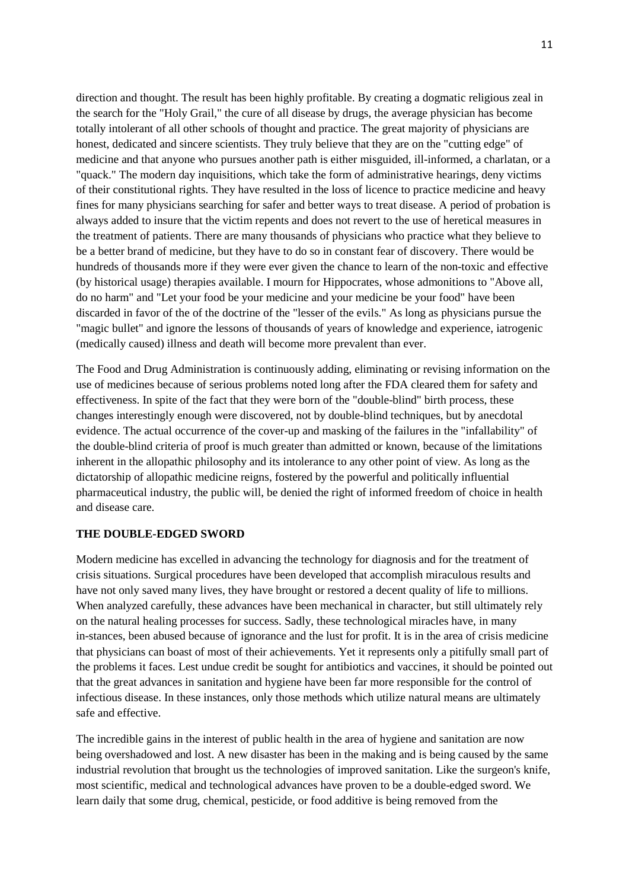direction and thought. The result has been highly profitable. By creating a dogmatic religious zeal in the search for the "Holy Grail," the cure of all disease by drugs, the average physician has become totally intolerant of all other schools of thought and practice. The great majority of physicians are honest, dedicated and sincere scientists. They truly believe that they are on the "cutting edge" of medicine and that anyone who pursues another path is either misguided, ill-informed, a charlatan, or a "quack." The modern day inquisitions, which take the form of administrative hearings, deny victims of their constitutional rights. They have resulted in the loss of licence to practice medicine and heavy fines for many physicians searching for safer and better ways to treat disease. A period of probation is always added to insure that the victim repents and does not revert to the use of heretical measures in the treatment of patients. There are many thousands of physicians who practice what they believe to be a better brand of medicine, but they have to do so in constant fear of discovery. There would be hundreds of thousands more if they were ever given the chance to learn of the non-toxic and effective (by historical usage) therapies available. I mourn for Hippocrates, whose admonitions to "Above all, do no harm" and "Let your food be your medicine and your medicine be your food" have been discarded in favor of the of the doctrine of the "lesser of the evils." As long as physicians pursue the "magic bullet" and ignore the lessons of thousands of years of knowledge and experience, iatrogenic (medically caused) illness and death will become more prevalent than ever.

The Food and Drug Administration is continuously adding, eliminating or revising information on the use of medicines because of serious problems noted long after the FDA cleared them for safety and effectiveness. In spite of the fact that they were born of the "double-blind" birth process, these changes interestingly enough were discovered, not by double-blind techniques, but by anecdotal evidence. The actual occurrence of the cover-up and masking of the failures in the "infallability" of the double-blind criteria of proof is much greater than admitted or known, because of the limitations inherent in the allopathic philosophy and its intolerance to any other point of view. As long as the dictatorship of allopathic medicine reigns, fostered by the powerful and politically influential pharmaceutical industry, the public will, be denied the right of informed freedom of choice in health and disease care.

**THE DOUBLE-EDGED SWORD**

Modern medicine has excelled in advancing the technology for diagnosis and for the treatment of crisis situations. Surgical procedures have been developed that accomplish miraculous results and have not only saved many lives, they have brought or restored a decent quality of life to millions. When analyzed carefully, these advances have been mechanical in character, but still ultimately rely on the natural healing processes for success. Sadly, these technological miracles have, in many in-stances, been abused because of ignorance and the lust for profit. It is in the area of crisis medicine that physicians can boast of most of their achievements. Yet it represents only a pitifully small part of the problems it faces. Lest undue credit be sought for antibiotics and vaccines, it should be pointed out that the great advances in sanitation and hygiene have been far more responsible for the control of infectious disease. In these instances, only those methods which utilize natural means are ultimately safe and effective.

The incredible gains in the interest of public health in the area of hygiene and sanitation are now being overshadowed and lost. A new disaster has been in the making and is being caused by the same industrial revolution that brought us the technologies of improved sanitation. Like the surgeon's knife, most scientific, medical and technological advances have proven to be a double-edged sword. We learn daily that some drug, chemical, pesticide, or food additive is being removed from the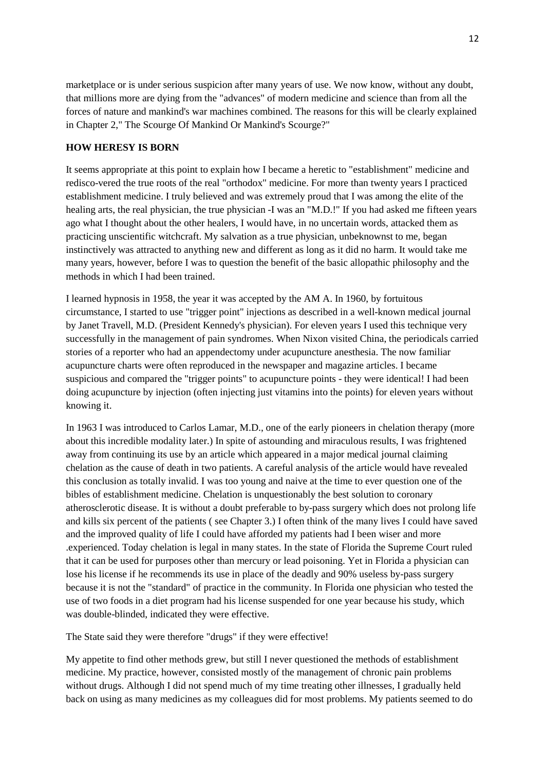marketplace or is under serious suspicion after many years of use. We now know, without any doubt, that millions more are dying from the "advances" of modern medicine and science than from all the forces of nature and mankind's war machines combined. The reasons for this will be clearly explained in Chapter 2," The Scourge Of Mankind Or Mankind's Scourge?"

**HOW HERESY IS BORN**

It seems appropriate at this point to explain how I became a heretic to "establishment" medicine and redisco-vered the true roots of the real "orthodox" medicine. For more than twenty years I practiced establishment medicine. I truly believed and was extremely proud that I was among the elite of the healing arts, the real physician, the true physician -I was an "M.D.!" If you had asked me fifteen years ago what I thought about the other healers, I would have, in no uncertain words, attacked them as practicing unscientific witchcraft. My salvation as a true physician, unbeknownst to me, began instinctively was attracted to anything new and different as long as it did no harm. It would take me many years, however, before I was to question the benefit of the basic allopathic philosophy and the methods in which I had been trained.

I learned hypnosis in 1958, the year it was accepted by the AM A. In 1960, by fortuitous circumstance, I started to use "trigger point" injections as described in a well-known medical journal by Janet Travell, M.D. (President Kennedy's physician). For eleven years I used this technique very successfully in the management of pain syndromes. When Nixon visited China, the periodicals carried stories of a reporter who had an appendectomy under acupuncture anesthesia. The now familiar acupuncture charts were often reproduced in the newspaper and magazine articles. I became suspicious and compared the "trigger points" to acupuncture points - they were identical! I had been doing acupuncture by injection (often injecting just vitamins into the points) for eleven years without knowing it.

In 1963 I was introduced to Carlos Lamar, M.D., one of the early pioneers in chelation therapy (more about this incredible modality later.) In spite of astounding and miraculous results, I was frightened away from continuing its use by an article which appeared in a major medical journal claiming chelation as the cause of death in two patients. A careful analysis of the article would have revealed this conclusion as totally invalid. I was too young and naive at the time to ever question one of the bibles of establishment medicine. Chelation is unquestionably the best solution to coronary atherosclerotic disease. It is without a doubt preferable to by-pass surgery which does not prolong life and kills six percent of the patients ( see Chapter 3.) I often think of the many lives I could have saved and the improved quality of life I could have afforded my patients had I been wiser and more .experienced. Today chelation is legal in many states. In the state of Florida the Supreme Court ruled that it can be used for purposes other than mercury or lead poisoning. Yet in Florida a physician can lose his license if he recommends its use in place of the deadly and 90% useless by-pass surgery because it is not the "standard" of practice in the community. In Florida one physician who tested the use of two foods in a diet program had his license suspended for one year because his study, which was double-blinded, indicated they were effective.

The State said they were therefore "drugs" if they were effective!

My appetite to find other methods grew, but still I never questioned the methods of establishment medicine. My practice, however, consisted mostly of the management of chronic pain problems without drugs. Although I did not spend much of my time treating other illnesses, I gradually held back on using as many medicines as my colleagues did for most problems. My patients seemed to do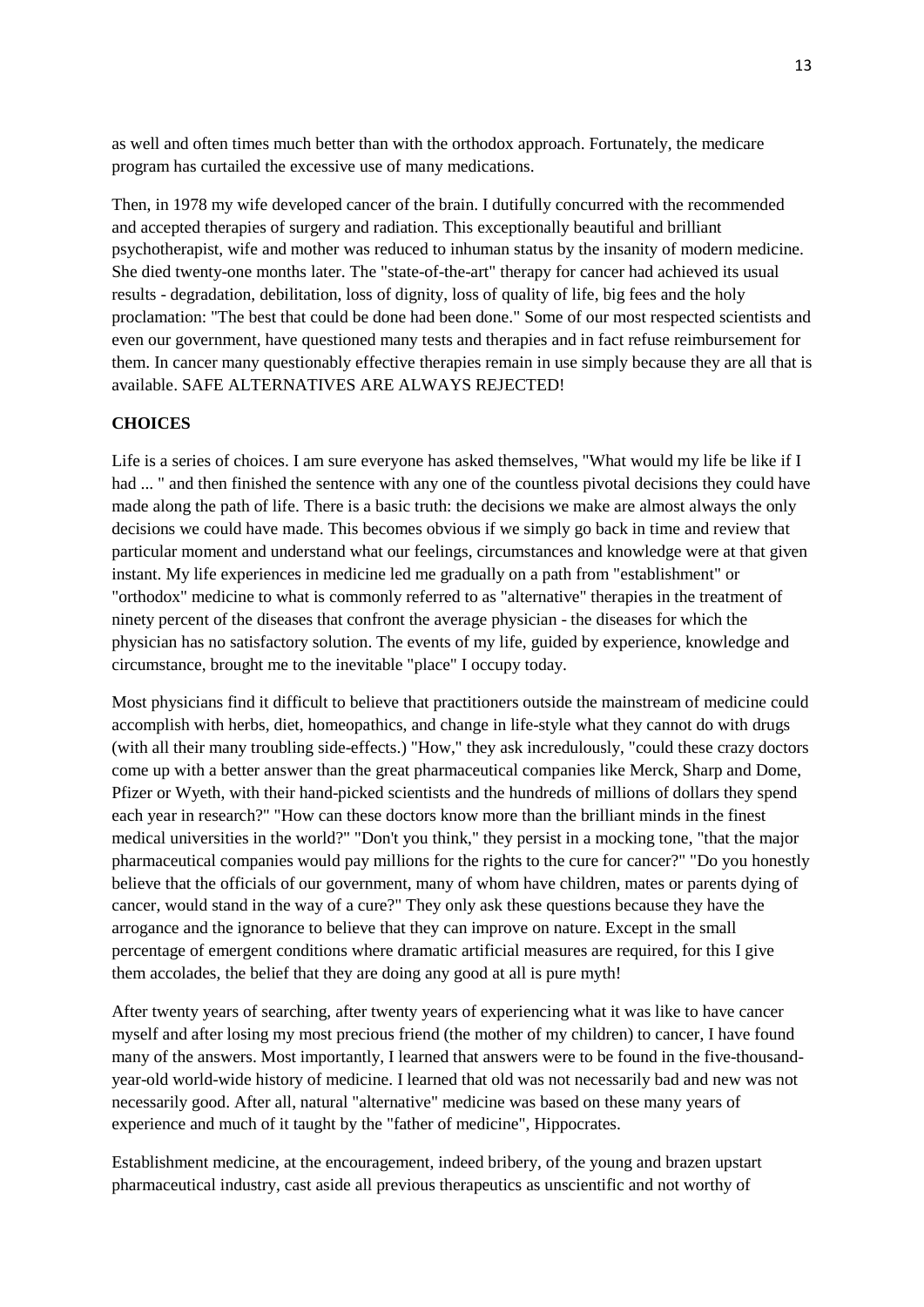as well and often times much better than with the orthodox approach. Fortunately, the medicare program has curtailed the excessive use of many medications.

Then, in 1978 my wife developed cancer of the brain. I dutifully concurred with the recommended and accepted therapies of surgery and radiation. This exceptionally beautiful and brilliant psychotherapist, wife and mother was reduced to inhuman status by the insanity of modern medicine. She died twenty-one months later. The "state-of-the-art" therapy for cancer had achieved its usual results - degradation, debilitation, loss of dignity, loss of quality of life, big fees and the holy proclamation: "The best that could be done had been done." Some of our most respected scientists and even our government, have questioned many tests and therapies and in fact refuse reimbursement for them. In cancer many questionably effective therapies remain in use simply because they are all that is available. SAFE ALTERNATIVES ARE ALWAYS REJECTED!

**CHOICES**

Life is a series of choices. I am sure everyone has asked themselves, "What would my life be like if I had ... " and then finished the sentence with any one of the countless pivotal decisions they could have made along the path of life. There is a basic truth: the decisions we make are almost always the only decisions we could have made. This becomes obvious if we simply go back in time and review that particular moment and understand what our feelings, circumstances and knowledge were at that given instant. My life experiences in medicine led me gradually on a path from "establishment" or "orthodox" medicine to what is commonly referred to as "alternative" therapies in the treatment of ninety percent of the diseases that confront the average physician - the diseases for which the physician has no satisfactory solution. The events of my life, guided by experience, knowledge and circumstance, brought me to the inevitable "place" I occupy today.

Most physicians find it difficult to believe that practitioners outside the mainstream of medicine could accomplish with herbs, diet, homeopathics, and change in life-style what they cannot do with drugs (with all their many troubling side-effects.) "How," they ask incredulously, "could these crazy doctors come up with a better answer than the great pharmaceutical companies like Merck, Sharp and Dome, Pfizer or Wyeth, with their hand-picked scientists and the hundreds of millions of dollars they spend each year in research?" "How can these doctors know more than the brilliant minds in the finest medical universities in the world?" "Don't you think," they persist in a mocking tone, "that the major pharmaceutical companies would pay millions for the rights to the cure for cancer?" "Do you honestly believe that the officials of our government, many of whom have children, mates or parents dying of cancer, would stand in the way of a cure?" They only ask these questions because they have the arrogance and the ignorance to believe that they can improve on nature. Except in the small percentage of emergent conditions where dramatic artificial measures are required, for this I give them accolades, the belief that they are doing any good at all is pure myth!

After twenty years of searching, after twenty years of experiencing what it was like to have cancer myself and after losing my most precious friend (the mother of my children) to cancer, I have found many of the answers. Most importantly, I learned that answers were to be found in the five-thousand-year-old world-wide history of medicine. I learned that old was not necessarily bad and new was not necessarily good. After all, natural "alternative" medicine was based on these many years of experience and much of it taught by the "father of medicine", Hippocrates.

Establishment medicine, at the encouragement, indeed bribery, of the young and brazen upstart pharmaceutical industry, cast aside all previous therapeutics as unscientific and not worthy of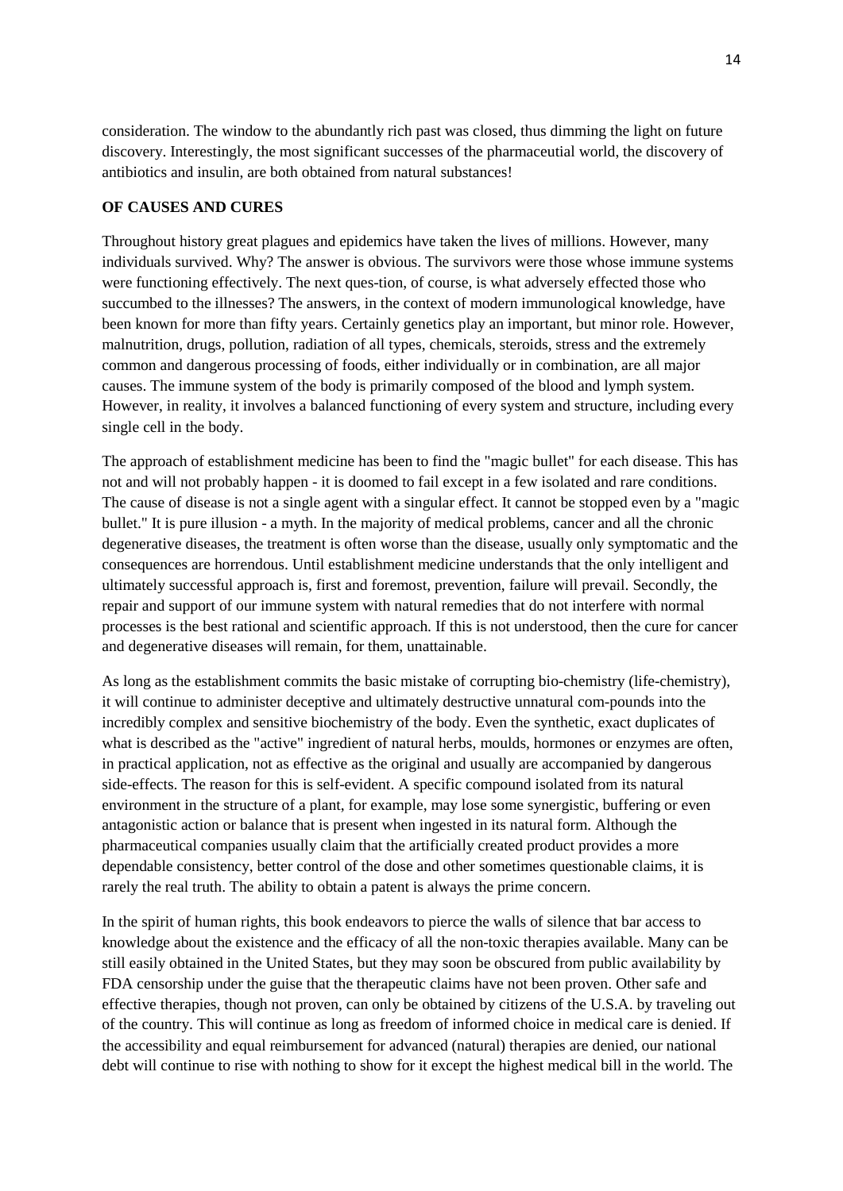consideration. The window to the abundantly rich past was closed, thus dimming the light on future discovery. Interestingly, the most significant successes of the pharmaceutial world, the discovery of antibiotics and insulin, are both obtained from natural substances!

**OF CAUSES AND CURES**

Throughout history great plagues and epidemics have taken the lives of millions. However, many individuals survived. Why? The answer is obvious. The survivors were those whose immune systems were functioning effectively. The next ques-tion, of course, is what adversely effected those who succumbed to the illnesses? The answers, in the context of modern immunological knowledge, have been known for more than fifty years. Certainly genetics play an important, but minor role. However, malnutrition, drugs, pollution, radiation of all types, chemicals, steroids, stress and the extremely common and dangerous processing of foods, either individually or in combination, are all major causes. The immune system of the body is primarily composed of the blood and lymph system. However, in reality, it involves a balanced functioning of every system and structure, including every single cell in the body.

The approach of establishment medicine has been to find the "magic bullet" for each disease. This has not and will not probably happen - it is doomed to fail except in a few isolated and rare conditions. The cause of disease is not a single agent with a singular effect. It cannot be stopped even by a "magic bullet." It is pure illusion - a myth. In the majority of medical problems, cancer and all the chronic degenerative diseases, the treatment is often worse than the disease, usually only symptomatic and the consequences are horrendous. Until establishment medicine understands that the only intelligent and ultimately successful approach is, first and foremost, prevention, failure will prevail. Secondly, the repair and support of our immune system with natural remedies that do not interfere with normal processes is the best rational and scientific approach. If this is not understood, then the cure for cancer and degenerative diseases will remain, for them, unattainable.

As long as the establishment commits the basic mistake of corrupting bio-chemistry (life-chemistry), it will continue to administer deceptive and ultimately destructive unnatural com-pounds into the incredibly complex and sensitive biochemistry of the body. Even the synthetic, exact duplicates of what is described as the "active" ingredient of natural herbs, moulds, hormones or enzymes are often, in practical application, not as effective as the original and usually are accompanied by dangerous side-effects. The reason for this is self-evident. A specific compound isolated from its natural environment in the structure of a plant, for example, may lose some synergistic, buffering or even antagonistic action or balance that is present when ingested in its natural form. Although the pharmaceutical companies usually claim that the artificially created product provides a more dependable consistency, better control of the dose and other sometimes questionable claims, it is rarely the real truth. The ability to obtain a patent is always the prime concern.

In the spirit of human rights, this book endeavors to pierce the walls of silence that bar access to knowledge about the existence and the efficacy of all the non-toxic therapies available. Many can be still easily obtained in the United States, but they may soon be obscured from public availability by FDA censorship under the guise that the therapeutic claims have not been proven. Other safe and effective therapies, though not proven, can only be obtained by citizens of the U.S.A. by traveling out of the country. This will continue as long as freedom of informed choice in medical care is denied. If the accessibility and equal reimbursement for advanced (natural) therapies are denied, our national debt will continue to rise with nothing to show for it except the highest medical bill in the world. The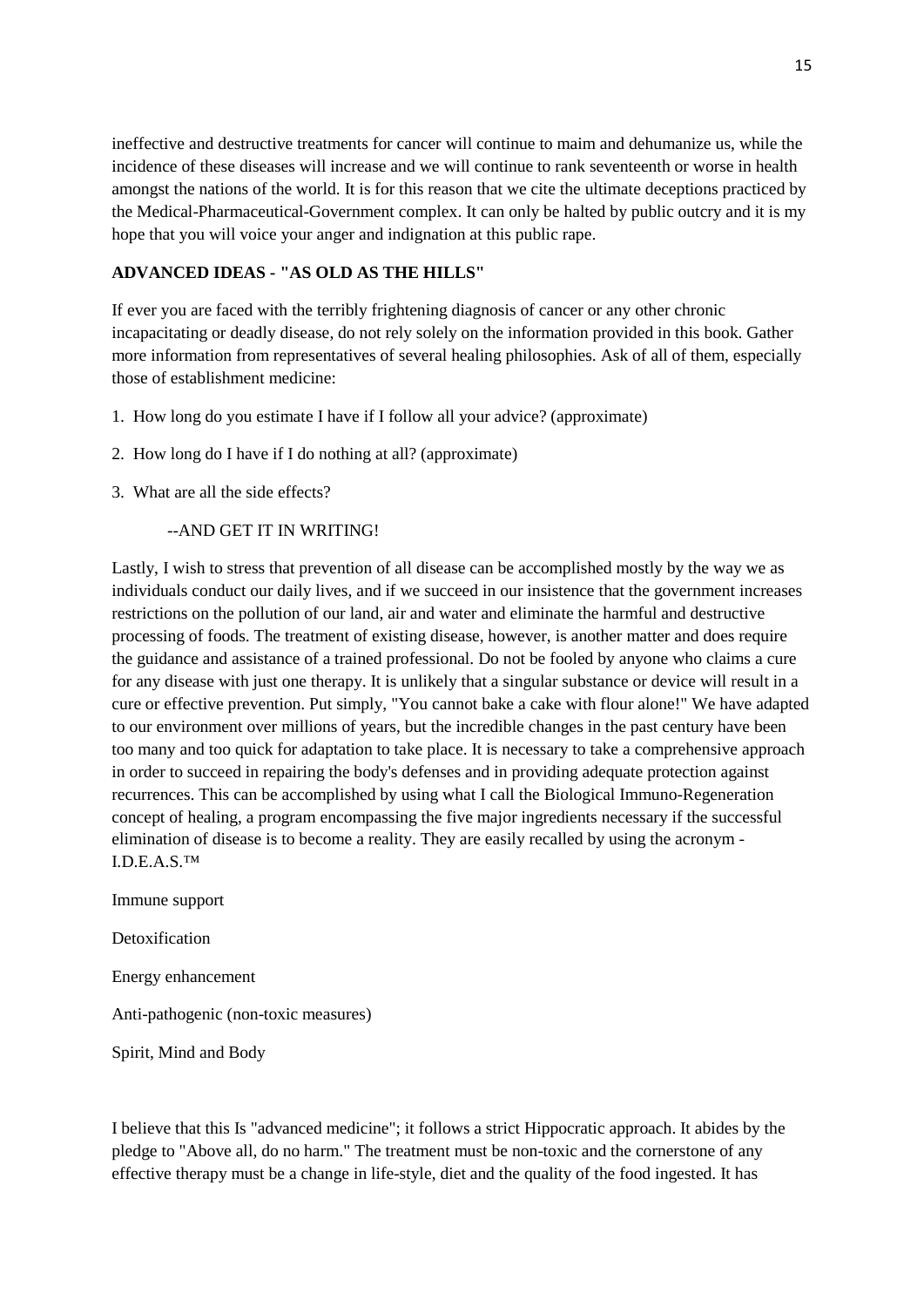ineffective and destructive treatments for cancer will continue to maim and dehumanize us, while the incidence of these diseases will increase and we will continue to rank seventeenth or worse in health amongst the nations of the world. It is for this reason that we cite the ultimate deceptions practiced by the Medical-Pharmaceutical-Government complex. It can only be halted by public outcry and it is my hope that you will voice your anger and indignation at this public rape.

**ADVANCED IDEAS - "AS OLD AS THE HILLS"**

If ever you are faced with the terribly frightening diagnosis of cancer or any other chronic incapacitating or deadly disease, do not rely solely on the information provided in this book. Gather more information from representatives of several healing philosophies. Ask of all of them, especially those of establishment medicine:

1. How long do you estimate I have if I follow all your advice? (approximate)
2. How long do I have if I do nothing at all? (approximate)
3. What are all the side effects?

--AND GET IT IN WRITING!

Lastly, I wish to stress that prevention of all disease can be accomplished mostly by the way we as individuals conduct our daily lives, and if we succeed in our insistence that the government increases restrictions on the pollution of our land, air and water and eliminate the harmful and destructive processing of foods. The treatment of existing disease, however, is another matter and does require the guidance and assistance of a trained professional. Do not be fooled by anyone who claims a cure for any disease with just one therapy. It is unlikely that a singular substance or device will result in a cure or effective prevention. Put simply, "You cannot bake a cake with flour alone!" We have adapted to our environment over millions of years, but the incredible changes in the past century have been too many and too quick for adaptation to take place. It is necessary to take a comprehensive approach in order to succeed in repairing the body's defenses and in providing adequate protection against recurrences. This can be accomplished by using what I call the Biological Immuno-Regeneration concept of healing, a program encompassing the five major ingredients necessary if the successful elimination of disease is to become a reality. They are easily recalled by using the acronym - I.D.E.A.S.™

Immune support

Detoxification

Energy enhancement

Anti-pathogenic (non-toxic measures)

Spirit, Mind and Body

I believe that this Is "advanced medicine"; it follows a strict Hippocratic approach. It abides by the pledge to "Above all, do no harm." The treatment must be non-toxic and the cornerstone of any effective therapy must be a change in life-style, diet and the quality of the food ingested. It has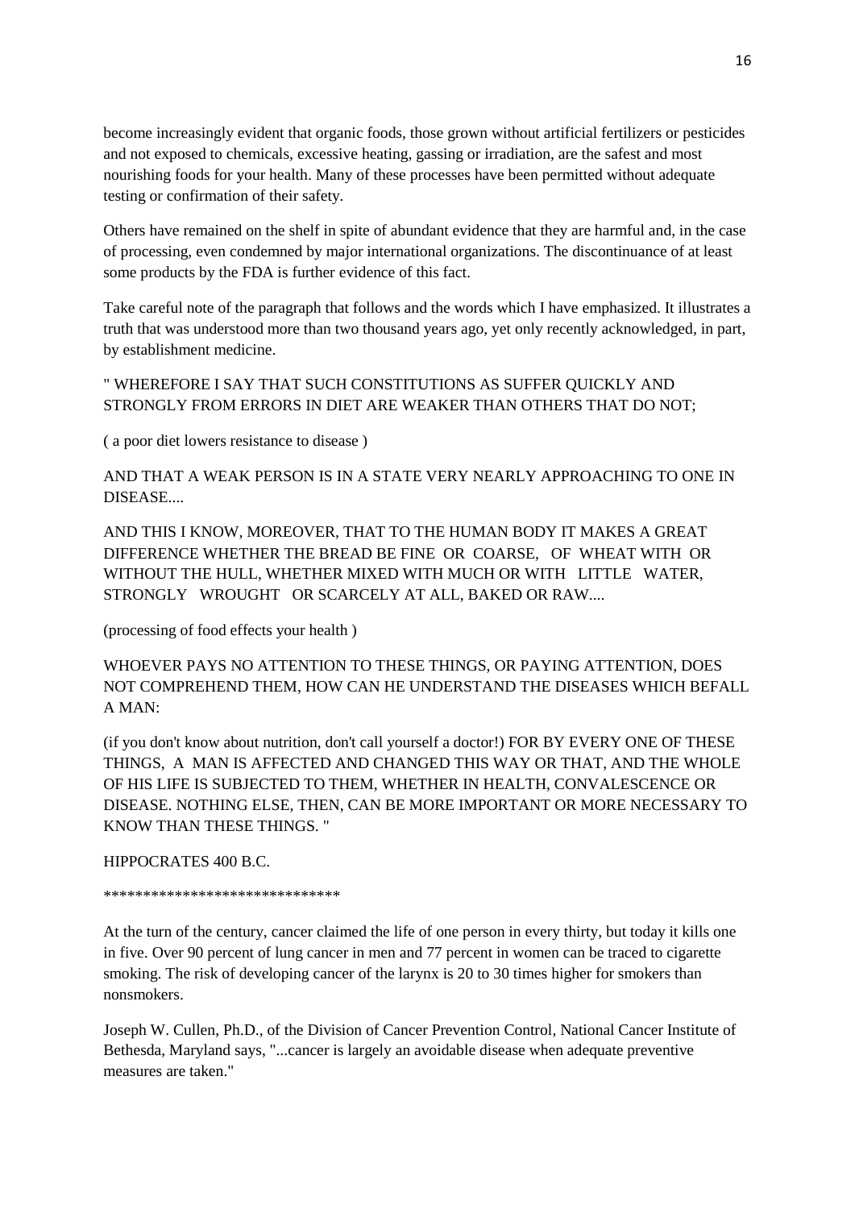become increasingly evident that organic foods, those grown without artificial fertilizers or pesticides and not exposed to chemicals, excessive heating, gassing or irradiation, are the safest and most nourishing foods for your health. Many of these processes have been permitted without adequate testing or confirmation of their safety.

Others have remained on the shelf in spite of abundant evidence that they are harmful and, in the case of processing, even condemned by major international organizations. The discontinuance of at least some products by the FDA is further evidence of this fact.

Take careful note of the paragraph that follows and the words which I have emphasized. It illustrates a truth that was understood more than two thousand years ago, yet only recently acknowledged, in part, by establishment medicine.

" WHEREFORE I SAY THAT SUCH CONSTITUTIONS AS SUFFER QUICKLY AND STRONGLY FROM ERRORS IN DIET ARE WEAKER THAN OTHERS THAT DO NOT;

( a poor diet lowers resistance to disease )

AND THAT A WEAK PERSON IS IN A STATE VERY NEARLY APPROACHING TO ONE IN DISEASE....

AND THIS I KNOW, MOREOVER, THAT TO THE HUMAN BODY IT MAKES A GREAT DIFFERENCE WHETHER THE BREAD BE FINE OR COARSE, OF WHEAT WITH OR WITHOUT THE HULL, WHETHER MIXED WITH MUCH OR WITH LITTLE WATER, STRONGLY WROUGHT OR SCARCELY AT ALL, BAKED OR RAW....

(processing of food effects your health )

WHOEVER PAYS NO ATTENTION TO THESE THINGS, OR PAYING ATTENTION, DOES NOT COMPREHEND THEM, HOW CAN HE UNDERSTAND THE DISEASES WHICH BEFALL A MAN:

(if you don't know about nutrition, don't call yourself a doctor!) FOR BY EVERY ONE OF THESE THINGS, A MAN IS AFFECTED AND CHANGED THIS WAY OR THAT, AND THE WHOLE OF HIS LIFE IS SUBJECTED TO THEM, WHETHER IN HEALTH, CONVALESCENCE OR DISEASE. NOTHING ELSE, THEN, CAN BE MORE IMPORTANT OR MORE NECESSARY TO KNOW THAN THESE THINGS. "

HIPPOCRATES 400 B.C.

******************************

At the turn of the century, cancer claimed the life of one person in every thirty, but today it kills one in five. Over 90 percent of lung cancer in men and 77 percent in women can be traced to cigarette smoking. The risk of developing cancer of the larynx is 20 to 30 times higher for smokers than nonsmokers.

Joseph W. Cullen, Ph.D., of the Division of Cancer Prevention Control, National Cancer Institute of Bethesda, Maryland says, "...cancer is largely an avoidable disease when adequate preventive measures are taken."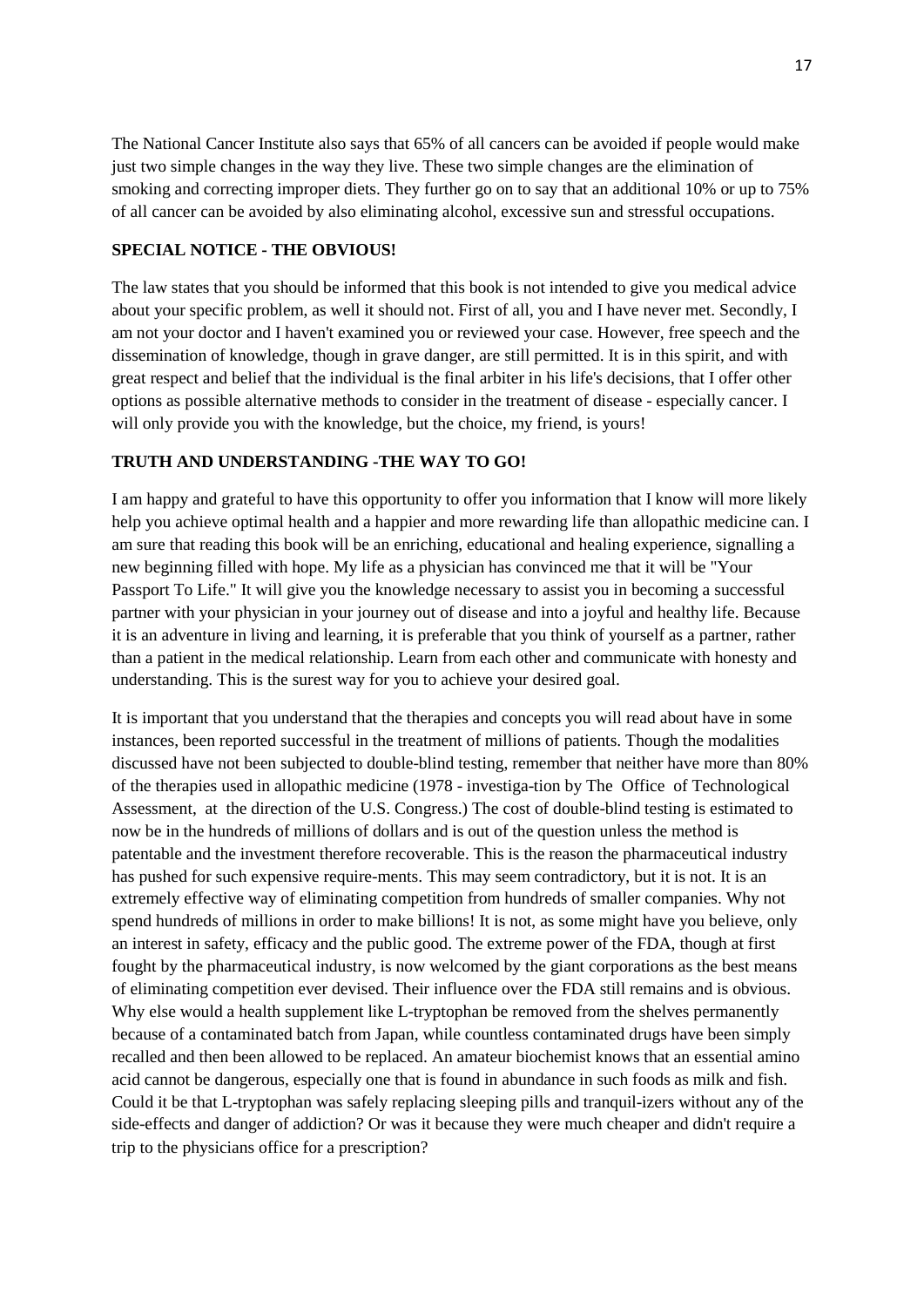The National Cancer Institute also says that 65% of all cancers can be avoided if people would make just two simple changes in the way they live. These two simple changes are the elimination of smoking and correcting improper diets. They further go on to say that an additional 10% or up to 75% of all cancer can be avoided by also eliminating alcohol, excessive sun and stressful occupations.

**SPECIAL NOTICE - THE OBVIOUS!**

The law states that you should be informed that this book is not intended to give you medical advice about your specific problem, as well it should not. First of all, you and I have never met. Secondly, I am not your doctor and I haven't examined you or reviewed your case. However, free speech and the dissemination of knowledge, though in grave danger, are still permitted. It is in this spirit, and with great respect and belief that the individual is the final arbiter in his life's decisions, that I offer other options as possible alternative methods to consider in the treatment of disease - especially cancer. I will only provide you with the knowledge, but the choice, my friend, is yours!

**TRUTH AND UNDERSTANDING -THE WAY TO GO!**

I am happy and grateful to have this opportunity to offer you information that I know will more likely help you achieve optimal health and a happier and more rewarding life than allopathic medicine can. I am sure that reading this book will be an enriching, educational and healing experience, signalling a new beginning filled with hope. My life as a physician has convinced me that it will be "Your Passport To Life." It will give you the knowledge necessary to assist you in becoming a successful partner with your physician in your journey out of disease and into a joyful and healthy life. Because it is an adventure in living and learning, it is preferable that you think of yourself as a partner, rather than a patient in the medical relationship. Learn from each other and communicate with honesty and understanding. This is the surest way for you to achieve your desired goal.

It is important that you understand that the therapies and concepts you will read about have in some instances, been reported successful in the treatment of millions of patients. Though the modalities discussed have not been subjected to double-blind testing, remember that neither have more than 80% of the therapies used in allopathic medicine (1978 - investiga-tion by The Office of Technological Assessment, at the direction of the U.S. Congress.) The cost of double-blind testing is estimated to now be in the hundreds of millions of dollars and is out of the question unless the method is patentable and the investment therefore recoverable. This is the reason the pharmaceutical industry has pushed for such expensive require-ments. This may seem contradictory, but it is not. It is an extremely effective way of eliminating competition from hundreds of smaller companies. Why not spend hundreds of millions in order to make billions! It is not, as some might have you believe, only an interest in safety, efficacy and the public good. The extreme power of the FDA, though at first fought by the pharmaceutical industry, is now welcomed by the giant corporations as the best means of eliminating competition ever devised. Their influence over the FDA still remains and is obvious. Why else would a health supplement like L-tryptophan be removed from the shelves permanently because of a contaminated batch from Japan, while countless contaminated drugs have been simply recalled and then been allowed to be replaced. An amateur biochemist knows that an essential amino acid cannot be dangerous, especially one that is found in abundance in such foods as milk and fish. Could it be that L-tryptophan was safely replacing sleeping pills and tranquil-izers without any of the side-effects and danger of addiction? Or was it because they were much cheaper and didn't require a trip to the physicians office for a prescription?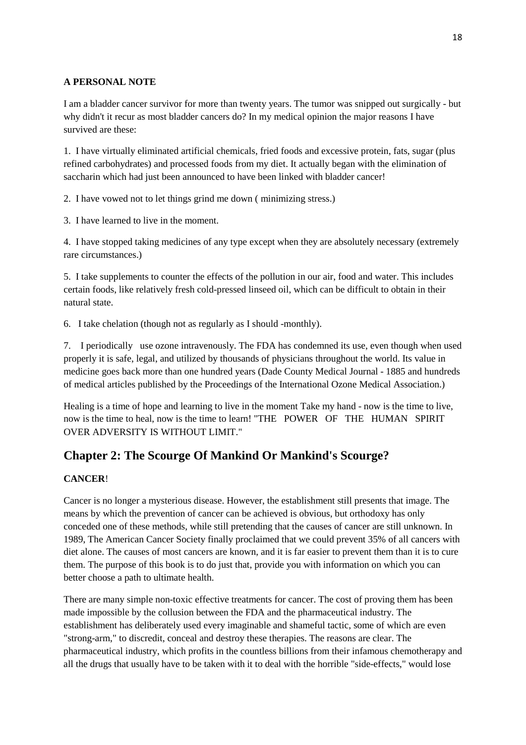**A PERSONAL NOTE**

I am a bladder cancer survivor for more than twenty years. The tumor was snipped out surgically - but why didn't it recur as most bladder cancers do? In my medical opinion the major reasons I have survived are these:

1. I have virtually eliminated artificial chemicals, fried foods and excessive protein, fats, sugar (plus refined carbohydrates) and processed foods from my diet. It actually began with the elimination of saccharin which had just been announced to have been linked with bladder cancer!

2. I have vowed not to let things grind me down ( minimizing stress.)

3. I have learned to live in the moment.

4. I have stopped taking medicines of any type except when they are absolutely necessary (extremely rare circumstances.)

5. I take supplements to counter the effects of the pollution in our air, food and water. This includes certain foods, like relatively fresh cold-pressed linseed oil, which can be difficult to obtain in their natural state.

6. I take chelation (though not as regularly as I should -monthly).

7. I periodically use ozone intravenously. The FDA has condemned its use, even though when used properly it is safe, legal, and utilized by thousands of physicians throughout the world. Its value in medicine goes back more than one hundred years (Dade County Medical Journal - 1885 and hundreds of medical articles published by the Proceedings of the International Ozone Medical Association.)

Healing is a time of hope and learning to live in the moment Take my hand - now is the time to live, now is the time to heal, now is the time to learn! "THE POWER OF THE HUMAN SPIRIT OVER ADVERSITY IS WITHOUT LIMIT."

## Chapter 2: The Scourge Of Mankind Or Mankind's Scourge?

**CANCER**!

Cancer is no longer a mysterious disease. However, the establishment still presents that image. The means by which the prevention of cancer can be achieved is obvious, but orthodoxy has only conceded one of these methods, while still pretending that the causes of cancer are still unknown. In 1989, The American Cancer Society finally proclaimed that we could prevent 35% of all cancers with diet alone. The causes of most cancers are known, and it is far easier to prevent them than it is to cure them. The purpose of this book is to do just that, provide you with information on which you can better choose a path to ultimate health.

There are many simple non-toxic effective treatments for cancer. The cost of proving them has been made impossible by the collusion between the FDA and the pharmaceutical industry. The establishment has deliberately used every imaginable and shameful tactic, some of which are even "strong-arm," to discredit, conceal and destroy these therapies. The reasons are clear. The pharmaceutical industry, which profits in the countless billions from their infamous chemotherapy and all the drugs that usually have to be taken with it to deal with the horrible "side-effects," would lose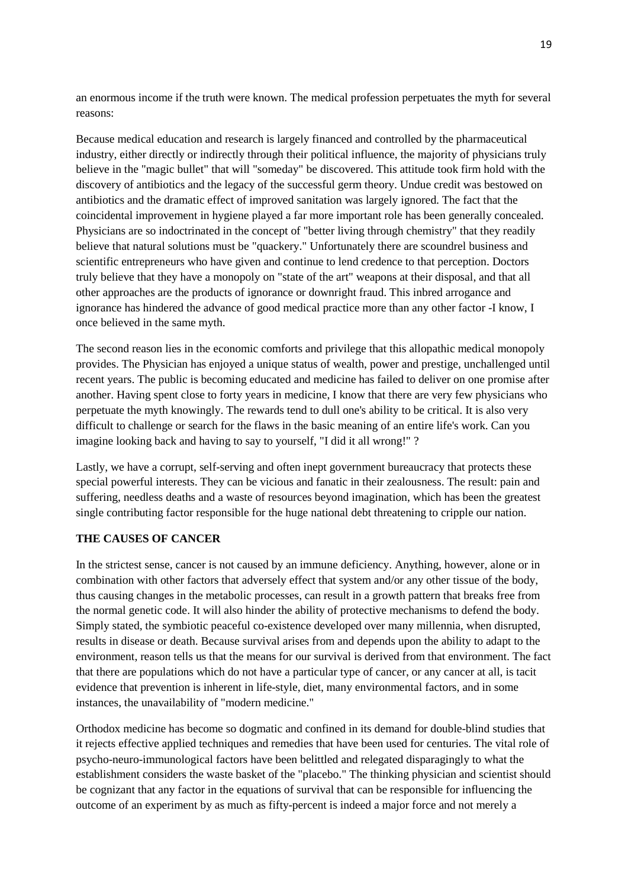an enormous income if the truth were known. The medical profession perpetuates the myth for several reasons:

Because medical education and research is largely financed and controlled by the pharmaceutical industry, either directly or indirectly through their political influence, the majority of physicians truly believe in the "magic bullet" that will "someday" be discovered. This attitude took firm hold with the discovery of antibiotics and the legacy of the successful germ theory. Undue credit was bestowed on antibiotics and the dramatic effect of improved sanitation was largely ignored. The fact that the coincidental improvement in hygiene played a far more important role has been generally concealed. Physicians are so indoctrinated in the concept of "better living through chemistry" that they readily believe that natural solutions must be "quackery." Unfortunately there are scoundrel business and scientific entrepreneurs who have given and continue to lend credence to that perception. Doctors truly believe that they have a monopoly on "state of the art" weapons at their disposal, and that all other approaches are the products of ignorance or downright fraud. This inbred arrogance and ignorance has hindered the advance of good medical practice more than any other factor -I know, I once believed in the same myth.

The second reason lies in the economic comforts and privilege that this allopathic medical monopoly provides. The Physician has enjoyed a unique status of wealth, power and prestige, unchallenged until recent years. The public is becoming educated and medicine has failed to deliver on one promise after another. Having spent close to forty years in medicine, I know that there are very few physicians who perpetuate the myth knowingly. The rewards tend to dull one's ability to be critical. It is also very difficult to challenge or search for the flaws in the basic meaning of an entire life's work. Can you imagine looking back and having to say to yourself, "I did it all wrong!" ?

Lastly, we have a corrupt, self-serving and often inept government bureaucracy that protects these special powerful interests. They can be vicious and fanatic in their zealousness. The result: pain and suffering, needless deaths and a waste of resources beyond imagination, which has been the greatest single contributing factor responsible for the huge national debt threatening to cripple our nation.

## THE CAUSES OF CANCER

In the strictest sense, cancer is not caused by an immune deficiency. Anything, however, alone or in combination with other factors that adversely effect that system and/or any other tissue of the body, thus causing changes in the metabolic processes, can result in a growth pattern that breaks free from the normal genetic code. It will also hinder the ability of protective mechanisms to defend the body. Simply stated, the symbiotic peaceful co-existence developed over many millennia, when disrupted, results in disease or death. Because survival arises from and depends upon the ability to adapt to the environment, reason tells us that the means for our survival is derived from that environment. The fact that there are populations which do not have a particular type of cancer, or any cancer at all, is tacit evidence that prevention is inherent in life-style, diet, many environmental factors, and in some instances, the unavailability of "modern medicine."

Orthodox medicine has become so dogmatic and confined in its demand for double-blind studies that it rejects effective applied techniques and remedies that have been used for centuries. The vital role of psycho-neuro-immunological factors have been belittled and relegated disparagingly to what the establishment considers the waste basket of the "placebo." The thinking physician and scientist should be cognizant that any factor in the equations of survival that can be responsible for influencing the outcome of an experiment by as much as fifty-percent is indeed a major force and not merely a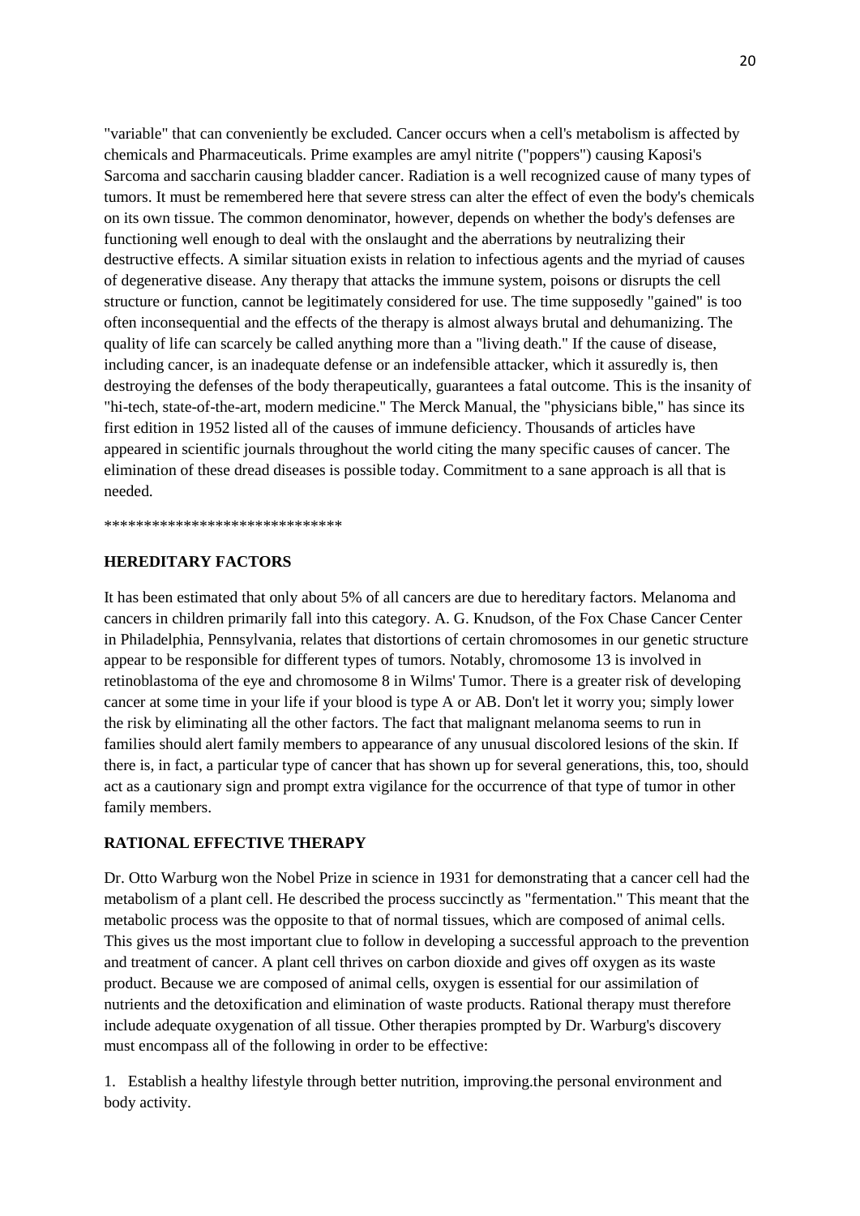"variable" that can conveniently be excluded. Cancer occurs when a cell's metabolism is affected by chemicals and Pharmaceuticals. Prime examples are amyl nitrite ("poppers") causing Kaposi's Sarcoma and saccharin causing bladder cancer. Radiation is a well recognized cause of many types of tumors. It must be remembered here that severe stress can alter the effect of even the body's chemicals on its own tissue. The common denominator, however, depends on whether the body's defenses are functioning well enough to deal with the onslaught and the aberrations by neutralizing their destructive effects. A similar situation exists in relation to infectious agents and the myriad of causes of degenerative disease. Any therapy that attacks the immune system, poisons or disrupts the cell structure or function, cannot be legitimately considered for use. The time supposedly "gained" is too often inconsequential and the effects of the therapy is almost always brutal and dehumanizing. The quality of life can scarcely be called anything more than a "living death." If the cause of disease, including cancer, is an inadequate defense or an indefensible attacker, which it assuredly is, then destroying the defenses of the body therapeutically, guarantees a fatal outcome. This is the insanity of "hi-tech, state-of-the-art, modern medicine." The Merck Manual, the "physicians bible," has since its first edition in 1952 listed all of the causes of immune deficiency. Thousands of articles have appeared in scientific journals throughout the world citing the many specific causes of cancer. The elimination of these dread diseases is possible today. Commitment to a sane approach is all that is needed.

******************************

## HEREDITARY FACTORS

It has been estimated that only about 5% of all cancers are due to hereditary factors. Melanoma and cancers in children primarily fall into this category. A. G. Knudson, of the Fox Chase Cancer Center in Philadelphia, Pennsylvania, relates that distortions of certain chromosomes in our genetic structure appear to be responsible for different types of tumors. Notably, chromosome 13 is involved in retinoblastoma of the eye and chromosome 8 in Wilms' Tumor. There is a greater risk of developing cancer at some time in your life if your blood is type A or AB. Don't let it worry you; simply lower the risk by eliminating all the other factors. The fact that malignant melanoma seems to run in families should alert family members to appearance of any unusual discolored lesions of the skin. If there is, in fact, a particular type of cancer that has shown up for several generations, this, too, should act as a cautionary sign and prompt extra vigilance for the occurrence of that type of tumor in other family members.

## RATIONAL EFFECTIVE THERAPY

Dr. Otto Warburg won the Nobel Prize in science in 1931 for demonstrating that a cancer cell had the metabolism of a plant cell. He described the process succinctly as "fermentation." This meant that the metabolic process was the opposite to that of normal tissues, which are composed of animal cells. This gives us the most important clue to follow in developing a successful approach to the prevention and treatment of cancer. A plant cell thrives on carbon dioxide and gives off oxygen as its waste product. Because we are composed of animal cells, oxygen is essential for our assimilation of nutrients and the detoxification and elimination of waste products. Rational therapy must therefore include adequate oxygenation of all tissue. Other therapies prompted by Dr. Warburg's discovery must encompass all of the following in order to be effective:

1. Establish a healthy lifestyle through better nutrition, improving.the personal environment and body activity.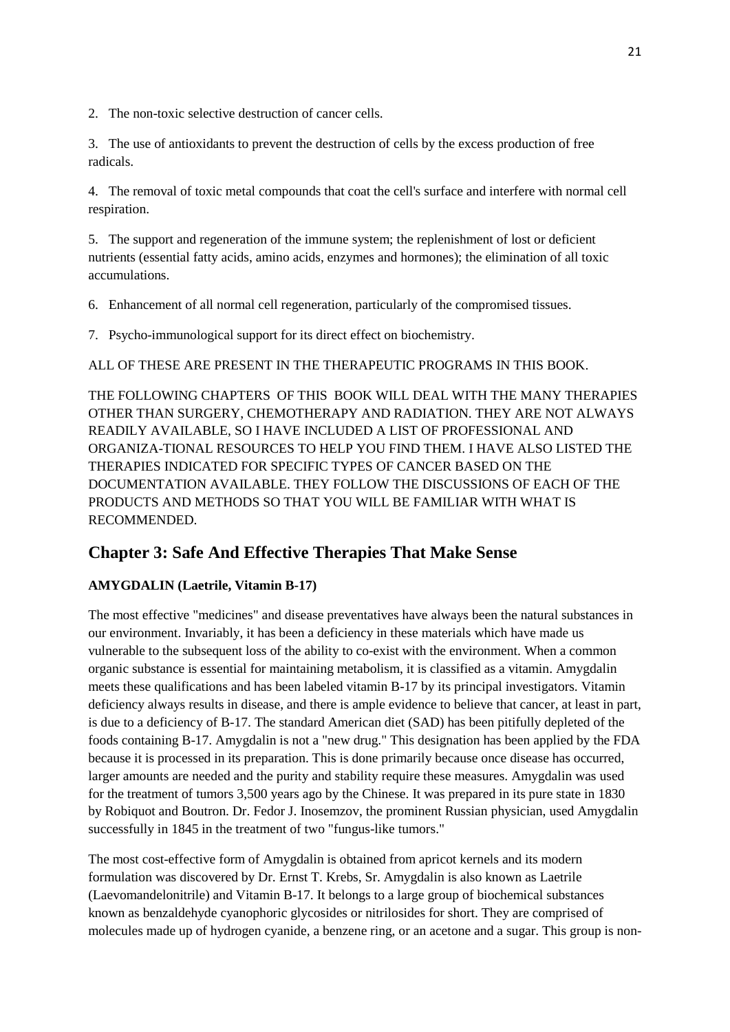2. The non-toxic selective destruction of cancer cells.

3. The use of antioxidants to prevent the destruction of cells by the excess production of free radicals.

4. The removal of toxic metal compounds that coat the cell's surface and interfere with normal cell respiration.

5. The support and regeneration of the immune system; the replenishment of lost or deficient nutrients (essential fatty acids, amino acids, enzymes and hormones); the elimination of all toxic accumulations.

6. Enhancement of all normal cell regeneration, particularly of the compromised tissues.

7. Psycho-immunological support for its direct effect on biochemistry.

ALL OF THESE ARE PRESENT IN THE THERAPEUTIC PROGRAMS IN THIS BOOK.

THE FOLLOWING CHAPTERS OF THIS BOOK WILL DEAL WITH THE MANY THERAPIES OTHER THAN SURGERY, CHEMOTHERAPY AND RADIATION. THEY ARE NOT ALWAYS READILY AVAILABLE, SO I HAVE INCLUDED A LIST OF PROFESSIONAL AND ORGANIZA-TIONAL RESOURCES TO HELP YOU FIND THEM. I HAVE ALSO LISTED THE THERAPIES INDICATED FOR SPECIFIC TYPES OF CANCER BASED ON THE DOCUMENTATION AVAILABLE. THEY FOLLOW THE DISCUSSIONS OF EACH OF THE PRODUCTS AND METHODS SO THAT YOU WILL BE FAMILIAR WITH WHAT IS RECOMMENDED.

## Chapter 3: Safe And Effective Therapies That Make Sense

**AMYGDALIN (Laetrile, Vitamin B-17)**

The most effective "medicines" and disease preventatives have always been the natural substances in our environment. Invariably, it has been a deficiency in these materials which have made us vulnerable to the subsequent loss of the ability to co-exist with the environment. When a common organic substance is essential for maintaining metabolism, it is classified as a vitamin. Amygdalin meets these qualifications and has been labeled vitamin B-17 by its principal investigators. Vitamin deficiency always results in disease, and there is ample evidence to believe that cancer, at least in part, is due to a deficiency of B-17. The standard American diet (SAD) has been pitifully depleted of the foods containing B-17. Amygdalin is not a "new drug." This designation has been applied by the FDA because it is processed in its preparation. This is done primarily because once disease has occurred, larger amounts are needed and the purity and stability require these measures. Amygdalin was used for the treatment of tumors 3,500 years ago by the Chinese. It was prepared in its pure state in 1830 by Robiquot and Boutron. Dr. Fedor J. Inosemzov, the prominent Russian physician, used Amygdalin successfully in 1845 in the treatment of two "fungus-like tumors."

The most cost-effective form of Amygdalin is obtained from apricot kernels and its modern formulation was discovered by Dr. Ernst T. Krebs, Sr. Amygdalin is also known as Laetrile (Laevomandelonitrile) and Vitamin B-17. It belongs to a large group of biochemical substances known as benzaldehyde cyanophoric glycosides or nitrilosides for short. They are comprised of molecules made up of hydrogen cyanide, a benzene ring, or an acetone and a sugar. This group is non-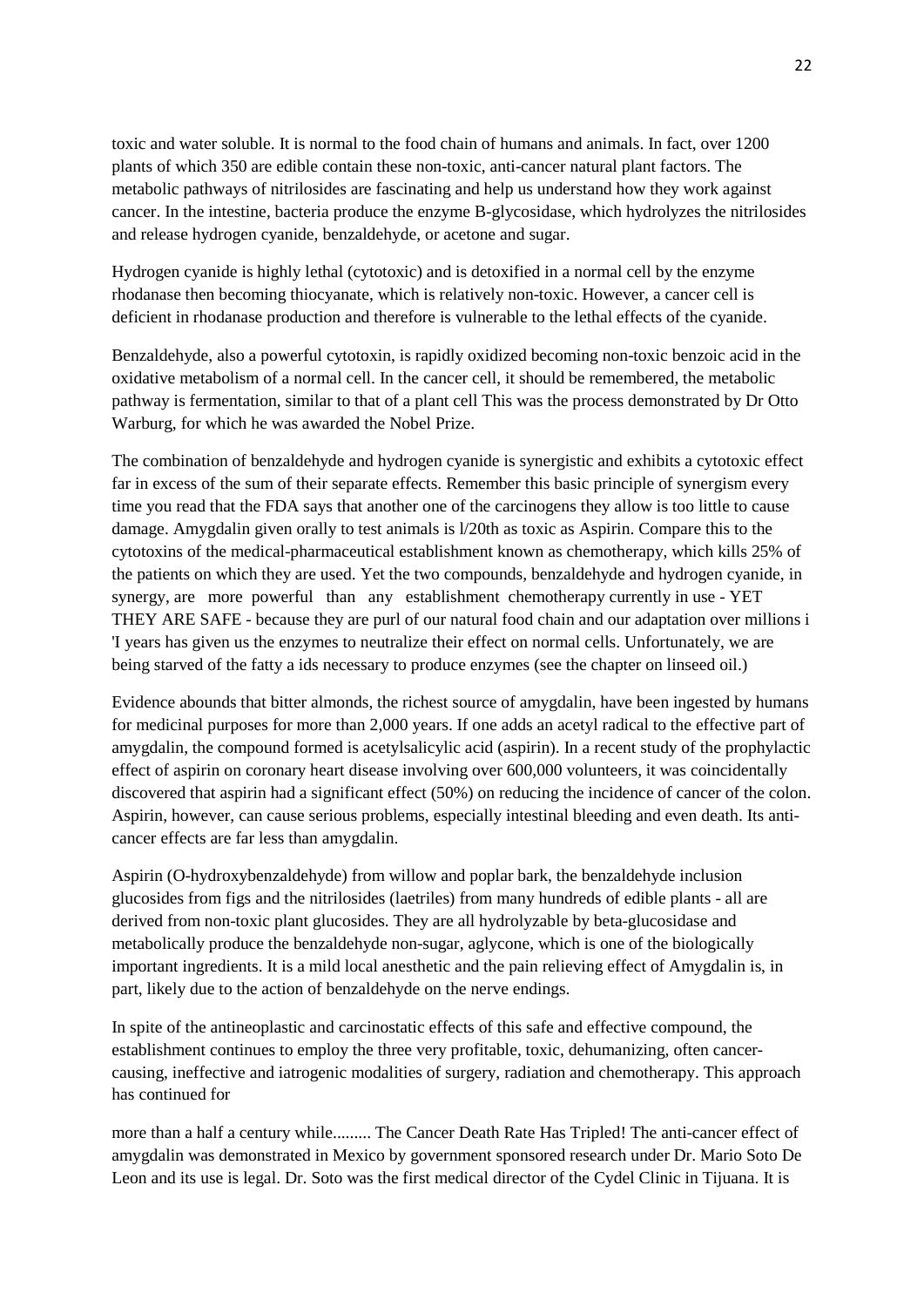toxic and water soluble. It is normal to the food chain of humans and animals. In fact, over 1200 plants of which 350 are edible contain these non-toxic, anti-cancer natural plant factors. The metabolic pathways of nitrilosides are fascinating and help us understand how they work against cancer. In the intestine, bacteria produce the enzyme B-glycosidase, which hydrolyzes the nitrilosides and release hydrogen cyanide, benzaldehyde, or acetone and sugar.

Hydrogen cyanide is highly lethal (cytotoxic) and is detoxified in a normal cell by the enzyme rhodanase then becoming thiocyanate, which is relatively non-toxic. However, a cancer cell is deficient in rhodanase production and therefore is vulnerable to the lethal effects of the cyanide.

Benzaldehyde, also a powerful cytotoxin, is rapidly oxidized becoming non-toxic benzoic acid in the oxidative metabolism of a normal cell. In the cancer cell, it should be remembered, the metabolic pathway is fermentation, similar to that of a plant cell This was the process demonstrated by Dr Otto Warburg, for which he was awarded the Nobel Prize.

The combination of benzaldehyde and hydrogen cyanide is synergistic and exhibits a cytotoxic effect far in excess of the sum of their separate effects. Remember this basic principle of synergism every time you read that the FDA says that another one of the carcinogens they allow is too little to cause damage. Amygdalin given orally to test animals is l/20th as toxic as Aspirin. Compare this to the cytotoxins of the medical-pharmaceutical establishment known as chemotherapy, which kills 25% of the patients on which they are used. Yet the two compounds, benzaldehyde and hydrogen cyanide, in synergy, are more powerful than any establishment chemotherapy currently in use - YET THEY ARE SAFE - because they are purl of our natural food chain and our adaptation over millions i 'I years has given us the enzymes to neutralize their effect on normal cells. Unfortunately, we are being starved of the fatty a ids necessary to produce enzymes (see the chapter on linseed oil.)

Evidence abounds that bitter almonds, the richest source of amygdalin, have been ingested by humans for medicinal purposes for more than 2,000 years. If one adds an acetyl radical to the effective part of amygdalin, the compound formed is acetylsalicylic acid (aspirin). In a recent study of the prophylactic effect of aspirin on coronary heart disease involving over 600,000 volunteers, it was coincidentally discovered that aspirin had a significant effect (50%) on reducing the incidence of cancer of the colon. Aspirin, however, can cause serious problems, especially intestinal bleeding and even death. Its anti-cancer effects are far less than amygdalin.

Aspirin (O-hydroxybenzaldehyde) from willow and poplar bark, the benzaldehyde inclusion glucosides from figs and the nitrilosides (laetriles) from many hundreds of edible plants - all are derived from non-toxic plant glucosides. They are all hydrolyzable by beta-glucosidase and metabolically produce the benzaldehyde non-sugar, aglycone, which is one of the biologically important ingredients. It is a mild local anesthetic and the pain relieving effect of Amygdalin is, in part, likely due to the action of benzaldehyde on the nerve endings.

In spite of the antineoplastic and carcinostatic effects of this safe and effective compound, the establishment continues to employ the three very profitable, toxic, dehumanizing, often cancer-causing, ineffective and iatrogenic modalities of surgery, radiation and chemotherapy. This approach has continued for

more than a half a century while......... The Cancer Death Rate Has Tripled! The anti-cancer effect of amygdalin was demonstrated in Mexico by government sponsored research under Dr. Mario Soto De Leon and its use is legal. Dr. Soto was the first medical director of the Cydel Clinic in Tijuana. It is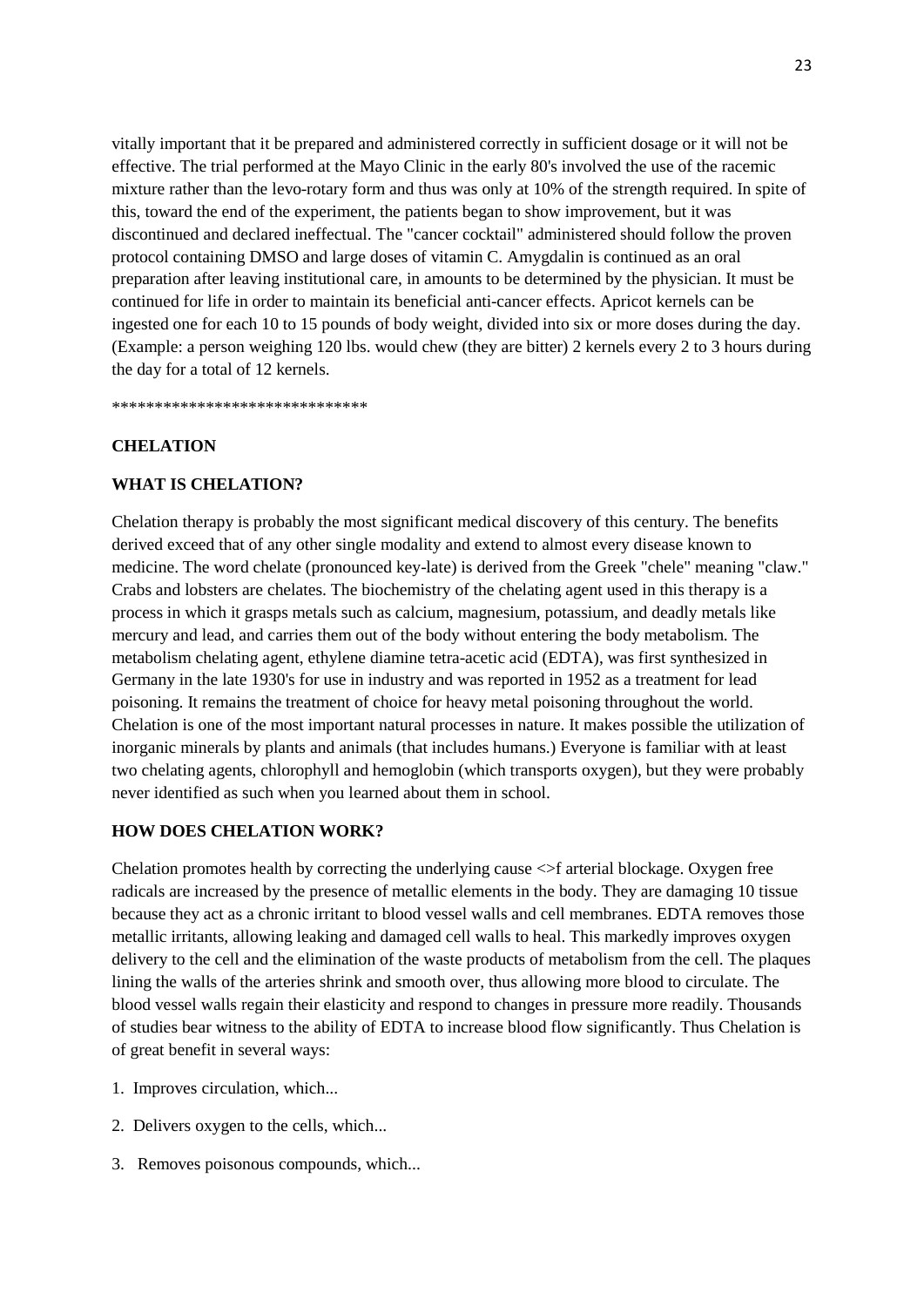vitally important that it be prepared and administered correctly in sufficient dosage or it will not be effective. The trial performed at the Mayo Clinic in the early 80's involved the use of the racemic mixture rather than the levo-rotary form and thus was only at 10% of the strength required. In spite of this, toward the end of the experiment, the patients began to show improvement, but it was discontinued and declared ineffectual. The "cancer cocktail" administered should follow the proven protocol containing DMSO and large doses of vitamin C. Amygdalin is continued as an oral preparation after leaving institutional care, in amounts to be determined by the physician. It must be continued for life in order to maintain its beneficial anti-cancer effects. Apricot kernels can be ingested one for each 10 to 15 pounds of body weight, divided into six or more doses during the day. (Example: a person weighing 120 lbs. would chew (they are bitter) 2 kernels every 2 to 3 hours during the day for a total of 12 kernels.

******************************

**CHELATION**

**WHAT IS CHELATION?**

Chelation therapy is probably the most significant medical discovery of this century. The benefits derived exceed that of any other single modality and extend to almost every disease known to medicine. The word chelate (pronounced key-late) is derived from the Greek "chele" meaning "claw." Crabs and lobsters are chelates. The biochemistry of the chelating agent used in this therapy is a process in which it grasps metals such as calcium, magnesium, potassium, and deadly metals like mercury and lead, and carries them out of the body without entering the body metabolism. The metabolism chelating agent, ethylene diamine tetra-acetic acid (EDTA), was first synthesized in Germany in the late 1930's for use in industry and was reported in 1952 as a treatment for lead poisoning. It remains the treatment of choice for heavy metal poisoning throughout the world. Chelation is one of the most important natural processes in nature. It makes possible the utilization of inorganic minerals by plants and animals (that includes humans.) Everyone is familiar with at least two chelating agents, chlorophyll and hemoglobin (which transports oxygen), but they were probably never identified as such when you learned about them in school.

**HOW DOES CHELATION WORK?**

Chelation promotes health by correcting the underlying cause <>f arterial blockage. Oxygen free radicals are increased by the presence of metallic elements in the body. They are damaging 10 tissue because they act as a chronic irritant to blood vessel walls and cell membranes. EDTA removes those metallic irritants, allowing leaking and damaged cell walls to heal. This markedly improves oxygen delivery to the cell and the elimination of the waste products of metabolism from the cell. The plaques lining the walls of the arteries shrink and smooth over, thus allowing more blood to circulate. The blood vessel walls regain their elasticity and respond to changes in pressure more readily. Thousands of studies bear witness to the ability of EDTA to increase blood flow significantly. Thus Chelation is of great benefit in several ways:

1. Improves circulation, which...
2. Delivers oxygen to the cells, which...
3. Removes poisonous compounds, which...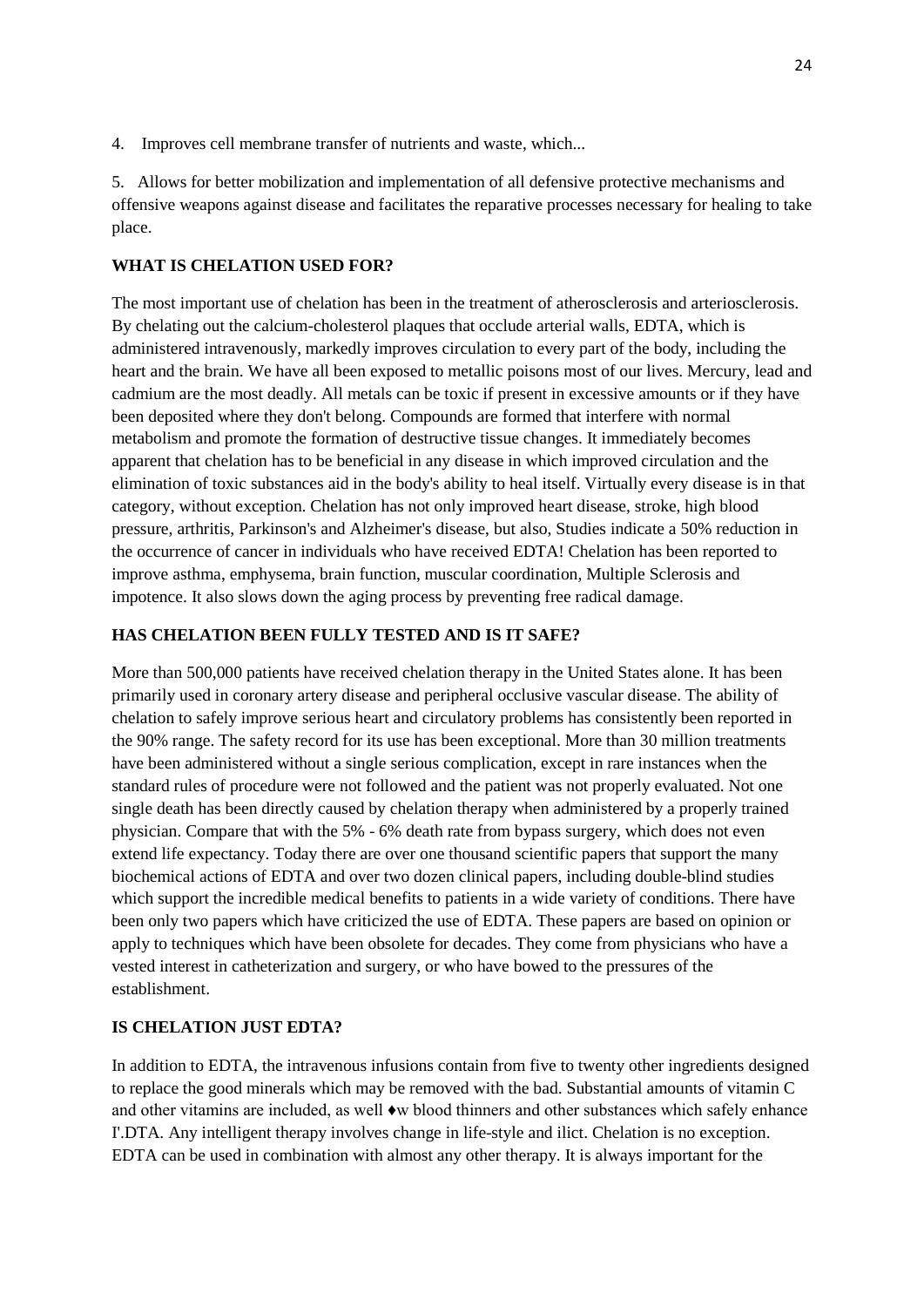4. Improves cell membrane transfer of nutrients and waste, which...

5. Allows for better mobilization and implementation of all defensive protective mechanisms and offensive weapons against disease and facilitates the reparative processes necessary for healing to take place.

**WHAT IS CHELATION USED FOR?**

The most important use of chelation has been in the treatment of atherosclerosis and arteriosclerosis. By chelating out the calcium-cholesterol plaques that occlude arterial walls, EDTA, which is administered intravenously, markedly improves circulation to every part of the body, including the heart and the brain. We have all been exposed to metallic poisons most of our lives. Mercury, lead and cadmium are the most deadly. All metals can be toxic if present in excessive amounts or if they have been deposited where they don't belong. Compounds are formed that interfere with normal metabolism and promote the formation of destructive tissue changes. It immediately becomes apparent that chelation has to be beneficial in any disease in which improved circulation and the elimination of toxic substances aid in the body's ability to heal itself. Virtually every disease is in that category, without exception. Chelation has not only improved heart disease, stroke, high blood pressure, arthritis, Parkinson's and Alzheimer's disease, but also, Studies indicate a 50% reduction in the occurrence of cancer in individuals who have received EDTA! Chelation has been reported to improve asthma, emphysema, brain function, muscular coordination, Multiple Sclerosis and impotence. It also slows down the aging process by preventing free radical damage.

**HAS CHELATION BEEN FULLY TESTED AND IS IT SAFE?**

More than 500,000 patients have received chelation therapy in the United States alone. It has been primarily used in coronary artery disease and peripheral occlusive vascular disease. The ability of chelation to safely improve serious heart and circulatory problems has consistently been reported in the 90% range. The safety record for its use has been exceptional. More than 30 million treatments have been administered without a single serious complication, except in rare instances when the standard rules of procedure were not followed and the patient was not properly evaluated. Not one single death has been directly caused by chelation therapy when administered by a properly trained physician. Compare that with the 5% - 6% death rate from bypass surgery, which does not even extend life expectancy. Today there are over one thousand scientific papers that support the many biochemical actions of EDTA and over two dozen clinical papers, including double-blind studies which support the incredible medical benefits to patients in a wide variety of conditions. There have been only two papers which have criticized the use of EDTA. These papers are based on opinion or apply to techniques which have been obsolete for decades. They come from physicians who have a vested interest in catheterization and surgery, or who have bowed to the pressures of the establishment.

**IS CHELATION JUST EDTA?**

In addition to EDTA, the intravenous infusions contain from five to twenty other ingredients designed to replace the good minerals which may be removed with the bad. Substantial amounts of vitamin C and other vitamins are included, as well ♦w blood thinners and other substances which safely enhance I'.DTA. Any intelligent therapy involves change in life-style and ilict. Chelation is no exception. EDTA can be used in combination with almost any other therapy. It is always important for the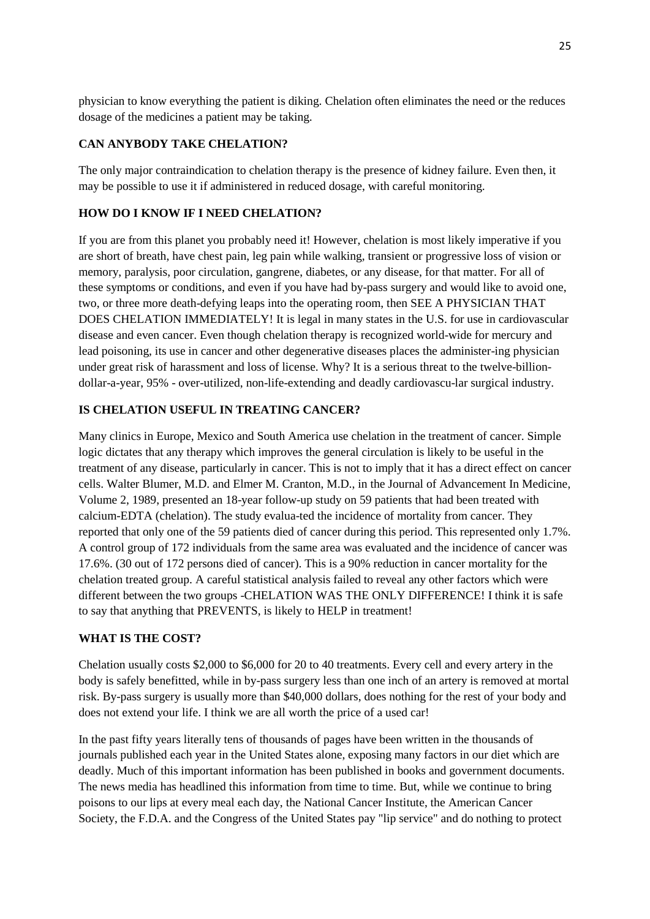physician to know everything the patient is diking. Chelation often eliminates the need or the reduces dosage of the medicines a patient may be taking.

### CAN ANYBODY TAKE CHELATION?

The only major contraindication to chelation therapy is the presence of kidney failure. Even then, it may be possible to use it if administered in reduced dosage, with careful monitoring.

### HOW DO I KNOW IF I NEED CHELATION?

If you are from this planet you probably need it! However, chelation is most likely imperative if you are short of breath, have chest pain, leg pain while walking, transient or progressive loss of vision or memory, paralysis, poor circulation, gangrene, diabetes, or any disease, for that matter. For all of these symptoms or conditions, and even if you have had by-pass surgery and would like to avoid one, two, or three more death-defying leaps into the operating room, then SEE A PHYSICIAN THAT DOES CHELATION IMMEDIATELY! It is legal in many states in the U.S. for use in cardiovascular disease and even cancer. Even though chelation therapy is recognized world-wide for mercury and lead poisoning, its use in cancer and other degenerative diseases places the administer-ing physician under great risk of harassment and loss of license. Why? It is a serious threat to the twelve-billion-dollar-a-year, 95% - over-utilized, non-life-extending and deadly cardiovascu-lar surgical industry.

### IS CHELATION USEFUL IN TREATING CANCER?

Many clinics in Europe, Mexico and South America use chelation in the treatment of cancer. Simple logic dictates that any therapy which improves the general circulation is likely to be useful in the treatment of any disease, particularly in cancer. This is not to imply that it has a direct effect on cancer cells. Walter Blumer, M.D. and Elmer M. Cranton, M.D., in the Journal of Advancement In Medicine, Volume 2, 1989, presented an 18-year follow-up study on 59 patients that had been treated with calcium-EDTA (chelation). The study evalua-ted the incidence of mortality from cancer. They reported that only one of the 59 patients died of cancer during this period. This represented only 1.7%. A control group of 172 individuals from the same area was evaluated and the incidence of cancer was 17.6%. (30 out of 172 persons died of cancer). This is a 90% reduction in cancer mortality for the chelation treated group. A careful statistical analysis failed to reveal any other factors which were different between the two groups -CHELATION WAS THE ONLY DIFFERENCE! I think it is safe to say that anything that PREVENTS, is likely to HELP in treatment!

### WHAT IS THE COST?

Chelation usually costs $2,000 to $6,000 for 20 to 40 treatments. Every cell and every artery in the body is safely benefitted, while in by-pass surgery less than one inch of an artery is removed at mortal risk. By-pass surgery is usually more than $40,000 dollars, does nothing for the rest of your body and does not extend your life. I think we are all worth the price of a used car!

In the past fifty years literally tens of thousands of pages have been written in the thousands of journals published each year in the United States alone, exposing many factors in our diet which are deadly. Much of this important information has been published in books and government documents. The news media has headlined this information from time to time. But, while we continue to bring poisons to our lips at every meal each day, the National Cancer Institute, the American Cancer Society, the F.D.A. and the Congress of the United States pay "lip service" and do nothing to protect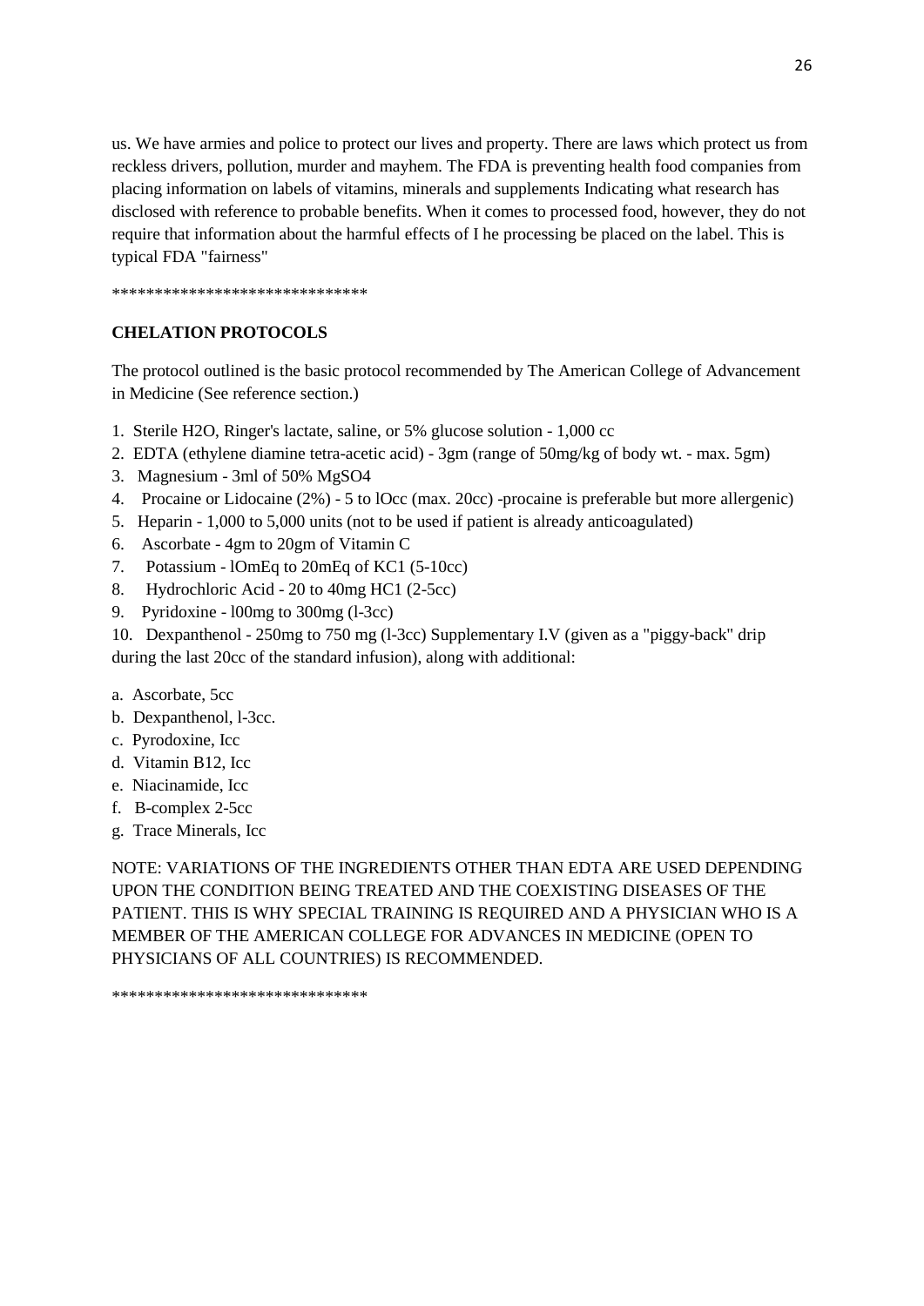us. We have armies and police to protect our lives and property. There are laws which protect us from reckless drivers, pollution, murder and mayhem. The FDA is preventing health food companies from placing information on labels of vitamins, minerals and supplements Indicating what research has disclosed with reference to probable benefits. When it comes to processed food, however, they do not require that information about the harmful effects of I he processing be placed on the label. This is typical FDA "fairness"

******************************

**CHELATION PROTOCOLS**

The protocol outlined is the basic protocol recommended by The American College of Advancement in Medicine (See reference section.)

1. Sterile H2O, Ringer's lactate, saline, or 5% glucose solution - 1,000 cc
2. EDTA (ethylene diamine tetra-acetic acid) - 3gm (range of 50mg/kg of body wt. - max. 5gm)
3. Magnesium - 3ml of 50% MgSO4
4. Procaine or Lidocaine (2%) - 5 to lOcc (max. 20cc) -procaine is preferable but more allergenic)
5. Heparin - 1,000 to 5,000 units (not to be used if patient is already anticoagulated)
6. Ascorbate - 4gm to 20gm of Vitamin C
7. Potassium - lOmEq to 20mEq of KC1 (5-10cc)
8. Hydrochloric Acid - 20 to 40mg HC1 (2-5cc)
9. Pyridoxine - l00mg to 300mg (l-3cc)
10. Dexpanthenol - 250mg to 750 mg (l-3cc) Supplementary I.V (given as a "piggy-back" drip during the last 20cc of the standard infusion), along with additional:

a. Ascorbate, 5cc
b. Dexpanthenol, l-3cc.
c. Pyrodoxine, Icc
d. Vitamin B12, Icc
e. Niacinamide, Icc
f. B-complex 2-5cc
g. Trace Minerals, Icc

NOTE: VARIATIONS OF THE INGREDIENTS OTHER THAN EDTA ARE USED DEPENDING UPON THE CONDITION BEING TREATED AND THE COEXISTING DISEASES OF THE PATIENT. THIS IS WHY SPECIAL TRAINING IS REQUIRED AND A PHYSICIAN WHO IS A MEMBER OF THE AMERICAN COLLEGE FOR ADVANCES IN MEDICINE (OPEN TO PHYSICIANS OF ALL COUNTRIES) IS RECOMMENDED.

******************************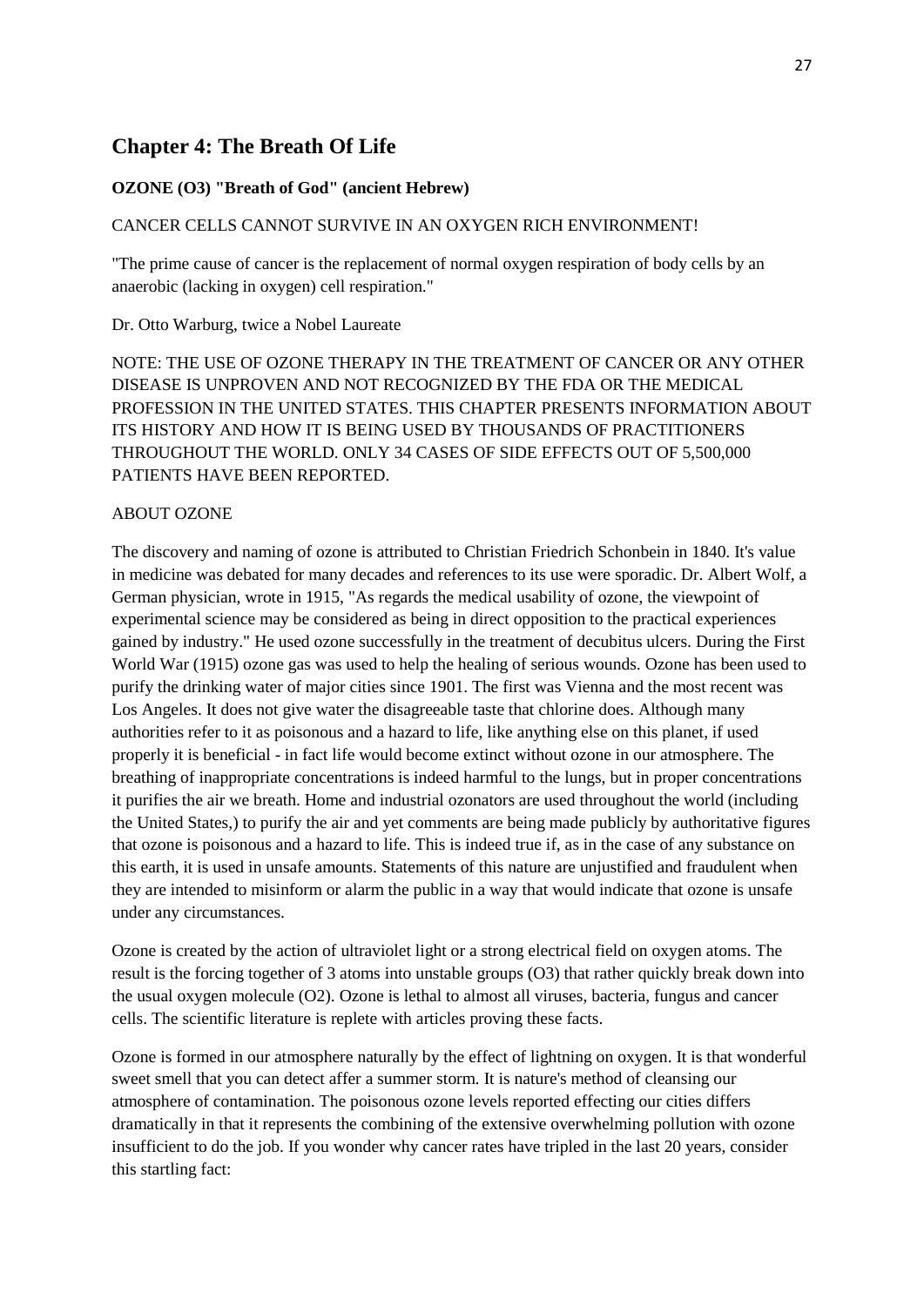## Chapter 4: The Breath Of Life

**OZONE (O3) "Breath of God" (ancient Hebrew)**

CANCER CELLS CANNOT SURVIVE IN AN OXYGEN RICH ENVIRONMENT!

"The prime cause of cancer is the replacement of normal oxygen respiration of body cells by an anaerobic (lacking in oxygen) cell respiration."

Dr. Otto Warburg, twice a Nobel Laureate

NOTE: THE USE OF OZONE THERAPY IN THE TREATMENT OF CANCER OR ANY OTHER DISEASE IS UNPROVEN AND NOT RECOGNIZED BY THE FDA OR THE MEDICAL PROFESSION IN THE UNITED STATES. THIS CHAPTER PRESENTS INFORMATION ABOUT ITS HISTORY AND HOW IT IS BEING USED BY THOUSANDS OF PRACTITIONERS THROUGHOUT THE WORLD. ONLY 34 CASES OF SIDE EFFECTS OUT OF 5,500,000 PATIENTS HAVE BEEN REPORTED.

ABOUT OZONE

The discovery and naming of ozone is attributed to Christian Friedrich Schonbein in 1840. It's value in medicine was debated for many decades and references to its use were sporadic. Dr. Albert Wolf, a German physician, wrote in 1915, "As regards the medical usability of ozone, the viewpoint of experimental science may be considered as being in direct opposition to the practical experiences gained by industry." He used ozone successfully in the treatment of decubitus ulcers. During the First World War (1915) ozone gas was used to help the healing of serious wounds. Ozone has been used to purify the drinking water of major cities since 1901. The first was Vienna and the most recent was Los Angeles. It does not give water the disagreeable taste that chlorine does. Although many authorities refer to it as poisonous and a hazard to life, like anything else on this planet, if used properly it is beneficial - in fact life would become extinct without ozone in our atmosphere. The breathing of inappropriate concentrations is indeed harmful to the lungs, but in proper concentrations it purifies the air we breath. Home and industrial ozonators are used throughout the world (including the United States,) to purify the air and yet comments are being made publicly by authoritative figures that ozone is poisonous and a hazard to life. This is indeed true if, as in the case of any substance on this earth, it is used in unsafe amounts. Statements of this nature are unjustified and fraudulent when they are intended to misinform or alarm the public in a way that would indicate that ozone is unsafe under any circumstances.

Ozone is created by the action of ultraviolet light or a strong electrical field on oxygen atoms. The result is the forcing together of 3 atoms into unstable groups (O3) that rather quickly break down into the usual oxygen molecule (O2). Ozone is lethal to almost all viruses, bacteria, fungus and cancer cells. The scientific literature is replete with articles proving these facts.

Ozone is formed in our atmosphere naturally by the effect of lightning on oxygen. It is that wonderful sweet smell that you can detect affer a summer storm. It is nature's method of cleansing our atmosphere of contamination. The poisonous ozone levels reported effecting our cities differs dramatically in that it represents the combining of the extensive overwhelming pollution with ozone insufficient to do the job. If you wonder why cancer rates have tripled in the last 20 years, consider this startling fact: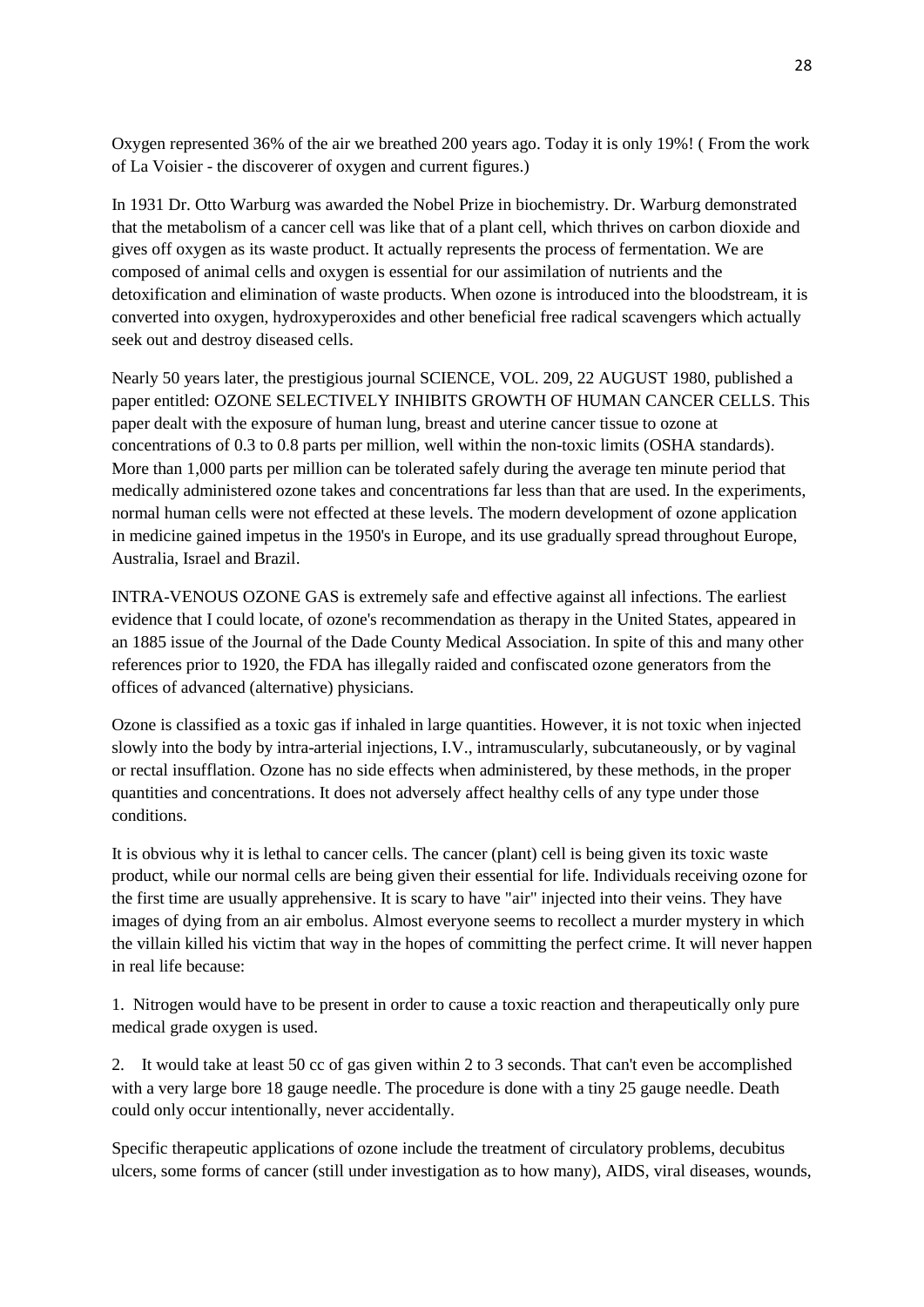Oxygen represented 36% of the air we breathed 200 years ago. Today it is only 19%! ( From the work of La Voisier - the discoverer of oxygen and current figures.)

In 1931 Dr. Otto Warburg was awarded the Nobel Prize in biochemistry. Dr. Warburg demonstrated that the metabolism of a cancer cell was like that of a plant cell, which thrives on carbon dioxide and gives off oxygen as its waste product. It actually represents the process of fermentation. We are composed of animal cells and oxygen is essential for our assimilation of nutrients and the detoxification and elimination of waste products. When ozone is introduced into the bloodstream, it is converted into oxygen, hydroxyperoxides and other beneficial free radical scavengers which actually seek out and destroy diseased cells.

Nearly 50 years later, the prestigious journal SCIENCE, VOL. 209, 22 AUGUST 1980, published a paper entitled: OZONE SELECTIVELY INHIBITS GROWTH OF HUMAN CANCER CELLS. This paper dealt with the exposure of human lung, breast and uterine cancer tissue to ozone at concentrations of 0.3 to 0.8 parts per million, well within the non-toxic limits (OSHA standards). More than 1,000 parts per million can be tolerated safely during the average ten minute period that medically administered ozone takes and concentrations far less than that are used. In the experiments, normal human cells were not effected at these levels. The modern development of ozone application in medicine gained impetus in the 1950's in Europe, and its use gradually spread throughout Europe, Australia, Israel and Brazil.

INTRA-VENOUS OZONE GAS is extremely safe and effective against all infections. The earliest evidence that I could locate, of ozone's recommendation as therapy in the United States, appeared in an 1885 issue of the Journal of the Dade County Medical Association. In spite of this and many other references prior to 1920, the FDA has illegally raided and confiscated ozone generators from the offices of advanced (alternative) physicians.

Ozone is classified as a toxic gas if inhaled in large quantities. However, it is not toxic when injected slowly into the body by intra-arterial injections, I.V., intramuscularly, subcutaneously, or by vaginal or rectal insufflation. Ozone has no side effects when administered, by these methods, in the proper quantities and concentrations. It does not adversely affect healthy cells of any type under those conditions.

It is obvious why it is lethal to cancer cells. The cancer (plant) cell is being given its toxic waste product, while our normal cells are being given their essential for life. Individuals receiving ozone for the first time are usually apprehensive. It is scary to have "air" injected into their veins. They have images of dying from an air embolus. Almost everyone seems to recollect a murder mystery in which the villain killed his victim that way in the hopes of committing the perfect crime. It will never happen in real life because:

1. Nitrogen would have to be present in order to cause a toxic reaction and therapeutically only pure medical grade oxygen is used.

2. It would take at least 50 cc of gas given within 2 to 3 seconds. That can't even be accomplished with a very large bore 18 gauge needle. The procedure is done with a tiny 25 gauge needle. Death could only occur intentionally, never accidentally.

Specific therapeutic applications of ozone include the treatment of circulatory problems, decubitus ulcers, some forms of cancer (still under investigation as to how many), AIDS, viral diseases, wounds,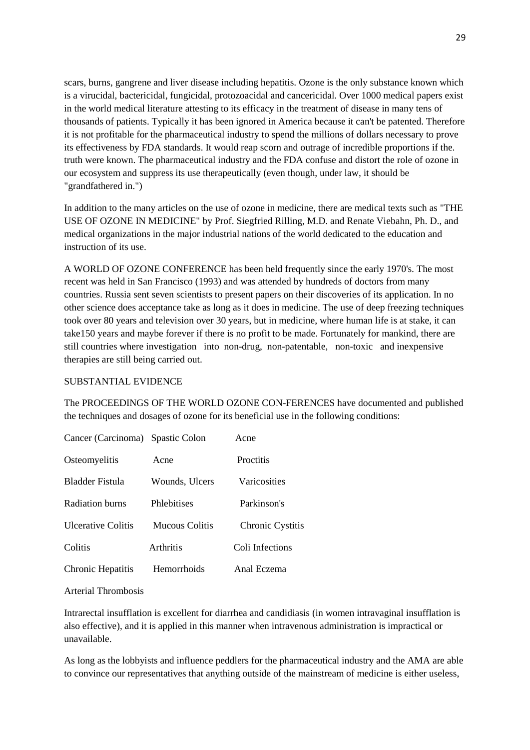scars, burns, gangrene and liver disease including hepatitis. Ozone is the only substance known which is a virucidal, bactericidal, fungicidal, protozoacidal and cancericidal. Over 1000 medical papers exist in the world medical literature attesting to its efficacy in the treatment of disease in many tens of thousands of patients. Typically it has been ignored in America because it can't be patented. Therefore it is not profitable for the pharmaceutical industry to spend the millions of dollars necessary to prove its effectiveness by FDA standards. It would reap scorn and outrage of incredible proportions if the. truth were known. The pharmaceutical industry and the FDA confuse and distort the role of ozone in our ecosystem and suppress its use therapeutically (even though, under law, it should be "grandfathered in.")

In addition to the many articles on the use of ozone in medicine, there are medical texts such as "THE USE OF OZONE IN MEDICINE" by Prof. Siegfried Rilling, M.D. and Renate Viebahn, Ph. D., and medical organizations in the major industrial nations of the world dedicated to the education and instruction of its use.

A WORLD OF OZONE CONFERENCE has been held frequently since the early 1970's. The most recent was held in San Francisco (1993) and was attended by hundreds of doctors from many countries. Russia sent seven scientists to present papers on their discoveries of its application. In no other science does acceptance take as long as it does in medicine. The use of deep freezing techniques took over 80 years and television over 30 years, but in medicine, where human life is at stake, it can take150 years and maybe forever if there is no profit to be made. Fortunately for mankind, there are still countries where investigation into non-drug, non-patentable, non-toxic and inexpensive therapies are still being carried out.

SUBSTANTIAL EVIDENCE

The PROCEEDINGS OF THE WORLD OZONE CON-FERENCES have documented and published the techniques and dosages of ozone for its beneficial use in the following conditions:

| | | |
|---|---|---|
| Cancer (Carcinoma) | Spastic Colon | Acne |
| Osteomyelitis | Acne | Proctitis |
| Bladder Fistula | Wounds, Ulcers | Varicosities |
| Radiation burns | Phlebitises | Parkinson's |
| Ulcerative Colitis | Mucous Colitis | Chronic Cystitis |
| Colitis | Arthritis | Coli Infections |
| Chronic Hepatitis | Hemorrhoids | Anal Eczema |
| Arterial Thrombosis | | |

Intrarectal insufflation is excellent for diarrhea and candidiasis (in women intravaginal insufflation is also effective), and it is applied in this manner when intravenous administration is impractical or unavailable.

As long as the lobbyists and influence peddlers for the pharmaceutical industry and the AMA are able to convince our representatives that anything outside of the mainstream of medicine is either useless,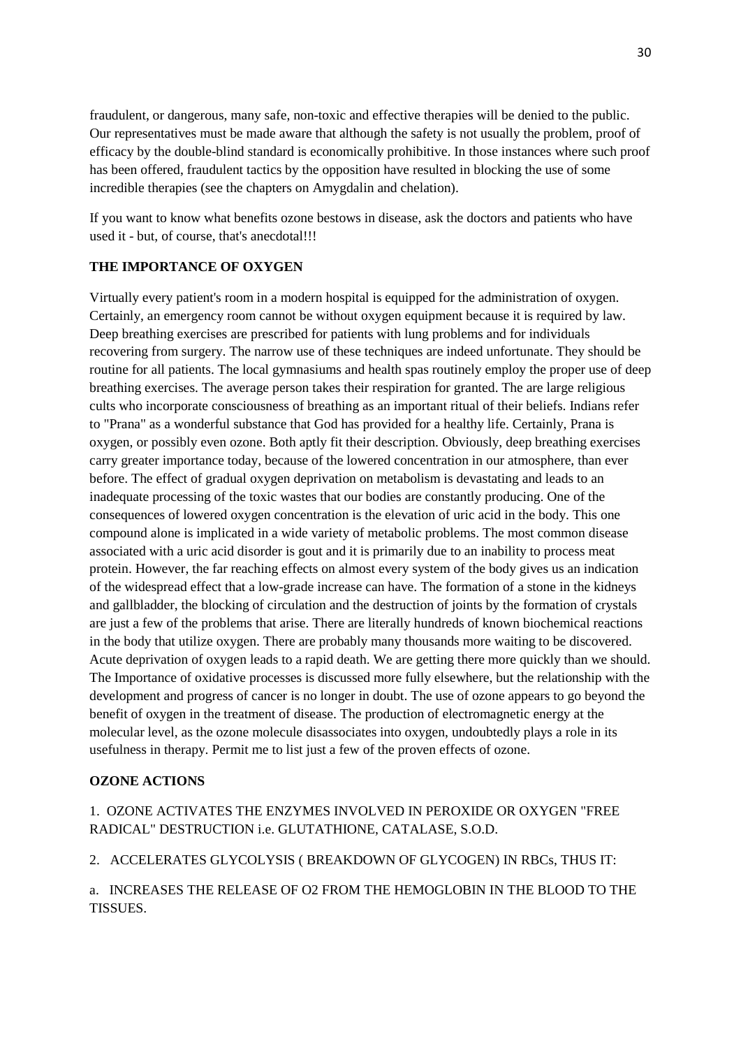fraudulent, or dangerous, many safe, non-toxic and effective therapies will be denied to the public. Our representatives must be made aware that although the safety is not usually the problem, proof of efficacy by the double-blind standard is economically prohibitive. In those instances where such proof has been offered, fraudulent tactics by the opposition have resulted in blocking the use of some incredible therapies (see the chapters on Amygdalin and chelation).

If you want to know what benefits ozone bestows in disease, ask the doctors and patients who have used it - but, of course, that's anecdotal!!!

**THE IMPORTANCE OF OXYGEN**

Virtually every patient's room in a modern hospital is equipped for the administration of oxygen. Certainly, an emergency room cannot be without oxygen equipment because it is required by law. Deep breathing exercises are prescribed for patients with lung problems and for individuals recovering from surgery. The narrow use of these techniques are indeed unfortunate. They should be routine for all patients. The local gymnasiums and health spas routinely employ the proper use of deep breathing exercises. The average person takes their respiration for granted. The are large religious cults who incorporate consciousness of breathing as an important ritual of their beliefs. Indians refer to "Prana" as a wonderful substance that God has provided for a healthy life. Certainly, Prana is oxygen, or possibly even ozone. Both aptly fit their description. Obviously, deep breathing exercises carry greater importance today, because of the lowered concentration in our atmosphere, than ever before. The effect of gradual oxygen deprivation on metabolism is devastating and leads to an inadequate processing of the toxic wastes that our bodies are constantly producing. One of the consequences of lowered oxygen concentration is the elevation of uric acid in the body. This one compound alone is implicated in a wide variety of metabolic problems. The most common disease associated with a uric acid disorder is gout and it is primarily due to an inability to process meat protein. However, the far reaching effects on almost every system of the body gives us an indication of the widespread effect that a low-grade increase can have. The formation of a stone in the kidneys and gallbladder, the blocking of circulation and the destruction of joints by the formation of crystals are just a few of the problems that arise. There are literally hundreds of known biochemical reactions in the body that utilize oxygen. There are probably many thousands more waiting to be discovered. Acute deprivation of oxygen leads to a rapid death. We are getting there more quickly than we should. The Importance of oxidative processes is discussed more fully elsewhere, but the relationship with the development and progress of cancer is no longer in doubt. The use of ozone appears to go beyond the benefit of oxygen in the treatment of disease. The production of electromagnetic energy at the molecular level, as the ozone molecule disassociates into oxygen, undoubtedly plays a role in its usefulness in therapy. Permit me to list just a few of the proven effects of ozone.

**OZONE ACTIONS**

1. OZONE ACTIVATES THE ENZYMES INVOLVED IN PEROXIDE OR OXYGEN "FREE RADICAL" DESTRUCTION i.e. GLUTATHIONE, CATALASE, S.O.D.

2. ACCELERATES GLYCOLYSIS ( BREAKDOWN OF GLYCOGEN) IN RBCs, THUS IT:

a. INCREASES THE RELEASE OF $O_2$ FROM THE HEMOGLOBIN IN THE BLOOD TO THE TISSUES.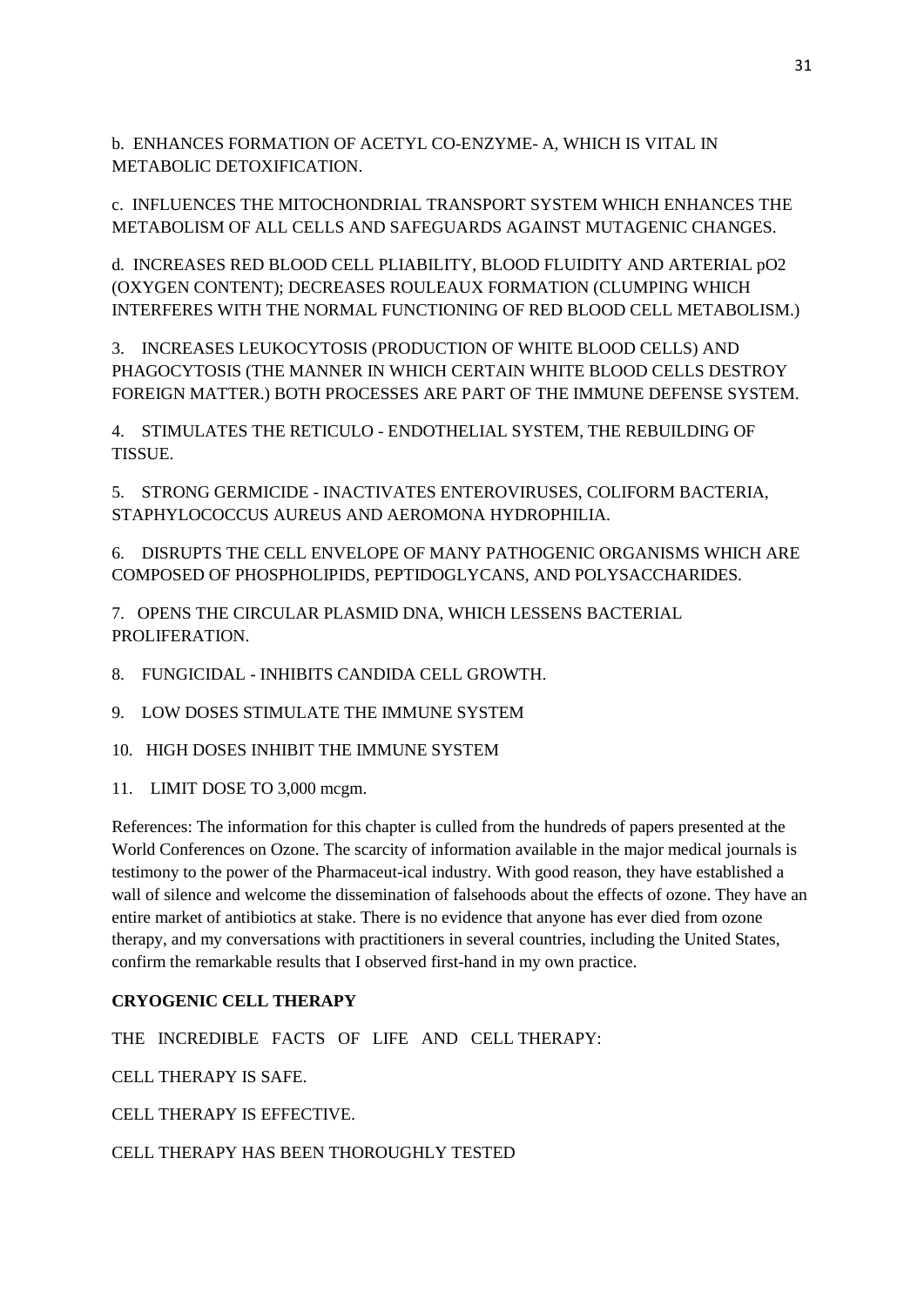b. ENHANCES FORMATION OF ACETYL CO-ENZYME- A, WHICH IS VITAL IN METABOLIC DETOXIFICATION.

c. INFLUENCES THE MITOCHONDRIAL TRANSPORT SYSTEM WHICH ENHANCES THE METABOLISM OF ALL CELLS AND SAFEGUARDS AGAINST MUTAGENIC CHANGES.

d. INCREASES RED BLOOD CELL PLIABILITY, BLOOD FLUIDITY AND ARTERIAL pO2 (OXYGEN CONTENT); DECREASES ROULEAUX FORMATION (CLUMPING WHICH INTERFERES WITH THE NORMAL FUNCTIONING OF RED BLOOD CELL METABOLISM.)

3. INCREASES LEUKOCYTOSIS (PRODUCTION OF WHITE BLOOD CELLS) AND PHAGOCYTOSIS (THE MANNER IN WHICH CERTAIN WHITE BLOOD CELLS DESTROY FOREIGN MATTER.) BOTH PROCESSES ARE PART OF THE IMMUNE DEFENSE SYSTEM.

4. STIMULATES THE RETICULO - ENDOTHELIAL SYSTEM, THE REBUILDING OF TISSUE.

5. STRONG GERMICIDE - INACTIVATES ENTEROVIRUSES, COLIFORM BACTERIA, STAPHYLOCOCCUS AUREUS AND AEROMONA HYDROPHILIA.

6. DISRUPTS THE CELL ENVELOPE OF MANY PATHOGENIC ORGANISMS WHICH ARE COMPOSED OF PHOSPHOLIPIDS, PEPTIDOGLYCANS, AND POLYSACCHARIDES.

7. OPENS THE CIRCULAR PLASMID DNA, WHICH LESSENS BACTERIAL PROLIFERATION.

8. FUNGICIDAL - INHIBITS CANDIDA CELL GROWTH.

9. LOW DOSES STIMULATE THE IMMUNE SYSTEM

10. HIGH DOSES INHIBIT THE IMMUNE SYSTEM

11. LIMIT DOSE TO 3,000 mcgm.

References: The information for this chapter is culled from the hundreds of papers presented at the World Conferences on Ozone. The scarcity of information available in the major medical journals is testimony to the power of the Pharmaceut-ical industry. With good reason, they have established a wall of silence and welcome the dissemination of falsehoods about the effects of ozone. They have an entire market of antibiotics at stake. There is no evidence that anyone has ever died from ozone therapy, and my conversations with practitioners in several countries, including the United States, confirm the remarkable results that I observed first-hand in my own practice.

**CRYOGENIC CELL THERAPY**

THE INCREDIBLE FACTS OF LIFE AND CELL THERAPY:

CELL THERAPY IS SAFE.

CELL THERAPY IS EFFECTIVE.

CELL THERAPY HAS BEEN THOROUGHLY TESTED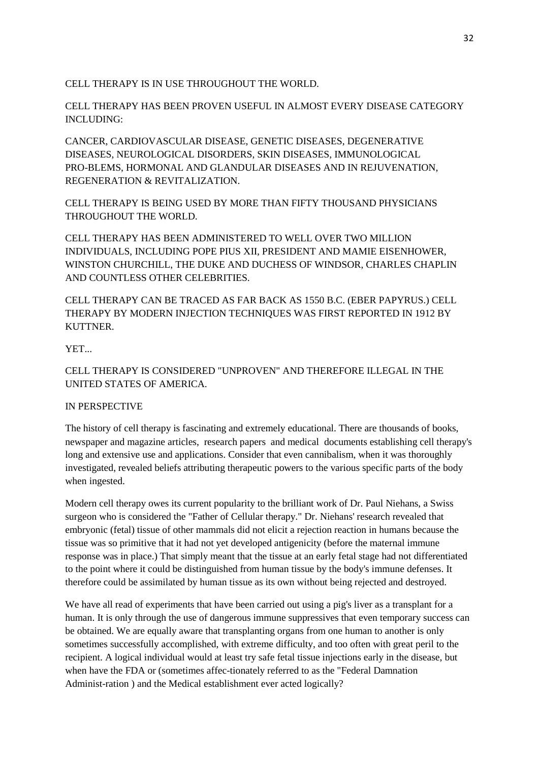CELL THERAPY IS IN USE THROUGHOUT THE WORLD.

CELL THERAPY HAS BEEN PROVEN USEFUL IN ALMOST EVERY DISEASE CATEGORY INCLUDING:

CANCER, CARDIOVASCULAR DISEASE, GENETIC DISEASES, DEGENERATIVE DISEASES, NEUROLOGICAL DISORDERS, SKIN DISEASES, IMMUNOLOGICAL PRO-BLEMS, HORMONAL AND GLANDULAR DISEASES AND IN REJUVENATION, REGENERATION & REVITALIZATION.

CELL THERAPY IS BEING USED BY MORE THAN FIFTY THOUSAND PHYSICIANS THROUGHOUT THE WORLD.

CELL THERAPY HAS BEEN ADMINISTERED TO WELL OVER TWO MILLION INDIVIDUALS, INCLUDING POPE PIUS XII, PRESIDENT AND MAMIE EISENHOWER, WINSTON CHURCHILL, THE DUKE AND DUCHESS OF WINDSOR, CHARLES CHAPLIN AND COUNTLESS OTHER CELEBRITIES.

CELL THERAPY CAN BE TRACED AS FAR BACK AS 1550 B.C. (EBER PAPYRUS.) CELL THERAPY BY MODERN INJECTION TECHNIQUES WAS FIRST REPORTED IN 1912 BY KUTTNER.

YET...

CELL THERAPY IS CONSIDERED "UNPROVEN" AND THEREFORE ILLEGAL IN THE UNITED STATES OF AMERICA.

IN PERSPECTIVE

The history of cell therapy is fascinating and extremely educational. There are thousands of books, newspaper and magazine articles, research papers and medical documents establishing cell therapy's long and extensive use and applications. Consider that even cannibalism, when it was thoroughly investigated, revealed beliefs attributing therapeutic powers to the various specific parts of the body when ingested.

Modern cell therapy owes its current popularity to the brilliant work of Dr. Paul Niehans, a Swiss surgeon who is considered the "Father of Cellular therapy." Dr. Niehans' research revealed that embryonic (fetal) tissue of other mammals did not elicit a rejection reaction in humans because the tissue was so primitive that it had not yet developed antigenicity (before the maternal immune response was in place.) That simply meant that the tissue at an early fetal stage had not differentiated to the point where it could be distinguished from human tissue by the body's immune defenses. It therefore could be assimilated by human tissue as its own without being rejected and destroyed.

We have all read of experiments that have been carried out using a pig's liver as a transplant for a human. It is only through the use of dangerous immune suppressives that even temporary success can be obtained. We are equally aware that transplanting organs from one human to another is only sometimes successfully accomplished, with extreme difficulty, and too often with great peril to the recipient. A logical individual would at least try safe fetal tissue injections early in the disease, but when have the FDA or (sometimes affec-tionately referred to as the "Federal Damnation Administ-ration ) and the Medical establishment ever acted logically?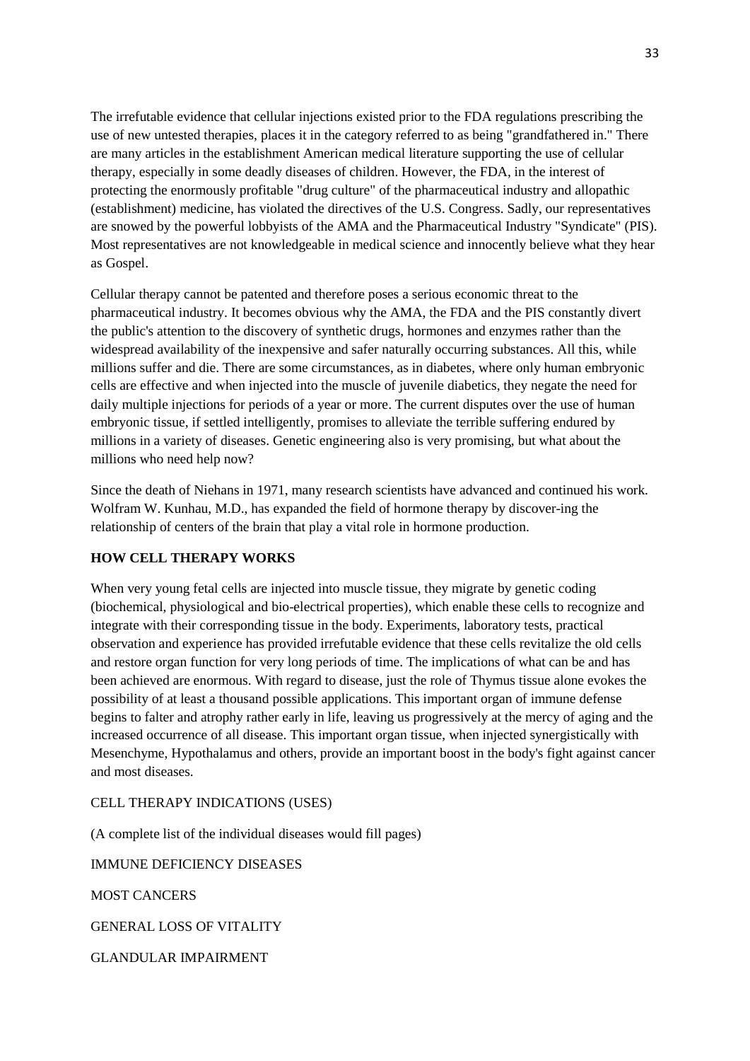The irrefutable evidence that cellular injections existed prior to the FDA regulations prescribing the use of new untested therapies, places it in the category referred to as being "grandfathered in." There are many articles in the establishment American medical literature supporting the use of cellular therapy, especially in some deadly diseases of children. However, the FDA, in the interest of protecting the enormously profitable "drug culture" of the pharmaceutical industry and allopathic (establishment) medicine, has violated the directives of the U.S. Congress. Sadly, our representatives are snowed by the powerful lobbyists of the AMA and the Pharmaceutical Industry "Syndicate" (PIS). Most representatives are not knowledgeable in medical science and innocently believe what they hear as Gospel.

Cellular therapy cannot be patented and therefore poses a serious economic threat to the pharmaceutical industry. It becomes obvious why the AMA, the FDA and the PIS constantly divert the public's attention to the discovery of synthetic drugs, hormones and enzymes rather than the widespread availability of the inexpensive and safer naturally occurring substances. All this, while millions suffer and die. There are some circumstances, as in diabetes, where only human embryonic cells are effective and when injected into the muscle of juvenile diabetics, they negate the need for daily multiple injections for periods of a year or more. The current disputes over the use of human embryonic tissue, if settled intelligently, promises to alleviate the terrible suffering endured by millions in a variety of diseases. Genetic engineering also is very promising, but what about the millions who need help now?

Since the death of Niehans in 1971, many research scientists have advanced and continued his work. Wolfram W. Kunhau, M.D., has expanded the field of hormone therapy by discover-ing the relationship of centers of the brain that play a vital role in hormone production.

**HOW CELL THERAPY WORKS**

When very young fetal cells are injected into muscle tissue, they migrate by genetic coding (biochemical, physiological and bio-electrical properties), which enable these cells to recognize and integrate with their corresponding tissue in the body. Experiments, laboratory tests, practical observation and experience has provided irrefutable evidence that these cells revitalize the old cells and restore organ function for very long periods of time. The implications of what can be and has been achieved are enormous. With regard to disease, just the role of Thymus tissue alone evokes the possibility of at least a thousand possible applications. This important organ of immune defense begins to falter and atrophy rather early in life, leaving us progressively at the mercy of aging and the increased occurrence of all disease. This important organ tissue, when injected synergistically with Mesenchyme, Hypothalamus and others, provide an important boost in the body's fight against cancer and most diseases.

CELL THERAPY INDICATIONS (USES)

(A complete list of the individual diseases would fill pages)

IMMUNE DEFICIENCY DISEASES

MOST CANCERS

GENERAL LOSS OF VITALITY

GLANDULAR IMPAIRMENT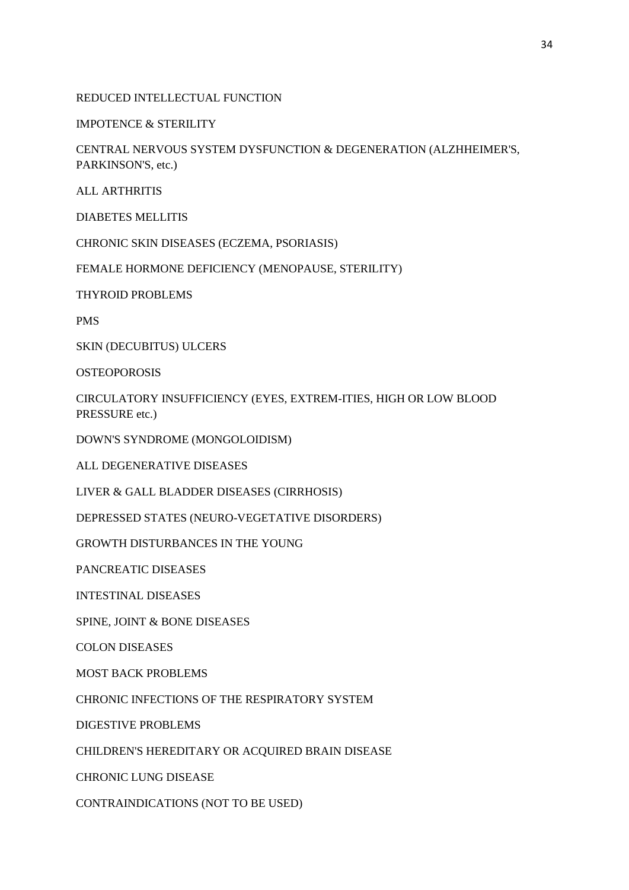REDUCED INTELLECTUAL FUNCTION

IMPOTENCE & STERILITY

CENTRAL NERVOUS SYSTEM DYSFUNCTION & DEGENERATION (ALZHHEIMER'S, PARKINSON'S, etc.)

ALL ARTHRITIS

DIABETES MELLITIS

CHRONIC SKIN DISEASES (ECZEMA, PSORIASIS)

FEMALE HORMONE DEFICIENCY (MENOPAUSE, STERILITY)

THYROID PROBLEMS

PMS

SKIN (DECUBITUS) ULCERS

OSTEOPOROSIS

CIRCULATORY INSUFFICIENCY (EYES, EXTREM-ITIES, HIGH OR LOW BLOOD PRESSURE etc.)

DOWN'S SYNDROME (MONGOLOIDISM)

ALL DEGENERATIVE DISEASES

LIVER & GALL BLADDER DISEASES (CIRRHOSIS)

DEPRESSED STATES (NEURO-VEGETATIVE DISORDERS)

GROWTH DISTURBANCES IN THE YOUNG

PANCREATIC DISEASES

INTESTINAL DISEASES

SPINE, JOINT & BONE DISEASES

COLON DISEASES

MOST BACK PROBLEMS

CHRONIC INFECTIONS OF THE RESPIRATORY SYSTEM

DIGESTIVE PROBLEMS

CHILDREN'S HEREDITARY OR ACQUIRED BRAIN DISEASE

CHRONIC LUNG DISEASE

CONTRAINDICATIONS (NOT TO BE USED)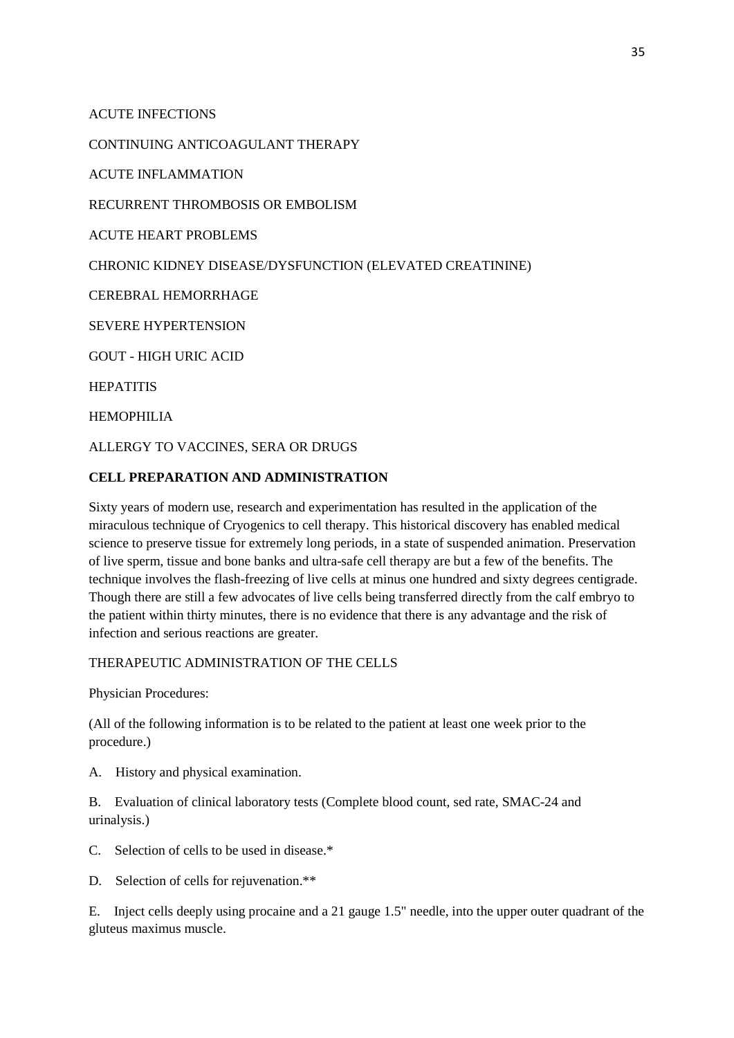ACUTE INFECTIONS

CONTINUING ANTICOAGULANT THERAPY

ACUTE INFLAMMATION

RECURRENT THROMBOSIS OR EMBOLISM

ACUTE HEART PROBLEMS

CHRONIC KIDNEY DISEASE/DYSFUNCTION (ELEVATED CREATININE)

CEREBRAL HEMORRHAGE

SEVERE HYPERTENSION

GOUT - HIGH URIC ACID

HEPATITIS

HEMOPHILIA

ALLERGY TO VACCINES, SERA OR DRUGS

**CELL PREPARATION AND ADMINISTRATION**

Sixty years of modern use, research and experimentation has resulted in the application of the miraculous technique of Cryogenics to cell therapy. This historical discovery has enabled medical science to preserve tissue for extremely long periods, in a state of suspended animation. Preservation of live sperm, tissue and bone banks and ultra-safe cell therapy are but a few of the benefits. The technique involves the flash-freezing of live cells at minus one hundred and sixty degrees centigrade. Though there are still a few advocates of live cells being transferred directly from the calf embryo to the patient within thirty minutes, there is no evidence that there is any advantage and the risk of infection and serious reactions are greater.

THERAPEUTIC ADMINISTRATION OF THE CELLS

Physician Procedures:

(All of the following information is to be related to the patient at least one week prior to the procedure.)

A. History and physical examination.

B. Evaluation of clinical laboratory tests (Complete blood count, sed rate, SMAC-24 and urinalysis.)

C. Selection of cells to be used in disease.*

D. Selection of cells for rejuvenation.**

E. Inject cells deeply using procaine and a 21 gauge 1.5" needle, into the upper outer quadrant of the gluteus maximus muscle.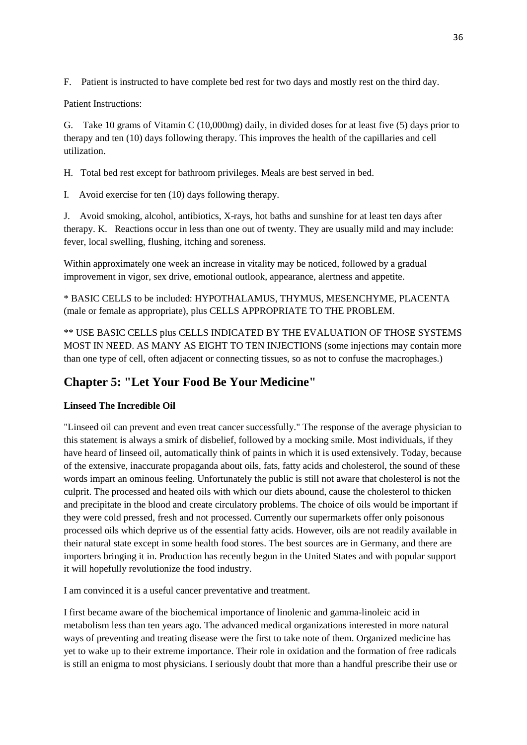F. Patient is instructed to have complete bed rest for two days and mostly rest on the third day.

Patient Instructions:

G. Take 10 grams of Vitamin C (10,000mg) daily, in divided doses for at least five (5) days prior to therapy and ten (10) days following therapy. This improves the health of the capillaries and cell utilization.

H. Total bed rest except for bathroom privileges. Meals are best served in bed.

I. Avoid exercise for ten (10) days following therapy.

J. Avoid smoking, alcohol, antibiotics, X-rays, hot baths and sunshine for at least ten days after therapy. K. Reactions occur in less than one out of twenty. They are usually mild and may include: fever, local swelling, flushing, itching and soreness.

Within approximately one week an increase in vitality may be noticed, followed by a gradual improvement in vigor, sex drive, emotional outlook, appearance, alertness and appetite.

* BASIC CELLS to be included: HYPOTHALAMUS, THYMUS, MESENCHYME, PLACENTA (male or female as appropriate), plus CELLS APPROPRIATE TO THE PROBLEM.

** USE BASIC CELLS plus CELLS INDICATED BY THE EVALUATION OF THOSE SYSTEMS MOST IN NEED. AS MANY AS EIGHT TO TEN INJECTIONS (some injections may contain more than one type of cell, often adjacent or connecting tissues, so as not to confuse the macrophages.)

## Chapter 5: "Let Your Food Be Your Medicine"

**Linseed The Incredible Oil**

"Linseed oil can prevent and even treat cancer successfully." The response of the average physician to this statement is always a smirk of disbelief, followed by a mocking smile. Most individuals, if they have heard of linseed oil, automatically think of paints in which it is used extensively. Today, because of the extensive, inaccurate propaganda about oils, fats, fatty acids and cholesterol, the sound of these words impart an ominous feeling. Unfortunately the public is still not aware that cholesterol is not the culprit. The processed and heated oils with which our diets abound, cause the cholesterol to thicken and precipitate in the blood and create circulatory problems. The choice of oils would be important if they were cold pressed, fresh and not processed. Currently our supermarkets offer only poisonous processed oils which deprive us of the essential fatty acids. However, oils are not readily available in their natural state except in some health food stores. The best sources are in Germany, and there are importers bringing it in. Production has recently begun in the United States and with popular support it will hopefully revolutionize the food industry.

I am convinced it is a useful cancer preventative and treatment.

I first became aware of the biochemical importance of linolenic and gamma-linoleic acid in metabolism less than ten years ago. The advanced medical organizations interested in more natural ways of preventing and treating disease were the first to take note of them. Organized medicine has yet to wake up to their extreme importance. Their role in oxidation and the formation of free radicals is still an enigma to most physicians. I seriously doubt that more than a handful prescribe their use or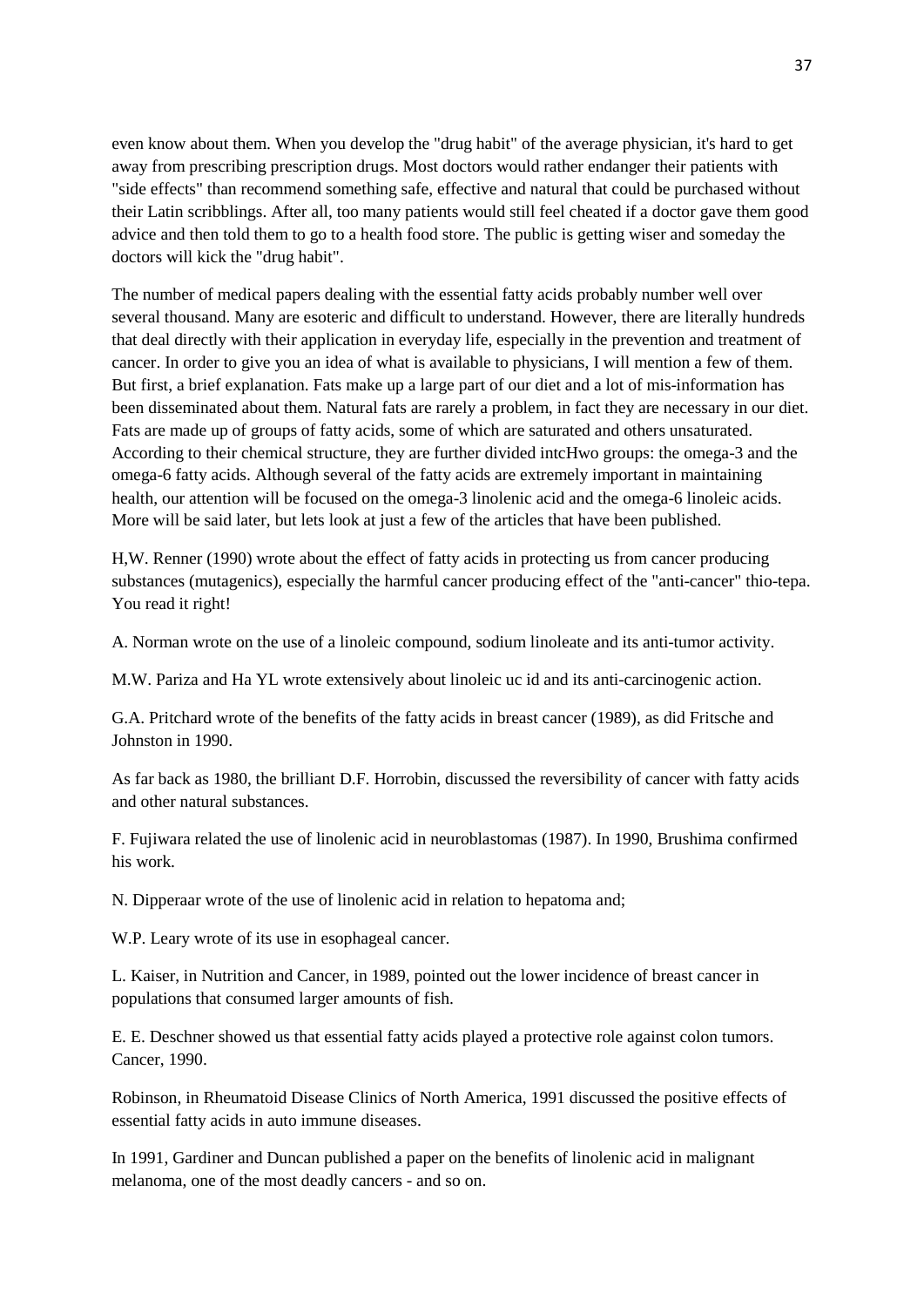even know about them. When you develop the "drug habit" of the average physician, it's hard to get away from prescribing prescription drugs. Most doctors would rather endanger their patients with "side effects" than recommend something safe, effective and natural that could be purchased without their Latin scribblings. After all, too many patients would still feel cheated if a doctor gave them good advice and then told them to go to a health food store. The public is getting wiser and someday the doctors will kick the "drug habit".

The number of medical papers dealing with the essential fatty acids probably number well over several thousand. Many are esoteric and difficult to understand. However, there are literally hundreds that deal directly with their application in everyday life, especially in the prevention and treatment of cancer. In order to give you an idea of what is available to physicians, I will mention a few of them. But first, a brief explanation. Fats make up a large part of our diet and a lot of mis-information has been disseminated about them. Natural fats are rarely a problem, in fact they are necessary in our diet. Fats are made up of groups of fatty acids, some of which are saturated and others unsaturated. According to their chemical structure, they are further divided intcHwo groups: the omega-3 and the omega-6 fatty acids. Although several of the fatty acids are extremely important in maintaining health, our attention will be focused on the omega-3 linolenic acid and the omega-6 linoleic acids. More will be said later, but lets look at just a few of the articles that have been published.

H,W. Renner (1990) wrote about the effect of fatty acids in protecting us from cancer producing substances (mutagenics), especially the harmful cancer producing effect of the "anti-cancer" thio-tepa. You read it right!

A. Norman wrote on the use of a linoleic compound, sodium linoleate and its anti-tumor activity.

M.W. Pariza and Ha YL wrote extensively about linoleic uc id and its anti-carcinogenic action.

G.A. Pritchard wrote of the benefits of the fatty acids in breast cancer (1989), as did Fritsche and Johnston in 1990.

As far back as 1980, the brilliant D.F. Horrobin, discussed the reversibility of cancer with fatty acids and other natural substances.

F. Fujiwara related the use of linolenic acid in neuroblastomas (1987). In 1990, Brushima confirmed his work.

N. Dipperaar wrote of the use of linolenic acid in relation to hepatoma and;

W.P. Leary wrote of its use in esophageal cancer.

L. Kaiser, in Nutrition and Cancer, in 1989, pointed out the lower incidence of breast cancer in populations that consumed larger amounts of fish.

E. E. Deschner showed us that essential fatty acids played a protective role against colon tumors. Cancer, 1990.

Robinson, in Rheumatoid Disease Clinics of North America, 1991 discussed the positive effects of essential fatty acids in auto immune diseases.

In 1991, Gardiner and Duncan published a paper on the benefits of linolenic acid in malignant melanoma, one of the most deadly cancers - and so on.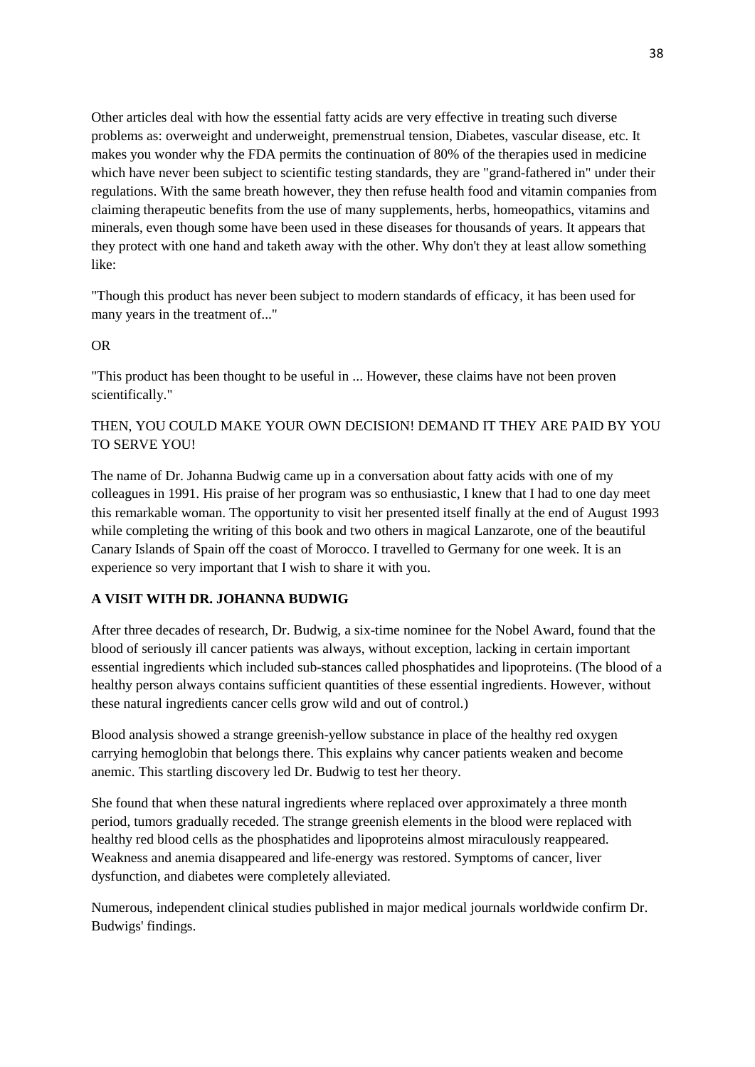Other articles deal with how the essential fatty acids are very effective in treating such diverse problems as: overweight and underweight, premenstrual tension, Diabetes, vascular disease, etc. It makes you wonder why the FDA permits the continuation of 80% of the therapies used in medicine which have never been subject to scientific testing standards, they are "grand-fathered in" under their regulations. With the same breath however, they then refuse health food and vitamin companies from claiming therapeutic benefits from the use of many supplements, herbs, homeopathics, vitamins and minerals, even though some have been used in these diseases for thousands of years. It appears that they protect with one hand and taketh away with the other. Why don't they at least allow something like:

"Though this product has never been subject to modern standards of efficacy, it has been used for many years in the treatment of..."

OR

"This product has been thought to be useful in ... However, these claims have not been proven scientifically."

THEN, YOU COULD MAKE YOUR OWN DECISION! DEMAND IT THEY ARE PAID BY YOU TO SERVE YOU!

The name of Dr. Johanna Budwig came up in a conversation about fatty acids with one of my colleagues in 1991. His praise of her program was so enthusiastic, I knew that I had to one day meet this remarkable woman. The opportunity to visit her presented itself finally at the end of August 1993 while completing the writing of this book and two others in magical Lanzarote, one of the beautiful Canary Islands of Spain off the coast of Morocco. I travelled to Germany for one week. It is an experience so very important that I wish to share it with you.

**A VISIT WITH DR. JOHANNA BUDWIG**

After three decades of research, Dr. Budwig, a six-time nominee for the Nobel Award, found that the blood of seriously ill cancer patients was always, without exception, lacking in certain important essential ingredients which included sub-stances called phosphatides and lipoproteins. (The blood of a healthy person always contains sufficient quantities of these essential ingredients. However, without these natural ingredients cancer cells grow wild and out of control.)

Blood analysis showed a strange greenish-yellow substance in place of the healthy red oxygen carrying hemoglobin that belongs there. This explains why cancer patients weaken and become anemic. This startling discovery led Dr. Budwig to test her theory.

She found that when these natural ingredients where replaced over approximately a three month period, tumors gradually receded. The strange greenish elements in the blood were replaced with healthy red blood cells as the phosphatides and lipoproteins almost miraculously reappeared. Weakness and anemia disappeared and life-energy was restored. Symptoms of cancer, liver dysfunction, and diabetes were completely alleviated.

Numerous, independent clinical studies published in major medical journals worldwide confirm Dr. Budwigs' findings.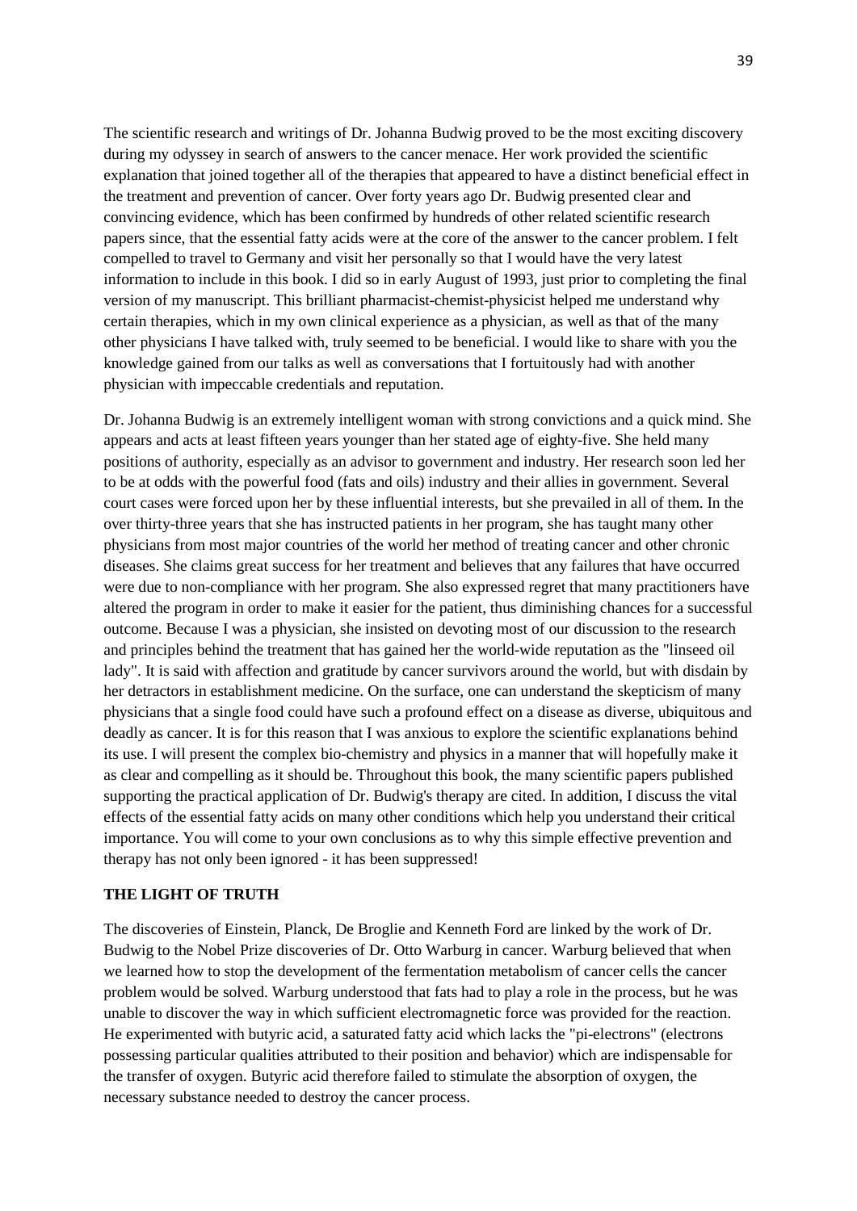The scientific research and writings of Dr. Johanna Budwig proved to be the most exciting discovery during my odyssey in search of answers to the cancer menace. Her work provided the scientific explanation that joined together all of the therapies that appeared to have a distinct beneficial effect in the treatment and prevention of cancer. Over forty years ago Dr. Budwig presented clear and convincing evidence, which has been confirmed by hundreds of other related scientific research papers since, that the essential fatty acids were at the core of the answer to the cancer problem. I felt compelled to travel to Germany and visit her personally so that I would have the very latest information to include in this book. I did so in early August of 1993, just prior to completing the final version of my manuscript. This brilliant pharmacist-chemist-physicist helped me understand why certain therapies, which in my own clinical experience as a physician, as well as that of the many other physicians I have talked with, truly seemed to be beneficial. I would like to share with you the knowledge gained from our talks as well as conversations that I fortuitously had with another physician with impeccable credentials and reputation.

Dr. Johanna Budwig is an extremely intelligent woman with strong convictions and a quick mind. She appears and acts at least fifteen years younger than her stated age of eighty-five. She held many positions of authority, especially as an advisor to government and industry. Her research soon led her to be at odds with the powerful food (fats and oils) industry and their allies in government. Several court cases were forced upon her by these influential interests, but she prevailed in all of them. In the over thirty-three years that she has instructed patients in her program, she has taught many other physicians from most major countries of the world her method of treating cancer and other chronic diseases. She claims great success for her treatment and believes that any failures that have occurred were due to non-compliance with her program. She also expressed regret that many practitioners have altered the program in order to make it easier for the patient, thus diminishing chances for a successful outcome. Because I was a physician, she insisted on devoting most of our discussion to the research and principles behind the treatment that has gained her the world-wide reputation as the "linseed oil lady". It is said with affection and gratitude by cancer survivors around the world, but with disdain by her detractors in establishment medicine. On the surface, one can understand the skepticism of many physicians that a single food could have such a profound effect on a disease as diverse, ubiquitous and deadly as cancer. It is for this reason that I was anxious to explore the scientific explanations behind its use. I will present the complex bio-chemistry and physics in a manner that will hopefully make it as clear and compelling as it should be. Throughout this book, the many scientific papers published supporting the practical application of Dr. Budwig's therapy are cited. In addition, I discuss the vital effects of the essential fatty acids on many other conditions which help you understand their critical importance. You will come to your own conclusions as to why this simple effective prevention and therapy has not only been ignored - it has been suppressed!

**THE LIGHT OF TRUTH**

The discoveries of Einstein, Planck, De Broglie and Kenneth Ford are linked by the work of Dr. Budwig to the Nobel Prize discoveries of Dr. Otto Warburg in cancer. Warburg believed that when we learned how to stop the development of the fermentation metabolism of cancer cells the cancer problem would be solved. Warburg understood that fats had to play a role in the process, but he was unable to discover the way in which sufficient electromagnetic force was provided for the reaction. He experimented with butyric acid, a saturated fatty acid which lacks the "pi-electrons" (electrons possessing particular qualities attributed to their position and behavior) which are indispensable for the transfer of oxygen. Butyric acid therefore failed to stimulate the absorption of oxygen, the necessary substance needed to destroy the cancer process.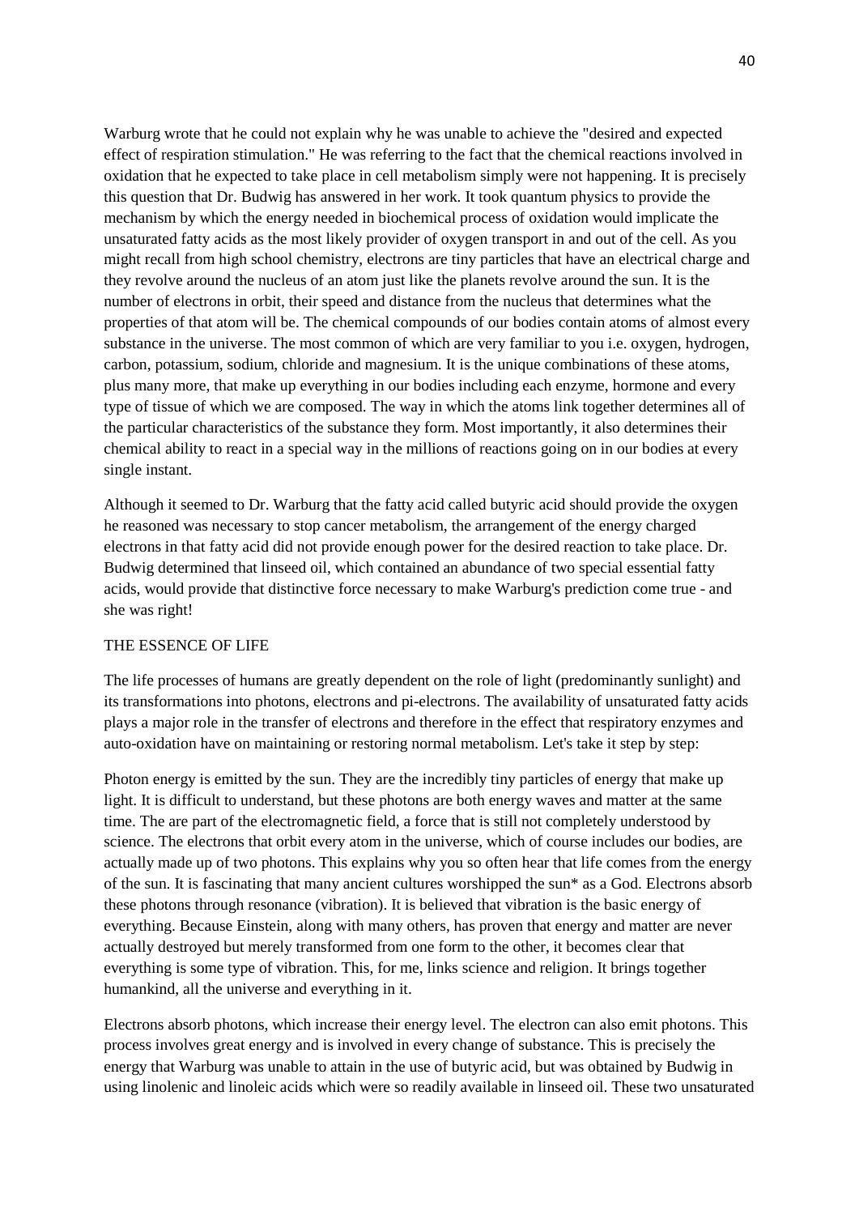Warburg wrote that he could not explain why he was unable to achieve the "desired and expected effect of respiration stimulation." He was referring to the fact that the chemical reactions involved in oxidation that he expected to take place in cell metabolism simply were not happening. It is precisely this question that Dr. Budwig has answered in her work. It took quantum physics to provide the mechanism by which the energy needed in biochemical process of oxidation would implicate the unsaturated fatty acids as the most likely provider of oxygen transport in and out of the cell. As you might recall from high school chemistry, electrons are tiny particles that have an electrical charge and they revolve around the nucleus of an atom just like the planets revolve around the sun. It is the number of electrons in orbit, their speed and distance from the nucleus that determines what the properties of that atom will be. The chemical compounds of our bodies contain atoms of almost every substance in the universe. The most common of which are very familiar to you i.e. oxygen, hydrogen, carbon, potassium, sodium, chloride and magnesium. It is the unique combinations of these atoms, plus many more, that make up everything in our bodies including each enzyme, hormone and every type of tissue of which we are composed. The way in which the atoms link together determines all of the particular characteristics of the substance they form. Most importantly, it also determines their chemical ability to react in a special way in the millions of reactions going on in our bodies at every single instant.

Although it seemed to Dr. Warburg that the fatty acid called butyric acid should provide the oxygen he reasoned was necessary to stop cancer metabolism, the arrangement of the energy charged electrons in that fatty acid did not provide enough power for the desired reaction to take place. Dr. Budwig determined that linseed oil, which contained an abundance of two special essential fatty acids, would provide that distinctive force necessary to make Warburg's prediction come true - and she was right!

THE ESSENCE OF LIFE

The life processes of humans are greatly dependent on the role of light (predominantly sunlight) and its transformations into photons, electrons and pi-electrons. The availability of unsaturated fatty acids plays a major role in the transfer of electrons and therefore in the effect that respiratory enzymes and auto-oxidation have on maintaining or restoring normal metabolism. Let's take it step by step:

Photon energy is emitted by the sun. They are the incredibly tiny particles of energy that make up light. It is difficult to understand, but these photons are both energy waves and matter at the same time. The are part of the electromagnetic field, a force that is still not completely understood by science. The electrons that orbit every atom in the universe, which of course includes our bodies, are actually made up of two photons. This explains why you so often hear that life comes from the energy of the sun. It is fascinating that many ancient cultures worshipped the sun* as a God. Electrons absorb these photons through resonance (vibration). It is believed that vibration is the basic energy of everything. Because Einstein, along with many others, has proven that energy and matter are never actually destroyed but merely transformed from one form to the other, it becomes clear that everything is some type of vibration. This, for me, links science and religion. It brings together humankind, all the universe and everything in it.

Electrons absorb photons, which increase their energy level. The electron can also emit photons. This process involves great energy and is involved in every change of substance. This is precisely the energy that Warburg was unable to attain in the use of butyric acid, but was obtained by Budwig in using linolenic and linoleic acids which were so readily available in linseed oil. These two unsaturated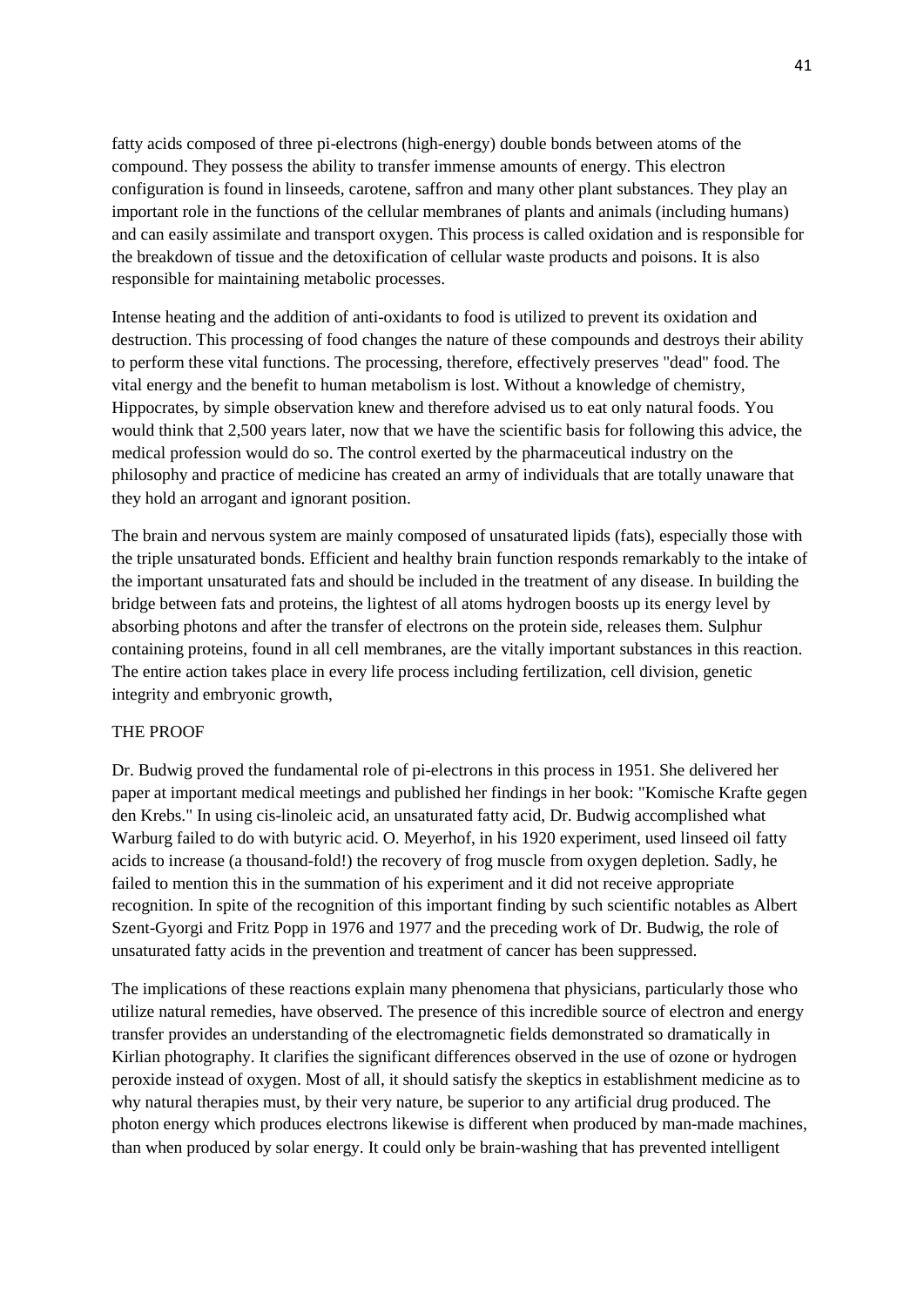fatty acids composed of three pi-electrons (high-energy) double bonds between atoms of the compound. They possess the ability to transfer immense amounts of energy. This electron configuration is found in linseeds, carotene, saffron and many other plant substances. They play an important role in the functions of the cellular membranes of plants and animals (including humans) and can easily assimilate and transport oxygen. This process is called oxidation and is responsible for the breakdown of tissue and the detoxification of cellular waste products and poisons. It is also responsible for maintaining metabolic processes.

Intense heating and the addition of anti-oxidants to food is utilized to prevent its oxidation and destruction. This processing of food changes the nature of these compounds and destroys their ability to perform these vital functions. The processing, therefore, effectively preserves "dead" food. The vital energy and the benefit to human metabolism is lost. Without a knowledge of chemistry, Hippocrates, by simple observation knew and therefore advised us to eat only natural foods. You would think that 2,500 years later, now that we have the scientific basis for following this advice, the medical profession would do so. The control exerted by the pharmaceutical industry on the philosophy and practice of medicine has created an army of individuals that are totally unaware that they hold an arrogant and ignorant position.

The brain and nervous system are mainly composed of unsaturated lipids (fats), especially those with the triple unsaturated bonds. Efficient and healthy brain function responds remarkably to the intake of the important unsaturated fats and should be included in the treatment of any disease. In building the bridge between fats and proteins, the lightest of all atoms hydrogen boosts up its energy level by absorbing photons and after the transfer of electrons on the protein side, releases them. Sulphur containing proteins, found in all cell membranes, are the vitally important substances in this reaction. The entire action takes place in every life process including fertilization, cell division, genetic integrity and embryonic growth,

THE PROOF

Dr. Budwig proved the fundamental role of pi-electrons in this process in 1951. She delivered her paper at important medical meetings and published her findings in her book: "Komische Krafte gegen den Krebs." In using cis-linoleic acid, an unsaturated fatty acid, Dr. Budwig accomplished what Warburg failed to do with butyric acid. O. Meyerhof, in his 1920 experiment, used linseed oil fatty acids to increase (a thousand-fold!) the recovery of frog muscle from oxygen depletion. Sadly, he failed to mention this in the summation of his experiment and it did not receive appropriate recognition. In spite of the recognition of this important finding by such scientific notables as Albert Szent-Gyorgi and Fritz Popp in 1976 and 1977 and the preceding work of Dr. Budwig, the role of unsaturated fatty acids in the prevention and treatment of cancer has been suppressed.

The implications of these reactions explain many phenomena that physicians, particularly those who utilize natural remedies, have observed. The presence of this incredible source of electron and energy transfer provides an understanding of the electromagnetic fields demonstrated so dramatically in Kirlian photography. It clarifies the significant differences observed in the use of ozone or hydrogen peroxide instead of oxygen. Most of all, it should satisfy the skeptics in establishment medicine as to why natural therapies must, by their very nature, be superior to any artificial drug produced. The photon energy which produces electrons likewise is different when produced by man-made machines, than when produced by solar energy. It could only be brain-washing that has prevented intelligent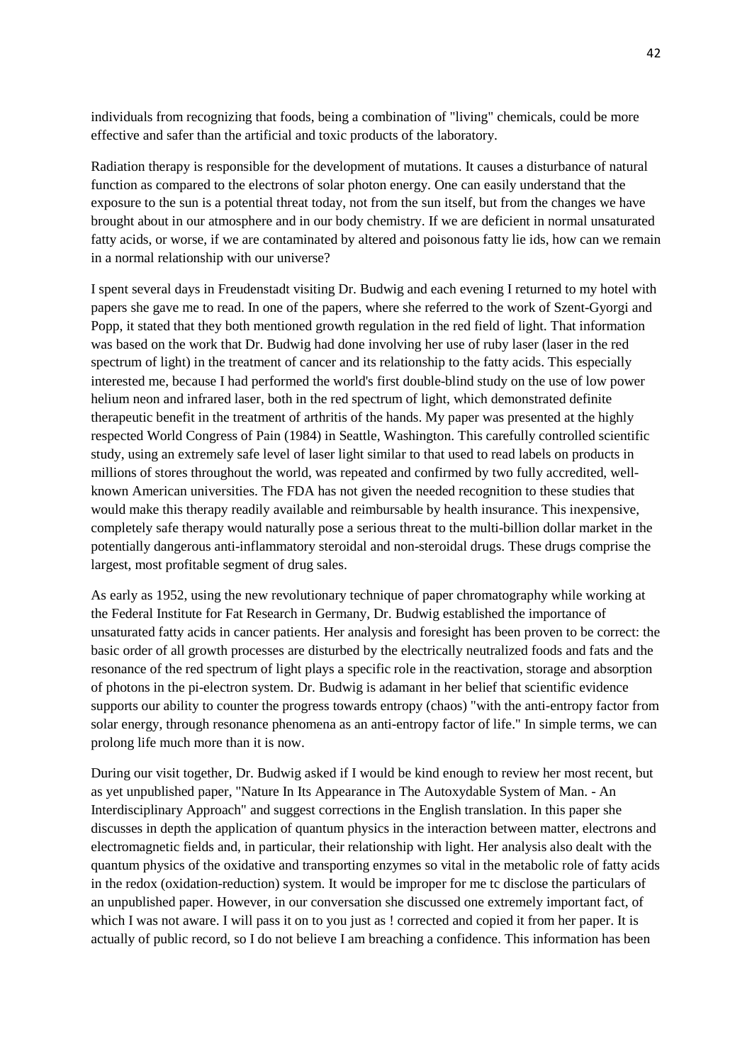individuals from recognizing that foods, being a combination of "living" chemicals, could be more effective and safer than the artificial and toxic products of the laboratory.

Radiation therapy is responsible for the development of mutations. It causes a disturbance of natural function as compared to the electrons of solar photon energy. One can easily understand that the exposure to the sun is a potential threat today, not from the sun itself, but from the changes we have brought about in our atmosphere and in our body chemistry. If we are deficient in normal unsaturated fatty acids, or worse, if we are contaminated by altered and poisonous fatty lie ids, how can we remain in a normal relationship with our universe?

I spent several days in Freudenstadt visiting Dr. Budwig and each evening I returned to my hotel with papers she gave me to read. In one of the papers, where she referred to the work of Szent-Gyorgi and Popp, it stated that they both mentioned growth regulation in the red field of light. That information was based on the work that Dr. Budwig had done involving her use of ruby laser (laser in the red spectrum of light) in the treatment of cancer and its relationship to the fatty acids. This especially interested me, because I had performed the world's first double-blind study on the use of low power helium neon and infrared laser, both in the red spectrum of light, which demonstrated definite therapeutic benefit in the treatment of arthritis of the hands. My paper was presented at the highly respected World Congress of Pain (1984) in Seattle, Washington. This carefully controlled scientific study, using an extremely safe level of laser light similar to that used to read labels on products in millions of stores throughout the world, was repeated and confirmed by two fully accredited, well-known American universities. The FDA has not given the needed recognition to these studies that would make this therapy readily available and reimbursable by health insurance. This inexpensive, completely safe therapy would naturally pose a serious threat to the multi-billion dollar market in the potentially dangerous anti-inflammatory steroidal and non-steroidal drugs. These drugs comprise the largest, most profitable segment of drug sales.

As early as 1952, using the new revolutionary technique of paper chromatography while working at the Federal Institute for Fat Research in Germany, Dr. Budwig established the importance of unsaturated fatty acids in cancer patients. Her analysis and foresight has been proven to be correct: the basic order of all growth processes are disturbed by the electrically neutralized foods and fats and the resonance of the red spectrum of light plays a specific role in the reactivation, storage and absorption of photons in the pi-electron system. Dr. Budwig is adamant in her belief that scientific evidence supports our ability to counter the progress towards entropy (chaos) "with the anti-entropy factor from solar energy, through resonance phenomena as an anti-entropy factor of life." In simple terms, we can prolong life much more than it is now.

During our visit together, Dr. Budwig asked if I would be kind enough to review her most recent, but as yet unpublished paper, "Nature In Its Appearance in The Autoxydable System of Man. - An Interdisciplinary Approach" and suggest corrections in the English translation. In this paper she discusses in depth the application of quantum physics in the interaction between matter, electrons and electromagnetic fields and, in particular, their relationship with light. Her analysis also dealt with the quantum physics of the oxidative and transporting enzymes so vital in the metabolic role of fatty acids in the redox (oxidation-reduction) system. It would be improper for me tc disclose the particulars of an unpublished paper. However, in our conversation she discussed one extremely important fact, of which I was not aware. I will pass it on to you just as ! corrected and copied it from her paper. It is actually of public record, so I do not believe I am breaching a confidence. This information has been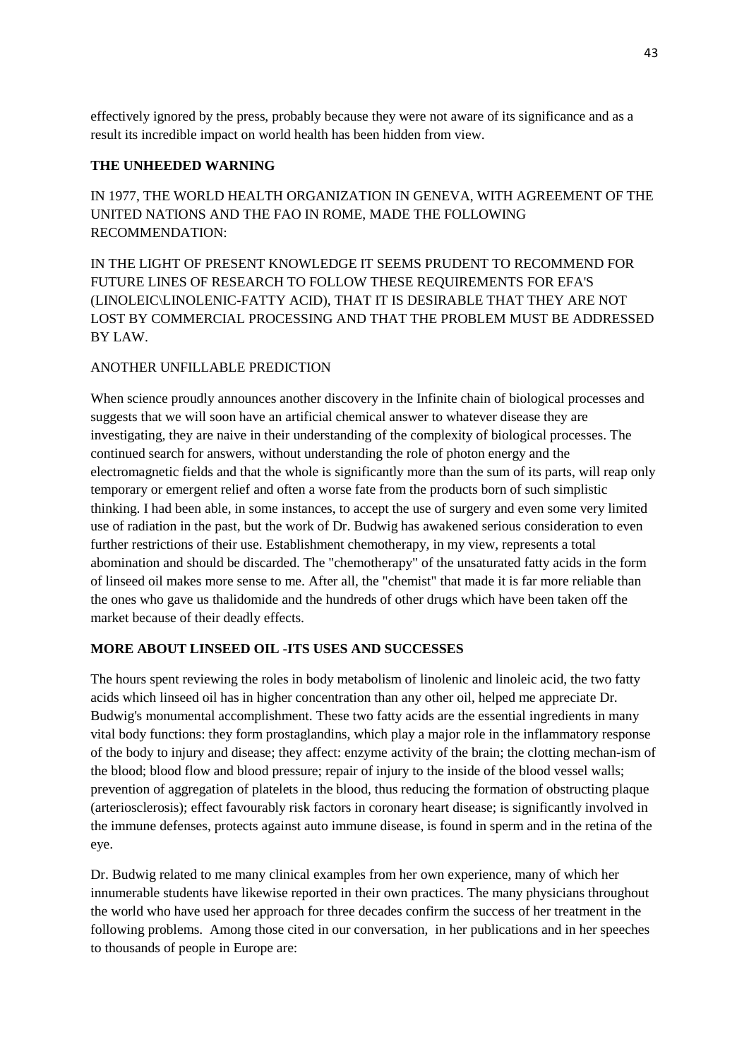effectively ignored by the press, probably because they were not aware of its significance and as a result its incredible impact on world health has been hidden from view.

**THE UNHEEDED WARNING**

IN 1977, THE WORLD HEALTH ORGANIZATION IN GENEVA, WITH AGREEMENT OF THE UNITED NATIONS AND THE FAO IN ROME, MADE THE FOLLOWING RECOMMENDATION:

IN THE LIGHT OF PRESENT KNOWLEDGE IT SEEMS PRUDENT TO RECOMMEND FOR FUTURE LINES OF RESEARCH TO FOLLOW THESE REQUIREMENTS FOR EFA'S (LINOLEIC\LINOLENIC-FATTY ACID), THAT IT IS DESIRABLE THAT THEY ARE NOT LOST BY COMMERCIAL PROCESSING AND THAT THE PROBLEM MUST BE ADDRESSED BY LAW.

ANOTHER UNFILLABLE PREDICTION

When science proudly announces another discovery in the Infinite chain of biological processes and suggests that we will soon have an artificial chemical answer to whatever disease they are investigating, they are naive in their understanding of the complexity of biological processes. The continued search for answers, without understanding the role of photon energy and the electromagnetic fields and that the whole is significantly more than the sum of its parts, will reap only temporary or emergent relief and often a worse fate from the products born of such simplistic thinking. I had been able, in some instances, to accept the use of surgery and even some very limited use of radiation in the past, but the work of Dr. Budwig has awakened serious consideration to even further restrictions of their use. Establishment chemotherapy, in my view, represents a total abomination and should be discarded. The "chemotherapy" of the unsaturated fatty acids in the form of linseed oil makes more sense to me. After all, the "chemist" that made it is far more reliable than the ones who gave us thalidomide and the hundreds of other drugs which have been taken off the market because of their deadly effects.

**MORE ABOUT LINSEED OIL -ITS USES AND SUCCESSES**

The hours spent reviewing the roles in body metabolism of linolenic and linoleic acid, the two fatty acids which linseed oil has in higher concentration than any other oil, helped me appreciate Dr. Budwig's monumental accomplishment. These two fatty acids are the essential ingredients in many vital body functions: they form prostaglandins, which play a major role in the inflammatory response of the body to injury and disease; they affect: enzyme activity of the brain; the clotting mechan-ism of the blood; blood flow and blood pressure; repair of injury to the inside of the blood vessel walls; prevention of aggregation of platelets in the blood, thus reducing the formation of obstructing plaque (arteriosclerosis); effect favourably risk factors in coronary heart disease; is significantly involved in the immune defenses, protects against auto immune disease, is found in sperm and in the retina of the eye.

Dr. Budwig related to me many clinical examples from her own experience, many of which her innumerable students have likewise reported in their own practices. The many physicians throughout the world who have used her approach for three decades confirm the success of her treatment in the following problems. Among those cited in our conversation, in her publications and in her speeches to thousands of people in Europe are: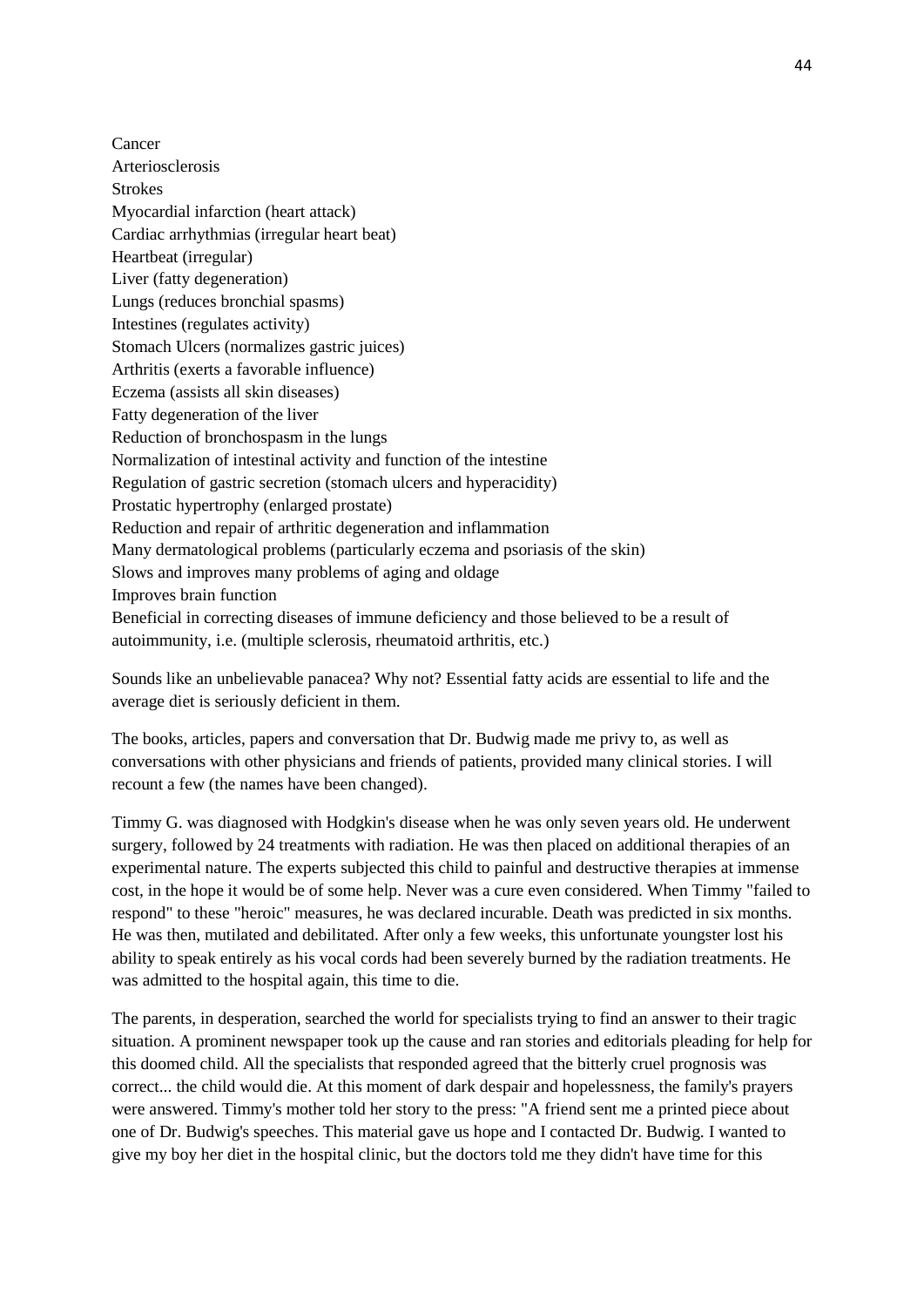Cancer
Arteriosclerosis
Strokes
Myocardial infarction (heart attack)
Cardiac arrhythmias (irregular heart beat)
Heartbeat (irregular)
Liver (fatty degeneration)
Lungs (reduces bronchial spasms)
Intestines (regulates activity)
Stomach Ulcers (normalizes gastric juices)
Arthritis (exerts a favorable influence)
Eczema (assists all skin diseases)
Fatty degeneration of the liver
Reduction of bronchospasm in the lungs
Normalization of intestinal activity and function of the intestine
Regulation of gastric secretion (stomach ulcers and hyperacidity)
Prostatic hypertrophy (enlarged prostate)
Reduction and repair of arthritic degeneration and inflammation
Many dermatological problems (particularly eczema and psoriasis of the skin)
Slows and improves many problems of aging and oldage
Improves brain function
Beneficial in correcting diseases of immune deficiency and those believed to be a result of autoimmunity, i.e. (multiple sclerosis, rheumatoid arthritis, etc.)

Sounds like an unbelievable panacea? Why not? Essential fatty acids are essential to life and the average diet is seriously deficient in them.

The books, articles, papers and conversation that Dr. Budwig made me privy to, as well as conversations with other physicians and friends of patients, provided many clinical stories. I will recount a few (the names have been changed).

Timmy G. was diagnosed with Hodgkin's disease when he was only seven years old. He underwent surgery, followed by 24 treatments with radiation. He was then placed on additional therapies of an experimental nature. The experts subjected this child to painful and destructive therapies at immense cost, in the hope it would be of some help. Never was a cure even considered. When Timmy "failed to respond" to these "heroic" measures, he was declared incurable. Death was predicted in six months. He was then, mutilated and debilitated. After only a few weeks, this unfortunate youngster lost his ability to speak entirely as his vocal cords had been severely burned by the radiation treatments. He was admitted to the hospital again, this time to die.

The parents, in desperation, searched the world for specialists trying to find an answer to their tragic situation. A prominent newspaper took up the cause and ran stories and editorials pleading for help for this doomed child. All the specialists that responded agreed that the bitterly cruel prognosis was correct... the child would die. At this moment of dark despair and hopelessness, the family's prayers were answered. Timmy's mother told her story to the press: "A friend sent me a printed piece about one of Dr. Budwig's speeches. This material gave us hope and I contacted Dr. Budwig. I wanted to give my boy her diet in the hospital clinic, but the doctors told me they didn't have time for this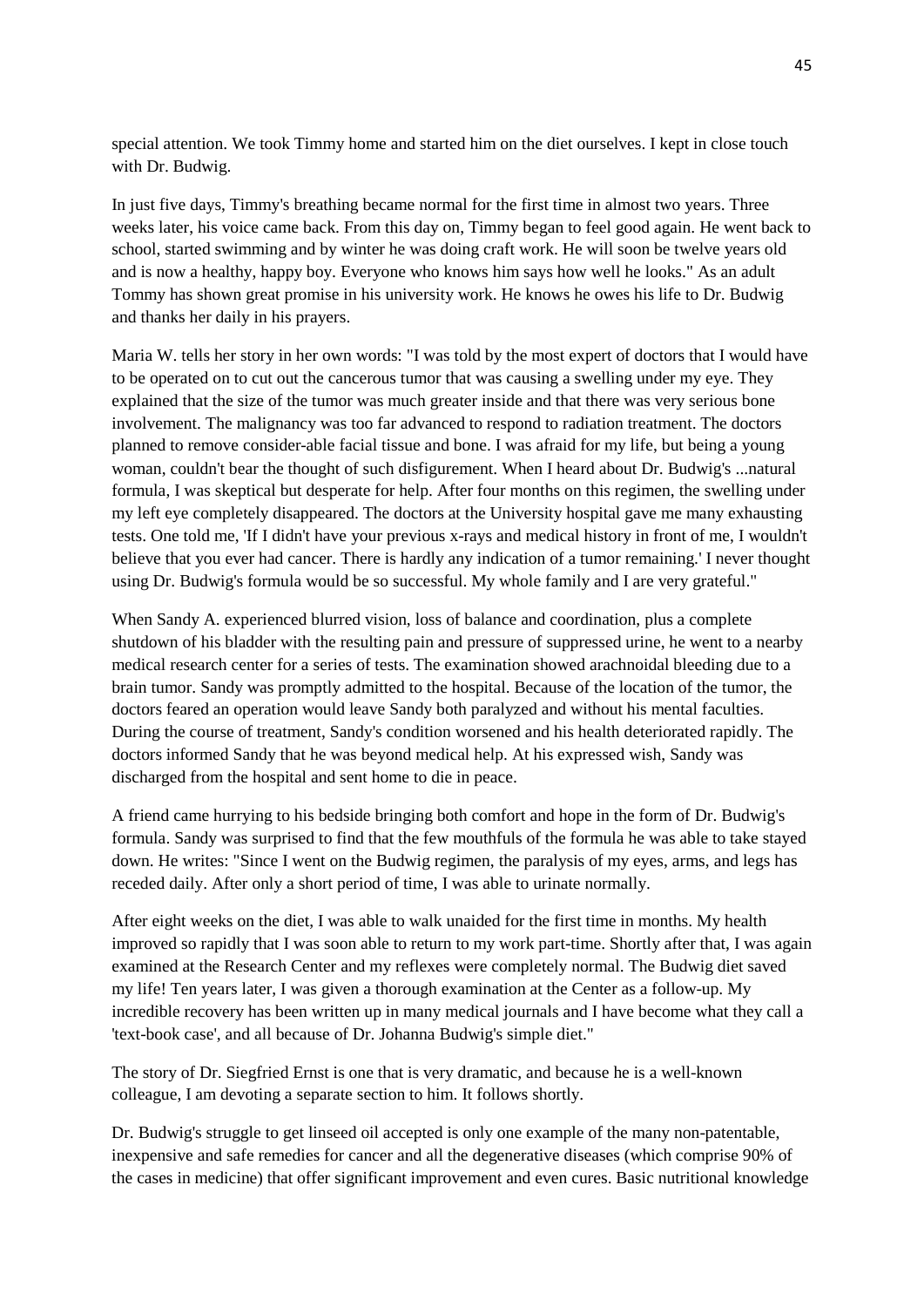special attention. We took Timmy home and started him on the diet ourselves. I kept in close touch with Dr. Budwig.

In just five days, Timmy's breathing became normal for the first time in almost two years. Three weeks later, his voice came back. From this day on, Timmy began to feel good again. He went back to school, started swimming and by winter he was doing craft work. He will soon be twelve years old and is now a healthy, happy boy. Everyone who knows him says how well he looks." As an adult Tommy has shown great promise in his university work. He knows he owes his life to Dr. Budwig and thanks her daily in his prayers.

Maria W. tells her story in her own words: "I was told by the most expert of doctors that I would have to be operated on to cut out the cancerous tumor that was causing a swelling under my eye. They explained that the size of the tumor was much greater inside and that there was very serious bone involvement. The malignancy was too far advanced to respond to radiation treatment. The doctors planned to remove consider-able facial tissue and bone. I was afraid for my life, but being a young woman, couldn't bear the thought of such disfigurement. When I heard about Dr. Budwig's ...natural formula, I was skeptical but desperate for help. After four months on this regimen, the swelling under my left eye completely disappeared. The doctors at the University hospital gave me many exhausting tests. One told me, 'If I didn't have your previous x-rays and medical history in front of me, I wouldn't believe that you ever had cancer. There is hardly any indication of a tumor remaining.' I never thought using Dr. Budwig's formula would be so successful. My whole family and I are very grateful."

When Sandy A. experienced blurred vision, loss of balance and coordination, plus a complete shutdown of his bladder with the resulting pain and pressure of suppressed urine, he went to a nearby medical research center for a series of tests. The examination showed arachnoidal bleeding due to a brain tumor. Sandy was promptly admitted to the hospital. Because of the location of the tumor, the doctors feared an operation would leave Sandy both paralyzed and without his mental faculties. During the course of treatment, Sandy's condition worsened and his health deteriorated rapidly. The doctors informed Sandy that he was beyond medical help. At his expressed wish, Sandy was discharged from the hospital and sent home to die in peace.

A friend came hurrying to his bedside bringing both comfort and hope in the form of Dr. Budwig's formula. Sandy was surprised to find that the few mouthfuls of the formula he was able to take stayed down. He writes: "Since I went on the Budwig regimen, the paralysis of my eyes, arms, and legs has receded daily. After only a short period of time, I was able to urinate normally.

After eight weeks on the diet, I was able to walk unaided for the first time in months. My health improved so rapidly that I was soon able to return to my work part-time. Shortly after that, I was again examined at the Research Center and my reflexes were completely normal. The Budwig diet saved my life! Ten years later, I was given a thorough examination at the Center as a follow-up. My incredible recovery has been written up in many medical journals and I have become what they call a 'text-book case', and all because of Dr. Johanna Budwig's simple diet."

The story of Dr. Siegfried Ernst is one that is very dramatic, and because he is a well-known colleague, I am devoting a separate section to him. It follows shortly.

Dr. Budwig's struggle to get linseed oil accepted is only one example of the many non-patentable, inexpensive and safe remedies for cancer and all the degenerative diseases (which comprise 90% of the cases in medicine) that offer significant improvement and even cures. Basic nutritional knowledge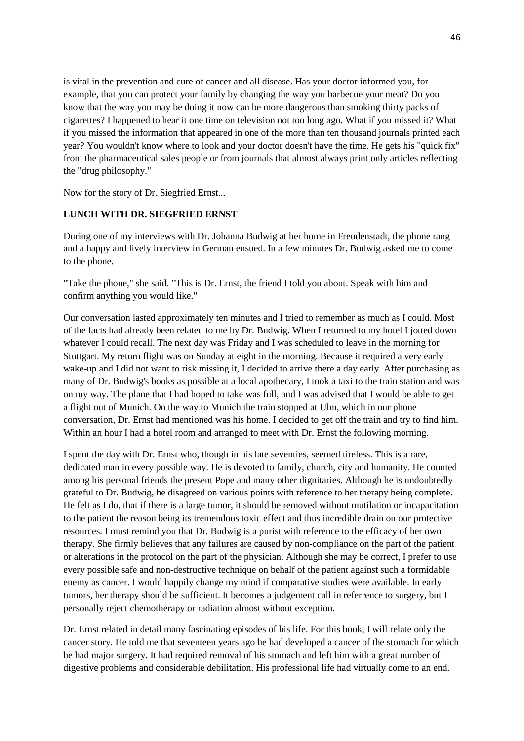is vital in the prevention and cure of cancer and all disease. Has your doctor informed you, for example, that you can protect your family by changing the way you barbecue your meat? Do you know that the way you may be doing it now can be more dangerous than smoking thirty packs of cigarettes? I happened to hear it one time on television not too long ago. What if you missed it? What if you missed the information that appeared in one of the more than ten thousand journals printed each year? You wouldn't know where to look and your doctor doesn't have the time. He gets his "quick fix" from the pharmaceutical sales people or from journals that almost always print only articles reflecting the "drug philosophy."

Now for the story of Dr. Siegfried Ernst...

**LUNCH WITH DR. SIEGFRIED ERNST**

During one of my interviews with Dr. Johanna Budwig at her home in Freudenstadt, the phone rang and a happy and lively interview in German ensued. In a few minutes Dr. Budwig asked me to come to the phone.

"Take the phone," she said. "This is Dr. Ernst, the friend I told you about. Speak with him and confirm anything you would like."

Our conversation lasted approximately ten minutes and I tried to remember as much as I could. Most of the facts had already been related to me by Dr. Budwig. When I returned to my hotel I jotted down whatever I could recall. The next day was Friday and I was scheduled to leave in the morning for Stuttgart. My return flight was on Sunday at eight in the morning. Because it required a very early wake-up and I did not want to risk missing it, I decided to arrive there a day early. After purchasing as many of Dr. Budwig's books as possible at a local apothecary, I took a taxi to the train station and was on my way. The plane that I had hoped to take was full, and I was advised that I would be able to get a flight out of Munich. On the way to Munich the train stopped at Ulm, which in our phone conversation, Dr. Ernst had mentioned was his home. I decided to get off the train and try to find him. Within an hour I had a hotel room and arranged to meet with Dr. Ernst the following morning.

I spent the day with Dr. Ernst who, though in his late seventies, seemed tireless. This is a rare, dedicated man in every possible way. He is devoted to family, church, city and humanity. He counted among his personal friends the present Pope and many other dignitaries. Although he is undoubtedly grateful to Dr. Budwig, he disagreed on various points with reference to her therapy being complete. He felt as I do, that if there is a large tumor, it should be removed without mutilation or incapacitation to the patient the reason being its tremendous toxic effect and thus incredible drain on our protective resources. I must remind you that Dr. Budwig is a purist with reference to the efficacy of her own therapy. She firmly believes that any failures are caused by non-compliance on the part of the patient or alterations in the protocol on the part of the physician. Although she may be correct, I prefer to use every possible safe and non-destructive technique on behalf of the patient against such a formidable enemy as cancer. I would happily change my mind if comparative studies were available. In early tumors, her therapy should be sufficient. It becomes a judgement call in referrence to surgery, but I personally reject chemotherapy or radiation almost without exception.

Dr. Ernst related in detail many fascinating episodes of his life. For this book, I will relate only the cancer story. He told me that seventeen years ago he had developed a cancer of the stomach for which he had major surgery. It had required removal of his stomach and left him with a great number of digestive problems and considerable debilitation. His professional life had virtually come to an end.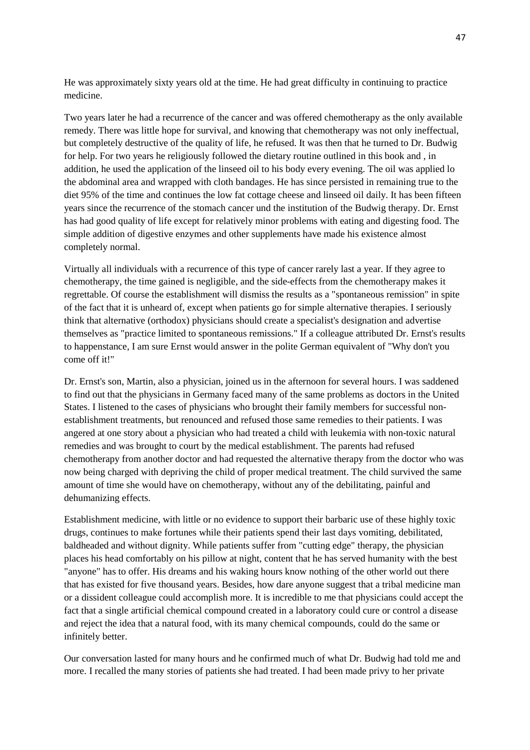He was approximately sixty years old at the time. He had great difficulty in continuing to practice medicine.

Two years later he had a recurrence of the cancer and was offered chemotherapy as the only available remedy. There was little hope for survival, and knowing that chemotherapy was not only ineffectual, but completely destructive of the quality of life, he refused. It was then that he turned to Dr. Budwig for help. For two years he religiously followed the dietary routine outlined in this book and , in addition, he used the application of the linseed oil to his body every evening. The oil was applied lo the abdominal area and wrapped with cloth bandages. He has since persisted in remaining true to the diet 95% of the time and continues the low fat cottage cheese and linseed oil daily. It has been fifteen years since the recurrence of the stomach cancer und the institution of the Budwig therapy. Dr. Ernst has had good quality of life except for relatively minor problems with eating and digesting food. The simple addition of digestive enzymes and other supplements have made his existence almost completely normal.

Virtually all individuals with a recurrence of this type of cancer rarely last a year. If they agree to chemotherapy, the time gained is negligible, and the side-effects from the chemotherapy makes it regrettable. Of course the establishment will dismiss the results as a "spontaneous remission" in spite of the fact that it is unheard of, except when patients go for simple alternative therapies. I seriously think that alternative (orthodox) physicians should create a specialist's designation and advertise themselves as "practice limited to spontaneous remissions." If a colleague attributed Dr. Ernst's results to happenstance, I am sure Ernst would answer in the polite German equivalent of "Why don't you come off it!"

Dr. Ernst's son, Martin, also a physician, joined us in the afternoon for several hours. I was saddened to find out that the physicians in Germany faced many of the same problems as doctors in the United States. I listened to the cases of physicians who brought their family members for successful non-establishment treatments, but renounced and refused those same remedies to their patients. I was angered at one story about a physician who had treated a child with leukemia with non-toxic natural remedies and was brought to court by the medical establishment. The parents had refused chemotherapy from another doctor and had requested the alternative therapy from the doctor who was now being charged with depriving the child of proper medical treatment. The child survived the same amount of time she would have on chemotherapy, without any of the debilitating, painful and dehumanizing effects.

Establishment medicine, with little or no evidence to support their barbaric use of these highly toxic drugs, continues to make fortunes while their patients spend their last days vomiting, debilitated, baldheaded and without dignity. While patients suffer from "cutting edge" therapy, the physician places his head comfortably on his pillow at night, content that he has served humanity with the best "anyone" has to offer. His dreams and his waking hours know nothing of the other world out there that has existed for five thousand years. Besides, how dare anyone suggest that a tribal medicine man or a dissident colleague could accomplish more. It is incredible to me that physicians could accept the fact that a single artificial chemical compound created in a laboratory could cure or control a disease and reject the idea that a natural food, with its many chemical compounds, could do the same or infinitely better.

Our conversation lasted for many hours and he confirmed much of what Dr. Budwig had told me and more. I recalled the many stories of patients she had treated. I had been made privy to her private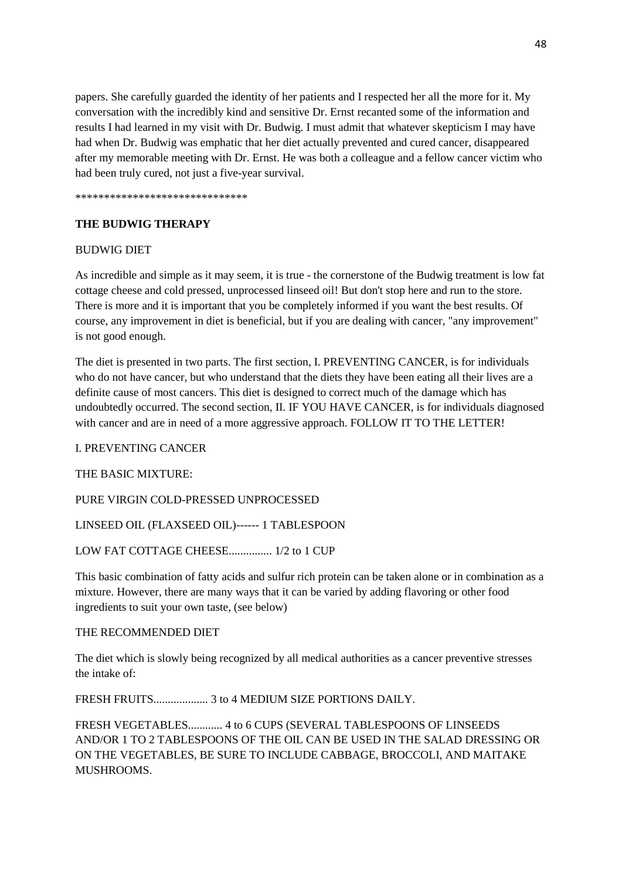papers. She carefully guarded the identity of her patients and I respected her all the more for it. My conversation with the incredibly kind and sensitive Dr. Ernst recanted some of the information and results I had learned in my visit with Dr. Budwig. I must admit that whatever skepticism I may have had when Dr. Budwig was emphatic that her diet actually prevented and cured cancer, disappeared after my memorable meeting with Dr. Ernst. He was both a colleague and a fellow cancer victim who had been truly cured, not just a five-year survival.

******************************

**THE BUDWIG THERAPY**

BUDWIG DIET

As incredible and simple as it may seem, it is true - the cornerstone of the Budwig treatment is low fat cottage cheese and cold pressed, unprocessed linseed oil! But don't stop here and run to the store. There is more and it is important that you be completely informed if you want the best results. Of course, any improvement in diet is beneficial, but if you are dealing with cancer, "any improvement" is not good enough.

The diet is presented in two parts. The first section, I. PREVENTING CANCER, is for individuals who do not have cancer, but who understand that the diets they have been eating all their lives are a definite cause of most cancers. This diet is designed to correct much of the damage which has undoubtedly occurred. The second section, II. IF YOU HAVE CANCER, is for individuals diagnosed with cancer and are in need of a more aggressive approach. FOLLOW IT TO THE LETTER!

I. PREVENTING CANCER

THE BASIC MIXTURE:

PURE VIRGIN COLD-PRESSED UNPROCESSED

LINSEED OIL (FLAXSEED OIL)------ 1 TABLESPOON

LOW FAT COTTAGE CHEESE............... 1/2 to 1 CUP

This basic combination of fatty acids and sulfur rich protein can be taken alone or in combination as a mixture. However, there are many ways that it can be varied by adding flavoring or other food ingredients to suit your own taste, (see below)

THE RECOMMENDED DIET

The diet which is slowly being recognized by all medical authorities as a cancer preventive stresses the intake of:

FRESH FRUITS................... 3 to 4 MEDIUM SIZE PORTIONS DAILY.

FRESH VEGETABLES............ 4 to 6 CUPS (SEVERAL TABLESPOONS OF LINSEEDS AND/OR 1 TO 2 TABLESPOONS OF THE OIL CAN BE USED IN THE SALAD DRESSING OR ON THE VEGETABLES, BE SURE TO INCLUDE CABBAGE, BROCCOLI, AND MAITAKE MUSHROOMS.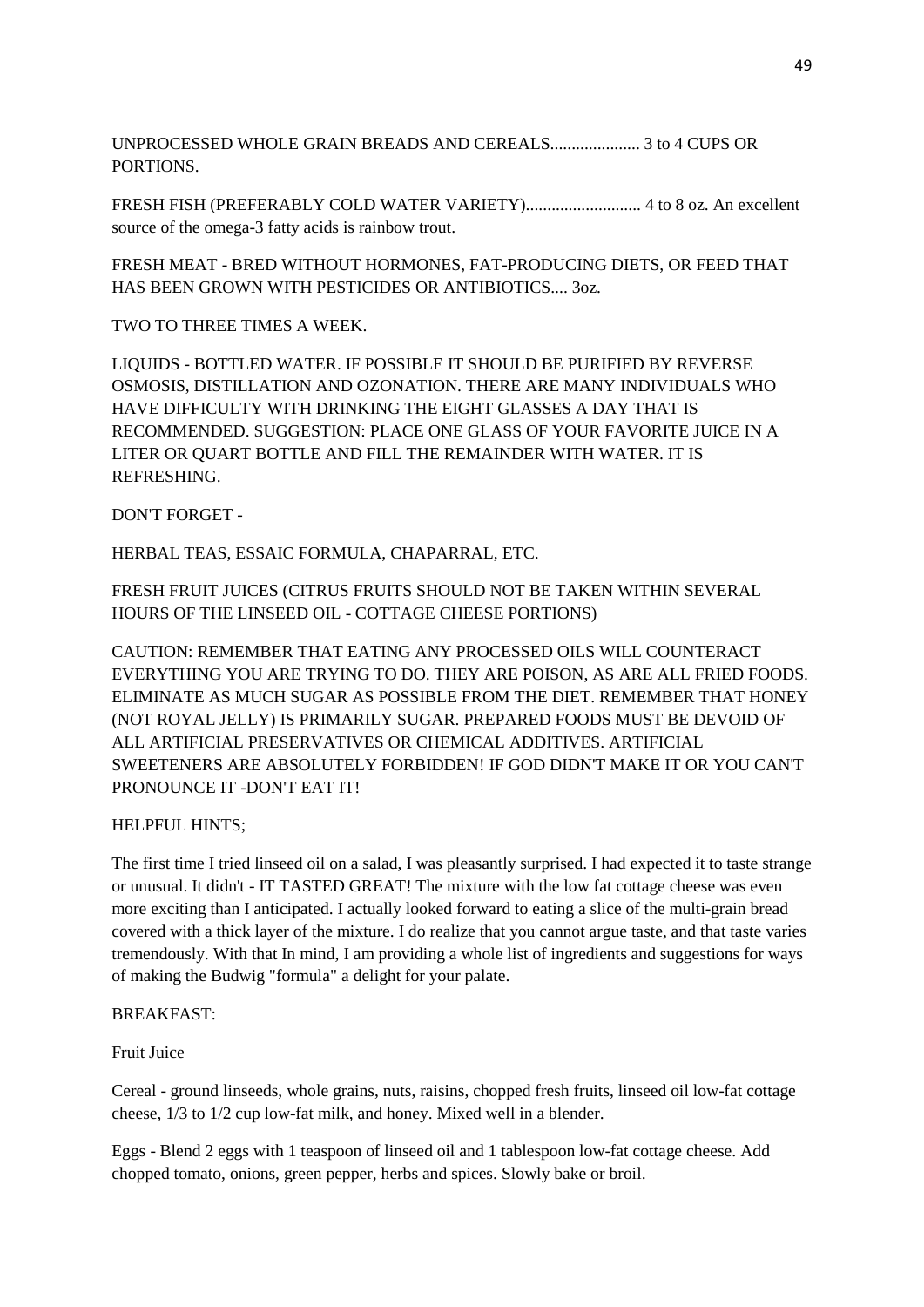UNPROCESSED WHOLE GRAIN BREADS AND CEREALS..................... 3 to 4 CUPS OR PORTIONS.

FRESH FISH (PREFERABLY COLD WATER VARIETY)........................... 4 to 8 oz. An excellent source of the omega-3 fatty acids is rainbow trout.

FRESH MEAT - BRED WITHOUT HORMONES, FAT-PRODUCING DIETS, OR FEED THAT HAS BEEN GROWN WITH PESTICIDES OR ANTIBIOTICS.... 3oz.

TWO TO THREE TIMES A WEEK.

LIQUIDS - BOTTLED WATER. IF POSSIBLE IT SHOULD BE PURIFIED BY REVERSE OSMOSIS, DISTILLATION AND OZONATION. THERE ARE MANY INDIVIDUALS WHO HAVE DIFFICULTY WITH DRINKING THE EIGHT GLASSES A DAY THAT IS RECOMMENDED. SUGGESTION: PLACE ONE GLASS OF YOUR FAVORITE JUICE IN A LITER OR QUART BOTTLE AND FILL THE REMAINDER WITH WATER. IT IS REFRESHING.

DON'T FORGET -

HERBAL TEAS, ESSAIC FORMULA, CHAPARRAL, ETC.

FRESH FRUIT JUICES (CITRUS FRUITS SHOULD NOT BE TAKEN WITHIN SEVERAL HOURS OF THE LINSEED OIL - COTTAGE CHEESE PORTIONS)

CAUTION: REMEMBER THAT EATING ANY PROCESSED OILS WILL COUNTERACT EVERYTHING YOU ARE TRYING TO DO. THEY ARE POISON, AS ARE ALL FRIED FOODS. ELIMINATE AS MUCH SUGAR AS POSSIBLE FROM THE DIET. REMEMBER THAT HONEY (NOT ROYAL JELLY) IS PRIMARILY SUGAR. PREPARED FOODS MUST BE DEVOID OF ALL ARTIFICIAL PRESERVATIVES OR CHEMICAL ADDITIVES. ARTIFICIAL SWEETENERS ARE ABSOLUTELY FORBIDDEN! IF GOD DIDN'T MAKE IT OR YOU CAN'T PRONOUNCE IT -DON'T EAT IT!

HELPFUL HINTS;

The first time I tried linseed oil on a salad, I was pleasantly surprised. I had expected it to taste strange or unusual. It didn't - IT TASTED GREAT! The mixture with the low fat cottage cheese was even more exciting than I anticipated. I actually looked forward to eating a slice of the multi-grain bread covered with a thick layer of the mixture. I do realize that you cannot argue taste, and that taste varies tremendously. With that In mind, I am providing a whole list of ingredients and suggestions for ways of making the Budwig "formula" a delight for your palate.

BREAKFAST:

Fruit Juice

Cereal - ground linseeds, whole grains, nuts, raisins, chopped fresh fruits, linseed oil low-fat cottage cheese, 1/3 to 1/2 cup low-fat milk, and honey. Mixed well in a blender.

Eggs - Blend 2 eggs with 1 teaspoon of linseed oil and 1 tablespoon low-fat cottage cheese. Add chopped tomato, onions, green pepper, herbs and spices. Slowly bake or broil.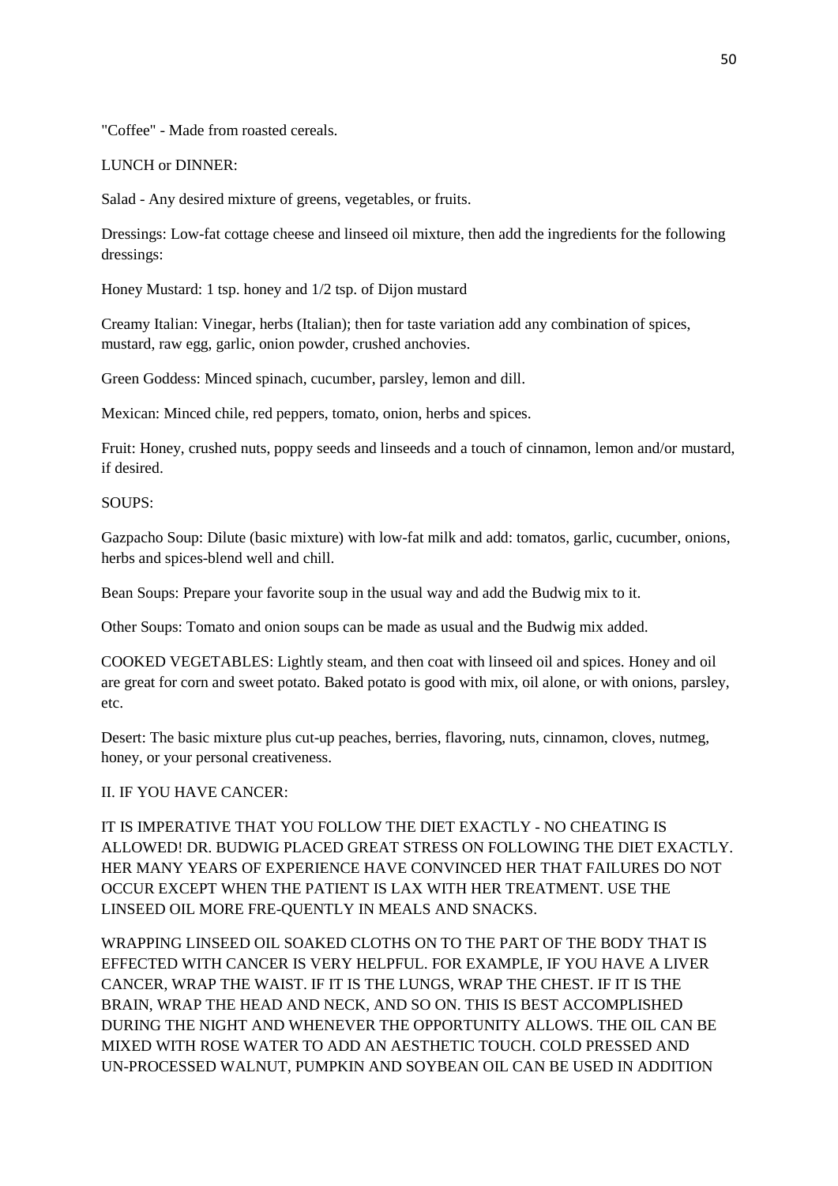"Coffee" - Made from roasted cereals.

LUNCH or DINNER:

Salad - Any desired mixture of greens, vegetables, or fruits.

Dressings: Low-fat cottage cheese and linseed oil mixture, then add the ingredients for the following dressings:

Honey Mustard: 1 tsp. honey and 1/2 tsp. of Dijon mustard

Creamy Italian: Vinegar, herbs (Italian); then for taste variation add any combination of spices, mustard, raw egg, garlic, onion powder, crushed anchovies.

Green Goddess: Minced spinach, cucumber, parsley, lemon and dill.

Mexican: Minced chile, red peppers, tomato, onion, herbs and spices.

Fruit: Honey, crushed nuts, poppy seeds and linseeds and a touch of cinnamon, lemon and/or mustard, if desired.

SOUPS:

Gazpacho Soup: Dilute (basic mixture) with low-fat milk and add: tomatos, garlic, cucumber, onions, herbs and spices-blend well and chill.

Bean Soups: Prepare your favorite soup in the usual way and add the Budwig mix to it.

Other Soups: Tomato and onion soups can be made as usual and the Budwig mix added.

COOKED VEGETABLES: Lightly steam, and then coat with linseed oil and spices. Honey and oil are great for corn and sweet potato. Baked potato is good with mix, oil alone, or with onions, parsley, etc.

Desert: The basic mixture plus cut-up peaches, berries, flavoring, nuts, cinnamon, cloves, nutmeg, honey, or your personal creativeness.

II. IF YOU HAVE CANCER:

IT IS IMPERATIVE THAT YOU FOLLOW THE DIET EXACTLY - NO CHEATING IS ALLOWED! DR. BUDWIG PLACED GREAT STRESS ON FOLLOWING THE DIET EXACTLY. HER MANY YEARS OF EXPERIENCE HAVE CONVINCED HER THAT FAILURES DO NOT OCCUR EXCEPT WHEN THE PATIENT IS LAX WITH HER TREATMENT. USE THE LINSEED OIL MORE FRE-QUENTLY IN MEALS AND SNACKS.

WRAPPING LINSEED OIL SOAKED CLOTHS ON TO THE PART OF THE BODY THAT IS EFFECTED WITH CANCER IS VERY HELPFUL. FOR EXAMPLE, IF YOU HAVE A LIVER CANCER, WRAP THE WAIST. IF IT IS THE LUNGS, WRAP THE CHEST. IF IT IS THE BRAIN, WRAP THE HEAD AND NECK, AND SO ON. THIS IS BEST ACCOMPLISHED DURING THE NIGHT AND WHENEVER THE OPPORTUNITY ALLOWS. THE OIL CAN BE MIXED WITH ROSE WATER TO ADD AN AESTHETIC TOUCH. COLD PRESSED AND UN-PROCESSED WALNUT, PUMPKIN AND SOYBEAN OIL CAN BE USED IN ADDITION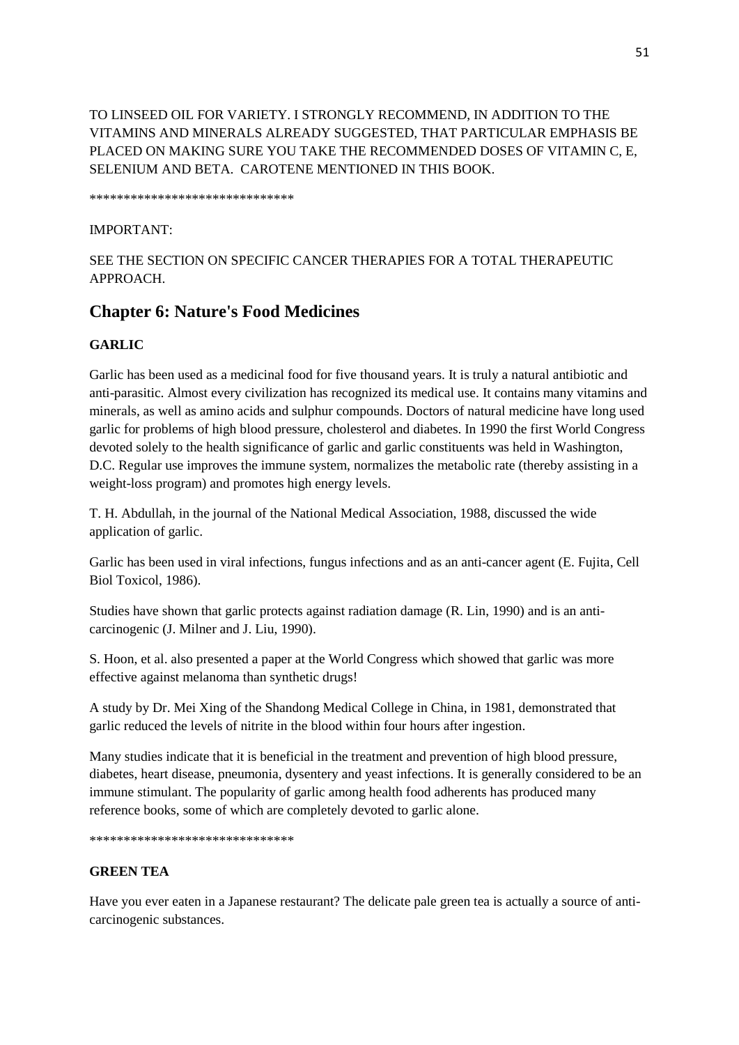TO LINSEED OIL FOR VARIETY. I STRONGLY RECOMMEND, IN ADDITION TO THE VITAMINS AND MINERALS ALREADY SUGGESTED, THAT PARTICULAR EMPHASIS BE PLACED ON MAKING SURE YOU TAKE THE RECOMMENDED DOSES OF VITAMIN C, E, SELENIUM AND BETA. CAROTENE MENTIONED IN THIS BOOK.

******************************

IMPORTANT:

SEE THE SECTION ON SPECIFIC CANCER THERAPIES FOR A TOTAL THERAPEUTIC APPROACH.

## Chapter 6: Nature's Food Medicines

**GARLIC**

Garlic has been used as a medicinal food for five thousand years. It is truly a natural antibiotic and anti-parasitic. Almost every civilization has recognized its medical use. It contains many vitamins and minerals, as well as amino acids and sulphur compounds. Doctors of natural medicine have long used garlic for problems of high blood pressure, cholesterol and diabetes. In 1990 the first World Congress devoted solely to the health significance of garlic and garlic constituents was held in Washington, D.C. Regular use improves the immune system, normalizes the metabolic rate (thereby assisting in a weight-loss program) and promotes high energy levels.

T. H. Abdullah, in the journal of the National Medical Association, 1988, discussed the wide application of garlic.

Garlic has been used in viral infections, fungus infections and as an anti-cancer agent (E. Fujita, Cell Biol Toxicol, 1986).

Studies have shown that garlic protects against radiation damage (R. Lin, 1990) and is an anti-carcinogenic (J. Milner and J. Liu, 1990).

S. Hoon, et al. also presented a paper at the World Congress which showed that garlic was more effective against melanoma than synthetic drugs!

A study by Dr. Mei Xing of the Shandong Medical College in China, in 1981, demonstrated that garlic reduced the levels of nitrite in the blood within four hours after ingestion.

Many studies indicate that it is beneficial in the treatment and prevention of high blood pressure, diabetes, heart disease, pneumonia, dysentery and yeast infections. It is generally considered to be an immune stimulant. The popularity of garlic among health food adherents has produced many reference books, some of which are completely devoted to garlic alone.

******************************

**GREEN TEA**

Have you ever eaten in a Japanese restaurant? The delicate pale green tea is actually a source of anti-carcinogenic substances.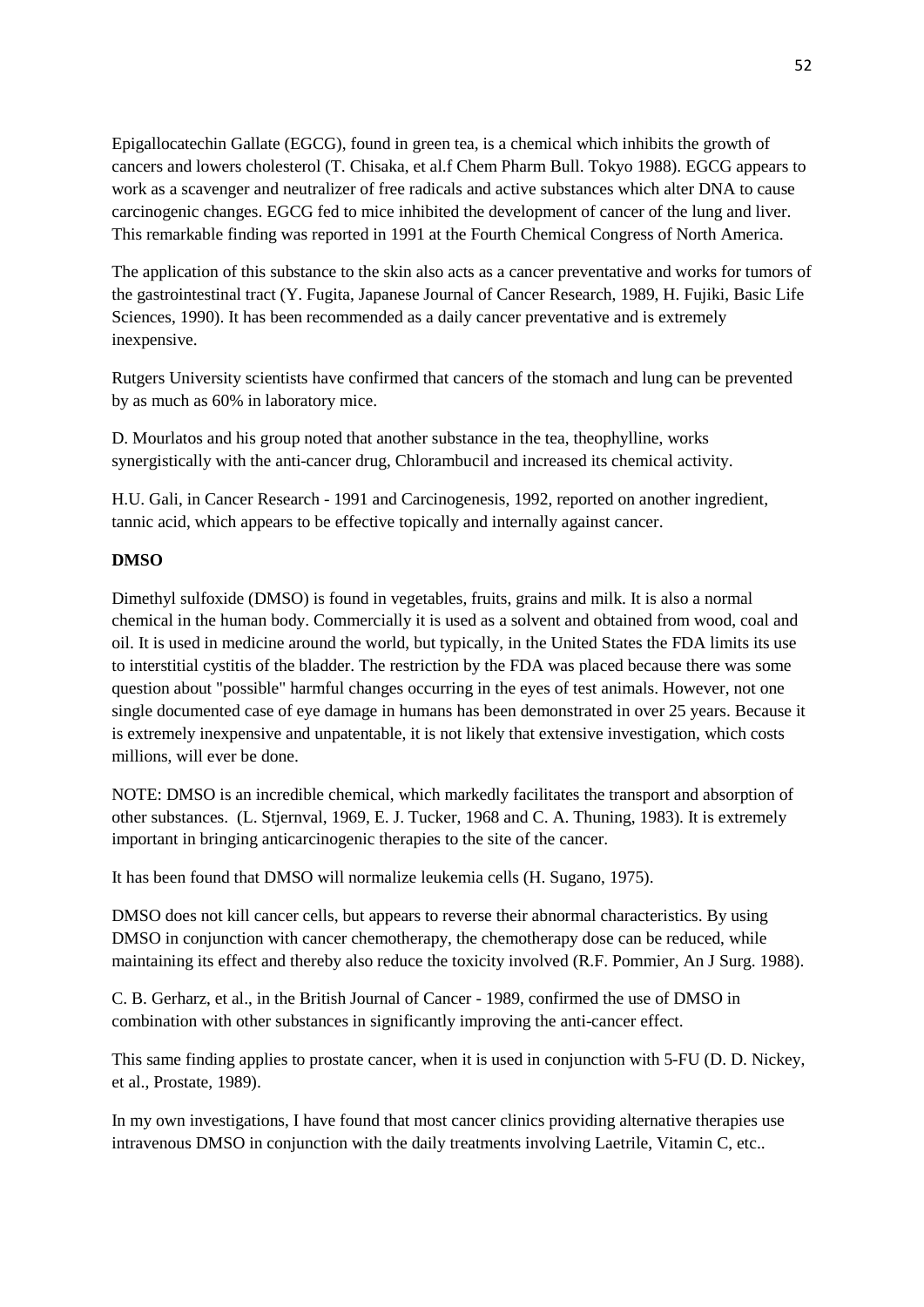Epigallocatechin Gallate (EGCG), found in green tea, is a chemical which inhibits the growth of cancers and lowers cholesterol (T. Chisaka, et al.f Chem Pharm Bull. Tokyo 1988). EGCG appears to work as a scavenger and neutralizer of free radicals and active substances which alter DNA to cause carcinogenic changes. EGCG fed to mice inhibited the development of cancer of the lung and liver. This remarkable finding was reported in 1991 at the Fourth Chemical Congress of North America.

The application of this substance to the skin also acts as a cancer preventative and works for tumors of the gastrointestinal tract (Y. Fugita, Japanese Journal of Cancer Research, 1989, H. Fujiki, Basic Life Sciences, 1990). It has been recommended as a daily cancer preventative and is extremely inexpensive.

Rutgers University scientists have confirmed that cancers of the stomach and lung can be prevented by as much as 60% in laboratory mice.

D. Mourlatos and his group noted that another substance in the tea, theophylline, works synergistically with the anti-cancer drug, Chlorambucil and increased its chemical activity.

H.U. Gali, in Cancer Research - 1991 and Carcinogenesis, 1992, reported on another ingredient, tannic acid, which appears to be effective topically and internally against cancer.

**DMSO**

Dimethyl sulfoxide (DMSO) is found in vegetables, fruits, grains and milk. It is also a normal chemical in the human body. Commercially it is used as a solvent and obtained from wood, coal and oil. It is used in medicine around the world, but typically, in the United States the FDA limits its use to interstitial cystitis of the bladder. The restriction by the FDA was placed because there was some question about "possible" harmful changes occurring in the eyes of test animals. However, not one single documented case of eye damage in humans has been demonstrated in over 25 years. Because it is extremely inexpensive and unpatentable, it is not likely that extensive investigation, which costs millions, will ever be done.

NOTE: DMSO is an incredible chemical, which markedly facilitates the transport and absorption of other substances. (L. Stjernval, 1969, E. J. Tucker, 1968 and C. A. Thuning, 1983). It is extremely important in bringing anticarcinogenic therapies to the site of the cancer.

It has been found that DMSO will normalize leukemia cells (H. Sugano, 1975).

DMSO does not kill cancer cells, but appears to reverse their abnormal characteristics. By using DMSO in conjunction with cancer chemotherapy, the chemotherapy dose can be reduced, while maintaining its effect and thereby also reduce the toxicity involved (R.F. Pommier, An J Surg. 1988).

C. B. Gerharz, et al., in the British Journal of Cancer - 1989, confirmed the use of DMSO in combination with other substances in significantly improving the anti-cancer effect.

This same finding applies to prostate cancer, when it is used in conjunction with 5-FU (D. D. Nickey, et al., Prostate, 1989).

In my own investigations, I have found that most cancer clinics providing alternative therapies use intravenous DMSO in conjunction with the daily treatments involving Laetrile, Vitamin C, etc..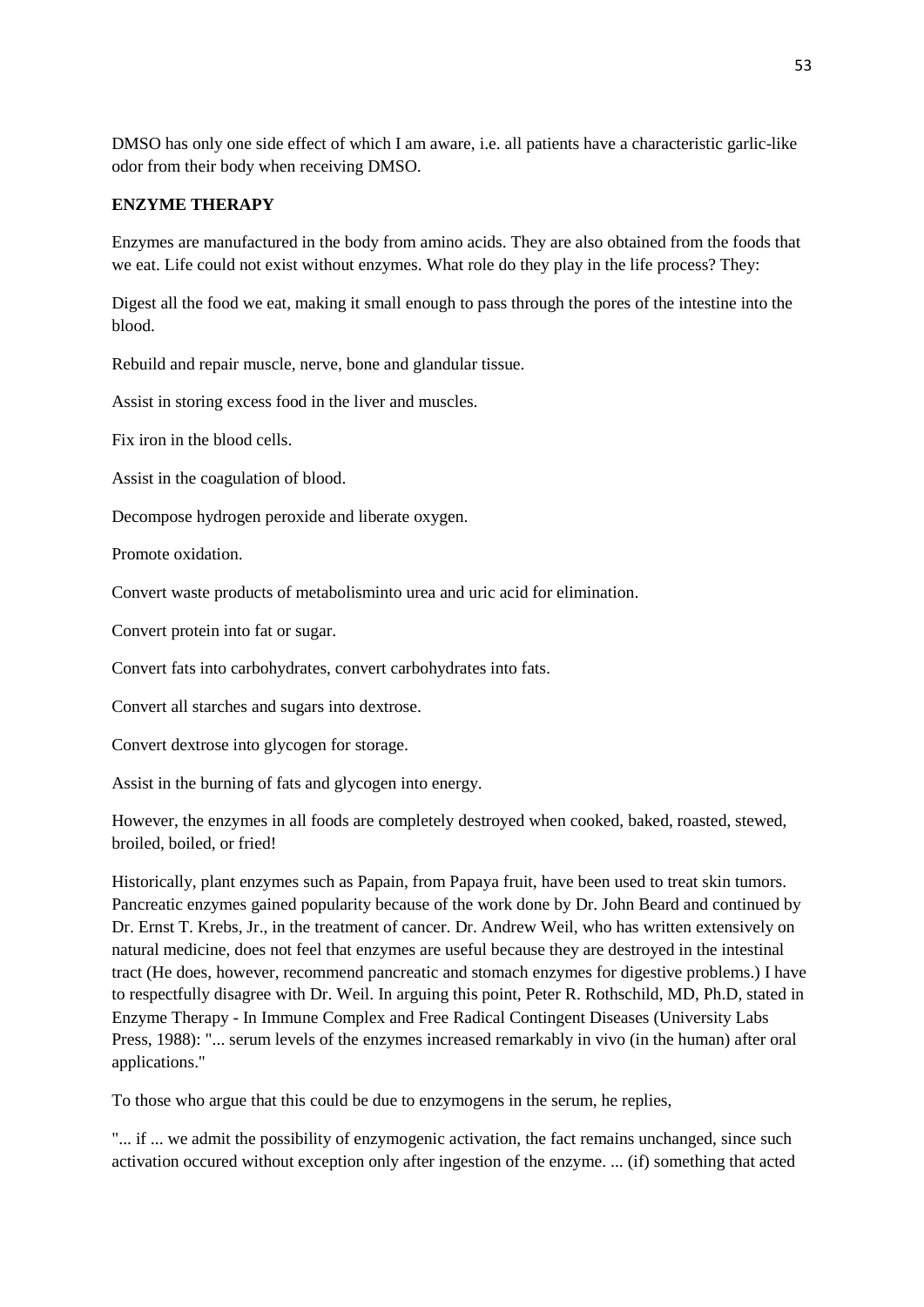DMSO has only one side effect of which I am aware, i.e. all patients have a characteristic garlic-like odor from their body when receiving DMSO.

**ENZYME THERAPY**

Enzymes are manufactured in the body from amino acids. They are also obtained from the foods that we eat. Life could not exist without enzymes. What role do they play in the life process? They:

Digest all the food we eat, making it small enough to pass through the pores of the intestine into the blood.

Rebuild and repair muscle, nerve, bone and glandular tissue.

Assist in storing excess food in the liver and muscles.

Fix iron in the blood cells.

Assist in the coagulation of blood.

Decompose hydrogen peroxide and liberate oxygen.

Promote oxidation.

Convert waste products of metabolisminto urea and uric acid for elimination.

Convert protein into fat or sugar.

Convert fats into carbohydrates, convert carbohydrates into fats.

Convert all starches and sugars into dextrose.

Convert dextrose into glycogen for storage.

Assist in the burning of fats and glycogen into energy.

However, the enzymes in all foods are completely destroyed when cooked, baked, roasted, stewed, broiled, boiled, or fried!

Historically, plant enzymes such as Papain, from Papaya fruit, have been used to treat skin tumors. Pancreatic enzymes gained popularity because of the work done by Dr. John Beard and continued by Dr. Ernst T. Krebs, Jr., in the treatment of cancer. Dr. Andrew Weil, who has written extensively on natural medicine, does not feel that enzymes are useful because they are destroyed in the intestinal tract (He does, however, recommend pancreatic and stomach enzymes for digestive problems.) I have to respectfully disagree with Dr. Weil. In arguing this point, Peter R. Rothschild, MD, Ph.D, stated in Enzyme Therapy - In Immune Complex and Free Radical Contingent Diseases (University Labs Press, 1988): "... serum levels of the enzymes increased remarkably in vivo (in the human) after oral applications."

To those who argue that this could be due to enzymogens in the serum, he replies,

"... if ... we admit the possibility of enzymogenic activation, the fact remains unchanged, since such activation occured without exception only after ingestion of the enzyme. ... (if) something that acted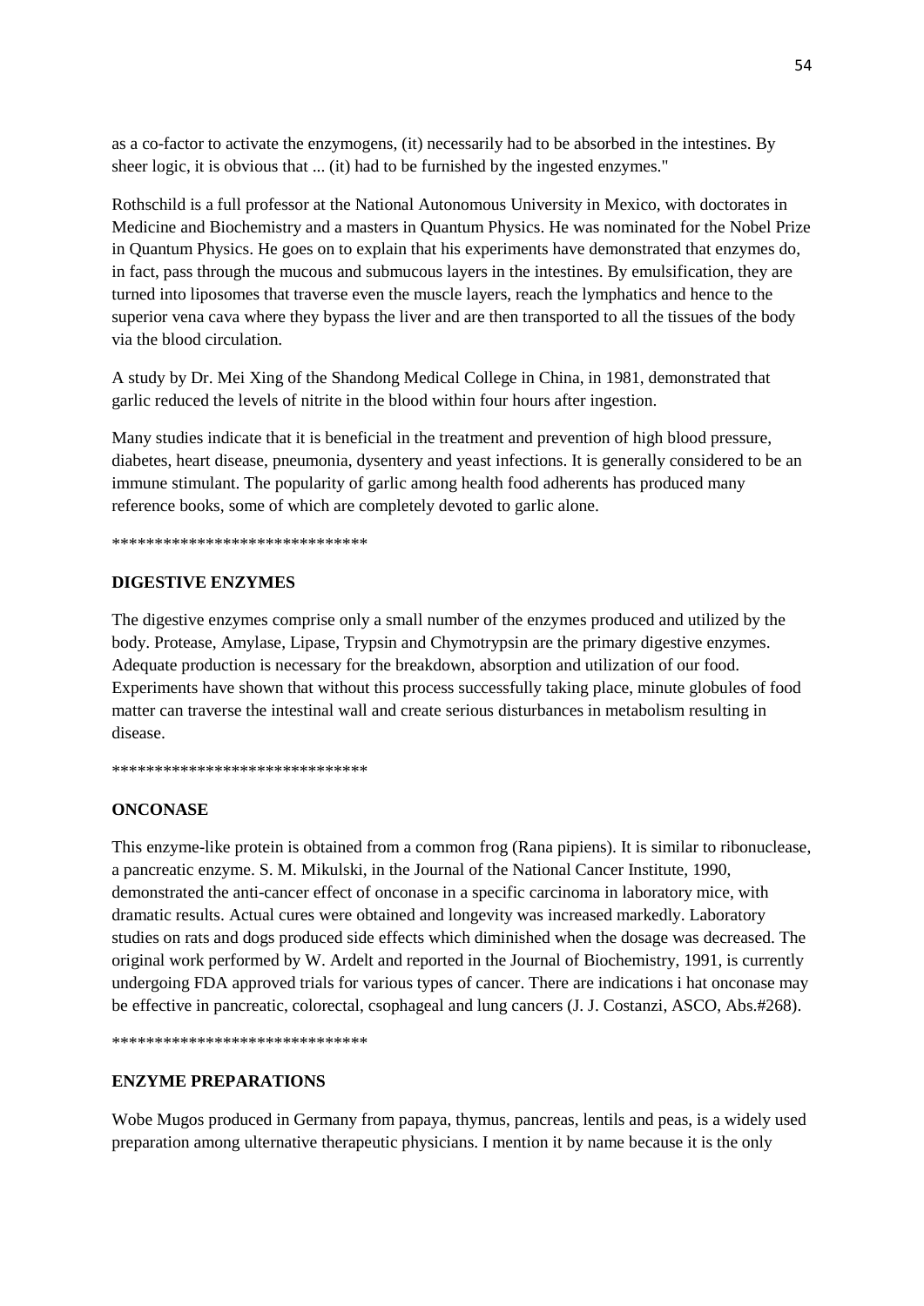as a co-factor to activate the enzymogens, (it) necessarily had to be absorbed in the intestines. By sheer logic, it is obvious that ... (it) had to be furnished by the ingested enzymes."

Rothschild is a full professor at the National Autonomous University in Mexico, with doctorates in Medicine and Biochemistry and a masters in Quantum Physics. He was nominated for the Nobel Prize in Quantum Physics. He goes on to explain that his experiments have demonstrated that enzymes do, in fact, pass through the mucous and submucous layers in the intestines. By emulsification, they are turned into liposomes that traverse even the muscle layers, reach the lymphatics and hence to the superior vena cava where they bypass the liver and are then transported to all the tissues of the body via the blood circulation.

A study by Dr. Mei Xing of the Shandong Medical College in China, in 1981, demonstrated that garlic reduced the levels of nitrite in the blood within four hours after ingestion.

Many studies indicate that it is beneficial in the treatment and prevention of high blood pressure, diabetes, heart disease, pneumonia, dysentery and yeast infections. It is generally considered to be an immune stimulant. The popularity of garlic among health food adherents has produced many reference books, some of which are completely devoted to garlic alone.

******************************

**DIGESTIVE ENZYMES**

The digestive enzymes comprise only a small number of the enzymes produced and utilized by the body. Protease, Amylase, Lipase, Trypsin and Chymotrypsin are the primary digestive enzymes. Adequate production is necessary for the breakdown, absorption and utilization of our food. Experiments have shown that without this process successfully taking place, minute globules of food matter can traverse the intestinal wall and create serious disturbances in metabolism resulting in disease.

******************************

**ONCONASE**

This enzyme-like protein is obtained from a common frog (Rana pipiens). It is similar to ribonuclease, a pancreatic enzyme. S. M. Mikulski, in the Journal of the National Cancer Institute, 1990, demonstrated the anti-cancer effect of onconase in a specific carcinoma in laboratory mice, with dramatic results. Actual cures were obtained and longevity was increased markedly. Laboratory studies on rats and dogs produced side effects which diminished when the dosage was decreased. The original work performed by W. Ardelt and reported in the Journal of Biochemistry, 1991, is currently undergoing FDA approved trials for various types of cancer. There are indications i hat onconase may be effective in pancreatic, colorectal, csophageal and lung cancers (J. J. Costanzi, ASCO, Abs.#268).

******************************

**ENZYME PREPARATIONS**

Wobe Mugos produced in Germany from papaya, thymus, pancreas, lentils and peas, is a widely used preparation among ulternative therapeutic physicians. I mention it by name because it is the only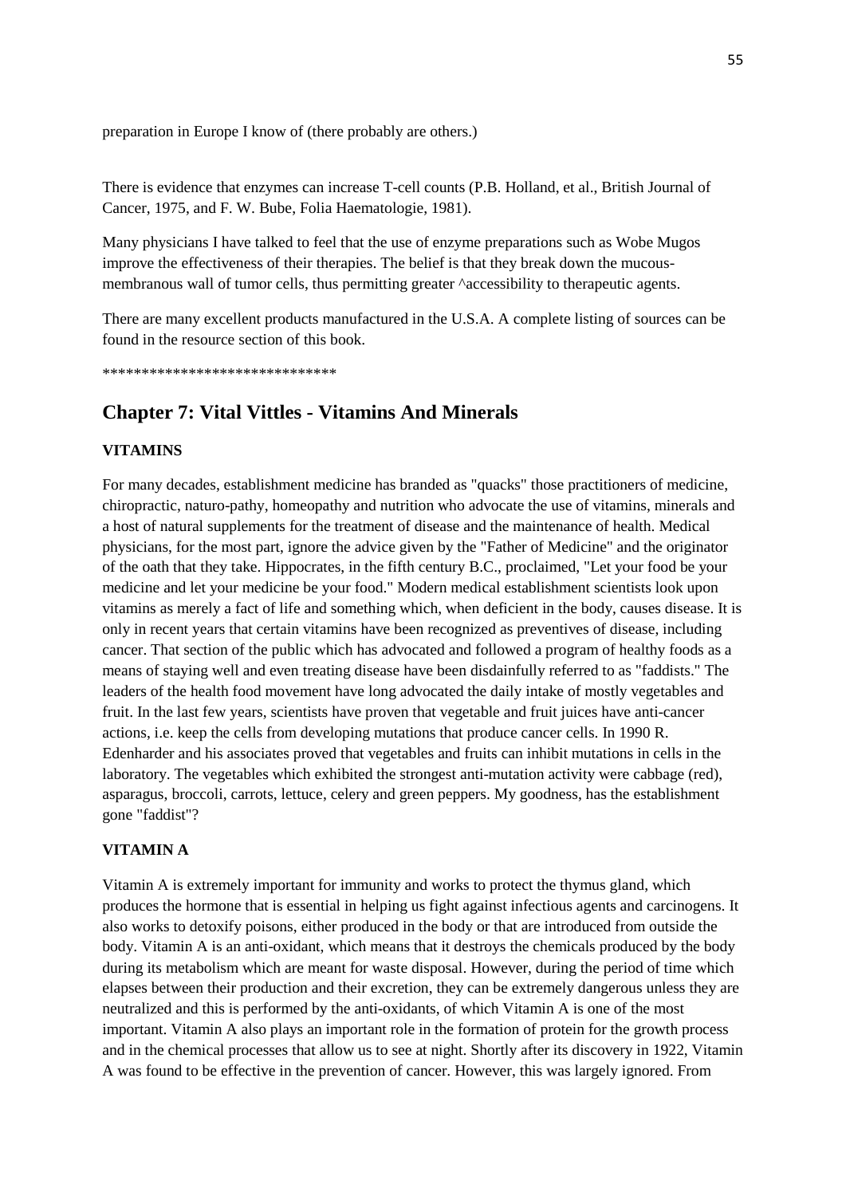preparation in Europe I know of (there probably are others.)

There is evidence that enzymes can increase T-cell counts (P.B. Holland, et al., British Journal of Cancer, 1975, and F. W. Bube, Folia Haematologie, 1981).

Many physicians I have talked to feel that the use of enzyme preparations such as Wobe Mugos improve the effectiveness of their therapies. The belief is that they break down the mucous-membranous wall of tumor cells, thus permitting greater ^accessibility to therapeutic agents.

There are many excellent products manufactured in the U.S.A. A complete listing of sources can be found in the resource section of this book.

******************************

## Chapter 7: Vital Vittles - Vitamins And Minerals

### VITAMINS

For many decades, establishment medicine has branded as "quacks" those practitioners of medicine, chiropractic, naturo-pathy, homeopathy and nutrition who advocate the use of vitamins, minerals and a host of natural supplements for the treatment of disease and the maintenance of health. Medical physicians, for the most part, ignore the advice given by the "Father of Medicine" and the originator of the oath that they take. Hippocrates, in the fifth century B.C., proclaimed, "Let your food be your medicine and let your medicine be your food." Modern medical establishment scientists look upon vitamins as merely a fact of life and something which, when deficient in the body, causes disease. It is only in recent years that certain vitamins have been recognized as preventives of disease, including cancer. That section of the public which has advocated and followed a program of healthy foods as a means of staying well and even treating disease have been disdainfully referred to as "faddists." The leaders of the health food movement have long advocated the daily intake of mostly vegetables and fruit. In the last few years, scientists have proven that vegetable and fruit juices have anti-cancer actions, i.e. keep the cells from developing mutations that produce cancer cells. In 1990 R. Edenharder and his associates proved that vegetables and fruits can inhibit mutations in cells in the laboratory. The vegetables which exhibited the strongest anti-mutation activity were cabbage (red), asparagus, broccoli, carrots, lettuce, celery and green peppers. My goodness, has the establishment gone "faddist"?

### VITAMIN A

Vitamin A is extremely important for immunity and works to protect the thymus gland, which produces the hormone that is essential in helping us fight against infectious agents and carcinogens. It also works to detoxify poisons, either produced in the body or that are introduced from outside the body. Vitamin A is an anti-oxidant, which means that it destroys the chemicals produced by the body during its metabolism which are meant for waste disposal. However, during the period of time which elapses between their production and their excretion, they can be extremely dangerous unless they are neutralized and this is performed by the anti-oxidants, of which Vitamin A is one of the most important. Vitamin A also plays an important role in the formation of protein for the growth process and in the chemical processes that allow us to see at night. Shortly after its discovery in 1922, Vitamin A was found to be effective in the prevention of cancer. However, this was largely ignored. From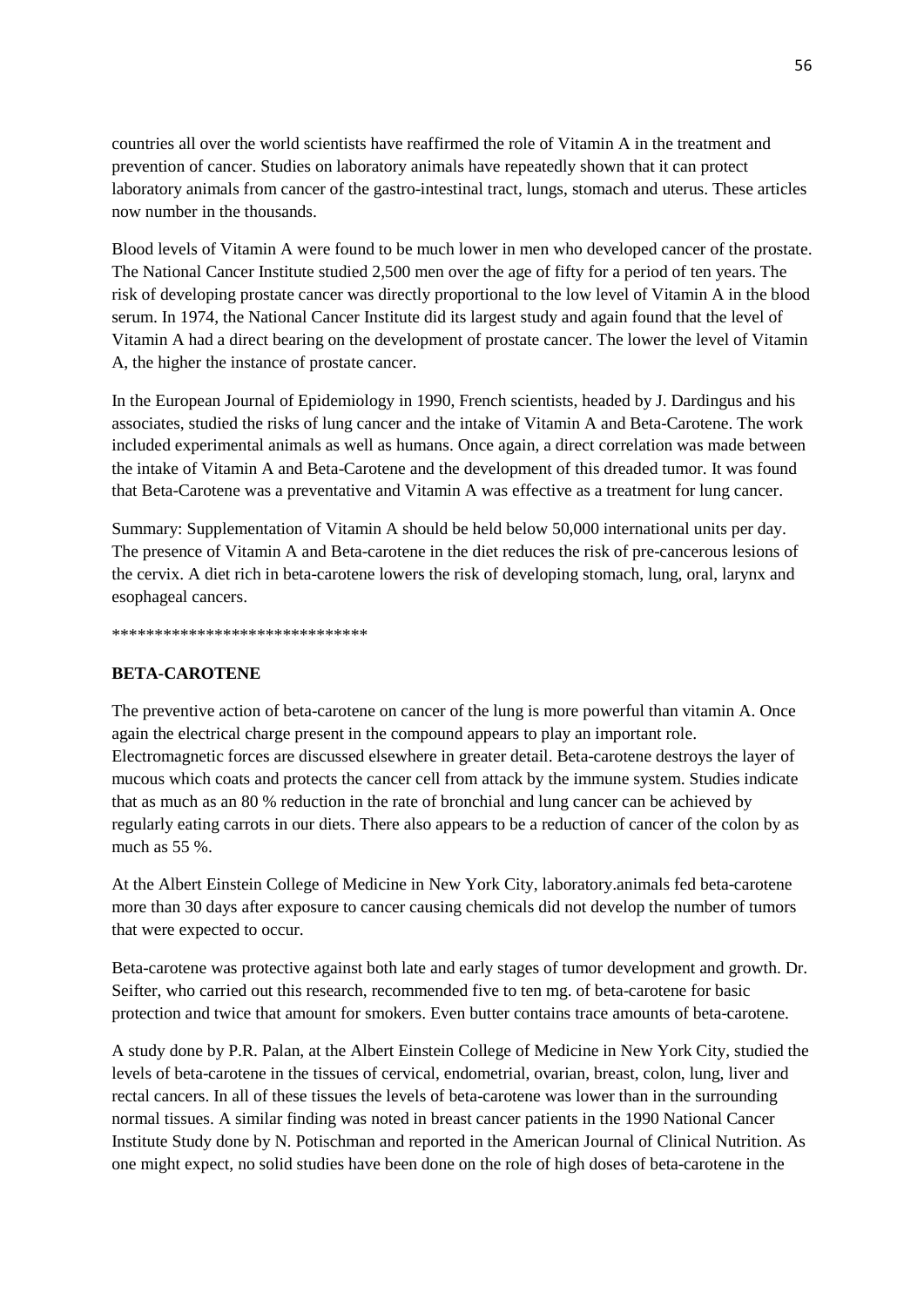countries all over the world scientists have reaffirmed the role of Vitamin A in the treatment and prevention of cancer. Studies on laboratory animals have repeatedly shown that it can protect laboratory animals from cancer of the gastro-intestinal tract, lungs, stomach and uterus. These articles now number in the thousands.

Blood levels of Vitamin A were found to be much lower in men who developed cancer of the prostate. The National Cancer Institute studied 2,500 men over the age of fifty for a period of ten years. The risk of developing prostate cancer was directly proportional to the low level of Vitamin A in the blood serum. In 1974, the National Cancer Institute did its largest study and again found that the level of Vitamin A had a direct bearing on the development of prostate cancer. The lower the level of Vitamin A, the higher the instance of prostate cancer.

In the European Journal of Epidemiology in 1990, French scientists, headed by J. Dardingus and his associates, studied the risks of lung cancer and the intake of Vitamin A and Beta-Carotene. The work included experimental animals as well as humans. Once again, a direct correlation was made between the intake of Vitamin A and Beta-Carotene and the development of this dreaded tumor. It was found that Beta-Carotene was a preventative and Vitamin A was effective as a treatment for lung cancer.

Summary: Supplementation of Vitamin A should be held below 50,000 international units per day. The presence of Vitamin A and Beta-carotene in the diet reduces the risk of pre-cancerous lesions of the cervix. A diet rich in beta-carotene lowers the risk of developing stomach, lung, oral, larynx and esophageal cancers.

******************************

**BETA-CAROTENE**

The preventive action of beta-carotene on cancer of the lung is more powerful than vitamin A. Once again the electrical charge present in the compound appears to play an important role. Electromagnetic forces are discussed elsewhere in greater detail. Beta-carotene destroys the layer of mucous which coats and protects the cancer cell from attack by the immune system. Studies indicate that as much as an 80 % reduction in the rate of bronchial and lung cancer can be achieved by regularly eating carrots in our diets. There also appears to be a reduction of cancer of the colon by as much as 55 %.

At the Albert Einstein College of Medicine in New York City, laboratory.animals fed beta-carotene more than 30 days after exposure to cancer causing chemicals did not develop the number of tumors that were expected to occur.

Beta-carotene was protective against both late and early stages of tumor development and growth. Dr. Seifter, who carried out this research, recommended five to ten mg. of beta-carotene for basic protection and twice that amount for smokers. Even butter contains trace amounts of beta-carotene.

A study done by P.R. Palan, at the Albert Einstein College of Medicine in New York City, studied the levels of beta-carotene in the tissues of cervical, endometrial, ovarian, breast, colon, lung, liver and rectal cancers. In all of these tissues the levels of beta-carotene was lower than in the surrounding normal tissues. A similar finding was noted in breast cancer patients in the 1990 National Cancer Institute Study done by N. Potischman and reported in the American Journal of Clinical Nutrition. As one might expect, no solid studies have been done on the role of high doses of beta-carotene in the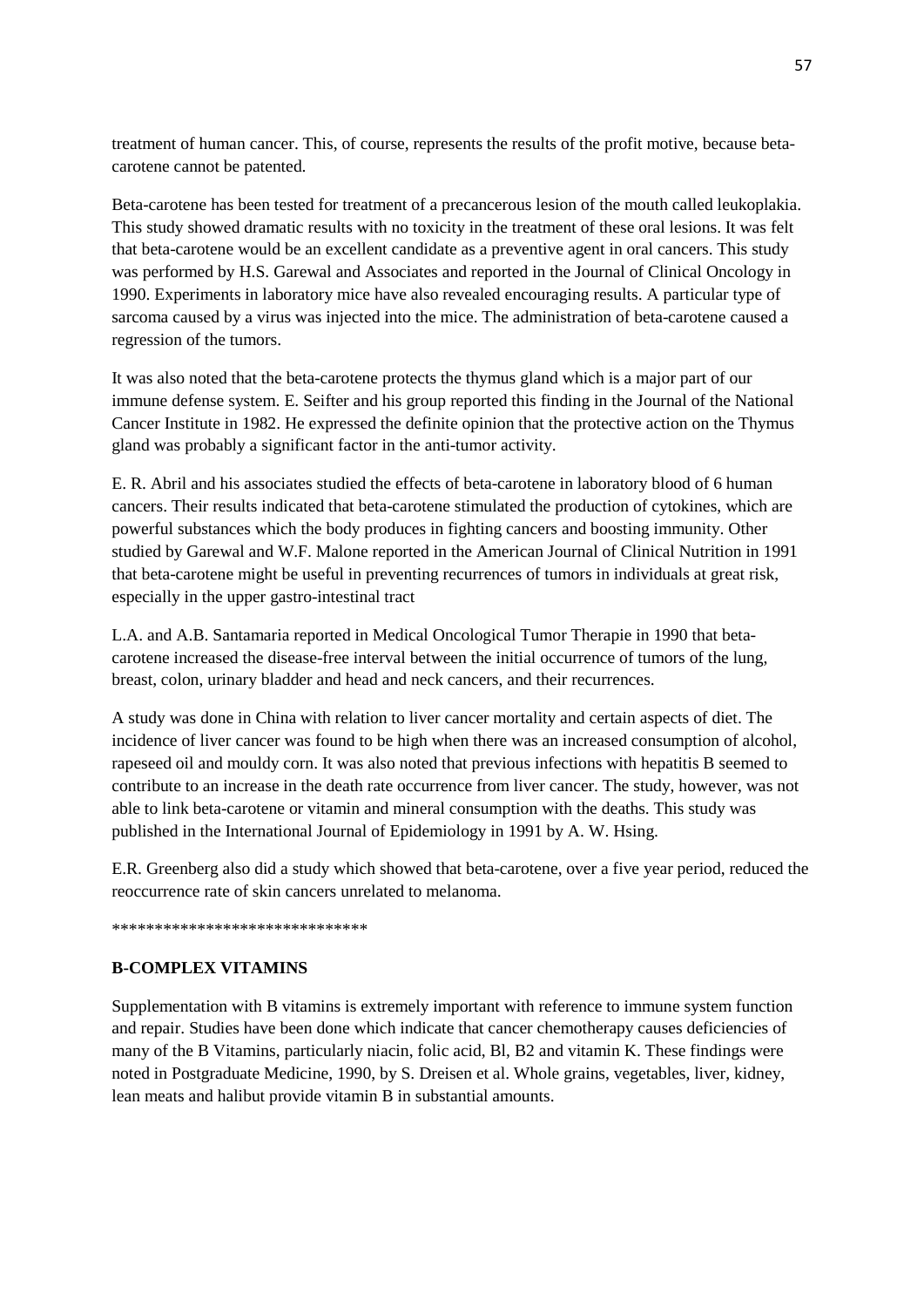treatment of human cancer. This, of course, represents the results of the profit motive, because beta-carotene cannot be patented.

Beta-carotene has been tested for treatment of a precancerous lesion of the mouth called leukoplakia. This study showed dramatic results with no toxicity in the treatment of these oral lesions. It was felt that beta-carotene would be an excellent candidate as a preventive agent in oral cancers. This study was performed by H.S. Garewal and Associates and reported in the Journal of Clinical Oncology in 1990. Experiments in laboratory mice have also revealed encouraging results. A particular type of sarcoma caused by a virus was injected into the mice. The administration of beta-carotene caused a regression of the tumors.

It was also noted that the beta-carotene protects the thymus gland which is a major part of our immune defense system. E. Seifter and his group reported this finding in the Journal of the National Cancer Institute in 1982. He expressed the definite opinion that the protective action on the Thymus gland was probably a significant factor in the anti-tumor activity.

E. R. Abril and his associates studied the effects of beta-carotene in laboratory blood of 6 human cancers. Their results indicated that beta-carotene stimulated the production of cytokines, which are powerful substances which the body produces in fighting cancers and boosting immunity. Other studied by Garewal and W.F. Malone reported in the American Journal of Clinical Nutrition in 1991 that beta-carotene might be useful in preventing recurrences of tumors in individuals at great risk, especially in the upper gastro-intestinal tract

L.A. and A.B. Santamaria reported in Medical Oncological Tumor Therapie in 1990 that beta-carotene increased the disease-free interval between the initial occurrence of tumors of the lung, breast, colon, urinary bladder and head and neck cancers, and their recurrences.

A study was done in China with relation to liver cancer mortality and certain aspects of diet. The incidence of liver cancer was found to be high when there was an increased consumption of alcohol, rapeseed oil and mouldy corn. It was also noted that previous infections with hepatitis B seemed to contribute to an increase in the death rate occurrence from liver cancer. The study, however, was not able to link beta-carotene or vitamin and mineral consumption with the deaths. This study was published in the International Journal of Epidemiology in 1991 by A. W. Hsing.

E.R. Greenberg also did a study which showed that beta-carotene, over a five year period, reduced the reoccurrence rate of skin cancers unrelated to melanoma.

******************************

**B-COMPLEX VITAMINS**

Supplementation with B vitamins is extremely important with reference to immune system function and repair. Studies have been done which indicate that cancer chemotherapy causes deficiencies of many of the B Vitamins, particularly niacin, folic acid, Bl, B2 and vitamin K. These findings were noted in Postgraduate Medicine, 1990, by S. Dreisen et al. Whole grains, vegetables, liver, kidney, lean meats and halibut provide vitamin B in substantial amounts.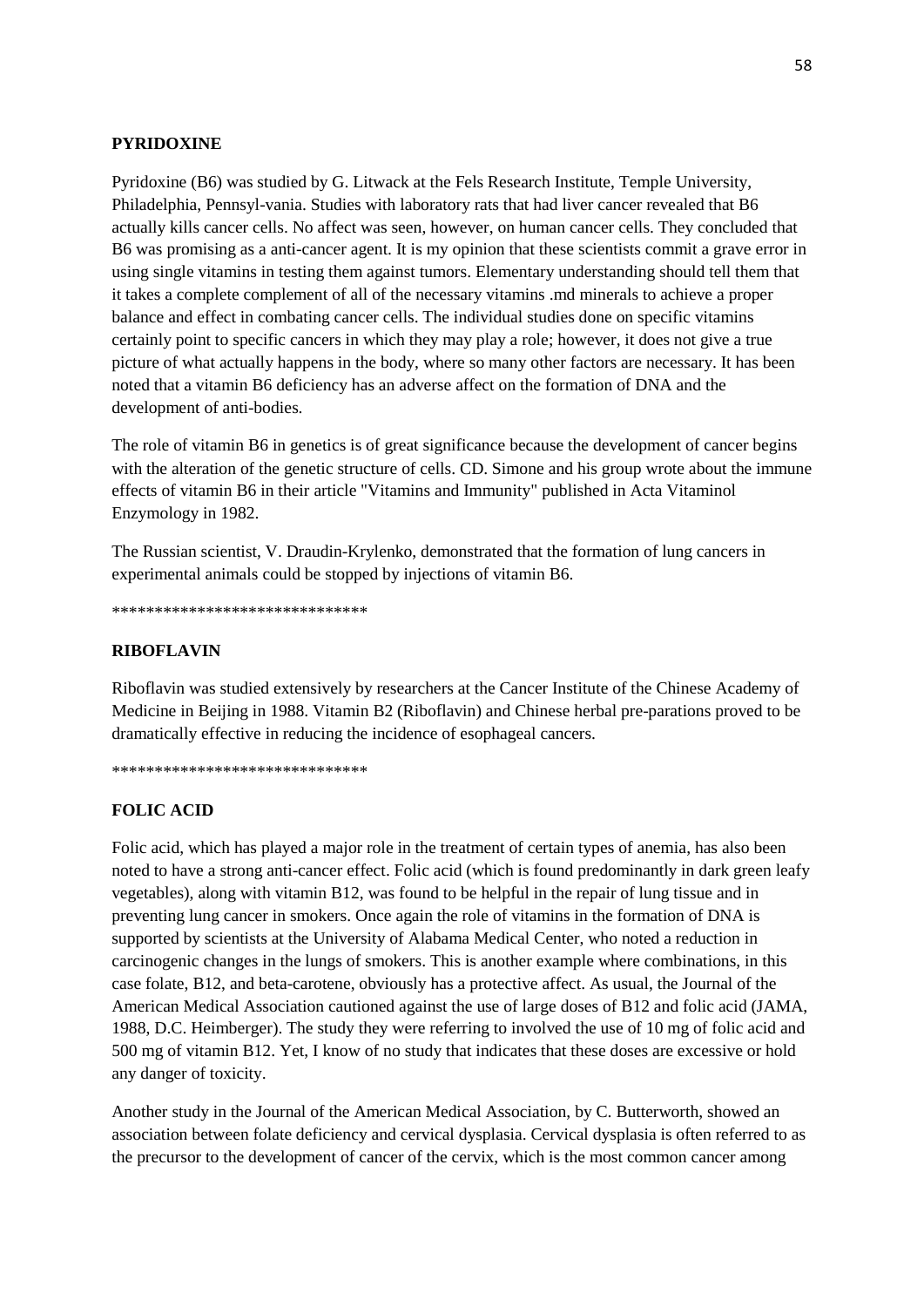**PYRIDOXINE**

Pyridoxine (B6) was studied by G. Litwack at the Fels Research Institute, Temple University, Philadelphia, Pennsyl-vania. Studies with laboratory rats that had liver cancer revealed that B6 actually kills cancer cells. No affect was seen, however, on human cancer cells. They concluded that B6 was promising as a anti-cancer agent. It is my opinion that these scientists commit a grave error in using single vitamins in testing them against tumors. Elementary understanding should tell them that it takes a complete complement of all of the necessary vitamins .md minerals to achieve a proper balance and effect in combating cancer cells. The individual studies done on specific vitamins certainly point to specific cancers in which they may play a role; however, it does not give a true picture of what actually happens in the body, where so many other factors are necessary. It has been noted that a vitamin B6 deficiency has an adverse affect on the formation of DNA and the development of anti-bodies.

The role of vitamin B6 in genetics is of great significance because the development of cancer begins with the alteration of the genetic structure of cells. CD. Simone and his group wrote about the immune effects of vitamin B6 in their article "Vitamins and Immunity" published in Acta Vitaminol Enzymology in 1982.

The Russian scientist, V. Draudin-Krylenko, demonstrated that the formation of lung cancers in experimental animals could be stopped by injections of vitamin B6.

******************************

**RIBOFLAVIN**

Riboflavin was studied extensively by researchers at the Cancer Institute of the Chinese Academy of Medicine in Beijing in 1988. Vitamin B2 (Riboflavin) and Chinese herbal pre-parations proved to be dramatically effective in reducing the incidence of esophageal cancers.

******************************

**FOLIC ACID**

Folic acid, which has played a major role in the treatment of certain types of anemia, has also been noted to have a strong anti-cancer effect. Folic acid (which is found predominantly in dark green leafy vegetables), along with vitamin B12, was found to be helpful in the repair of lung tissue and in preventing lung cancer in smokers. Once again the role of vitamins in the formation of DNA is supported by scientists at the University of Alabama Medical Center, who noted a reduction in carcinogenic changes in the lungs of smokers. This is another example where combinations, in this case folate, B12, and beta-carotene, obviously has a protective affect. As usual, the Journal of the American Medical Association cautioned against the use of large doses of B12 and folic acid (JAMA, 1988, D.C. Heimberger). The study they were referring to involved the use of 10 mg of folic acid and 500 mg of vitamin B12. Yet, I know of no study that indicates that these doses are excessive or hold any danger of toxicity.

Another study in the Journal of the American Medical Association, by C. Butterworth, showed an association between folate deficiency and cervical dysplasia. Cervical dysplasia is often referred to as the precursor to the development of cancer of the cervix, which is the most common cancer among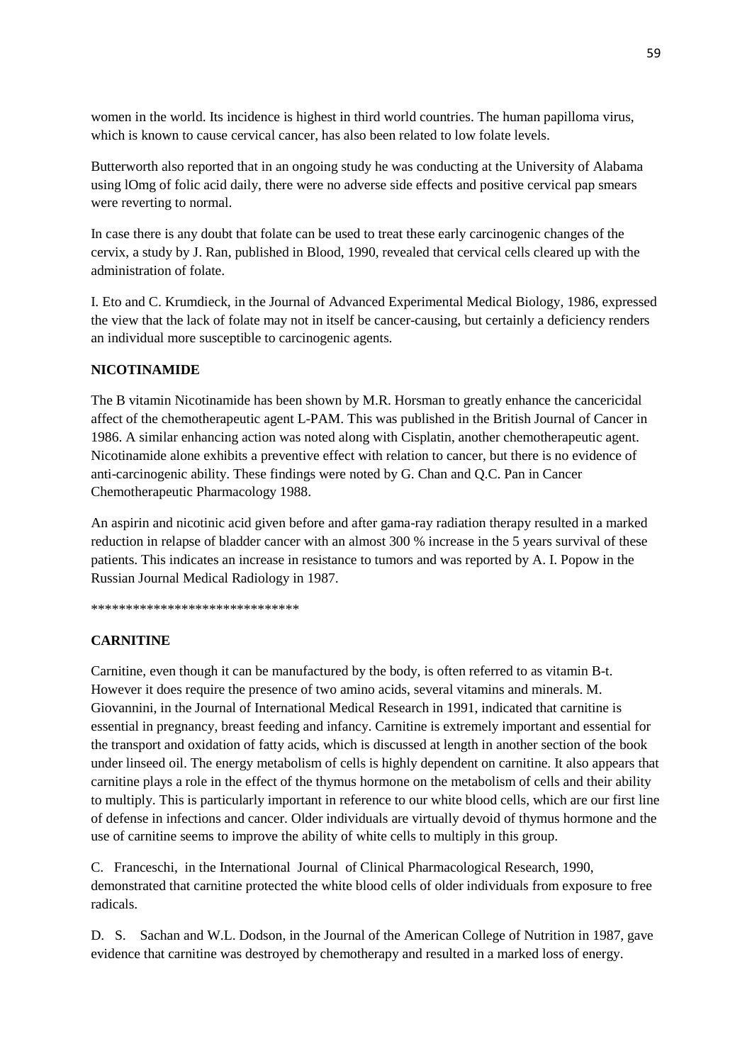women in the world. Its incidence is highest in third world countries. The human papilloma virus, which is known to cause cervical cancer, has also been related to low folate levels.

Butterworth also reported that in an ongoing study he was conducting at the University of Alabama using lOmg of folic acid daily, there were no adverse side effects and positive cervical pap smears were reverting to normal.

In case there is any doubt that folate can be used to treat these early carcinogenic changes of the cervix, a study by J. Ran, published in Blood, 1990, revealed that cervical cells cleared up with the administration of folate.

I. Eto and C. Krumdieck, in the Journal of Advanced Experimental Medical Biology, 1986, expressed the view that the lack of folate may not in itself be cancer-causing, but certainly a deficiency renders an individual more susceptible to carcinogenic agents.

**NICOTINAMIDE**

The B vitamin Nicotinamide has been shown by M.R. Horsman to greatly enhance the cancericidal affect of the chemotherapeutic agent L-PAM. This was published in the British Journal of Cancer in 1986. A similar enhancing action was noted along with Cisplatin, another chemotherapeutic agent. Nicotinamide alone exhibits a preventive effect with relation to cancer, but there is no evidence of anti-carcinogenic ability. These findings were noted by G. Chan and Q.C. Pan in Cancer Chemotherapeutic Pharmacology 1988.

An aspirin and nicotinic acid given before and after gama-ray radiation therapy resulted in a marked reduction in relapse of bladder cancer with an almost 300 % increase in the 5 years survival of these patients. This indicates an increase in resistance to tumors and was reported by A. I. Popow in the Russian Journal Medical Radiology in 1987.

******************************

**CARNITINE**

Carnitine, even though it can be manufactured by the body, is often referred to as vitamin B-t. However it does require the presence of two amino acids, several vitamins and minerals. M. Giovannini, in the Journal of International Medical Research in 1991, indicated that carnitine is essential in pregnancy, breast feeding and infancy. Carnitine is extremely important and essential for the transport and oxidation of fatty acids, which is discussed at length in another section of the book under linseed oil. The energy metabolism of cells is highly dependent on carnitine. It also appears that carnitine plays a role in the effect of the thymus hormone on the metabolism of cells and their ability to multiply. This is particularly important in reference to our white blood cells, which are our first line of defense in infections and cancer. Older individuals are virtually devoid of thymus hormone and the use of carnitine seems to improve the ability of white cells to multiply in this group.

C. Franceschi, in the International Journal of Clinical Pharmacological Research, 1990, demonstrated that carnitine protected the white blood cells of older individuals from exposure to free radicals.

D. S. Sachan and W.L. Dodson, in the Journal of the American College of Nutrition in 1987, gave evidence that carnitine was destroyed by chemotherapy and resulted in a marked loss of energy.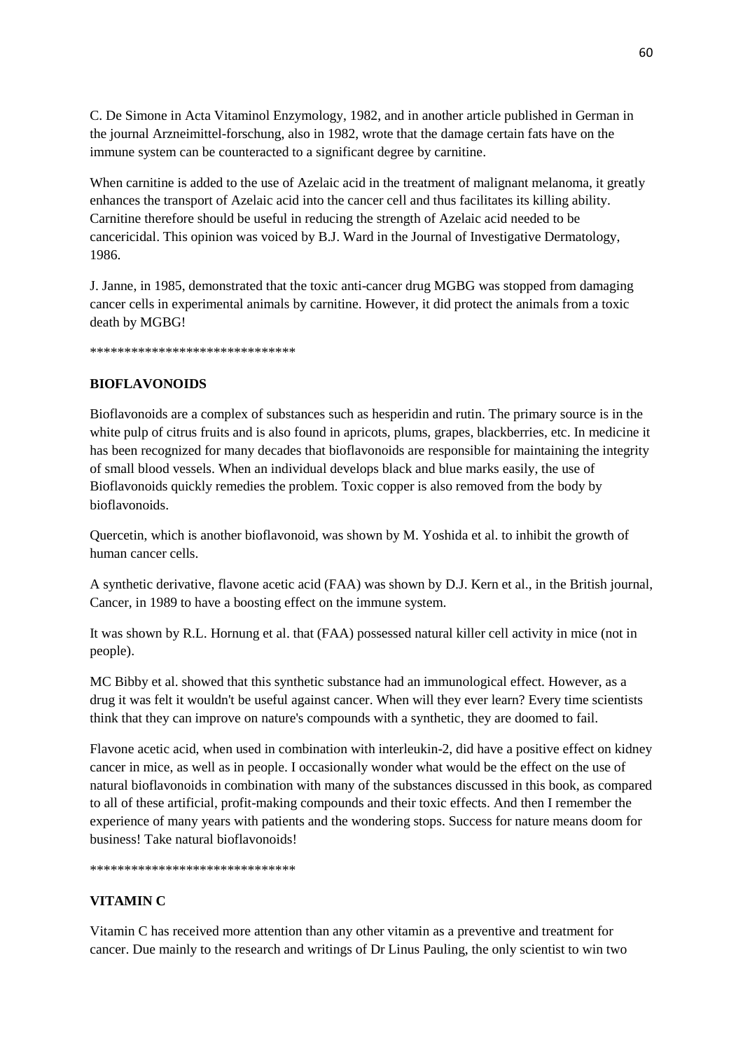C. De Simone in Acta Vitaminol Enzymology, 1982, and in another article published in German in the journal Arzneimittel-forschung, also in 1982, wrote that the damage certain fats have on the immune system can be counteracted to a significant degree by carnitine.

When carnitine is added to the use of Azelaic acid in the treatment of malignant melanoma, it greatly enhances the transport of Azelaic acid into the cancer cell and thus facilitates its killing ability. Carnitine therefore should be useful in reducing the strength of Azelaic acid needed to be cancericidal. This opinion was voiced by B.J. Ward in the Journal of Investigative Dermatology, 1986.

J. Janne, in 1985, demonstrated that the toxic anti-cancer drug MGBG was stopped from damaging cancer cells in experimental animals by carnitine. However, it did protect the animals from a toxic death by MGBG!

******************************

**BIOFLAVONOIDS**

Bioflavonoids are a complex of substances such as hesperidin and rutin. The primary source is in the white pulp of citrus fruits and is also found in apricots, plums, grapes, blackberries, etc. In medicine it has been recognized for many decades that bioflavonoids are responsible for maintaining the integrity of small blood vessels. When an individual develops black and blue marks easily, the use of Bioflavonoids quickly remedies the problem. Toxic copper is also removed from the body by bioflavonoids.

Quercetin, which is another bioflavonoid, was shown by M. Yoshida et al. to inhibit the growth of human cancer cells.

A synthetic derivative, flavone acetic acid (FAA) was shown by D.J. Kern et al., in the British journal, Cancer, in 1989 to have a boosting effect on the immune system.

It was shown by R.L. Hornung et al. that (FAA) possessed natural killer cell activity in mice (not in people).

MC Bibby et al. showed that this synthetic substance had an immunological effect. However, as a drug it was felt it wouldn't be useful against cancer. When will they ever learn? Every time scientists think that they can improve on nature's compounds with a synthetic, they are doomed to fail.

Flavone acetic acid, when used in combination with interleukin-2, did have a positive effect on kidney cancer in mice, as well as in people. I occasionally wonder what would be the effect on the use of natural bioflavonoids in combination with many of the substances discussed in this book, as compared to all of these artificial, profit-making compounds and their toxic effects. And then I remember the experience of many years with patients and the wondering stops. Success for nature means doom for business! Take natural bioflavonoids!

******************************

**VITAMIN C**

Vitamin C has received more attention than any other vitamin as a preventive and treatment for cancer. Due mainly to the research and writings of Dr Linus Pauling, the only scientist to win two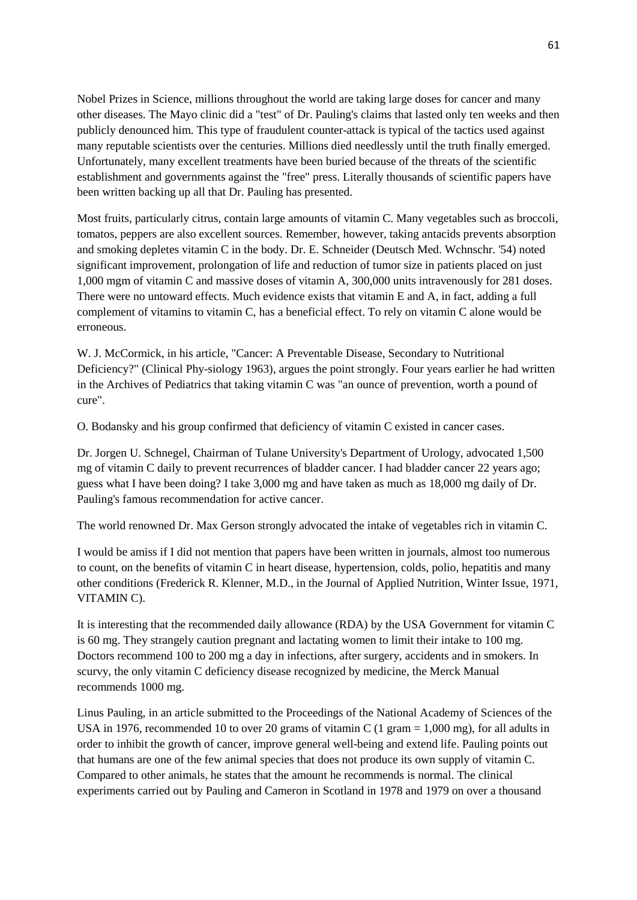Nobel Prizes in Science, millions throughout the world are taking large doses for cancer and many other diseases. The Mayo clinic did a "test" of Dr. Pauling's claims that lasted only ten weeks and then publicly denounced him. This type of fraudulent counter-attack is typical of the tactics used against many reputable scientists over the centuries. Millions died needlessly until the truth finally emerged. Unfortunately, many excellent treatments have been buried because of the threats of the scientific establishment and governments against the "free" press. Literally thousands of scientific papers have been written backing up all that Dr. Pauling has presented.

Most fruits, particularly citrus, contain large amounts of vitamin C. Many vegetables such as broccoli, tomatos, peppers are also excellent sources. Remember, however, taking antacids prevents absorption and smoking depletes vitamin C in the body. Dr. E. Schneider (Deutsch Med. Wchnschr. '54) noted significant improvement, prolongation of life and reduction of tumor size in patients placed on just 1,000 mgm of vitamin C and massive doses of vitamin A, 300,000 units intravenously for 281 doses. There were no untoward effects. Much evidence exists that vitamin E and A, in fact, adding a full complement of vitamins to vitamin C, has a beneficial effect. To rely on vitamin C alone would be erroneous.

W. J. McCormick, in his article, "Cancer: A Preventable Disease, Secondary to Nutritional Deficiency?" (Clinical Phy-siology 1963), argues the point strongly. Four years earlier he had written in the Archives of Pediatrics that taking vitamin C was "an ounce of prevention, worth a pound of cure".

O. Bodansky and his group confirmed that deficiency of vitamin C existed in cancer cases.

Dr. Jorgen U. Schnegel, Chairman of Tulane University's Department of Urology, advocated 1,500 mg of vitamin C daily to prevent recurrences of bladder cancer. I had bladder cancer 22 years ago; guess what I have been doing? I take 3,000 mg and have taken as much as 18,000 mg daily of Dr. Pauling's famous recommendation for active cancer.

The world renowned Dr. Max Gerson strongly advocated the intake of vegetables rich in vitamin C.

I would be amiss if I did not mention that papers have been written in journals, almost too numerous to count, on the benefits of vitamin C in heart disease, hypertension, colds, polio, hepatitis and many other conditions (Frederick R. Klenner, M.D., in the Journal of Applied Nutrition, Winter Issue, 1971, VITAMIN C).

It is interesting that the recommended daily allowance (RDA) by the USA Government for vitamin C is 60 mg. They strangely caution pregnant and lactating women to limit their intake to 100 mg. Doctors recommend 100 to 200 mg a day in infections, after surgery, accidents and in smokers. In scurvy, the only vitamin C deficiency disease recognized by medicine, the Merck Manual recommends 1000 mg.

Linus Pauling, in an article submitted to the Proceedings of the National Academy of Sciences of the USA in 1976, recommended 10 to over 20 grams of vitamin C (1 gram = 1,000 mg), for all adults in order to inhibit the growth of cancer, improve general well-being and extend life. Pauling points out that humans are one of the few animal species that does not produce its own supply of vitamin C. Compared to other animals, he states that the amount he recommends is normal. The clinical experiments carried out by Pauling and Cameron in Scotland in 1978 and 1979 on over a thousand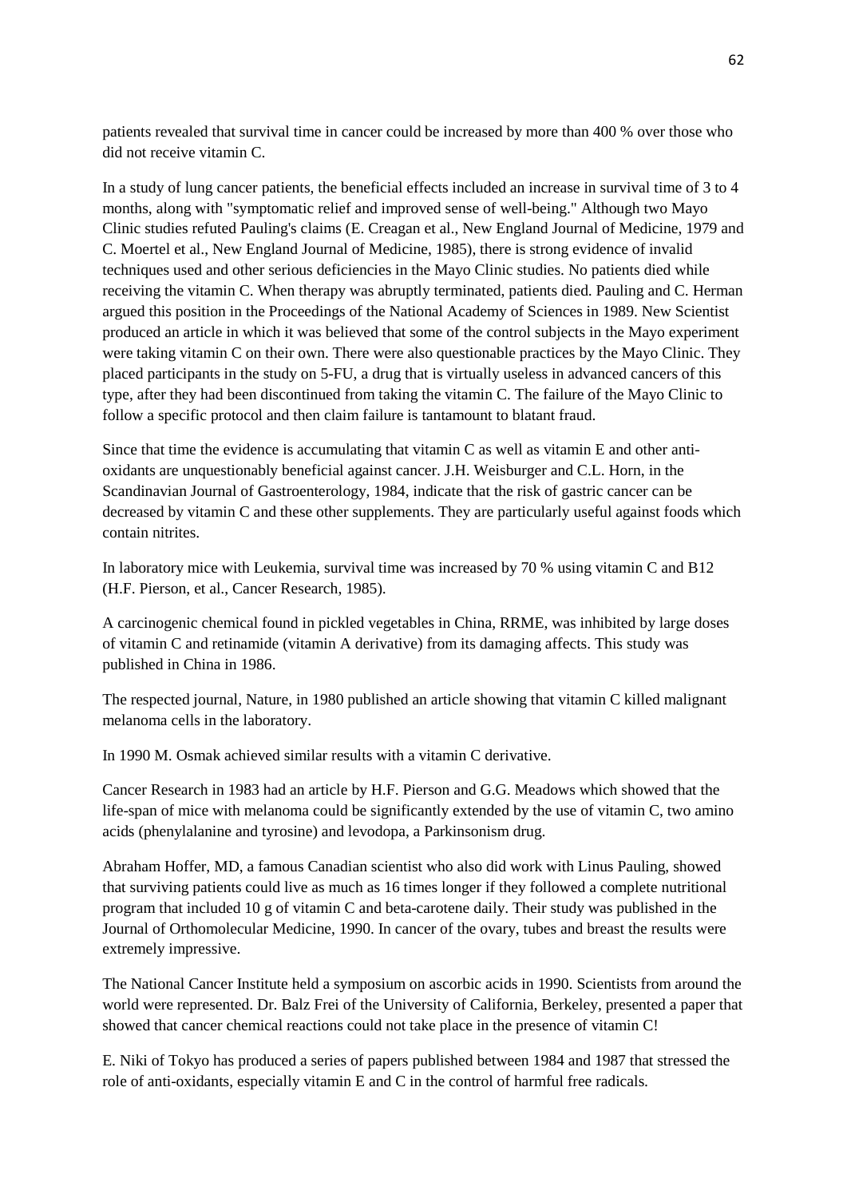patients revealed that survival time in cancer could be increased by more than 400 % over those who did not receive vitamin C.

In a study of lung cancer patients, the beneficial effects included an increase in survival time of 3 to 4 months, along with "symptomatic relief and improved sense of well-being." Although two Mayo Clinic studies refuted Pauling's claims (E. Creagan et al., New England Journal of Medicine, 1979 and C. Moertel et al., New England Journal of Medicine, 1985), there is strong evidence of invalid techniques used and other serious deficiencies in the Mayo Clinic studies. No patients died while receiving the vitamin C. When therapy was abruptly terminated, patients died. Pauling and C. Herman argued this position in the Proceedings of the National Academy of Sciences in 1989. New Scientist produced an article in which it was believed that some of the control subjects in the Mayo experiment were taking vitamin C on their own. There were also questionable practices by the Mayo Clinic. They placed participants in the study on 5-FU, a drug that is virtually useless in advanced cancers of this type, after they had been discontinued from taking the vitamin C. The failure of the Mayo Clinic to follow a specific protocol and then claim failure is tantamount to blatant fraud.

Since that time the evidence is accumulating that vitamin C as well as vitamin E and other anti-oxidants are unquestionably beneficial against cancer. J.H. Weisburger and C.L. Horn, in the Scandinavian Journal of Gastroenterology, 1984, indicate that the risk of gastric cancer can be decreased by vitamin C and these other supplements. They are particularly useful against foods which contain nitrites.

In laboratory mice with Leukemia, survival time was increased by 70 % using vitamin C and B12 (H.F. Pierson, et al., Cancer Research, 1985).

A carcinogenic chemical found in pickled vegetables in China, RRME, was inhibited by large doses of vitamin C and retinamide (vitamin A derivative) from its damaging affects. This study was published in China in 1986.

The respected journal, Nature, in 1980 published an article showing that vitamin C killed malignant melanoma cells in the laboratory.

In 1990 M. Osmak achieved similar results with a vitamin C derivative.

Cancer Research in 1983 had an article by H.F. Pierson and G.G. Meadows which showed that the life-span of mice with melanoma could be significantly extended by the use of vitamin C, two amino acids (phenylalanine and tyrosine) and levodopa, a Parkinsonism drug.

Abraham Hoffer, MD, a famous Canadian scientist who also did work with Linus Pauling, showed that surviving patients could live as much as 16 times longer if they followed a complete nutritional program that included 10 g of vitamin C and beta-carotene daily. Their study was published in the Journal of Orthomolecular Medicine, 1990. In cancer of the ovary, tubes and breast the results were extremely impressive.

The National Cancer Institute held a symposium on ascorbic acids in 1990. Scientists from around the world were represented. Dr. Balz Frei of the University of California, Berkeley, presented a paper that showed that cancer chemical reactions could not take place in the presence of vitamin C!

E. Niki of Tokyo has produced a series of papers published between 1984 and 1987 that stressed the role of anti-oxidants, especially vitamin E and C in the control of harmful free radicals.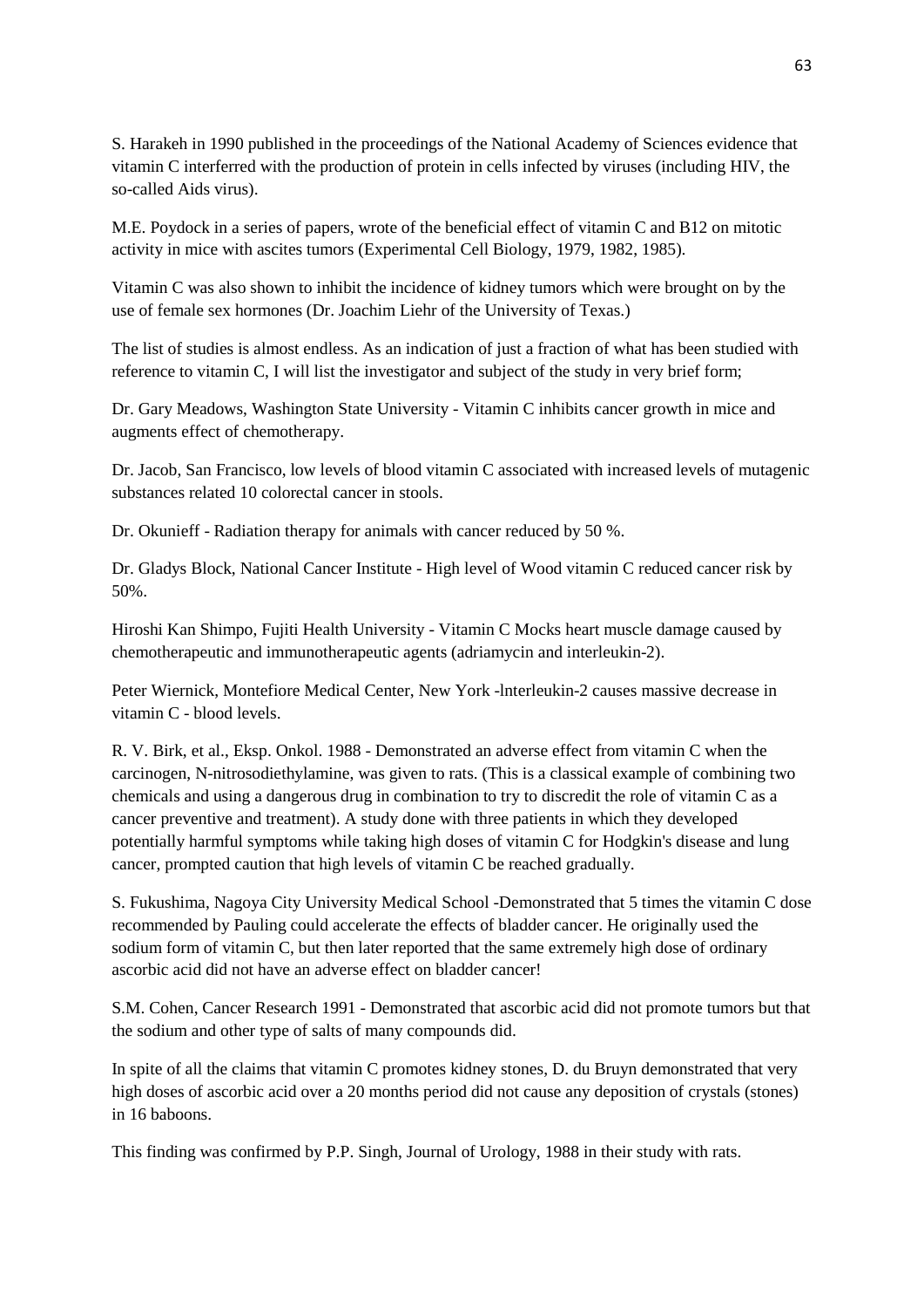S. Harakeh in 1990 published in the proceedings of the National Academy of Sciences evidence that vitamin C interferred with the production of protein in cells infected by viruses (including HIV, the so-called Aids virus).

M.E. Poydock in a series of papers, wrote of the beneficial effect of vitamin C and B12 on mitotic activity in mice with ascites tumors (Experimental Cell Biology, 1979, 1982, 1985).

Vitamin C was also shown to inhibit the incidence of kidney tumors which were brought on by the use of female sex hormones (Dr. Joachim Liehr of the University of Texas.)

The list of studies is almost endless. As an indication of just a fraction of what has been studied with reference to vitamin C, I will list the investigator and subject of the study in very brief form;

Dr. Gary Meadows, Washington State University - Vitamin C inhibits cancer growth in mice and augments effect of chemotherapy.

Dr. Jacob, San Francisco, low levels of blood vitamin C associated with increased levels of mutagenic substances related 10 colorectal cancer in stools.

Dr. Okunieff - Radiation therapy for animals with cancer reduced by 50 %.

Dr. Gladys Block, National Cancer Institute - High level of Wood vitamin C reduced cancer risk by 50%.

Hiroshi Kan Shimpo, Fujiti Health University - Vitamin C Mocks heart muscle damage caused by chemotherapeutic and immunotherapeutic agents (adriamycin and interleukin-2).

Peter Wiernick, Montefiore Medical Center, New York -lnterleukin-2 causes massive decrease in vitamin C - blood levels.

R. V. Birk, et al., Eksp. Onkol. 1988 - Demonstrated an adverse effect from vitamin C when the carcinogen, N-nitrosodiethylamine, was given to rats. (This is a classical example of combining two chemicals and using a dangerous drug in combination to try to discredit the role of vitamin C as a cancer preventive and treatment). A study done with three patients in which they developed potentially harmful symptoms while taking high doses of vitamin C for Hodgkin's disease and lung cancer, prompted caution that high levels of vitamin C be reached gradually.

S. Fukushima, Nagoya City University Medical School -Demonstrated that 5 times the vitamin C dose recommended by Pauling could accelerate the effects of bladder cancer. He originally used the sodium form of vitamin C, but then later reported that the same extremely high dose of ordinary ascorbic acid did not have an adverse effect on bladder cancer!

S.M. Cohen, Cancer Research 1991 - Demonstrated that ascorbic acid did not promote tumors but that the sodium and other type of salts of many compounds did.

In spite of all the claims that vitamin C promotes kidney stones, D. du Bruyn demonstrated that very high doses of ascorbic acid over a 20 months period did not cause any deposition of crystals (stones) in 16 baboons.

This finding was confirmed by P.P. Singh, Journal of Urology, 1988 in their study with rats.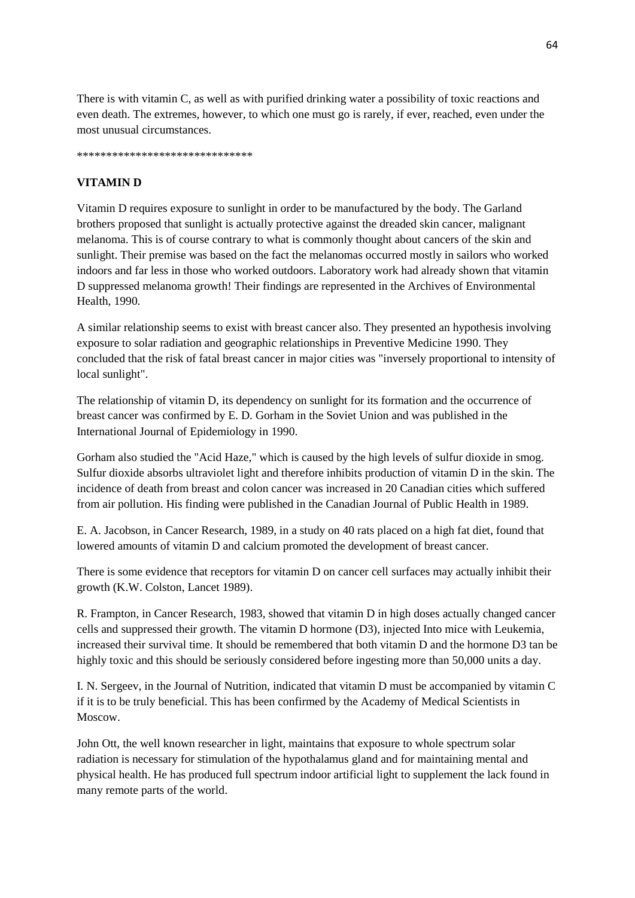There is with vitamin C, as well as with purified drinking water a possibility of toxic reactions and even death. The extremes, however, to which one must go is rarely, if ever, reached, even under the most unusual circumstances.

******************************

**VITAMIN D**

Vitamin D requires exposure to sunlight in order to be manufactured by the body. The Garland brothers proposed that sunlight is actually protective against the dreaded skin cancer, malignant melanoma. This is of course contrary to what is commonly thought about cancers of the skin and sunlight. Their premise was based on the fact the melanomas occurred mostly in sailors who worked indoors and far less in those who worked outdoors. Laboratory work had already shown that vitamin D suppressed melanoma growth! Their findings are represented in the Archives of Environmental Health, 1990.

A similar relationship seems to exist with breast cancer also. They presented an hypothesis involving exposure to solar radiation and geographic relationships in Preventive Medicine 1990. They concluded that the risk of fatal breast cancer in major cities was "inversely proportional to intensity of local sunlight".

The relationship of vitamin D, its dependency on sunlight for its formation and the occurrence of breast cancer was confirmed by E. D. Gorham in the Soviet Union and was published in the International Journal of Epidemiology in 1990.

Gorham also studied the "Acid Haze," which is caused by the high levels of sulfur dioxide in smog. Sulfur dioxide absorbs ultraviolet light and therefore inhibits production of vitamin D in the skin. The incidence of death from breast and colon cancer was increased in 20 Canadian cities which suffered from air pollution. His finding were published in the Canadian Journal of Public Health in 1989.

E. A. Jacobson, in Cancer Research, 1989, in a study on 40 rats placed on a high fat diet, found that lowered amounts of vitamin D and calcium promoted the development of breast cancer.

There is some evidence that receptors for vitamin D on cancer cell surfaces may actually inhibit their growth (K.W. Colston, Lancet 1989).

R. Frampton, in Cancer Research, 1983, showed that vitamin D in high doses actually changed cancer cells and suppressed their growth. The vitamin D hormone (D3), injected Into mice with Leukemia, increased their survival time. It should be remembered that both vitamin D and the hormone D3 tan be highly toxic and this should be seriously considered before ingesting more than 50,000 units a day.

I. N. Sergeev, in the Journal of Nutrition, indicated that vitamin D must be accompanied by vitamin C if it is to be truly beneficial. This has been confirmed by the Academy of Medical Scientists in Moscow.

John Ott, the well known researcher in light, maintains that exposure to whole spectrum solar radiation is necessary for stimulation of the hypothalamus gland and for maintaining mental and physical health. He has produced full spectrum indoor artificial light to supplement the lack found in many remote parts of the world.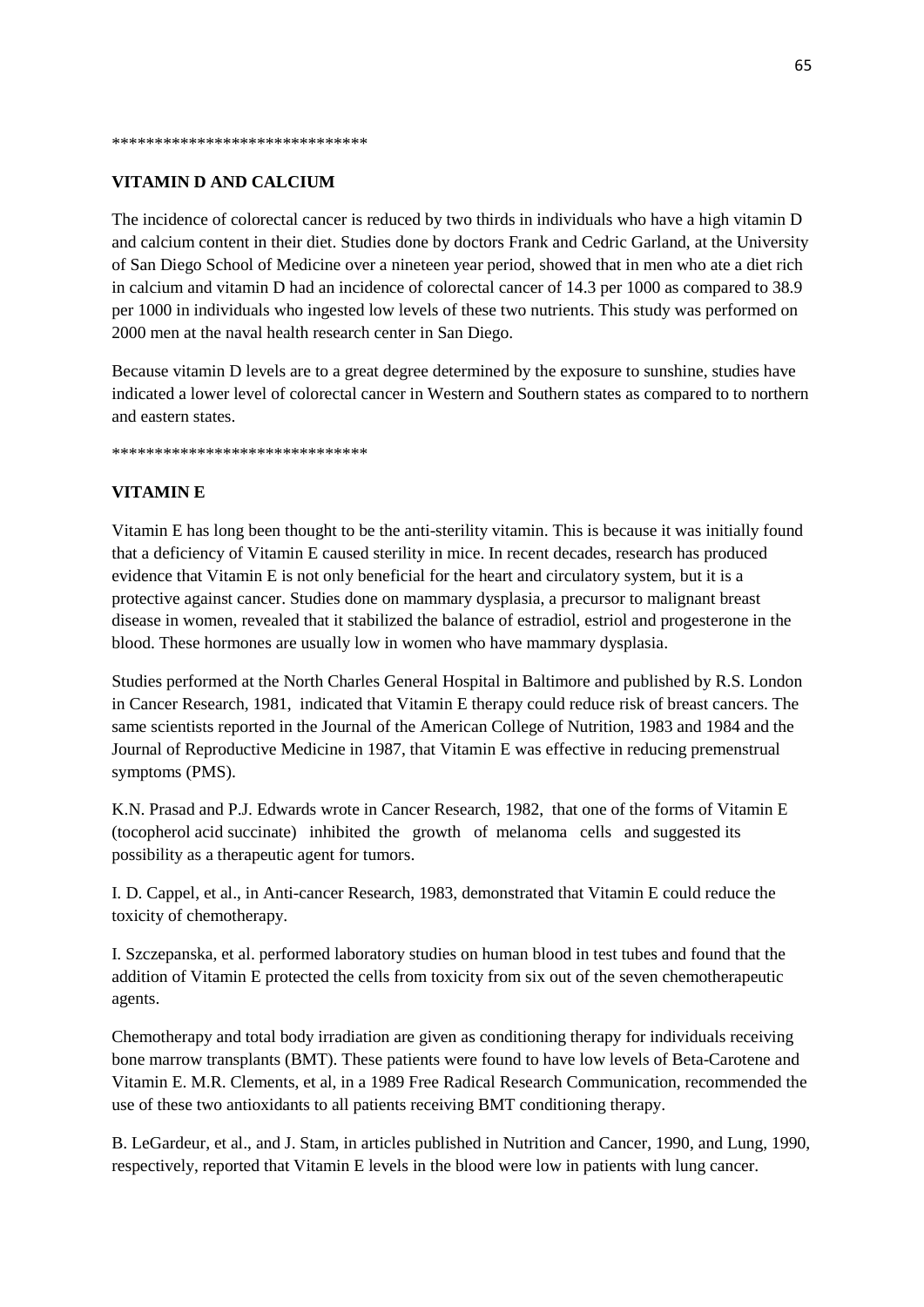******************************

**VITAMIN D AND CALCIUM**

The incidence of colorectal cancer is reduced by two thirds in individuals who have a high vitamin D and calcium content in their diet. Studies done by doctors Frank and Cedric Garland, at the University of San Diego School of Medicine over a nineteen year period, showed that in men who ate a diet rich in calcium and vitamin D had an incidence of colorectal cancer of 14.3 per 1000 as compared to 38.9 per 1000 in individuals who ingested low levels of these two nutrients. This study was performed on 2000 men at the naval health research center in San Diego.

Because vitamin D levels are to a great degree determined by the exposure to sunshine, studies have indicated a lower level of colorectal cancer in Western and Southern states as compared to to northern and eastern states.

******************************

**VITAMIN E**

Vitamin E has long been thought to be the anti-sterility vitamin. This is because it was initially found that a deficiency of Vitamin E caused sterility in mice. In recent decades, research has produced evidence that Vitamin E is not only beneficial for the heart and circulatory system, but it is a protective against cancer. Studies done on mammary dysplasia, a precursor to malignant breast disease in women, revealed that it stabilized the balance of estradiol, estriol and progesterone in the blood. These hormones are usually low in women who have mammary dysplasia.

Studies performed at the North Charles General Hospital in Baltimore and published by R.S. London in Cancer Research, 1981, indicated that Vitamin E therapy could reduce risk of breast cancers. The same scientists reported in the Journal of the American College of Nutrition, 1983 and 1984 and the Journal of Reproductive Medicine in 1987, that Vitamin E was effective in reducing premenstrual symptoms (PMS).

K.N. Prasad and P.J. Edwards wrote in Cancer Research, 1982, that one of the forms of Vitamin E (tocopherol acid succinate) inhibited the growth of melanoma cells and suggested its possibility as a therapeutic agent for tumors.

I. D. Cappel, et al., in Anti-cancer Research, 1983, demonstrated that Vitamin E could reduce the toxicity of chemotherapy.

I. Szczepanska, et al. performed laboratory studies on human blood in test tubes and found that the addition of Vitamin E protected the cells from toxicity from six out of the seven chemotherapeutic agents.

Chemotherapy and total body irradiation are given as conditioning therapy for individuals receiving bone marrow transplants (BMT). These patients were found to have low levels of Beta-Carotene and Vitamin E. M.R. Clements, et al, in a 1989 Free Radical Research Communication, recommended the use of these two antioxidants to all patients receiving BMT conditioning therapy.

B. LeGardeur, et al., and J. Stam, in articles published in Nutrition and Cancer, 1990, and Lung, 1990, respectively, reported that Vitamin E levels in the blood were low in patients with lung cancer.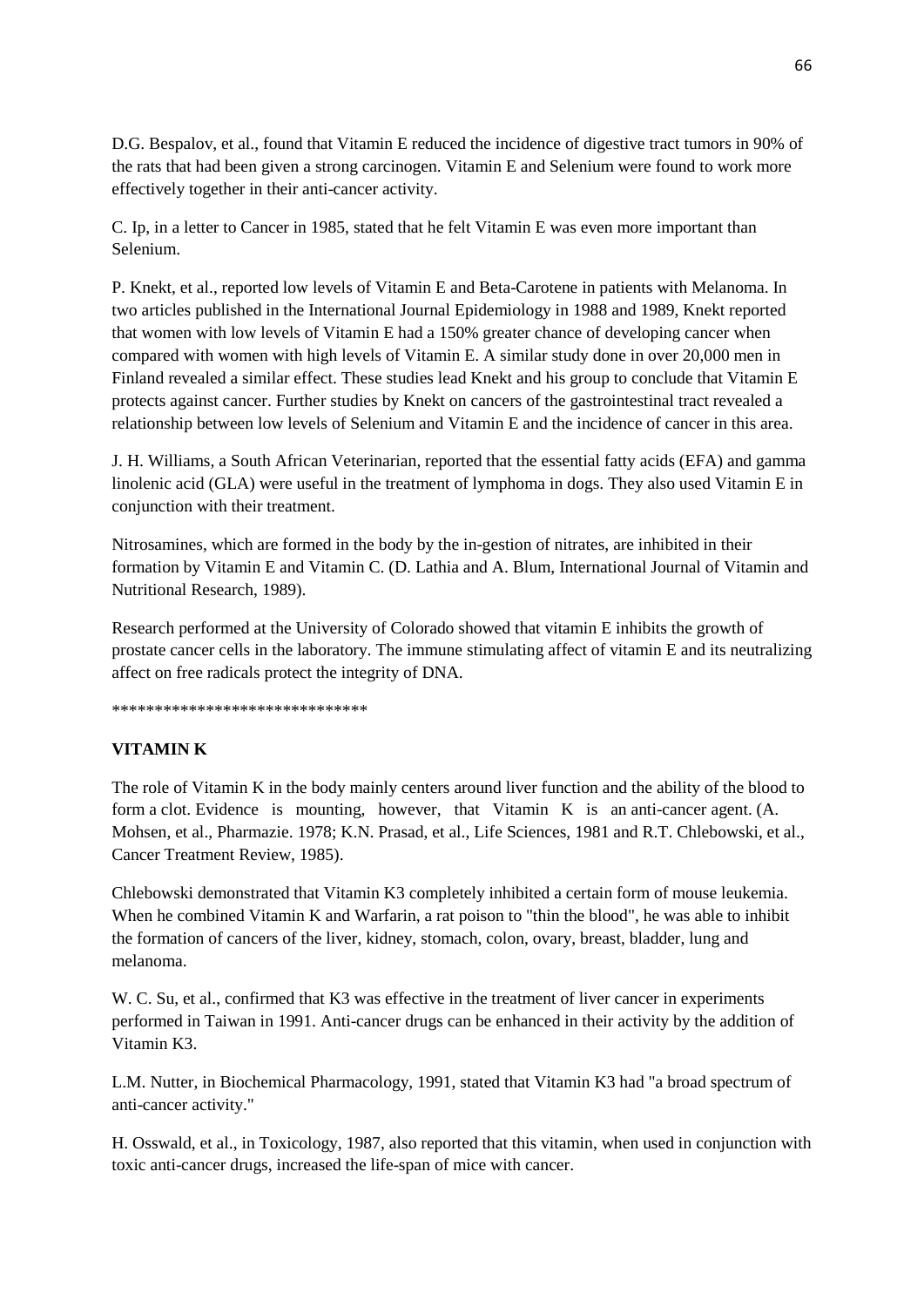D.G. Bespalov, et al., found that Vitamin E reduced the incidence of digestive tract tumors in 90% of the rats that had been given a strong carcinogen. Vitamin E and Selenium were found to work more effectively together in their anti-cancer activity.

C. Ip, in a letter to Cancer in 1985, stated that he felt Vitamin E was even more important than Selenium.

P. Knekt, et al., reported low levels of Vitamin E and Beta-Carotene in patients with Melanoma. In two articles published in the International Journal Epidemiology in 1988 and 1989, Knekt reported that women with low levels of Vitamin E had a 150% greater chance of developing cancer when compared with women with high levels of Vitamin E. A similar study done in over 20,000 men in Finland revealed a similar effect. These studies lead Knekt and his group to conclude that Vitamin E protects against cancer. Further studies by Knekt on cancers of the gastrointestinal tract revealed a relationship between low levels of Selenium and Vitamin E and the incidence of cancer in this area.

J. H. Williams, a South African Veterinarian, reported that the essential fatty acids (EFA) and gamma linolenic acid (GLA) were useful in the treatment of lymphoma in dogs. They also used Vitamin E in conjunction with their treatment.

Nitrosamines, which are formed in the body by the in-gestion of nitrates, are inhibited in their formation by Vitamin E and Vitamin C. (D. Lathia and A. Blum, International Journal of Vitamin and Nutritional Research, 1989).

Research performed at the University of Colorado showed that vitamin E inhibits the growth of prostate cancer cells in the laboratory. The immune stimulating affect of vitamin E and its neutralizing affect on free radicals protect the integrity of DNA.

******************************

**VITAMIN K**

The role of Vitamin K in the body mainly centers around liver function and the ability of the blood to form a clot. Evidence is mounting, however, that Vitamin K is an anti-cancer agent. (A. Mohsen, et al., Pharmazie. 1978; K.N. Prasad, et al., Life Sciences, 1981 and R.T. Chlebowski, et al., Cancer Treatment Review, 1985).

Chlebowski demonstrated that Vitamin K3 completely inhibited a certain form of mouse leukemia. When he combined Vitamin K and Warfarin, a rat poison to "thin the blood", he was able to inhibit the formation of cancers of the liver, kidney, stomach, colon, ovary, breast, bladder, lung and melanoma.

W. C. Su, et al., confirmed that K3 was effective in the treatment of liver cancer in experiments performed in Taiwan in 1991. Anti-cancer drugs can be enhanced in their activity by the addition of Vitamin K3.

L.M. Nutter, in Biochemical Pharmacology, 1991, stated that Vitamin K3 had "a broad spectrum of anti-cancer activity."

H. Osswald, et al., in Toxicology, 1987, also reported that this vitamin, when used in conjunction with toxic anti-cancer drugs, increased the life-span of mice with cancer.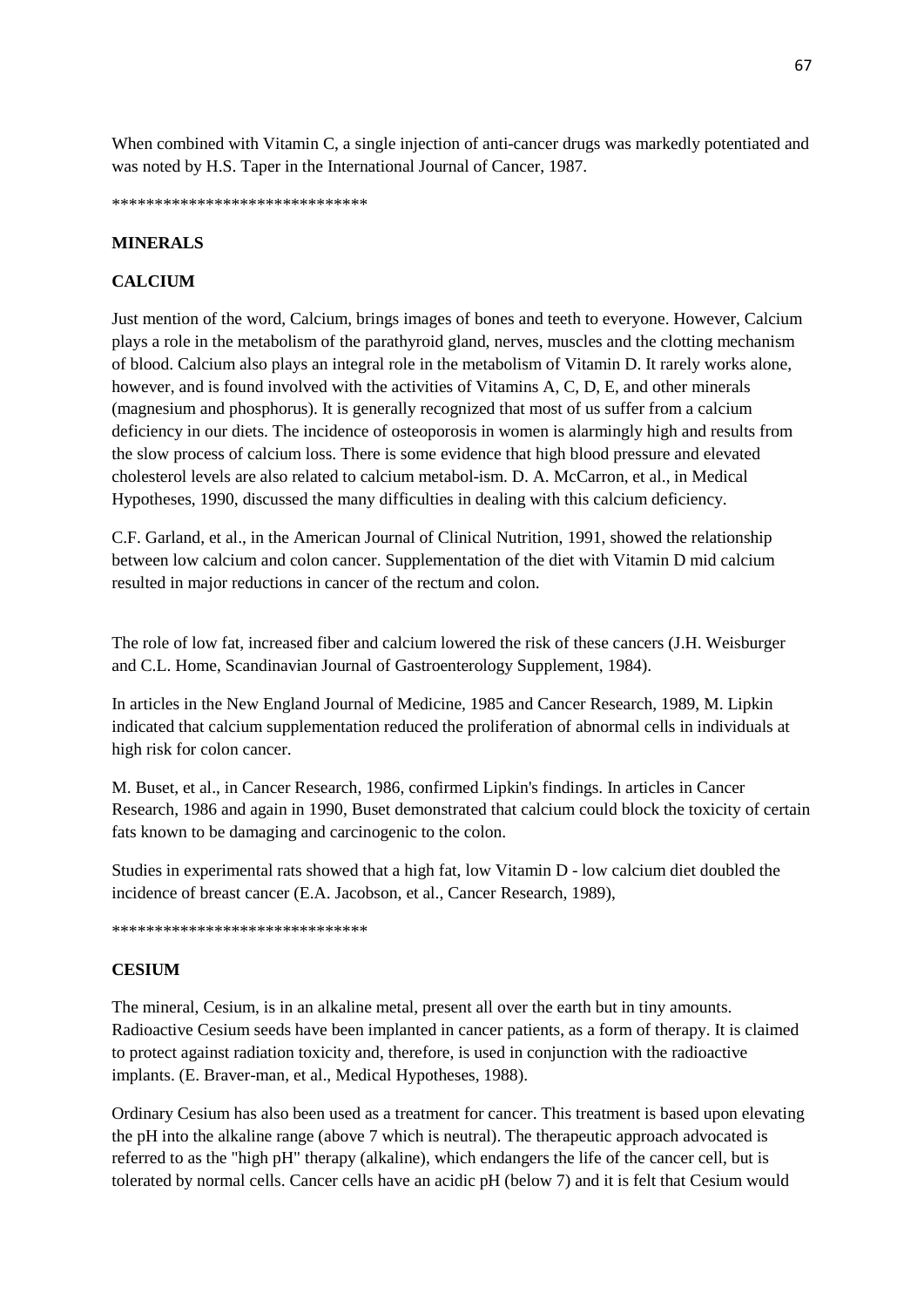When combined with Vitamin C, a single injection of anti-cancer drugs was markedly potentiated and was noted by H.S. Taper in the International Journal of Cancer, 1987.

******************************

## MINERALS

### CALCIUM

Just mention of the word, Calcium, brings images of bones and teeth to everyone. However, Calcium plays a role in the metabolism of the parathyroid gland, nerves, muscles and the clotting mechanism of blood. Calcium also plays an integral role in the metabolism of Vitamin D. It rarely works alone, however, and is found involved with the activities of Vitamins A, C, D, E, and other minerals (magnesium and phosphorus). It is generally recognized that most of us suffer from a calcium deficiency in our diets. The incidence of osteoporosis in women is alarmingly high and results from the slow process of calcium loss. There is some evidence that high blood pressure and elevated cholesterol levels are also related to calcium metabol-ism. D. A. McCarron, et al., in Medical Hypotheses, 1990, discussed the many difficulties in dealing with this calcium deficiency.

C.F. Garland, et al., in the American Journal of Clinical Nutrition, 1991, showed the relationship between low calcium and colon cancer. Supplementation of the diet with Vitamin D mid calcium resulted in major reductions in cancer of the rectum and colon.

The role of low fat, increased fiber and calcium lowered the risk of these cancers (J.H. Weisburger and C.L. Home, Scandinavian Journal of Gastroenterology Supplement, 1984).

In articles in the New England Journal of Medicine, 1985 and Cancer Research, 1989, M. Lipkin indicated that calcium supplementation reduced the proliferation of abnormal cells in individuals at high risk for colon cancer.

M. Buset, et al., in Cancer Research, 1986, confirmed Lipkin's findings. In articles in Cancer Research, 1986 and again in 1990, Buset demonstrated that calcium could block the toxicity of certain fats known to be damaging and carcinogenic to the colon.

Studies in experimental rats showed that a high fat, low Vitamin D - low calcium diet doubled the incidence of breast cancer (E.A. Jacobson, et al., Cancer Research, 1989),

******************************

### CESIUM

The mineral, Cesium, is in an alkaline metal, present all over the earth but in tiny amounts. Radioactive Cesium seeds have been implanted in cancer patients, as a form of therapy. It is claimed to protect against radiation toxicity and, therefore, is used in conjunction with the radioactive implants. (E. Braver-man, et al., Medical Hypotheses, 1988).

Ordinary Cesium has also been used as a treatment for cancer. This treatment is based upon elevating the pH into the alkaline range (above 7 which is neutral). The therapeutic approach advocated is referred to as the "high pH" therapy (alkaline), which endangers the life of the cancer cell, but is tolerated by normal cells. Cancer cells have an acidic pH (below 7) and it is felt that Cesium would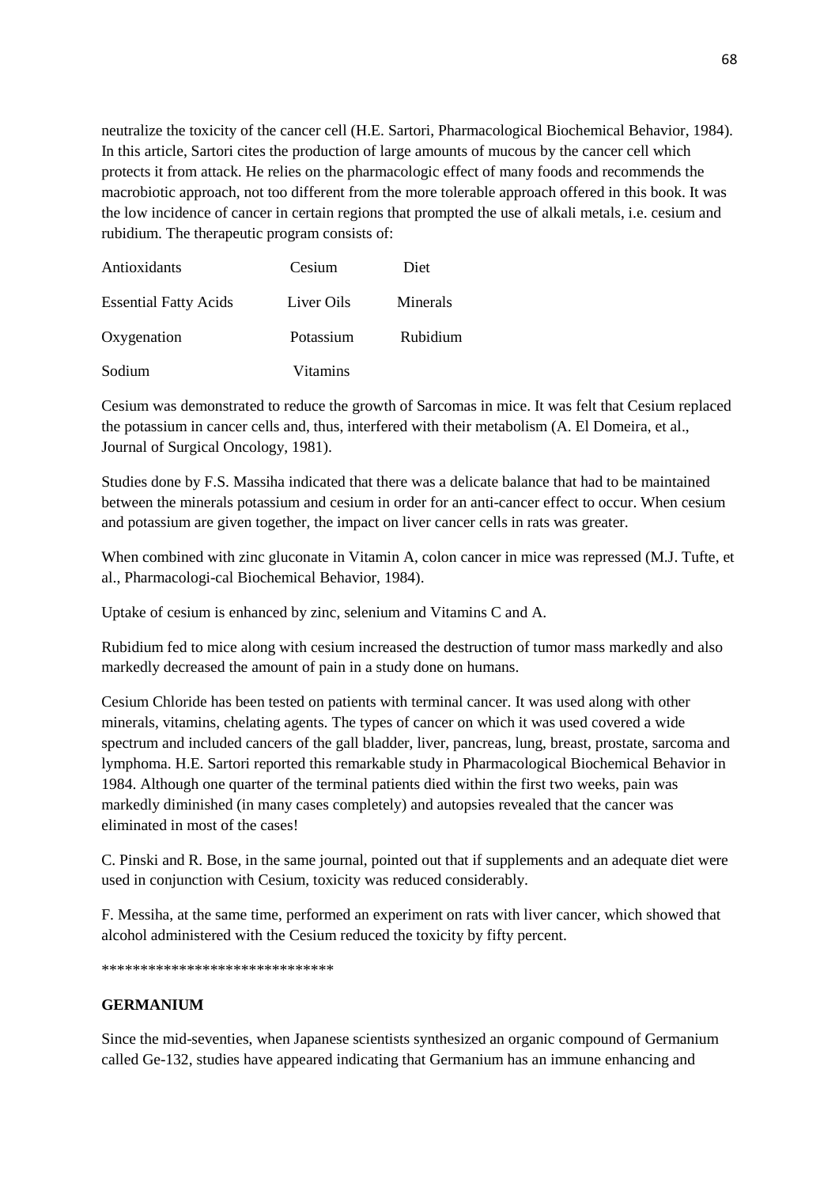neutralize the toxicity of the cancer cell (H.E. Sartori, Pharmacological Biochemical Behavior, 1984). In this article, Sartori cites the production of large amounts of mucous by the cancer cell which protects it from attack. He relies on the pharmacologic effect of many foods and recommends the macrobiotic approach, not too different from the more tolerable approach offered in this book. It was the low incidence of cancer in certain regions that prompted the use of alkali metals, i.e. cesium and rubidium. The therapeutic program consists of:

| | | |
|---|---|---|
| Antioxidants | Cesium | Diet |
| Essential Fatty Acids | Liver Oils | Minerals |
| Oxygenation | Potassium | Rubidium |
| Sodium | Vitamins | |

Cesium was demonstrated to reduce the growth of Sarcomas in mice. It was felt that Cesium replaced the potassium in cancer cells and, thus, interfered with their metabolism (A. El Domeira, et al., Journal of Surgical Oncology, 1981).

Studies done by F.S. Massiha indicated that there was a delicate balance that had to be maintained between the minerals potassium and cesium in order for an anti-cancer effect to occur. When cesium and potassium are given together, the impact on liver cancer cells in rats was greater.

When combined with zinc gluconate in Vitamin A, colon cancer in mice was repressed (M.J. Tufte, et al., Pharmacologi-cal Biochemical Behavior, 1984).

Uptake of cesium is enhanced by zinc, selenium and Vitamins C and A.

Rubidium fed to mice along with cesium increased the destruction of tumor mass markedly and also markedly decreased the amount of pain in a study done on humans.

Cesium Chloride has been tested on patients with terminal cancer. It was used along with other minerals, vitamins, chelating agents. The types of cancer on which it was used covered a wide spectrum and included cancers of the gall bladder, liver, pancreas, lung, breast, prostate, sarcoma and lymphoma. H.E. Sartori reported this remarkable study in Pharmacological Biochemical Behavior in 1984. Although one quarter of the terminal patients died within the first two weeks, pain was markedly diminished (in many cases completely) and autopsies revealed that the cancer was eliminated in most of the cases!

C. Pinski and R. Bose, in the same journal, pointed out that if supplements and an adequate diet were used in conjunction with Cesium, toxicity was reduced considerably.

F. Messiha, at the same time, performed an experiment on rats with liver cancer, which showed that alcohol administered with the Cesium reduced the toxicity by fifty percent.

******************************

**GERMANIUM**

Since the mid-seventies, when Japanese scientists synthesized an organic compound of Germanium called Ge-132, studies have appeared indicating that Germanium has an immune enhancing and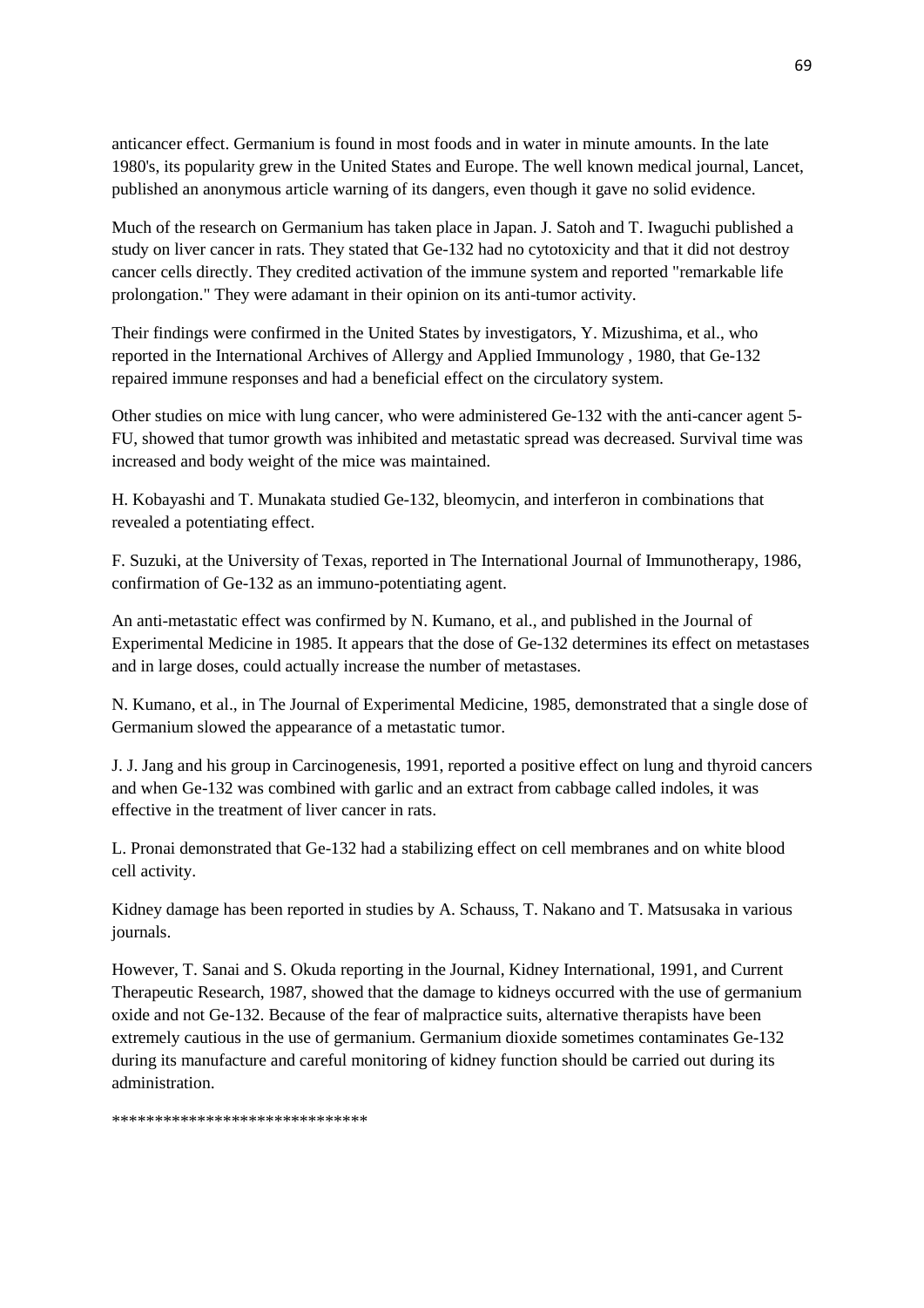anticancer effect. Germanium is found in most foods and in water in minute amounts. In the late 1980's, its popularity grew in the United States and Europe. The well known medical journal, Lancet, published an anonymous article warning of its dangers, even though it gave no solid evidence.

Much of the research on Germanium has taken place in Japan. J. Satoh and T. Iwaguchi published a study on liver cancer in rats. They stated that Ge-132 had no cytotoxicity and that it did not destroy cancer cells directly. They credited activation of the immune system and reported "remarkable life prolongation." They were adamant in their opinion on its anti-tumor activity.

Their findings were confirmed in the United States by investigators, Y. Mizushima, et al., who reported in the International Archives of Allergy and Applied Immunology , 1980, that Ge-132 repaired immune responses and had a beneficial effect on the circulatory system.

Other studies on mice with lung cancer, who were administered Ge-132 with the anti-cancer agent 5-FU, showed that tumor growth was inhibited and metastatic spread was decreased. Survival time was increased and body weight of the mice was maintained.

H. Kobayashi and T. Munakata studied Ge-132, bleomycin, and interferon in combinations that revealed a potentiating effect.

F. Suzuki, at the University of Texas, reported in The International Journal of Immunotherapy, 1986, confirmation of Ge-132 as an immuno-potentiating agent.

An anti-metastatic effect was confirmed by N. Kumano, et al., and published in the Journal of Experimental Medicine in 1985. It appears that the dose of Ge-132 determines its effect on metastases and in large doses, could actually increase the number of metastases.

N. Kumano, et al., in The Journal of Experimental Medicine, 1985, demonstrated that a single dose of Germanium slowed the appearance of a metastatic tumor.

J. J. Jang and his group in Carcinogenesis, 1991, reported a positive effect on lung and thyroid cancers and when Ge-132 was combined with garlic and an extract from cabbage called indoles, it was effective in the treatment of liver cancer in rats.

L. Pronai demonstrated that Ge-132 had a stabilizing effect on cell membranes and on white blood cell activity.

Kidney damage has been reported in studies by A. Schauss, T. Nakano and T. Matsusaka in various journals.

However, T. Sanai and S. Okuda reporting in the Journal, Kidney International, 1991, and Current Therapeutic Research, 1987, showed that the damage to kidneys occurred with the use of germanium oxide and not Ge-132. Because of the fear of malpractice suits, alternative therapists have been extremely cautious in the use of germanium. Germanium dioxide sometimes contaminates Ge-132 during its manufacture and careful monitoring of kidney function should be carried out during its administration.

******************************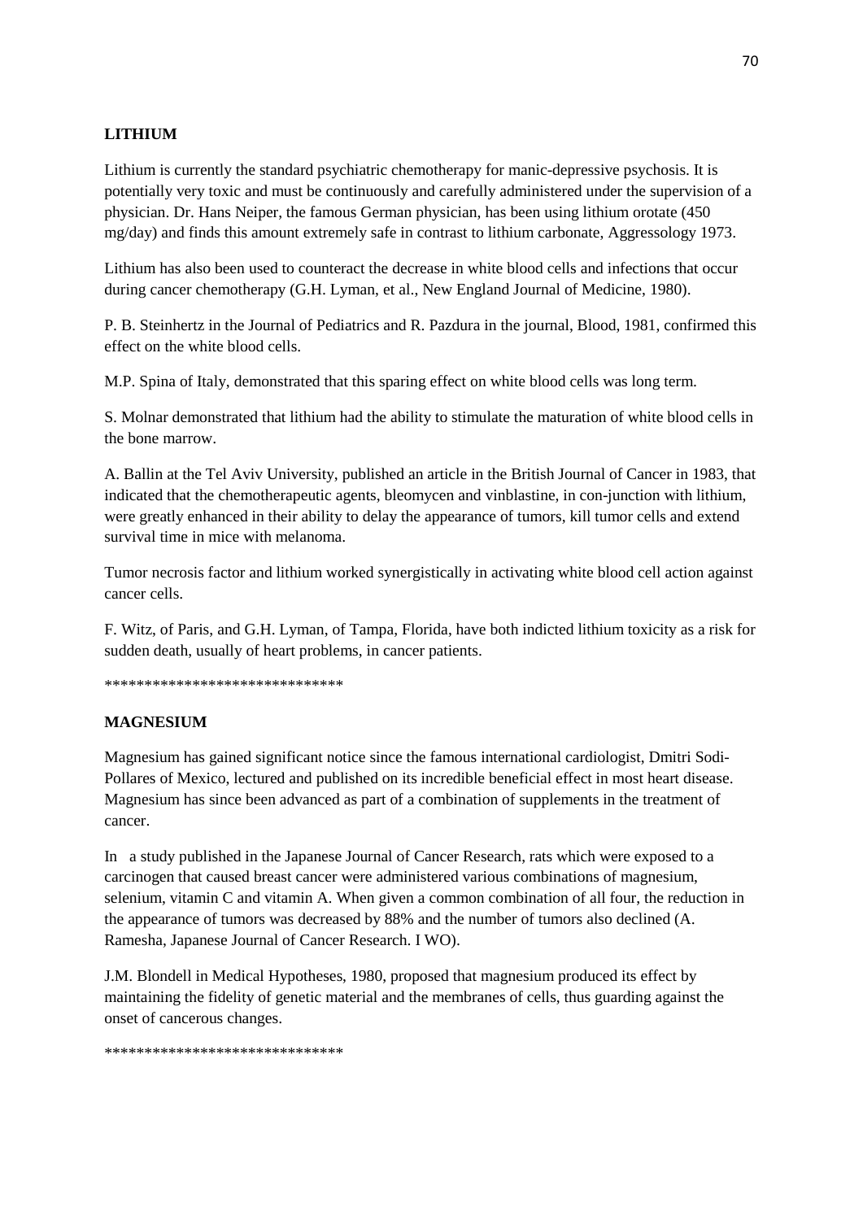## LITHIUM

Lithium is currently the standard psychiatric chemotherapy for manic-depressive psychosis. It is potentially very toxic and must be continuously and carefully administered under the supervision of a physician. Dr. Hans Neiper, the famous German physician, has been using lithium orotate (450 mg/day) and finds this amount extremely safe in contrast to lithium carbonate, Aggressology 1973.

Lithium has also been used to counteract the decrease in white blood cells and infections that occur during cancer chemotherapy (G.H. Lyman, et al., New England Journal of Medicine, 1980).

P. B. Steinhertz in the Journal of Pediatrics and R. Pazdura in the journal, Blood, 1981, confirmed this effect on the white blood cells.

M.P. Spina of Italy, demonstrated that this sparing effect on white blood cells was long term.

S. Molnar demonstrated that lithium had the ability to stimulate the maturation of white blood cells in the bone marrow.

A. Ballin at the Tel Aviv University, published an article in the British Journal of Cancer in 1983, that indicated that the chemotherapeutic agents, bleomycen and vinblastine, in con-junction with lithium, were greatly enhanced in their ability to delay the appearance of tumors, kill tumor cells and extend survival time in mice with melanoma.

Tumor necrosis factor and lithium worked synergistically in activating white blood cell action against cancer cells.

F. Witz, of Paris, and G.H. Lyman, of Tampa, Florida, have both indicted lithium toxicity as a risk for sudden death, usually of heart problems, in cancer patients.

******************************

## MAGNESIUM

Magnesium has gained significant notice since the famous international cardiologist, Dmitri Sodi-Pollares of Mexico, lectured and published on its incredible beneficial effect in most heart disease. Magnesium has since been advanced as part of a combination of supplements in the treatment of cancer.

In a study published in the Japanese Journal of Cancer Research, rats which were exposed to a carcinogen that caused breast cancer were administered various combinations of magnesium, selenium, vitamin C and vitamin A. When given a common combination of all four, the reduction in the appearance of tumors was decreased by 88% and the number of tumors also declined (A. Ramesha, Japanese Journal of Cancer Research. I WO).

J.M. Blondell in Medical Hypotheses, 1980, proposed that magnesium produced its effect by maintaining the fidelity of genetic material and the membranes of cells, thus guarding against the onset of cancerous changes.

******************************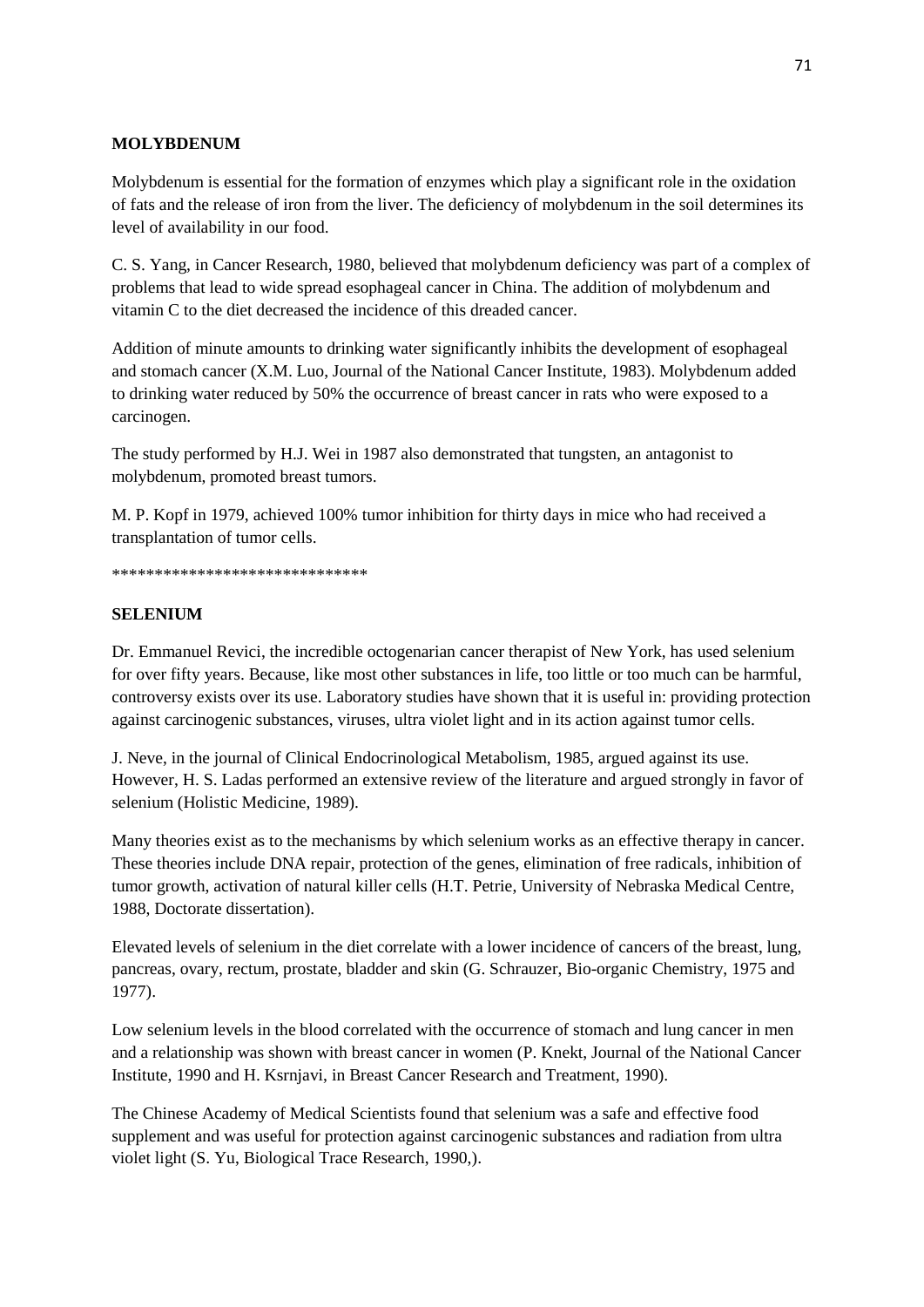**MOLYBDENUM**

Molybdenum is essential for the formation of enzymes which play a significant role in the oxidation of fats and the release of iron from the liver. The deficiency of molybdenum in the soil determines its level of availability in our food.

C. S. Yang, in Cancer Research, 1980, believed that molybdenum deficiency was part of a complex of problems that lead to wide spread esophageal cancer in China. The addition of molybdenum and vitamin C to the diet decreased the incidence of this dreaded cancer.

Addition of minute amounts to drinking water significantly inhibits the development of esophageal and stomach cancer (X.M. Luo, Journal of the National Cancer Institute, 1983). Molybdenum added to drinking water reduced by 50% the occurrence of breast cancer in rats who were exposed to a carcinogen.

The study performed by H.J. Wei in 1987 also demonstrated that tungsten, an antagonist to molybdenum, promoted breast tumors.

M. P. Kopf in 1979, achieved 100% tumor inhibition for thirty days in mice who had received a transplantation of tumor cells.

******************************

**SELENIUM**

Dr. Emmanuel Revici, the incredible octogenarian cancer therapist of New York, has used selenium for over fifty years. Because, like most other substances in life, too little or too much can be harmful, controversy exists over its use. Laboratory studies have shown that it is useful in: providing protection against carcinogenic substances, viruses, ultra violet light and in its action against tumor cells.

J. Neve, in the journal of Clinical Endocrinological Metabolism, 1985, argued against its use. However, H. S. Ladas performed an extensive review of the literature and argued strongly in favor of selenium (Holistic Medicine, 1989).

Many theories exist as to the mechanisms by which selenium works as an effective therapy in cancer. These theories include DNA repair, protection of the genes, elimination of free radicals, inhibition of tumor growth, activation of natural killer cells (H.T. Petrie, University of Nebraska Medical Centre, 1988, Doctorate dissertation).

Elevated levels of selenium in the diet correlate with a lower incidence of cancers of the breast, lung, pancreas, ovary, rectum, prostate, bladder and skin (G. Schrauzer, Bio-organic Chemistry, 1975 and 1977).

Low selenium levels in the blood correlated with the occurrence of stomach and lung cancer in men and a relationship was shown with breast cancer in women (P. Knekt, Journal of the National Cancer Institute, 1990 and H. Ksrnjavi, in Breast Cancer Research and Treatment, 1990).

The Chinese Academy of Medical Scientists found that selenium was a safe and effective food supplement and was useful for protection against carcinogenic substances and radiation from ultra violet light (S. Yu, Biological Trace Research, 1990,).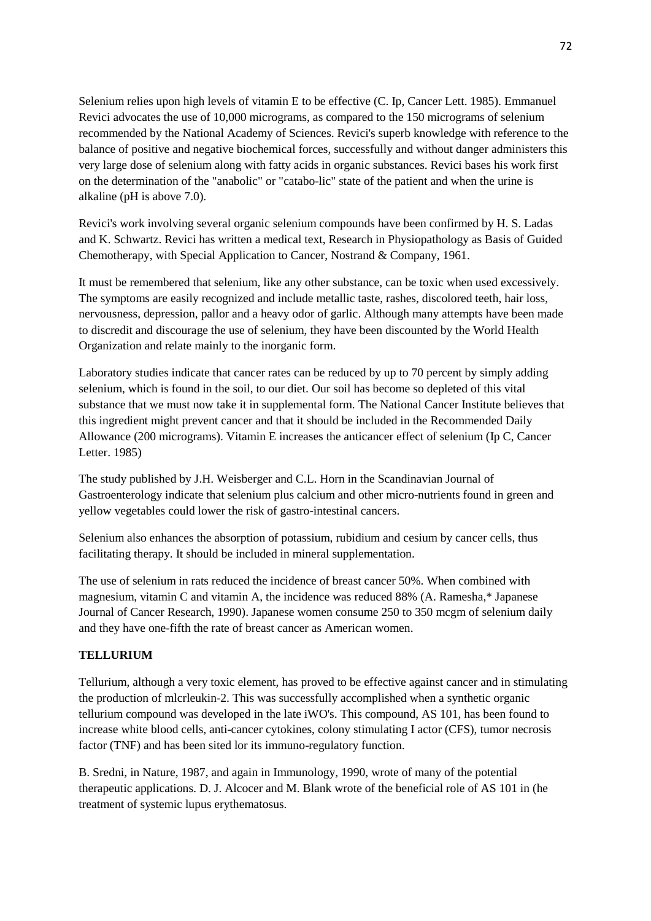Selenium relies upon high levels of vitamin E to be effective (C. Ip, Cancer Lett. 1985). Emmanuel Revici advocates the use of 10,000 micrograms, as compared to the 150 micrograms of selenium recommended by the National Academy of Sciences. Revici's superb knowledge with reference to the balance of positive and negative biochemical forces, successfully and without danger administers this very large dose of selenium along with fatty acids in organic substances. Revici bases his work first on the determination of the "anabolic" or "catabo-lic" state of the patient and when the urine is alkaline (pH is above 7.0).

Revici's work involving several organic selenium compounds have been confirmed by H. S. Ladas and K. Schwartz. Revici has written a medical text, Research in Physiopathology as Basis of Guided Chemotherapy, with Special Application to Cancer, Nostrand & Company, 1961.

It must be remembered that selenium, like any other substance, can be toxic when used excessively. The symptoms are easily recognized and include metallic taste, rashes, discolored teeth, hair loss, nervousness, depression, pallor and a heavy odor of garlic. Although many attempts have been made to discredit and discourage the use of selenium, they have been discounted by the World Health Organization and relate mainly to the inorganic form.

Laboratory studies indicate that cancer rates can be reduced by up to 70 percent by simply adding selenium, which is found in the soil, to our diet. Our soil has become so depleted of this vital substance that we must now take it in supplemental form. The National Cancer Institute believes that this ingredient might prevent cancer and that it should be included in the Recommended Daily Allowance (200 micrograms). Vitamin E increases the anticancer effect of selenium (Ip C, Cancer Letter. 1985)

The study published by J.H. Weisberger and C.L. Horn in the Scandinavian Journal of Gastroenterology indicate that selenium plus calcium and other micro-nutrients found in green and yellow vegetables could lower the risk of gastro-intestinal cancers.

Selenium also enhances the absorption of potassium, rubidium and cesium by cancer cells, thus facilitating therapy. It should be included in mineral supplementation.

The use of selenium in rats reduced the incidence of breast cancer 50%. When combined with magnesium, vitamin C and vitamin A, the incidence was reduced 88% (A. Ramesha,* Japanese Journal of Cancer Research, 1990). Japanese women consume 250 to 350 mcgm of selenium daily and they have one-fifth the rate of breast cancer as American women.

**TELLURIUM**

Tellurium, although a very toxic element, has proved to be effective against cancer and in stimulating the production of mlcrleukin-2. This was successfully accomplished when a synthetic organic tellurium compound was developed in the late iWO's. This compound, AS 101, has been found to increase white blood cells, anti-cancer cytokines, colony stimulating I actor (CFS), tumor necrosis factor (TNF) and has been sited lor its immuno-regulatory function.

B. Sredni, in Nature, 1987, and again in Immunology, 1990, wrote of many of the potential therapeutic applications. D. J. Alcocer and M. Blank wrote of the beneficial role of AS 101 in (he treatment of systemic lupus erythematosus.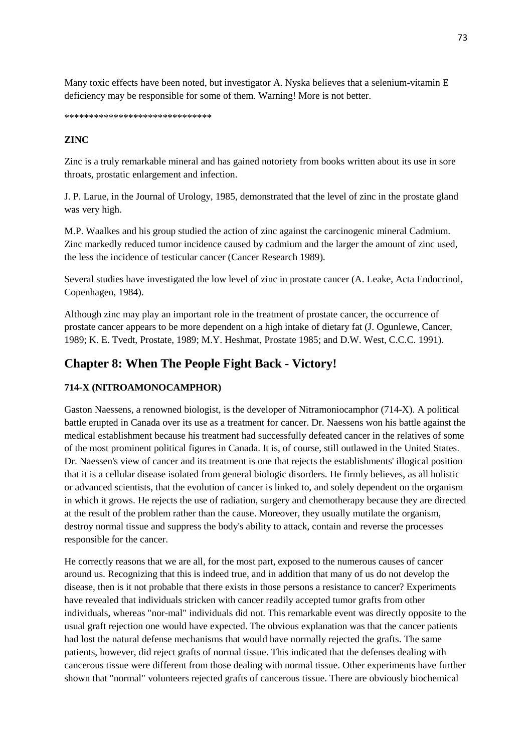Many toxic effects have been noted, but investigator A. Nyska believes that a selenium-vitamin E deficiency may be responsible for some of them. Warning! More is not better.

******************************

**ZINC**

Zinc is a truly remarkable mineral and has gained notoriety from books written about its use in sore throats, prostatic enlargement and infection.

J. P. Larue, in the Journal of Urology, 1985, demonstrated that the level of zinc in the prostate gland was very high.

M.P. Waalkes and his group studied the action of zinc against the carcinogenic mineral Cadmium. Zinc markedly reduced tumor incidence caused by cadmium and the larger the amount of zinc used, the less the incidence of testicular cancer (Cancer Research 1989).

Several studies have investigated the low level of zinc in prostate cancer (A. Leake, Acta Endocrinol, Copenhagen, 1984).

Although zinc may play an important role in the treatment of prostate cancer, the occurrence of prostate cancer appears to be more dependent on a high intake of dietary fat (J. Ogunlewe, Cancer, 1989; K. E. Tvedt, Prostate, 1989; M.Y. Heshmat, Prostate 1985; and D.W. West, C.C.C. 1991).

## Chapter 8: When The People Fight Back - Victory!

**714-X (NITROAMONOCAMPHOR)**

Gaston Naessens, a renowned biologist, is the developer of Nitramoniocamphor (714-X). A political battle erupted in Canada over its use as a treatment for cancer. Dr. Naessens won his battle against the medical establishment because his treatment had successfully defeated cancer in the relatives of some of the most prominent political figures in Canada. It is, of course, still outlawed in the United States. Dr. Naessen's view of cancer and its treatment is one that rejects the establishments' illogical position that it is a cellular disease isolated from general biologic disorders. He firmly believes, as all holistic or advanced scientists, that the evolution of cancer is linked to, and solely dependent on the organism in which it grows. He rejects the use of radiation, surgery and chemotherapy because they are directed at the result of the problem rather than the cause. Moreover, they usually mutilate the organism, destroy normal tissue and suppress the body's ability to attack, contain and reverse the processes responsible for the cancer.

He correctly reasons that we are all, for the most part, exposed to the numerous causes of cancer around us. Recognizing that this is indeed true, and in addition that many of us do not develop the disease, then is it not probable that there exists in those persons a resistance to cancer? Experiments have revealed that individuals stricken with cancer readily accepted tumor grafts from other individuals, whereas "nor-mal" individuals did not. This remarkable event was directly opposite to the usual graft rejection one would have expected. The obvious explanation was that the cancer patients had lost the natural defense mechanisms that would have normally rejected the grafts. The same patients, however, did reject grafts of normal tissue. This indicated that the defenses dealing with cancerous tissue were different from those dealing with normal tissue. Other experiments have further shown that "normal" volunteers rejected grafts of cancerous tissue. There are obviously biochemical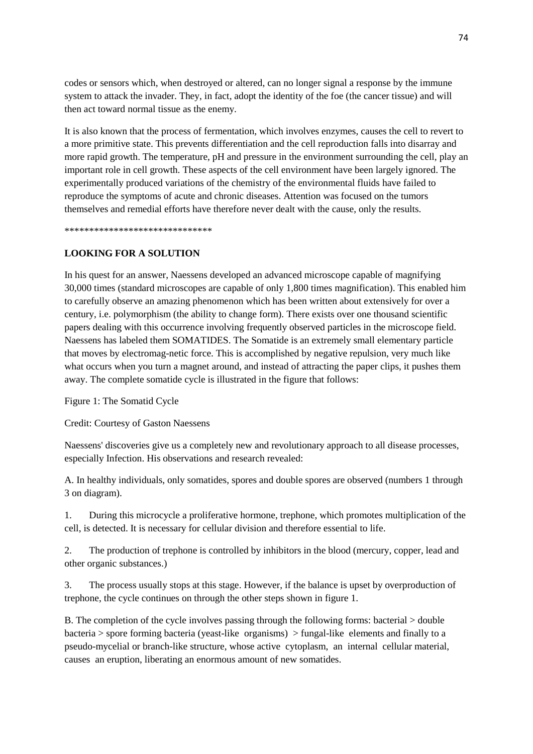codes or sensors which, when destroyed or altered, can no longer signal a response by the immune system to attack the invader. They, in fact, adopt the identity of the foe (the cancer tissue) and will then act toward normal tissue as the enemy.

It is also known that the process of fermentation, which involves enzymes, causes the cell to revert to a more primitive state. This prevents differentiation and the cell reproduction falls into disarray and more rapid growth. The temperature, pH and pressure in the environment surrounding the cell, play an important role in cell growth. These aspects of the cell environment have been largely ignored. The experimentally produced variations of the chemistry of the environmental fluids have failed to reproduce the symptoms of acute and chronic diseases. Attention was focused on the tumors themselves and remedial efforts have therefore never dealt with the cause, only the results.

******************************

**LOOKING FOR A SOLUTION**

In his quest for an answer, Naessens developed an advanced microscope capable of magnifying 30,000 times (standard microscopes are capable of only 1,800 times magnification). This enabled him to carefully observe an amazing phenomenon which has been written about extensively for over a century, i.e. polymorphism (the ability to change form). There exists over one thousand scientific papers dealing with this occurrence involving frequently observed particles in the microscope field. Naessens has labeled them SOMATIDES. The Somatide is an extremely small elementary particle that moves by electromag-netic force. This is accomplished by negative repulsion, very much like what occurs when you turn a magnet around, and instead of attracting the paper clips, it pushes them away. The complete somatide cycle is illustrated in the figure that follows:

Figure 1: The Somatid Cycle

Credit: Courtesy of Gaston Naessens

Naessens' discoveries give us a completely new and revolutionary approach to all disease processes, especially Infection. His observations and research revealed:

A. In healthy individuals, only somatides, spores and double spores are observed (numbers 1 through 3 on diagram).

1. During this microcycle a proliferative hormone, trephone, which promotes multiplication of the cell, is detected. It is necessary for cellular division and therefore essential to life.

2. The production of trephone is controlled by inhibitors in the blood (mercury, copper, lead and other organic substances.)

3. The process usually stops at this stage. However, if the balance is upset by overproduction of trephone, the cycle continues on through the other steps shown in figure 1.

B. The completion of the cycle involves passing through the following forms: bacterial > double bacteria > spore forming bacteria (yeast-like organisms) > fungal-like elements and finally to a pseudo-mycelial or branch-like structure, whose active cytoplasm, an internal cellular material, causes an eruption, liberating an enormous amount of new somatides.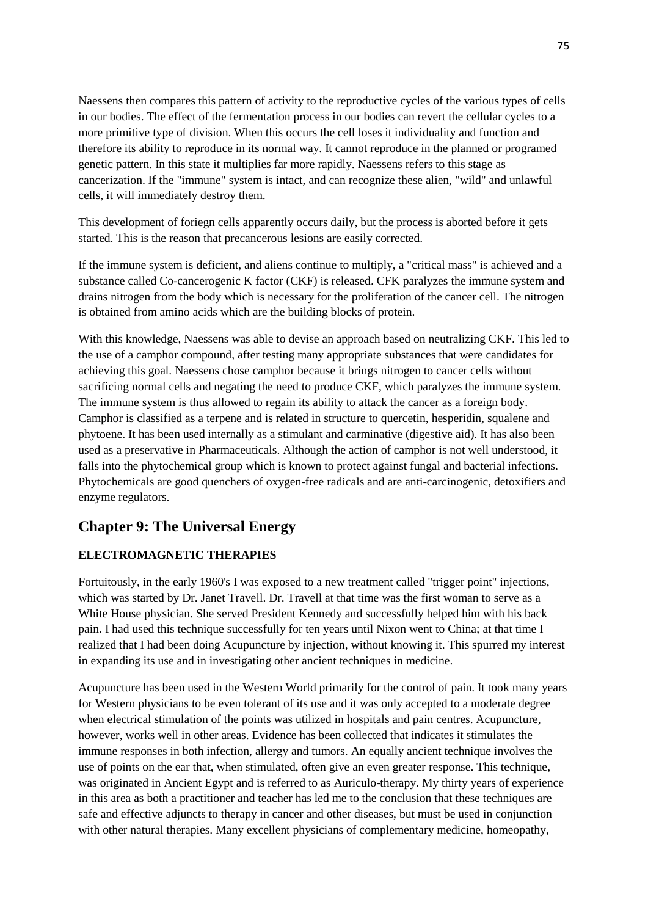Naessens then compares this pattern of activity to the reproductive cycles of the various types of cells in our bodies. The effect of the fermentation process in our bodies can revert the cellular cycles to a more primitive type of division. When this occurs the cell loses it individuality and function and therefore its ability to reproduce in its normal way. It cannot reproduce in the planned or programed genetic pattern. In this state it multiplies far more rapidly. Naessens refers to this stage as cancerization. If the "immune" system is intact, and can recognize these alien, "wild" and unlawful cells, it will immediately destroy them.

This development of foriegn cells apparently occurs daily, but the process is aborted before it gets started. This is the reason that precancerous lesions are easily corrected.

If the immune system is deficient, and aliens continue to multiply, a "critical mass" is achieved and a substance called Co-cancerogenic K factor (CKF) is released. CFK paralyzes the immune system and drains nitrogen from the body which is necessary for the proliferation of the cancer cell. The nitrogen is obtained from amino acids which are the building blocks of protein.

With this knowledge, Naessens was able to devise an approach based on neutralizing CKF. This led to the use of a camphor compound, after testing many appropriate substances that were candidates for achieving this goal. Naessens chose camphor because it brings nitrogen to cancer cells without sacrificing normal cells and negating the need to produce CKF, which paralyzes the immune system. The immune system is thus allowed to regain its ability to attack the cancer as a foreign body. Camphor is classified as a terpene and is related in structure to quercetin, hesperidin, squalene and phytoene. It has been used internally as a stimulant and carminative (digestive aid). It has also been used as a preservative in Pharmaceuticals. Although the action of camphor is not well understood, it falls into the phytochemical group which is known to protect against fungal and bacterial infections. Phytochemicals are good quenchers of oxygen-free radicals and are anti-carcinogenic, detoxifiers and enzyme regulators.

## Chapter 9: The Universal Energy

### ELECTROMAGNETIC THERAPIES

Fortuitously, in the early 1960's I was exposed to a new treatment called "trigger point" injections, which was started by Dr. Janet Travell. Dr. Travell at that time was the first woman to serve as a White House physician. She served President Kennedy and successfully helped him with his back pain. I had used this technique successfully for ten years until Nixon went to China; at that time I realized that I had been doing Acupuncture by injection, without knowing it. This spurred my interest in expanding its use and in investigating other ancient techniques in medicine.

Acupuncture has been used in the Western World primarily for the control of pain. It took many years for Western physicians to be even tolerant of its use and it was only accepted to a moderate degree when electrical stimulation of the points was utilized in hospitals and pain centres. Acupuncture, however, works well in other areas. Evidence has been collected that indicates it stimulates the immune responses in both infection, allergy and tumors. An equally ancient technique involves the use of points on the ear that, when stimulated, often give an even greater response. This technique, was originated in Ancient Egypt and is referred to as Auriculo-therapy. My thirty years of experience in this area as both a practitioner and teacher has led me to the conclusion that these techniques are safe and effective adjuncts to therapy in cancer and other diseases, but must be used in conjunction with other natural therapies. Many excellent physicians of complementary medicine, homeopathy,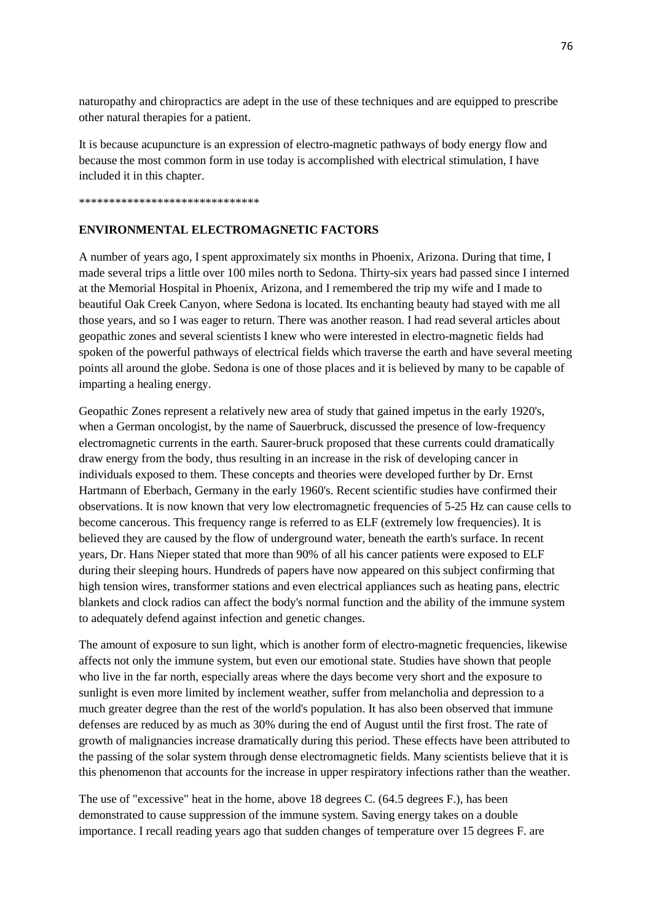naturopathy and chiropractics are adept in the use of these techniques and are equipped to prescribe other natural therapies for a patient.

It is because acupuncture is an expression of electro-magnetic pathways of body energy flow and because the most common form in use today is accomplished with electrical stimulation, I have included it in this chapter.

******************************

**ENVIRONMENTAL ELECTROMAGNETIC FACTORS**

A number of years ago, I spent approximately six months in Phoenix, Arizona. During that time, I made several trips a little over 100 miles north to Sedona. Thirty-six years had passed since I interned at the Memorial Hospital in Phoenix, Arizona, and I remembered the trip my wife and I made to beautiful Oak Creek Canyon, where Sedona is located. Its enchanting beauty had stayed with me all those years, and so I was eager to return. There was another reason. I had read several articles about geopathic zones and several scientists I knew who were interested in electro-magnetic fields had spoken of the powerful pathways of electrical fields which traverse the earth and have several meeting points all around the globe. Sedona is one of those places and it is believed by many to be capable of imparting a healing energy.

Geopathic Zones represent a relatively new area of study that gained impetus in the early 1920's, when a German oncologist, by the name of Sauerbruck, discussed the presence of low-frequency electromagnetic currents in the earth. Saurer-bruck proposed that these currents could dramatically draw energy from the body, thus resulting in an increase in the risk of developing cancer in individuals exposed to them. These concepts and theories were developed further by Dr. Ernst Hartmann of Eberbach, Germany in the early 1960's. Recent scientific studies have confirmed their observations. It is now known that very low electromagnetic frequencies of 5-25 Hz can cause cells to become cancerous. This frequency range is referred to as ELF (extremely low frequencies). It is believed they are caused by the flow of underground water, beneath the earth's surface. In recent years, Dr. Hans Nieper stated that more than 90% of all his cancer patients were exposed to ELF during their sleeping hours. Hundreds of papers have now appeared on this subject confirming that high tension wires, transformer stations and even electrical appliances such as heating pans, electric blankets and clock radios can affect the body's normal function and the ability of the immune system to adequately defend against infection and genetic changes.

The amount of exposure to sun light, which is another form of electro-magnetic frequencies, likewise affects not only the immune system, but even our emotional state. Studies have shown that people who live in the far north, especially areas where the days become very short and the exposure to sunlight is even more limited by inclement weather, suffer from melancholia and depression to a much greater degree than the rest of the world's population. It has also been observed that immune defenses are reduced by as much as 30% during the end of August until the first frost. The rate of growth of malignancies increase dramatically during this period. These effects have been attributed to the passing of the solar system through dense electromagnetic fields. Many scientists believe that it is this phenomenon that accounts for the increase in upper respiratory infections rather than the weather.

The use of "excessive" heat in the home, above 18 degrees C. (64.5 degrees F.), has been demonstrated to cause suppression of the immune system. Saving energy takes on a double importance. I recall reading years ago that sudden changes of temperature over 15 degrees F. are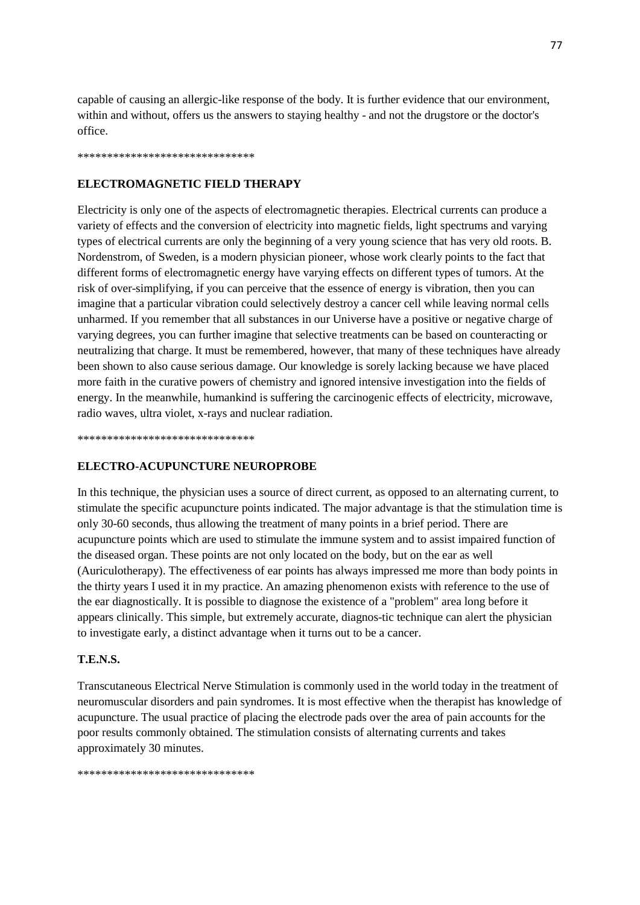capable of causing an allergic-like response of the body. It is further evidence that our environment, within and without, offers us the answers to staying healthy - and not the drugstore or the doctor's office.

******************************

## ELECTROMAGNETIC FIELD THERAPY

Electricity is only one of the aspects of electromagnetic therapies. Electrical currents can produce a variety of effects and the conversion of electricity into magnetic fields, light spectrums and varying types of electrical currents are only the beginning of a very young science that has very old roots. B. Nordenstrom, of Sweden, is a modern physician pioneer, whose work clearly points to the fact that different forms of electromagnetic energy have varying effects on different types of tumors. At the risk of over-simplifying, if you can perceive that the essence of energy is vibration, then you can imagine that a particular vibration could selectively destroy a cancer cell while leaving normal cells unharmed. If you remember that all substances in our Universe have a positive or negative charge of varying degrees, you can further imagine that selective treatments can be based on counteracting or neutralizing that charge. It must be remembered, however, that many of these techniques have already been shown to also cause serious damage. Our knowledge is sorely lacking because we have placed more faith in the curative powers of chemistry and ignored intensive investigation into the fields of energy. In the meanwhile, humankind is suffering the carcinogenic effects of electricity, microwave, radio waves, ultra violet, x-rays and nuclear radiation.

******************************

## ELECTRO-ACUPUNCTURE NEUROPROBE

In this technique, the physician uses a source of direct current, as opposed to an alternating current, to stimulate the specific acupuncture points indicated. The major advantage is that the stimulation time is only 30-60 seconds, thus allowing the treatment of many points in a brief period. There are acupuncture points which are used to stimulate the immune system and to assist impaired function of the diseased organ. These points are not only located on the body, but on the ear as well (Auriculotherapy). The effectiveness of ear points has always impressed me more than body points in the thirty years I used it in my practice. An amazing phenomenon exists with reference to the use of the ear diagnostically. It is possible to diagnose the existence of a "problem" area long before it appears clinically. This simple, but extremely accurate, diagnos-tic technique can alert the physician to investigate early, a distinct advantage when it turns out to be a cancer.

## T.E.N.S.

Transcutaneous Electrical Nerve Stimulation is commonly used in the world today in the treatment of neuromuscular disorders and pain syndromes. It is most effective when the therapist has knowledge of acupuncture. The usual practice of placing the electrode pads over the area of pain accounts for the poor results commonly obtained. The stimulation consists of alternating currents and takes approximately 30 minutes.

******************************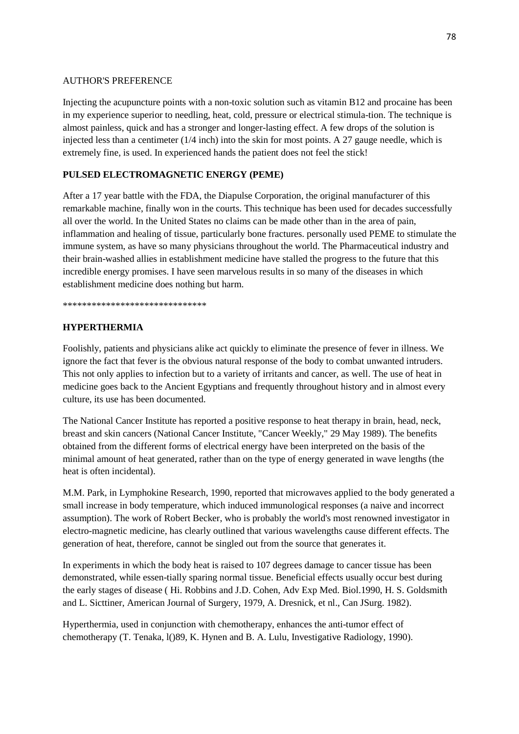AUTHOR'S PREFERENCE

Injecting the acupuncture points with a non-toxic solution such as vitamin B12 and procaine has been in my experience superior to needling, heat, cold, pressure or electrical stimula-tion. The technique is almost painless, quick and has a stronger and longer-lasting effect. A few drops of the solution is injected less than a centimeter (1/4 inch) into the skin for most points. A 27 gauge needle, which is extremely fine, is used. In experienced hands the patient does not feel the stick!

**PULSED ELECTROMAGNETIC ENERGY (PEME)**

After a 17 year battle with the FDA, the Diapulse Corporation, the original manufacturer of this remarkable machine, finally won in the courts. This technique has been used for decades successfully all over the world. In the United States no claims can be made other than in the area of pain, inflammation and healing of tissue, particularly bone fractures. personally used PEME to stimulate the immune system, as have so many physicians throughout the world. The Pharmaceutical industry and their brain-washed allies in establishment medicine have stalled the progress to the future that this incredible energy promises. I have seen marvelous results in so many of the diseases in which establishment medicine does nothing but harm.

******************************

**HYPERTHERMIA**

Foolishly, patients and physicians alike act quickly to eliminate the presence of fever in illness. We ignore the fact that fever is the obvious natural response of the body to combat unwanted intruders. This not only applies to infection but to a variety of irritants and cancer, as well. The use of heat in medicine goes back to the Ancient Egyptians and frequently throughout history and in almost every culture, its use has been documented.

The National Cancer Institute has reported a positive response to heat therapy in brain, head, neck, breast and skin cancers (National Cancer Institute, "Cancer Weekly," 29 May 1989). The benefits obtained from the different forms of electrical energy have been interpreted on the basis of the minimal amount of heat generated, rather than on the type of energy generated in wave lengths (the heat is often incidental).

M.M. Park, in Lymphokine Research, 1990, reported that microwaves applied to the body generated a small increase in body temperature, which induced immunological responses (a naive and incorrect assumption). The work of Robert Becker, who is probably the world's most renowned investigator in electro-magnetic medicine, has clearly outlined that various wavelengths cause different effects. The generation of heat, therefore, cannot be singled out from the source that generates it.

In experiments in which the body heat is raised to 107 degrees damage to cancer tissue has been demonstrated, while essen-tially sparing normal tissue. Beneficial effects usually occur best during the early stages of disease ( Hi. Robbins and J.D. Cohen, Adv Exp Med. Biol.1990, H. S. Goldsmith and L. Sicttiner, American Journal of Surgery, 1979, A. Dresnick, et nl., Can JSurg. 1982).

Hyperthermia, used in conjunction with chemotherapy, enhances the anti-tumor effect of chemotherapy (T. Tenaka, l()89, K. Hynen and B. A. Lulu, Investigative Radiology, 1990).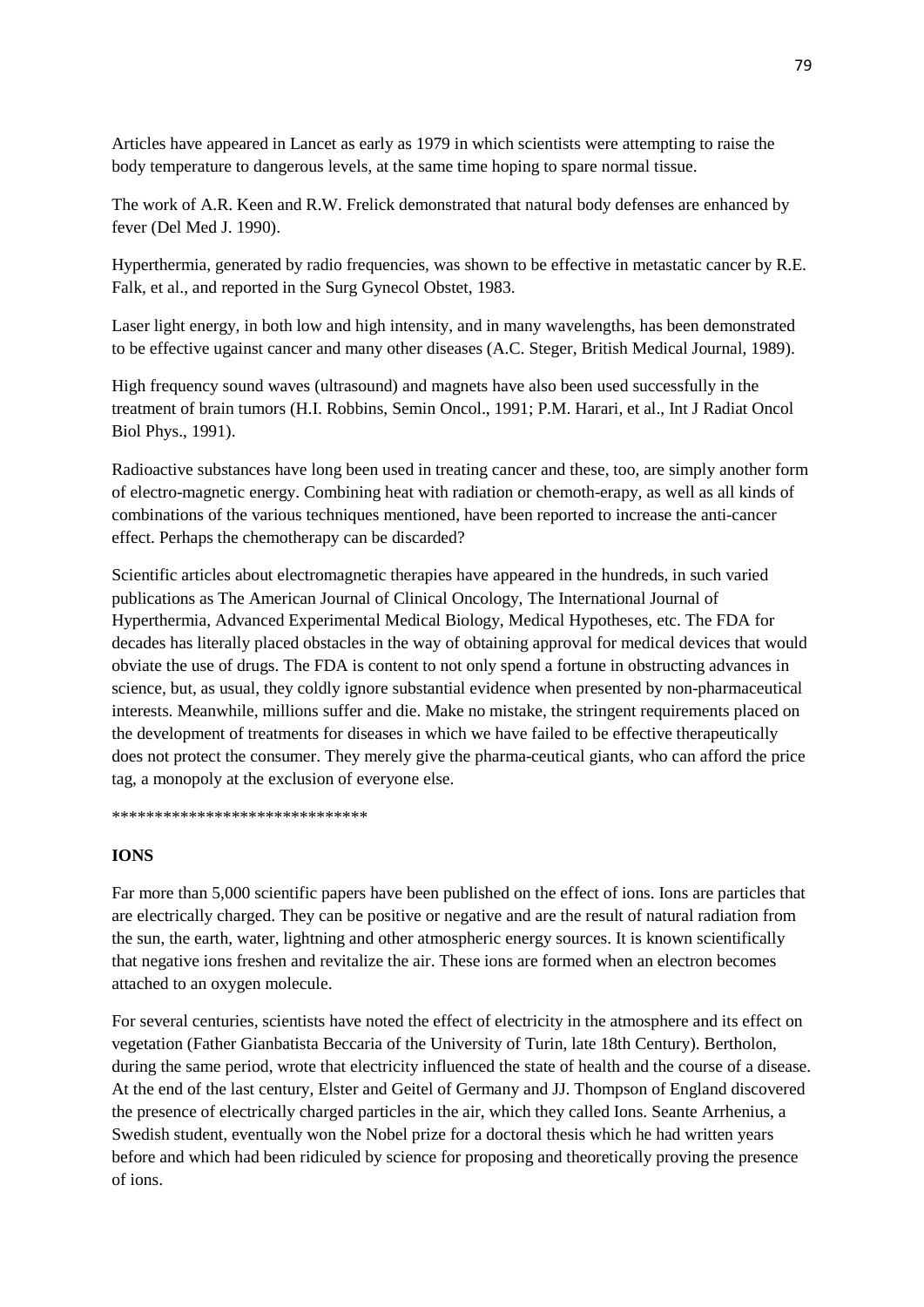Articles have appeared in Lancet as early as 1979 in which scientists were attempting to raise the body temperature to dangerous levels, at the same time hoping to spare normal tissue.

The work of A.R. Keen and R.W. Frelick demonstrated that natural body defenses are enhanced by fever (Del Med J. 1990).

Hyperthermia, generated by radio frequencies, was shown to be effective in metastatic cancer by R.E. Falk, et al., and reported in the Surg Gynecol Obstet, 1983.

Laser light energy, in both low and high intensity, and in many wavelengths, has been demonstrated to be effective ugainst cancer and many other diseases (A.C. Steger, British Medical Journal, 1989).

High frequency sound waves (ultrasound) and magnets have also been used successfully in the treatment of brain tumors (H.I. Robbins, Semin Oncol., 1991; P.M. Harari, et al., Int J Radiat Oncol Biol Phys., 1991).

Radioactive substances have long been used in treating cancer and these, too, are simply another form of electro-magnetic energy. Combining heat with radiation or chemoth-erapy, as well as all kinds of combinations of the various techniques mentioned, have been reported to increase the anti-cancer effect. Perhaps the chemotherapy can be discarded?

Scientific articles about electromagnetic therapies have appeared in the hundreds, in such varied publications as The American Journal of Clinical Oncology, The International Journal of Hyperthermia, Advanced Experimental Medical Biology, Medical Hypotheses, etc. The FDA for decades has literally placed obstacles in the way of obtaining approval for medical devices that would obviate the use of drugs. The FDA is content to not only spend a fortune in obstructing advances in science, but, as usual, they coldly ignore substantial evidence when presented by non-pharmaceutical interests. Meanwhile, millions suffer and die. Make no mistake, the stringent requirements placed on the development of treatments for diseases in which we have failed to be effective therapeutically does not protect the consumer. They merely give the pharma-ceutical giants, who can afford the price tag, a monopoly at the exclusion of everyone else.

******************************

**IONS**

Far more than 5,000 scientific papers have been published on the effect of ions. Ions are particles that are electrically charged. They can be positive or negative and are the result of natural radiation from the sun, the earth, water, lightning and other atmospheric energy sources. It is known scientifically that negative ions freshen and revitalize the air. These ions are formed when an electron becomes attached to an oxygen molecule.

For several centuries, scientists have noted the effect of electricity in the atmosphere and its effect on vegetation (Father Gianbatista Beccaria of the University of Turin, late 18th Century). Bertholon, during the same period, wrote that electricity influenced the state of health and the course of a disease. At the end of the last century, Elster and Geitel of Germany and JJ. Thompson of England discovered the presence of electrically charged particles in the air, which they called Ions. Seante Arrhenius, a Swedish student, eventually won the Nobel prize for a doctoral thesis which he had written years before and which had been ridiculed by science for proposing and theoretically proving the presence of ions.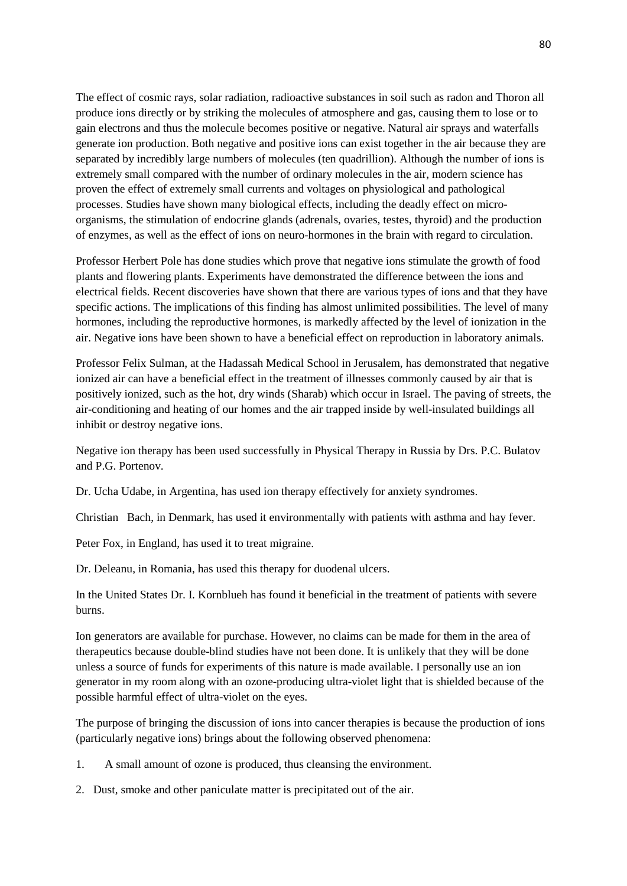The effect of cosmic rays, solar radiation, radioactive substances in soil such as radon and Thoron all produce ions directly or by striking the molecules of atmosphere and gas, causing them to lose or to gain electrons and thus the molecule becomes positive or negative. Natural air sprays and waterfalls generate ion production. Both negative and positive ions can exist together in the air because they are separated by incredibly large numbers of molecules (ten quadrillion). Although the number of ions is extremely small compared with the number of ordinary molecules in the air, modern science has proven the effect of extremely small currents and voltages on physiological and pathological processes. Studies have shown many biological effects, including the deadly effect on micro-organisms, the stimulation of endocrine glands (adrenals, ovaries, testes, thyroid) and the production of enzymes, as well as the effect of ions on neuro-hormones in the brain with regard to circulation.

Professor Herbert Pole has done studies which prove that negative ions stimulate the growth of food plants and flowering plants. Experiments have demonstrated the difference between the ions and electrical fields. Recent discoveries have shown that there are various types of ions and that they have specific actions. The implications of this finding has almost unlimited possibilities. The level of many hormones, including the reproductive hormones, is markedly affected by the level of ionization in the air. Negative ions have been shown to have a beneficial effect on reproduction in laboratory animals.

Professor Felix Sulman, at the Hadassah Medical School in Jerusalem, has demonstrated that negative ionized air can have a beneficial effect in the treatment of illnesses commonly caused by air that is positively ionized, such as the hot, dry winds (Sharab) which occur in Israel. The paving of streets, the air-conditioning and heating of our homes and the air trapped inside by well-insulated buildings all inhibit or destroy negative ions.

Negative ion therapy has been used successfully in Physical Therapy in Russia by Drs. P.C. Bulatov and P.G. Portenov.

Dr. Ucha Udabe, in Argentina, has used ion therapy effectively for anxiety syndromes.

Christian Bach, in Denmark, has used it environmentally with patients with asthma and hay fever.

Peter Fox, in England, has used it to treat migraine.

Dr. Deleanu, in Romania, has used this therapy for duodenal ulcers.

In the United States Dr. I. Kornblueh has found it beneficial in the treatment of patients with severe burns.

Ion generators are available for purchase. However, no claims can be made for them in the area of therapeutics because double-blind studies have not been done. It is unlikely that they will be done unless a source of funds for experiments of this nature is made available. I personally use an ion generator in my room along with an ozone-producing ultra-violet light that is shielded because of the possible harmful effect of ultra-violet on the eyes.

The purpose of bringing the discussion of ions into cancer therapies is because the production of ions (particularly negative ions) brings about the following observed phenomena:

1. A small amount of ozone is produced, thus cleansing the environment.
2. Dust, smoke and other paniculate matter is precipitated out of the air.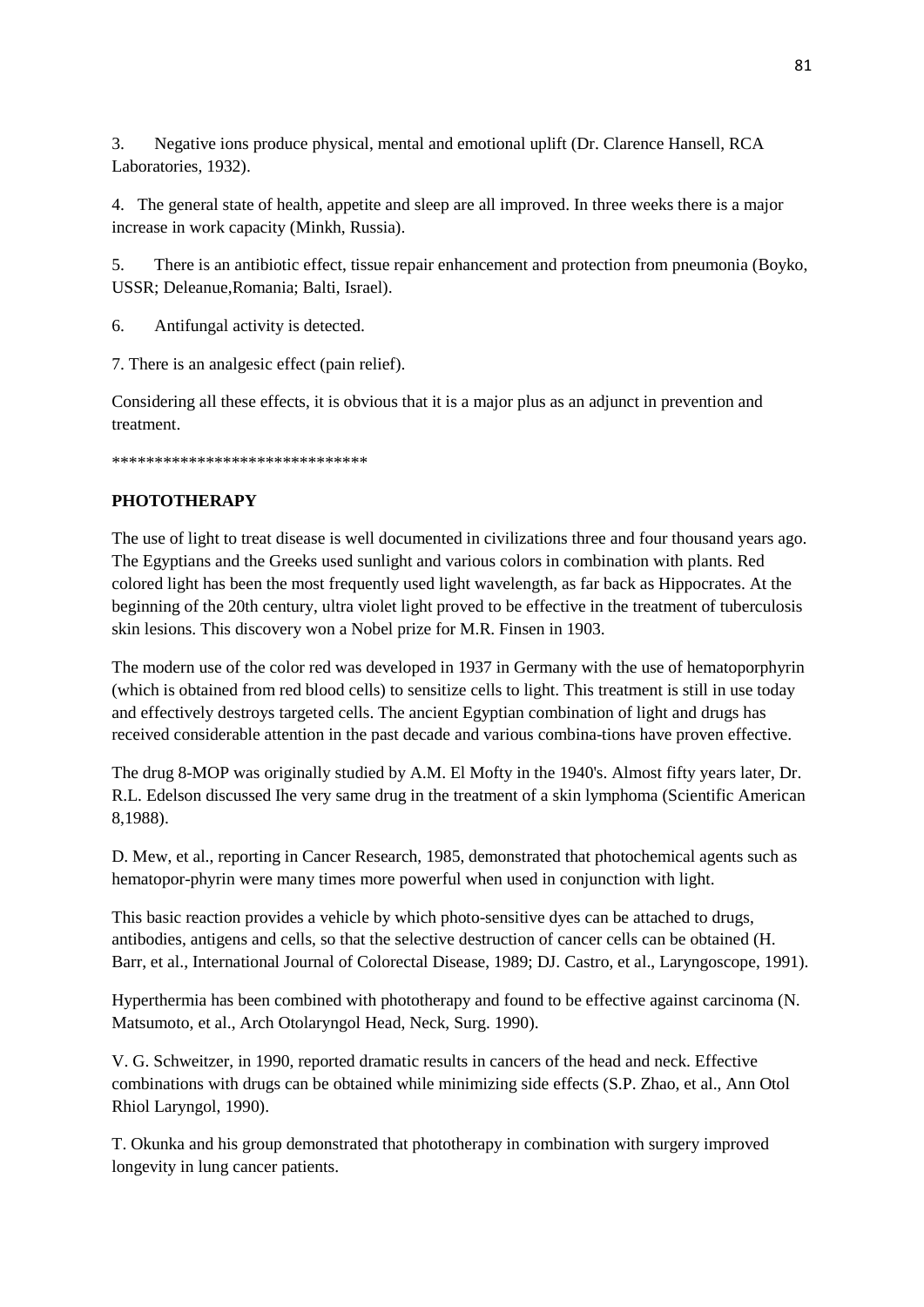3. Negative ions produce physical, mental and emotional uplift (Dr. Clarence Hansell, RCA Laboratories, 1932).

4. The general state of health, appetite and sleep are all improved. In three weeks there is a major increase in work capacity (Minkh, Russia).

5. There is an antibiotic effect, tissue repair enhancement and protection from pneumonia (Boyko, USSR; Deleanue,Romania; Balti, Israel).

6. Antifungal activity is detected.

7. There is an analgesic effect (pain relief).

Considering all these effects, it is obvious that it is a major plus as an adjunct in prevention and treatment.

******************************

**PHOTOTHERAPY**

The use of light to treat disease is well documented in civilizations three and four thousand years ago. The Egyptians and the Greeks used sunlight and various colors in combination with plants. Red colored light has been the most frequently used light wavelength, as far back as Hippocrates. At the beginning of the 20th century, ultra violet light proved to be effective in the treatment of tuberculosis skin lesions. This discovery won a Nobel prize for M.R. Finsen in 1903.

The modern use of the color red was developed in 1937 in Germany with the use of hematoporphyrin (which is obtained from red blood cells) to sensitize cells to light. This treatment is still in use today and effectively destroys targeted cells. The ancient Egyptian combination of light and drugs has received considerable attention in the past decade and various combina-tions have proven effective.

The drug 8-MOP was originally studied by A.M. El Mofty in the 1940's. Almost fifty years later, Dr. R.L. Edelson discussed Ihe very same drug in the treatment of a skin lymphoma (Scientific American 8,1988).

D. Mew, et al., reporting in Cancer Research, 1985, demonstrated that photochemical agents such as hematopor-phyrin were many times more powerful when used in conjunction with light.

This basic reaction provides a vehicle by which photo-sensitive dyes can be attached to drugs, antibodies, antigens and cells, so that the selective destruction of cancer cells can be obtained (H. Barr, et al., International Journal of Colorectal Disease, 1989; DJ. Castro, et al., Laryngoscope, 1991).

Hyperthermia has been combined with phototherapy and found to be effective against carcinoma (N. Matsumoto, et al., Arch Otolaryngol Head, Neck, Surg. 1990).

V. G. Schweitzer, in 1990, reported dramatic results in cancers of the head and neck. Effective combinations with drugs can be obtained while minimizing side effects (S.P. Zhao, et al., Ann Otol Rhiol Laryngol, 1990).

T. Okunka and his group demonstrated that phototherapy in combination with surgery improved longevity in lung cancer patients.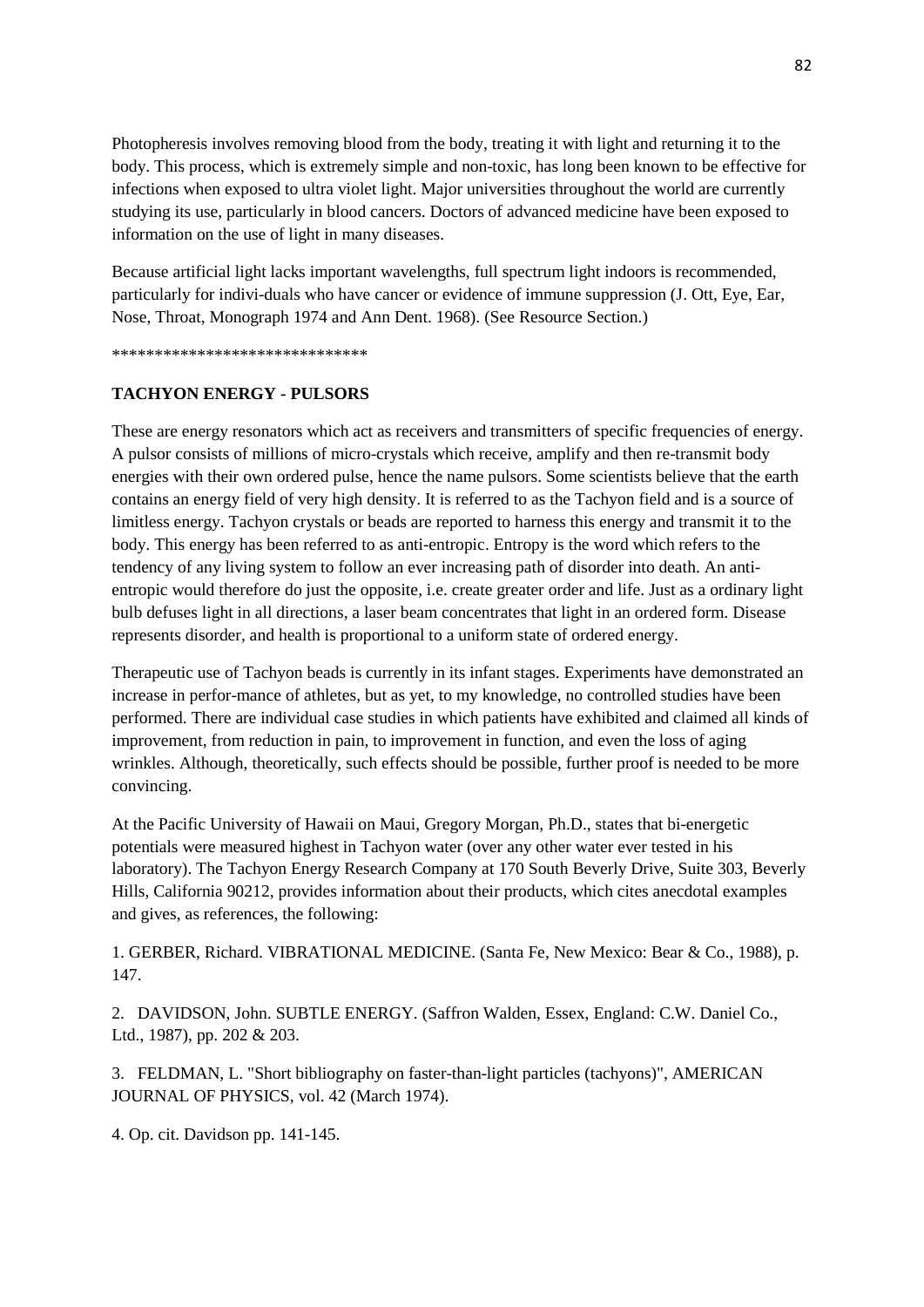Photopheresis involves removing blood from the body, treating it with light and returning it to the body. This process, which is extremely simple and non-toxic, has long been known to be effective for infections when exposed to ultra violet light. Major universities throughout the world are currently studying its use, particularly in blood cancers. Doctors of advanced medicine have been exposed to information on the use of light in many diseases.

Because artificial light lacks important wavelengths, full spectrum light indoors is recommended, particularly for indivi-duals who have cancer or evidence of immune suppression (J. Ott, Eye, Ear, Nose, Throat, Monograph 1974 and Ann Dent. 1968). (See Resource Section.)

******************************

**TACHYON ENERGY - PULSORS**

These are energy resonators which act as receivers and transmitters of specific frequencies of energy. A pulsor consists of millions of micro-crystals which receive, amplify and then re-transmit body energies with their own ordered pulse, hence the name pulsors. Some scientists believe that the earth contains an energy field of very high density. It is referred to as the Tachyon field and is a source of limitless energy. Tachyon crystals or beads are reported to harness this energy and transmit it to the body. This energy has been referred to as anti-entropic. Entropy is the word which refers to the tendency of any living system to follow an ever increasing path of disorder into death. An anti-entropic would therefore do just the opposite, i.e. create greater order and life. Just as a ordinary light bulb defuses light in all directions, a laser beam concentrates that light in an ordered form. Disease represents disorder, and health is proportional to a uniform state of ordered energy.

Therapeutic use of Tachyon beads is currently in its infant stages. Experiments have demonstrated an increase in perfor-mance of athletes, but as yet, to my knowledge, no controlled studies have been performed. There are individual case studies in which patients have exhibited and claimed all kinds of improvement, from reduction in pain, to improvement in function, and even the loss of aging wrinkles. Although, theoretically, such effects should be possible, further proof is needed to be more convincing.

At the Pacific University of Hawaii on Maui, Gregory Morgan, Ph.D., states that bi-energetic potentials were measured highest in Tachyon water (over any other water ever tested in his laboratory). The Tachyon Energy Research Company at 170 South Beverly Drive, Suite 303, Beverly Hills, California 90212, provides information about their products, which cites anecdotal examples and gives, as references, the following:

1. GERBER, Richard. VIBRATIONAL MEDICINE. (Santa Fe, New Mexico: Bear & Co., 1988), p. 147.

2. DAVIDSON, John. SUBTLE ENERGY. (Saffron Walden, Essex, England: C.W. Daniel Co., Ltd., 1987), pp. 202 & 203.

3. FELDMAN, L. "Short bibliography on faster-than-light particles (tachyons)", AMERICAN JOURNAL OF PHYSICS, vol. 42 (March 1974).

4. Op. cit. Davidson pp. 141-145.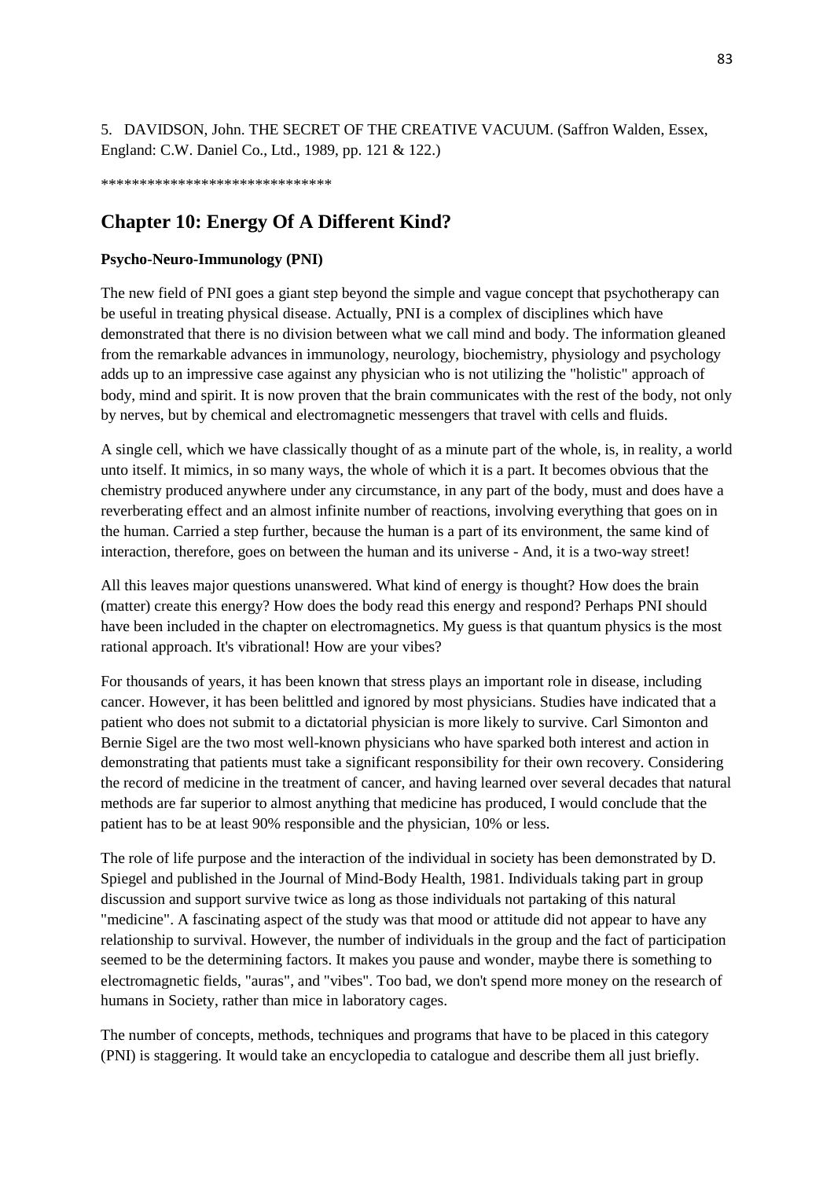5. DAVIDSON, John. THE SECRET OF THE CREATIVE VACUUM. (Saffron Walden, Essex, England: C.W. Daniel Co., Ltd., 1989, pp. 121 & 122.)

******************************

## Chapter 10: Energy Of A Different Kind?

**Psycho-Neuro-Immunology (PNI)**

The new field of PNI goes a giant step beyond the simple and vague concept that psychotherapy can be useful in treating physical disease. Actually, PNI is a complex of disciplines which have demonstrated that there is no division between what we call mind and body. The information gleaned from the remarkable advances in immunology, neurology, biochemistry, physiology and psychology adds up to an impressive case against any physician who is not utilizing the "holistic" approach of body, mind and spirit. It is now proven that the brain communicates with the rest of the body, not only by nerves, but by chemical and electromagnetic messengers that travel with cells and fluids.

A single cell, which we have classically thought of as a minute part of the whole, is, in reality, a world unto itself. It mimics, in so many ways, the whole of which it is a part. It becomes obvious that the chemistry produced anywhere under any circumstance, in any part of the body, must and does have a reverberating effect and an almost infinite number of reactions, involving everything that goes on in the human. Carried a step further, because the human is a part of its environment, the same kind of interaction, therefore, goes on between the human and its universe - And, it is a two-way street!

All this leaves major questions unanswered. What kind of energy is thought? How does the brain (matter) create this energy? How does the body read this energy and respond? Perhaps PNI should have been included in the chapter on electromagnetics. My guess is that quantum physics is the most rational approach. It's vibrational! How are your vibes?

For thousands of years, it has been known that stress plays an important role in disease, including cancer. However, it has been belittled and ignored by most physicians. Studies have indicated that a patient who does not submit to a dictatorial physician is more likely to survive. Carl Simonton and Bernie Sigel are the two most well-known physicians who have sparked both interest and action in demonstrating that patients must take a significant responsibility for their own recovery. Considering the record of medicine in the treatment of cancer, and having learned over several decades that natural methods are far superior to almost anything that medicine has produced, I would conclude that the patient has to be at least 90% responsible and the physician, 10% or less.

The role of life purpose and the interaction of the individual in society has been demonstrated by D. Spiegel and published in the Journal of Mind-Body Health, 1981. Individuals taking part in group discussion and support survive twice as long as those individuals not partaking of this natural "medicine". A fascinating aspect of the study was that mood or attitude did not appear to have any relationship to survival. However, the number of individuals in the group and the fact of participation seemed to be the determining factors. It makes you pause and wonder, maybe there is something to electromagnetic fields, "auras", and "vibes". Too bad, we don't spend more money on the research of humans in Society, rather than mice in laboratory cages.

The number of concepts, methods, techniques and programs that have to be placed in this category (PNI) is staggering. It would take an encyclopedia to catalogue and describe them all just briefly.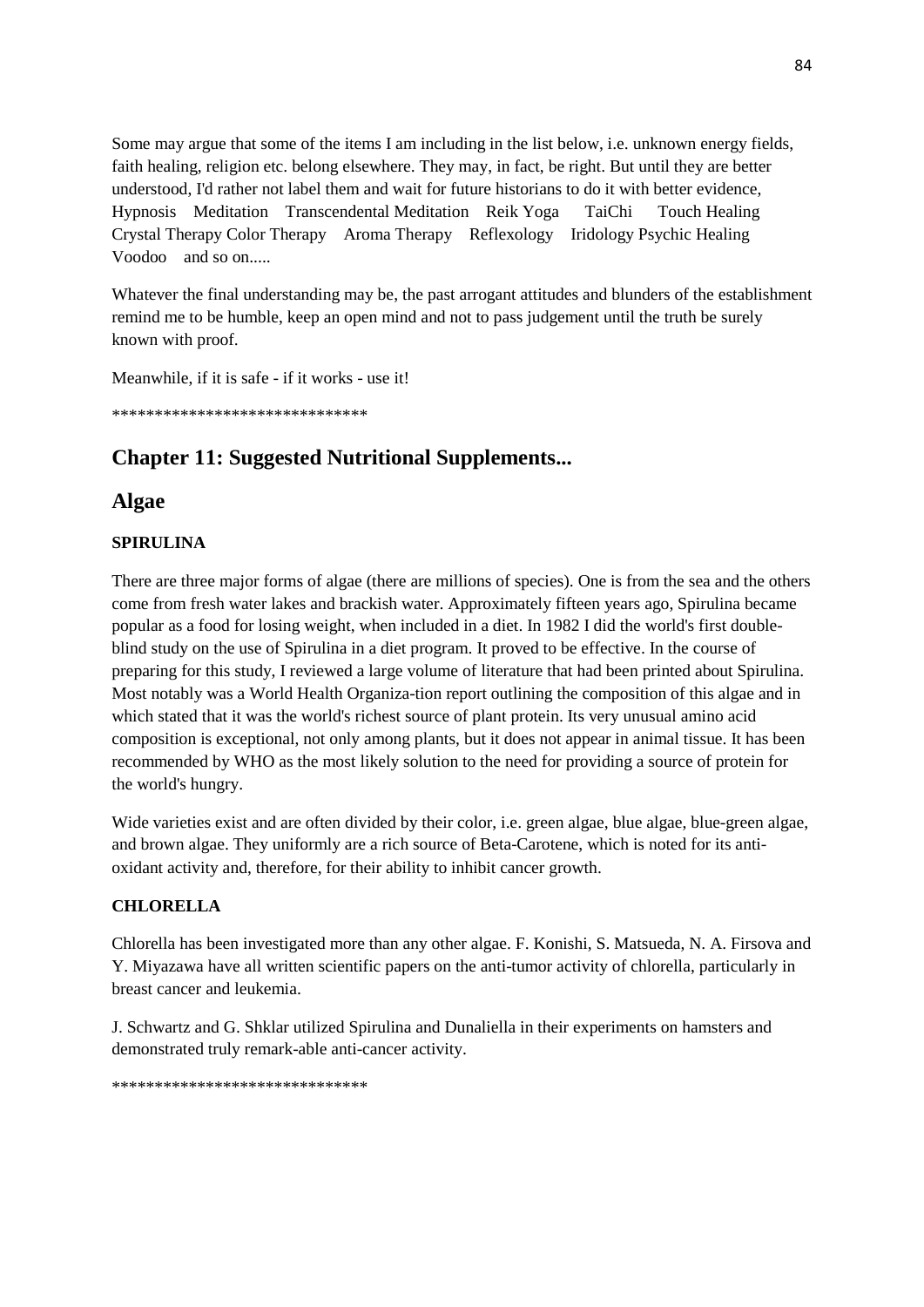Some may argue that some of the items I am including in the list below, i.e. unknown energy fields, faith healing, religion etc. belong elsewhere. They may, in fact, be right. But until they are better understood, I'd rather not label them and wait for future historians to do it with better evidence, Hypnosis Meditation Transcendental Meditation Reik Yoga TaiChi Touch Healing Crystal Therapy Color Therapy Aroma Therapy Reflexology Iridology Psychic Healing Voodoo and so on.....

Whatever the final understanding may be, the past arrogant attitudes and blunders of the establishment remind me to be humble, keep an open mind and not to pass judgement until the truth be surely known with proof.

Meanwhile, if it is safe - if it works - use it!

******************************

## Chapter 11: Suggested Nutritional Supplements...

## Algae

### SPIRULINA

There are three major forms of algae (there are millions of species). One is from the sea and the others come from fresh water lakes and brackish water. Approximately fifteen years ago, Spirulina became popular as a food for losing weight, when included in a diet. In 1982 I did the world's first double-blind study on the use of Spirulina in a diet program. It proved to be effective. In the course of preparing for this study, I reviewed a large volume of literature that had been printed about Spirulina. Most notably was a World Health Organiza-tion report outlining the composition of this algae and in which stated that it was the world's richest source of plant protein. Its very unusual amino acid composition is exceptional, not only among plants, but it does not appear in animal tissue. It has been recommended by WHO as the most likely solution to the need for providing a source of protein for the world's hungry.

Wide varieties exist and are often divided by their color, i.e. green algae, blue algae, blue-green algae, and brown algae. They uniformly are a rich source of Beta-Carotene, which is noted for its anti-oxidant activity and, therefore, for their ability to inhibit cancer growth.

### CHLORELLA

Chlorella has been investigated more than any other algae. F. Konishi, S. Matsueda, N. A. Firsova and Y. Miyazawa have all written scientific papers on the anti-tumor activity of chlorella, particularly in breast cancer and leukemia.

J. Schwartz and G. Shklar utilized Spirulina and Dunaliella in their experiments on hamsters and demonstrated truly remark-able anti-cancer activity.

******************************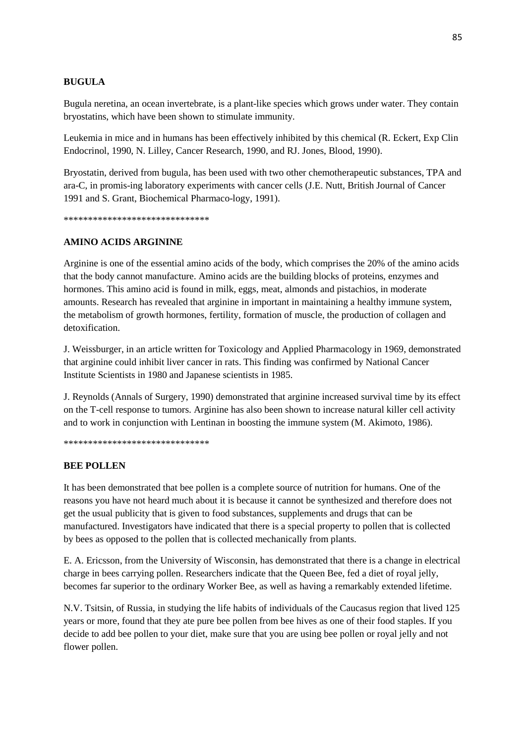**BUGULA**

Bugula neretina, an ocean invertebrate, is a plant-like species which grows under water. They contain bryostatins, which have been shown to stimulate immunity.

Leukemia in mice and in humans has been effectively inhibited by this chemical (R. Eckert, Exp Clin Endocrinol, 1990, N. Lilley, Cancer Research, 1990, and RJ. Jones, Blood, 1990).

Bryostatin, derived from bugula, has been used with two other chemotherapeutic substances, TPA and ara-C, in promis-ing laboratory experiments with cancer cells (J.E. Nutt, British Journal of Cancer 1991 and S. Grant, Biochemical Pharmaco-logy, 1991).

******************************

**AMINO ACIDS ARGININE**

Arginine is one of the essential amino acids of the body, which comprises the 20% of the amino acids that the body cannot manufacture. Amino acids are the building blocks of proteins, enzymes and hormones. This amino acid is found in milk, eggs, meat, almonds and pistachios, in moderate amounts. Research has revealed that arginine in important in maintaining a healthy immune system, the metabolism of growth hormones, fertility, formation of muscle, the production of collagen and detoxification.

J. Weissburger, in an article written for Toxicology and Applied Pharmacology in 1969, demonstrated that arginine could inhibit liver cancer in rats. This finding was confirmed by National Cancer Institute Scientists in 1980 and Japanese scientists in 1985.

J. Reynolds (Annals of Surgery, 1990) demonstrated that arginine increased survival time by its effect on the T-cell response to tumors. Arginine has also been shown to increase natural killer cell activity and to work in conjunction with Lentinan in boosting the immune system (M. Akimoto, 1986).

******************************

**BEE POLLEN**

It has been demonstrated that bee pollen is a complete source of nutrition for humans. One of the reasons you have not heard much about it is because it cannot be synthesized and therefore does not get the usual publicity that is given to food substances, supplements and drugs that can be manufactured. Investigators have indicated that there is a special property to pollen that is collected by bees as opposed to the pollen that is collected mechanically from plants.

E. A. Ericsson, from the University of Wisconsin, has demonstrated that there is a change in electrical charge in bees carrying pollen. Researchers indicate that the Queen Bee, fed a diet of royal jelly, becomes far superior to the ordinary Worker Bee, as well as having a remarkably extended lifetime.

N.V. Tsitsin, of Russia, in studying the life habits of individuals of the Caucasus region that lived 125 years or more, found that they ate pure bee pollen from bee hives as one of their food staples. If you decide to add bee pollen to your diet, make sure that you are using bee pollen or royal jelly and not flower pollen.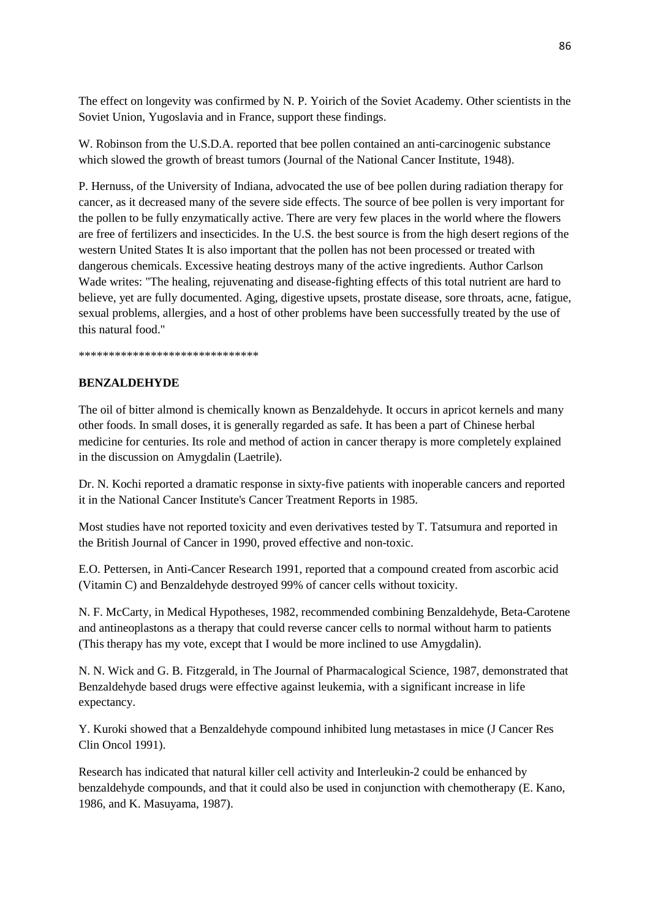The effect on longevity was confirmed by N. P. Yoirich of the Soviet Academy. Other scientists in the Soviet Union, Yugoslavia and in France, support these findings.

W. Robinson from the U.S.D.A. reported that bee pollen contained an anti-carcinogenic substance which slowed the growth of breast tumors (Journal of the National Cancer Institute, 1948).

P. Hernuss, of the University of Indiana, advocated the use of bee pollen during radiation therapy for cancer, as it decreased many of the severe side effects. The source of bee pollen is very important for the pollen to be fully enzymatically active. There are very few places in the world where the flowers are free of fertilizers and insecticides. In the U.S. the best source is from the high desert regions of the western United States It is also important that the pollen has not been processed or treated with dangerous chemicals. Excessive heating destroys many of the active ingredients. Author Carlson Wade writes: "The healing, rejuvenating and disease-fighting effects of this total nutrient are hard to believe, yet are fully documented. Aging, digestive upsets, prostate disease, sore throats, acne, fatigue, sexual problems, allergies, and a host of other problems have been successfully treated by the use of this natural food."

******************************

**BENZALDEHYDE**

The oil of bitter almond is chemically known as Benzaldehyde. It occurs in apricot kernels and many other foods. In small doses, it is generally regarded as safe. It has been a part of Chinese herbal medicine for centuries. Its role and method of action in cancer therapy is more completely explained in the discussion on Amygdalin (Laetrile).

Dr. N. Kochi reported a dramatic response in sixty-five patients with inoperable cancers and reported it in the National Cancer Institute's Cancer Treatment Reports in 1985.

Most studies have not reported toxicity and even derivatives tested by T. Tatsumura and reported in the British Journal of Cancer in 1990, proved effective and non-toxic.

E.O. Pettersen, in Anti-Cancer Research 1991, reported that a compound created from ascorbic acid (Vitamin C) and Benzaldehyde destroyed 99% of cancer cells without toxicity.

N. F. McCarty, in Medical Hypotheses, 1982, recommended combining Benzaldehyde, Beta-Carotene and antineoplastons as a therapy that could reverse cancer cells to normal without harm to patients (This therapy has my vote, except that I would be more inclined to use Amygdalin).

N. N. Wick and G. B. Fitzgerald, in The Journal of Pharmacalogical Science, 1987, demonstrated that Benzaldehyde based drugs were effective against leukemia, with a significant increase in life expectancy.

Y. Kuroki showed that a Benzaldehyde compound inhibited lung metastases in mice (J Cancer Res Clin Oncol 1991).

Research has indicated that natural killer cell activity and Interleukin-2 could be enhanced by benzaldehyde compounds, and that it could also be used in conjunction with chemotherapy (E. Kano, 1986, and K. Masuyama, 1987).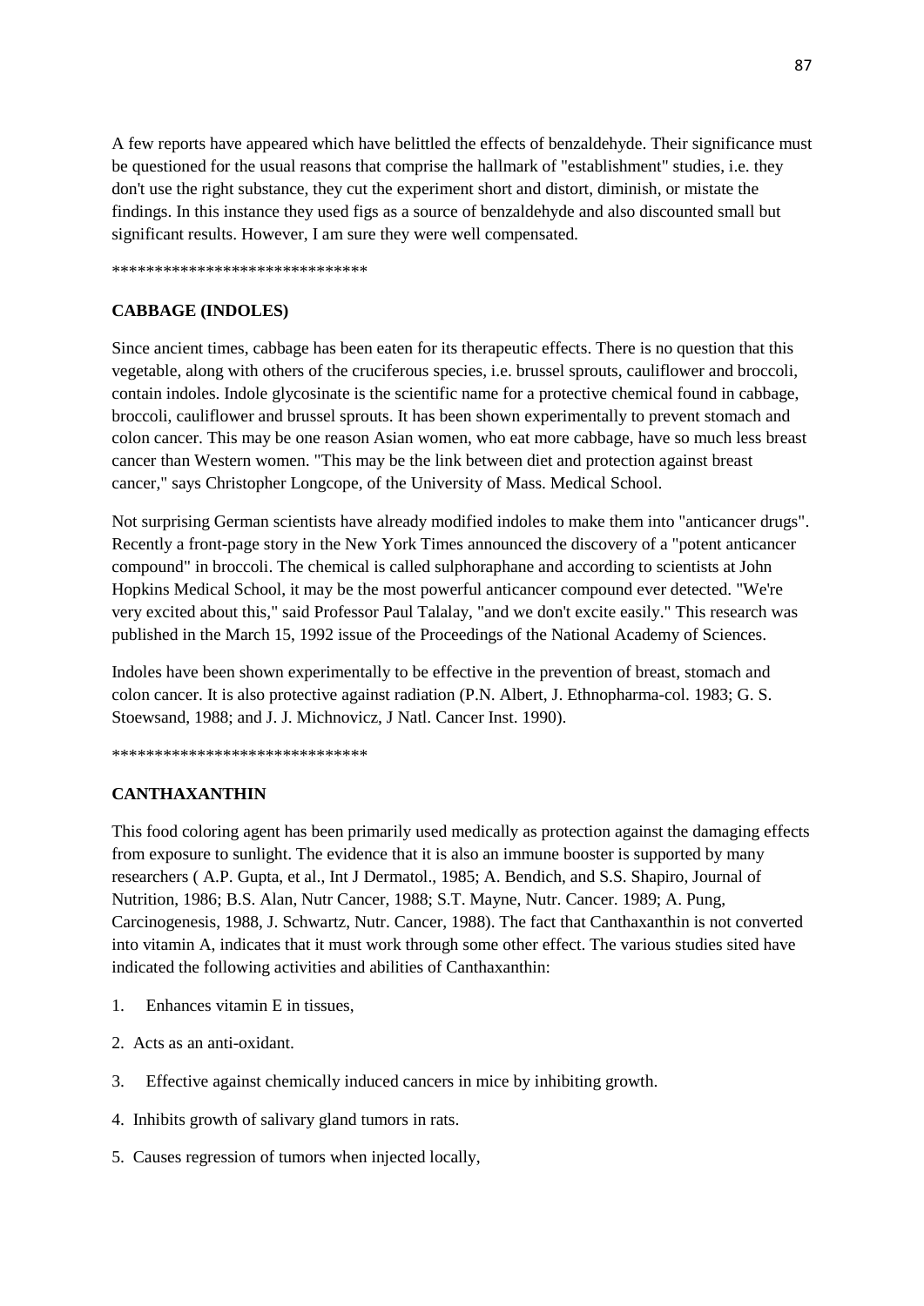A few reports have appeared which have belittled the effects of benzaldehyde. Their significance must be questioned for the usual reasons that comprise the hallmark of "establishment" studies, i.e. they don't use the right substance, they cut the experiment short and distort, diminish, or mistate the findings. In this instance they used figs as a source of benzaldehyde and also discounted small but significant results. However, I am sure they were well compensated.

******************************

**CABBAGE (INDOLES)**

Since ancient times, cabbage has been eaten for its therapeutic effects. There is no question that this vegetable, along with others of the cruciferous species, i.e. brussel sprouts, cauliflower and broccoli, contain indoles. Indole glycosinate is the scientific name for a protective chemical found in cabbage, broccoli, cauliflower and brussel sprouts. It has been shown experimentally to prevent stomach and colon cancer. This may be one reason Asian women, who eat more cabbage, have so much less breast cancer than Western women. "This may be the link between diet and protection against breast cancer," says Christopher Longcope, of the University of Mass. Medical School.

Not surprising German scientists have already modified indoles to make them into "anticancer drugs". Recently a front-page story in the New York Times announced the discovery of a "potent anticancer compound" in broccoli. The chemical is called sulphoraphane and according to scientists at John Hopkins Medical School, it may be the most powerful anticancer compound ever detected. "We're very excited about this," said Professor Paul Talalay, "and we don't excite easily." This research was published in the March 15, 1992 issue of the Proceedings of the National Academy of Sciences.

Indoles have been shown experimentally to be effective in the prevention of breast, stomach and colon cancer. It is also protective against radiation (P.N. Albert, J. Ethnopharma-col. 1983; G. S. Stoewsand, 1988; and J. J. Michnovicz, J Natl. Cancer Inst. 1990).

******************************

**CANTHAXANTHIN**

This food coloring agent has been primarily used medically as protection against the damaging effects from exposure to sunlight. The evidence that it is also an immune booster is supported by many researchers ( A.P. Gupta, et al., Int J Dermatol., 1985; A. Bendich, and S.S. Shapiro, Journal of Nutrition, 1986; B.S. Alan, Nutr Cancer, 1988; S.T. Mayne, Nutr. Cancer. 1989; A. Pung, Carcinogenesis, 1988, J. Schwartz, Nutr. Cancer, 1988). The fact that Canthaxanthin is not converted into vitamin A, indicates that it must work through some other effect. The various studies sited have indicated the following activities and abilities of Canthaxanthin:

1. Enhances vitamin E in tissues,
2. Acts as an anti-oxidant.
3. Effective against chemically induced cancers in mice by inhibiting growth.
4. Inhibits growth of salivary gland tumors in rats.
5. Causes regression of tumors when injected locally,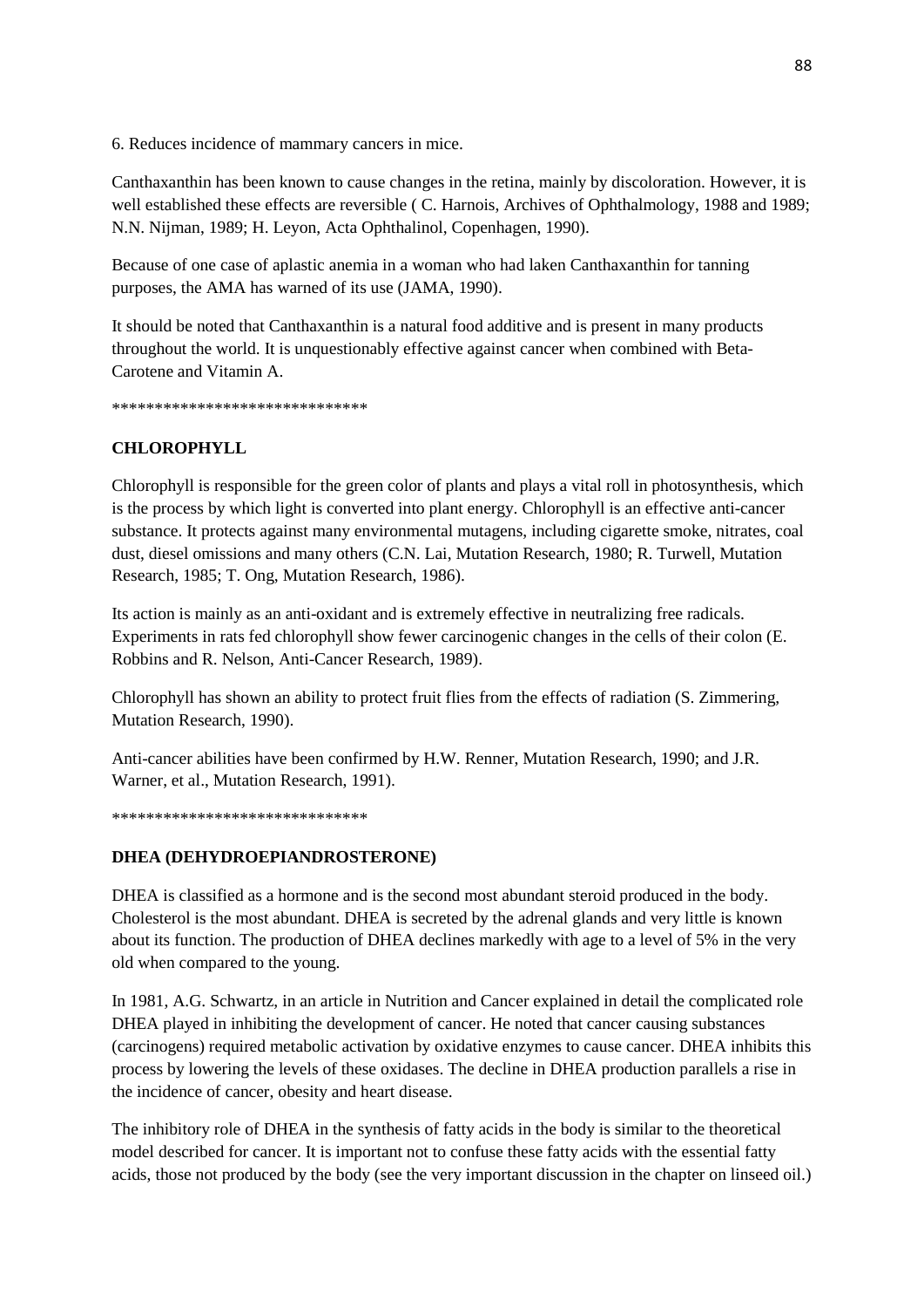6. Reduces incidence of mammary cancers in mice.

Canthaxanthin has been known to cause changes in the retina, mainly by discoloration. However, it is well established these effects are reversible ( C. Harnois, Archives of Ophthalmology, 1988 and 1989; N.N. Nijman, 1989; H. Leyon, Acta Ophthalinol, Copenhagen, 1990).

Because of one case of aplastic anemia in a woman who had laken Canthaxanthin for tanning purposes, the AMA has warned of its use (JAMA, 1990).

It should be noted that Canthaxanthin is a natural food additive and is present in many products throughout the world. It is unquestionably effective against cancer when combined with Beta-Carotene and Vitamin A.

******************************

**CHLOROPHYLL**

Chlorophyll is responsible for the green color of plants and plays a vital roll in photosynthesis, which is the process by which light is converted into plant energy. Chlorophyll is an effective anti-cancer substance. It protects against many environmental mutagens, including cigarette smoke, nitrates, coal dust, diesel omissions and many others (C.N. Lai, Mutation Research, 1980; R. Turwell, Mutation Research, 1985; T. Ong, Mutation Research, 1986).

Its action is mainly as an anti-oxidant and is extremely effective in neutralizing free radicals. Experiments in rats fed chlorophyll show fewer carcinogenic changes in the cells of their colon (E. Robbins and R. Nelson, Anti-Cancer Research, 1989).

Chlorophyll has shown an ability to protect fruit flies from the effects of radiation (S. Zimmering, Mutation Research, 1990).

Anti-cancer abilities have been confirmed by H.W. Renner, Mutation Research, 1990; and J.R. Warner, et al., Mutation Research, 1991).

******************************

**DHEA (DEHYDROEPIANDROSTERONE)**

DHEA is classified as a hormone and is the second most abundant steroid produced in the body. Cholesterol is the most abundant. DHEA is secreted by the adrenal glands and very little is known about its function. The production of DHEA declines markedly with age to a level of 5% in the very old when compared to the young.

In 1981, A.G. Schwartz, in an article in Nutrition and Cancer explained in detail the complicated role DHEA played in inhibiting the development of cancer. He noted that cancer causing substances (carcinogens) required metabolic activation by oxidative enzymes to cause cancer. DHEA inhibits this process by lowering the levels of these oxidases. The decline in DHEA production parallels a rise in the incidence of cancer, obesity and heart disease.

The inhibitory role of DHEA in the synthesis of fatty acids in the body is similar to the theoretical model described for cancer. It is important not to confuse these fatty acids with the essential fatty acids, those not produced by the body (see the very important discussion in the chapter on linseed oil.)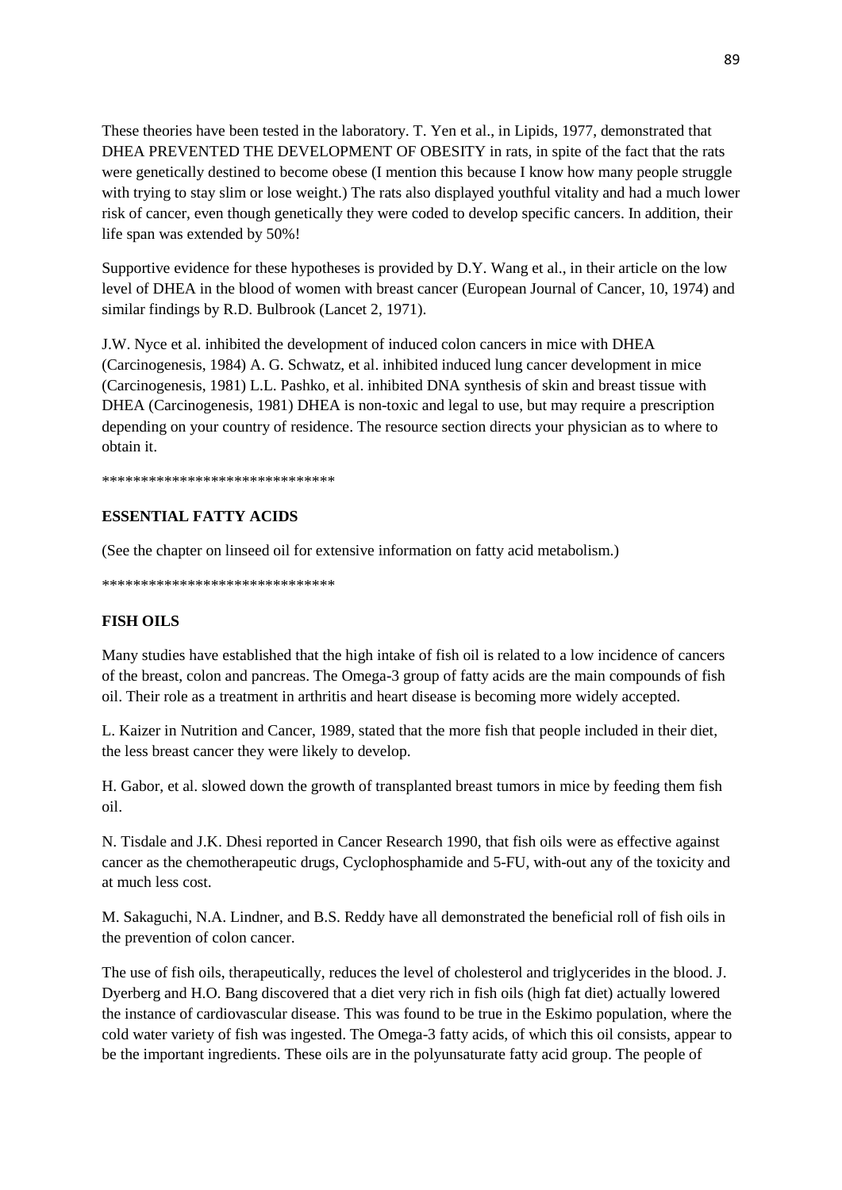These theories have been tested in the laboratory. T. Yen et al., in Lipids, 1977, demonstrated that DHEA PREVENTED THE DEVELOPMENT OF OBESITY in rats, in spite of the fact that the rats were genetically destined to become obese (I mention this because I know how many people struggle with trying to stay slim or lose weight.) The rats also displayed youthful vitality and had a much lower risk of cancer, even though genetically they were coded to develop specific cancers. In addition, their life span was extended by 50%!

Supportive evidence for these hypotheses is provided by D.Y. Wang et al., in their article on the low level of DHEA in the blood of women with breast cancer (European Journal of Cancer, 10, 1974) and similar findings by R.D. Bulbrook (Lancet 2, 1971).

J.W. Nyce et al. inhibited the development of induced colon cancers in mice with DHEA (Carcinogenesis, 1984) A. G. Schwatz, et al. inhibited induced lung cancer development in mice (Carcinogenesis, 1981) L.L. Pashko, et al. inhibited DNA synthesis of skin and breast tissue with DHEA (Carcinogenesis, 1981) DHEA is non-toxic and legal to use, but may require a prescription depending on your country of residence. The resource section directs your physician as to where to obtain it.

******************************

**ESSENTIAL FATTY ACIDS**

(See the chapter on linseed oil for extensive information on fatty acid metabolism.)

******************************

**FISH OILS**

Many studies have established that the high intake of fish oil is related to a low incidence of cancers of the breast, colon and pancreas. The Omega-3 group of fatty acids are the main compounds of fish oil. Their role as a treatment in arthritis and heart disease is becoming more widely accepted.

L. Kaizer in Nutrition and Cancer, 1989, stated that the more fish that people included in their diet, the less breast cancer they were likely to develop.

H. Gabor, et al. slowed down the growth of transplanted breast tumors in mice by feeding them fish oil.

N. Tisdale and J.K. Dhesi reported in Cancer Research 1990, that fish oils were as effective against cancer as the chemotherapeutic drugs, Cyclophosphamide and 5-FU, with-out any of the toxicity and at much less cost.

M. Sakaguchi, N.A. Lindner, and B.S. Reddy have all demonstrated the beneficial roll of fish oils in the prevention of colon cancer.

The use of fish oils, therapeutically, reduces the level of cholesterol and triglycerides in the blood. J. Dyerberg and H.O. Bang discovered that a diet very rich in fish oils (high fat diet) actually lowered the instance of cardiovascular disease. This was found to be true in the Eskimo population, where the cold water variety of fish was ingested. The Omega-3 fatty acids, of which this oil consists, appear to be the important ingredients. These oils are in the polyunsaturate fatty acid group. The people of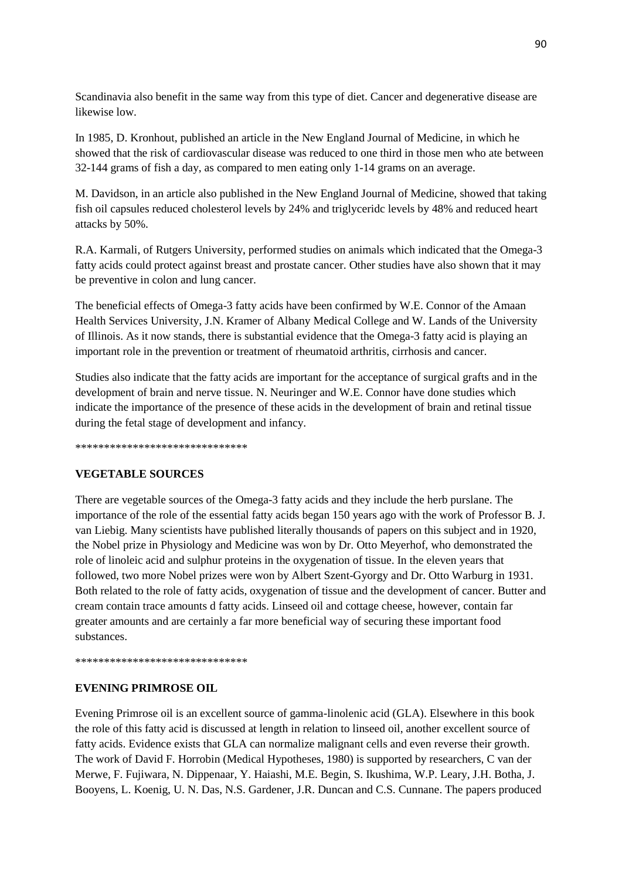Scandinavia also benefit in the same way from this type of diet. Cancer and degenerative disease are likewise low.

In 1985, D. Kronhout, published an article in the New England Journal of Medicine, in which he showed that the risk of cardiovascular disease was reduced to one third in those men who ate between 32-144 grams of fish a day, as compared to men eating only 1-14 grams on an average.

M. Davidson, in an article also published in the New England Journal of Medicine, showed that taking fish oil capsules reduced cholesterol levels by 24% and triglyceridc levels by 48% and reduced heart attacks by 50%.

R.A. Karmali, of Rutgers University, performed studies on animals which indicated that the Omega-3 fatty acids could protect against breast and prostate cancer. Other studies have also shown that it may be preventive in colon and lung cancer.

The beneficial effects of Omega-3 fatty acids have been confirmed by W.E. Connor of the Amaan Health Services University, J.N. Kramer of Albany Medical College and W. Lands of the University of Illinois. As it now stands, there is substantial evidence that the Omega-3 fatty acid is playing an important role in the prevention or treatment of rheumatoid arthritis, cirrhosis and cancer.

Studies also indicate that the fatty acids are important for the acceptance of surgical grafts and in the development of brain and nerve tissue. N. Neuringer and W.E. Connor have done studies which indicate the importance of the presence of these acids in the development of brain and retinal tissue during the fetal stage of development and infancy.

******************************

**VEGETABLE SOURCES**

There are vegetable sources of the Omega-3 fatty acids and they include the herb purslane. The importance of the role of the essential fatty acids began 150 years ago with the work of Professor B. J. van Liebig. Many scientists have published literally thousands of papers on this subject and in 1920, the Nobel prize in Physiology and Medicine was won by Dr. Otto Meyerhof, who demonstrated the role of linoleic acid and sulphur proteins in the oxygenation of tissue. In the eleven years that followed, two more Nobel prizes were won by Albert Szent-Gyorgy and Dr. Otto Warburg in 1931. Both related to the role of fatty acids, oxygenation of tissue and the development of cancer. Butter and cream contain trace amounts d fatty acids. Linseed oil and cottage cheese, however, contain far greater amounts and are certainly a far more beneficial way of securing these important food substances.

******************************

**EVENING PRIMROSE OIL**

Evening Primrose oil is an excellent source of gamma-linolenic acid (GLA). Elsewhere in this book the role of this fatty acid is discussed at length in relation to linseed oil, another excellent source of fatty acids. Evidence exists that GLA can normalize malignant cells and even reverse their growth. The work of David F. Horrobin (Medical Hypotheses, 1980) is supported by researchers, C van der Merwe, F. Fujiwara, N. Dippenaar, Y. Haiashi, M.E. Begin, S. Ikushima, W.P. Leary, J.H. Botha, J. Booyens, L. Koenig, U. N. Das, N.S. Gardener, J.R. Duncan and C.S. Cunnane. The papers produced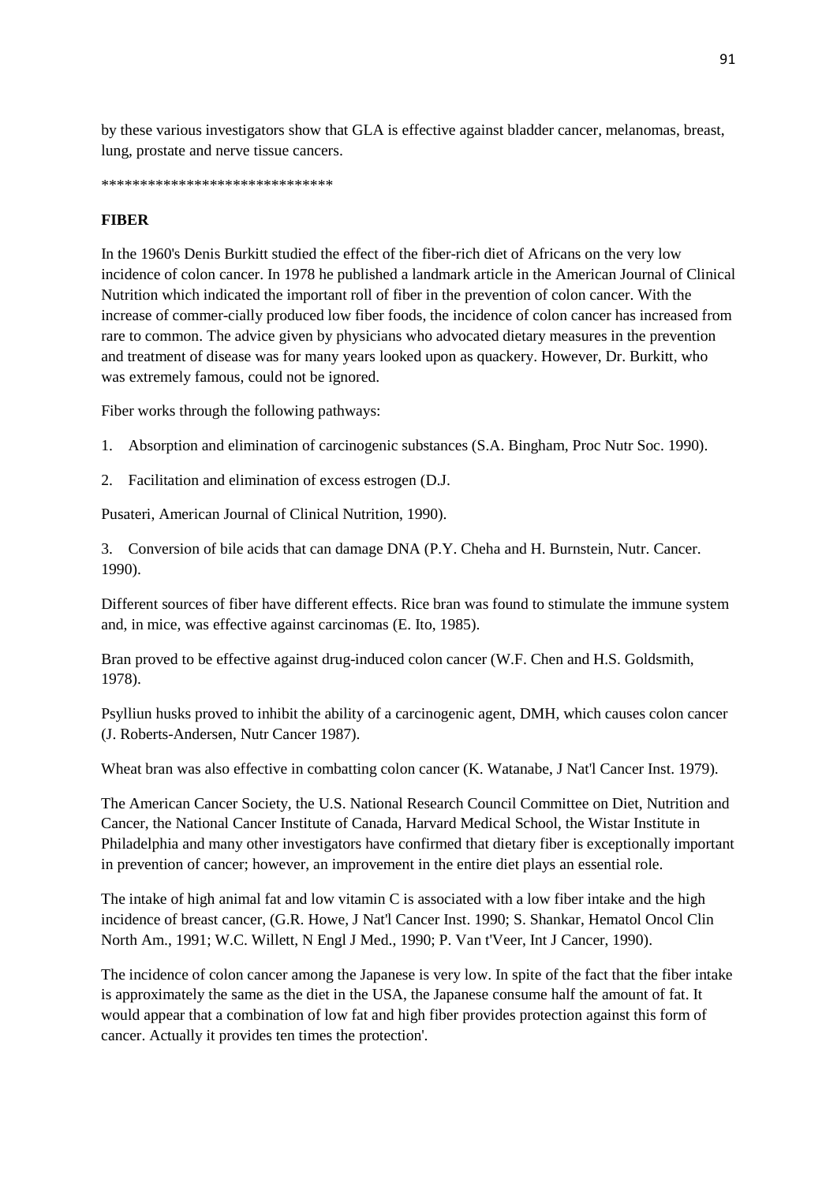by these various investigators show that GLA is effective against bladder cancer, melanomas, breast, lung, prostate and nerve tissue cancers.

******************************

**FIBER**

In the 1960's Denis Burkitt studied the effect of the fiber-rich diet of Africans on the very low incidence of colon cancer. In 1978 he published a landmark article in the American Journal of Clinical Nutrition which indicated the important roll of fiber in the prevention of colon cancer. With the increase of commer-cially produced low fiber foods, the incidence of colon cancer has increased from rare to common. The advice given by physicians who advocated dietary measures in the prevention and treatment of disease was for many years looked upon as quackery. However, Dr. Burkitt, who was extremely famous, could not be ignored.

Fiber works through the following pathways:

1. Absorption and elimination of carcinogenic substances (S.A. Bingham, Proc Nutr Soc. 1990).

2. Facilitation and elimination of excess estrogen (D.J.

Pusateri, American Journal of Clinical Nutrition, 1990).

3. Conversion of bile acids that can damage DNA (P.Y. Cheha and H. Burnstein, Nutr. Cancer. 1990).

Different sources of fiber have different effects. Rice bran was found to stimulate the immune system and, in mice, was effective against carcinomas (E. Ito, 1985).

Bran proved to be effective against drug-induced colon cancer (W.F. Chen and H.S. Goldsmith, 1978).

Psylliun husks proved to inhibit the ability of a carcinogenic agent, DMH, which causes colon cancer (J. Roberts-Andersen, Nutr Cancer 1987).

Wheat bran was also effective in combatting colon cancer (K. Watanabe, J Nat'l Cancer Inst. 1979).

The American Cancer Society, the U.S. National Research Council Committee on Diet, Nutrition and Cancer, the National Cancer Institute of Canada, Harvard Medical School, the Wistar Institute in Philadelphia and many other investigators have confirmed that dietary fiber is exceptionally important in prevention of cancer; however, an improvement in the entire diet plays an essential role.

The intake of high animal fat and low vitamin C is associated with a low fiber intake and the high incidence of breast cancer, (G.R. Howe, J Nat'l Cancer Inst. 1990; S. Shankar, Hematol Oncol Clin North Am., 1991; W.C. Willett, N Engl J Med., 1990; P. Van t'Veer, Int J Cancer, 1990).

The incidence of colon cancer among the Japanese is very low. In spite of the fact that the fiber intake is approximately the same as the diet in the USA, the Japanese consume half the amount of fat. It would appear that a combination of low fat and high fiber provides protection against this form of cancer. Actually it provides ten times the protection'.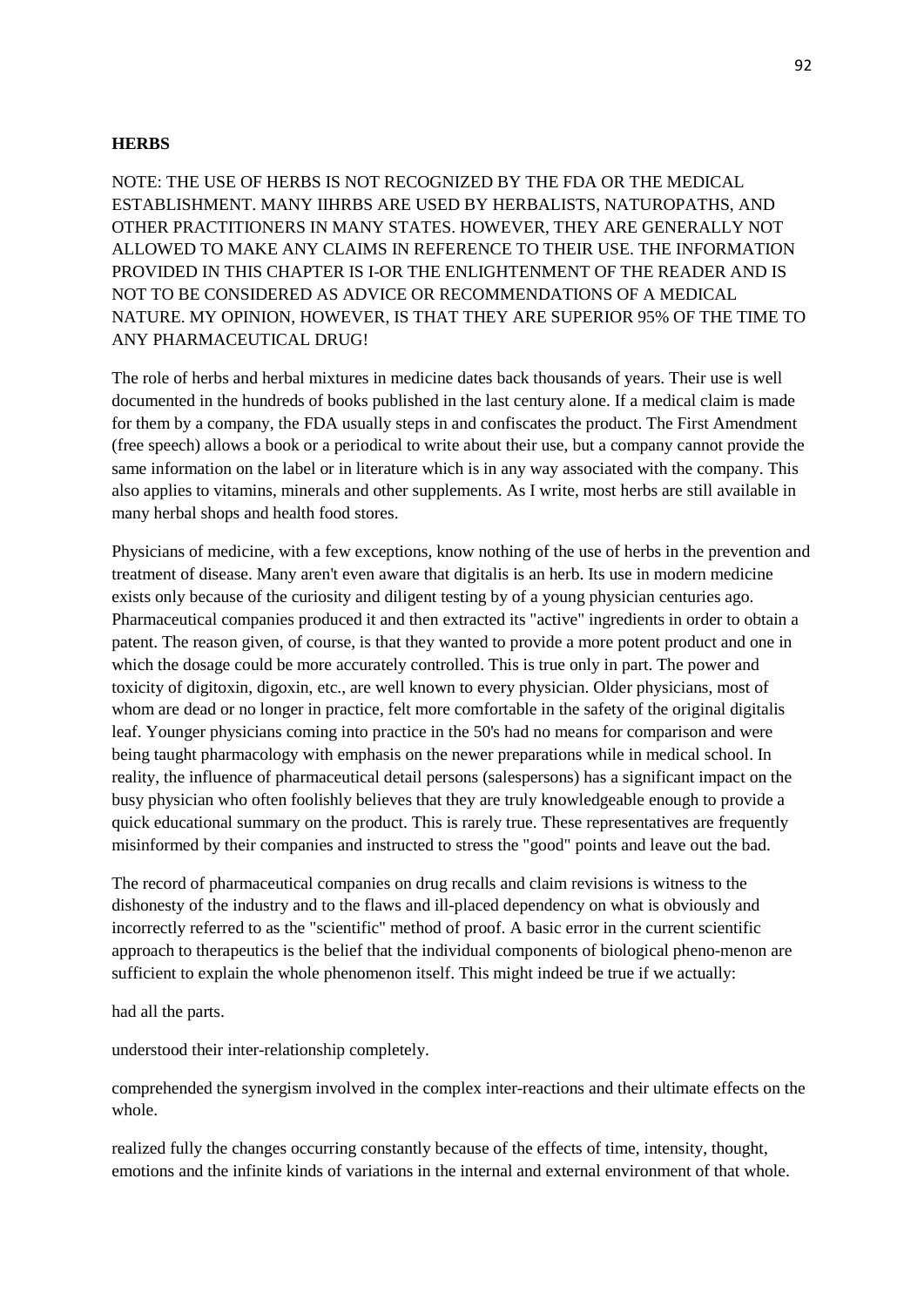**HERBS**

NOTE: THE USE OF HERBS IS NOT RECOGNIZED BY THE FDA OR THE MEDICAL ESTABLISHMENT. MANY IIHRBS ARE USED BY HERBALISTS, NATUROPATHS, AND OTHER PRACTITIONERS IN MANY STATES. HOWEVER, THEY ARE GENERALLY NOT ALLOWED TO MAKE ANY CLAIMS IN REFERENCE TO THEIR USE. THE INFORMATION PROVIDED IN THIS CHAPTER IS I-OR THE ENLIGHTENMENT OF THE READER AND IS NOT TO BE CONSIDERED AS ADVICE OR RECOMMENDATIONS OF A MEDICAL NATURE. MY OPINION, HOWEVER, IS THAT THEY ARE SUPERIOR 95% OF THE TIME TO ANY PHARMACEUTICAL DRUG!

The role of herbs and herbal mixtures in medicine dates back thousands of years. Their use is well documented in the hundreds of books published in the last century alone. If a medical claim is made for them by a company, the FDA usually steps in and confiscates the product. The First Amendment (free speech) allows a book or a periodical to write about their use, but a company cannot provide the same information on the label or in literature which is in any way associated with the company. This also applies to vitamins, minerals and other supplements. As I write, most herbs are still available in many herbal shops and health food stores.

Physicians of medicine, with a few exceptions, know nothing of the use of herbs in the prevention and treatment of disease. Many aren't even aware that digitalis is an herb. Its use in modern medicine exists only because of the curiosity and diligent testing by of a young physician centuries ago. Pharmaceutical companies produced it and then extracted its "active" ingredients in order to obtain a patent. The reason given, of course, is that they wanted to provide a more potent product and one in which the dosage could be more accurately controlled. This is true only in part. The power and toxicity of digitoxin, digoxin, etc., are well known to every physician. Older physicians, most of whom are dead or no longer in practice, felt more comfortable in the safety of the original digitalis leaf. Younger physicians coming into practice in the 50's had no means for comparison and were being taught pharmacology with emphasis on the newer preparations while in medical school. In reality, the influence of pharmaceutical detail persons (salespersons) has a significant impact on the busy physician who often foolishly believes that they are truly knowledgeable enough to provide a quick educational summary on the product. This is rarely true. These representatives are frequently misinformed by their companies and instructed to stress the "good" points and leave out the bad.

The record of pharmaceutical companies on drug recalls and claim revisions is witness to the dishonesty of the industry and to the flaws and ill-placed dependency on what is obviously and incorrectly referred to as the "scientific" method of proof. A basic error in the current scientific approach to therapeutics is the belief that the individual components of biological pheno-menon are sufficient to explain the whole phenomenon itself. This might indeed be true if we actually:

had all the parts.

understood their inter-relationship completely.

comprehended the synergism involved in the complex inter-reactions and their ultimate effects on the whole.

realized fully the changes occurring constantly because of the effects of time, intensity, thought, emotions and the infinite kinds of variations in the internal and external environment of that whole.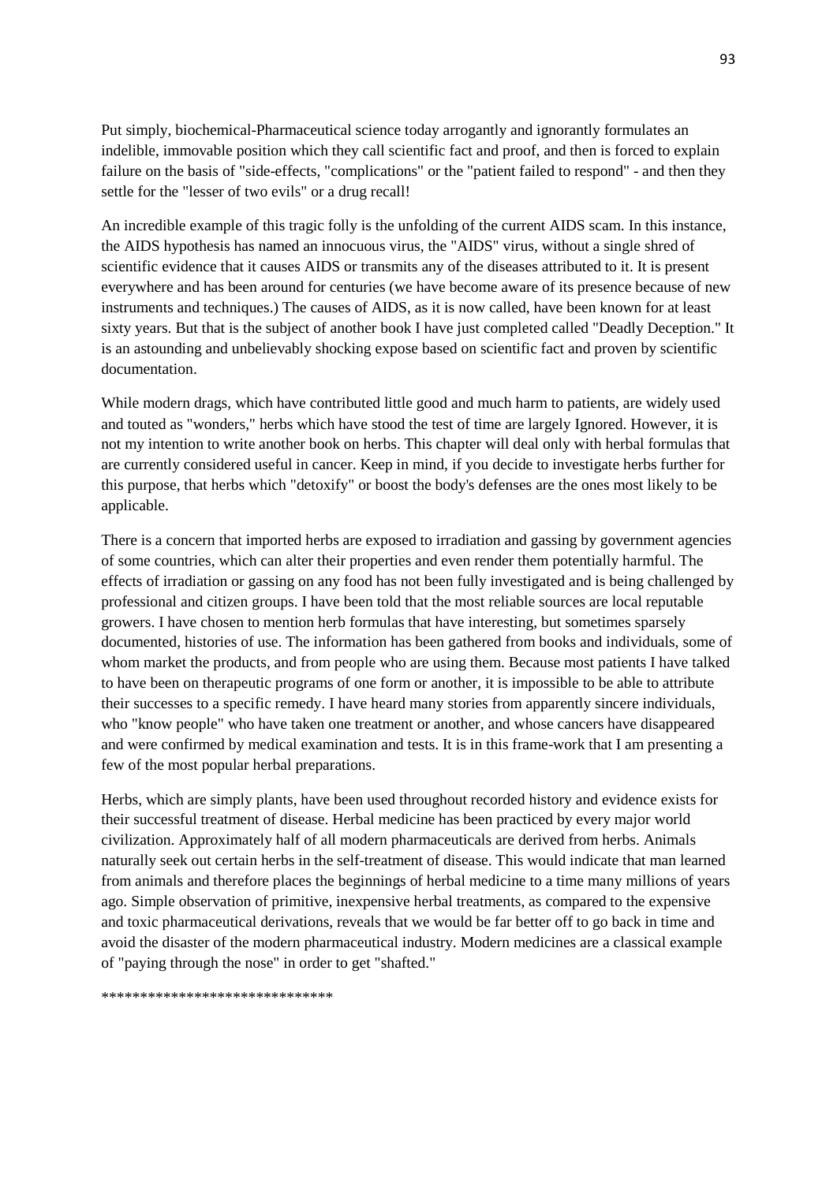Put simply, biochemical-Pharmaceutical science today arrogantly and ignorantly formulates an indelible, immovable position which they call scientific fact and proof, and then is forced to explain failure on the basis of "side-effects, "complications" or the "patient failed to respond" - and then they settle for the "lesser of two evils" or a drug recall!

An incredible example of this tragic folly is the unfolding of the current AIDS scam. In this instance, the AIDS hypothesis has named an innocuous virus, the "AIDS" virus, without a single shred of scientific evidence that it causes AIDS or transmits any of the diseases attributed to it. It is present everywhere and has been around for centuries (we have become aware of its presence because of new instruments and techniques.) The causes of AIDS, as it is now called, have been known for at least sixty years. But that is the subject of another book I have just completed called "Deadly Deception." It is an astounding and unbelievably shocking expose based on scientific fact and proven by scientific documentation.

While modern drags, which have contributed little good and much harm to patients, are widely used and touted as "wonders," herbs which have stood the test of time are largely Ignored. However, it is not my intention to write another book on herbs. This chapter will deal only with herbal formulas that are currently considered useful in cancer. Keep in mind, if you decide to investigate herbs further for this purpose, that herbs which "detoxify" or boost the body's defenses are the ones most likely to be applicable.

There is a concern that imported herbs are exposed to irradiation and gassing by government agencies of some countries, which can alter their properties and even render them potentially harmful. The effects of irradiation or gassing on any food has not been fully investigated and is being challenged by professional and citizen groups. I have been told that the most reliable sources are local reputable growers. I have chosen to mention herb formulas that have interesting, but sometimes sparsely documented, histories of use. The information has been gathered from books and individuals, some of whom market the products, and from people who are using them. Because most patients I have talked to have been on therapeutic programs of one form or another, it is impossible to be able to attribute their successes to a specific remedy. I have heard many stories from apparently sincere individuals, who "know people" who have taken one treatment or another, and whose cancers have disappeared and were confirmed by medical examination and tests. It is in this frame-work that I am presenting a few of the most popular herbal preparations.

Herbs, which are simply plants, have been used throughout recorded history and evidence exists for their successful treatment of disease. Herbal medicine has been practiced by every major world civilization. Approximately half of all modern pharmaceuticals are derived from herbs. Animals naturally seek out certain herbs in the self-treatment of disease. This would indicate that man learned from animals and therefore places the beginnings of herbal medicine to a time many millions of years ago. Simple observation of primitive, inexpensive herbal treatments, as compared to the expensive and toxic pharmaceutical derivations, reveals that we would be far better off to go back in time and avoid the disaster of the modern pharmaceutical industry. Modern medicines are a classical example of "paying through the nose" in order to get "shafted."

******************************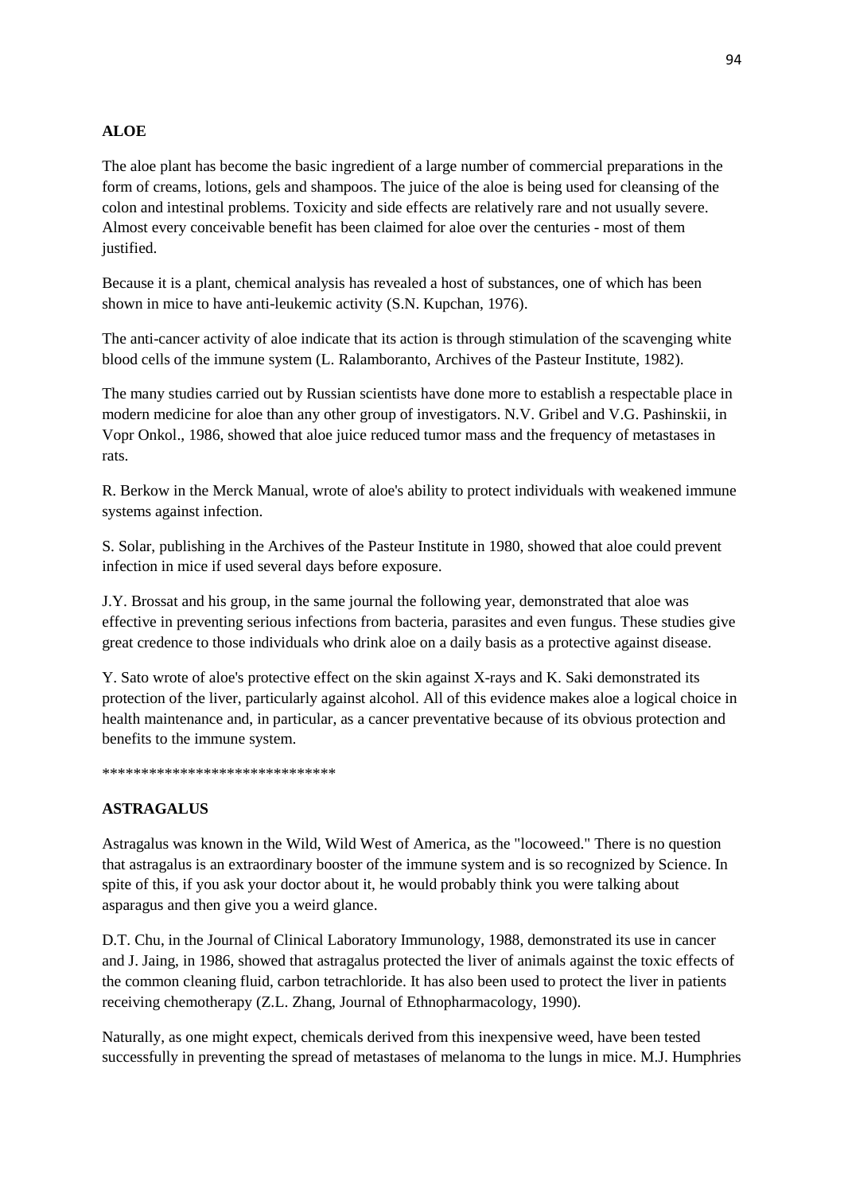**ALOE**

The aloe plant has become the basic ingredient of a large number of commercial preparations in the form of creams, lotions, gels and shampoos. The juice of the aloe is being used for cleansing of the colon and intestinal problems. Toxicity and side effects are relatively rare and not usually severe. Almost every conceivable benefit has been claimed for aloe over the centuries - most of them justified.

Because it is a plant, chemical analysis has revealed a host of substances, one of which has been shown in mice to have anti-leukemic activity (S.N. Kupchan, 1976).

The anti-cancer activity of aloe indicate that its action is through stimulation of the scavenging white blood cells of the immune system (L. Ralamboranto, Archives of the Pasteur Institute, 1982).

The many studies carried out by Russian scientists have done more to establish a respectable place in modern medicine for aloe than any other group of investigators. N.V. Gribel and V.G. Pashinskii, in Vopr Onkol., 1986, showed that aloe juice reduced tumor mass and the frequency of metastases in rats.

R. Berkow in the Merck Manual, wrote of aloe's ability to protect individuals with weakened immune systems against infection.

S. Solar, publishing in the Archives of the Pasteur Institute in 1980, showed that aloe could prevent infection in mice if used several days before exposure.

J.Y. Brossat and his group, in the same journal the following year, demonstrated that aloe was effective in preventing serious infections from bacteria, parasites and even fungus. These studies give great credence to those individuals who drink aloe on a daily basis as a protective against disease.

Y. Sato wrote of aloe's protective effect on the skin against X-rays and K. Saki demonstrated its protection of the liver, particularly against alcohol. All of this evidence makes aloe a logical choice in health maintenance and, in particular, as a cancer preventative because of its obvious protection and benefits to the immune system.

******************************

**ASTRAGALUS**

Astragalus was known in the Wild, Wild West of America, as the "locoweed." There is no question that astragalus is an extraordinary booster of the immune system and is so recognized by Science. In spite of this, if you ask your doctor about it, he would probably think you were talking about asparagus and then give you a weird glance.

D.T. Chu, in the Journal of Clinical Laboratory Immunology, 1988, demonstrated its use in cancer and J. Jaing, in 1986, showed that astragalus protected the liver of animals against the toxic effects of the common cleaning fluid, carbon tetrachloride. It has also been used to protect the liver in patients receiving chemotherapy (Z.L. Zhang, Journal of Ethnopharmacology, 1990).

Naturally, as one might expect, chemicals derived from this inexpensive weed, have been tested successfully in preventing the spread of metastases of melanoma to the lungs in mice. M.J. Humphries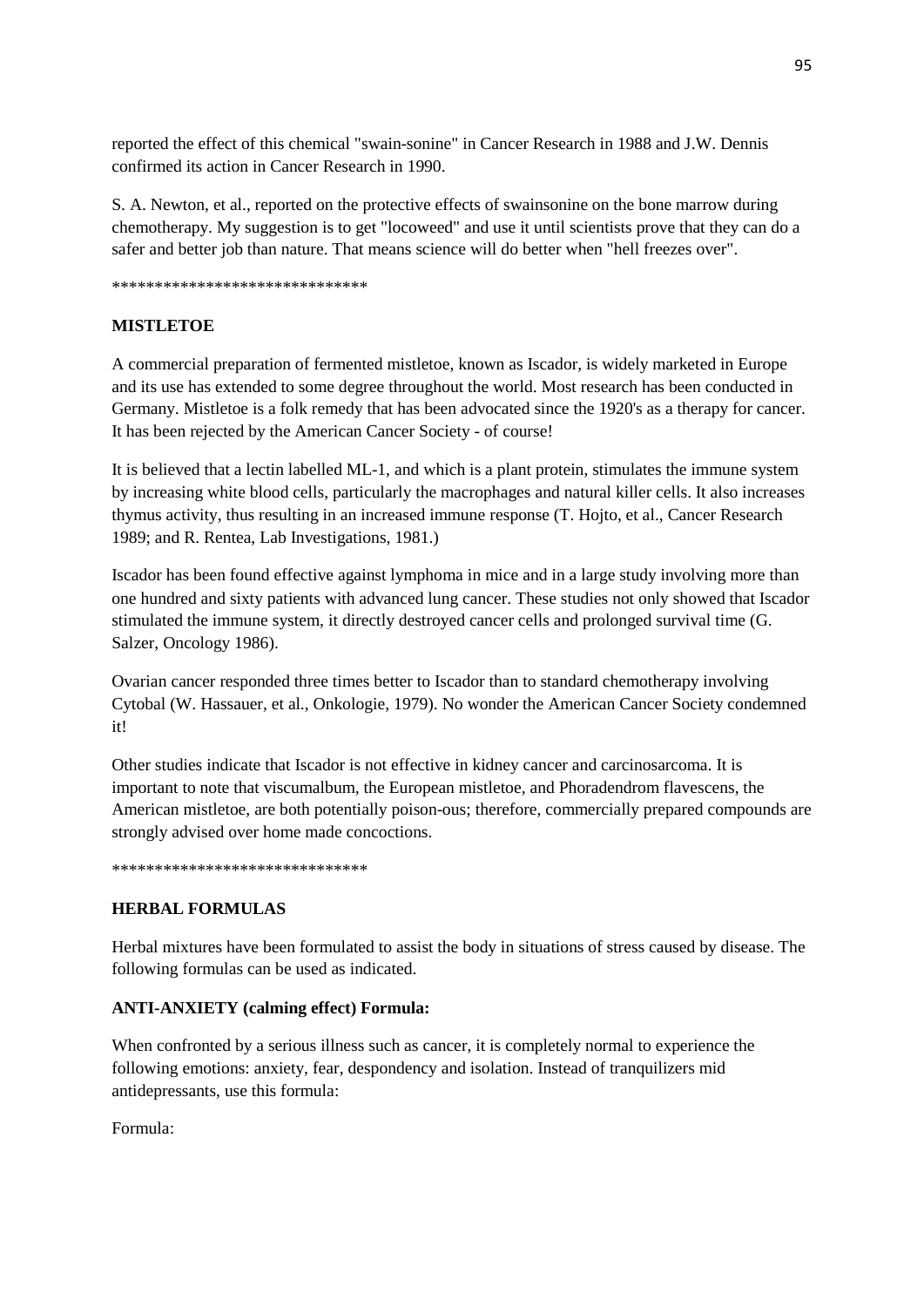reported the effect of this chemical "swain-sonine" in Cancer Research in 1988 and J.W. Dennis confirmed its action in Cancer Research in 1990.

S. A. Newton, et al., reported on the protective effects of swainsonine on the bone marrow during chemotherapy. My suggestion is to get "locoweed" and use it until scientists prove that they can do a safer and better job than nature. That means science will do better when "hell freezes over".

******************************

## MISTLETOE

A commercial preparation of fermented mistletoe, known as Iscador, is widely marketed in Europe and its use has extended to some degree throughout the world. Most research has been conducted in Germany. Mistletoe is a folk remedy that has been advocated since the 1920's as a therapy for cancer. It has been rejected by the American Cancer Society - of course!

It is believed that a lectin labelled ML-1, and which is a plant protein, stimulates the immune system by increasing white blood cells, particularly the macrophages and natural killer cells. It also increases thymus activity, thus resulting in an increased immune response (T. Hojto, et al., Cancer Research 1989; and R. Rentea, Lab Investigations, 1981.)

Iscador has been found effective against lymphoma in mice and in a large study involving more than one hundred and sixty patients with advanced lung cancer. These studies not only showed that Iscador stimulated the immune system, it directly destroyed cancer cells and prolonged survival time (G. Salzer, Oncology 1986).

Ovarian cancer responded three times better to Iscador than to standard chemotherapy involving Cytobal (W. Hassauer, et al., Onkologie, 1979). No wonder the American Cancer Society condemned it!

Other studies indicate that Iscador is not effective in kidney cancer and carcinosarcoma. It is important to note that viscumalbum, the European mistletoe, and Phoradendrom flavescens, the American mistletoe, are both potentially poison-ous; therefore, commercially prepared compounds are strongly advised over home made concoctions.

******************************

## HERBAL FORMULAS

Herbal mixtures have been formulated to assist the body in situations of stress caused by disease. The following formulas can be used as indicated.

### ANTI-ANXIETY (calming effect) Formula:

When confronted by a serious illness such as cancer, it is completely normal to experience the following emotions: anxiety, fear, despondency and isolation. Instead of tranquilizers mid antidepressants, use this formula:

Formula: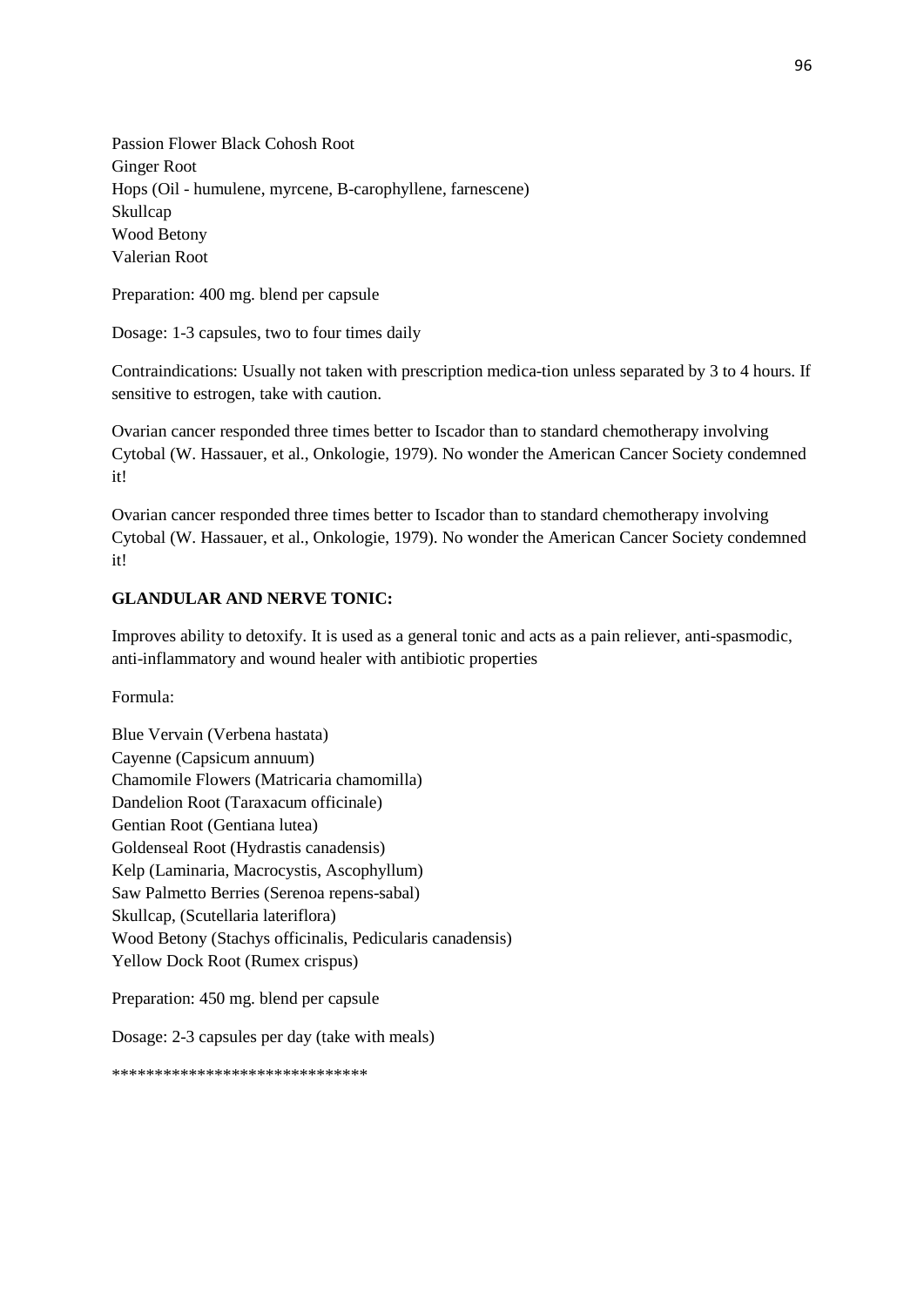Passion Flower Black Cohosh Root
Ginger Root
Hops (Oil - humulene, myrcene, B-carophyllene, farnescene)
Skullcap
Wood Betony
Valerian Root

Preparation: 400 mg. blend per capsule

Dosage: 1-3 capsules, two to four times daily

Contraindications: Usually not taken with prescription medica-tion unless separated by 3 to 4 hours. If sensitive to estrogen, take with caution.

Ovarian cancer responded three times better to Iscador than to standard chemotherapy involving Cytobal (W. Hassauer, et al., Onkologie, 1979). No wonder the American Cancer Society condemned it!

Ovarian cancer responded three times better to Iscador than to standard chemotherapy involving Cytobal (W. Hassauer, et al., Onkologie, 1979). No wonder the American Cancer Society condemned it!

**GLANDULAR AND NERVE TONIC:**

Improves ability to detoxify. It is used as a general tonic and acts as a pain reliever, anti-spasmodic, anti-inflammatory and wound healer with antibiotic properties

Formula:

Blue Vervain (Verbena hastata)
Cayenne (Capsicum annuum)
Chamomile Flowers (Matricaria chamomilla)
Dandelion Root (Taraxacum officinale)
Gentian Root (Gentiana lutea)
Goldenseal Root (Hydrastis canadensis)
Kelp (Laminaria, Macrocystis, Ascophyllum)
Saw Palmetto Berries (Serenoa repens-sabal)
Skullcap, (Scutellaria lateriflora)
Wood Betony (Stachys officinalis, Pedicularis canadensis)
Yellow Dock Root (Rumex crispus)

Preparation: 450 mg. blend per capsule

Dosage: 2-3 capsules per day (take with meals)

******************************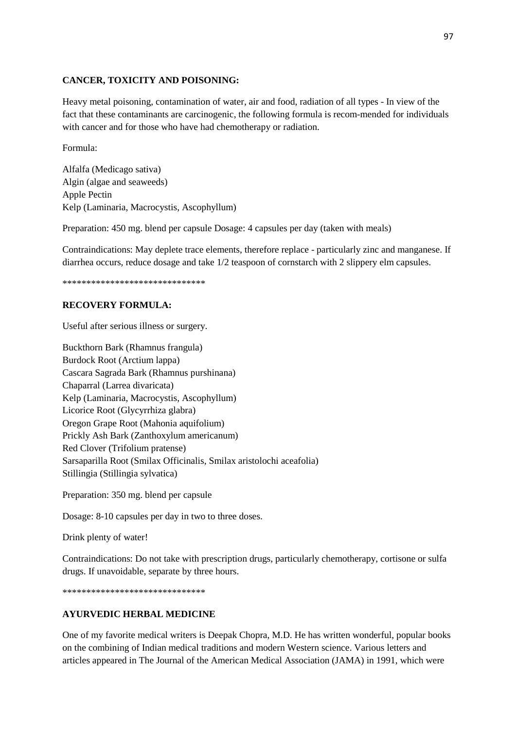**CANCER, TOXICITY AND POISONING:**

Heavy metal poisoning, contamination of water, air and food, radiation of all types - In view of the fact that these contaminants are carcinogenic, the following formula is recom-mended for individuals with cancer and for those who have had chemotherapy or radiation.

Formula:

Alfalfa (Medicago sativa)
Algin (algae and seaweeds)
Apple Pectin
Kelp (Laminaria, Macrocystis, Ascophyllum)

Preparation: 450 mg. blend per capsule Dosage: 4 capsules per day (taken with meals)

Contraindications: May deplete trace elements, therefore replace - particularly zinc and manganese. If diarrhea occurs, reduce dosage and take 1/2 teaspoon of cornstarch with 2 slippery elm capsules.

******************************

**RECOVERY FORMULA:**

Useful after serious illness or surgery.

Buckthorn Bark (Rhamnus frangula)
Burdock Root (Arctium lappa)
Cascara Sagrada Bark (Rhamnus purshinana)
Chaparral (Larrea divaricata)
Kelp (Laminaria, Macrocystis, Ascophyllum)
Licorice Root (Glycyrrhiza glabra)
Oregon Grape Root (Mahonia aquifolium)
Prickly Ash Bark (Zanthoxylum americanum)
Red Clover (Trifolium pratense)
Sarsaparilla Root (Smilax Officinalis, Smilax aristolochi aceafolia)
Stillingia (Stillingia sylvatica)

Preparation: 350 mg. blend per capsule

Dosage: 8-10 capsules per day in two to three doses.

Drink plenty of water!

Contraindications: Do not take with prescription drugs, particularly chemotherapy, cortisone or sulfa drugs. If unavoidable, separate by three hours.

******************************

**AYURVEDIC HERBAL MEDICINE**

One of my favorite medical writers is Deepak Chopra, M.D. He has written wonderful, popular books on the combining of Indian medical traditions and modern Western science. Various letters and articles appeared in The Journal of the American Medical Association (JAMA) in 1991, which were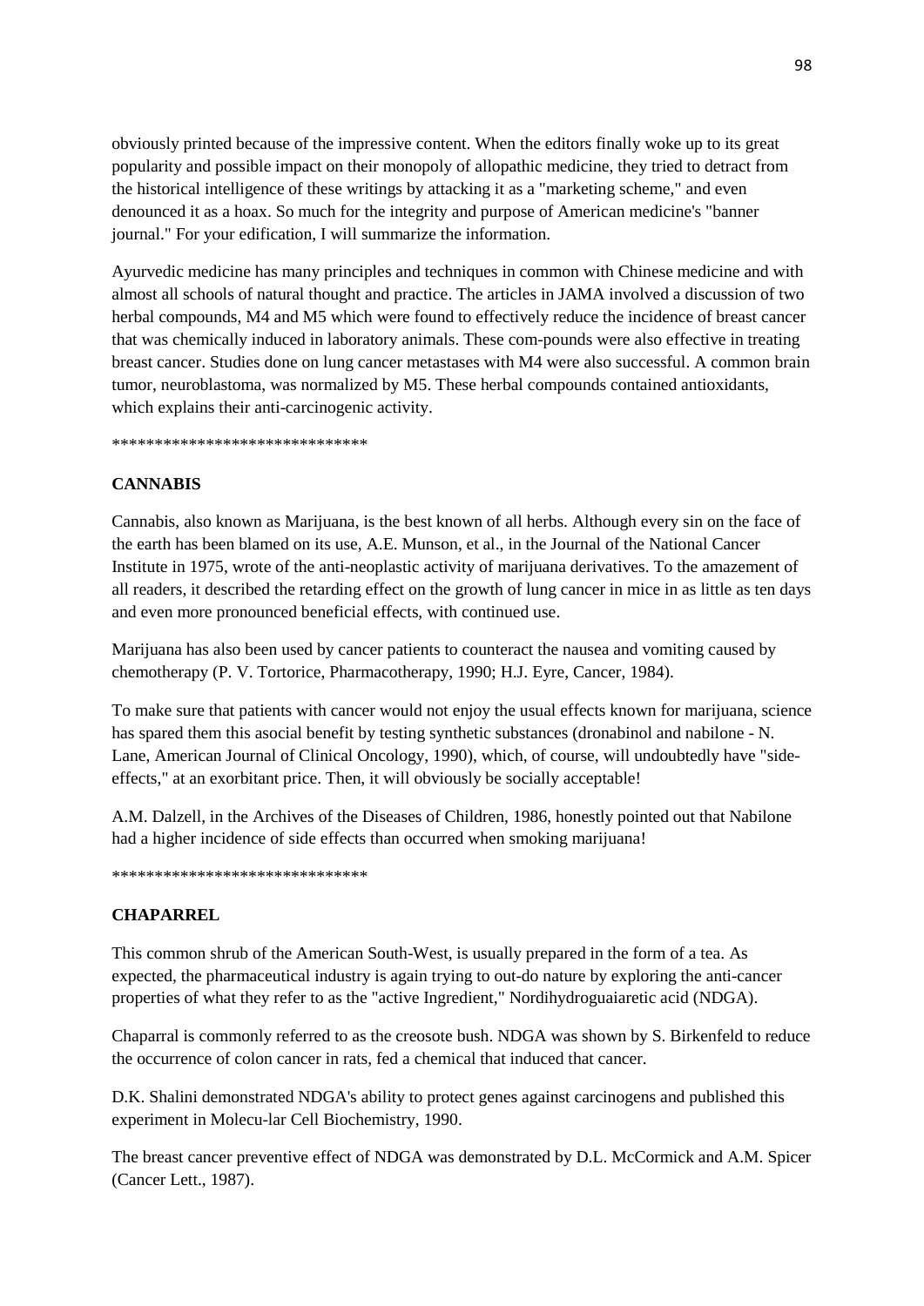obviously printed because of the impressive content. When the editors finally woke up to its great popularity and possible impact on their monopoly of allopathic medicine, they tried to detract from the historical intelligence of these writings by attacking it as a "marketing scheme," and even denounced it as a hoax. So much for the integrity and purpose of American medicine's "banner journal." For your edification, I will summarize the information.

Ayurvedic medicine has many principles and techniques in common with Chinese medicine and with almost all schools of natural thought and practice. The articles in JAMA involved a discussion of two herbal compounds, M4 and M5 which were found to effectively reduce the incidence of breast cancer that was chemically induced in laboratory animals. These com-pounds were also effective in treating breast cancer. Studies done on lung cancer metastases with M4 were also successful. A common brain tumor, neuroblastoma, was normalized by M5. These herbal compounds contained antioxidants, which explains their anti-carcinogenic activity.

******************************

**CANNABIS**

Cannabis, also known as Marijuana, is the best known of all herbs. Although every sin on the face of the earth has been blamed on its use, A.E. Munson, et al., in the Journal of the National Cancer Institute in 1975, wrote of the anti-neoplastic activity of marijuana derivatives. To the amazement of all readers, it described the retarding effect on the growth of lung cancer in mice in as little as ten days and even more pronounced beneficial effects, with continued use.

Marijuana has also been used by cancer patients to counteract the nausea and vomiting caused by chemotherapy (P. V. Tortorice, Pharmacotherapy, 1990; H.J. Eyre, Cancer, 1984).

To make sure that patients with cancer would not enjoy the usual effects known for marijuana, science has spared them this asocial benefit by testing synthetic substances (dronabinol and nabilone - N. Lane, American Journal of Clinical Oncology, 1990), which, of course, will undoubtedly have "side-effects," at an exorbitant price. Then, it will obviously be socially acceptable!

A.M. Dalzell, in the Archives of the Diseases of Children, 1986, honestly pointed out that Nabilone had a higher incidence of side effects than occurred when smoking marijuana!

******************************

**CHAPARREL**

This common shrub of the American South-West, is usually prepared in the form of a tea. As expected, the pharmaceutical industry is again trying to out-do nature by exploring the anti-cancer properties of what they refer to as the "active Ingredient," Nordihydroguaiaretic acid (NDGA).

Chaparral is commonly referred to as the creosote bush. NDGA was shown by S. Birkenfeld to reduce the occurrence of colon cancer in rats, fed a chemical that induced that cancer.

D.K. Shalini demonstrated NDGA's ability to protect genes against carcinogens and published this experiment in Molecu-lar Cell Biochemistry, 1990.

The breast cancer preventive effect of NDGA was demonstrated by D.L. McCormick and A.M. Spicer (Cancer Lett., 1987).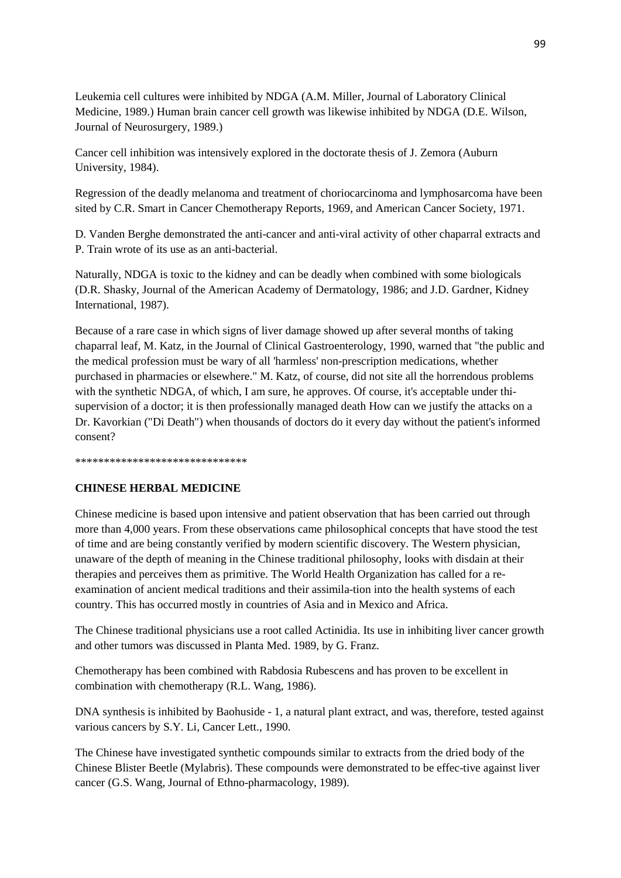Leukemia cell cultures were inhibited by NDGA (A.M. Miller, Journal of Laboratory Clinical Medicine, 1989.) Human brain cancer cell growth was likewise inhibited by NDGA (D.E. Wilson, Journal of Neurosurgery, 1989.)

Cancer cell inhibition was intensively explored in the doctorate thesis of J. Zemora (Auburn University, 1984).

Regression of the deadly melanoma and treatment of choriocarcinoma and lymphosarcoma have been sited by C.R. Smart in Cancer Chemotherapy Reports, 1969, and American Cancer Society, 1971.

D. Vanden Berghe demonstrated the anti-cancer and anti-viral activity of other chaparral extracts and P. Train wrote of its use as an anti-bacterial.

Naturally, NDGA is toxic to the kidney and can be deadly when combined with some biologicals (D.R. Shasky, Journal of the American Academy of Dermatology, 1986; and J.D. Gardner, Kidney International, 1987).

Because of a rare case in which signs of liver damage showed up after several months of taking chaparral leaf, M. Katz, in the Journal of Clinical Gastroenterology, 1990, warned that "the public and the medical profession must be wary of all 'harmless' non-prescription medications, whether purchased in pharmacies or elsewhere." M. Katz, of course, did not site all the horrendous problems with the synthetic NDGA, of which, I am sure, he approves. Of course, it's acceptable under thi-supervision of a doctor; it is then professionally managed death How can we justify the attacks on a Dr. Kavorkian ("Di Death") when thousands of doctors do it every day without the patient's informed consent?

******************************

**CHINESE HERBAL MEDICINE**

Chinese medicine is based upon intensive and patient observation that has been carried out through more than 4,000 years. From these observations came philosophical concepts that have stood the test of time and are being constantly verified by modern scientific discovery. The Western physician, unaware of the depth of meaning in the Chinese traditional philosophy, looks with disdain at their therapies and perceives them as primitive. The World Health Organization has called for a re-examination of ancient medical traditions and their assimila-tion into the health systems of each country. This has occurred mostly in countries of Asia and in Mexico and Africa.

The Chinese traditional physicians use a root called Actinidia. Its use in inhibiting liver cancer growth and other tumors was discussed in Planta Med. 1989, by G. Franz.

Chemotherapy has been combined with Rabdosia Rubescens and has proven to be excellent in combination with chemotherapy (R.L. Wang, 1986).

DNA synthesis is inhibited by Baohuside - 1, a natural plant extract, and was, therefore, tested against various cancers by S.Y. Li, Cancer Lett., 1990.

The Chinese have investigated synthetic compounds similar to extracts from the dried body of the Chinese Blister Beetle (Mylabris). These compounds were demonstrated to be effec-tive against liver cancer (G.S. Wang, Journal of Ethno-pharmacology, 1989).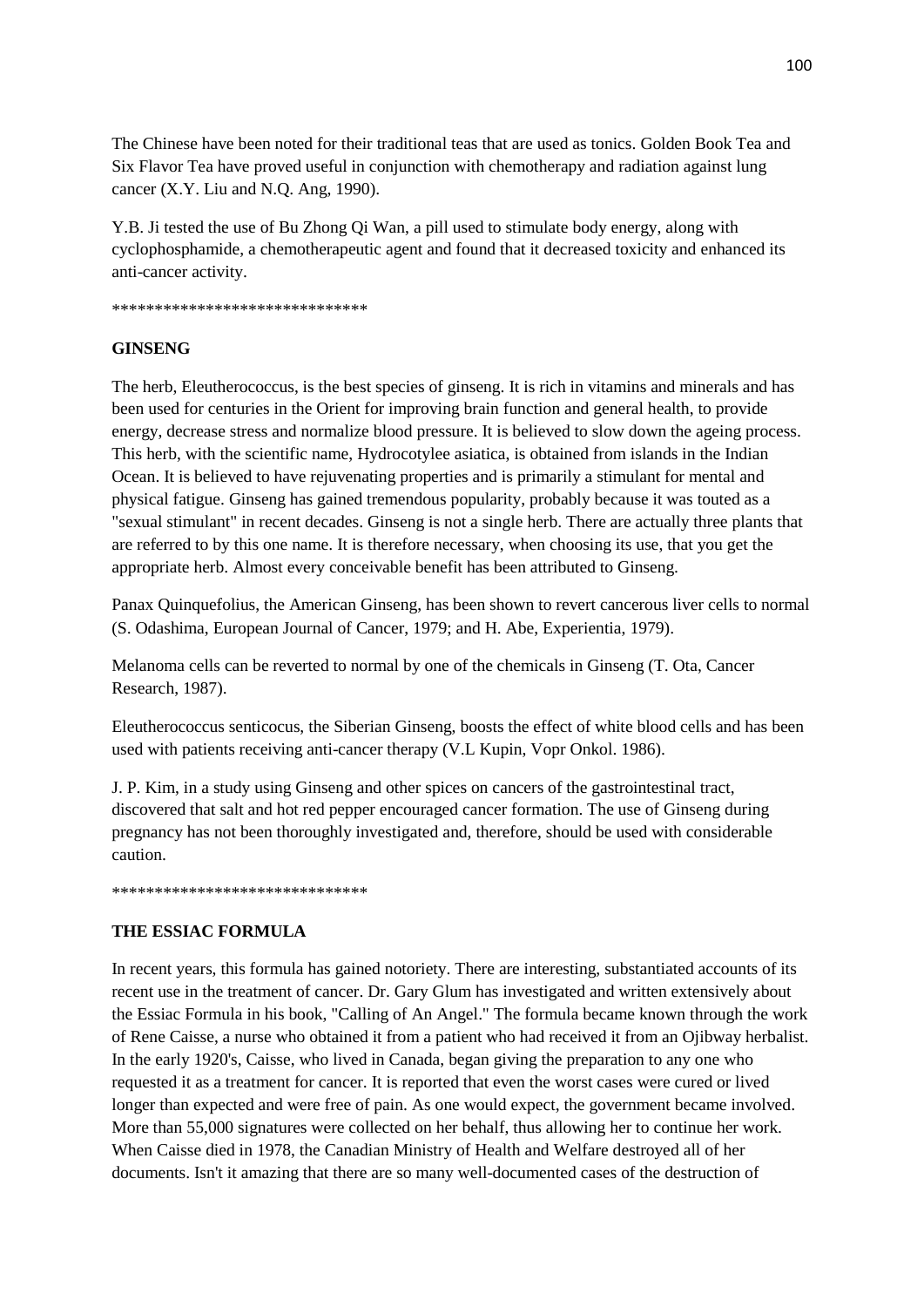The Chinese have been noted for their traditional teas that are used as tonics. Golden Book Tea and Six Flavor Tea have proved useful in conjunction with chemotherapy and radiation against lung cancer (X.Y. Liu and N.Q. Ang, 1990).

Y.B. Ji tested the use of Bu Zhong Qi Wan, a pill used to stimulate body energy, along with cyclophosphamide, a chemotherapeutic agent and found that it decreased toxicity and enhanced its anti-cancer activity.

******************************

**GINSENG**

The herb, Eleutherococcus, is the best species of ginseng. It is rich in vitamins and minerals and has been used for centuries in the Orient for improving brain function and general health, to provide energy, decrease stress and normalize blood pressure. It is believed to slow down the ageing process. This herb, with the scientific name, Hydrocotylee asiatica, is obtained from islands in the Indian Ocean. It is believed to have rejuvenating properties and is primarily a stimulant for mental and physical fatigue. Ginseng has gained tremendous popularity, probably because it was touted as a "sexual stimulant" in recent decades. Ginseng is not a single herb. There are actually three plants that are referred to by this one name. It is therefore necessary, when choosing its use, that you get the appropriate herb. Almost every conceivable benefit has been attributed to Ginseng.

Panax Quinquefolius, the American Ginseng, has been shown to revert cancerous liver cells to normal (S. Odashima, European Journal of Cancer, 1979; and H. Abe, Experientia, 1979).

Melanoma cells can be reverted to normal by one of the chemicals in Ginseng (T. Ota, Cancer Research, 1987).

Eleutherococcus senticocus, the Siberian Ginseng, boosts the effect of white blood cells and has been used with patients receiving anti-cancer therapy (V.L Kupin, Vopr Onkol. 1986).

J. P. Kim, in a study using Ginseng and other spices on cancers of the gastrointestinal tract, discovered that salt and hot red pepper encouraged cancer formation. The use of Ginseng during pregnancy has not been thoroughly investigated and, therefore, should be used with considerable caution.

******************************

**THE ESSIAC FORMULA**

In recent years, this formula has gained notoriety. There are interesting, substantiated accounts of its recent use in the treatment of cancer. Dr. Gary Glum has investigated and written extensively about the Essiac Formula in his book, "Calling of An Angel." The formula became known through the work of Rene Caisse, a nurse who obtained it from a patient who had received it from an Ojibway herbalist. In the early 1920's, Caisse, who lived in Canada, began giving the preparation to any one who requested it as a treatment for cancer. It is reported that even the worst cases were cured or lived longer than expected and were free of pain. As one would expect, the government became involved. More than 55,000 signatures were collected on her behalf, thus allowing her to continue her work. When Caisse died in 1978, the Canadian Ministry of Health and Welfare destroyed all of her documents. Isn't it amazing that there are so many well-documented cases of the destruction of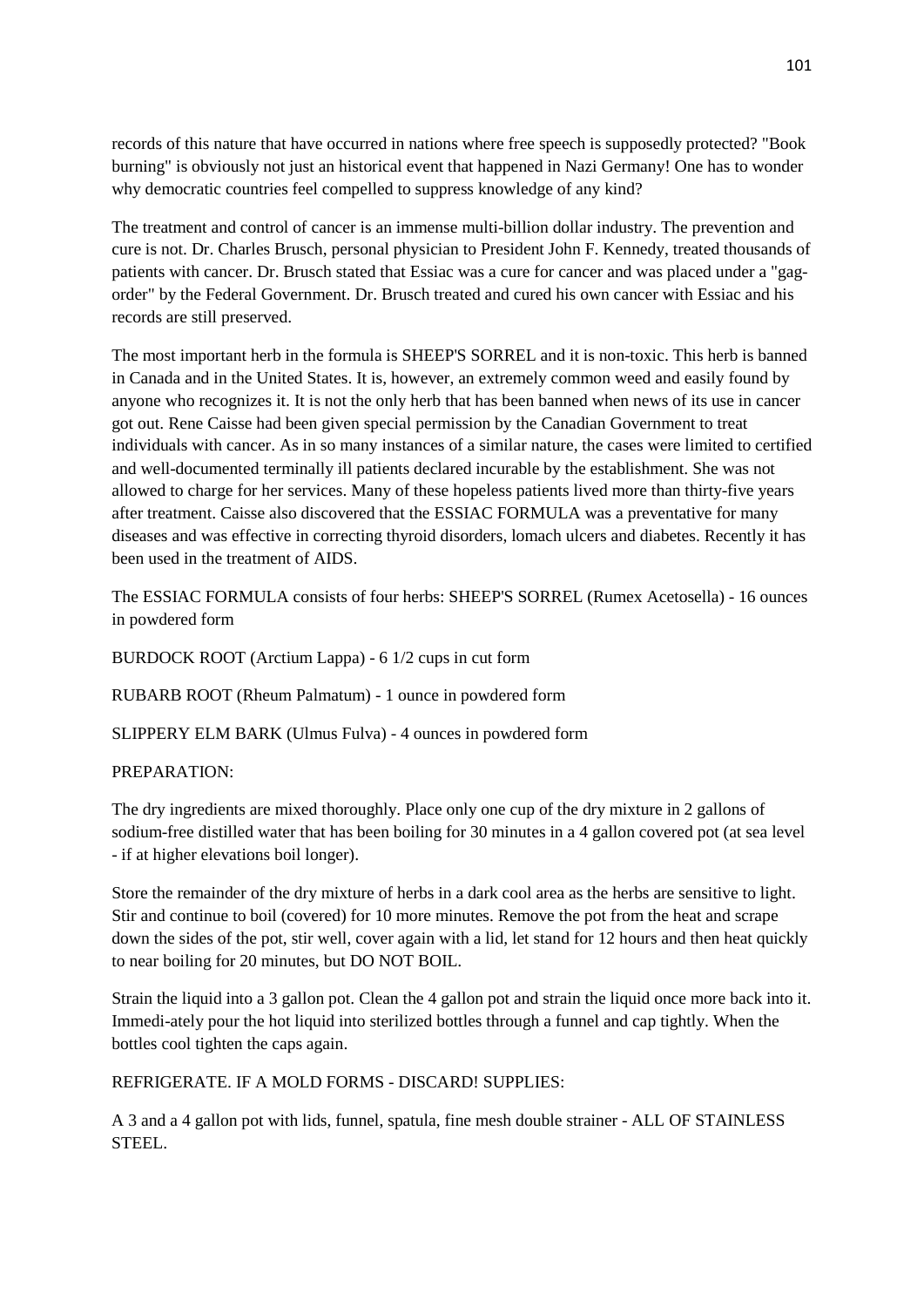records of this nature that have occurred in nations where free speech is supposedly protected? "Book burning" is obviously not just an historical event that happened in Nazi Germany! One has to wonder why democratic countries feel compelled to suppress knowledge of any kind?

The treatment and control of cancer is an immense multi-billion dollar industry. The prevention and cure is not. Dr. Charles Brusch, personal physician to President John F. Kennedy, treated thousands of patients with cancer. Dr. Brusch stated that Essiac was a cure for cancer and was placed under a "gag-order" by the Federal Government. Dr. Brusch treated and cured his own cancer with Essiac and his records are still preserved.

The most important herb in the formula is SHEEP'S SORREL and it is non-toxic. This herb is banned in Canada and in the United States. It is, however, an extremely common weed and easily found by anyone who recognizes it. It is not the only herb that has been banned when news of its use in cancer got out. Rene Caisse had been given special permission by the Canadian Government to treat individuals with cancer. As in so many instances of a similar nature, the cases were limited to certified and well-documented terminally ill patients declared incurable by the establishment. She was not allowed to charge for her services. Many of these hopeless patients lived more than thirty-five years after treatment. Caisse also discovered that the ESSIAC FORMULA was a preventative for many diseases and was effective in correcting thyroid disorders, lomach ulcers and diabetes. Recently it has been used in the treatment of AIDS.

The ESSIAC FORMULA consists of four herbs: SHEEP'S SORREL (Rumex Acetosella) - 16 ounces in powdered form

BURDOCK ROOT (Arctium Lappa) - 6 1/2 cups in cut form

RUBARB ROOT (Rheum Palmatum) - 1 ounce in powdered form

SLIPPERY ELM BARK (Ulmus Fulva) - 4 ounces in powdered form

PREPARATION:

The dry ingredients are mixed thoroughly. Place only one cup of the dry mixture in 2 gallons of sodium-free distilled water that has been boiling for 30 minutes in a 4 gallon covered pot (at sea level - if at higher elevations boil longer).

Store the remainder of the dry mixture of herbs in a dark cool area as the herbs are sensitive to light. Stir and continue to boil (covered) for 10 more minutes. Remove the pot from the heat and scrape down the sides of the pot, stir well, cover again with a lid, let stand for 12 hours and then heat quickly to near boiling for 20 minutes, but DO NOT BOIL.

Strain the liquid into a 3 gallon pot. Clean the 4 gallon pot and strain the liquid once more back into it. Immedi-ately pour the hot liquid into sterilized bottles through a funnel and cap tightly. When the bottles cool tighten the caps again.

REFRIGERATE. IF A MOLD FORMS - DISCARD! SUPPLIES:

A 3 and a 4 gallon pot with lids, funnel, spatula, fine mesh double strainer - ALL OF STAINLESS STEEL.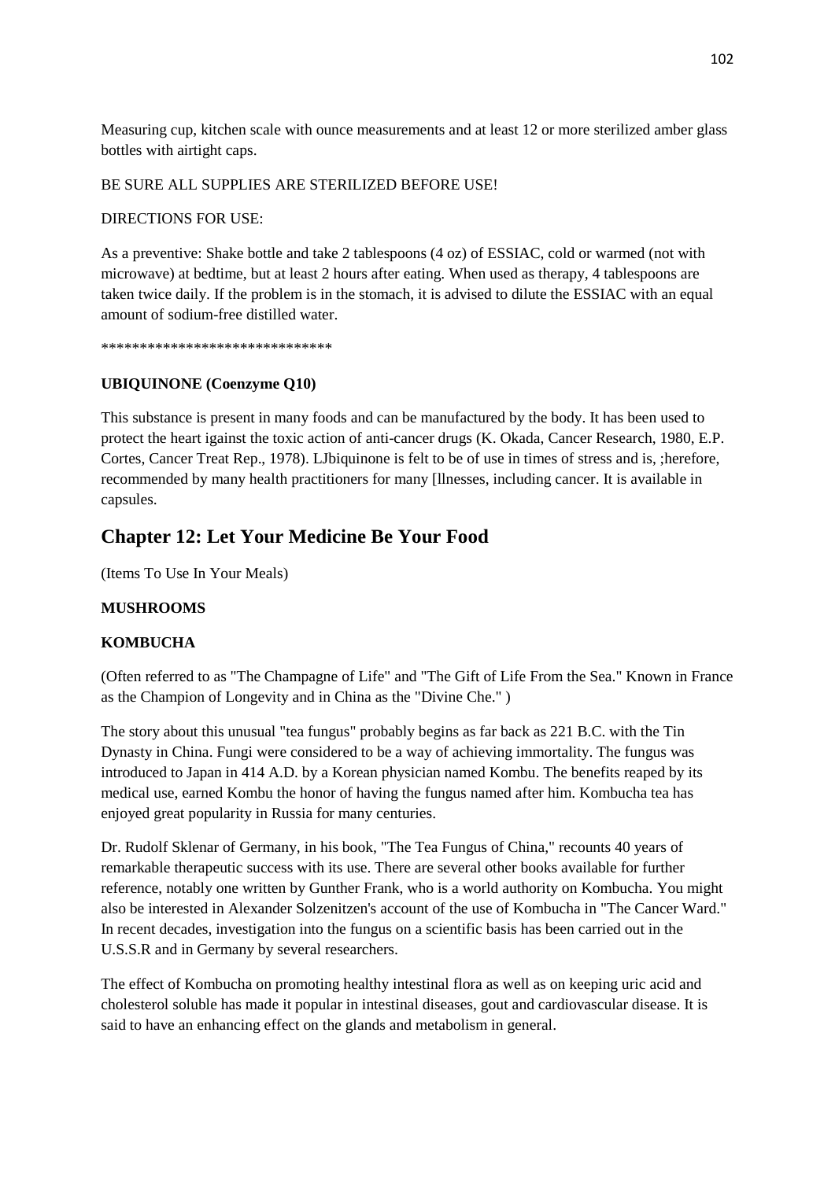Measuring cup, kitchen scale with ounce measurements and at least 12 or more sterilized amber glass bottles with airtight caps.

BE SURE ALL SUPPLIES ARE STERILIZED BEFORE USE!

DIRECTIONS FOR USE:

As a preventive: Shake bottle and take 2 tablespoons (4 oz) of ESSIAC, cold or warmed (not with microwave) at bedtime, but at least 2 hours after eating. When used as therapy, 4 tablespoons are taken twice daily. If the problem is in the stomach, it is advised to dilute the ESSIAC with an equal amount of sodium-free distilled water.

******************************

**UBIQUINONE (Coenzyme Q10)**

This substance is present in many foods and can be manufactured by the body. It has been used to protect the heart against the toxic action of anti-cancer drugs (K. Okada, Cancer Research, 1980, E.P. Cortes, Cancer Treat Rep., 1978). LJbiquinone is felt to be of use in times of stress and is, ;herefore, recommended by many health practitioners for many [llnesses, including cancer. It is available in capsules.

## Chapter 12: Let Your Medicine Be Your Food

(Items To Use In Your Meals)

**MUSHROOMS**

**KOMBUCHA**

(Often referred to as "The Champagne of Life" and "The Gift of Life From the Sea." Known in France as the Champion of Longevity and in China as the "Divine Che." )

The story about this unusual "tea fungus" probably begins as far back as 221 B.C. with the Tin Dynasty in China. Fungi were considered to be a way of achieving immortality. The fungus was introduced to Japan in 414 A.D. by a Korean physician named Kombu. The benefits reaped by its medical use, earned Kombu the honor of having the fungus named after him. Kombucha tea has enjoyed great popularity in Russia for many centuries.

Dr. Rudolf Sklenar of Germany, in his book, "The Tea Fungus of China," recounts 40 years of remarkable therapeutic success with its use. There are several other books available for further reference, notably one written by Gunther Frank, who is a world authority on Kombucha. You might also be interested in Alexander Solzenitzen's account of the use of Kombucha in "The Cancer Ward." In recent decades, investigation into the fungus on a scientific basis has been carried out in the U.S.S.R and in Germany by several researchers.

The effect of Kombucha on promoting healthy intestinal flora as well as on keeping uric acid and cholesterol soluble has made it popular in intestinal diseases, gout and cardiovascular disease. It is said to have an enhancing effect on the glands and metabolism in general.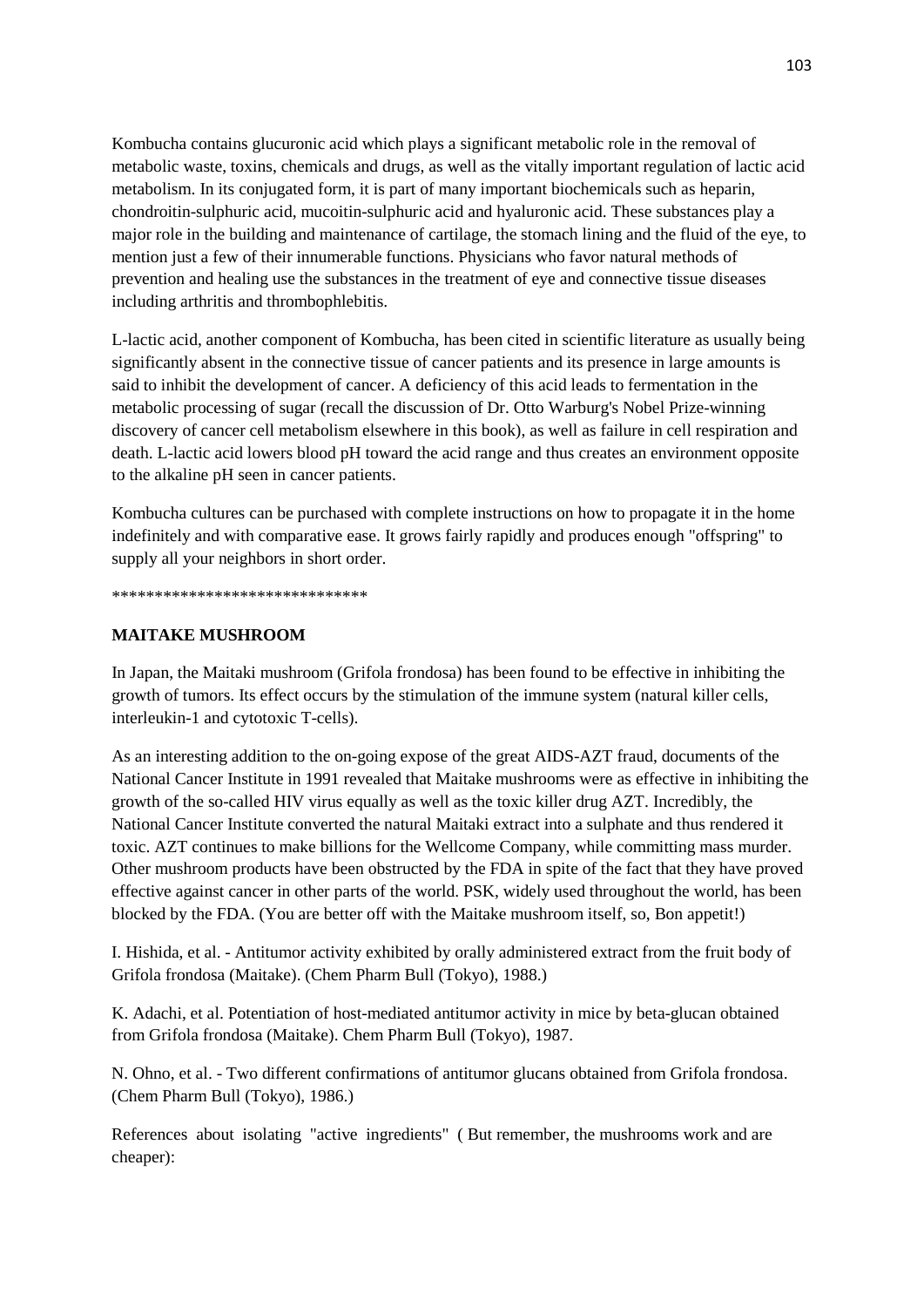Kombucha contains glucuronic acid which plays a significant metabolic role in the removal of metabolic waste, toxins, chemicals and drugs, as well as the vitally important regulation of lactic acid metabolism. In its conjugated form, it is part of many important biochemicals such as heparin, chondroitin-sulphuric acid, mucoitin-sulphuric acid and hyaluronic acid. These substances play a major role in the building and maintenance of cartilage, the stomach lining and the fluid of the eye, to mention just a few of their innumerable functions. Physicians who favor natural methods of prevention and healing use the substances in the treatment of eye and connective tissue diseases including arthritis and thrombophlebitis.

L-lactic acid, another component of Kombucha, has been cited in scientific literature as usually being significantly absent in the connective tissue of cancer patients and its presence in large amounts is said to inhibit the development of cancer. A deficiency of this acid leads to fermentation in the metabolic processing of sugar (recall the discussion of Dr. Otto Warburg's Nobel Prize-winning discovery of cancer cell metabolism elsewhere in this book), as well as failure in cell respiration and death. L-lactic acid lowers blood pH toward the acid range and thus creates an environment opposite to the alkaline pH seen in cancer patients.

Kombucha cultures can be purchased with complete instructions on how to propagate it in the home indefinitely and with comparative ease. It grows fairly rapidly and produces enough "offspring" to supply all your neighbors in short order.

******************************

**MAITAKE MUSHROOM**

In Japan, the Maitaki mushroom (Grifola frondosa) has been found to be effective in inhibiting the growth of tumors. Its effect occurs by the stimulation of the immune system (natural killer cells, interleukin-1 and cytotoxic T-cells).

As an interesting addition to the on-going expose of the great AIDS-AZT fraud, documents of the National Cancer Institute in 1991 revealed that Maitake mushrooms were as effective in inhibiting the growth of the so-called HIV virus equally as well as the toxic killer drug AZT. Incredibly, the National Cancer Institute converted the natural Maitaki extract into a sulphate and thus rendered it toxic. AZT continues to make billions for the Wellcome Company, while committing mass murder. Other mushroom products have been obstructed by the FDA in spite of the fact that they have proved effective against cancer in other parts of the world. PSK, widely used throughout the world, has been blocked by the FDA. (You are better off with the Maitake mushroom itself, so, Bon appetit!)

I. Hishida, et al. - Antitumor activity exhibited by orally administered extract from the fruit body of Grifola frondosa (Maitake). (Chem Pharm Bull (Tokyo), 1988.)

K. Adachi, et al. Potentiation of host-mediated antitumor activity in mice by beta-glucan obtained from Grifola frondosa (Maitake). Chem Pharm Bull (Tokyo), 1987.

N. Ohno, et al. - Two different confirmations of antitumor glucans obtained from Grifola frondosa. (Chem Pharm Bull (Tokyo), 1986.)

References about isolating "active ingredients" ( But remember, the mushrooms work and are cheaper):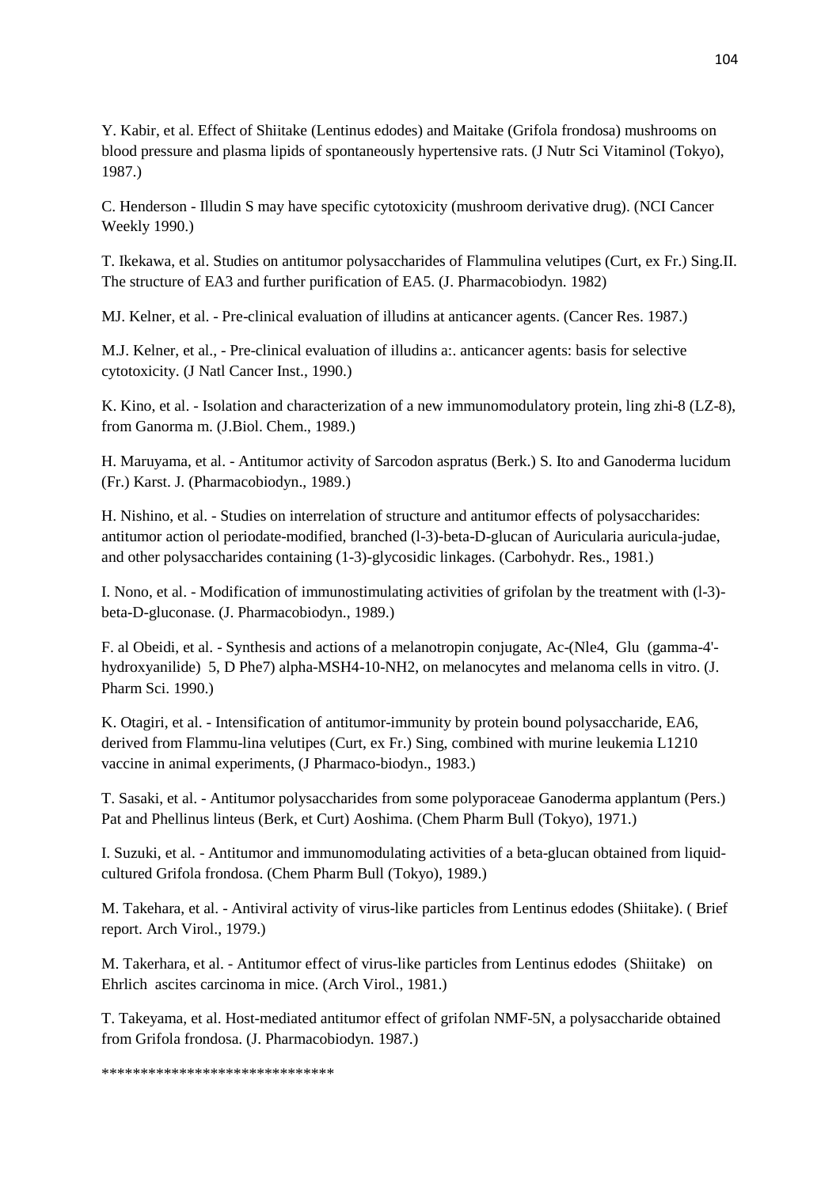Y. Kabir, et al. Effect of Shiitake (Lentinus edodes) and Maitake (Grifola frondosa) mushrooms on blood pressure and plasma lipids of spontaneously hypertensive rats. (J Nutr Sci Vitaminol (Tokyo), 1987.)

C. Henderson - Illudin S may have specific cytotoxicity (mushroom derivative drug). (NCI Cancer Weekly 1990.)

T. Ikekawa, et al. Studies on antitumor polysaccharides of Flammulina velutipes (Curt, ex Fr.) Sing.II. The structure of EA3 and further purification of EA5. (J. Pharmacobiodyn. 1982)

MJ. Kelner, et al. - Pre-clinical evaluation of illudins at anticancer agents. (Cancer Res. 1987.)

M.J. Kelner, et al., - Pre-clinical evaluation of illudins a:. anticancer agents: basis for selective cytotoxicity. (J Natl Cancer Inst., 1990.)

K. Kino, et al. - Isolation and characterization of a new immunomodulatory protein, ling zhi-8 (LZ-8), from Ganorma m. (J.Biol. Chem., 1989.)

H. Maruyama, et al. - Antitumor activity of Sarcodon aspratus (Berk.) S. Ito and Ganoderma lucidum (Fr.) Karst. J. (Pharmacobiodyn., 1989.)

H. Nishino, et al. - Studies on interrelation of structure and antitumor effects of polysaccharides: antitumor action ol periodate-modified, branched (l-3)-beta-D-glucan of Auricularia auricula-judae, and other polysaccharides containing (1-3)-glycosidic linkages. (Carbohydr. Res., 1981.)

I. Nono, et al. - Modification of immunostimulating activities of grifolan by the treatment with (l-3)-beta-D-gluconase. (J. Pharmacobiodyn., 1989.)

F. al Obeidi, et al. - Synthesis and actions of a melanotropin conjugate, Ac-(Nle4, Glu (gamma-4'-hydroxyanilide) 5, D Phe7) alpha-MSH4-10-NH2, on melanocytes and melanoma cells in vitro. (J. Pharm Sci. 1990.)

K. Otagiri, et al. - Intensification of antitumor-immunity by protein bound polysaccharide, EA6, derived from Flammu-lina velutipes (Curt, ex Fr.) Sing, combined with murine leukemia L1210 vaccine in animal experiments, (J Pharmaco-biodyn., 1983.)

T. Sasaki, et al. - Antitumor polysaccharides from some polyporaceae Ganoderma applantum (Pers.) Pat and Phellinus linteus (Berk, et Curt) Aoshima. (Chem Pharm Bull (Tokyo), 1971.)

I. Suzuki, et al. - Antitumor and immunomodulating activities of a beta-glucan obtained from liquid-cultured Grifola frondosa. (Chem Pharm Bull (Tokyo), 1989.)

M. Takehara, et al. - Antiviral activity of virus-like particles from Lentinus edodes (Shiitake). ( Brief report. Arch Virol., 1979.)

M. Takerhara, et al. - Antitumor effect of virus-like particles from Lentinus edodes (Shiitake) on Ehrlich ascites carcinoma in mice. (Arch Virol., 1981.)

T. Takeyama, et al. Host-mediated antitumor effect of grifolan NMF-5N, a polysaccharide obtained from Grifola frondosa. (J. Pharmacobiodyn. 1987.)

******************************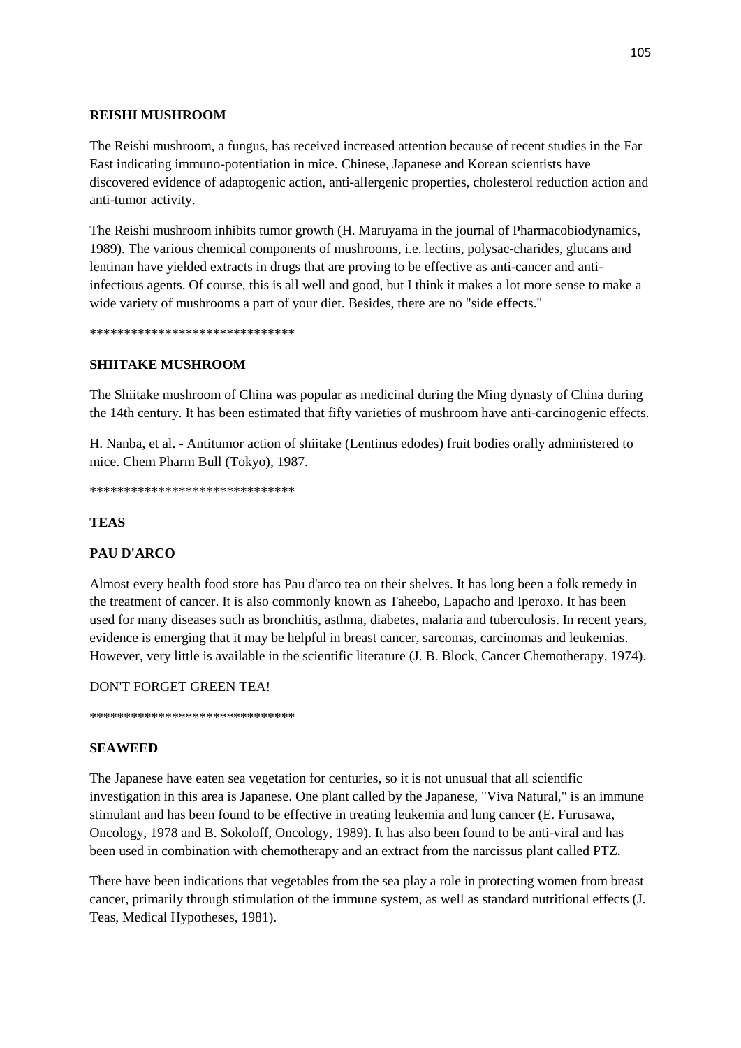**REISHI MUSHROOM**

The Reishi mushroom, a fungus, has received increased attention because of recent studies in the Far East indicating immuno-potentiation in mice. Chinese, Japanese and Korean scientists have discovered evidence of adaptogenic action, anti-allergenic properties, cholesterol reduction action and anti-tumor activity.

The Reishi mushroom inhibits tumor growth (H. Maruyama in the journal of Pharmacobiodynamics, 1989). The various chemical components of mushrooms, i.e. lectins, polysac-charides, glucans and lentinan have yielded extracts in drugs that are proving to be effective as anti-cancer and anti-infectious agents. Of course, this is all well and good, but I think it makes a lot more sense to make a wide variety of mushrooms a part of your diet. Besides, there are no "side effects."

******************************

**SHIITAKE MUSHROOM**

The Shiitake mushroom of China was popular as medicinal during the Ming dynasty of China during the 14th century. It has been estimated that fifty varieties of mushroom have anti-carcinogenic effects.

H. Nanba, et al. - Antitumor action of shiitake (Lentinus edodes) fruit bodies orally administered to mice. Chem Pharm Bull (Tokyo), 1987.

******************************

**TEAS**

**PAU D'ARCO**

Almost every health food store has Pau d'arco tea on their shelves. It has long been a folk remedy in the treatment of cancer. It is also commonly known as Taheebo, Lapacho and Iperoxo. It has been used for many diseases such as bronchitis, asthma, diabetes, malaria and tuberculosis. In recent years, evidence is emerging that it may be helpful in breast cancer, sarcomas, carcinomas and leukemias. However, very little is available in the scientific literature (J. B. Block, Cancer Chemotherapy, 1974).

DON'T FORGET GREEN TEA!

******************************

**SEAWEED**

The Japanese have eaten sea vegetation for centuries, so it is not unusual that all scientific investigation in this area is Japanese. One plant called by the Japanese, "Viva Natural," is an immune stimulant and has been found to be effective in treating leukemia and lung cancer (E. Furusawa, Oncology, 1978 and B. Sokoloff, Oncology, 1989). It has also been found to be anti-viral and has been used in combination with chemotherapy and an extract from the narcissus plant called PTZ.

There have been indications that vegetables from the sea play a role in protecting women from breast cancer, primarily through stimulation of the immune system, as well as standard nutritional effects (J. Teas, Medical Hypotheses, 1981).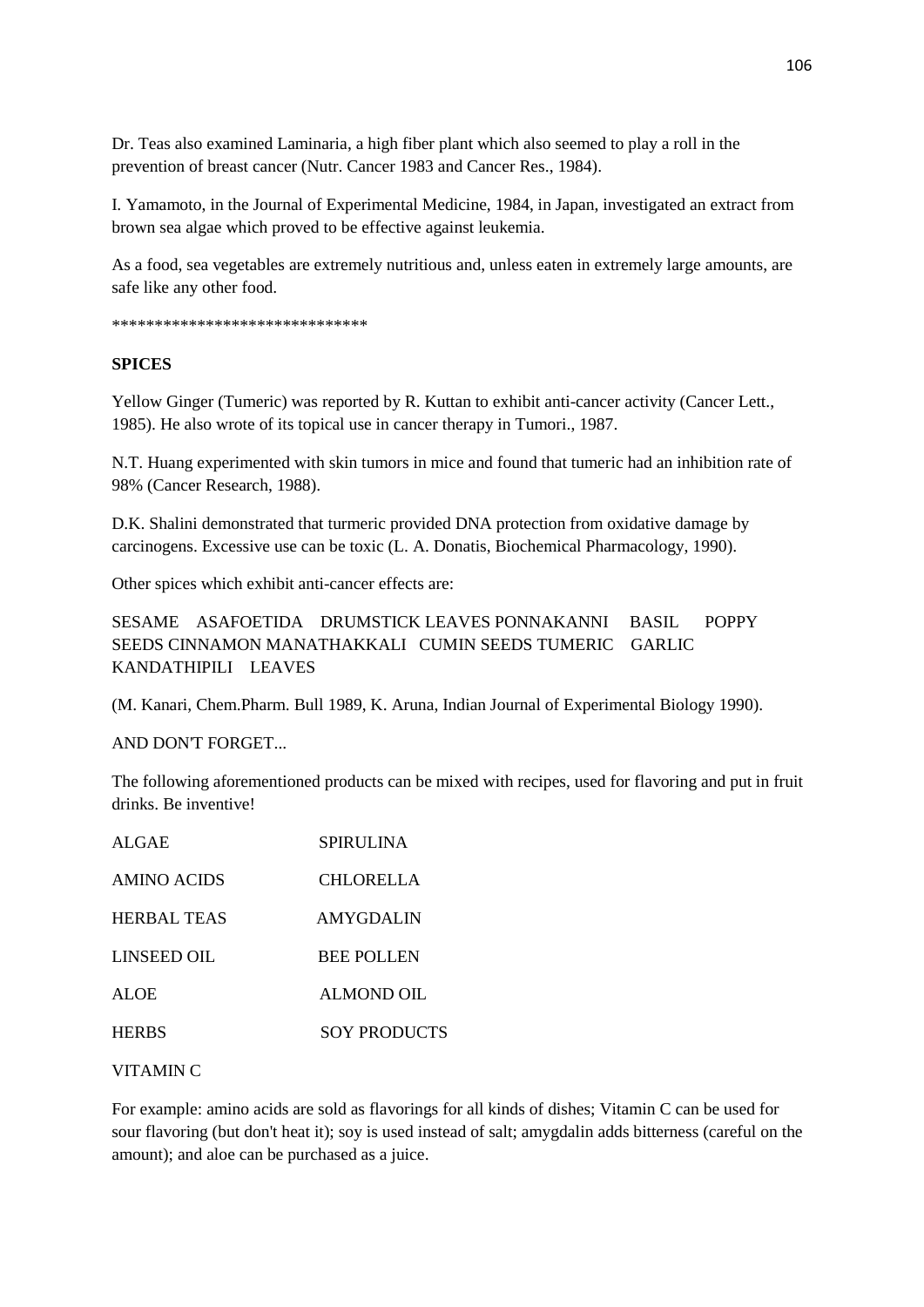Dr. Teas also examined Laminaria, a high fiber plant which also seemed to play a roll in the prevention of breast cancer (Nutr. Cancer 1983 and Cancer Res., 1984).

I. Yamamoto, in the Journal of Experimental Medicine, 1984, in Japan, investigated an extract from brown sea algae which proved to be effective against leukemia.

As a food, sea vegetables are extremely nutritious and, unless eaten in extremely large amounts, are safe like any other food.

******************************

**SPICES**

Yellow Ginger (Tumeric) was reported by R. Kuttan to exhibit anti-cancer activity (Cancer Lett., 1985). He also wrote of its topical use in cancer therapy in Tumori., 1987.

N.T. Huang experimented with skin tumors in mice and found that tumeric had an inhibition rate of 98% (Cancer Research, 1988).

D.K. Shalini demonstrated that turmeric provided DNA protection from oxidative damage by carcinogens. Excessive use can be toxic (L. A. Donatis, Biochemical Pharmacology, 1990).

Other spices which exhibit anti-cancer effects are:

SESAME ASAFOETIDA DRUMSTICK LEAVES PONNAKANNI BASIL POPPY SEEDS CINNAMON MANATHAKKALI CUMIN SEEDS TUMERIC GARLIC KANDATHIPILI LEAVES

(M. Kanari, Chem.Pharm. Bull 1989, K. Aruna, Indian Journal of Experimental Biology 1990).

AND DON'T FORGET...

The following aforementioned products can be mixed with recipes, used for flavoring and put in fruit drinks. Be inventive!

| | |
|---|---|
| ALGAE | SPIRULINA |
| AMINO ACIDS | CHLORELLA |
| HERBAL TEAS | AMYGDALIN |
| LINSEED OIL | BEE POLLEN |
| ALOE | ALMOND OIL |
| HERBS | SOY PRODUCTS |
| VITAMIN C | |

For example: amino acids are sold as flavorings for all kinds of dishes; Vitamin C can be used for sour flavoring (but don't heat it); soy is used instead of salt; amygdalin adds bitterness (careful on the amount); and aloe can be purchased as a juice.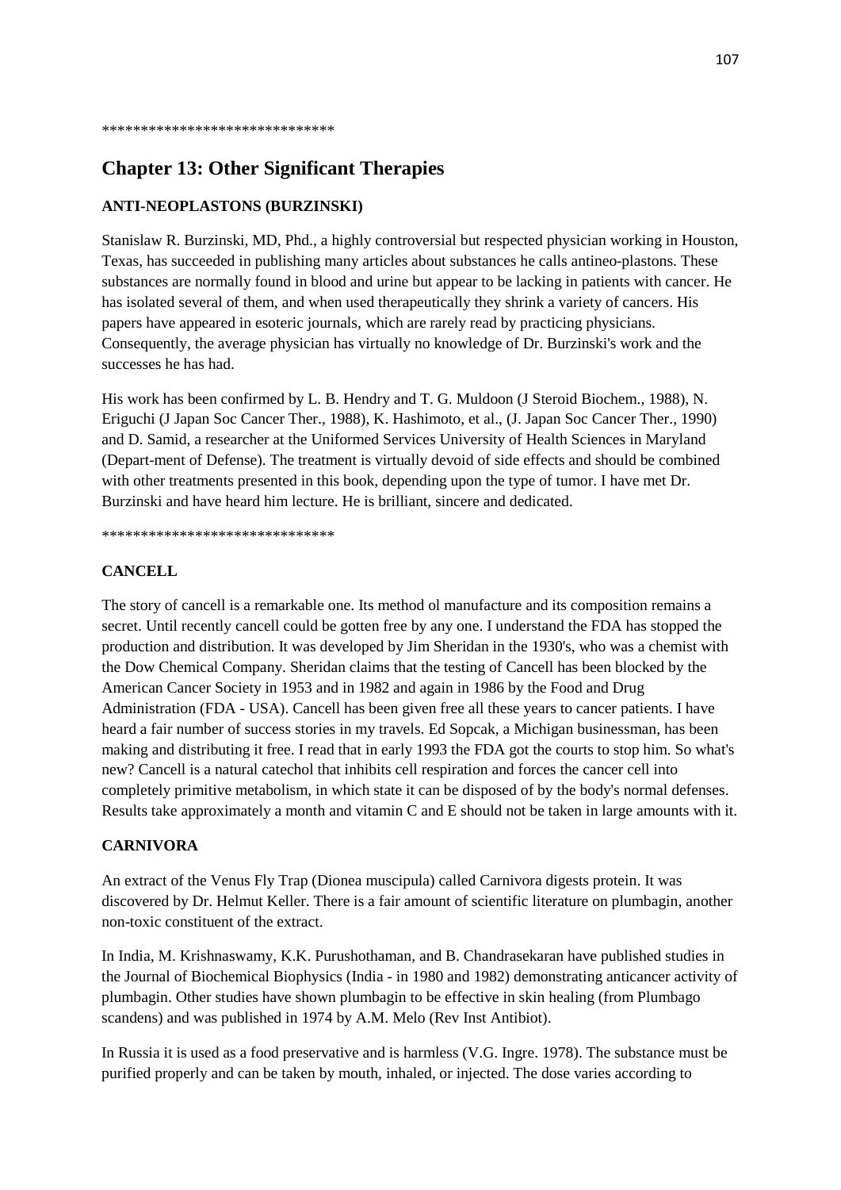******************************

# Chapter 13: Other Significant Therapies

**ANTI-NEOPLASTONS (BURZINSKI)**

Stanislaw R. Burzinski, MD, Phd., a highly controversial but respected physician working in Houston, Texas, has succeeded in publishing many articles about substances he calls antineo-plastons. These substances are normally found in blood and urine but appear to be lacking in patients with cancer. He has isolated several of them, and when used therapeutically they shrink a variety of cancers. His papers have appeared in esoteric journals, which are rarely read by practicing physicians. Consequently, the average physician has virtually no knowledge of Dr. Burzinski's work and the successes he has had.

His work has been confirmed by L. B. Hendry and T. G. Muldoon (J Steroid Biochem., 1988), N. Eriguchi (J Japan Soc Cancer Ther., 1988), K. Hashimoto, et al., (J. Japan Soc Cancer Ther., 1990) and D. Samid, a researcher at the Uniformed Services University of Health Sciences in Maryland (Depart-ment of Defense). The treatment is virtually devoid of side effects and should be combined with other treatments presented in this book, depending upon the type of tumor. I have met Dr. Burzinski and have heard him lecture. He is brilliant, sincere and dedicated.

******************************

**CANCELL**

The story of cancell is a remarkable one. Its method ol manufacture and its composition remains a secret. Until recently cancell could be gotten free by any one. I understand the FDA has stopped the production and distribution. It was developed by Jim Sheridan in the 1930's, who was a chemist with the Dow Chemical Company. Sheridan claims that the testing of Cancell has been blocked by the American Cancer Society in 1953 and in 1982 and again in 1986 by the Food and Drug Administration (FDA - USA). Cancell has been given free all these years to cancer patients. I have heard a fair number of success stories in my travels. Ed Sopcak, a Michigan businessman, has been making and distributing it free. I read that in early 1993 the FDA got the courts to stop him. So what's new? Cancell is a natural catechol that inhibits cell respiration and forces the cancer cell into completely primitive metabolism, in which state it can be disposed of by the body's normal defenses. Results take approximately a month and vitamin C and E should not be taken in large amounts with it.

**CARNIVORA**

An extract of the Venus Fly Trap (Dionea muscipula) called Carnivora digests protein. It was discovered by Dr. Helmut Keller. There is a fair amount of scientific literature on plumbagin, another non-toxic constituent of the extract.

In India, M. Krishnaswamy, K.K. Purushothaman, and B. Chandrasekaran have published studies in the Journal of Biochemical Biophysics (India - in 1980 and 1982) demonstrating anticancer activity of plumbagin. Other studies have shown plumbagin to be effective in skin healing (from Plumbago scandens) and was published in 1974 by A.M. Melo (Rev Inst Antibiot).

In Russia it is used as a food preservative and is harmless (V.G. Ingre. 1978). The substance must be purified properly and can be taken by mouth, inhaled, or injected. The dose varies according to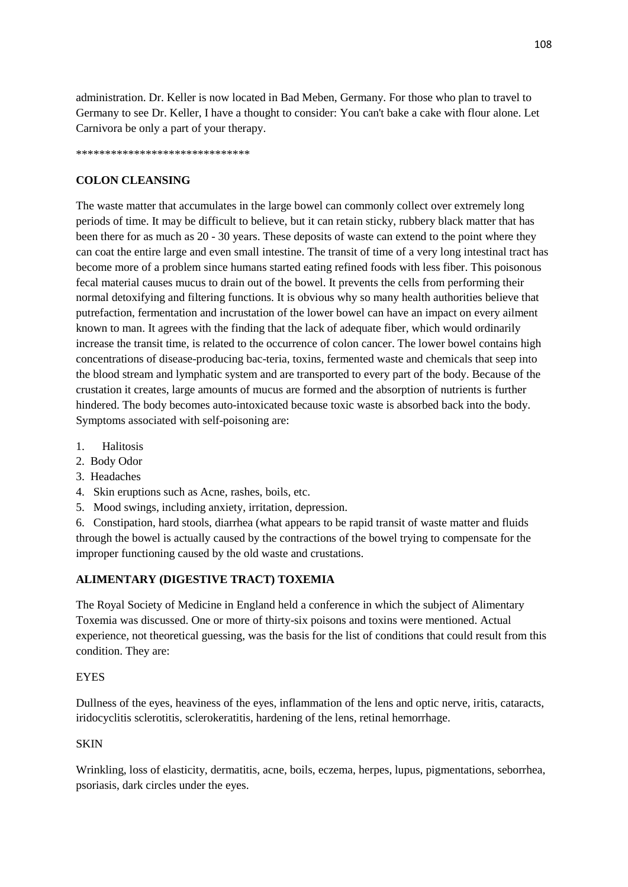administration. Dr. Keller is now located in Bad Meben, Germany. For those who plan to travel to Germany to see Dr. Keller, I have a thought to consider: You can't bake a cake with flour alone. Let Carnivora be only a part of your therapy.

******************************

## COLON CLEANSING

The waste matter that accumulates in the large bowel can commonly collect over extremely long periods of time. It may be difficult to believe, but it can retain sticky, rubbery black matter that has been there for as much as 20 - 30 years. These deposits of waste can extend to the point where they can coat the entire large and even small intestine. The transit of time of a very long intestinal tract has become more of a problem since humans started eating refined foods with less fiber. This poisonous fecal material causes mucus to drain out of the bowel. It prevents the cells from performing their normal detoxifying and filtering functions. It is obvious why so many health authorities believe that putrefaction, fermentation and incrustation of the lower bowel can have an impact on every ailment known to man. It agrees with the finding that the lack of adequate fiber, which would ordinarily increase the transit time, is related to the occurrence of colon cancer. The lower bowel contains high concentrations of disease-producing bac-teria, toxins, fermented waste and chemicals that seep into the blood stream and lymphatic system and are transported to every part of the body. Because of the crustation it creates, large amounts of mucus are formed and the absorption of nutrients is further hindered. The body becomes auto-intoxicated because toxic waste is absorbed back into the body. Symptoms associated with self-poisoning are:

1. Halitosis
2. Body Odor
3. Headaches
4. Skin eruptions such as Acne, rashes, boils, etc.
5. Mood swings, including anxiety, irritation, depression.
6. Constipation, hard stools, diarrhea (what appears to be rapid transit of waste matter and fluids through the bowel is actually caused by the contractions of the bowel trying to compensate for the improper functioning caused by the old waste and crustations.

## ALIMENTARY (DIGESTIVE TRACT) TOXEMIA

The Royal Society of Medicine in England held a conference in which the subject of Alimentary Toxemia was discussed. One or more of thirty-six poisons and toxins were mentioned. Actual experience, not theoretical guessing, was the basis for the list of conditions that could result from this condition. They are:

EYES

Dullness of the eyes, heaviness of the eyes, inflammation of the lens and optic nerve, iritis, cataracts, iridocyclitis sclerotitis, sclerokeratitis, hardening of the lens, retinal hemorrhage.

SKIN

Wrinkling, loss of elasticity, dermatitis, acne, boils, eczema, herpes, lupus, pigmentations, seborrhea, psoriasis, dark circles under the eyes.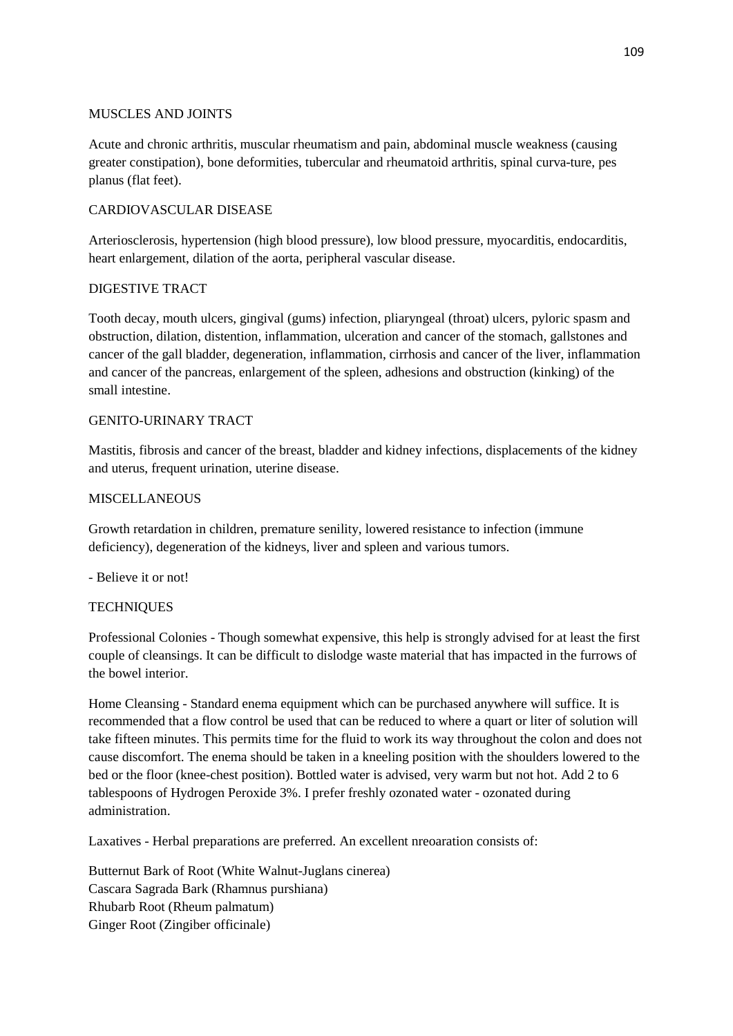## MUSCLES AND JOINTS

Acute and chronic arthritis, muscular rheumatism and pain, abdominal muscle weakness (causing greater constipation), bone deformities, tubercular and rheumatoid arthritis, spinal curva-ture, pes planus (flat feet).

## CARDIOVASCULAR DISEASE

Arteriosclerosis, hypertension (high blood pressure), low blood pressure, myocarditis, endocarditis, heart enlargement, dilation of the aorta, peripheral vascular disease.

## DIGESTIVE TRACT

Tooth decay, mouth ulcers, gingival (gums) infection, pliaryngeal (throat) ulcers, pyloric spasm and obstruction, dilation, distention, inflammation, ulceration and cancer of the stomach, gallstones and cancer of the gall bladder, degeneration, inflammation, cirrhosis and cancer of the liver, inflammation and cancer of the pancreas, enlargement of the spleen, adhesions and obstruction (kinking) of the small intestine.

## GENITO-URINARY TRACT

Mastitis, fibrosis and cancer of the breast, bladder and kidney infections, displacements of the kidney and uterus, frequent urination, uterine disease.

## MISCELLANEOUS

Growth retardation in children, premature senility, lowered resistance to infection (immune deficiency), degeneration of the kidneys, liver and spleen and various tumors.

- Believe it or not!

## TECHNIQUES

Professional Colonics - Though somewhat expensive, this help is strongly advised for at least the first couple of cleansings. It can be difficult to dislodge waste material that has impacted in the furrows of the bowel interior.

Home Cleansing - Standard enema equipment which can be purchased anywhere will suffice. It is recommended that a flow control be used that can be reduced to where a quart or liter of solution will take fifteen minutes. This permits time for the fluid to work its way throughout the colon and does not cause discomfort. The enema should be taken in a kneeling position with the shoulders lowered to the bed or the floor (knee-chest position). Bottled water is advised, very warm but not hot. Add 2 to 6 tablespoons of Hydrogen Peroxide 3%. I prefer freshly ozonated water - ozonated during administration.

Laxatives - Herbal preparations are preferred. An excellent nreoaration consists of:

Butternut Bark of Root (White Walnut-Juglans cinerea)  
Cascara Sagrada Bark (Rhamnus purshiana)  
Rhubarb Root (Rheum palmatum)  
Ginger Root (Zingiber officinale)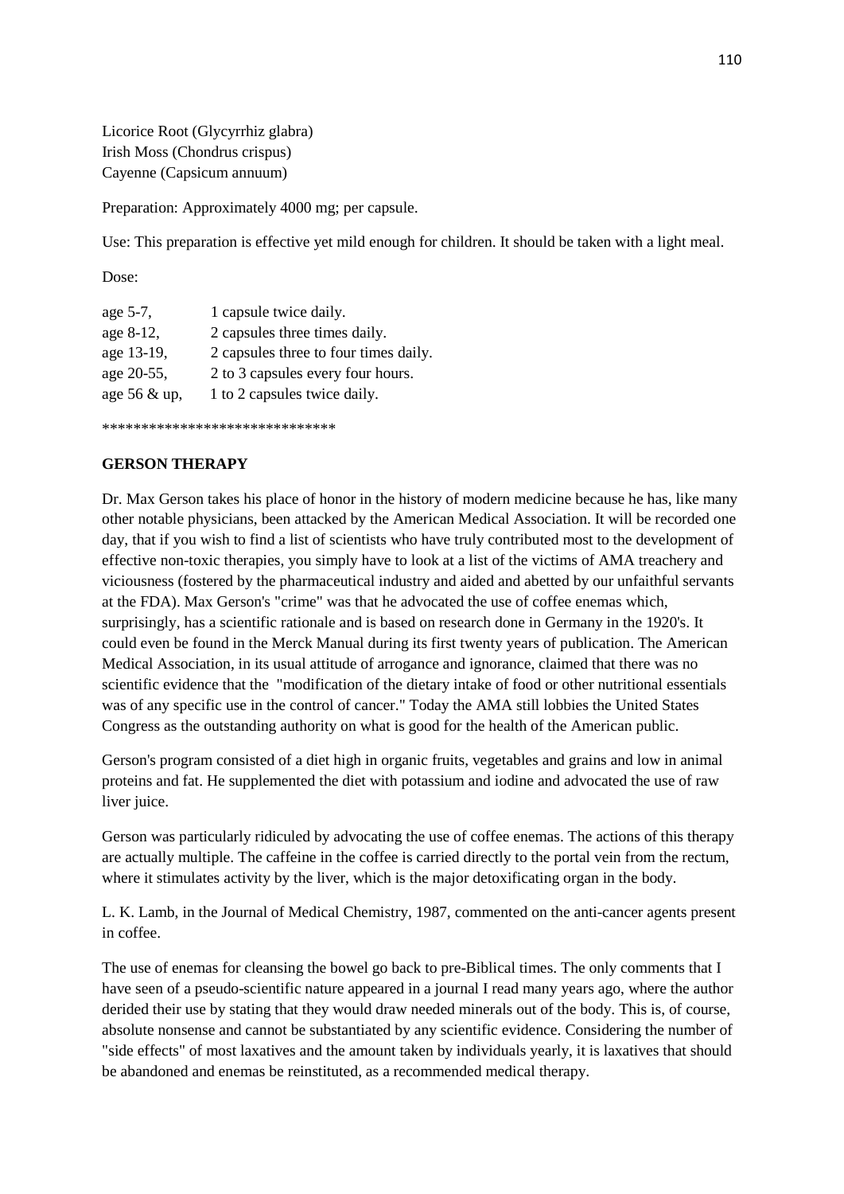Licorice Root (Glycyrrhiz glabra)
Irish Moss (Chondrus crispus)
Cayenne (Capsicum annuum)

Preparation: Approximately 4000 mg; per capsule.

Use: This preparation is effective yet mild enough for children. It should be taken with a light meal.

Dose:

| | |
|---|---|
| age 5-7, | 1 capsule twice daily. |
| age 8-12, | 2 capsules three times daily. |
| age 13-19, | 2 capsules three to four times daily. |
| age 20-55, | 2 to 3 capsules every four hours. |
| age 56 & up, | 1 to 2 capsules twice daily. |

******************************

**GERSON THERAPY**

Dr. Max Gerson takes his place of honor in the history of modern medicine because he has, like many other notable physicians, been attacked by the American Medical Association. It will be recorded one day, that if you wish to find a list of scientists who have truly contributed most to the development of effective non-toxic therapies, you simply have to look at a list of the victims of AMA treachery and viciousness (fostered by the pharmaceutical industry and aided and abetted by our unfaithful servants at the FDA). Max Gerson's "crime" was that he advocated the use of coffee enemas which, surprisingly, has a scientific rationale and is based on research done in Germany in the 1920's. It could even be found in the Merck Manual during its first twenty years of publication. The American Medical Association, in its usual attitude of arrogance and ignorance, claimed that there was no scientific evidence that the "modification of the dietary intake of food or other nutritional essentials was of any specific use in the control of cancer." Today the AMA still lobbies the United States Congress as the outstanding authority on what is good for the health of the American public.

Gerson's program consisted of a diet high in organic fruits, vegetables and grains and low in animal proteins and fat. He supplemented the diet with potassium and iodine and advocated the use of raw liver juice.

Gerson was particularly ridiculed by advocating the use of coffee enemas. The actions of this therapy are actually multiple. The caffeine in the coffee is carried directly to the portal vein from the rectum, where it stimulates activity by the liver, which is the major detoxificating organ in the body.

L. K. Lamb, in the Journal of Medical Chemistry, 1987, commented on the anti-cancer agents present in coffee.

The use of enemas for cleansing the bowel go back to pre-Biblical times. The only comments that I have seen of a pseudo-scientific nature appeared in a journal I read many years ago, where the author derided their use by stating that they would draw needed minerals out of the body. This is, of course, absolute nonsense and cannot be substantiated by any scientific evidence. Considering the number of "side effects" of most laxatives and the amount taken by individuals yearly, it is laxatives that should be abandoned and enemas be reinstituted, as a recommended medical therapy.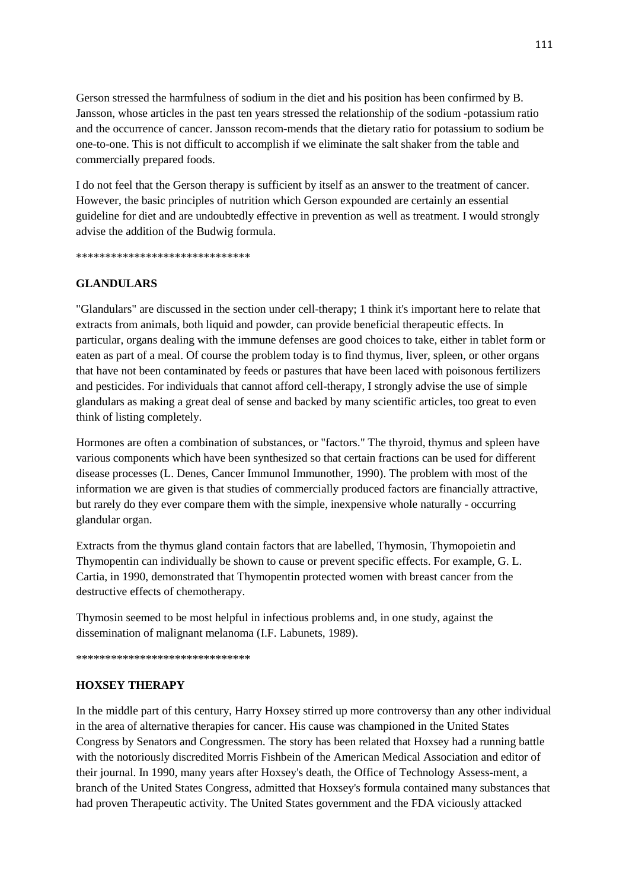Gerson stressed the harmfulness of sodium in the diet and his position has been confirmed by B. Jansson, whose articles in the past ten years stressed the relationship of the sodium -potassium ratio and the occurrence of cancer. Jansson recom-mends that the dietary ratio for potassium to sodium be one-to-one. This is not difficult to accomplish if we eliminate the salt shaker from the table and commercially prepared foods.

I do not feel that the Gerson therapy is sufficient by itself as an answer to the treatment of cancer. However, the basic principles of nutrition which Gerson expounded are certainly an essential guideline for diet and are undoubtedly effective in prevention as well as treatment. I would strongly advise the addition of the Budwig formula.

******************************

## GLANDULARS

"Glandulars" are discussed in the section under cell-therapy; 1 think it's important here to relate that extracts from animals, both liquid and powder, can provide beneficial therapeutic effects. In particular, organs dealing with the immune defenses are good choices to take, either in tablet form or eaten as part of a meal. Of course the problem today is to find thymus, liver, spleen, or other organs that have not been contaminated by feeds or pastures that have been laced with poisonous fertilizers and pesticides. For individuals that cannot afford cell-therapy, I strongly advise the use of simple glandulars as making a great deal of sense and backed by many scientific articles, too great to even think of listing completely.

Hormones are often a combination of substances, or "factors." The thyroid, thymus and spleen have various components which have been synthesized so that certain fractions can be used for different disease processes (L. Denes, Cancer Immunol Immunother, 1990). The problem with most of the information we are given is that studies of commercially produced factors are financially attractive, but rarely do they ever compare them with the simple, inexpensive whole naturally - occurring glandular organ.

Extracts from the thymus gland contain factors that are labelled, Thymosin, Thymopoietin and Thymopentin can individually be shown to cause or prevent specific effects. For example, G. L. Cartia, in 1990, demonstrated that Thymopentin protected women with breast cancer from the destructive effects of chemotherapy.

Thymosin seemed to be most helpful in infectious problems and, in one study, against the dissemination of malignant melanoma (I.F. Labunets, 1989).

******************************

## HOXSEY THERAPY

In the middle part of this century, Harry Hoxsey stirred up more controversy than any other individual in the area of alternative therapies for cancer. His cause was championed in the United States Congress by Senators and Congressmen. The story has been related that Hoxsey had a running battle with the notoriously discredited Morris Fishbein of the American Medical Association and editor of their journal. In 1990, many years after Hoxsey's death, the Office of Technology Assess-ment, a branch of the United States Congress, admitted that Hoxsey's formula contained many substances that had proven Therapeutic activity. The United States government and the FDA viciously attacked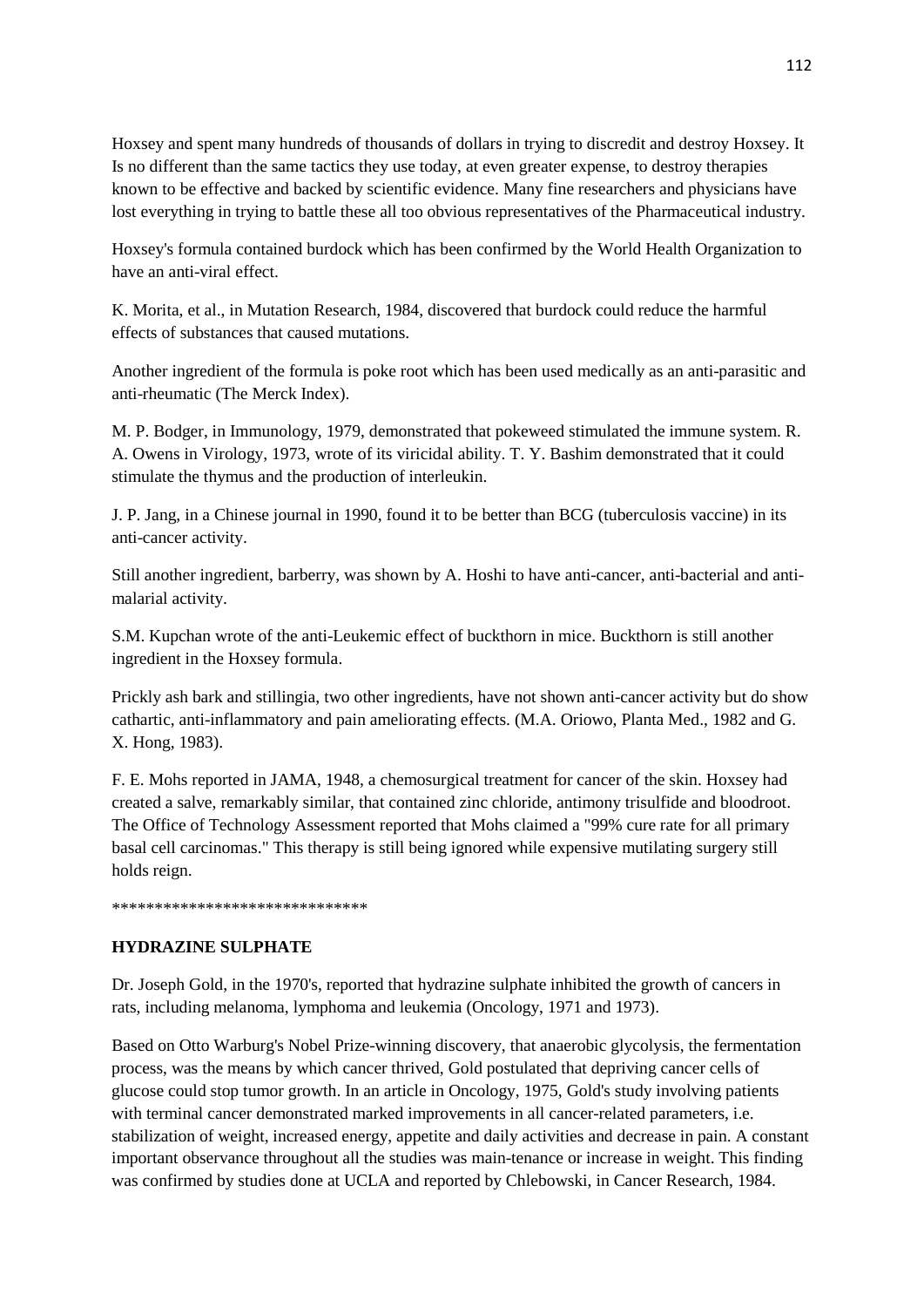Hoxsey and spent many hundreds of thousands of dollars in trying to discredit and destroy Hoxsey. It Is no different than the same tactics they use today, at even greater expense, to destroy therapies known to be effective and backed by scientific evidence. Many fine researchers and physicians have lost everything in trying to battle these all too obvious representatives of the Pharmaceutical industry.

Hoxsey's formula contained burdock which has been confirmed by the World Health Organization to have an anti-viral effect.

K. Morita, et al., in Mutation Research, 1984, discovered that burdock could reduce the harmful effects of substances that caused mutations.

Another ingredient of the formula is poke root which has been used medically as an anti-parasitic and anti-rheumatic (The Merck Index).

M. P. Bodger, in Immunology, 1979, demonstrated that pokeweed stimulated the immune system. R. A. Owens in Virology, 1973, wrote of its viricidal ability. T. Y. Bashim demonstrated that it could stimulate the thymus and the production of interleukin.

J. P. Jang, in a Chinese journal in 1990, found it to be better than BCG (tuberculosis vaccine) in its anti-cancer activity.

Still another ingredient, barberry, was shown by A. Hoshi to have anti-cancer, anti-bacterial and anti-malarial activity.

S.M. Kupchan wrote of the anti-Leukemic effect of buckthorn in mice. Buckthorn is still another ingredient in the Hoxsey formula.

Prickly ash bark and stillingia, two other ingredients, have not shown anti-cancer activity but do show cathartic, anti-inflammatory and pain ameliorating effects. (M.A. Oriowo, Planta Med., 1982 and G. X. Hong, 1983).

F. E. Mohs reported in JAMA, 1948, a chemosurgical treatment for cancer of the skin. Hoxsey had created a salve, remarkably similar, that contained zinc chloride, antimony trisulfide and bloodroot. The Office of Technology Assessment reported that Mohs claimed a "99% cure rate for all primary basal cell carcinomas." This therapy is still being ignored while expensive mutilating surgery still holds reign.

******************************

**HYDRAZINE SULPHATE**

Dr. Joseph Gold, in the 1970's, reported that hydrazine sulphate inhibited the growth of cancers in rats, including melanoma, lymphoma and leukemia (Oncology, 1971 and 1973).

Based on Otto Warburg's Nobel Prize-winning discovery, that anaerobic glycolysis, the fermentation process, was the means by which cancer thrived, Gold postulated that depriving cancer cells of glucose could stop tumor growth. In an article in Oncology, 1975, Gold's study involving patients with terminal cancer demonstrated marked improvements in all cancer-related parameters, i.e. stabilization of weight, increased energy, appetite and daily activities and decrease in pain. A constant important observance throughout all the studies was main-tenance or increase in weight. This finding was confirmed by studies done at UCLA and reported by Chlebowski, in Cancer Research, 1984.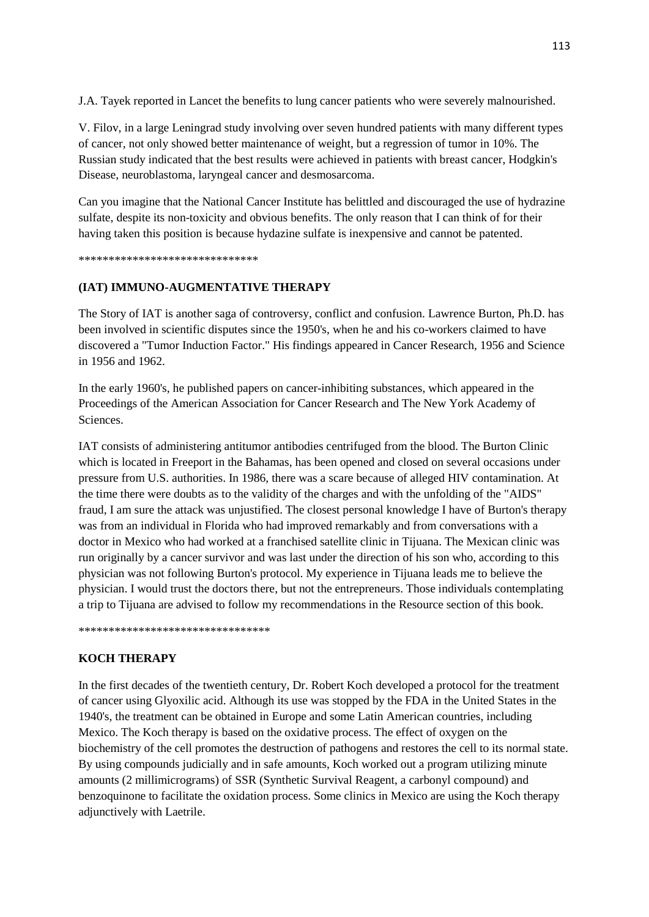J.A. Tayek reported in Lancet the benefits to lung cancer patients who were severely malnourished.

V. Filov, in a large Leningrad study involving over seven hundred patients with many different types of cancer, not only showed better maintenance of weight, but a regression of tumor in 10%. The Russian study indicated that the best results were achieved in patients with breast cancer, Hodgkin's Disease, neuroblastoma, laryngeal cancer and desmosarcoma.

Can you imagine that the National Cancer Institute has belittled and discouraged the use of hydrazine sulfate, despite its non-toxicity and obvious benefits. The only reason that I can think of for their having taken this position is because hydazine sulfate is inexpensive and cannot be patented.

******************************

## (IAT) IMMUNO-AUGMENTATIVE THERAPY

The Story of IAT is another saga of controversy, conflict and confusion. Lawrence Burton, Ph.D. has been involved in scientific disputes since the 1950's, when he and his co-workers claimed to have discovered a "Tumor Induction Factor." His findings appeared in Cancer Research, 1956 and Science in 1956 and 1962.

In the early 1960's, he published papers on cancer-inhibiting substances, which appeared in the Proceedings of the American Association for Cancer Research and The New York Academy of Sciences.

IAT consists of administering antitumor antibodies centrifuged from the blood. The Burton Clinic which is located in Freeport in the Bahamas, has been opened and closed on several occasions under pressure from U.S. authorities. In 1986, there was a scare because of alleged HIV contamination. At the time there were doubts as to the validity of the charges and with the unfolding of the "AIDS" fraud, I am sure the attack was unjustified. The closest personal knowledge I have of Burton's therapy was from an individual in Florida who had improved remarkably and from conversations with a doctor in Mexico who had worked at a franchised satellite clinic in Tijuana. The Mexican clinic was run originally by a cancer survivor and was last under the direction of his son who, according to this physician was not following Burton's protocol. My experience in Tijuana leads me to believe the physician. I would trust the doctors there, but not the entrepreneurs. Those individuals contemplating a trip to Tijuana are advised to follow my recommendations in the Resource section of this book.

********************************

## KOCH THERAPY

In the first decades of the twentieth century, Dr. Robert Koch developed a protocol for the treatment of cancer using Glyoxilic acid. Although its use was stopped by the FDA in the United States in the 1940's, the treatment can be obtained in Europe and some Latin American countries, including Mexico. The Koch therapy is based on the oxidative process. The effect of oxygen on the biochemistry of the cell promotes the destruction of pathogens and restores the cell to its normal state. By using compounds judicially and in safe amounts, Koch worked out a program utilizing minute amounts (2 millimicrograms) of SSR (Synthetic Survival Reagent, a carbonyl compound) and benzoquinone to facilitate the oxidation process. Some clinics in Mexico are using the Koch therapy adjunctively with Laetrile.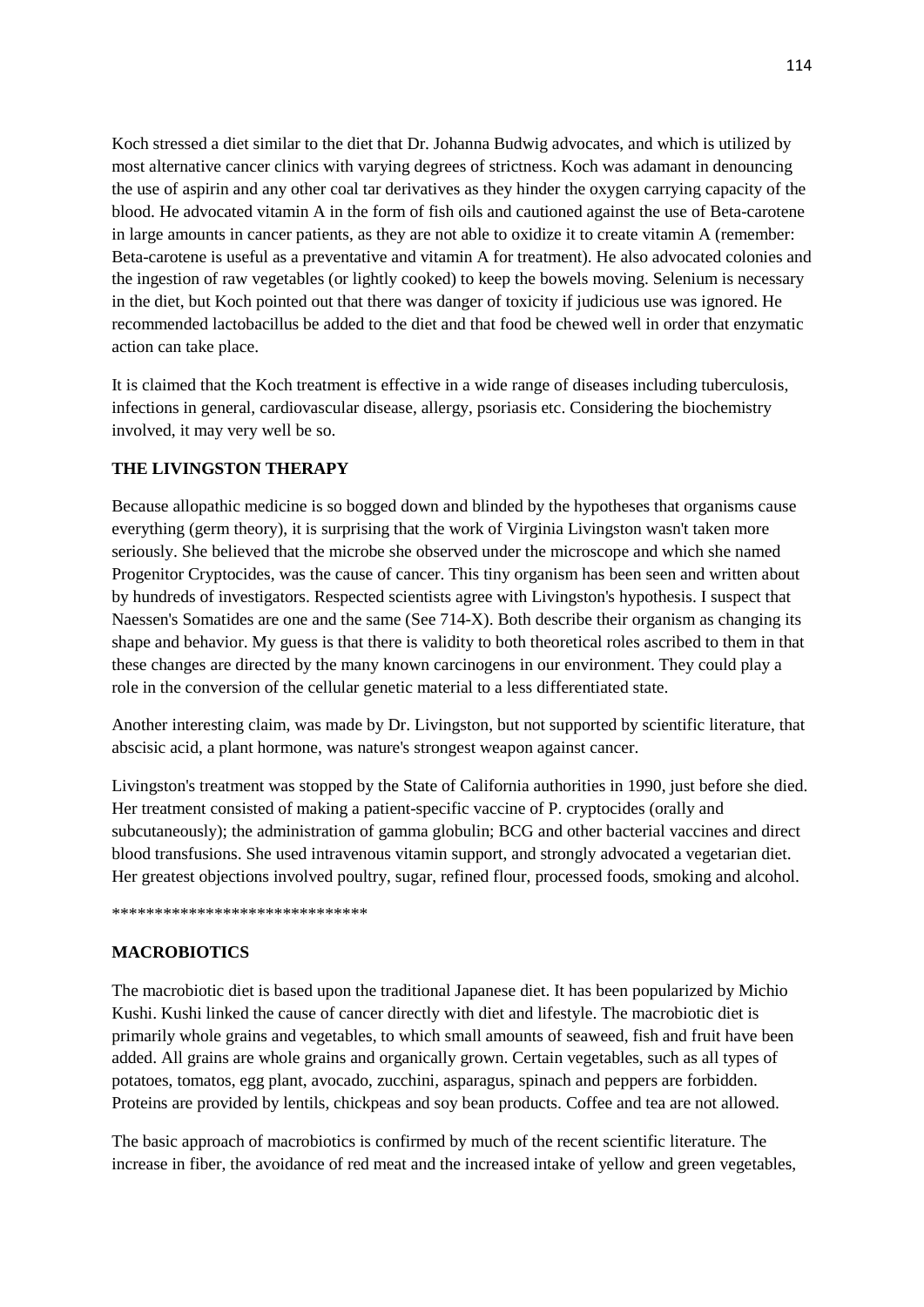Koch stressed a diet similar to the diet that Dr. Johanna Budwig advocates, and which is utilized by most alternative cancer clinics with varying degrees of strictness. Koch was adamant in denouncing the use of aspirin and any other coal tar derivatives as they hinder the oxygen carrying capacity of the blood. He advocated vitamin A in the form of fish oils and cautioned against the use of Beta-carotene in large amounts in cancer patients, as they are not able to oxidize it to create vitamin A (remember: Beta-carotene is useful as a preventative and vitamin A for treatment). He also advocated colonies and the ingestion of raw vegetables (or lightly cooked) to keep the bowels moving. Selenium is necessary in the diet, but Koch pointed out that there was danger of toxicity if judicious use was ignored. He recommended lactobacillus be added to the diet and that food be chewed well in order that enzymatic action can take place.

It is claimed that the Koch treatment is effective in a wide range of diseases including tuberculosis, infections in general, cardiovascular disease, allergy, psoriasis etc. Considering the biochemistry involved, it may very well be so.

**THE LIVINGSTON THERAPY**

Because allopathic medicine is so bogged down and blinded by the hypotheses that organisms cause everything (germ theory), it is surprising that the work of Virginia Livingston wasn't taken more seriously. She believed that the microbe she observed under the microscope and which she named Progenitor Cryptocides, was the cause of cancer. This tiny organism has been seen and written about by hundreds of investigators. Respected scientists agree with Livingston's hypothesis. I suspect that Naessen's Somatides are one and the same (See 714-X). Both describe their organism as changing its shape and behavior. My guess is that there is validity to both theoretical roles ascribed to them in that these changes are directed by the many known carcinogens in our environment. They could play a role in the conversion of the cellular genetic material to a less differentiated state.

Another interesting claim, was made by Dr. Livingston, but not supported by scientific literature, that abscisic acid, a plant hormone, was nature's strongest weapon against cancer.

Livingston's treatment was stopped by the State of California authorities in 1990, just before she died. Her treatment consisted of making a patient-specific vaccine of P. cryptocides (orally and subcutaneously); the administration of gamma globulin; BCG and other bacterial vaccines and direct blood transfusions. She used intravenous vitamin support, and strongly advocated a vegetarian diet. Her greatest objections involved poultry, sugar, refined flour, processed foods, smoking and alcohol.

******************************

**MACROBIOTICS**

The macrobiotic diet is based upon the traditional Japanese diet. It has been popularized by Michio Kushi. Kushi linked the cause of cancer directly with diet and lifestyle. The macrobiotic diet is primarily whole grains and vegetables, to which small amounts of seaweed, fish and fruit have been added. All grains are whole grains and organically grown. Certain vegetables, such as all types of potatoes, tomatos, egg plant, avocado, zucchini, asparagus, spinach and peppers are forbidden. Proteins are provided by lentils, chickpeas and soy bean products. Coffee and tea are not allowed.

The basic approach of macrobiotics is confirmed by much of the recent scientific literature. The increase in fiber, the avoidance of red meat and the increased intake of yellow and green vegetables,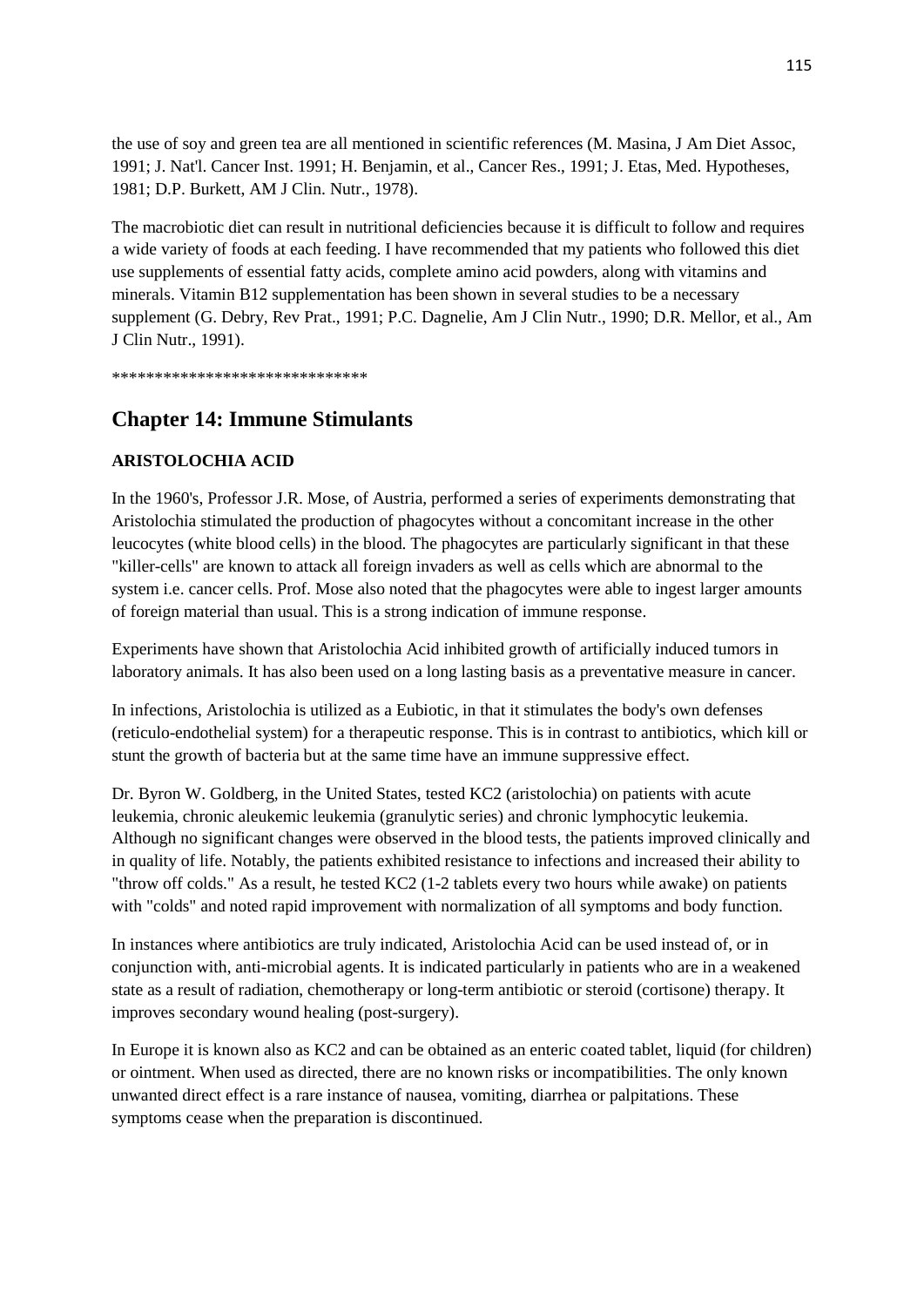the use of soy and green tea are all mentioned in scientific references (M. Masina, J Am Diet Assoc, 1991; J. Nat'l. Cancer Inst. 1991; H. Benjamin, et al., Cancer Res., 1991; J. Etas, Med. Hypotheses, 1981; D.P. Burkett, AM J Clin. Nutr., 1978).

The macrobiotic diet can result in nutritional deficiencies because it is difficult to follow and requires a wide variety of foods at each feeding. I have recommended that my patients who followed this diet use supplements of essential fatty acids, complete amino acid powders, along with vitamins and minerals. Vitamin B12 supplementation has been shown in several studies to be a necessary supplement (G. Debry, Rev Prat., 1991; P.C. Dagnelie, Am J Clin Nutr., 1990; D.R. Mellor, et al., Am J Clin Nutr., 1991).

******************************

## Chapter 14: Immune Stimulants

**ARISTOLOCHIA ACID**

In the 1960's, Professor J.R. Mose, of Austria, performed a series of experiments demonstrating that Aristolochia stimulated the production of phagocytes without a concomitant increase in the other leucocytes (white blood cells) in the blood. The phagocytes are particularly significant in that these "killer-cells" are known to attack all foreign invaders as well as cells which are abnormal to the system i.e. cancer cells. Prof. Mose also noted that the phagocytes were able to ingest larger amounts of foreign material than usual. This is a strong indication of immune response.

Experiments have shown that Aristolochia Acid inhibited growth of artificially induced tumors in laboratory animals. It has also been used on a long lasting basis as a preventative measure in cancer.

In infections, Aristolochia is utilized as a Eubiotic, in that it stimulates the body's own defenses (reticulo-endothelial system) for a therapeutic response. This is in contrast to antibiotics, which kill or stunt the growth of bacteria but at the same time have an immune suppressive effect.

Dr. Byron W. Goldberg, in the United States, tested KC2 (aristolochia) on patients with acute leukemia, chronic aleukemic leukemia (granulytic series) and chronic lymphocytic leukemia. Although no significant changes were observed in the blood tests, the patients improved clinically and in quality of life. Notably, the patients exhibited resistance to infections and increased their ability to "throw off colds." As a result, he tested KC2 (1-2 tablets every two hours while awake) on patients with "colds" and noted rapid improvement with normalization of all symptoms and body function.

In instances where antibiotics are truly indicated, Aristolochia Acid can be used instead of, or in conjunction with, anti-microbial agents. It is indicated particularly in patients who are in a weakened state as a result of radiation, chemotherapy or long-term antibiotic or steroid (cortisone) therapy. It improves secondary wound healing (post-surgery).

In Europe it is known also as KC2 and can be obtained as an enteric coated tablet, liquid (for children) or ointment. When used as directed, there are no known risks or incompatibilities. The only known unwanted direct effect is a rare instance of nausea, vomiting, diarrhea or palpitations. These symptoms cease when the preparation is discontinued.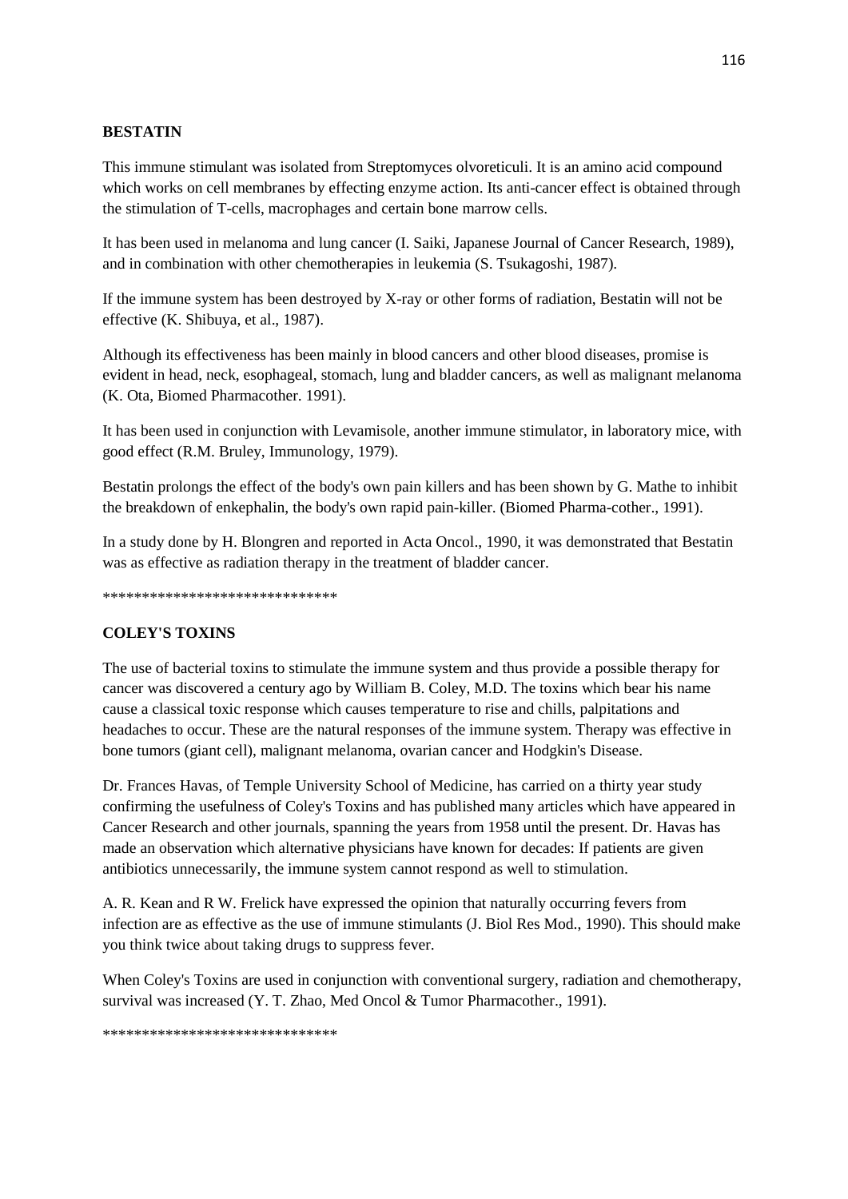**BESTATIN**

This immune stimulant was isolated from Streptomyces olvoreticuli. It is an amino acid compound which works on cell membranes by effecting enzyme action. Its anti-cancer effect is obtained through the stimulation of T-cells, macrophages and certain bone marrow cells.

It has been used in melanoma and lung cancer (I. Saiki, Japanese Journal of Cancer Research, 1989), and in combination with other chemotherapies in leukemia (S. Tsukagoshi, 1987).

If the immune system has been destroyed by X-ray or other forms of radiation, Bestatin will not be effective (K. Shibuya, et al., 1987).

Although its effectiveness has been mainly in blood cancers and other blood diseases, promise is evident in head, neck, esophageal, stomach, lung and bladder cancers, as well as malignant melanoma (K. Ota, Biomed Pharmacother. 1991).

It has been used in conjunction with Levamisole, another immune stimulator, in laboratory mice, with good effect (R.M. Bruley, Immunology, 1979).

Bestatin prolongs the effect of the body's own pain killers and has been shown by G. Mathe to inhibit the breakdown of enkephalin, the body's own rapid pain-killer. (Biomed Pharma-cother., 1991).

In a study done by H. Blongren and reported in Acta Oncol., 1990, it was demonstrated that Bestatin was as effective as radiation therapy in the treatment of bladder cancer.

******************************

**COLEY'S TOXINS**

The use of bacterial toxins to stimulate the immune system and thus provide a possible therapy for cancer was discovered a century ago by William B. Coley, M.D. The toxins which bear his name cause a classical toxic response which causes temperature to rise and chills, palpitations and headaches to occur. These are the natural responses of the immune system. Therapy was effective in bone tumors (giant cell), malignant melanoma, ovarian cancer and Hodgkin's Disease.

Dr. Frances Havas, of Temple University School of Medicine, has carried on a thirty year study confirming the usefulness of Coley's Toxins and has published many articles which have appeared in Cancer Research and other journals, spanning the years from 1958 until the present. Dr. Havas has made an observation which alternative physicians have known for decades: If patients are given antibiotics unnecessarily, the immune system cannot respond as well to stimulation.

A. R. Kean and R W. Frelick have expressed the opinion that naturally occurring fevers from infection are as effective as the use of immune stimulants (J. Biol Res Mod., 1990). This should make you think twice about taking drugs to suppress fever.

When Coley's Toxins are used in conjunction with conventional surgery, radiation and chemotherapy, survival was increased (Y. T. Zhao, Med Oncol & Tumor Pharmacother., 1991).

******************************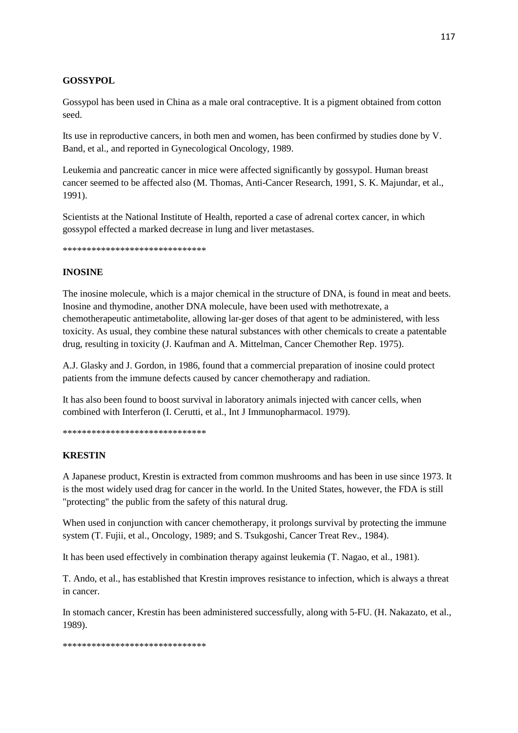**GOSSYPOL**

Gossypol has been used in China as a male oral contraceptive. It is a pigment obtained from cotton seed.

Its use in reproductive cancers, in both men and women, has been confirmed by studies done by V. Band, et al., and reported in Gynecological Oncology, 1989.

Leukemia and pancreatic cancer in mice were affected significantly by gossypol. Human breast cancer seemed to be affected also (M. Thomas, Anti-Cancer Research, 1991, S. K. Majundar, et al., 1991).

Scientists at the National Institute of Health, reported a case of adrenal cortex cancer, in which gossypol effected a marked decrease in lung and liver metastases.

******************************

**INOSINE**

The inosine molecule, which is a major chemical in the structure of DNA, is found in meat and beets. Inosine and thymodine, another DNA molecule, have been used with methotrexate, a chemotherapeutic antimetabolite, allowing lar-ger doses of that agent to be administered, with less toxicity. As usual, they combine these natural substances with other chemicals to create a patentable drug, resulting in toxicity (J. Kaufman and A. Mittelman, Cancer Chemother Rep. 1975).

A.J. Glasky and J. Gordon, in 1986, found that a commercial preparation of inosine could protect patients from the immune defects caused by cancer chemotherapy and radiation.

It has also been found to boost survival in laboratory animals injected with cancer cells, when combined with Interferon (I. Cerutti, et al., Int J Immunopharmacol. 1979).

******************************

**KRESTIN**

A Japanese product, Krestin is extracted from common mushrooms and has been in use since 1973. It is the most widely used drag for cancer in the world. In the United States, however, the FDA is still "protecting" the public from the safety of this natural drug.

When used in conjunction with cancer chemotherapy, it prolongs survival by protecting the immune system (T. Fujii, et al., Oncology, 1989; and S. Tsukgoshi, Cancer Treat Rev., 1984).

It has been used effectively in combination therapy against leukemia (T. Nagao, et al., 1981).

T. Ando, et al., has established that Krestin improves resistance to infection, which is always a threat in cancer.

In stomach cancer, Krestin has been administered successfully, along with 5-FU. (H. Nakazato, et al., 1989).

******************************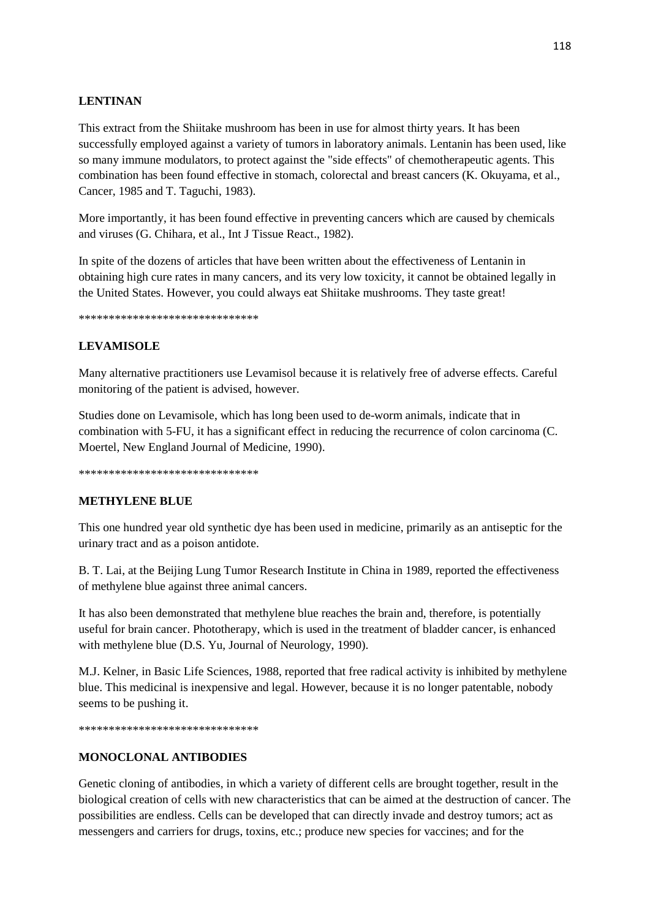**LENTINAN**

This extract from the Shiitake mushroom has been in use for almost thirty years. It has been successfully employed against a variety of tumors in laboratory animals. Lentanin has been used, like so many immune modulators, to protect against the "side effects" of chemotherapeutic agents. This combination has been found effective in stomach, colorectal and breast cancers (K. Okuyama, et al., Cancer, 1985 and T. Taguchi, 1983).

More importantly, it has been found effective in preventing cancers which are caused by chemicals and viruses (G. Chihara, et al., Int J Tissue React., 1982).

In spite of the dozens of articles that have been written about the effectiveness of Lentanin in obtaining high cure rates in many cancers, and its very low toxicity, it cannot be obtained legally in the United States. However, you could always eat Shiitake mushrooms. They taste great!

******************************

**LEVAMISOLE**

Many alternative practitioners use Levamisol because it is relatively free of adverse effects. Careful monitoring of the patient is advised, however.

Studies done on Levamisole, which has long been used to de-worm animals, indicate that in combination with 5-FU, it has a significant effect in reducing the recurrence of colon carcinoma (C. Moertel, New England Journal of Medicine, 1990).

******************************

**METHYLENE BLUE**

This one hundred year old synthetic dye has been used in medicine, primarily as an antiseptic for the urinary tract and as a poison antidote.

B. T. Lai, at the Beijing Lung Tumor Research Institute in China in 1989, reported the effectiveness of methylene blue against three animal cancers.

It has also been demonstrated that methylene blue reaches the brain and, therefore, is potentially useful for brain cancer. Phototherapy, which is used in the treatment of bladder cancer, is enhanced with methylene blue (D.S. Yu, Journal of Neurology, 1990).

M.J. Kelner, in Basic Life Sciences, 1988, reported that free radical activity is inhibited by methylene blue. This medicinal is inexpensive and legal. However, because it is no longer patentable, nobody seems to be pushing it.

******************************

**MONOCLONAL ANTIBODIES**

Genetic cloning of antibodies, in which a variety of different cells are brought together, result in the biological creation of cells with new characteristics that can be aimed at the destruction of cancer. The possibilities are endless. Cells can be developed that can directly invade and destroy tumors; act as messengers and carriers for drugs, toxins, etc.; produce new species for vaccines; and for the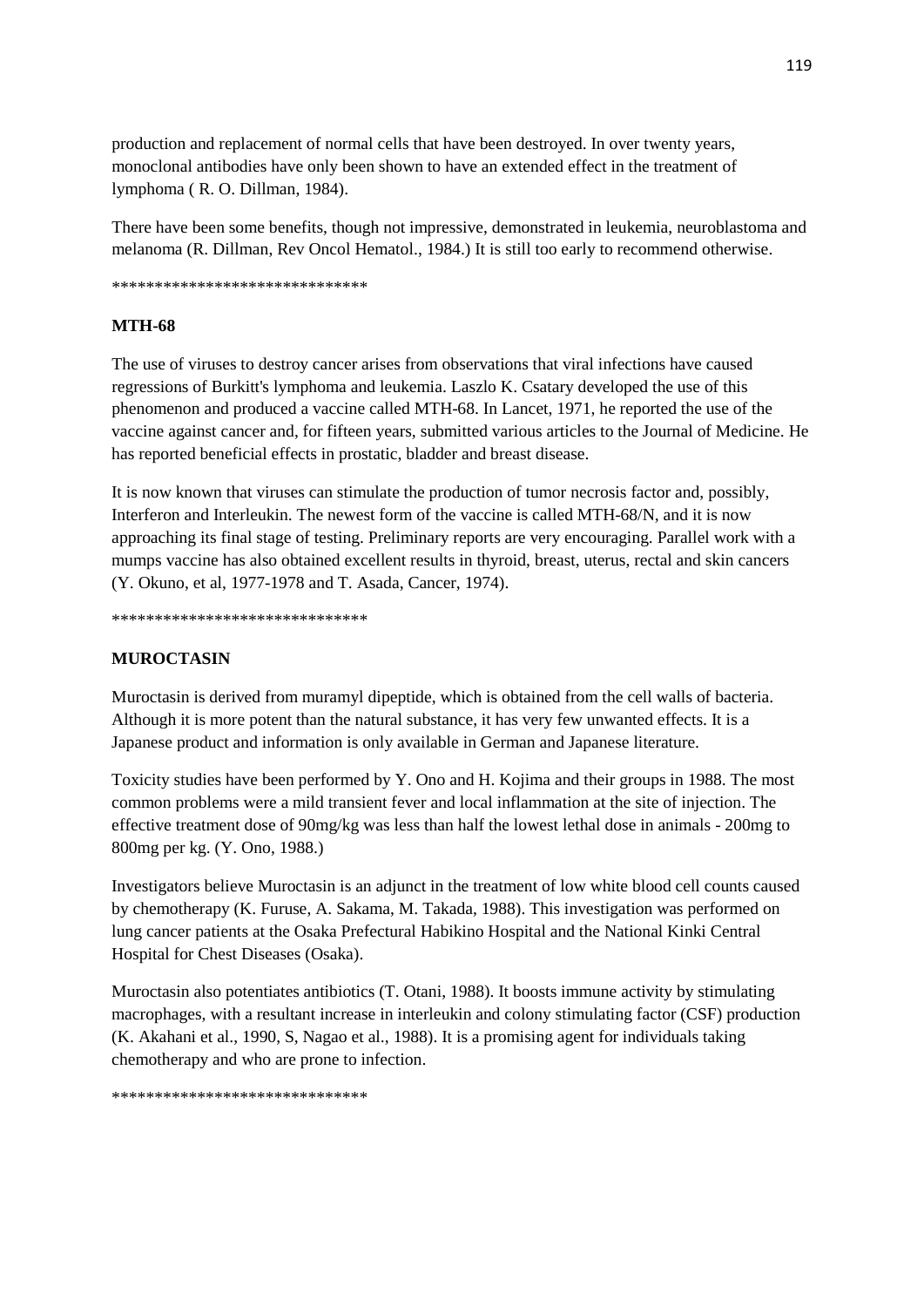production and replacement of normal cells that have been destroyed. In over twenty years, monoclonal antibodies have only been shown to have an extended effect in the treatment of lymphoma ( R. O. Dillman, 1984).

There have been some benefits, though not impressive, demonstrated in leukemia, neuroblastoma and melanoma (R. Dillman, Rev Oncol Hematol., 1984.) It is still too early to recommend otherwise.

******************************

**MTH-68**

The use of viruses to destroy cancer arises from observations that viral infections have caused regressions of Burkitt's lymphoma and leukemia. Laszlo K. Csatary developed the use of this phenomenon and produced a vaccine called MTH-68. In Lancet, 1971, he reported the use of the vaccine against cancer and, for fifteen years, submitted various articles to the Journal of Medicine. He has reported beneficial effects in prostatic, bladder and breast disease.

It is now known that viruses can stimulate the production of tumor necrosis factor and, possibly, Interferon and Interleukin. The newest form of the vaccine is called MTH-68/N, and it is now approaching its final stage of testing. Preliminary reports are very encouraging. Parallel work with a mumps vaccine has also obtained excellent results in thyroid, breast, uterus, rectal and skin cancers (Y. Okuno, et al, 1977-1978 and T. Asada, Cancer, 1974).

******************************

**MUROCTASIN**

Muroctasin is derived from muramyl dipeptide, which is obtained from the cell walls of bacteria. Although it is more potent than the natural substance, it has very few unwanted effects. It is a Japanese product and information is only available in German and Japanese literature.

Toxicity studies have been performed by Y. Ono and H. Kojima and their groups in 1988. The most common problems were a mild transient fever and local inflammation at the site of injection. The effective treatment dose of 90mg/kg was less than half the lowest lethal dose in animals - 200mg to 800mg per kg. (Y. Ono, 1988.)

Investigators believe Muroctasin is an adjunct in the treatment of low white blood cell counts caused by chemotherapy (K. Furuse, A. Sakama, M. Takada, 1988). This investigation was performed on lung cancer patients at the Osaka Prefectural Habikino Hospital and the National Kinki Central Hospital for Chest Diseases (Osaka).

Muroctasin also potentiates antibiotics (T. Otani, 1988). It boosts immune activity by stimulating macrophages, with a resultant increase in interleukin and colony stimulating factor (CSF) production (K. Akahani et al., 1990, S, Nagao et al., 1988). It is a promising agent for individuals taking chemotherapy and who are prone to infection.

******************************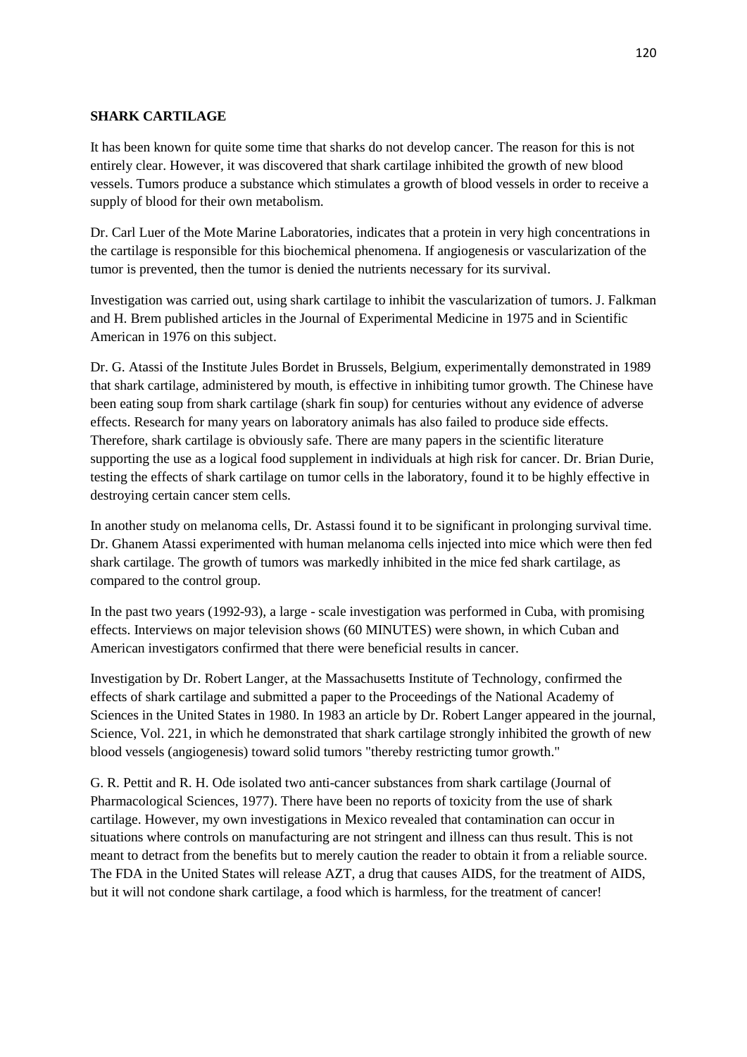**SHARK CARTILAGE**

It has been known for quite some time that sharks do not develop cancer. The reason for this is not entirely clear. However, it was discovered that shark cartilage inhibited the growth of new blood vessels. Tumors produce a substance which stimulates a growth of blood vessels in order to receive a supply of blood for their own metabolism.

Dr. Carl Luer of the Mote Marine Laboratories, indicates that a protein in very high concentrations in the cartilage is responsible for this biochemical phenomena. If angiogenesis or vascularization of the tumor is prevented, then the tumor is denied the nutrients necessary for its survival.

Investigation was carried out, using shark cartilage to inhibit the vascularization of tumors. J. Falkman and H. Brem published articles in the Journal of Experimental Medicine in 1975 and in Scientific American in 1976 on this subject.

Dr. G. Atassi of the Institute Jules Bordet in Brussels, Belgium, experimentally demonstrated in 1989 that shark cartilage, administered by mouth, is effective in inhibiting tumor growth. The Chinese have been eating soup from shark cartilage (shark fin soup) for centuries without any evidence of adverse effects. Research for many years on laboratory animals has also failed to produce side effects. Therefore, shark cartilage is obviously safe. There are many papers in the scientific literature supporting the use as a logical food supplement in individuals at high risk for cancer. Dr. Brian Durie, testing the effects of shark cartilage on tumor cells in the laboratory, found it to be highly effective in destroying certain cancer stem cells.

In another study on melanoma cells, Dr. Astassi found it to be significant in prolonging survival time. Dr. Ghanem Atassi experimented with human melanoma cells injected into mice which were then fed shark cartilage. The growth of tumors was markedly inhibited in the mice fed shark cartilage, as compared to the control group.

In the past two years (1992-93), a large - scale investigation was performed in Cuba, with promising effects. Interviews on major television shows (60 MINUTES) were shown, in which Cuban and American investigators confirmed that there were beneficial results in cancer.

Investigation by Dr. Robert Langer, at the Massachusetts Institute of Technology, confirmed the effects of shark cartilage and submitted a paper to the Proceedings of the National Academy of Sciences in the United States in 1980. In 1983 an article by Dr. Robert Langer appeared in the journal, Science, Vol. 221, in which he demonstrated that shark cartilage strongly inhibited the growth of new blood vessels (angiogenesis) toward solid tumors "thereby restricting tumor growth."

G. R. Pettit and R. H. Ode isolated two anti-cancer substances from shark cartilage (Journal of Pharmacological Sciences, 1977). There have been no reports of toxicity from the use of shark cartilage. However, my own investigations in Mexico revealed that contamination can occur in situations where controls on manufacturing are not stringent and illness can thus result. This is not meant to detract from the benefits but to merely caution the reader to obtain it from a reliable source. The FDA in the United States will release AZT, a drug that causes AIDS, for the treatment of AIDS, but it will not condone shark cartilage, a food which is harmless, for the treatment of cancer!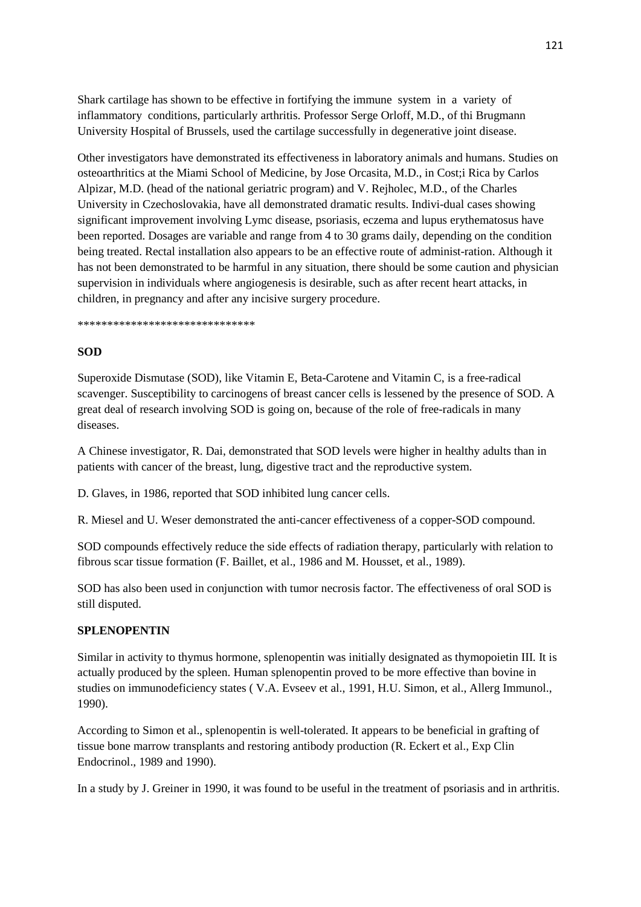Shark cartilage has shown to be effective in fortifying the immune system in a variety of inflammatory conditions, particularly arthritis. Professor Serge Orloff, M.D., of thi Brugmann University Hospital of Brussels, used the cartilage successfully in degenerative joint disease.

Other investigators have demonstrated its effectiveness in laboratory animals and humans. Studies on osteoarthritics at the Miami School of Medicine, by Jose Orcasita, M.D., in Cost;i Rica by Carlos Alpizar, M.D. (head of the national geriatric program) and V. Rejholec, M.D., of the Charles University in Czechoslovakia, have all demonstrated dramatic results. Indivi-dual cases showing significant improvement involving Lymc disease, psoriasis, eczema and lupus erythematosus have been reported. Dosages are variable and range from 4 to 30 grams daily, depending on the condition being treated. Rectal installation also appears to be an effective route of administ-ration. Although it has not been demonstrated to be harmful in any situation, there should be some caution and physician supervision in individuals where angiogenesis is desirable, such as after recent heart attacks, in children, in pregnancy and after any incisive surgery procedure.

******************************

**SOD**

Superoxide Dismutase (SOD), like Vitamin E, Beta-Carotene and Vitamin C, is a free-radical scavenger. Susceptibility to carcinogens of breast cancer cells is lessened by the presence of SOD. A great deal of research involving SOD is going on, because of the role of free-radicals in many diseases.

A Chinese investigator, R. Dai, demonstrated that SOD levels were higher in healthy adults than in patients with cancer of the breast, lung, digestive tract and the reproductive system.

D. Glaves, in 1986, reported that SOD inhibited lung cancer cells.

R. Miesel and U. Weser demonstrated the anti-cancer effectiveness of a copper-SOD compound.

SOD compounds effectively reduce the side effects of radiation therapy, particularly with relation to fibrous scar tissue formation (F. Baillet, et al., 1986 and M. Housset, et al., 1989).

SOD has also been used in conjunction with tumor necrosis factor. The effectiveness of oral SOD is still disputed.

**SPLENOPENTIN**

Similar in activity to thymus hormone, splenopentin was initially designated as thymopoietin III. It is actually produced by the spleen. Human splenopentin proved to be more effective than bovine in studies on immunodeficiency states ( V.A. Evseev et al., 1991, H.U. Simon, et al., Allerg Immunol., 1990).

According to Simon et al., splenopentin is well-tolerated. It appears to be beneficial in grafting of tissue bone marrow transplants and restoring antibody production (R. Eckert et al., Exp Clin Endocrinol., 1989 and 1990).

In a study by J. Greiner in 1990, it was found to be useful in the treatment of psoriasis and in arthritis.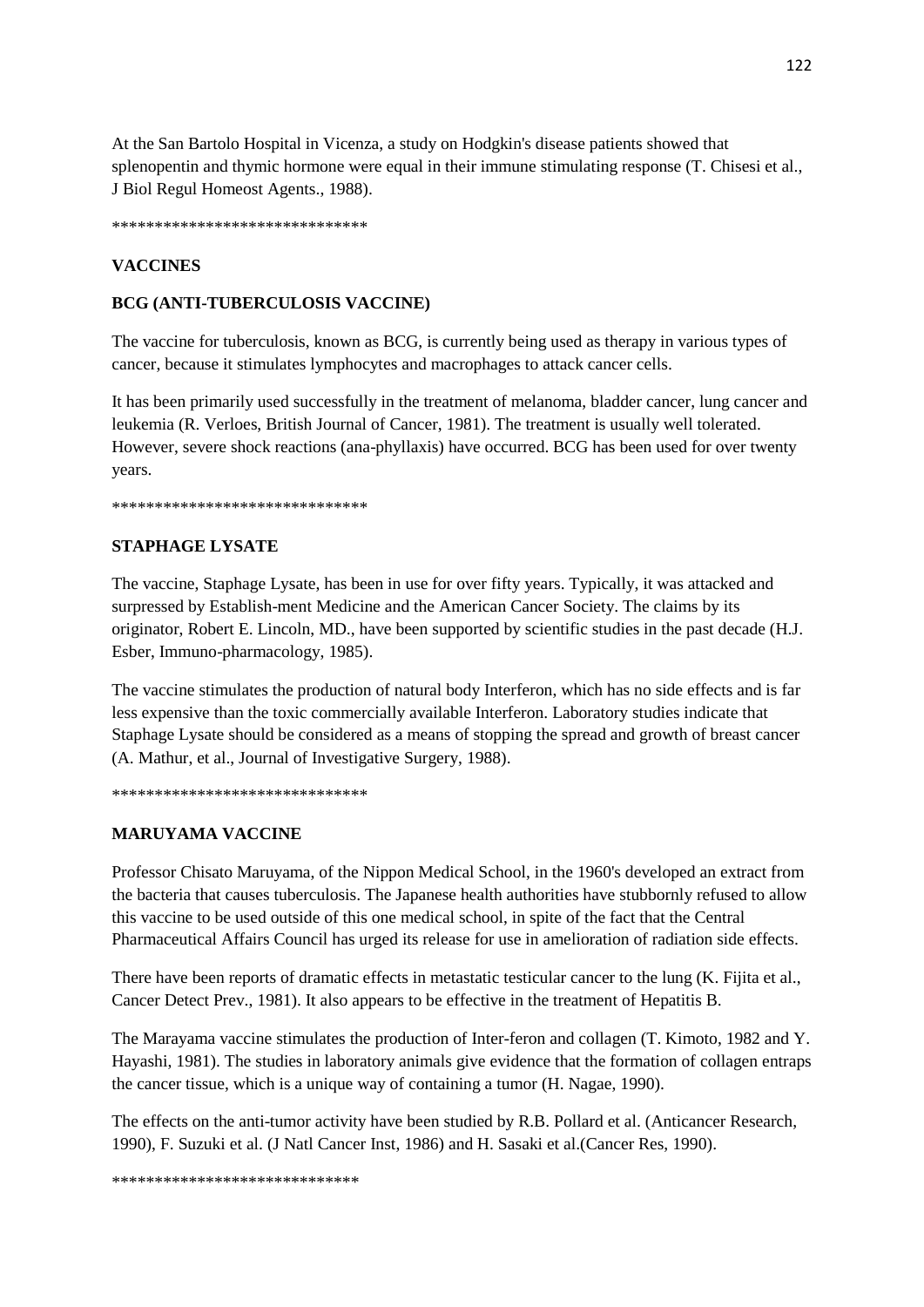At the San Bartolo Hospital in Vicenza, a study on Hodgkin's disease patients showed that splenopentin and thymic hormone were equal in their immune stimulating response (T. Chisesi et al., J Biol Regul Homeost Agents., 1988).

******************************

## VACCINES

### BCG (ANTI-TUBERCULOSIS VACCINE)

The vaccine for tuberculosis, known as BCG, is currently being used as therapy in various types of cancer, because it stimulates lymphocytes and macrophages to attack cancer cells.

It has been primarily used successfully in the treatment of melanoma, bladder cancer, lung cancer and leukemia (R. Verloes, British Journal of Cancer, 1981). The treatment is usually well tolerated. However, severe shock reactions (ana-phyllaxis) have occurred. BCG has been used for over twenty years.

******************************

### STAPHAGE LYSATE

The vaccine, Staphage Lysate, has been in use for over fifty years. Typically, it was attacked and surpressed by Establish-ment Medicine and the American Cancer Society. The claims by its originator, Robert E. Lincoln, MD., have been supported by scientific studies in the past decade (H.J. Esber, Immuno-pharmacology, 1985).

The vaccine stimulates the production of natural body Interferon, which has no side effects and is far less expensive than the toxic commercially available Interferon. Laboratory studies indicate that Staphage Lysate should be considered as a means of stopping the spread and growth of breast cancer (A. Mathur, et al., Journal of Investigative Surgery, 1988).

******************************

### MARUYAMA VACCINE

Professor Chisato Maruyama, of the Nippon Medical School, in the 1960's developed an extract from the bacteria that causes tuberculosis. The Japanese health authorities have stubbornly refused to allow this vaccine to be used outside of this one medical school, in spite of the fact that the Central Pharmaceutical Affairs Council has urged its release for use in amelioration of radiation side effects.

There have been reports of dramatic effects in metastatic testicular cancer to the lung (K. Fijita et al., Cancer Detect Prev., 1981). It also appears to be effective in the treatment of Hepatitis B.

The Marayama vaccine stimulates the production of Inter-feron and collagen (T. Kimoto, 1982 and Y. Hayashi, 1981). The studies in laboratory animals give evidence that the formation of collagen entraps the cancer tissue, which is a unique way of containing a tumor (H. Nagae, 1990).

The effects on the anti-tumor activity have been studied by R.B. Pollard et al. (Anticancer Research, 1990), F. Suzuki et al. (J Natl Cancer Inst, 1986) and H. Sasaki et al.(Cancer Res, 1990).

*****************************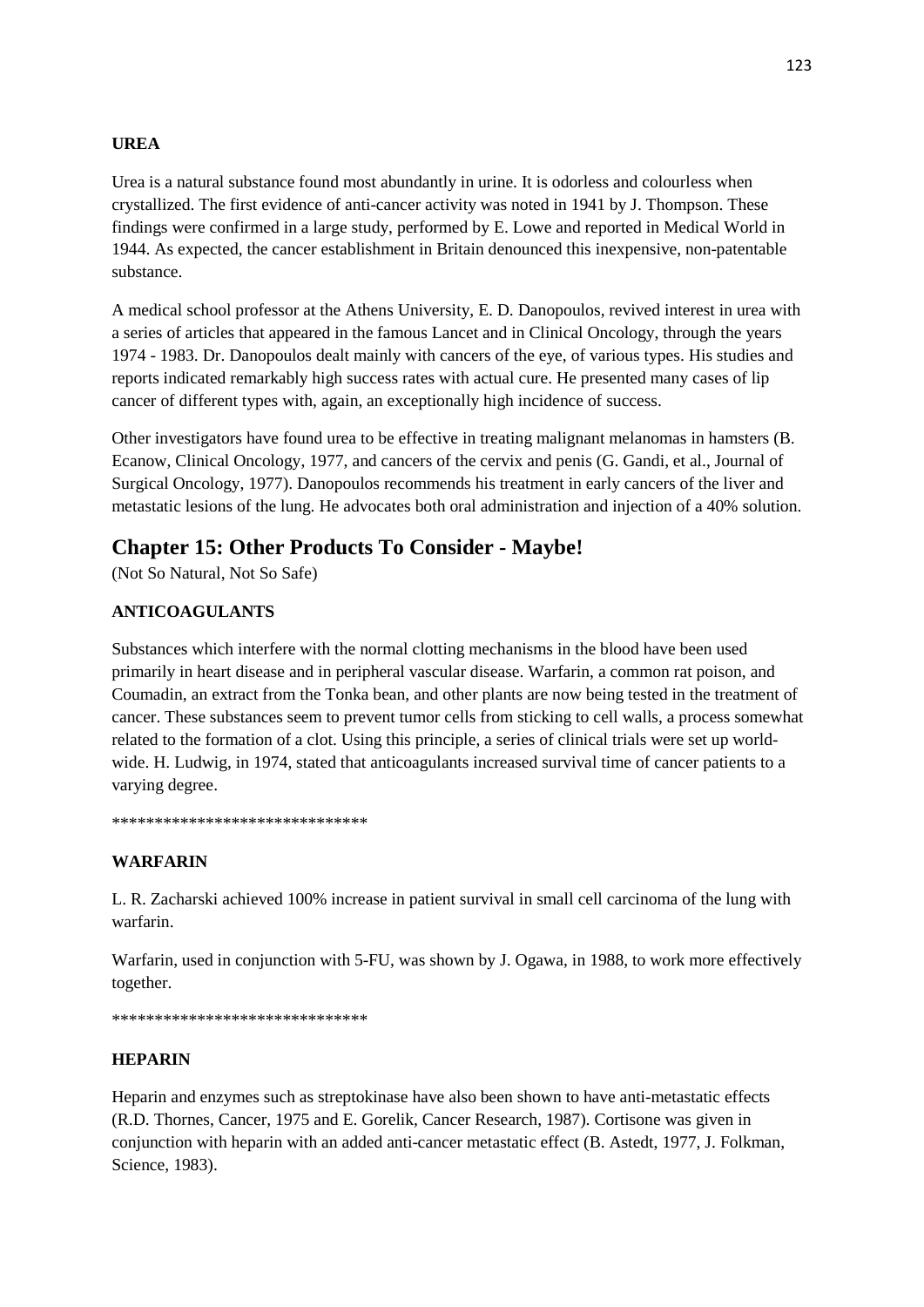**UREA**

Urea is a natural substance found most abundantly in urine. It is odorless and colourless when crystallized. The first evidence of anti-cancer activity was noted in 1941 by J. Thompson. These findings were confirmed in a large study, performed by E. Lowe and reported in Medical World in 1944. As expected, the cancer establishment in Britain denounced this inexpensive, non-patentable substance.

A medical school professor at the Athens University, E. D. Danopoulos, revived interest in urea with a series of articles that appeared in the famous Lancet and in Clinical Oncology, through the years 1974 - 1983. Dr. Danopoulos dealt mainly with cancers of the eye, of various types. His studies and reports indicated remarkably high success rates with actual cure. He presented many cases of lip cancer of different types with, again, an exceptionally high incidence of success.

Other investigators have found urea to be effective in treating malignant melanomas in hamsters (B. Ecanow, Clinical Oncology, 1977, and cancers of the cervix and penis (G. Gandi, et al., Journal of Surgical Oncology, 1977). Danopoulos recommends his treatment in early cancers of the liver and metastatic lesions of the lung. He advocates both oral administration and injection of a 40% solution.

## Chapter 15: Other Products To Consider - Maybe!

(Not So Natural, Not So Safe)

**ANTICOAGULANTS**

Substances which interfere with the normal clotting mechanisms in the blood have been used primarily in heart disease and in peripheral vascular disease. Warfarin, a common rat poison, and Coumadin, an extract from the Tonka bean, and other plants are now being tested in the treatment of cancer. These substances seem to prevent tumor cells from sticking to cell walls, a process somewhat related to the formation of a clot. Using this principle, a series of clinical trials were set up world-wide. H. Ludwig, in 1974, stated that anticoagulants increased survival time of cancer patients to a varying degree.

******************************

**WARFARIN**

L. R. Zacharski achieved 100% increase in patient survival in small cell carcinoma of the lung with warfarin.

Warfarin, used in conjunction with 5-FU, was shown by J. Ogawa, in 1988, to work more effectively together.

******************************

**HEPARIN**

Heparin and enzymes such as streptokinase have also been shown to have anti-metastatic effects (R.D. Thornes, Cancer, 1975 and E. Gorelik, Cancer Research, 1987). Cortisone was given in conjunction with heparin with an added anti-cancer metastatic effect (B. Astedt, 1977, J. Folkman, Science, 1983).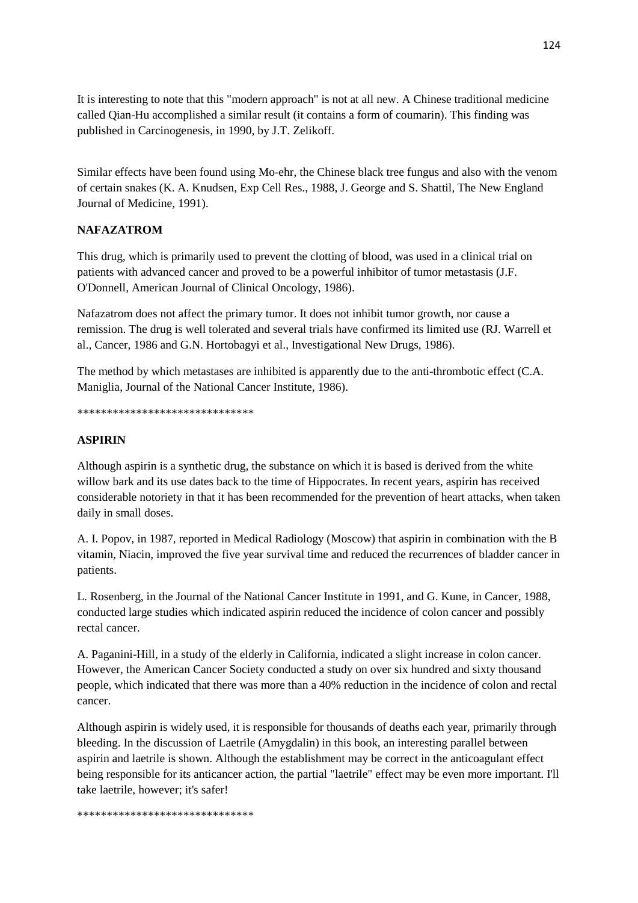It is interesting to note that this "modern approach" is not at all new. A Chinese traditional medicine called Qian-Hu accomplished a similar result (it contains a form of coumarin). This finding was published in Carcinogenesis, in 1990, by J.T. Zelikoff.

Similar effects have been found using Mo-ehr, the Chinese black tree fungus and also with the venom of certain snakes (K. A. Knudsen, Exp Cell Res., 1988, J. George and S. Shattil, The New England Journal of Medicine, 1991).

**NAFAZATROM**

This drug, which is primarily used to prevent the clotting of blood, was used in a clinical trial on patients with advanced cancer and proved to be a powerful inhibitor of tumor metastasis (J.F. O'Donnell, American Journal of Clinical Oncology, 1986).

Nafazatrom does not affect the primary tumor. It does not inhibit tumor growth, nor cause a remission. The drug is well tolerated and several trials have confirmed its limited use (RJ. Warrell et al., Cancer, 1986 and G.N. Hortobagyi et al., Investigational New Drugs, 1986).

The method by which metastases are inhibited is apparently due to the anti-thrombotic effect (C.A. Maniglia, Journal of the National Cancer Institute, 1986).

******************************

**ASPIRIN**

Although aspirin is a synthetic drug, the substance on which it is based is derived from the white willow bark and its use dates back to the time of Hippocrates. In recent years, aspirin has received considerable notoriety in that it has been recommended for the prevention of heart attacks, when taken daily in small doses.

A. I. Popov, in 1987, reported in Medical Radiology (Moscow) that aspirin in combination with the B vitamin, Niacin, improved the five year survival time and reduced the recurrences of bladder cancer in patients.

L. Rosenberg, in the Journal of the National Cancer Institute in 1991, and G. Kune, in Cancer, 1988, conducted large studies which indicated aspirin reduced the incidence of colon cancer and possibly rectal cancer.

A. Paganini-Hill, in a study of the elderly in California, indicated a slight increase in colon cancer. However, the American Cancer Society conducted a study on over six hundred and sixty thousand people, which indicated that there was more than a 40% reduction in the incidence of colon and rectal cancer.

Although aspirin is widely used, it is responsible for thousands of deaths each year, primarily through bleeding. In the discussion of Laetrile (Amygdalin) in this book, an interesting parallel between aspirin and laetrile is shown. Although the establishment may be correct in the anticoagulant effect being responsible for its anticancer action, the partial "laetrile" effect may be even more important. I'll take laetrile, however; it's safer!

******************************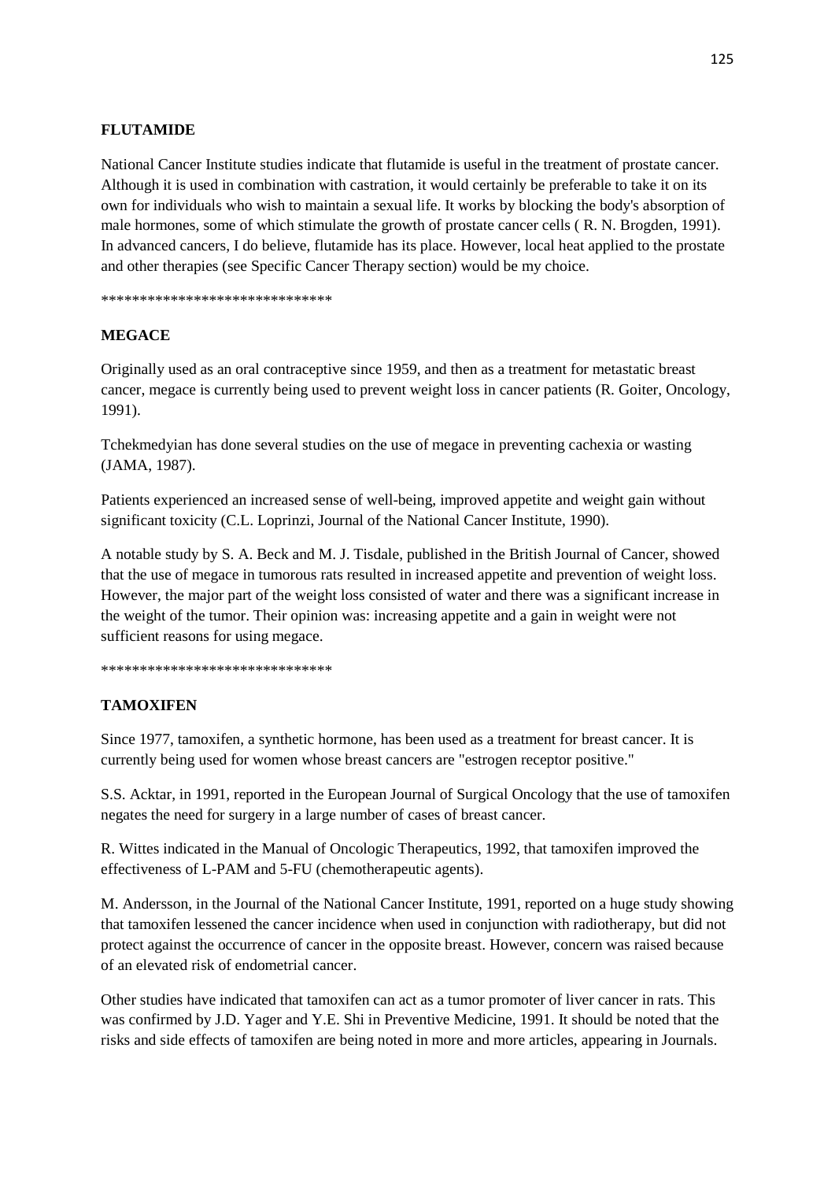## FLUTAMIDE

National Cancer Institute studies indicate that flutamide is useful in the treatment of prostate cancer. Although it is used in combination with castration, it would certainly be preferable to take it on its own for individuals who wish to maintain a sexual life. It works by blocking the body's absorption of male hormones, some of which stimulate the growth of prostate cancer cells ( R. N. Brogden, 1991). In advanced cancers, I do believe, flutamide has its place. However, local heat applied to the prostate and other therapies (see Specific Cancer Therapy section) would be my choice.

******************************

## MEGACE

Originally used as an oral contraceptive since 1959, and then as a treatment for metastatic breast cancer, megace is currently being used to prevent weight loss in cancer patients (R. Goiter, Oncology, 1991).

Tchekmedyian has done several studies on the use of megace in preventing cachexia or wasting (JAMA, 1987).

Patients experienced an increased sense of well-being, improved appetite and weight gain without significant toxicity (C.L. Loprinzi, Journal of the National Cancer Institute, 1990).

A notable study by S. A. Beck and M. J. Tisdale, published in the British Journal of Cancer, showed that the use of megace in tumorous rats resulted in increased appetite and prevention of weight loss. However, the major part of the weight loss consisted of water and there was a significant increase in the weight of the tumor. Their opinion was: increasing appetite and a gain in weight were not sufficient reasons for using megace.

******************************

## TAMOXIFEN

Since 1977, tamoxifen, a synthetic hormone, has been used as a treatment for breast cancer. It is currently being used for women whose breast cancers are "estrogen receptor positive."

S.S. Acktar, in 1991, reported in the European Journal of Surgical Oncology that the use of tamoxifen negates the need for surgery in a large number of cases of breast cancer.

R. Wittes indicated in the Manual of Oncologic Therapeutics, 1992, that tamoxifen improved the effectiveness of L-PAM and 5-FU (chemotherapeutic agents).

M. Andersson, in the Journal of the National Cancer Institute, 1991, reported on a huge study showing that tamoxifen lessened the cancer incidence when used in conjunction with radiotherapy, but did not protect against the occurrence of cancer in the opposite breast. However, concern was raised because of an elevated risk of endometrial cancer.

Other studies have indicated that tamoxifen can act as a tumor promoter of liver cancer in rats. This was confirmed by J.D. Yager and Y.E. Shi in Preventive Medicine, 1991. It should be noted that the risks and side effects of tamoxifen are being noted in more and more articles, appearing in Journals.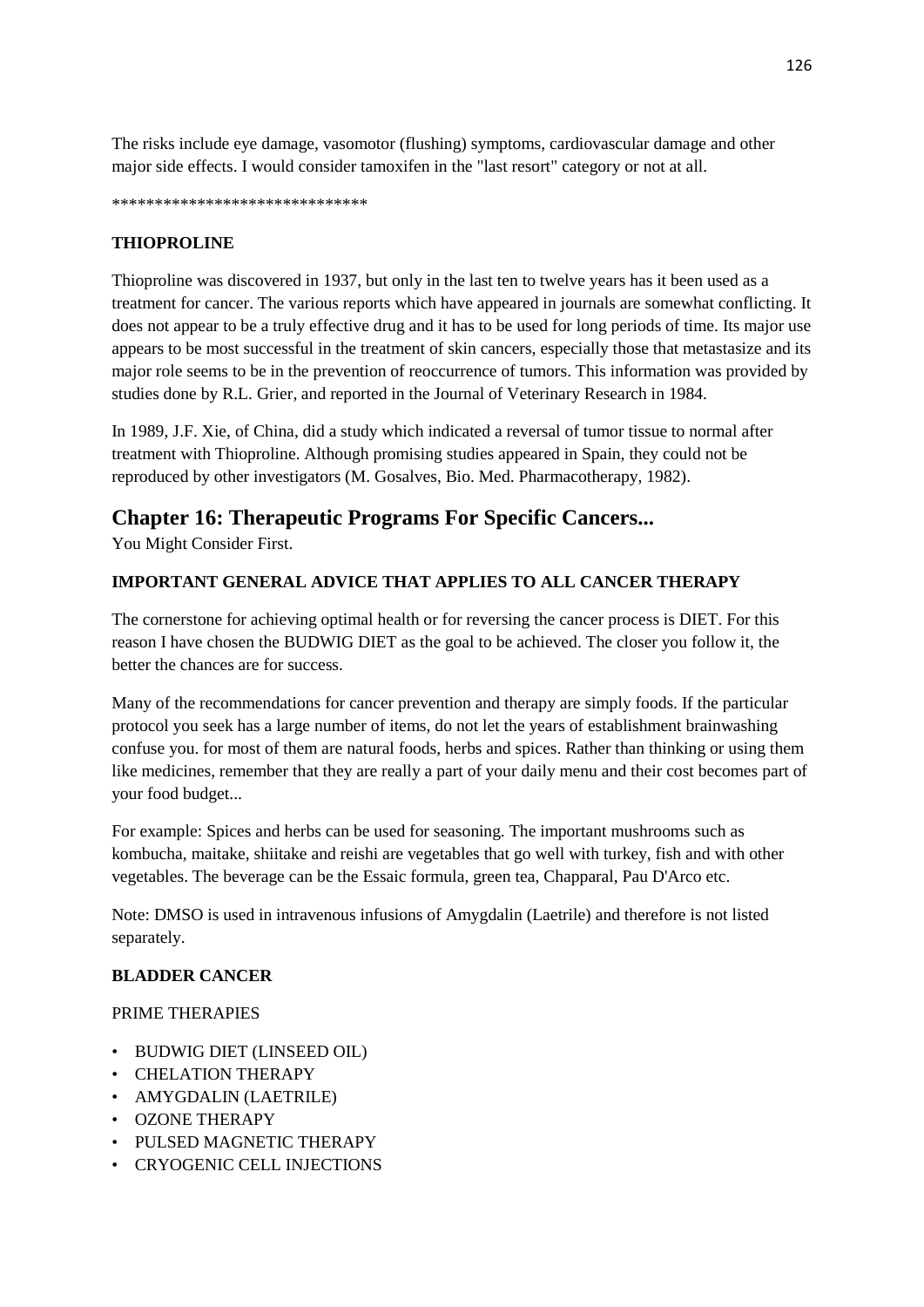The risks include eye damage, vasomotor (flushing) symptoms, cardiovascular damage and other major side effects. I would consider tamoxifen in the "last resort" category or not at all.

******************************

**THIOPROLINE**

Thioproline was discovered in 1937, but only in the last ten to twelve years has it been used as a treatment for cancer. The various reports which have appeared in journals are somewhat conflicting. It does not appear to be a truly effective drug and it has to be used for long periods of time. Its major use appears to be most successful in the treatment of skin cancers, especially those that metastasize and its major role seems to be in the prevention of reoccurrence of tumors. This information was provided by studies done by R.L. Grier, and reported in the Journal of Veterinary Research in 1984.

In 1989, J.F. Xie, of China, did a study which indicated a reversal of tumor tissue to normal after treatment with Thioproline. Although promising studies appeared in Spain, they could not be reproduced by other investigators (M. Gosalves, Bio. Med. Pharmacotherapy, 1982).

## Chapter 16: Therapeutic Programs For Specific Cancers...

You Might Consider First.

**IMPORTANT GENERAL ADVICE THAT APPLIES TO ALL CANCER THERAPY**

The cornerstone for achieving optimal health or for reversing the cancer process is DIET. For this reason I have chosen the BUDWIG DIET as the goal to be achieved. The closer you follow it, the better the chances are for success.

Many of the recommendations for cancer prevention and therapy are simply foods. If the particular protocol you seek has a large number of items, do not let the years of establishment brainwashing confuse you. for most of them are natural foods, herbs and spices. Rather than thinking or using them like medicines, remember that they are really a part of your daily menu and their cost becomes part of your food budget...

For example: Spices and herbs can be used for seasoning. The important mushrooms such as kombucha, maitake, shiitake and reishi are vegetables that go well with turkey, fish and with other vegetables. The beverage can be the Essaic formula, green tea, Chapparal, Pau D'Arco etc.

Note: DMSO is used in intravenous infusions of Amygdalin (Laetrile) and therefore is not listed separately.

**BLADDER CANCER**

PRIME THERAPIES

- BUDWIG DIET (LINSEED OIL)
- CHELATION THERAPY
- AMYGDALIN (LAETRILE)
- OZONE THERAPY
- PULSED MAGNETIC THERAPY
- CRYOGENIC CELL INJECTIONS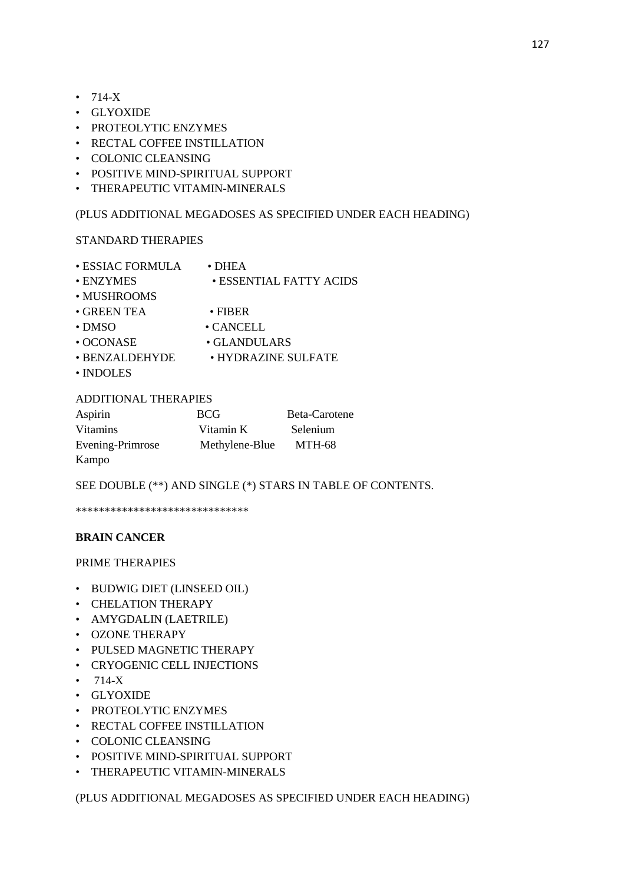- 714-X
- GLYOXIDE
- PROTEOLYTIC ENZYMES
- RECTAL COFFEE INSTILLATION
- COLONIC CLEANSING
- POSITIVE MIND-SPIRITUAL SUPPORT
- THERAPEUTIC VITAMIN-MINERALS

(PLUS ADDITIONAL MEGADOSES AS SPECIFIED UNDER EACH HEADING)

STANDARD THERAPIES

- ESSIAC FORMULA • DHEA
- ENZYMES • ESSENTIAL FATTY ACIDS
- MUSHROOMS
- GREEN TEA • FIBER
- DMSO • CANCELL
- OCONASE • GLANDULARS
- BENZALDEHYDE • HYDRAZINE SULFATE
- INDOLES

ADDITIONAL THERAPIES

| Aspirin | BCG | Beta-Carotene |
|---|---|---|
| Vitamins | Vitamin K | Selenium |
| Evening-Primrose | Methylene-Blue | MTH-68 |
| Kampo | | |

SEE DOUBLE (**) AND SINGLE (*) STARS IN TABLE OF CONTENTS.

******************************

**BRAIN CANCER**

PRIME THERAPIES

- BUDWIG DIET (LINSEED OIL)
- CHELATION THERAPY
- AMYGDALIN (LAETRILE)
- OZONE THERAPY
- PULSED MAGNETIC THERAPY
- CRYOGENIC CELL INJECTIONS
- 714-X
- GLYOXIDE
- PROTEOLYTIC ENZYMES
- RECTAL COFFEE INSTILLATION
- COLONIC CLEANSING
- POSITIVE MIND-SPIRITUAL SUPPORT
- THERAPEUTIC VITAMIN-MINERALS

(PLUS ADDITIONAL MEGADOSES AS SPECIFIED UNDER EACH HEADING)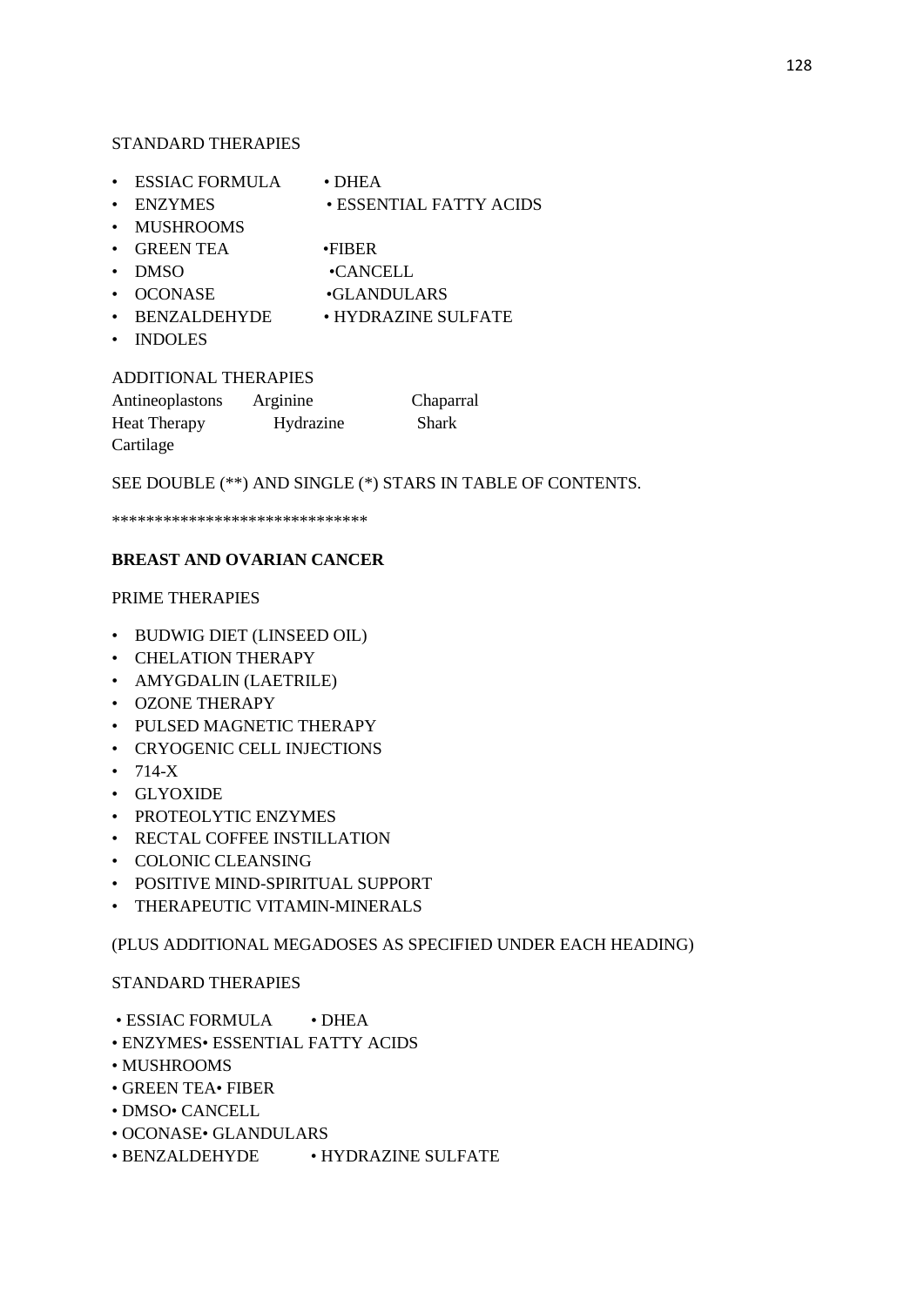STANDARD THERAPIES

- ESSIAC FORMULA • DHEA
- ENZYMES • ESSENTIAL FATTY ACIDS
- MUSHROOMS
- GREEN TEA •FIBER
- DMSO •CANCELL
- OCONASE •GLANDULARS
- BENZALDEHYDE • HYDRAZINE SULFATE
- INDOLES

ADDITIONAL THERAPIES

Antineoplastons Arginine Chaparral
Heat Therapy Hydrazine Shark
Cartilage

SEE DOUBLE (**) AND SINGLE (*) STARS IN TABLE OF CONTENTS.

******************************

**BREAST AND OVARIAN CANCER**

PRIME THERAPIES

- BUDWIG DIET (LINSEED OIL)
- CHELATION THERAPY
- AMYGDALIN (LAETRILE)
- OZONE THERAPY
- PULSED MAGNETIC THERAPY
- CRYOGENIC CELL INJECTIONS
- 714-X
- GLYOXIDE
- PROTEOLYTIC ENZYMES
- RECTAL COFFEE INSTILLATION
- COLONIC CLEANSING
- POSITIVE MIND-SPIRITUAL SUPPORT
- THERAPEUTIC VITAMIN-MINERALS

(PLUS ADDITIONAL MEGADOSES AS SPECIFIED UNDER EACH HEADING)

STANDARD THERAPIES

- ESSIAC FORMULA • DHEA
- ENZYMES• ESSENTIAL FATTY ACIDS
- MUSHROOMS
- GREEN TEA• FIBER
- DMSO• CANCELL
- OCONASE• GLANDULARS
- BENZALDEHYDE • HYDRAZINE SULFATE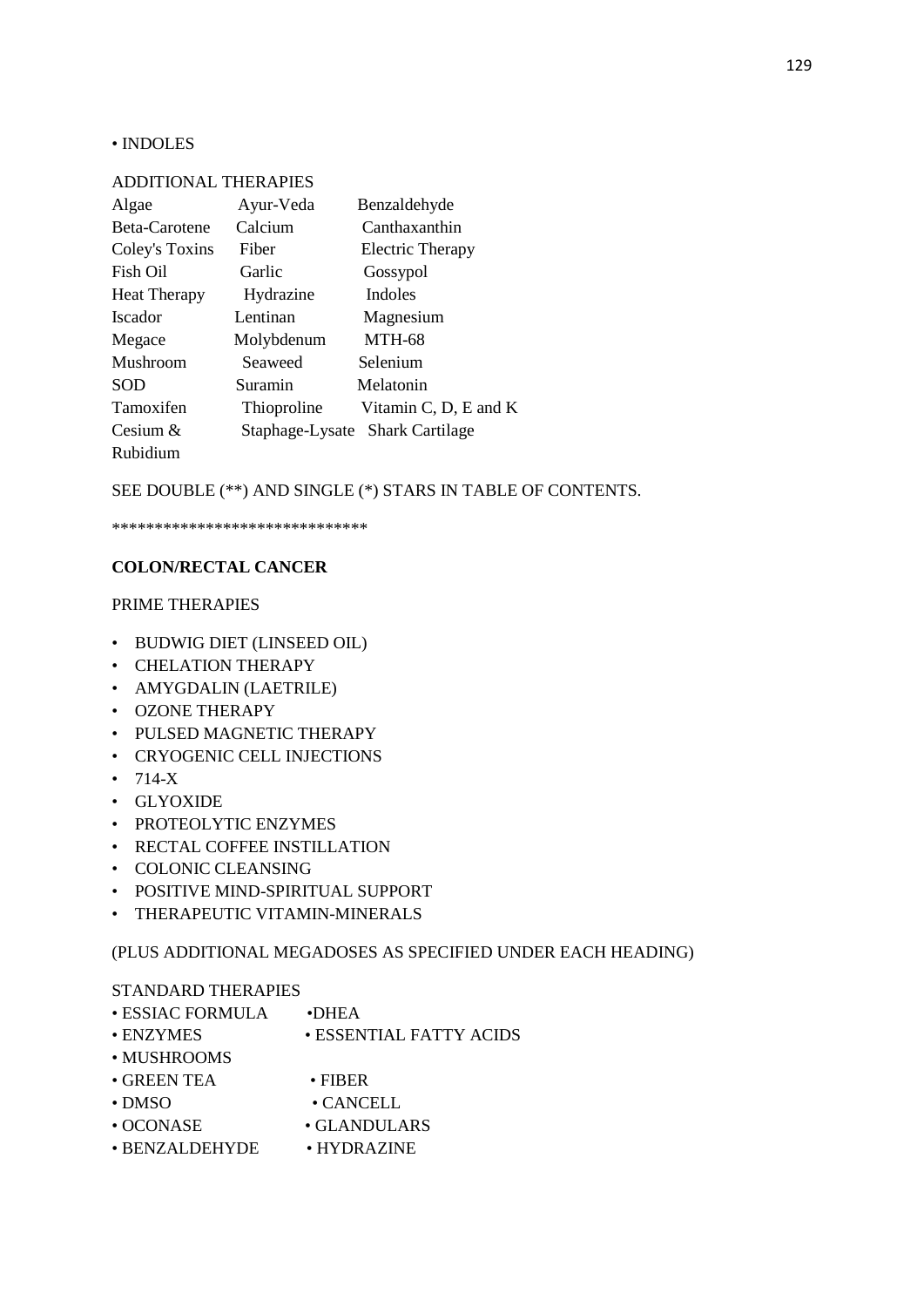• INDOLES

ADDITIONAL THERAPIES

| Algae | Ayur-Veda | Benzaldehyde |
|---|---|---|
| Beta-Carotene | Calcium | Canthaxanthin |
| Coley's Toxins | Fiber | Electric Therapy |
| Fish Oil | Garlic | Gossypol |
| Heat Therapy | Hydrazine | Indoles |
| Iscador | Lentinan | Magnesium |
| Megace | Molybdenum | MTH-68 |
| Mushroom | Seaweed | Selenium |
| SOD | Suramin | Melatonin |
| Tamoxifen | Thioproline | Vitamin C, D, E and K |
| Cesium & Rubidium | Staphage-Lysate | Shark Cartilage |

SEE DOUBLE (**) AND SINGLE (*) STARS IN TABLE OF CONTENTS.

******************************

**COLON/RECTAL CANCER**

PRIME THERAPIES

- BUDWIG DIET (LINSEED OIL)
- CHELATION THERAPY
- AMYGDALIN (LAETRILE)
- OZONE THERAPY
- PULSED MAGNETIC THERAPY
- CRYOGENIC CELL INJECTIONS
- 714-X
- GLYOXIDE
- PROTEOLYTIC ENZYMES
- RECTAL COFFEE INSTILLATION
- COLONIC CLEANSING
- POSITIVE MIND-SPIRITUAL SUPPORT
- THERAPEUTIC VITAMIN-MINERALS

(PLUS ADDITIONAL MEGADOSES AS SPECIFIED UNDER EACH HEADING)

STANDARD THERAPIES

| | |
|---|---|
| • ESSIAC FORMULA | •DHEA |
| • ENZYMES | • ESSENTIAL FATTY ACIDS |
| • MUSHROOMS | |
| • GREEN TEA | • FIBER |
| • DMSO | • CANCELL |
| • OCONASE | • GLANDULARS |
| • BENZALDEHYDE | • HYDRAZINE |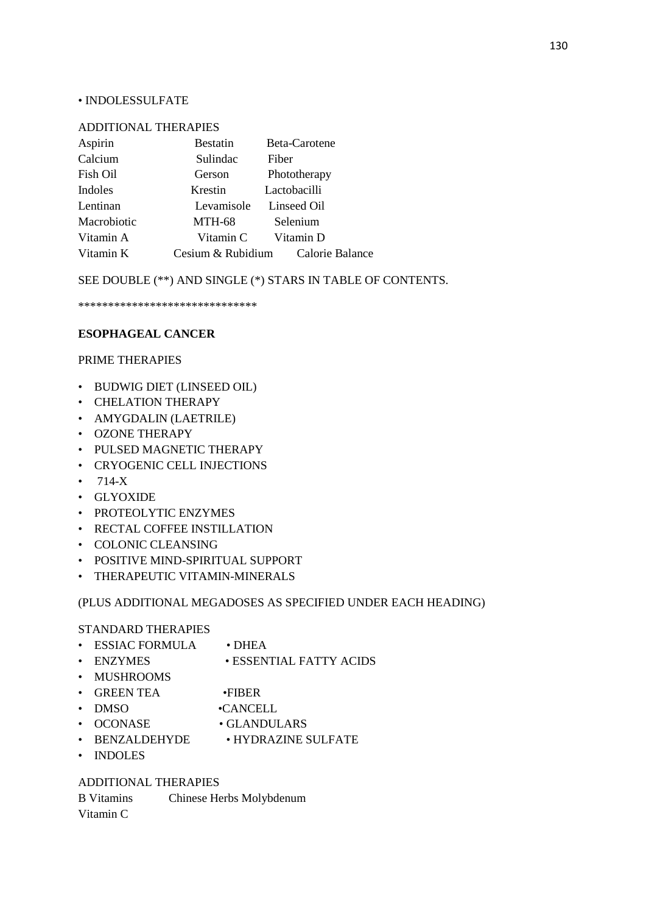• INDOLESSULFATE

ADDITIONAL THERAPIES

| | | |
|---|---|---|
| Aspirin | Bestatin | Beta-Carotene |
| Calcium | Sulindac | Fiber |
| Fish Oil | Gerson | Phototherapy |
| Indoles | Krestin | Lactobacilli |
| Lentinan | Levamisole | Linseed Oil |
| Macrobiotic | MTH-68 | Selenium |
| Vitamin A | Vitamin C | Vitamin D |
| Vitamin K | Cesium & Rubidium | Calorie Balance |

SEE DOUBLE (**) AND SINGLE (*) STARS IN TABLE OF CONTENTS.

******************************

**ESOPHAGEAL CANCER**

PRIME THERAPIES

- BUDWIG DIET (LINSEED OIL)
- CHELATION THERAPY
- AMYGDALIN (LAETRILE)
- OZONE THERAPY
- PULSED MAGNETIC THERAPY
- CRYOGENIC CELL INJECTIONS
- 714-X
- GLYOXIDE
- PROTEOLYTIC ENZYMES
- RECTAL COFFEE INSTILLATION
- COLONIC CLEANSING
- POSITIVE MIND-SPIRITUAL SUPPORT
- THERAPEUTIC VITAMIN-MINERALS

(PLUS ADDITIONAL MEGADOSES AS SPECIFIED UNDER EACH HEADING)

STANDARD THERAPIES

- ESSIAC FORMULA • DHEA
- ENZYMES • ESSENTIAL FATTY ACIDS
- MUSHROOMS
- GREEN TEA •FIBER
- DMSO •CANCELL
- OCONASE • GLANDULARS
- BENZALDEHYDE • HYDRAZINE SULFATE
- INDOLES

ADDITIONAL THERAPIES

B Vitamins Chinese Herbs Molybdenum
Vitamin C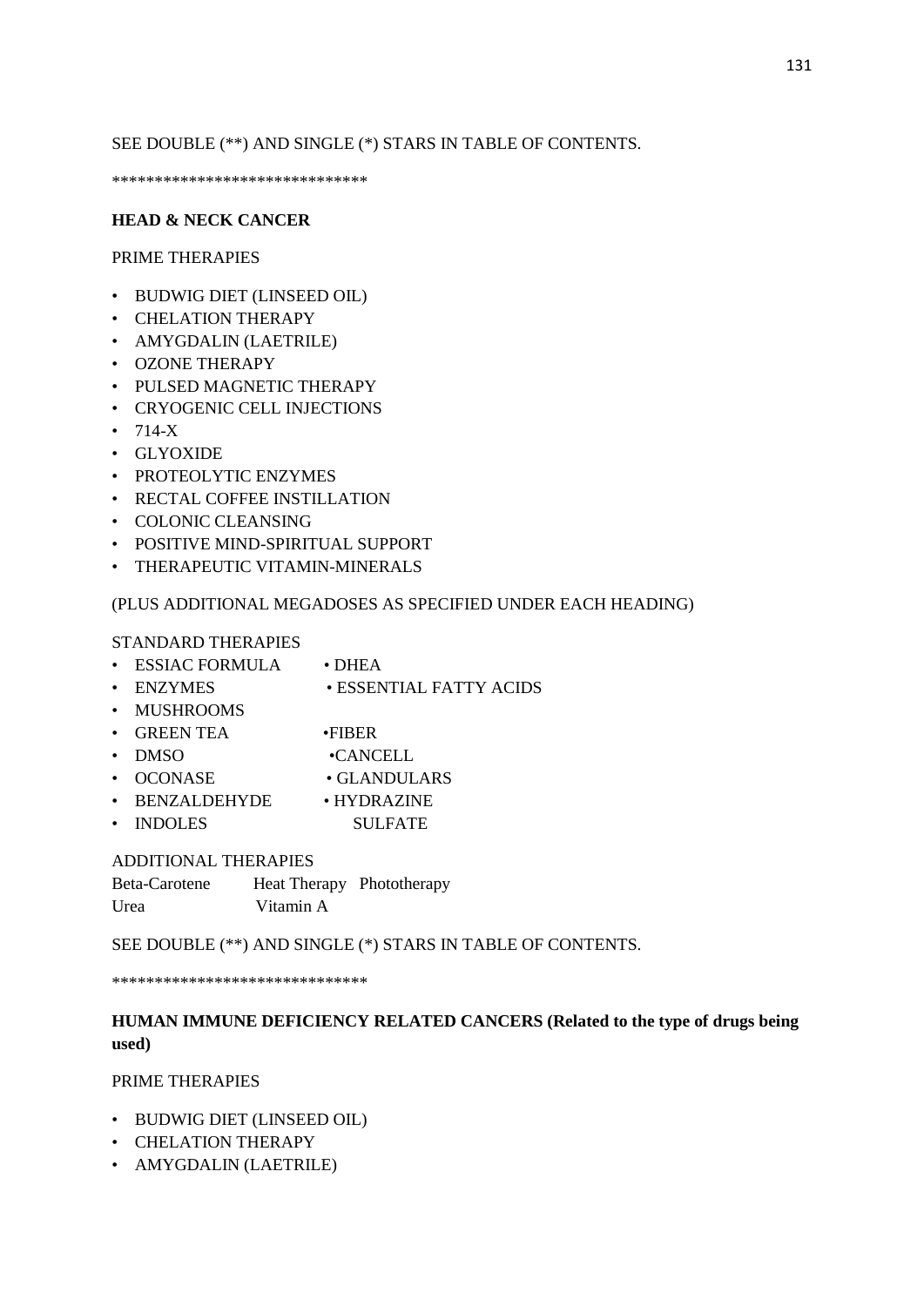SEE DOUBLE (**) AND SINGLE (*) STARS IN TABLE OF CONTENTS.

******************************

**HEAD & NECK CANCER**

PRIME THERAPIES

- BUDWIG DIET (LINSEED OIL)
- CHELATION THERAPY
- AMYGDALIN (LAETRILE)
- OZONE THERAPY
- PULSED MAGNETIC THERAPY
- CRYOGENIC CELL INJECTIONS
- 714-X
- GLYOXIDE
- PROTEOLYTIC ENZYMES
- RECTAL COFFEE INSTILLATION
- COLONIC CLEANSING
- POSITIVE MIND-SPIRITUAL SUPPORT
- THERAPEUTIC VITAMIN-MINERALS

(PLUS ADDITIONAL MEGADOSES AS SPECIFIED UNDER EACH HEADING)

STANDARD THERAPIES

- ESSIAC FORMULA • DHEA
- ENZYMES • ESSENTIAL FATTY ACIDS
- MUSHROOMS
- GREEN TEA •FIBER
- DMSO •CANCELL
- OCONASE • GLANDULARS
- BENZALDEHYDE • HYDRAZINE
- INDOLES SULFATE

ADDITIONAL THERAPIES

Beta-Carotene Heat Therapy Phototherapy
Urea Vitamin A

SEE DOUBLE (**) AND SINGLE (*) STARS IN TABLE OF CONTENTS.

******************************

**HUMAN IMMUNE DEFICIENCY RELATED CANCERS (Related to the type of drugs being used)**

PRIME THERAPIES

- BUDWIG DIET (LINSEED OIL)
- CHELATION THERAPY
- AMYGDALIN (LAETRILE)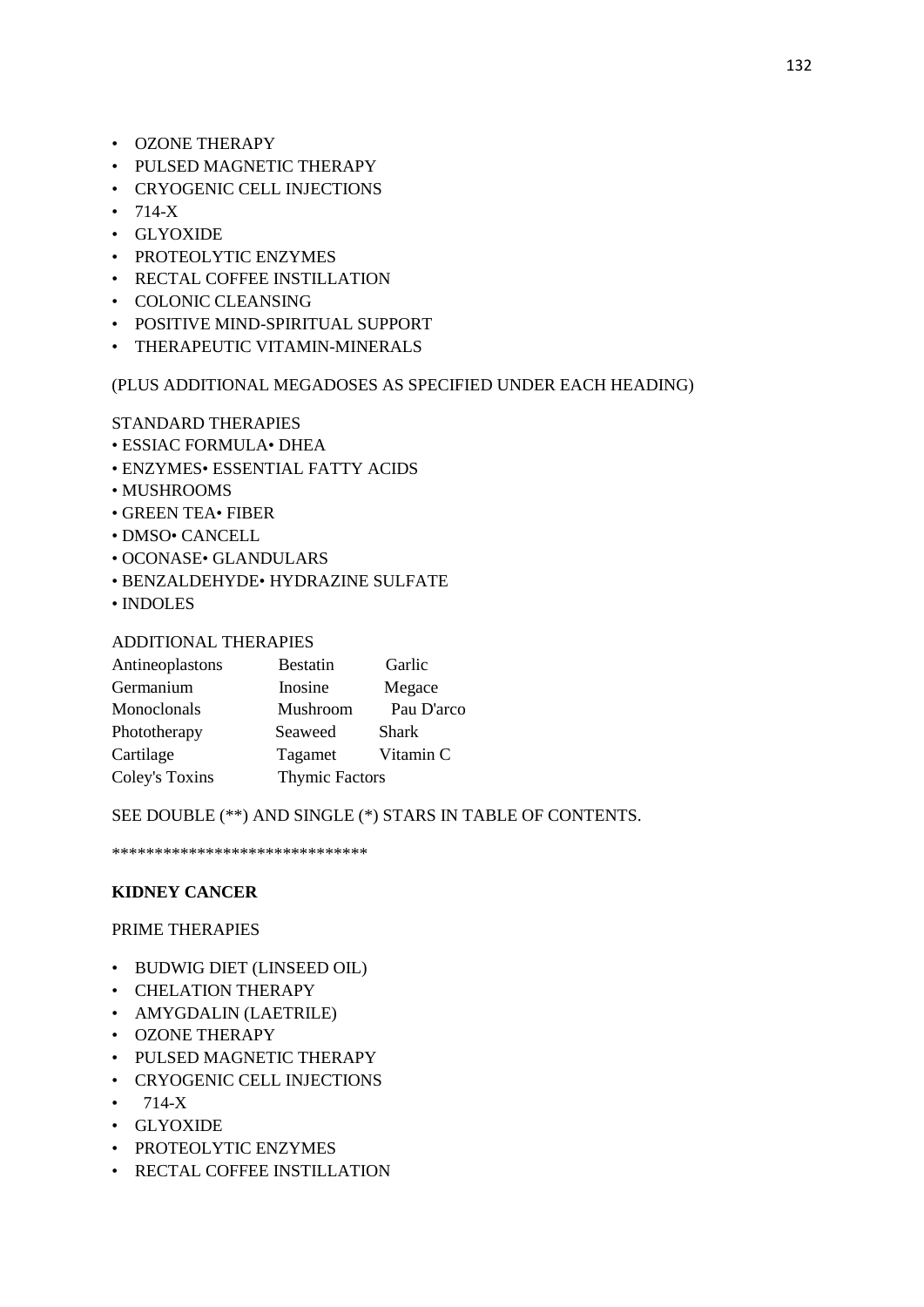- OZONE THERAPY
- PULSED MAGNETIC THERAPY
- CRYOGENIC CELL INJECTIONS
- 714-X
- GLYOXIDE
- PROTEOLYTIC ENZYMES
- RECTAL COFFEE INSTILLATION
- COLONIC CLEANSING
- POSITIVE MIND-SPIRITUAL SUPPORT
- THERAPEUTIC VITAMIN-MINERALS

(PLUS ADDITIONAL MEGADOSES AS SPECIFIED UNDER EACH HEADING)

STANDARD THERAPIES

- ESSIAC FORMULA• DHEA
- ENZYMES• ESSENTIAL FATTY ACIDS
- MUSHROOMS
- GREEN TEA• FIBER
- DMSO• CANCELL
- OCONASE• GLANDULARS
- BENZALDEHYDE• HYDRAZINE SULFATE
- INDOLES

ADDITIONAL THERAPIES

| | | |
|---|---|---|
| Antineoplastons | Bestatin | Garlic |
| Germanium | Inosine | Megace |
| Monoclonals | Mushroom | Pau D'arco |
| Phototherapy | Seaweed | Shark |
| Cartilage | Tagamet | Vitamin C |
| Coley's Toxins | Thymic Factors | |

SEE DOUBLE (**) AND SINGLE (*) STARS IN TABLE OF CONTENTS.

******************************

**KIDNEY CANCER**

PRIME THERAPIES

- BUDWIG DIET (LINSEED OIL)
- CHELATION THERAPY
- AMYGDALIN (LAETRILE)
- OZONE THERAPY
- PULSED MAGNETIC THERAPY
- CRYOGENIC CELL INJECTIONS
- 714-X
- GLYOXIDE
- PROTEOLYTIC ENZYMES
- RECTAL COFFEE INSTILLATION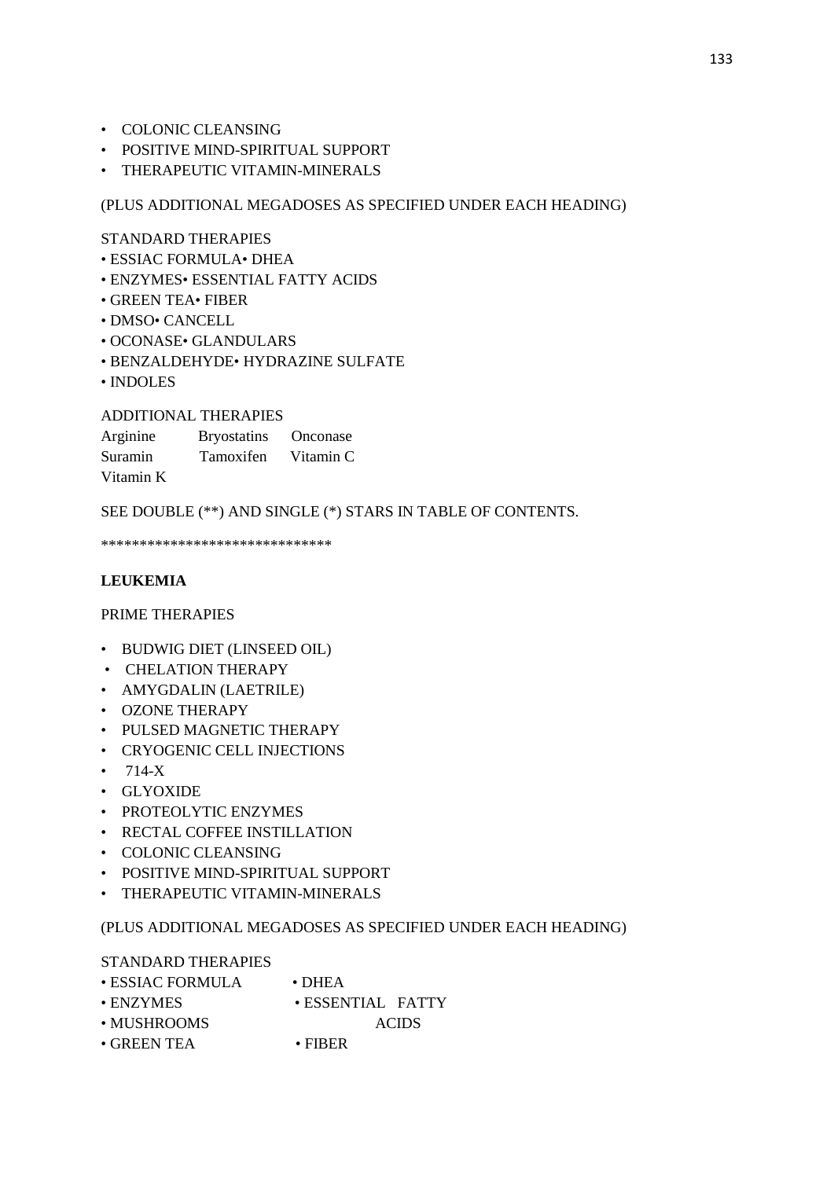- COLONIC CLEANSING
- POSITIVE MIND-SPIRITUAL SUPPORT
- THERAPEUTIC VITAMIN-MINERALS

(PLUS ADDITIONAL MEGADOSES AS SPECIFIED UNDER EACH HEADING)

STANDARD THERAPIES

- ESSIAC FORMULA• DHEA
- ENZYMES• ESSENTIAL FATTY ACIDS
- GREEN TEA• FIBER
- DMSO• CANCELL
- OCONASE• GLANDULARS
- BENZALDEHYDE• HYDRAZINE SULFATE
- INDOLES

ADDITIONAL THERAPIES

| | | |
|---|---|---|
| Arginine | Bryostatins | Onconase |
| Suramin | Tamoxifen | Vitamin C |
| Vitamin K | | |

SEE DOUBLE (**) AND SINGLE (*) STARS IN TABLE OF CONTENTS.

******************************

**LEUKEMIA**

PRIME THERAPIES

- BUDWIG DIET (LINSEED OIL)
- CHELATION THERAPY
- AMYGDALIN (LAETRILE)
- OZONE THERAPY
- PULSED MAGNETIC THERAPY
- CRYOGENIC CELL INJECTIONS
- 714-X
- GLYOXIDE
- PROTEOLYTIC ENZYMES
- RECTAL COFFEE INSTILLATION
- COLONIC CLEANSING
- POSITIVE MIND-SPIRITUAL SUPPORT
- THERAPEUTIC VITAMIN-MINERALS

(PLUS ADDITIONAL MEGADOSES AS SPECIFIED UNDER EACH HEADING)

STANDARD THERAPIES

- ESSIAC FORMULA
- DHEA
- ENZYMES
- ESSENTIAL FATTY ACIDS
- MUSHROOMS
- GREEN TEA
- FIBER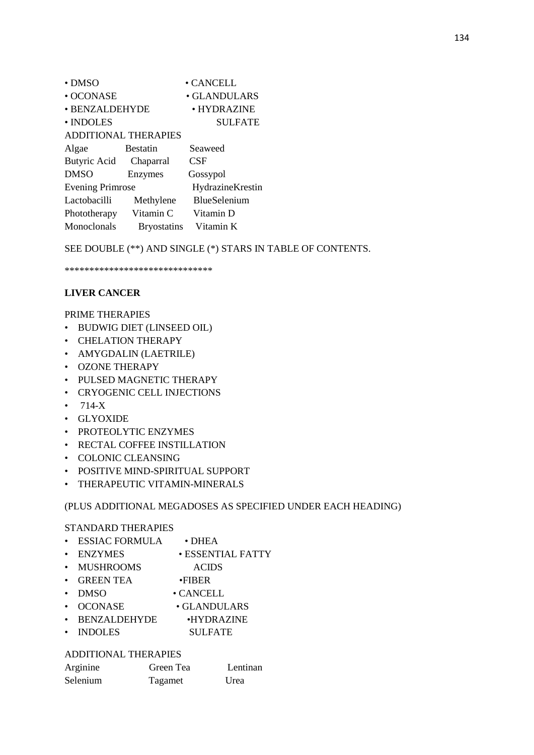- DMSO
- OCONASE
- BENZALDEHYDE
- INDOLES
- CANCELL
- GLANDULARS
- HYDRAZINE SULFATE

ADDITIONAL THERAPIES

| | | |
|---|---|---|
| Algae | Bestatin | Seaweed |
| Butyric Acid | Chaparral | CSF |
| DMSO | Enzymes | Gossypol |
| Evening Primrose | | HydrazineKrestin |
| Lactobacilli | Methylene | BlueSelenium |
| Phototherapy | Vitamin C | Vitamin D |
| Monoclonals | Bryostatins | Vitamin K |

SEE DOUBLE (**) AND SINGLE (*) STARS IN TABLE OF CONTENTS.

******************************

**LIVER CANCER**

PRIME THERAPIES

- BUDWIG DIET (LINSEED OIL)
- CHELATION THERAPY
- AMYGDALIN (LAETRILE)
- OZONE THERAPY
- PULSED MAGNETIC THERAPY
- CRYOGENIC CELL INJECTIONS
- 714-X
- GLYOXIDE
- PROTEOLYTIC ENZYMES
- RECTAL COFFEE INSTILLATION
- COLONIC CLEANSING
- POSITIVE MIND-SPIRITUAL SUPPORT
- THERAPEUTIC VITAMIN-MINERALS

(PLUS ADDITIONAL MEGADOSES AS SPECIFIED UNDER EACH HEADING)

STANDARD THERAPIES

- ESSIAC FORMULA
- ENZYMES
- MUSHROOMS
- GREEN TEA
- DMSO
- OCONASE
- BENZALDEHYDE
- INDOLES
- DHEA
- ESSENTIAL FATTY ACIDS
- FIBER
- CANCELL
- GLANDULARS
- HYDRAZINE SULFATE

ADDITIONAL THERAPIES

| | | |
|---|---|---|
| Arginine | Green Tea | Lentinan |
| Selenium | Tagamet | Urea |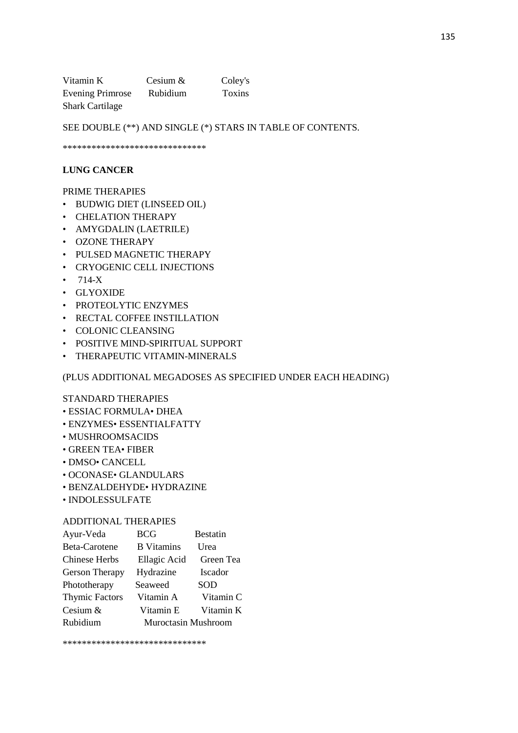| Vitamin K | Cesium & | Coley's |
|---|---|---|
| Evening Primrose | Rubidium | Toxins |
| Shark Cartilage | | |

SEE DOUBLE (**) AND SINGLE (*) STARS IN TABLE OF CONTENTS.

******************************

**LUNG CANCER**

PRIME THERAPIES

- BUDWIG DIET (LINSEED OIL)
- CHELATION THERAPY
- AMYGDALIN (LAETRILE)
- OZONE THERAPY
- PULSED MAGNETIC THERAPY
- CRYOGENIC CELL INJECTIONS
- 714-X
- GLYOXIDE
- PROTEOLYTIC ENZYMES
- RECTAL COFFEE INSTILLATION
- COLONIC CLEANSING
- POSITIVE MIND-SPIRITUAL SUPPORT
- THERAPEUTIC VITAMIN-MINERALS

(PLUS ADDITIONAL MEGADOSES AS SPECIFIED UNDER EACH HEADING)

STANDARD THERAPIES

• ESSIAC FORMULA• DHEA
• ENZYMES• ESSENTIALFATTY
• MUSHROOMSACIDS
• GREEN TEA• FIBER
• DMSO• CANCELL
• OCONASE• GLANDULARS
• BENZALDEHYDE• HYDRAZINE
• INDOLESSULFATE

ADDITIONAL THERAPIES

| Ayur-Veda | BCG | Bestatin |
|---|---|---|
| Beta-Carotene | B Vitamins | Urea |
| Chinese Herbs | Ellagic Acid | Green Tea |
| Gerson Therapy | Hydrazine | Iscador |
| Phototherapy | Seaweed | SOD |
| Thymic Factors | Vitamin A | Vitamin C |
| Cesium & | Vitamin E | Vitamin K |
| Rubidium | Muroctasin Mushroom | |

******************************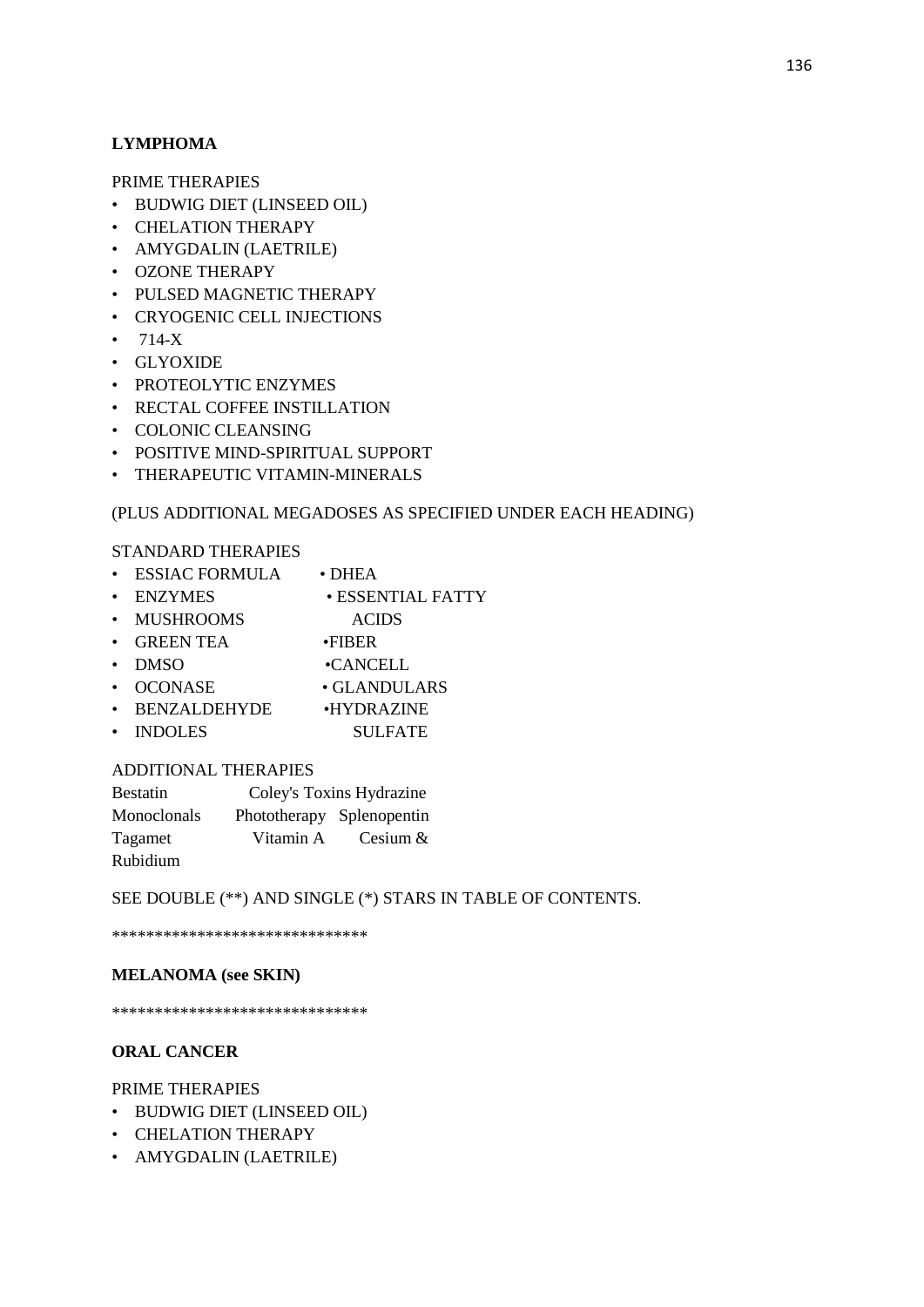**LYMPHOMA**

PRIME THERAPIES

- BUDWIG DIET (LINSEED OIL)
- CHELATION THERAPY
- AMYGDALIN (LAETRILE)
- OZONE THERAPY
- PULSED MAGNETIC THERAPY
- CRYOGENIC CELL INJECTIONS
- 714-X
- GLYOXIDE
- PROTEOLYTIC ENZYMES
- RECTAL COFFEE INSTILLATION
- COLONIC CLEANSING
- POSITIVE MIND-SPIRITUAL SUPPORT
- THERAPEUTIC VITAMIN-MINERALS

(PLUS ADDITIONAL MEGADOSES AS SPECIFIED UNDER EACH HEADING)

STANDARD THERAPIES

- ESSIAC FORMULA
- ENZYMES
- MUSHROOMS
- GREEN TEA
- DMSO
- OCONASE
- BENZALDEHYDE
- INDOLES
- DHEA
- ESSENTIAL FATTY ACIDS
- FIBER
- CANCELL
- GLANDULARS
- HYDRAZINE SULFATE

ADDITIONAL THERAPIES

Bestatin Coley's Toxins Hydrazine
Monoclonals Phototherapy Splenopentin
Tagamet Vitamin A Cesium & Rubidium

SEE DOUBLE (**) AND SINGLE (*) STARS IN TABLE OF CONTENTS.

******************************

**MELANOMA (see SKIN)**

******************************

**ORAL CANCER**

PRIME THERAPIES

- BUDWIG DIET (LINSEED OIL)
- CHELATION THERAPY
- AMYGDALIN (LAETRILE)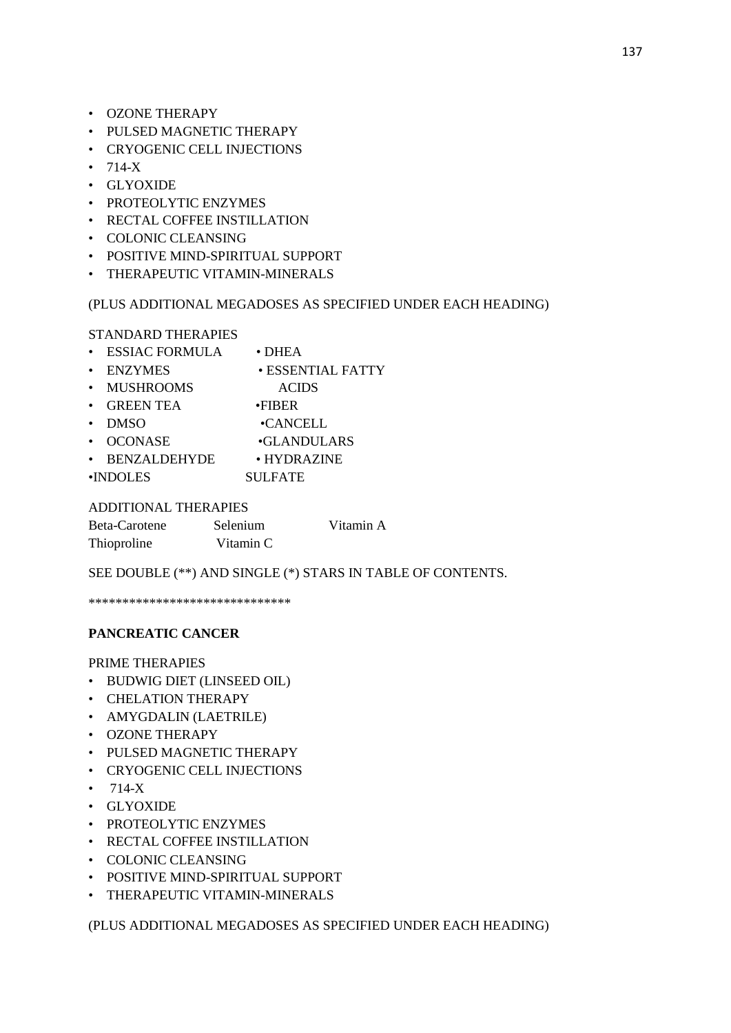- OZONE THERAPY
- PULSED MAGNETIC THERAPY
- CRYOGENIC CELL INJECTIONS
- 714-X
- GLYOXIDE
- PROTEOLYTIC ENZYMES
- RECTAL COFFEE INSTILLATION
- COLONIC CLEANSING
- POSITIVE MIND-SPIRITUAL SUPPORT
- THERAPEUTIC VITAMIN-MINERALS

(PLUS ADDITIONAL MEGADOSES AS SPECIFIED UNDER EACH HEADING)

STANDARD THERAPIES

- ESSIAC FORMULA
- ENZYMES
- MUSHROOMS
- GREEN TEA
- DMSO
- OCONASE
- BENZALDEHYDE
- INDOLES
- DHEA
- ESSENTIAL FATTY ACIDS
- FIBER
- CANCELL
- GLANDULARS
- HYDRAZINE SULFATE

ADDITIONAL THERAPIES

| Beta-Carotene | Selenium | Vitamin A |
|---|---|---|
| Thioproline | Vitamin C | |

SEE DOUBLE (**) AND SINGLE (*) STARS IN TABLE OF CONTENTS.

******************************

**PANCREATIC CANCER**

PRIME THERAPIES

- BUDWIG DIET (LINSEED OIL)
- CHELATION THERAPY
- AMYGDALIN (LAETRILE)
- OZONE THERAPY
- PULSED MAGNETIC THERAPY
- CRYOGENIC CELL INJECTIONS
- 714-X
- GLYOXIDE
- PROTEOLYTIC ENZYMES
- RECTAL COFFEE INSTILLATION
- COLONIC CLEANSING
- POSITIVE MIND-SPIRITUAL SUPPORT
- THERAPEUTIC VITAMIN-MINERALS

(PLUS ADDITIONAL MEGADOSES AS SPECIFIED UNDER EACH HEADING)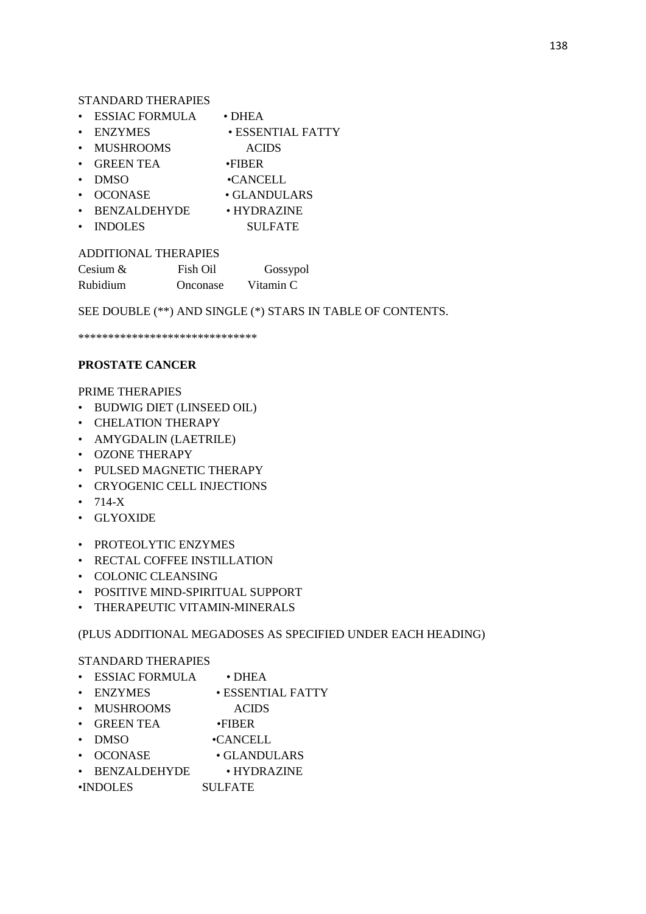STANDARD THERAPIES

- ESSIAC FORMULA
- ENZYMES
- MUSHROOMS
- GREEN TEA
- DMSO
- OCONASE
- BENZALDEHYDE
- INDOLES
- DHEA
- ESSENTIAL FATTY ACIDS
- FIBER
- CANCELL
- GLANDULARS
- HYDRAZINE SULFATE

ADDITIONAL THERAPIES

| Cesium & Rubidium | Fish Oil | Gossypol |
|---|---|---|
| | Onconase | Vitamin C |

SEE DOUBLE (**) AND SINGLE (*) STARS IN TABLE OF CONTENTS.

******************************

**PROSTATE CANCER**

PRIME THERAPIES

- BUDWIG DIET (LINSEED OIL)
- CHELATION THERAPY
- AMYGDALIN (LAETRILE)
- OZONE THERAPY
- PULSED MAGNETIC THERAPY
- CRYOGENIC CELL INJECTIONS
- 714-X
- GLYOXIDE

- PROTEOLYTIC ENZYMES
- RECTAL COFFEE INSTILLATION
- COLONIC CLEANSING
- POSITIVE MIND-SPIRITUAL SUPPORT
- THERAPEUTIC VITAMIN-MINERALS

(PLUS ADDITIONAL MEGADOSES AS SPECIFIED UNDER EACH HEADING)

STANDARD THERAPIES

- ESSIAC FORMULA
- ENZYMES
- MUSHROOMS
- GREEN TEA
- DMSO
- OCONASE
- BENZALDEHYDE
- INDOLES
- DHEA
- ESSENTIAL FATTY ACIDS
- FIBER
- CANCELL
- GLANDULARS
- HYDRAZINE SULFATE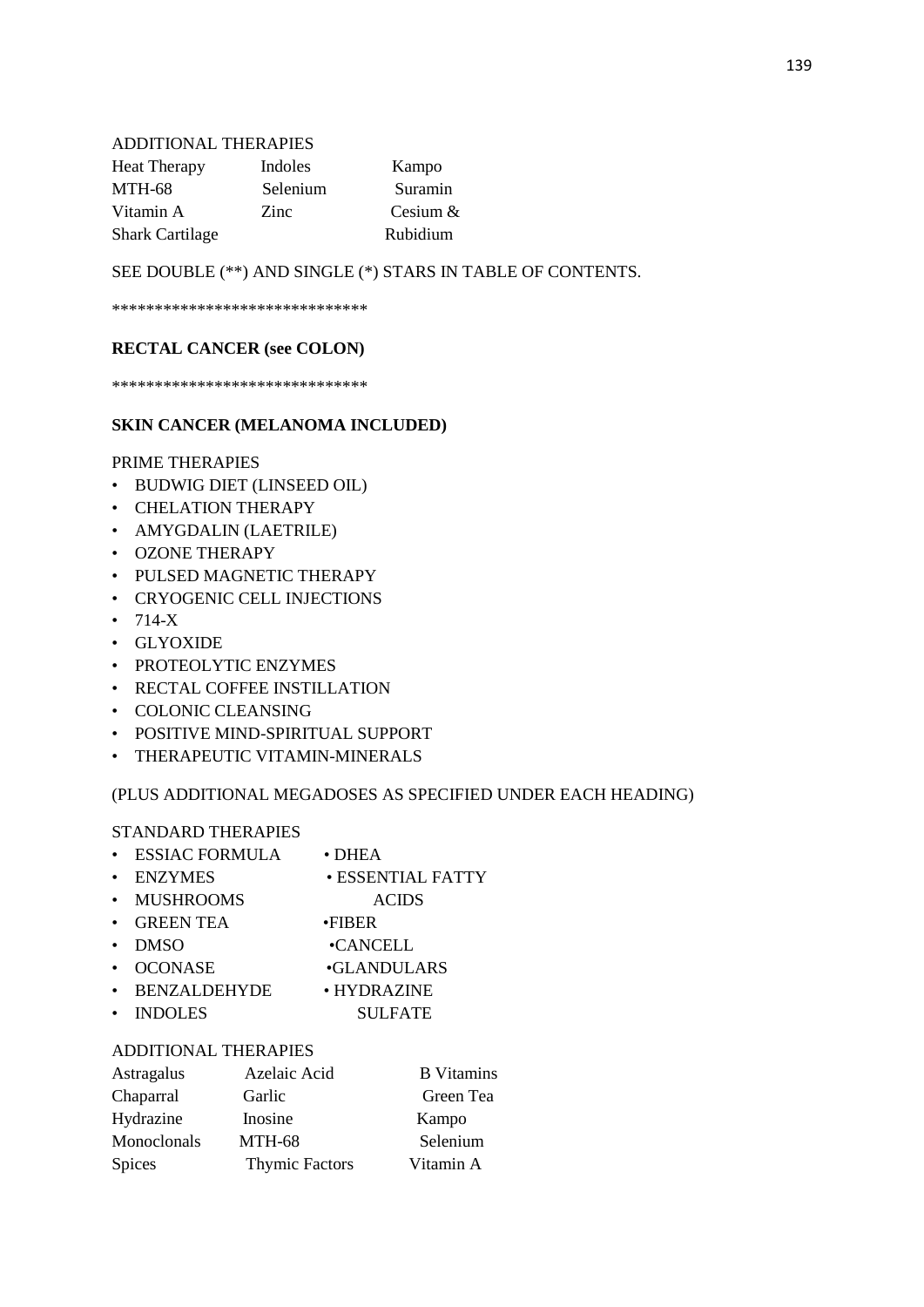ADDITIONAL THERAPIES

| | | |
|---|---|---|
| Heat Therapy | Indoles | Kampo |
| MTH-68 | Selenium | Suramin |
| Vitamin A | Zinc | Cesium & |
| Shark Cartilage | | Rubidium |

SEE DOUBLE (**) AND SINGLE (*) STARS IN TABLE OF CONTENTS.

******************************

**RECTAL CANCER (see COLON)**

******************************

**SKIN CANCER (MELANOMA INCLUDED)**

PRIME THERAPIES

- BUDWIG DIET (LINSEED OIL)
- CHELATION THERAPY
- AMYGDALIN (LAETRILE)
- OZONE THERAPY
- PULSED MAGNETIC THERAPY
- CRYOGENIC CELL INJECTIONS
- 714-X
- GLYOXIDE
- PROTEOLYTIC ENZYMES
- RECTAL COFFEE INSTILLATION
- COLONIC CLEANSING
- POSITIVE MIND-SPIRITUAL SUPPORT
- THERAPEUTIC VITAMIN-MINERALS

(PLUS ADDITIONAL MEGADOSES AS SPECIFIED UNDER EACH HEADING)

STANDARD THERAPIES

- ESSIAC FORMULA
- ENZYMES
- MUSHROOMS
- GREEN TEA
- DMSO
- OCONASE
- BENZALDEHYDE
- INDOLES
- DHEA
- ESSENTIAL FATTY ACIDS
- FIBER
- CANCELL
- GLANDULARS
- HYDRAZINE SULFATE

ADDITIONAL THERAPIES

| | | |
|---|---|---|
| Astragalus | Azelaic Acid | B Vitamins |
| Chaparral | Garlic | Green Tea |
| Hydrazine | Inosine | Kampo |
| Monoclonals | MTH-68 | Selenium |
| Spices | Thymic Factors | Vitamin A |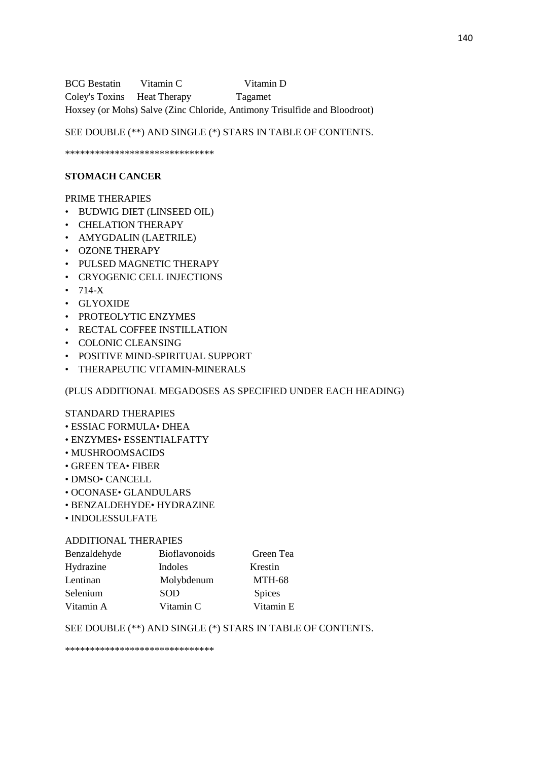| BCG Bestatin | Vitamin C | Vitamin D |
|---|---|---|
| Coley's Toxins | Heat Therapy | Tagamet |

Hoxsey (or Mohs) Salve (Zinc Chloride, Antimony Trisulfide and Bloodroot)

SEE DOUBLE (**) AND SINGLE (*) STARS IN TABLE OF CONTENTS.

******************************

**STOMACH CANCER**

PRIME THERAPIES

- BUDWIG DIET (LINSEED OIL)
- CHELATION THERAPY
- AMYGDALIN (LAETRILE)
- OZONE THERAPY
- PULSED MAGNETIC THERAPY
- CRYOGENIC CELL INJECTIONS
- 714-X
- GLYOXIDE
- PROTEOLYTIC ENZYMES
- RECTAL COFFEE INSTILLATION
- COLONIC CLEANSING
- POSITIVE MIND-SPIRITUAL SUPPORT
- THERAPEUTIC VITAMIN-MINERALS

(PLUS ADDITIONAL MEGADOSES AS SPECIFIED UNDER EACH HEADING)

STANDARD THERAPIES

• ESSIAC FORMULA• DHEA
• ENZYMES• ESSENTIALFATTY
• MUSHROOMSACIDS
• GREEN TEA• FIBER
• DMSO• CANCELL
• OCONASE• GLANDULARS
• BENZALDEHYDE• HYDRAZINE
• INDOLESSULFATE

ADDITIONAL THERAPIES

| Benzaldehyde | Bioflavonoids | Green Tea |
|---|---|---|
| Hydrazine | Indoles | Krestin |
| Lentinan | Molybdenum | MTH-68 |
| Selenium | SOD | Spices |
| Vitamin A | Vitamin C | Vitamin E |

SEE DOUBLE (**) AND SINGLE (*) STARS IN TABLE OF CONTENTS.

******************************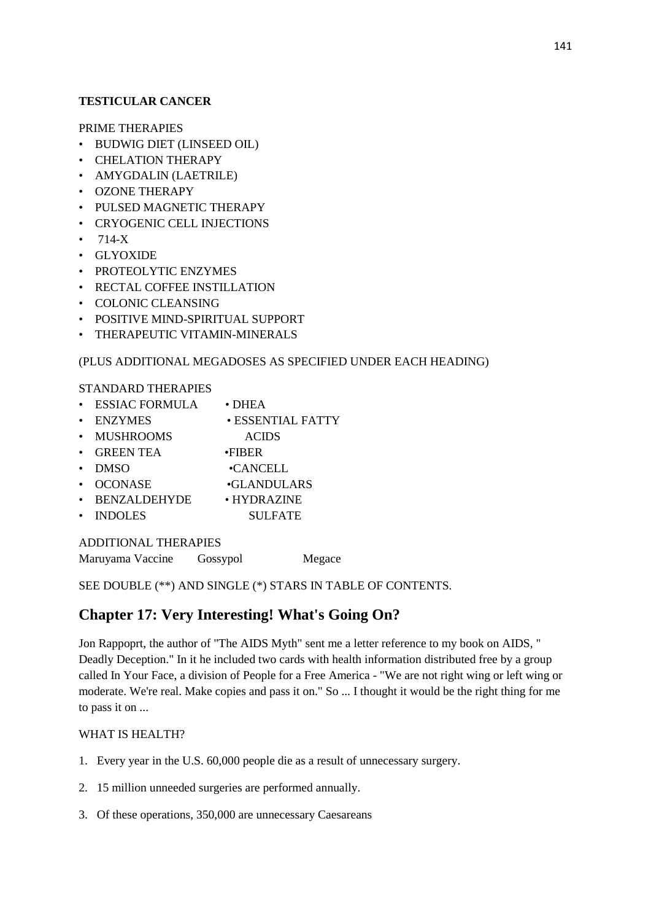**TESTICULAR CANCER**

PRIME THERAPIES

- BUDWIG DIET (LINSEED OIL)
- CHELATION THERAPY
- AMYGDALIN (LAETRILE)
- OZONE THERAPY
- PULSED MAGNETIC THERAPY
- CRYOGENIC CELL INJECTIONS
- 714-X
- GLYOXIDE
- PROTEOLYTIC ENZYMES
- RECTAL COFFEE INSTILLATION
- COLONIC CLEANSING
- POSITIVE MIND-SPIRITUAL SUPPORT
- THERAPEUTIC VITAMIN-MINERALS

(PLUS ADDITIONAL MEGADOSES AS SPECIFIED UNDER EACH HEADING)

STANDARD THERAPIES

- ESSIAC FORMULA
- ENZYMES
- MUSHROOMS
- GREEN TEA
- DMSO
- OCONASE
- BENZALDEHYDE
- INDOLES
- DHEA
- ESSENTIAL FATTY ACIDS
- FIBER
- CANCELL
- GLANDULARS
- HYDRAZINE SULFATE

ADDITIONAL THERAPIES

Maruyama Vaccine Gossypol Megace

SEE DOUBLE (**) AND SINGLE (*) STARS IN TABLE OF CONTENTS.

## Chapter 17: Very Interesting! What's Going On?

Jon Rappoprt, the author of "The AIDS Myth" sent me a letter reference to my book on AIDS, " Deadly Deception." In it he included two cards with health information distributed free by a group called In Your Face, a division of People for a Free America - "We are not right wing or left wing or moderate. We're real. Make copies and pass it on." So ... I thought it would be the right thing for me to pass it on ...

WHAT IS HEALTH?

1. Every year in the U.S. 60,000 people die as a result of unnecessary surgery.
2. 15 million unneeded surgeries are performed annually.
3. Of these operations, 350,000 are unnecessary Caesareans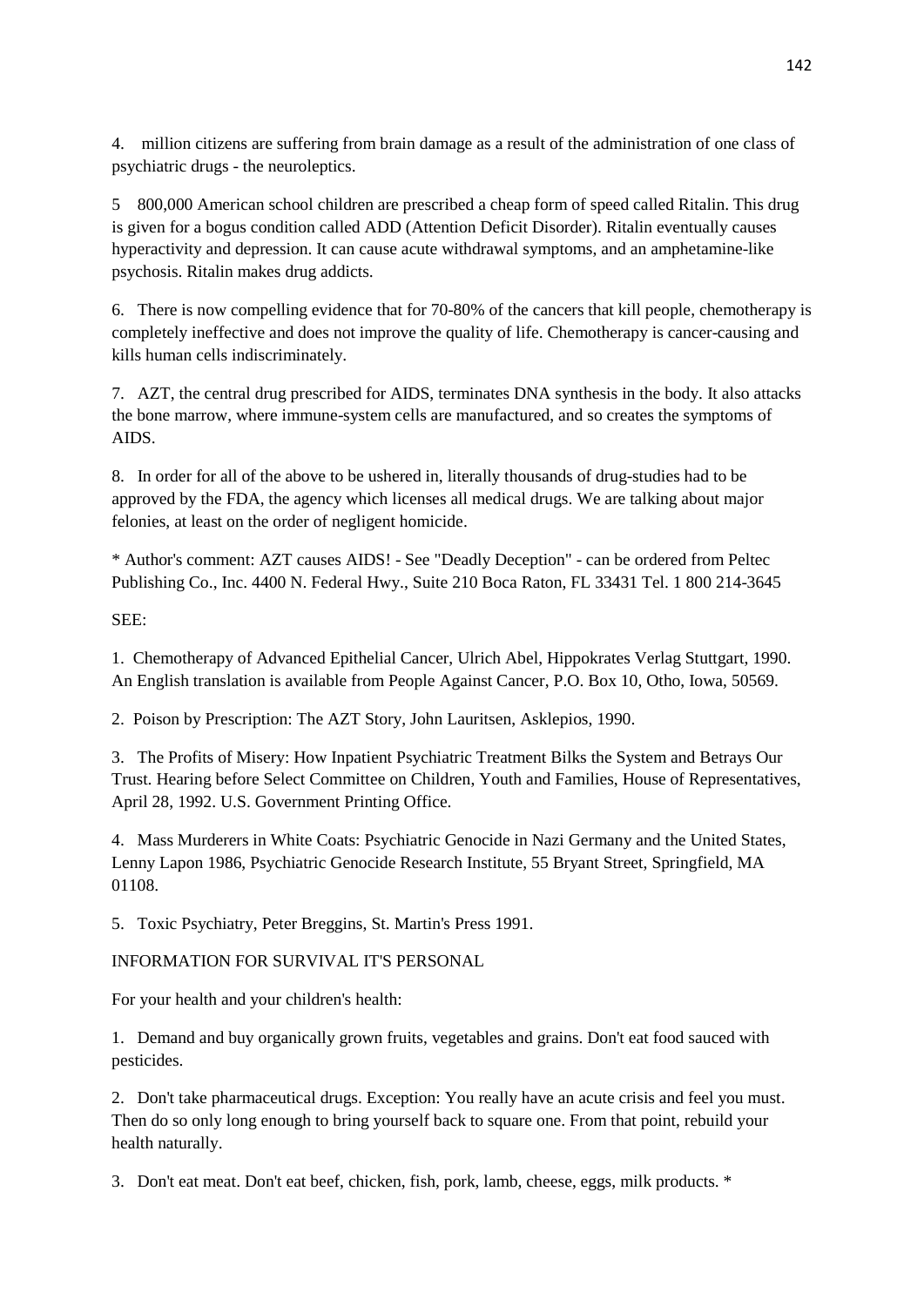4. million citizens are suffering from brain damage as a result of the administration of one class of psychiatric drugs - the neuroleptics.

5 800,000 American school children are prescribed a cheap form of speed called Ritalin. This drug is given for a bogus condition called ADD (Attention Deficit Disorder). Ritalin eventually causes hyperactivity and depression. It can cause acute withdrawal symptoms, and an amphetamine-like psychosis. Ritalin makes drug addicts.

6. There is now compelling evidence that for 70-80% of the cancers that kill people, chemotherapy is completely ineffective and does not improve the quality of life. Chemotherapy is cancer-causing and kills human cells indiscriminately.

7. AZT, the central drug prescribed for AIDS, terminates DNA synthesis in the body. It also attacks the bone marrow, where immune-system cells are manufactured, and so creates the symptoms of AIDS.

8. In order for all of the above to be ushered in, literally thousands of drug-studies had to be approved by the FDA, the agency which licenses all medical drugs. We are talking about major felonies, at least on the order of negligent homicide.

* Author's comment: AZT causes AIDS! - See "Deadly Deception" - can be ordered from Peltec Publishing Co., Inc. 4400 N. Federal Hwy., Suite 210 Boca Raton, FL 33431 Tel. 1 800 214-3645

SEE:

1. Chemotherapy of Advanced Epithelial Cancer, Ulrich Abel, Hippokrates Verlag Stuttgart, 1990. An English translation is available from People Against Cancer, P.O. Box 10, Otho, Iowa, 50569.

2. Poison by Prescription: The AZT Story, John Lauritsen, Asklepios, 1990.

3. The Profits of Misery: How Inpatient Psychiatric Treatment Bilks the System and Betrays Our Trust. Hearing before Select Committee on Children, Youth and Families, House of Representatives, April 28, 1992. U.S. Government Printing Office.

4. Mass Murderers in White Coats: Psychiatric Genocide in Nazi Germany and the United States, Lenny Lapon 1986, Psychiatric Genocide Research Institute, 55 Bryant Street, Springfield, MA 01108.

5. Toxic Psychiatry, Peter Breggins, St. Martin's Press 1991.

INFORMATION FOR SURVIVAL IT'S PERSONAL

For your health and your children's health:

1. Demand and buy organically grown fruits, vegetables and grains. Don't eat food sauced with pesticides.

2. Don't take pharmaceutical drugs. Exception: You really have an acute crisis and feel you must. Then do so only long enough to bring yourself back to square one. From that point, rebuild your health naturally.

3. Don't eat meat. Don't eat beef, chicken, fish, pork, lamb, cheese, eggs, milk products. *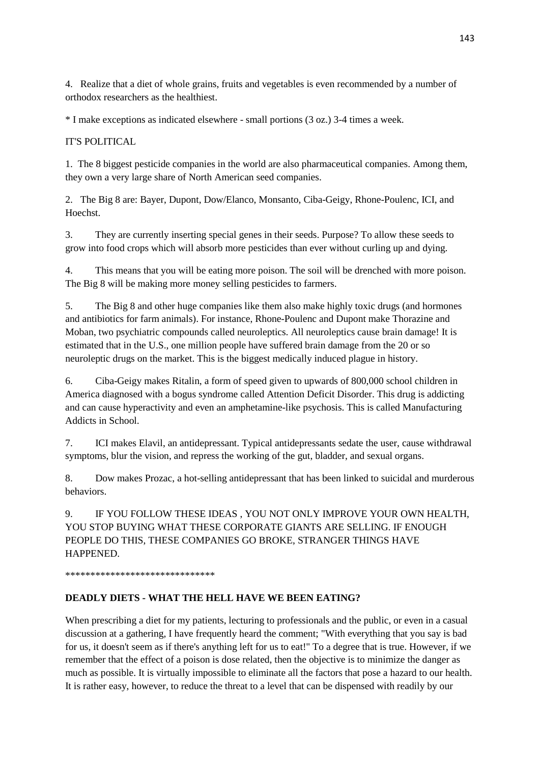4. Realize that a diet of whole grains, fruits and vegetables is even recommended by a number of orthodox researchers as the healthiest.

* I make exceptions as indicated elsewhere - small portions (3 oz.) 3-4 times a week.

IT'S POLITICAL

1. The 8 biggest pesticide companies in the world are also pharmaceutical companies. Among them, they own a very large share of North American seed companies.

2. The Big 8 are: Bayer, Dupont, Dow/Elanco, Monsanto, Ciba-Geigy, Rhone-Poulenc, ICI, and Hoechst.

3. They are currently inserting special genes in their seeds. Purpose? To allow these seeds to grow into food crops which will absorb more pesticides than ever without curling up and dying.

4. This means that you will be eating more poison. The soil will be drenched with more poison. The Big 8 will be making more money selling pesticides to farmers.

5. The Big 8 and other huge companies like them also make highly toxic drugs (and hormones and antibiotics for farm animals). For instance, Rhone-Poulenc and Dupont make Thorazine and Moban, two psychiatric compounds called neuroleptics. All neuroleptics cause brain damage! It is estimated that in the U.S., one million people have suffered brain damage from the 20 or so neuroleptic drugs on the market. This is the biggest medically induced plague in history.

6. Ciba-Geigy makes Ritalin, a form of speed given to upwards of 800,000 school children in America diagnosed with a bogus syndrome called Attention Deficit Disorder. This drug is addicting and can cause hyperactivity and even an amphetamine-like psychosis. This is called Manufacturing Addicts in School.

7. ICI makes Elavil, an antidepressant. Typical antidepressants sedate the user, cause withdrawal symptoms, blur the vision, and repress the working of the gut, bladder, and sexual organs.

8. Dow makes Prozac, a hot-selling antidepressant that has been linked to suicidal and murderous behaviors.

9. IF YOU FOLLOW THESE IDEAS , YOU NOT ONLY IMPROVE YOUR OWN HEALTH, YOU STOP BUYING WHAT THESE CORPORATE GIANTS ARE SELLING. IF ENOUGH PEOPLE DO THIS, THESE COMPANIES GO BROKE, STRANGER THINGS HAVE HAPPENED.

******************************

**DEADLY DIETS - WHAT THE HELL HAVE WE BEEN EATING?**

When prescribing a diet for my patients, lecturing to professionals and the public, or even in a casual discussion at a gathering, I have frequently heard the comment; "With everything that you say is bad for us, it doesn't seem as if there's anything left for us to eat!" To a degree that is true. However, if we remember that the effect of a poison is dose related, then the objective is to minimize the danger as much as possible. It is virtually impossible to eliminate all the factors that pose a hazard to our health. It is rather easy, however, to reduce the threat to a level that can be dispensed with readily by our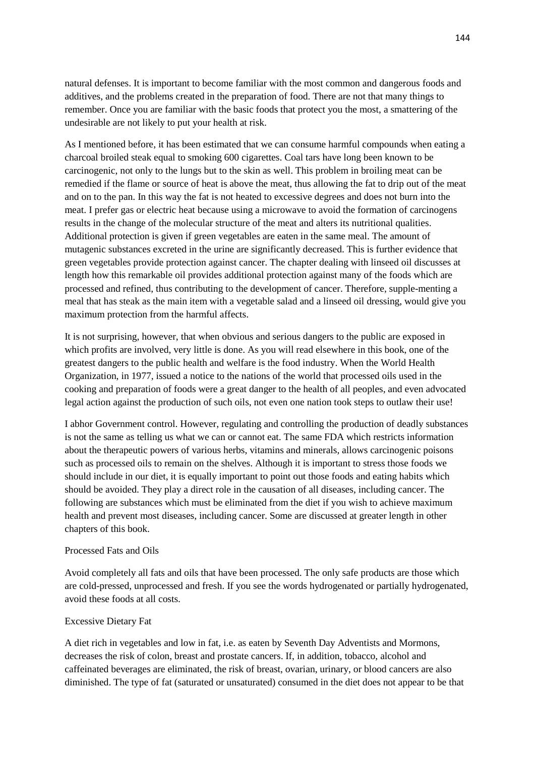natural defenses. It is important to become familiar with the most common and dangerous foods and additives, and the problems created in the preparation of food. There are not that many things to remember. Once you are familiar with the basic foods that protect you the most, a smattering of the undesirable are not likely to put your health at risk.

As I mentioned before, it has been estimated that we can consume harmful compounds when eating a charcoal broiled steak equal to smoking 600 cigarettes. Coal tars have long been known to be carcinogenic, not only to the lungs but to the skin as well. This problem in broiling meat can be remedied if the flame or source of heat is above the meat, thus allowing the fat to drip out of the meat and on to the pan. In this way the fat is not heated to excessive degrees and does not burn into the meat. I prefer gas or electric heat because using a microwave to avoid the formation of carcinogens results in the change of the molecular structure of the meat and alters its nutritional qualities. Additional protection is given if green vegetables are eaten in the same meal. The amount of mutagenic substances excreted in the urine are significantly decreased. This is further evidence that green vegetables provide protection against cancer. The chapter dealing with linseed oil discusses at length how this remarkable oil provides additional protection against many of the foods which are processed and refined, thus contributing to the development of cancer. Therefore, supple-menting a meal that has steak as the main item with a vegetable salad and a linseed oil dressing, would give you maximum protection from the harmful affects.

It is not surprising, however, that when obvious and serious dangers to the public are exposed in which profits are involved, very little is done. As you will read elsewhere in this book, one of the greatest dangers to the public health and welfare is the food industry. When the World Health Organization, in 1977, issued a notice to the nations of the world that processed oils used in the cooking and preparation of foods were a great danger to the health of all peoples, and even advocated legal action against the production of such oils, not even one nation took steps to outlaw their use!

I abhor Government control. However, regulating and controlling the production of deadly substances is not the same as telling us what we can or cannot eat. The same FDA which restricts information about the therapeutic powers of various herbs, vitamins and minerals, allows carcinogenic poisons such as processed oils to remain on the shelves. Although it is important to stress those foods we should include in our diet, it is equally important to point out those foods and eating habits which should be avoided. They play a direct role in the causation of all diseases, including cancer. The following are substances which must be eliminated from the diet if you wish to achieve maximum health and prevent most diseases, including cancer. Some are discussed at greater length in other chapters of this book.

### Processed Fats and Oils

Avoid completely all fats and oils that have been processed. The only safe products are those which are cold-pressed, unprocessed and fresh. If you see the words hydrogenated or partially hydrogenated, avoid these foods at all costs.

### Excessive Dietary Fat

A diet rich in vegetables and low in fat, i.e. as eaten by Seventh Day Adventists and Mormons, decreases the risk of colon, breast and prostate cancers. If, in addition, tobacco, alcohol and caffeinated beverages are eliminated, the risk of breast, ovarian, urinary, or blood cancers are also diminished. The type of fat (saturated or unsaturated) consumed in the diet does not appear to be that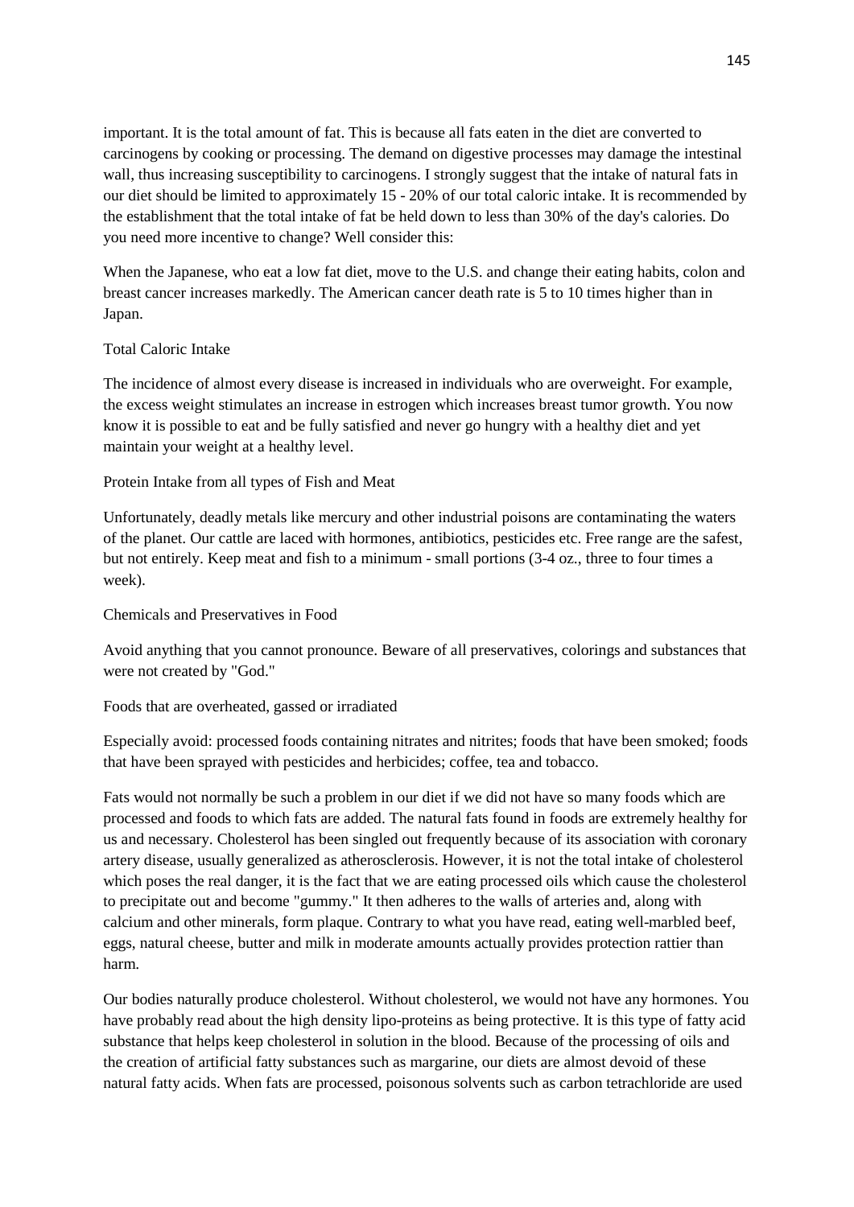important. It is the total amount of fat. This is because all fats eaten in the diet are converted to carcinogens by cooking or processing. The demand on digestive processes may damage the intestinal wall, thus increasing susceptibility to carcinogens. I strongly suggest that the intake of natural fats in our diet should be limited to approximately 15 - 20% of our total caloric intake. It is recommended by the establishment that the total intake of fat be held down to less than 30% of the day's calories. Do you need more incentive to change? Well consider this:

When the Japanese, who eat a low fat diet, move to the U.S. and change their eating habits, colon and breast cancer increases markedly. The American cancer death rate is 5 to 10 times higher than in Japan.

Total Caloric Intake

The incidence of almost every disease is increased in individuals who are overweight. For example, the excess weight stimulates an increase in estrogen which increases breast tumor growth. You now know it is possible to eat and be fully satisfied and never go hungry with a healthy diet and yet maintain your weight at a healthy level.

Protein Intake from all types of Fish and Meat

Unfortunately, deadly metals like mercury and other industrial poisons are contaminating the waters of the planet. Our cattle are laced with hormones, antibiotics, pesticides etc. Free range are the safest, but not entirely. Keep meat and fish to a minimum - small portions (3-4 oz., three to four times a week).

Chemicals and Preservatives in Food

Avoid anything that you cannot pronounce. Beware of all preservatives, colorings and substances that were not created by "God."

Foods that are overheated, gassed or irradiated

Especially avoid: processed foods containing nitrates and nitrites; foods that have been smoked; foods that have been sprayed with pesticides and herbicides; coffee, tea and tobacco.

Fats would not normally be such a problem in our diet if we did not have so many foods which are processed and foods to which fats are added. The natural fats found in foods are extremely healthy for us and necessary. Cholesterol has been singled out frequently because of its association with coronary artery disease, usually generalized as atherosclerosis. However, it is not the total intake of cholesterol which poses the real danger, it is the fact that we are eating processed oils which cause the cholesterol to precipitate out and become "gummy." It then adheres to the walls of arteries and, along with calcium and other minerals, form plaque. Contrary to what you have read, eating well-marbled beef, eggs, natural cheese, butter and milk in moderate amounts actually provides protection rattier than harm.

Our bodies naturally produce cholesterol. Without cholesterol, we would not have any hormones. You have probably read about the high density lipo-proteins as being protective. It is this type of fatty acid substance that helps keep cholesterol in solution in the blood. Because of the processing of oils and the creation of artificial fatty substances such as margarine, our diets are almost devoid of these natural fatty acids. When fats are processed, poisonous solvents such as carbon tetrachloride are used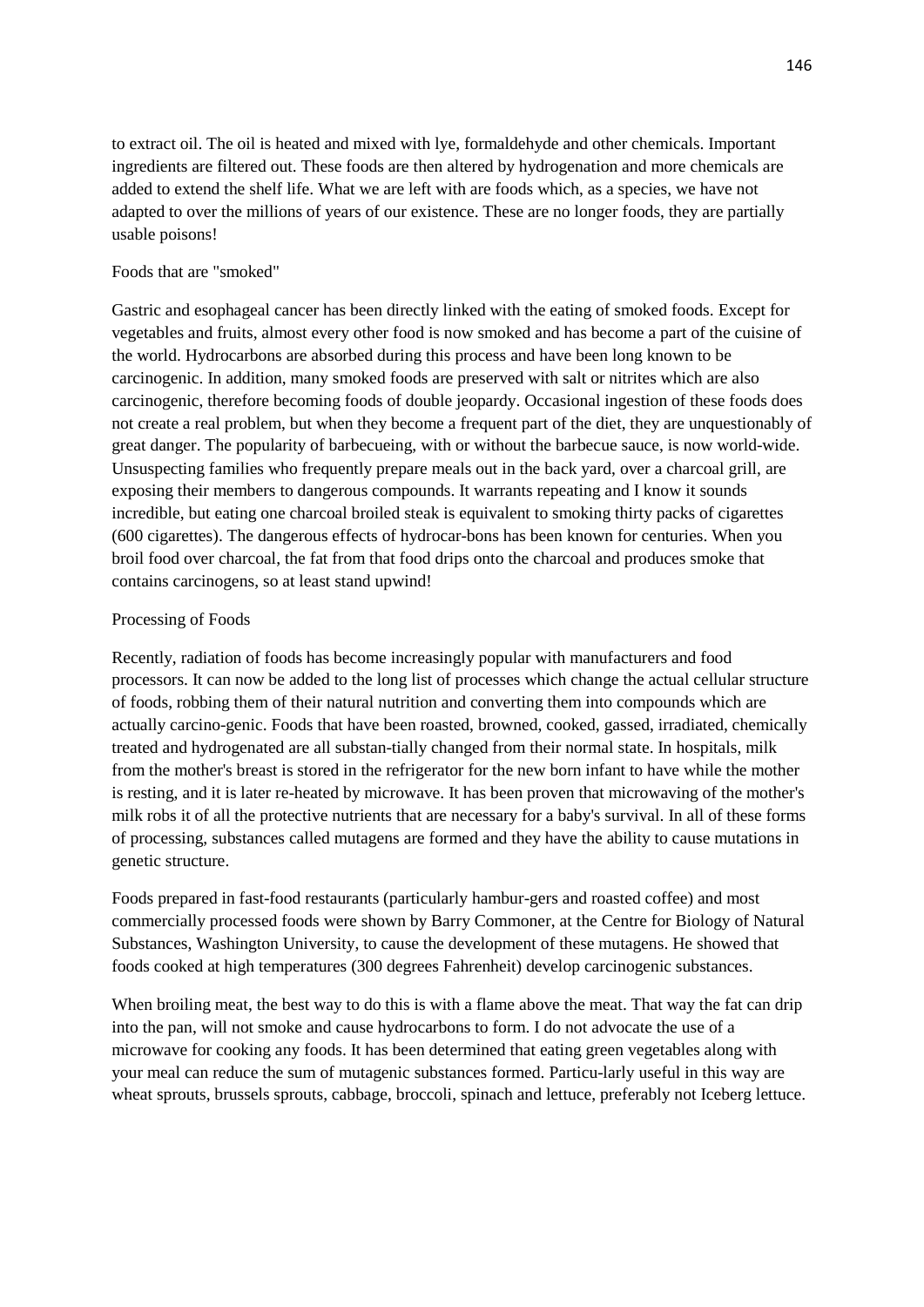to extract oil. The oil is heated and mixed with lye, formaldehyde and other chemicals. Important ingredients are filtered out. These foods are then altered by hydrogenation and more chemicals are added to extend the shelf life. What we are left with are foods which, as a species, we have not adapted to over the millions of years of our existence. These are no longer foods, they are partially usable poisons!

Foods that are "smoked"

Gastric and esophageal cancer has been directly linked with the eating of smoked foods. Except for vegetables and fruits, almost every other food is now smoked and has become a part of the cuisine of the world. Hydrocarbons are absorbed during this process and have been long known to be carcinogenic. In addition, many smoked foods are preserved with salt or nitrites which are also carcinogenic, therefore becoming foods of double jeopardy. Occasional ingestion of these foods does not create a real problem, but when they become a frequent part of the diet, they are unquestionably of great danger. The popularity of barbecueing, with or without the barbecue sauce, is now world-wide. Unsuspecting families who frequently prepare meals out in the back yard, over a charcoal grill, are exposing their members to dangerous compounds. It warrants repeating and I know it sounds incredible, but eating one charcoal broiled steak is equivalent to smoking thirty packs of cigarettes (600 cigarettes). The dangerous effects of hydrocar-bons has been known for centuries. When you broil food over charcoal, the fat from that food drips onto the charcoal and produces smoke that contains carcinogens, so at least stand upwind!

Processing of Foods

Recently, radiation of foods has become increasingly popular with manufacturers and food processors. It can now be added to the long list of processes which change the actual cellular structure of foods, robbing them of their natural nutrition and converting them into compounds which are actually carcino-genic. Foods that have been roasted, browned, cooked, gassed, irradiated, chemically treated and hydrogenated are all substan-tially changed from their normal state. In hospitals, milk from the mother's breast is stored in the refrigerator for the new born infant to have while the mother is resting, and it is later re-heated by microwave. It has been proven that microwaving of the mother's milk robs it of all the protective nutrients that are necessary for a baby's survival. In all of these forms of processing, substances called mutagens are formed and they have the ability to cause mutations in genetic structure.

Foods prepared in fast-food restaurants (particularly hambur-gers and roasted coffee) and most commercially processed foods were shown by Barry Commoner, at the Centre for Biology of Natural Substances, Washington University, to cause the development of these mutagens. He showed that foods cooked at high temperatures (300 degrees Fahrenheit) develop carcinogenic substances.

When broiling meat, the best way to do this is with a flame above the meat. That way the fat can drip into the pan, will not smoke and cause hydrocarbons to form. I do not advocate the use of a microwave for cooking any foods. It has been determined that eating green vegetables along with your meal can reduce the sum of mutagenic substances formed. Particu-larly useful in this way are wheat sprouts, brussels sprouts, cabbage, broccoli, spinach and lettuce, preferably not Iceberg lettuce.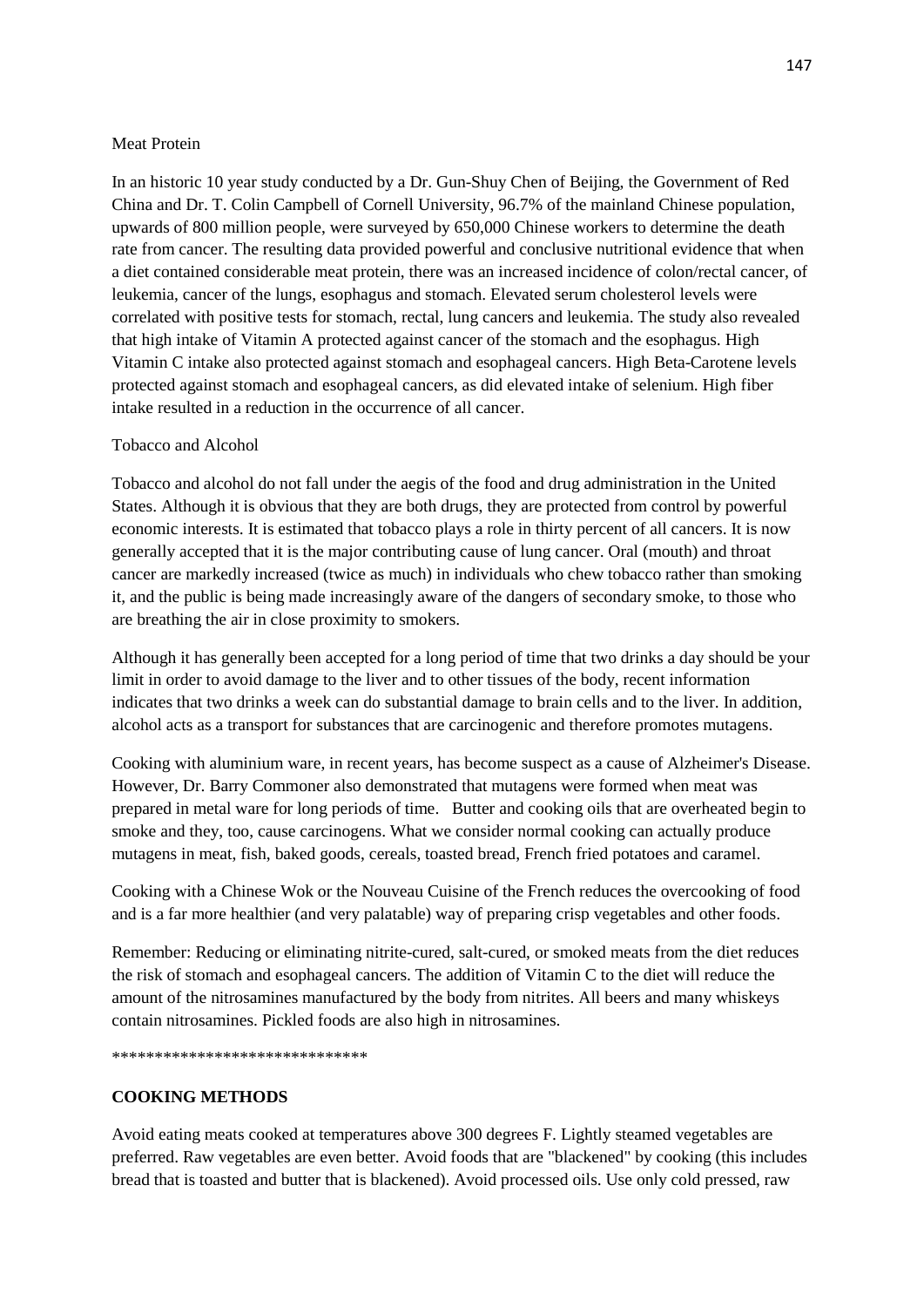Meat Protein

In an historic 10 year study conducted by a Dr. Gun-Shuy Chen of Beijing, the Government of Red China and Dr. T. Colin Campbell of Cornell University, 96.7% of the mainland Chinese population, upwards of 800 million people, were surveyed by 650,000 Chinese workers to determine the death rate from cancer. The resulting data provided powerful and conclusive nutritional evidence that when a diet contained considerable meat protein, there was an increased incidence of colon/rectal cancer, of leukemia, cancer of the lungs, esophagus and stomach. Elevated serum cholesterol levels were correlated with positive tests for stomach, rectal, lung cancers and leukemia. The study also revealed that high intake of Vitamin A protected against cancer of the stomach and the esophagus. High Vitamin C intake also protected against stomach and esophageal cancers. High Beta-Carotene levels protected against stomach and esophageal cancers, as did elevated intake of selenium. High fiber intake resulted in a reduction in the occurrence of all cancer.

Tobacco and Alcohol

Tobacco and alcohol do not fall under the aegis of the food and drug administration in the United States. Although it is obvious that they are both drugs, they are protected from control by powerful economic interests. It is estimated that tobacco plays a role in thirty percent of all cancers. It is now generally accepted that it is the major contributing cause of lung cancer. Oral (mouth) and throat cancer are markedly increased (twice as much) in individuals who chew tobacco rather than smoking it, and the public is being made increasingly aware of the dangers of secondary smoke, to those who are breathing the air in close proximity to smokers.

Although it has generally been accepted for a long period of time that two drinks a day should be your limit in order to avoid damage to the liver and to other tissues of the body, recent information indicates that two drinks a week can do substantial damage to brain cells and to the liver. In addition, alcohol acts as a transport for substances that are carcinogenic and therefore promotes mutagens.

Cooking with aluminium ware, in recent years, has become suspect as a cause of Alzheimer's Disease. However, Dr. Barry Commoner also demonstrated that mutagens were formed when meat was prepared in metal ware for long periods of time. Butter and cooking oils that are overheated begin to smoke and they, too, cause carcinogens. What we consider normal cooking can actually produce mutagens in meat, fish, baked goods, cereals, toasted bread, French fried potatoes and caramel.

Cooking with a Chinese Wok or the Nouveau Cuisine of the French reduces the overcooking of food and is a far more healthier (and very palatable) way of preparing crisp vegetables and other foods.

Remember: Reducing or eliminating nitrite-cured, salt-cured, or smoked meats from the diet reduces the risk of stomach and esophageal cancers. The addition of Vitamin C to the diet will reduce the amount of the nitrosamines manufactured by the body from nitrites. All beers and many whiskeys contain nitrosamines. Pickled foods are also high in nitrosamines.

******************************

**COOKING METHODS**

Avoid eating meats cooked at temperatures above 300 degrees F. Lightly steamed vegetables are preferred. Raw vegetables are even better. Avoid foods that are "blackened" by cooking (this includes bread that is toasted and butter that is blackened). Avoid processed oils. Use only cold pressed, raw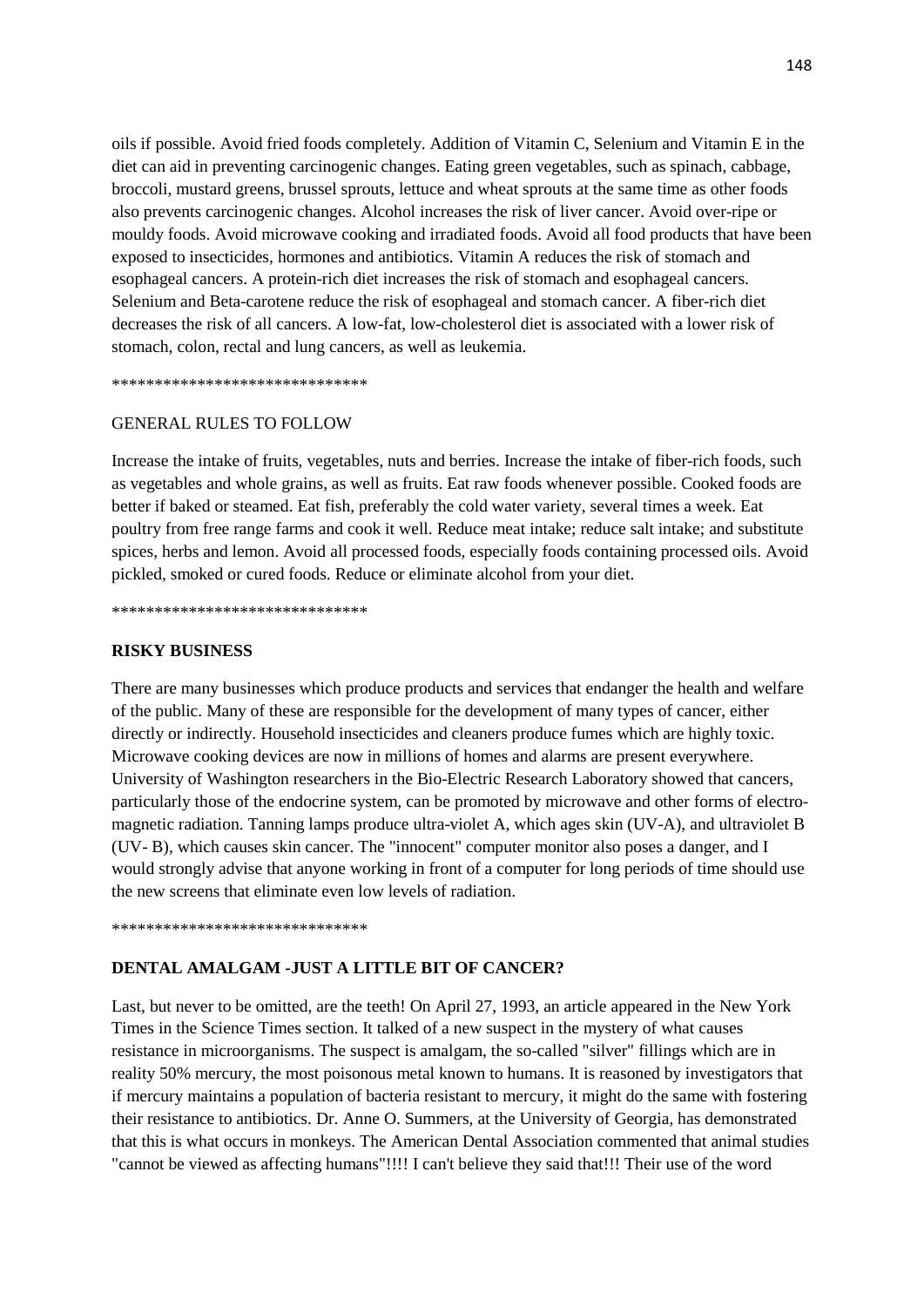oils if possible. Avoid fried foods completely. Addition of Vitamin C, Selenium and Vitamin E in the diet can aid in preventing carcinogenic changes. Eating green vegetables, such as spinach, cabbage, broccoli, mustard greens, brussel sprouts, lettuce and wheat sprouts at the same time as other foods also prevents carcinogenic changes. Alcohol increases the risk of liver cancer. Avoid over-ripe or mouldy foods. Avoid microwave cooking and irradiated foods. Avoid all food products that have been exposed to insecticides, hormones and antibiotics. Vitamin A reduces the risk of stomach and esophageal cancers. A protein-rich diet increases the risk of stomach and esophageal cancers. Selenium and Beta-carotene reduce the risk of esophageal and stomach cancer. A fiber-rich diet decreases the risk of all cancers. A low-fat, low-cholesterol diet is associated with a lower risk of stomach, colon, rectal and lung cancers, as well as leukemia.

******************************

GENERAL RULES TO FOLLOW

Increase the intake of fruits, vegetables, nuts and berries. Increase the intake of fiber-rich foods, such as vegetables and whole grains, as well as fruits. Eat raw foods whenever possible. Cooked foods are better if baked or steamed. Eat fish, preferably the cold water variety, several times a week. Eat poultry from free range farms and cook it well. Reduce meat intake; reduce salt intake; and substitute spices, herbs and lemon. Avoid all processed foods, especially foods containing processed oils. Avoid pickled, smoked or cured foods. Reduce or eliminate alcohol from your diet.

******************************

**RISKY BUSINESS**

There are many businesses which produce products and services that endanger the health and welfare of the public. Many of these are responsible for the development of many types of cancer, either directly or indirectly. Household insecticides and cleaners produce fumes which are highly toxic. Microwave cooking devices are now in millions of homes and alarms are present everywhere. University of Washington researchers in the Bio-Electric Research Laboratory showed that cancers, particularly those of the endocrine system, can be promoted by microwave and other forms of electro-magnetic radiation. Tanning lamps produce ultra-violet A, which ages skin (UV-A), and ultraviolet B (UV- B), which causes skin cancer. The "innocent" computer monitor also poses a danger, and I would strongly advise that anyone working in front of a computer for long periods of time should use the new screens that eliminate even low levels of radiation.

******************************

**DENTAL AMALGAM -JUST A LITTLE BIT OF CANCER?**

Last, but never to be omitted, are the teeth! On April 27, 1993, an article appeared in the New York Times in the Science Times section. It talked of a new suspect in the mystery of what causes resistance in microorganisms. The suspect is amalgam, the so-called "silver" fillings which are in reality 50% mercury, the most poisonous metal known to humans. It is reasoned by investigators that if mercury maintains a population of bacteria resistant to mercury, it might do the same with fostering their resistance to antibiotics. Dr. Anne O. Summers, at the University of Georgia, has demonstrated that this is what occurs in monkeys. The American Dental Association commented that animal studies "cannot be viewed as affecting humans"!!!! I can't believe they said that!!! Their use of the word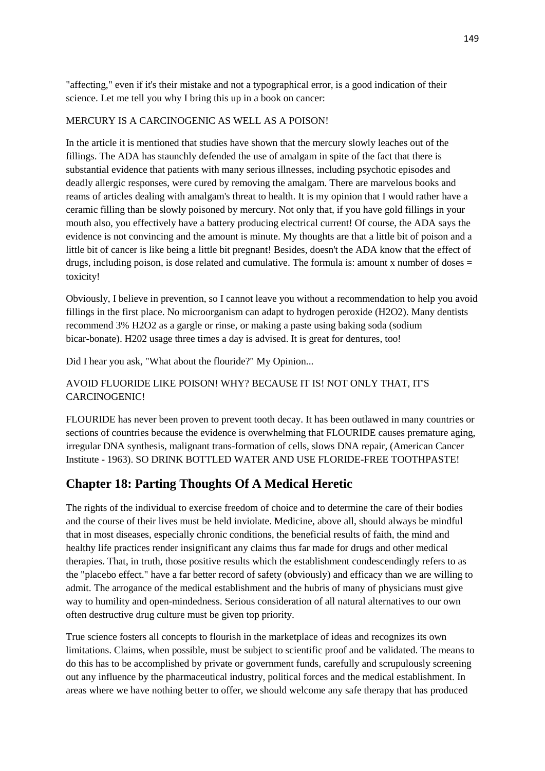"affecting," even if it's their mistake and not a typographical error, is a good indication of their science. Let me tell you why I bring this up in a book on cancer:

MERCURY IS A CARCINOGENIC AS WELL AS A POISON!

In the article it is mentioned that studies have shown that the mercury slowly leaches out of the fillings. The ADA has staunchly defended the use of amalgam in spite of the fact that there is substantial evidence that patients with many serious illnesses, including psychotic episodes and deadly allergic responses, were cured by removing the amalgam. There are marvelous books and reams of articles dealing with amalgam's threat to health. It is my opinion that I would rather have a ceramic filling than be slowly poisoned by mercury. Not only that, if you have gold fillings in your mouth also, you effectively have a battery producing electrical current! Of course, the ADA says the evidence is not convincing and the amount is minute. My thoughts are that a little bit of poison and a little bit of cancer is like being a little bit pregnant! Besides, doesn't the ADA know that the effect of drugs, including poison, is dose related and cumulative. The formula is: amount x number of doses = toxicity!

Obviously, I believe in prevention, so I cannot leave you without a recommendation to help you avoid fillings in the first place. No microorganism can adapt to hydrogen peroxide ($H_2O_2$). Many dentists recommend 3% $H_2O_2$ as a gargle or rinse, or making a paste using baking soda (sodium bicar-bonate). H202 usage three times a day is advised. It is great for dentures, too!

Did I hear you ask, "What about the flouride?" My Opinion...

AVOID FLUORIDE LIKE POISON! WHY? BECAUSE IT IS! NOT ONLY THAT, IT'S CARCINOGENIC!

FLOURIDE has never been proven to prevent tooth decay. It has been outlawed in many countries or sections of countries because the evidence is overwhelming that FLOURIDE causes premature aging, irregular DNA synthesis, malignant trans-formation of cells, slows DNA repair, (American Cancer Institute - 1963). SO DRINK BOTTLED WATER AND USE FLORIDE-FREE TOOTHPASTE!

## Chapter 18: Parting Thoughts Of A Medical Heretic

The rights of the individual to exercise freedom of choice and to determine the care of their bodies and the course of their lives must be held inviolate. Medicine, above all, should always be mindful that in most diseases, especially chronic conditions, the beneficial results of faith, the mind and healthy life practices render insignificant any claims thus far made for drugs and other medical therapies. That, in truth, those positive results which the establishment condescendingly refers to as the "placebo effect." have a far better record of safety (obviously) and efficacy than we are willing to admit. The arrogance of the medical establishment and the hubris of many of physicians must give way to humility and open-mindedness. Serious consideration of all natural alternatives to our own often destructive drug culture must be given top priority.

True science fosters all concepts to flourish in the marketplace of ideas and recognizes its own limitations. Claims, when possible, must be subject to scientific proof and be validated. The means to do this has to be accomplished by private or government funds, carefully and scrupulously screening out any influence by the pharmaceutical industry, political forces and the medical establishment. In areas where we have nothing better to offer, we should welcome any safe therapy that has produced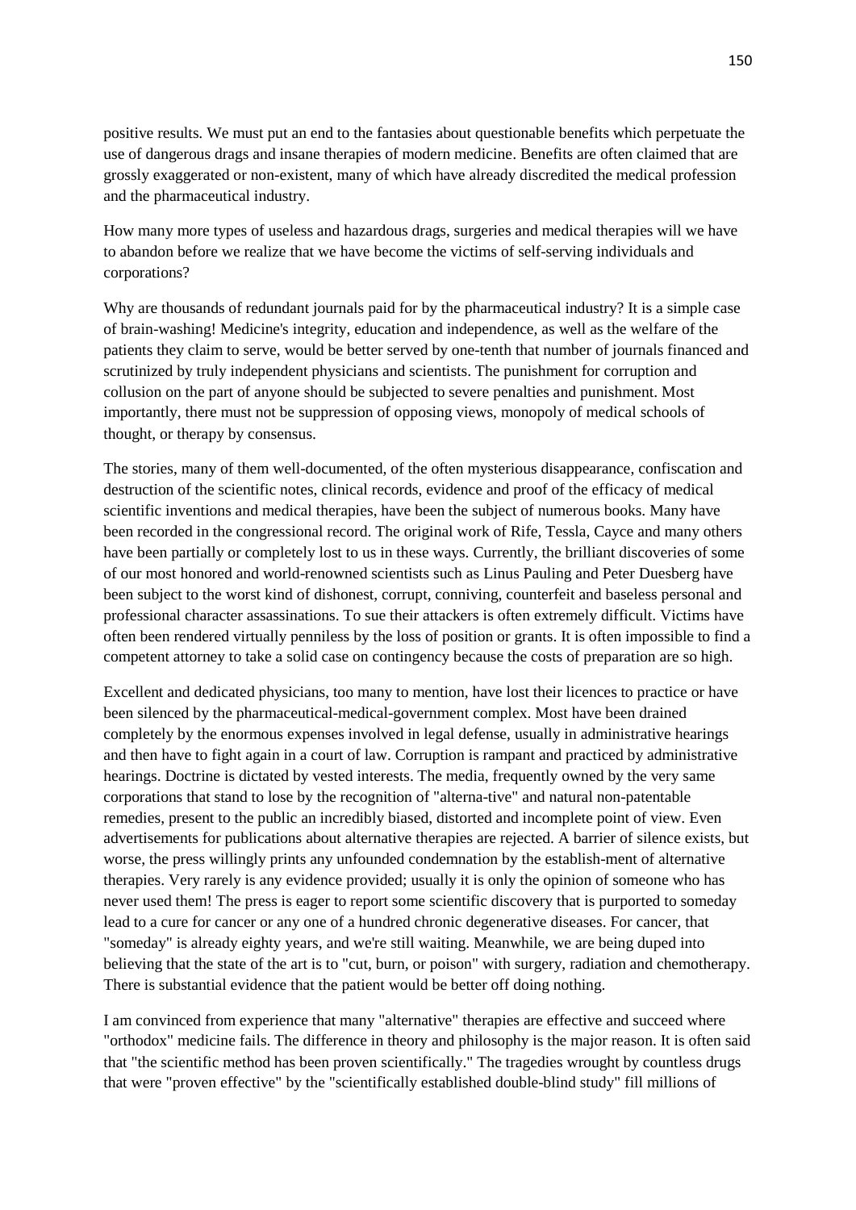positive results. We must put an end to the fantasies about questionable benefits which perpetuate the use of dangerous drags and insane therapies of modern medicine. Benefits are often claimed that are grossly exaggerated or non-existent, many of which have already discredited the medical profession and the pharmaceutical industry.

How many more types of useless and hazardous drags, surgeries and medical therapies will we have to abandon before we realize that we have become the victims of self-serving individuals and corporations?

Why are thousands of redundant journals paid for by the pharmaceutical industry? It is a simple case of brain-washing! Medicine's integrity, education and independence, as well as the welfare of the patients they claim to serve, would be better served by one-tenth that number of journals financed and scrutinized by truly independent physicians and scientists. The punishment for corruption and collusion on the part of anyone should be subjected to severe penalties and punishment. Most importantly, there must not be suppression of opposing views, monopoly of medical schools of thought, or therapy by consensus.

The stories, many of them well-documented, of the often mysterious disappearance, confiscation and destruction of the scientific notes, clinical records, evidence and proof of the efficacy of medical scientific inventions and medical therapies, have been the subject of numerous books. Many have been recorded in the congressional record. The original work of Rife, Tessla, Cayce and many others have been partially or completely lost to us in these ways. Currently, the brilliant discoveries of some of our most honored and world-renowned scientists such as Linus Pauling and Peter Duesberg have been subject to the worst kind of dishonest, corrupt, conniving, counterfeit and baseless personal and professional character assassinations. To sue their attackers is often extremely difficult. Victims have often been rendered virtually penniless by the loss of position or grants. It is often impossible to find a competent attorney to take a solid case on contingency because the costs of preparation are so high.

Excellent and dedicated physicians, too many to mention, have lost their licences to practice or have been silenced by the pharmaceutical-medical-government complex. Most have been drained completely by the enormous expenses involved in legal defense, usually in administrative hearings and then have to fight again in a court of law. Corruption is rampant and practiced by administrative hearings. Doctrine is dictated by vested interests. The media, frequently owned by the very same corporations that stand to lose by the recognition of "alterna-tive" and natural non-patentable remedies, present to the public an incredibly biased, distorted and incomplete point of view. Even advertisements for publications about alternative therapies are rejected. A barrier of silence exists, but worse, the press willingly prints any unfounded condemnation by the establish-ment of alternative therapies. Very rarely is any evidence provided; usually it is only the opinion of someone who has never used them! The press is eager to report some scientific discovery that is purported to someday lead to a cure for cancer or any one of a hundred chronic degenerative diseases. For cancer, that "someday" is already eighty years, and we're still waiting. Meanwhile, we are being duped into believing that the state of the art is to "cut, burn, or poison" with surgery, radiation and chemotherapy. There is substantial evidence that the patient would be better off doing nothing.

I am convinced from experience that many "alternative" therapies are effective and succeed where "orthodox" medicine fails. The difference in theory and philosophy is the major reason. It is often said that "the scientific method has been proven scientifically." The tragedies wrought by countless drugs that were "proven effective" by the "scientifically established double-blind study" fill millions of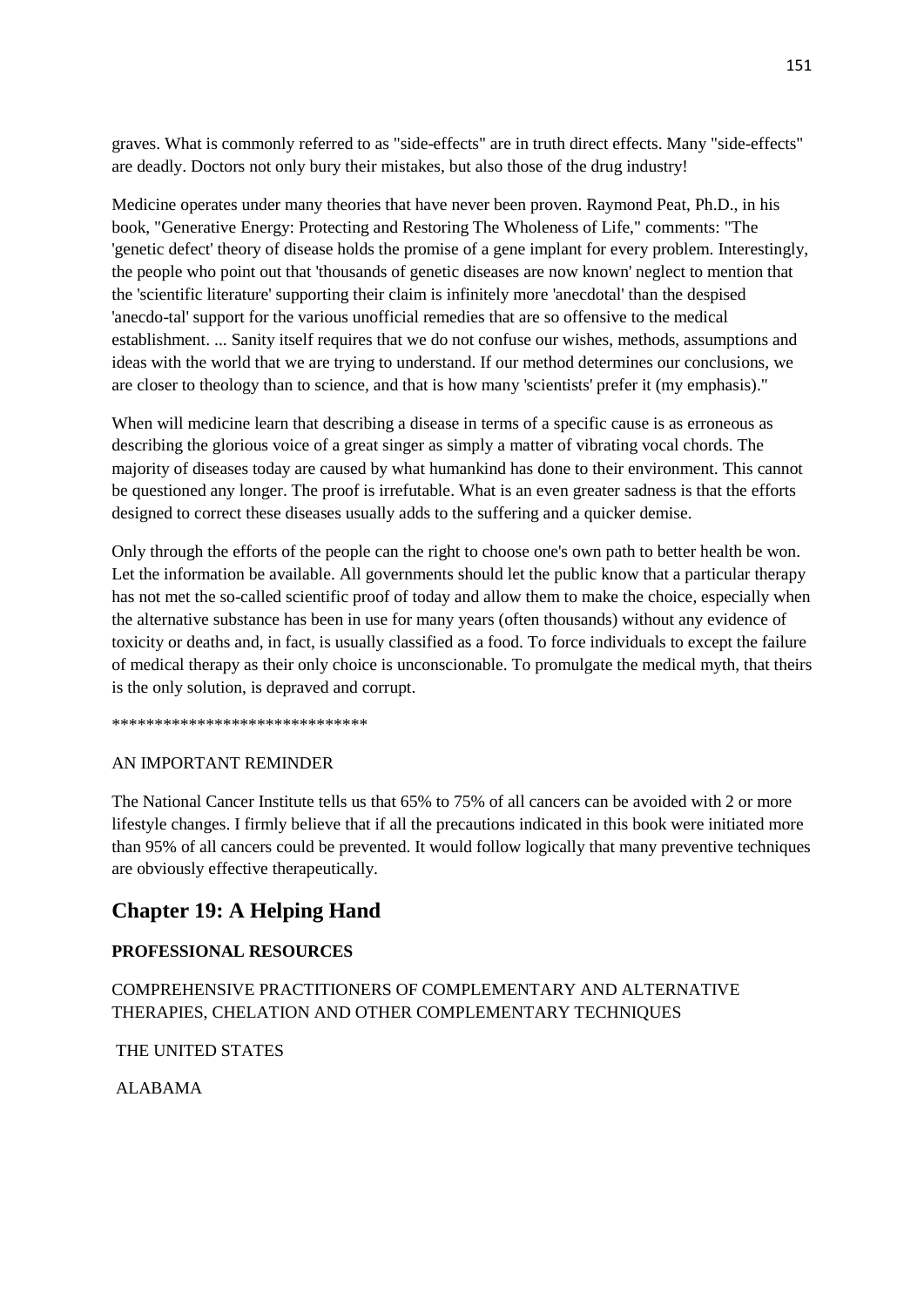graves. What is commonly referred to as "side-effects" are in truth direct effects. Many "side-effects" are deadly. Doctors not only bury their mistakes, but also those of the drug industry!

Medicine operates under many theories that have never been proven. Raymond Peat, Ph.D., in his book, "Generative Energy: Protecting and Restoring The Wholeness of Life," comments: "The 'genetic defect' theory of disease holds the promise of a gene implant for every problem. Interestingly, the people who point out that 'thousands of genetic diseases are now known' neglect to mention that the 'scientific literature' supporting their claim is infinitely more 'anecdotal' than the despised 'anecdo-tal' support for the various unofficial remedies that are so offensive to the medical establishment. ... Sanity itself requires that we do not confuse our wishes, methods, assumptions and ideas with the world that we are trying to understand. If our method determines our conclusions, we are closer to theology than to science, and that is how many 'scientists' prefer it (my emphasis)."

When will medicine learn that describing a disease in terms of a specific cause is as erroneous as describing the glorious voice of a great singer as simply a matter of vibrating vocal chords. The majority of diseases today are caused by what humankind has done to their environment. This cannot be questioned any longer. The proof is irrefutable. What is an even greater sadness is that the efforts designed to correct these diseases usually adds to the suffering and a quicker demise.

Only through the efforts of the people can the right to choose one's own path to better health be won. Let the information be available. All governments should let the public know that a particular therapy has not met the so-called scientific proof of today and allow them to make the choice, especially when the alternative substance has been in use for many years (often thousands) without any evidence of toxicity or deaths and, in fact, is usually classified as a food. To force individuals to except the failure of medical therapy as their only choice is unconscionable. To promulgate the medical myth, that theirs is the only solution, is depraved and corrupt.

******************************

AN IMPORTANT REMINDER

The National Cancer Institute tells us that 65% to 75% of all cancers can be avoided with 2 or more lifestyle changes. I firmly believe that if all the precautions indicated in this book were initiated more than 95% of all cancers could be prevented. It would follow logically that many preventive techniques are obviously effective therapeutically.

## Chapter 19: A Helping Hand

**PROFESSIONAL RESOURCES**

COMPREHENSIVE PRACTITIONERS OF COMPLEMENTARY AND ALTERNATIVE THERAPIES, CHELATION AND OTHER COMPLEMENTARY TECHNIQUES

THE UNITED STATES

ALABAMA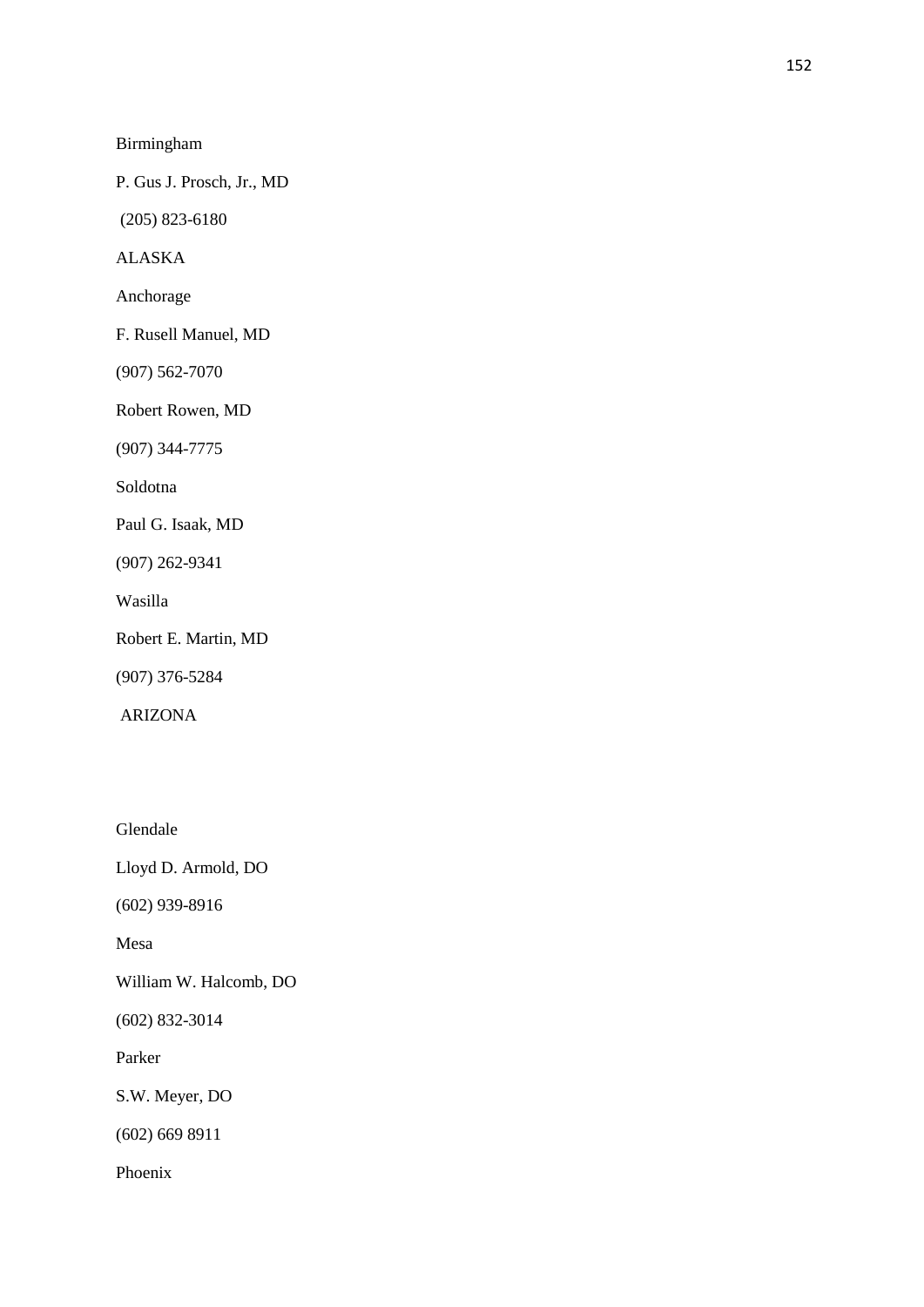Birmingham

P. Gus J. Prosch, Jr., MD

(205) 823-6180

ALASKA

Anchorage

F. Rusell Manuel, MD

(907) 562-7070

Robert Rowen, MD

(907) 344-7775

Soldotna

Paul G. Isaak, MD

(907) 262-9341

Wasilla

Robert E. Martin, MD

(907) 376-5284

ARIZONA

Glendale

Lloyd D. Armold, DO

(602) 939-8916

Mesa

William W. Halcomb, DO

(602) 832-3014

Parker

S.W. Meyer, DO

(602) 669 8911

Phoenix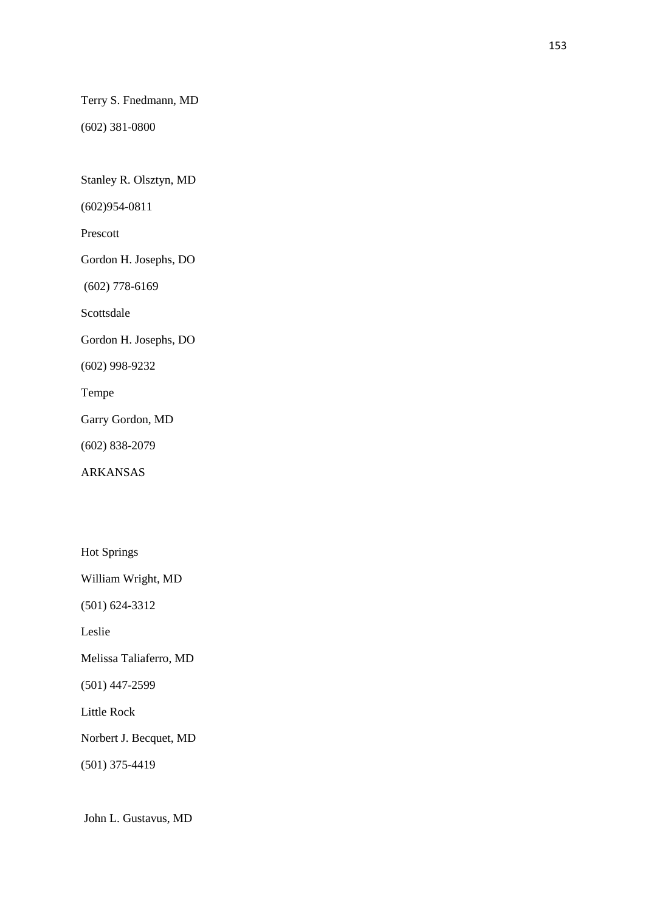Terry S. Fnedmann, MD

(602) 381-0800

Stanley R. Olsztyn, MD

(602)954-0811

Prescott

Gordon H. Josephs, DO

(602) 778-6169

Scottsdale

Gordon H. Josephs, DO

(602) 998-9232

Tempe

Garry Gordon, MD

(602) 838-2079

ARKANSAS

Hot Springs

William Wright, MD

(501) 624-3312

Leslie

Melissa Taliaferro, MD

(501) 447-2599

Little Rock

Norbert J. Becquet, MD

(501) 375-4419

John L. Gustavus, MD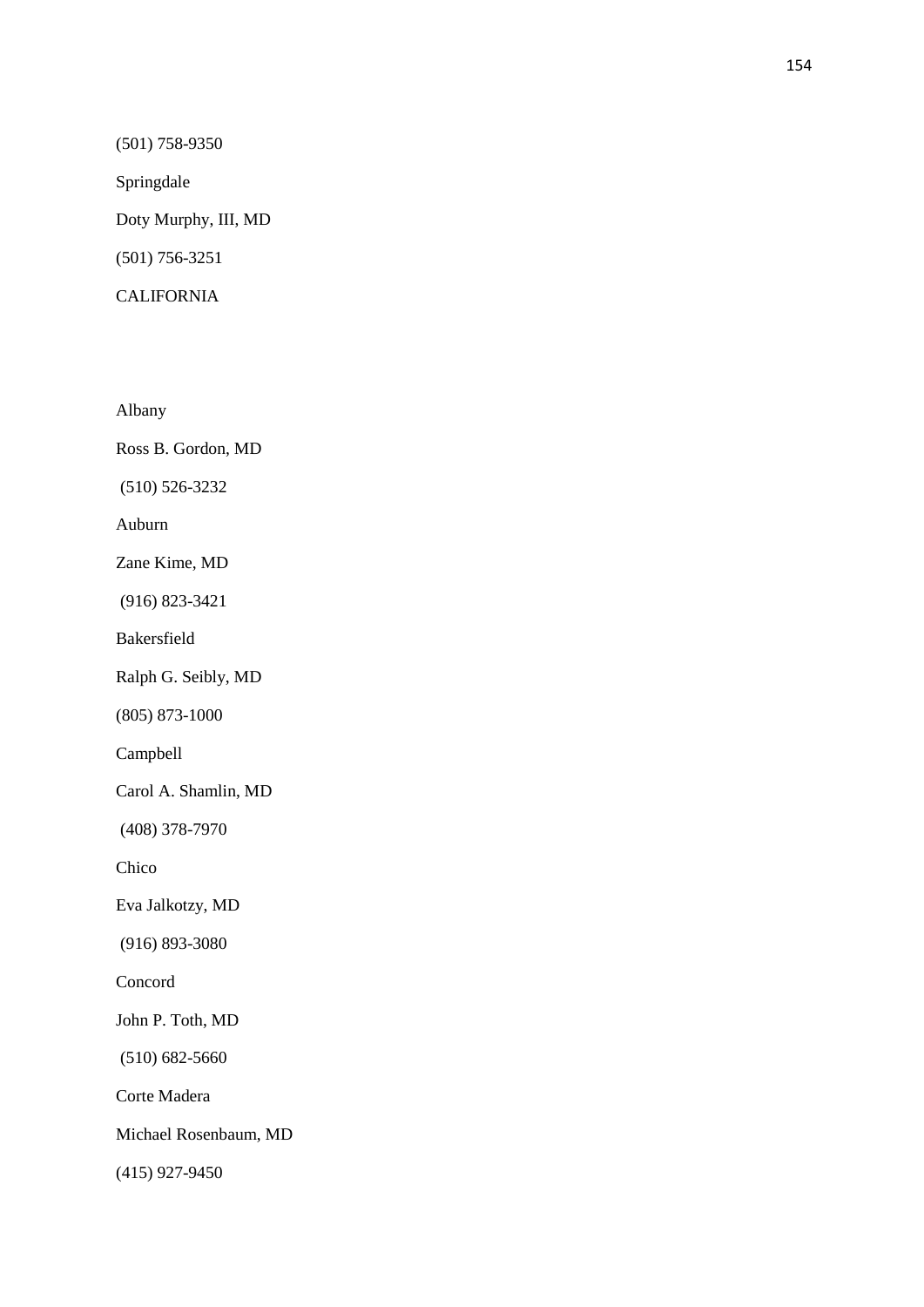(501) 758-9350

Springdale

Doty Murphy, III, MD

(501) 756-3251

CALIFORNIA

Albany

Ross B. Gordon, MD

(510) 526-3232

Auburn

Zane Kime, MD

(916) 823-3421

Bakersfield

Ralph G. Seibly, MD

(805) 873-1000

Campbell

Carol A. Shamlin, MD

(408) 378-7970

Chico

Eva Jalkotzy, MD

(916) 893-3080

Concord

John P. Toth, MD

(510) 682-5660

Corte Madera

Michael Rosenbaum, MD

(415) 927-9450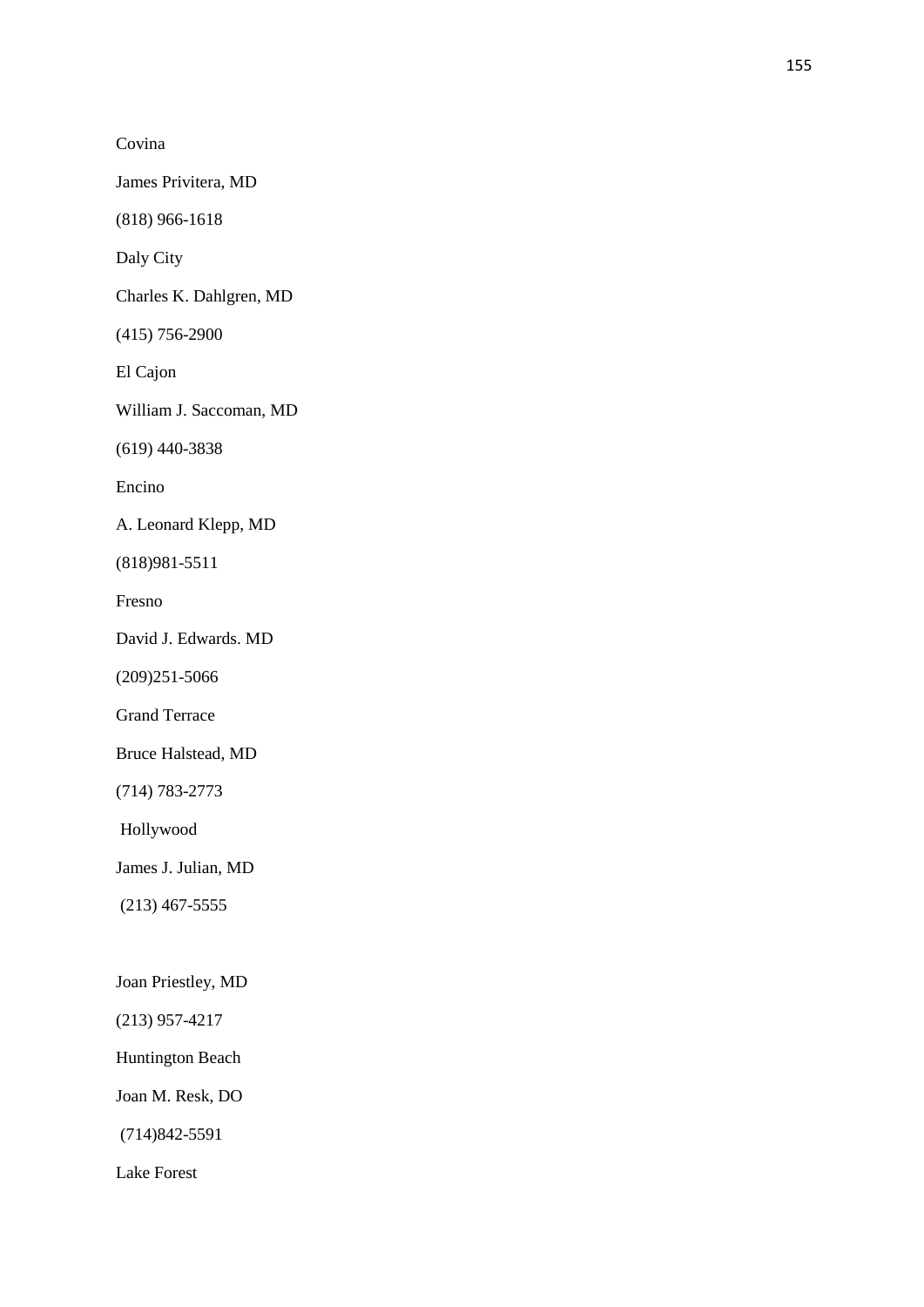Covina

James Privitera, MD

(818) 966-1618

Daly City

Charles K. Dahlgren, MD

(415) 756-2900

El Cajon

William J. Saccoman, MD

(619) 440-3838

Encino

A. Leonard Klepp, MD

(818)981-5511

Fresno

David J. Edwards. MD

(209)251-5066

Grand Terrace

Bruce Halstead, MD

(714) 783-2773

Hollywood

James J. Julian, MD

(213) 467-5555

Joan Priestley, MD

(213) 957-4217

Huntington Beach

Joan M. Resk, DO

(714)842-5591

Lake Forest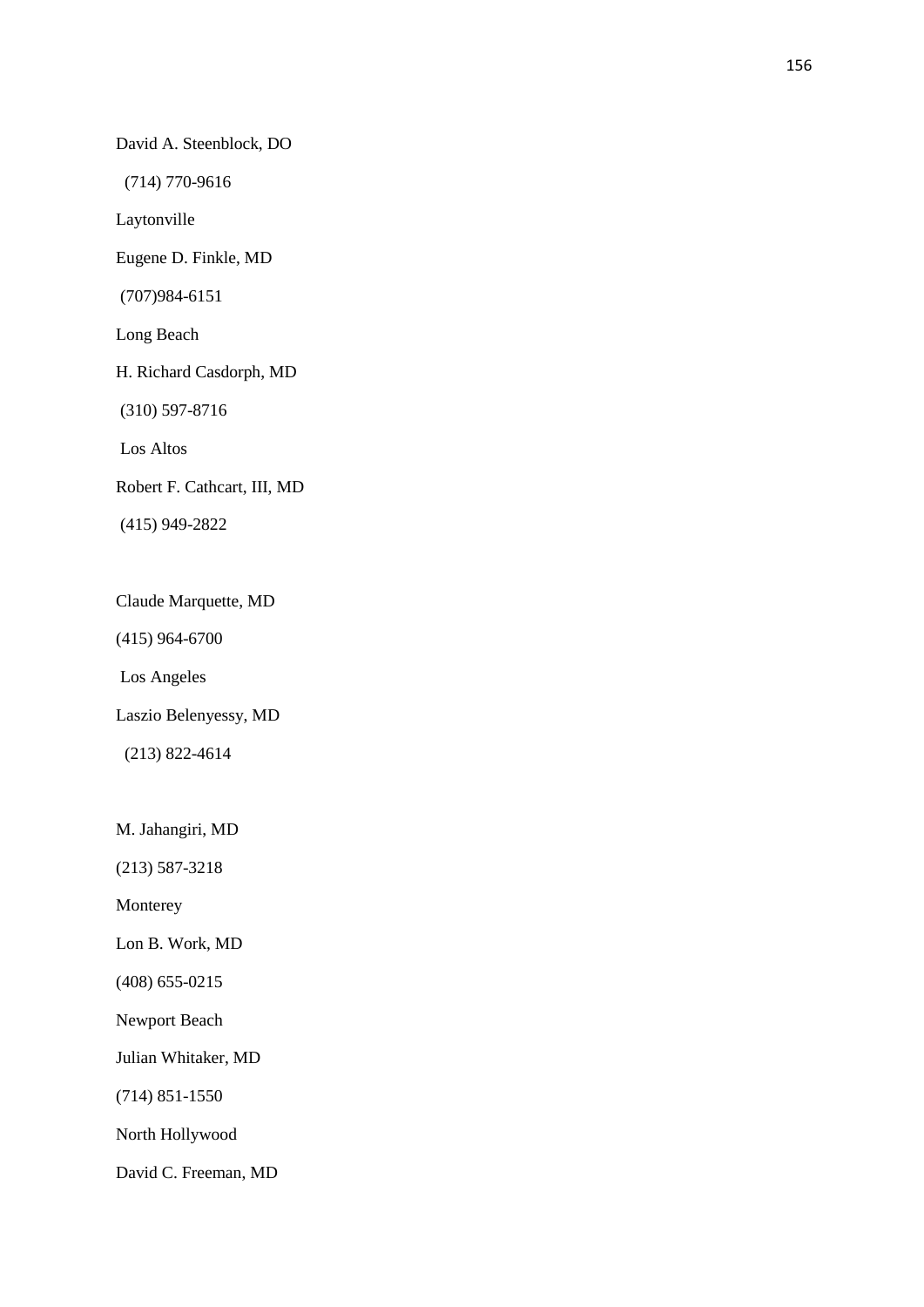David A. Steenblock, DO

(714) 770-9616

Laytonville

Eugene D. Finkle, MD

(707)984-6151

Long Beach

H. Richard Casdorph, MD

(310) 597-8716

Los Altos

Robert F. Cathcart, III, MD

(415) 949-2822

Claude Marquette, MD

(415) 964-6700

Los Angeles

Laszio Belenyessy, MD

(213) 822-4614

M. Jahangiri, MD

(213) 587-3218

Monterey

Lon B. Work, MD

(408) 655-0215

Newport Beach

Julian Whitaker, MD

(714) 851-1550

North Hollywood

David C. Freeman, MD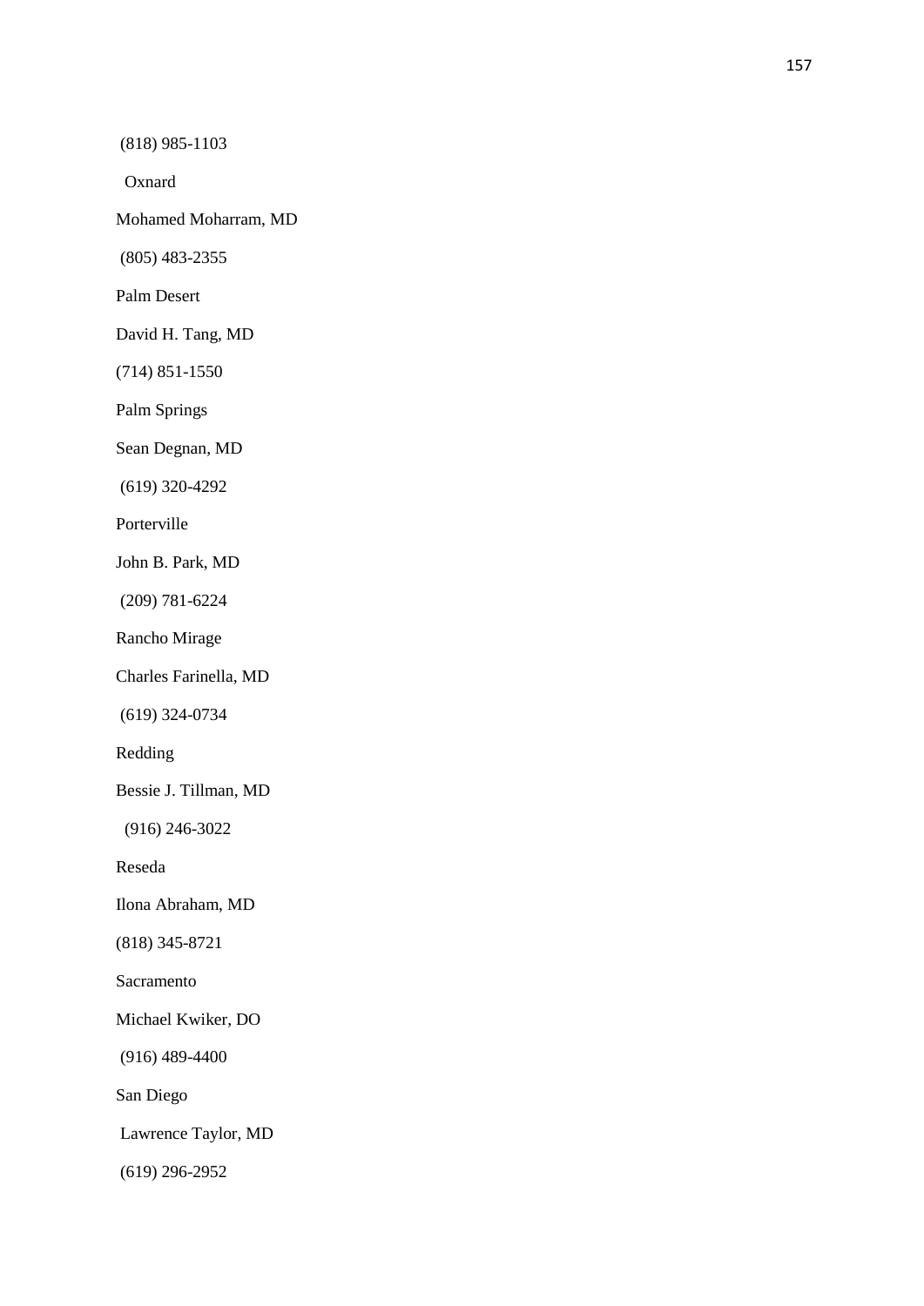(818) 985-1103

Oxnard

Mohamed Moharram, MD

(805) 483-2355

Palm Desert

David H. Tang, MD

(714) 851-1550

Palm Springs

Sean Degnan, MD

(619) 320-4292

Porterville

John B. Park, MD

(209) 781-6224

Rancho Mirage

Charles Farinella, MD

(619) 324-0734

Redding

Bessie J. Tillman, MD

(916) 246-3022

Reseda

Ilona Abraham, MD

(818) 345-8721

Sacramento

Michael Kwiker, DO

(916) 489-4400

San Diego

Lawrence Taylor, MD

(619) 296-2952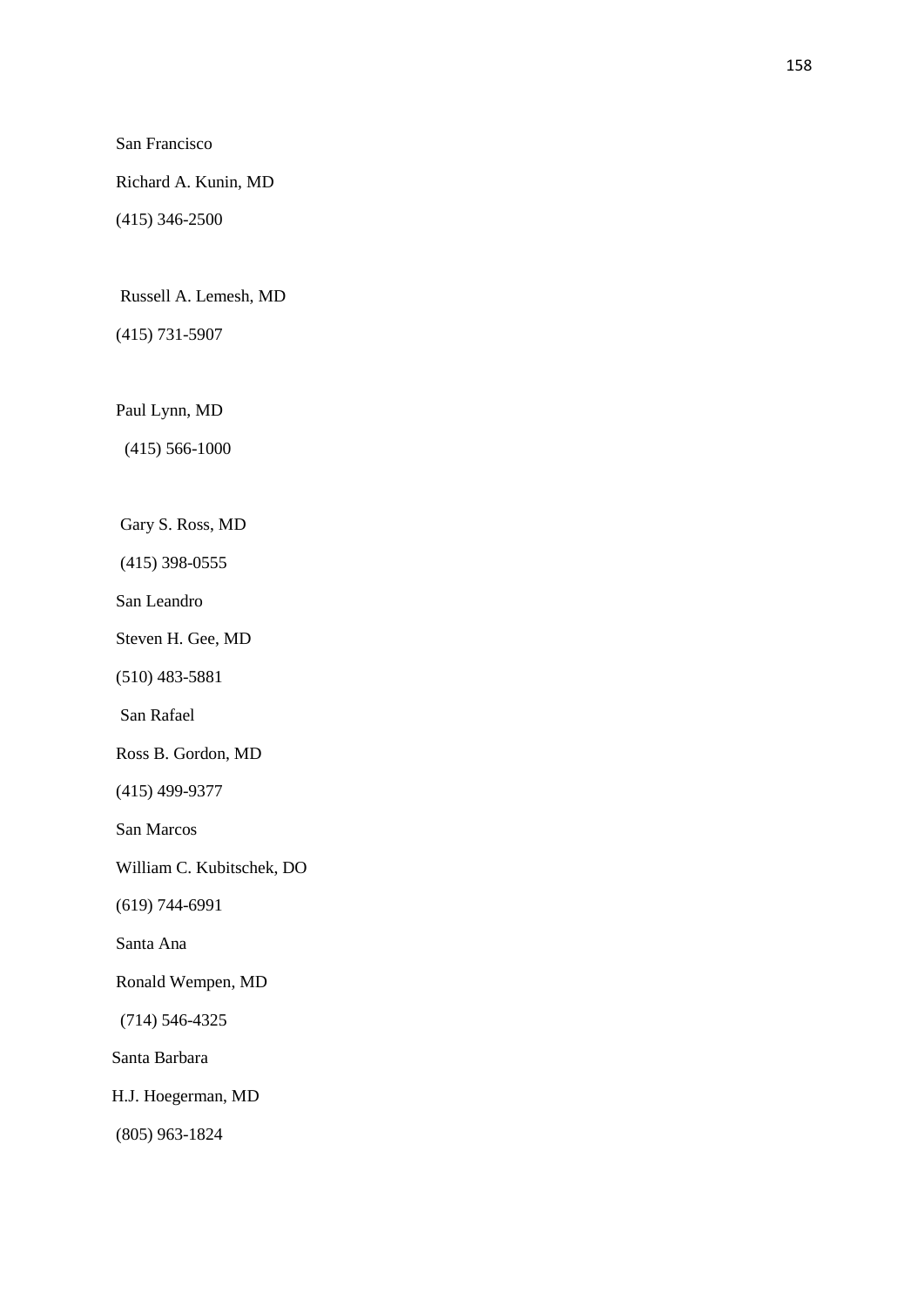San Francisco

Richard A. Kunin, MD

(415) 346-2500

Russell A. Lemesh, MD

(415) 731-5907

Paul Lynn, MD

(415) 566-1000

Gary S. Ross, MD

(415) 398-0555

San Leandro

Steven H. Gee, MD

(510) 483-5881

San Rafael

Ross B. Gordon, MD

(415) 499-9377

San Marcos

William C. Kubitschek, DO

(619) 744-6991

Santa Ana

Ronald Wempen, MD

(714) 546-4325

Santa Barbara

H.J. Hoegerman, MD

(805) 963-1824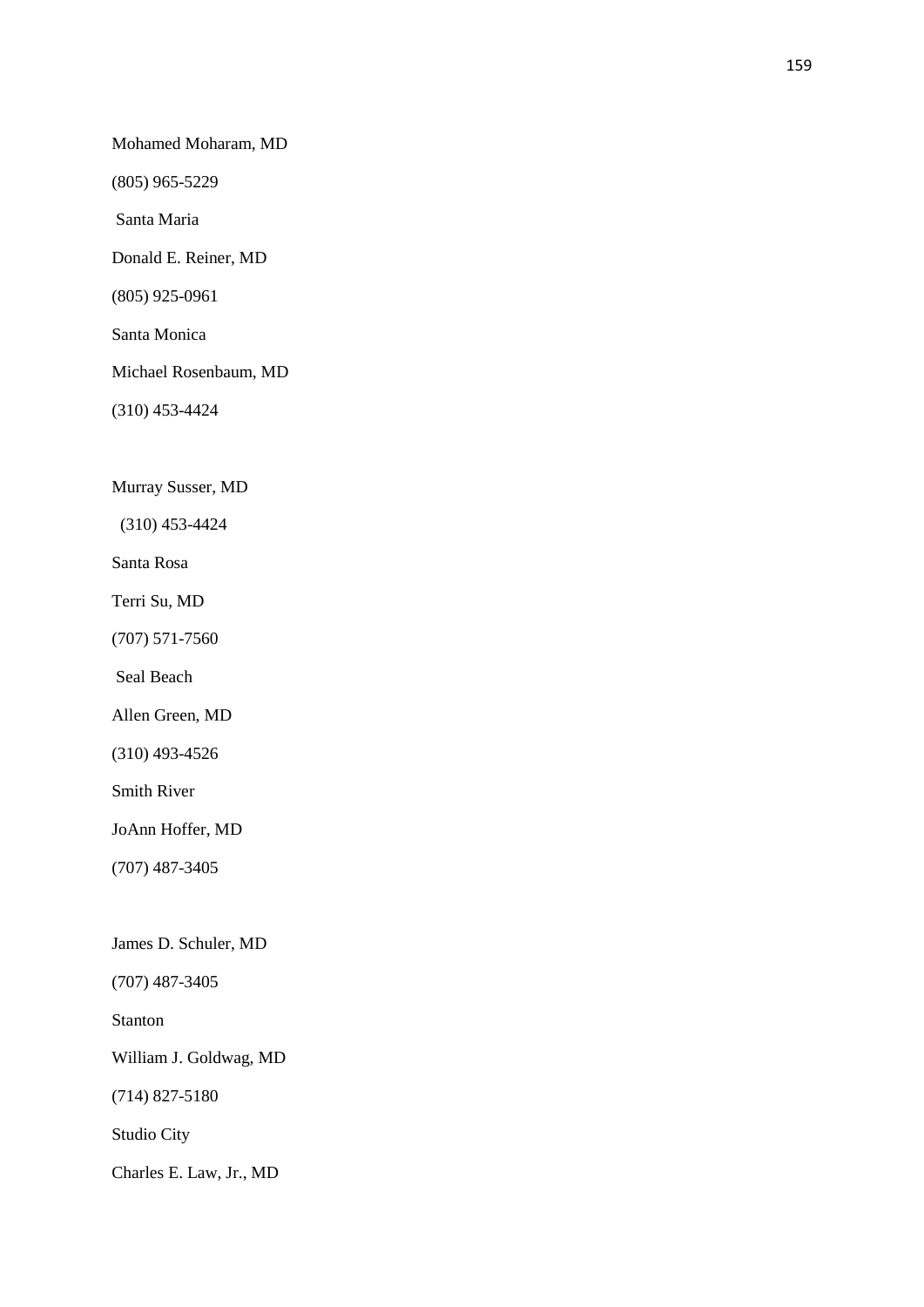Mohamed Moharam, MD

(805) 965-5229

Santa Maria

Donald E. Reiner, MD

(805) 925-0961

Santa Monica

Michael Rosenbaum, MD

(310) 453-4424

Murray Susser, MD

(310) 453-4424

Santa Rosa

Terri Su, MD

(707) 571-7560

Seal Beach

Allen Green, MD

(310) 493-4526

Smith River

JoAnn Hoffer, MD

(707) 487-3405

James D. Schuler, MD

(707) 487-3405

Stanton

William J. Goldwag, MD

(714) 827-5180

Studio City

Charles E. Law, Jr., MD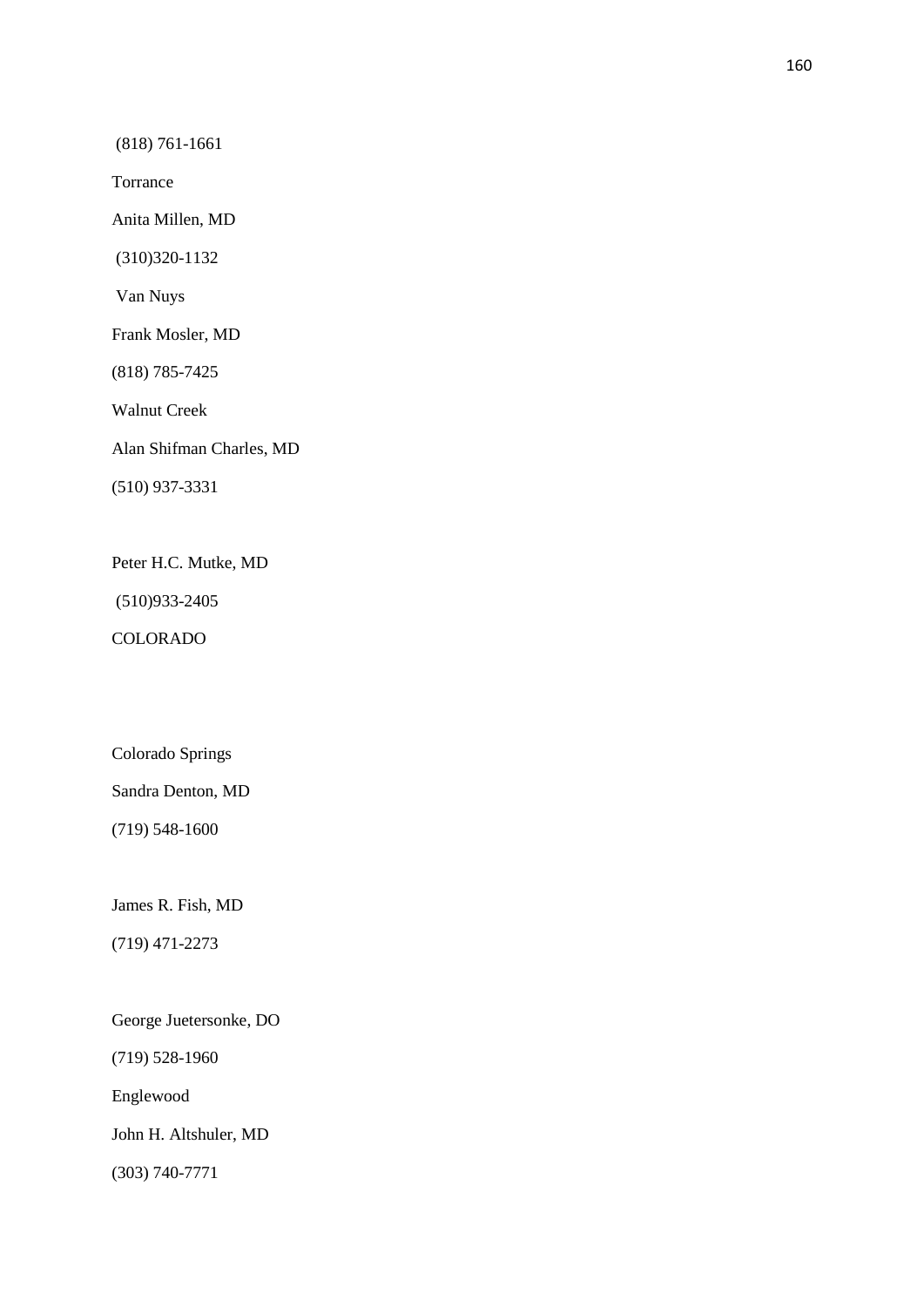(818) 761-1661

Torrance

Anita Millen, MD

(310)320-1132

Van Nuys

Frank Mosler, MD

(818) 785-7425

Walnut Creek

Alan Shifman Charles, MD

(510) 937-3331

Peter H.C. Mutke, MD

(510)933-2405

COLORADO

Colorado Springs

Sandra Denton, MD

(719) 548-1600

James R. Fish, MD

(719) 471-2273

George Juetersonke, DO

(719) 528-1960

Englewood

John H. Altshuler, MD

(303) 740-7771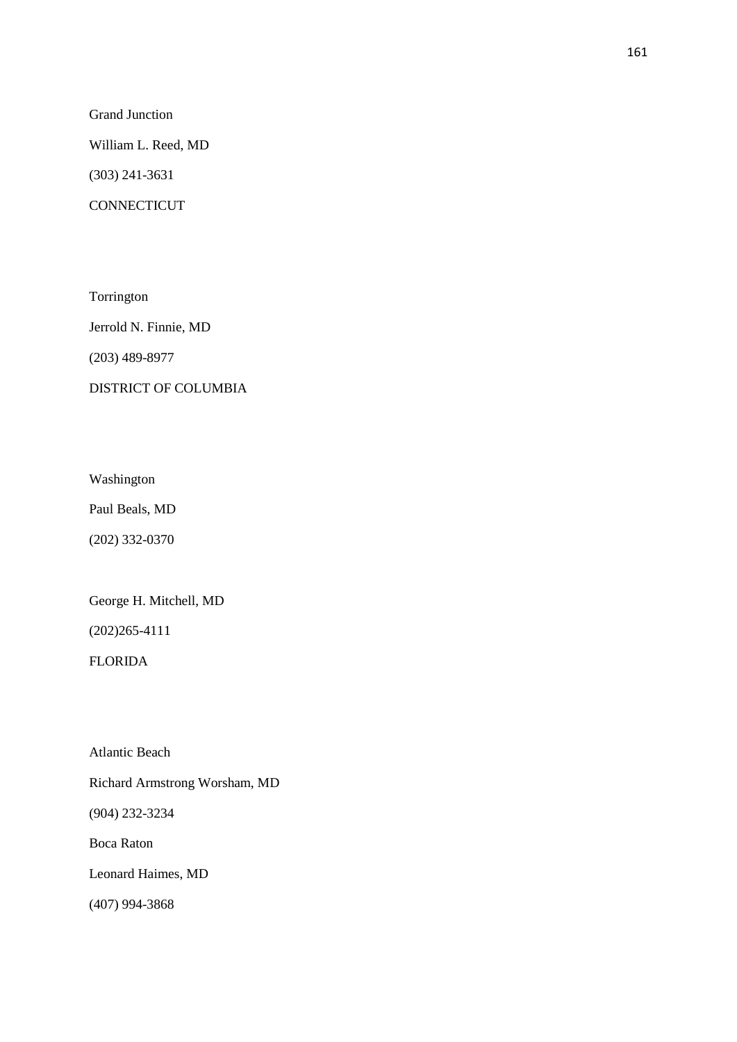Grand Junction

William L. Reed, MD

(303) 241-3631

CONNECTICUT

Torrington

Jerrold N. Finnie, MD

(203) 489-8977

DISTRICT OF COLUMBIA

Washington

Paul Beals, MD

(202) 332-0370

George H. Mitchell, MD

(202)265-4111

FLORIDA

Atlantic Beach

Richard Armstrong Worsham, MD

(904) 232-3234

Boca Raton

Leonard Haimes, MD

(407) 994-3868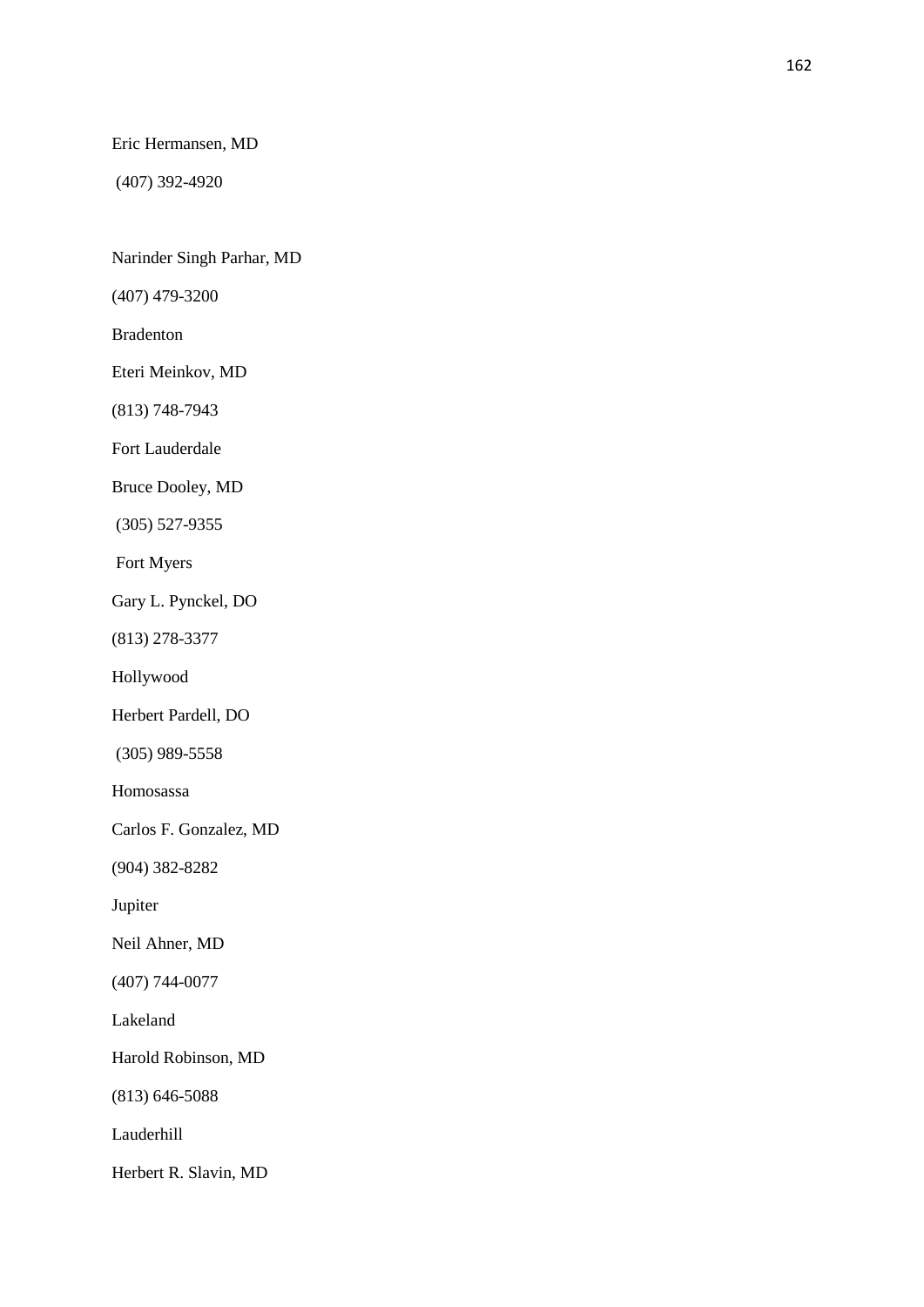Eric Hermansen, MD

(407) 392-4920

Narinder Singh Parhar, MD

(407) 479-3200

Bradenton

Eteri Meinkov, MD

(813) 748-7943

Fort Lauderdale

Bruce Dooley, MD

(305) 527-9355

Fort Myers

Gary L. Pynckel, DO

(813) 278-3377

Hollywood

Herbert Pardell, DO

(305) 989-5558

Homosassa

Carlos F. Gonzalez, MD

(904) 382-8282

Jupiter

Neil Ahner, MD

(407) 744-0077

Lakeland

Harold Robinson, MD

(813) 646-5088

Lauderhill

Herbert R. Slavin, MD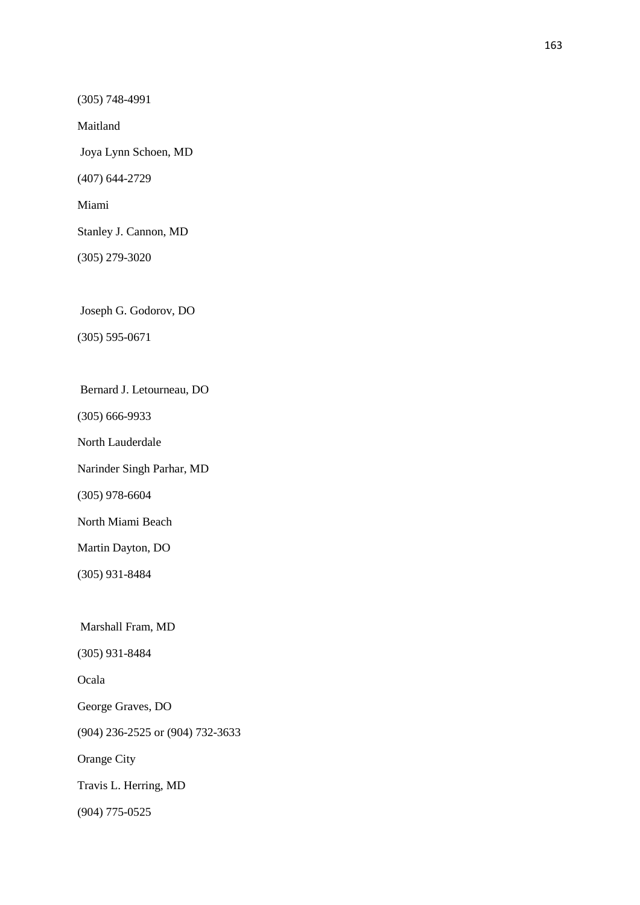(305) 748-4991

Maitland

Joya Lynn Schoen, MD

(407) 644-2729

Miami

Stanley J. Cannon, MD

(305) 279-3020

Joseph G. Godorov, DO

(305) 595-0671

Bernard J. Letourneau, DO

(305) 666-9933

North Lauderdale

Narinder Singh Parhar, MD

(305) 978-6604

North Miami Beach

Martin Dayton, DO

(305) 931-8484

Marshall Fram, MD

(305) 931-8484

Ocala

George Graves, DO

(904) 236-2525 or (904) 732-3633

Orange City

Travis L. Herring, MD

(904) 775-0525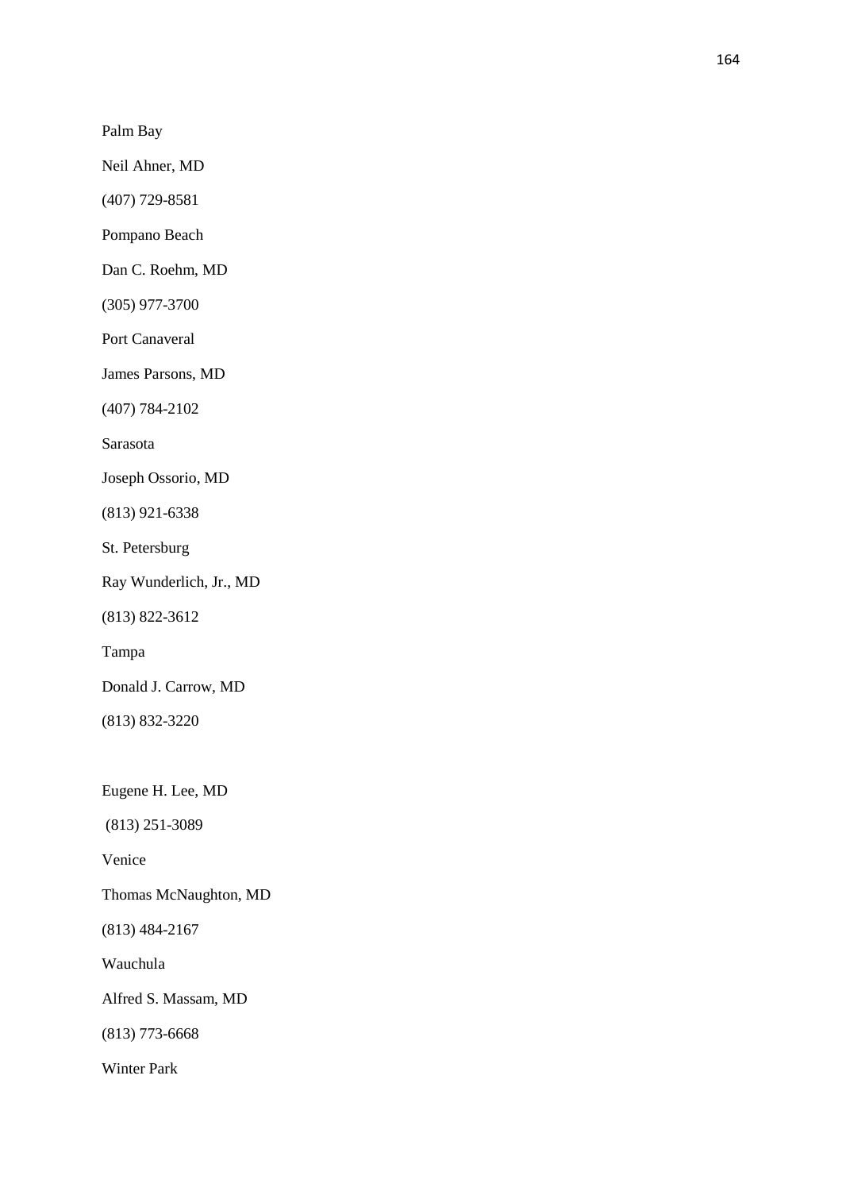Palm Bay

Neil Ahner, MD

(407) 729-8581

Pompano Beach

Dan C. Roehm, MD

(305) 977-3700

Port Canaveral

James Parsons, MD

(407) 784-2102

Sarasota

Joseph Ossorio, MD

(813) 921-6338

St. Petersburg

Ray Wunderlich, Jr., MD

(813) 822-3612

Tampa

Donald J. Carrow, MD

(813) 832-3220

Eugene H. Lee, MD

(813) 251-3089

Venice

Thomas McNaughton, MD

(813) 484-2167

Wauchula

Alfred S. Massam, MD

(813) 773-6668

Winter Park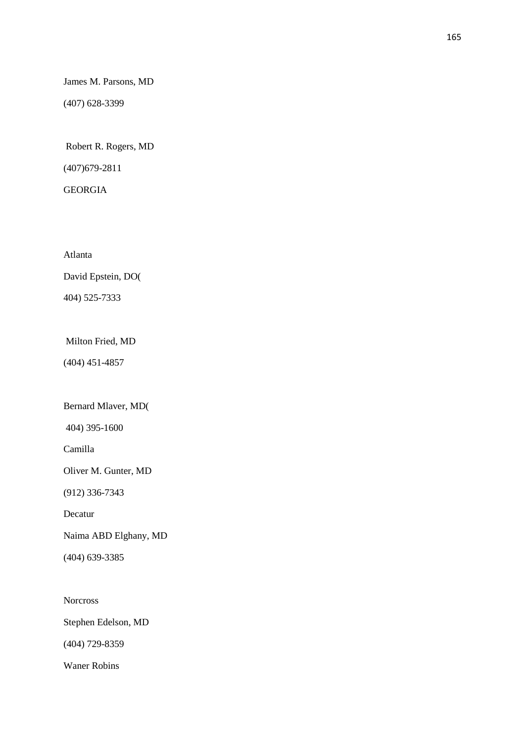James M. Parsons, MD

(407) 628-3399

Robert R. Rogers, MD

(407)679-2811

GEORGIA

Atlanta

David Epstein, DO(

404) 525-7333

Milton Fried, MD

(404) 451-4857

Bernard Mlaver, MD(

404) 395-1600

Camilla

Oliver M. Gunter, MD

(912) 336-7343

Decatur

Naima ABD Elghany, MD

(404) 639-3385

Norcross

Stephen Edelson, MD

(404) 729-8359

Waner Robins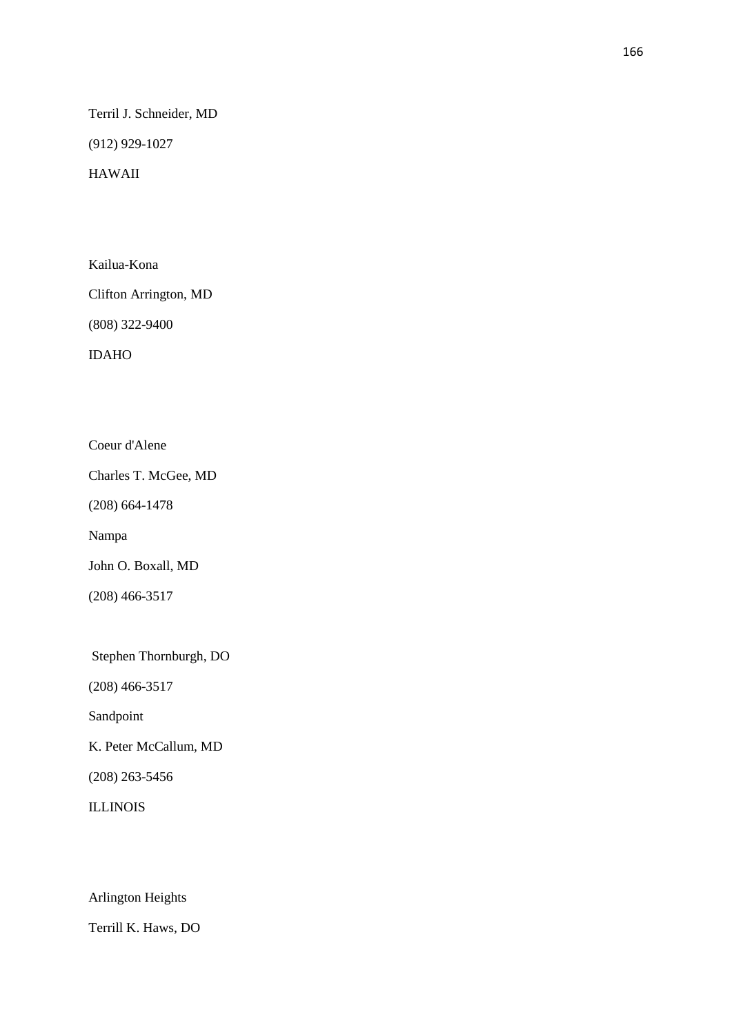Terril J. Schneider, MD

(912) 929-1027

HAWAII

Kailua-Kona

Clifton Arrington, MD

(808) 322-9400

IDAHO

Coeur d'Alene

Charles T. McGee, MD

(208) 664-1478

Nampa

John O. Boxall, MD

(208) 466-3517

Stephen Thornburgh, DO

(208) 466-3517

Sandpoint

K. Peter McCallum, MD

(208) 263-5456

ILLINOIS

Arlington Heights

Terrill K. Haws, DO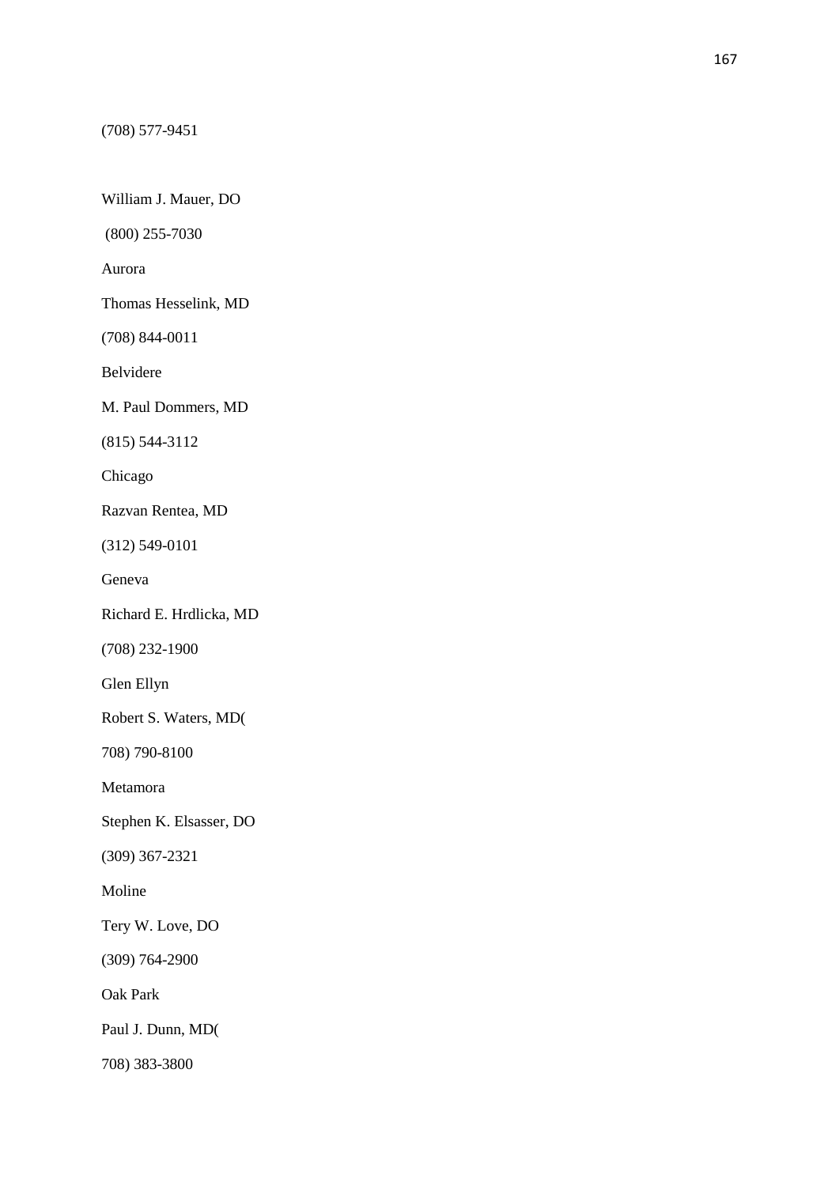(708) 577-9451

William J. Mauer, DO

(800) 255-7030

Aurora

Thomas Hesselink, MD

(708) 844-0011

Belvidere

M. Paul Dommers, MD

(815) 544-3112

Chicago

Razvan Rentea, MD

(312) 549-0101

Geneva

Richard E. Hrdlicka, MD

(708) 232-1900

Glen Ellyn

Robert S. Waters, MD(

708) 790-8100

Metamora

Stephen K. Elsasser, DO

(309) 367-2321

Moline

Tery W. Love, DO

(309) 764-2900

Oak Park

Paul J. Dunn, MD(

708) 383-3800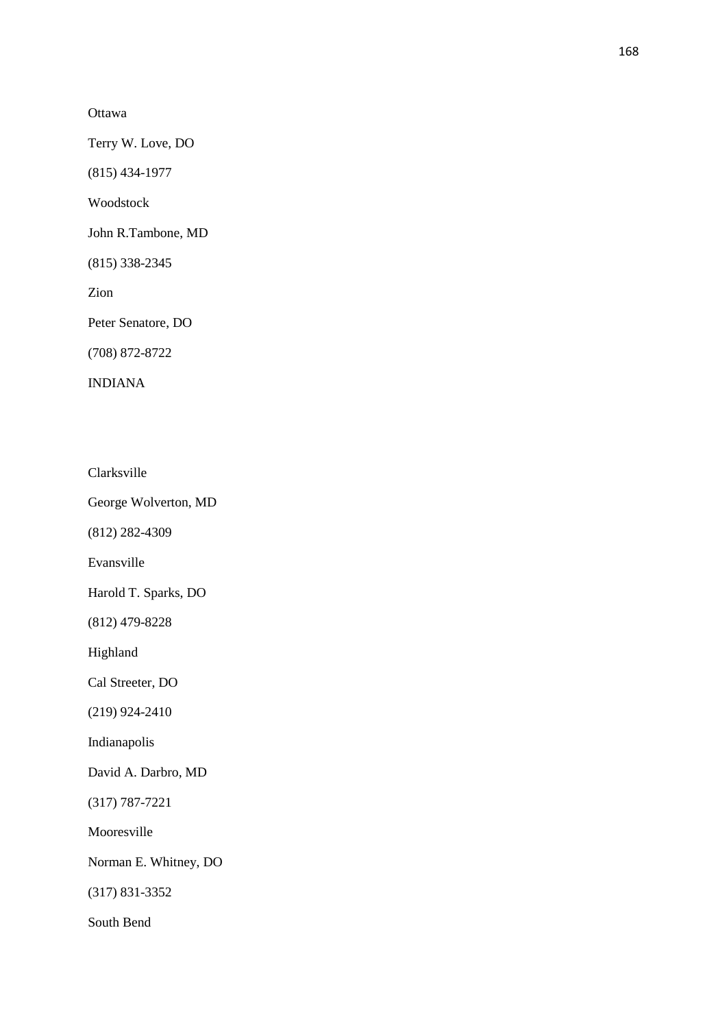Ottawa

Terry W. Love, DO

(815) 434-1977

Woodstock

John R.Tambone, MD

(815) 338-2345

Zion

Peter Senatore, DO

(708) 872-8722

INDIANA

Clarksville

George Wolverton, MD

(812) 282-4309

Evansville

Harold T. Sparks, DO

(812) 479-8228

Highland

Cal Streeter, DO

(219) 924-2410

Indianapolis

David A. Darbro, MD

(317) 787-7221

Mooresville

Norman E. Whitney, DO

(317) 831-3352

South Bend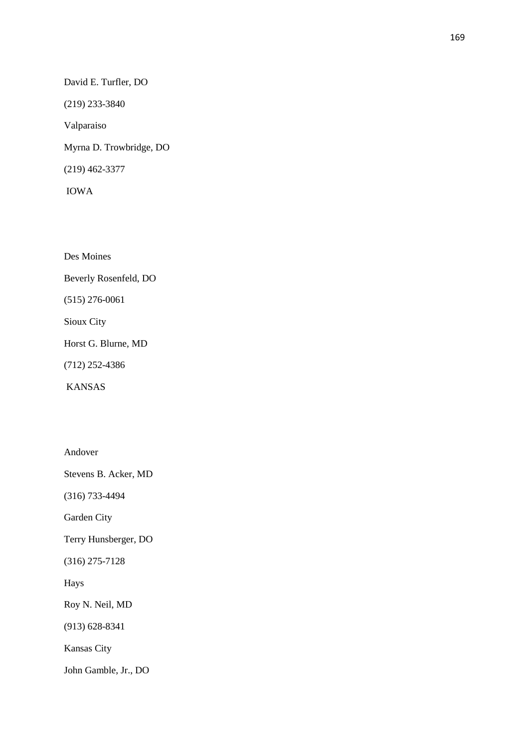David E. Turfler, DO

(219) 233-3840

Valparaiso

Myrna D. Trowbridge, DO

(219) 462-3377

IOWA

Des Moines

Beverly Rosenfeld, DO

(515) 276-0061

Sioux City

Horst G. Blurne, MD

(712) 252-4386

KANSAS

Andover

Stevens B. Acker, MD

(316) 733-4494

Garden City

Terry Hunsberger, DO

(316) 275-7128

Hays

Roy N. Neil, MD

(913) 628-8341

Kansas City

John Gamble, Jr., DO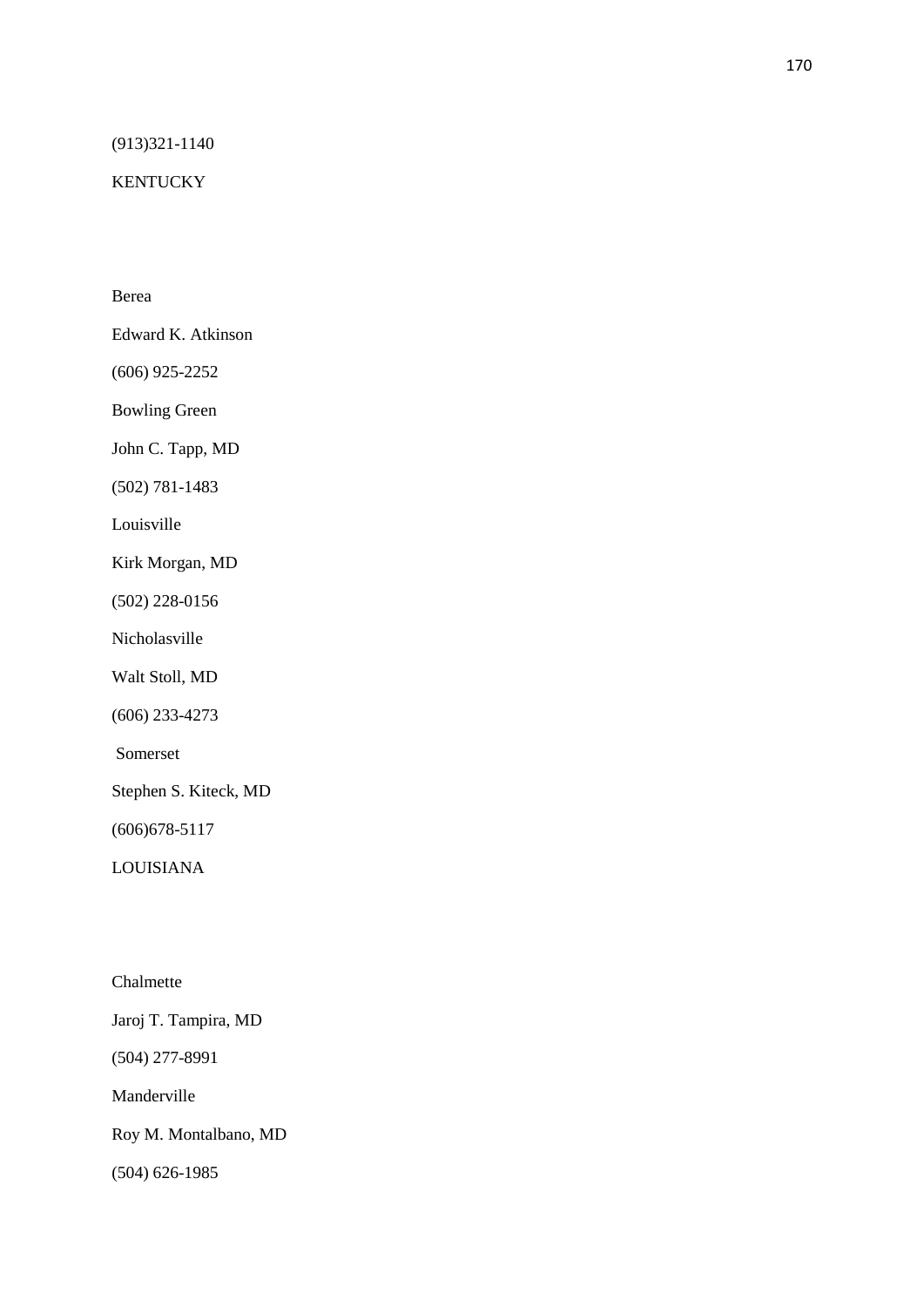(913)321-1140

KENTUCKY

Berea

Edward K. Atkinson

(606) 925-2252

Bowling Green

John C. Tapp, MD

(502) 781-1483

Louisville

Kirk Morgan, MD

(502) 228-0156

Nicholasville

Walt Stoll, MD

(606) 233-4273

Somerset

Stephen S. Kiteck, MD

(606)678-5117

LOUISIANA

Chalmette

Jaroj T. Tampira, MD

(504) 277-8991

Manderville

Roy M. Montalbano, MD

(504) 626-1985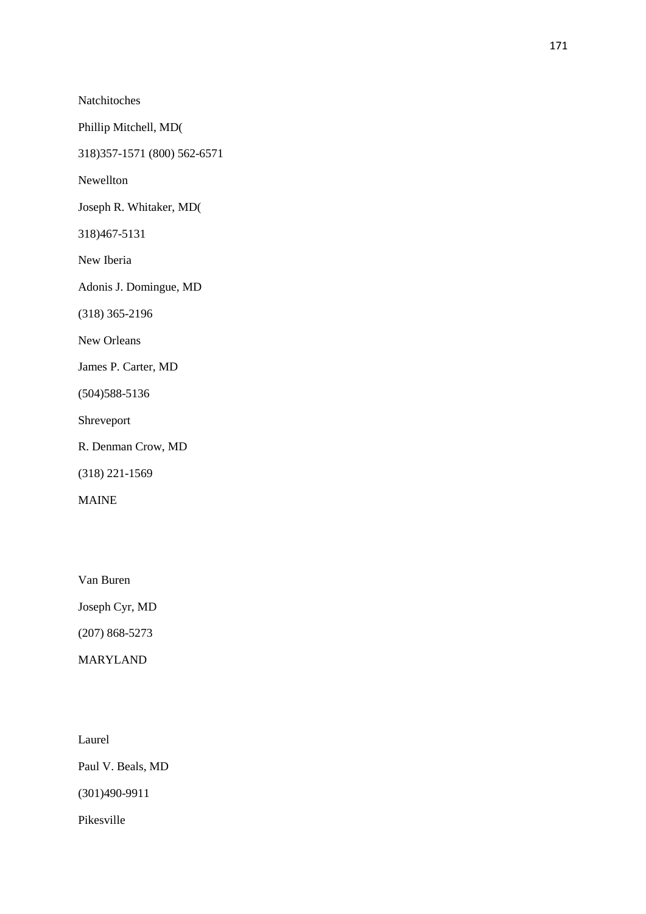Natchitoches

Phillip Mitchell, MD(

318)357-1571 (800) 562-6571

Newellton

Joseph R. Whitaker, MD(

318)467-5131

New Iberia

Adonis J. Domingue, MD

(318) 365-2196

New Orleans

James P. Carter, MD

(504)588-5136

Shreveport

R. Denman Crow, MD

(318) 221-1569

MAINE

Van Buren

Joseph Cyr, MD

(207) 868-5273

MARYLAND

Laurel

Paul V. Beals, MD

(301)490-9911

Pikesville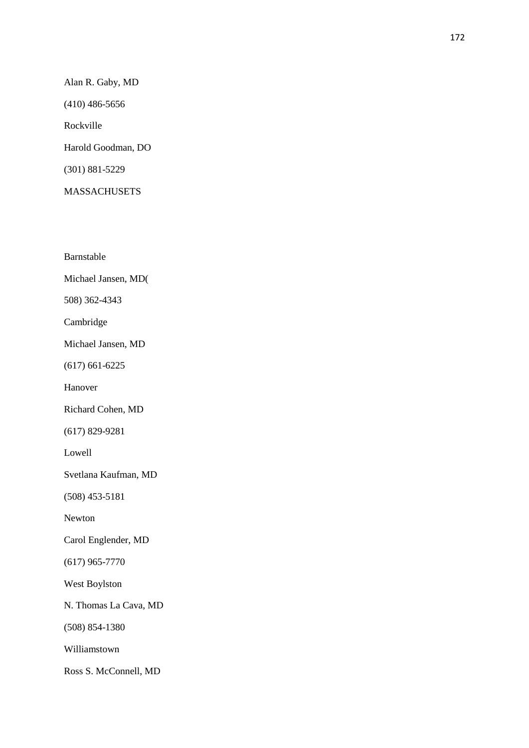Alan R. Gaby, MD

(410) 486-5656

Rockville

Harold Goodman, DO

(301) 881-5229

MASSACHUSETS

Barnstable

Michael Jansen, MD(

508) 362-4343

Cambridge

Michael Jansen, MD

(617) 661-6225

Hanover

Richard Cohen, MD

(617) 829-9281

Lowell

Svetlana Kaufman, MD

(508) 453-5181

Newton

Carol Englender, MD

(617) 965-7770

West Boylston

N. Thomas La Cava, MD

(508) 854-1380

Williamstown

Ross S. McConnell, MD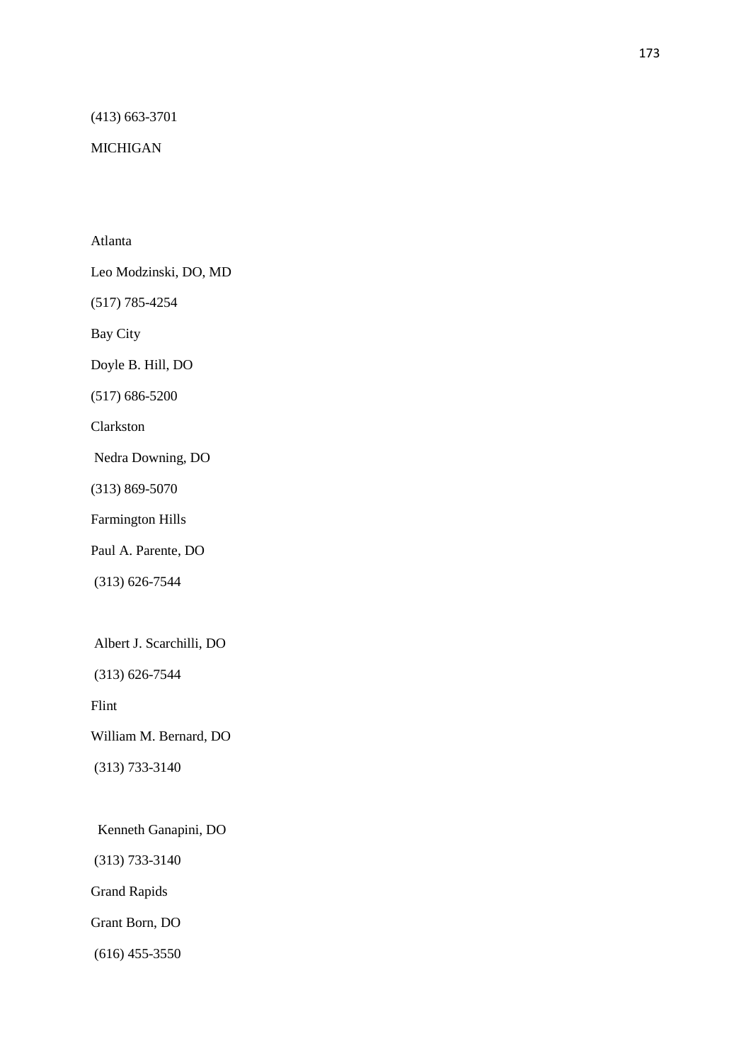(413) 663-3701

MICHIGAN

Atlanta

Leo Modzinski, DO, MD

(517) 785-4254

Bay City

Doyle B. Hill, DO

(517) 686-5200

Clarkston

Nedra Downing, DO

(313) 869-5070

Farmington Hills

Paul A. Parente, DO

(313) 626-7544

Albert J. Scarchilli, DO

(313) 626-7544

Flint

William M. Bernard, DO

(313) 733-3140

Kenneth Ganapini, DO

(313) 733-3140

Grand Rapids

Grant Born, DO

(616) 455-3550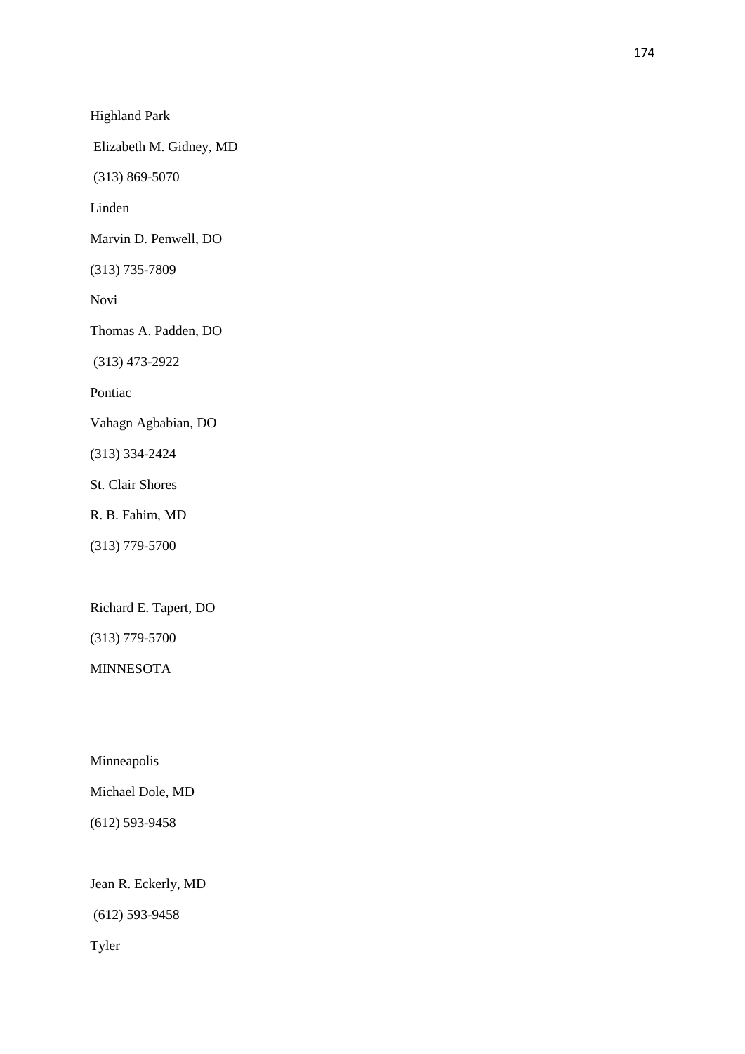Highland Park

Elizabeth M. Gidney, MD

(313) 869-5070

Linden

Marvin D. Penwell, DO

(313) 735-7809

Novi

Thomas A. Padden, DO

(313) 473-2922

Pontiac

Vahagn Agbabian, DO

(313) 334-2424

St. Clair Shores

R. B. Fahim, MD

(313) 779-5700

Richard E. Tapert, DO

(313) 779-5700

MINNESOTA

Minneapolis

Michael Dole, MD

(612) 593-9458

Jean R. Eckerly, MD

(612) 593-9458

Tyler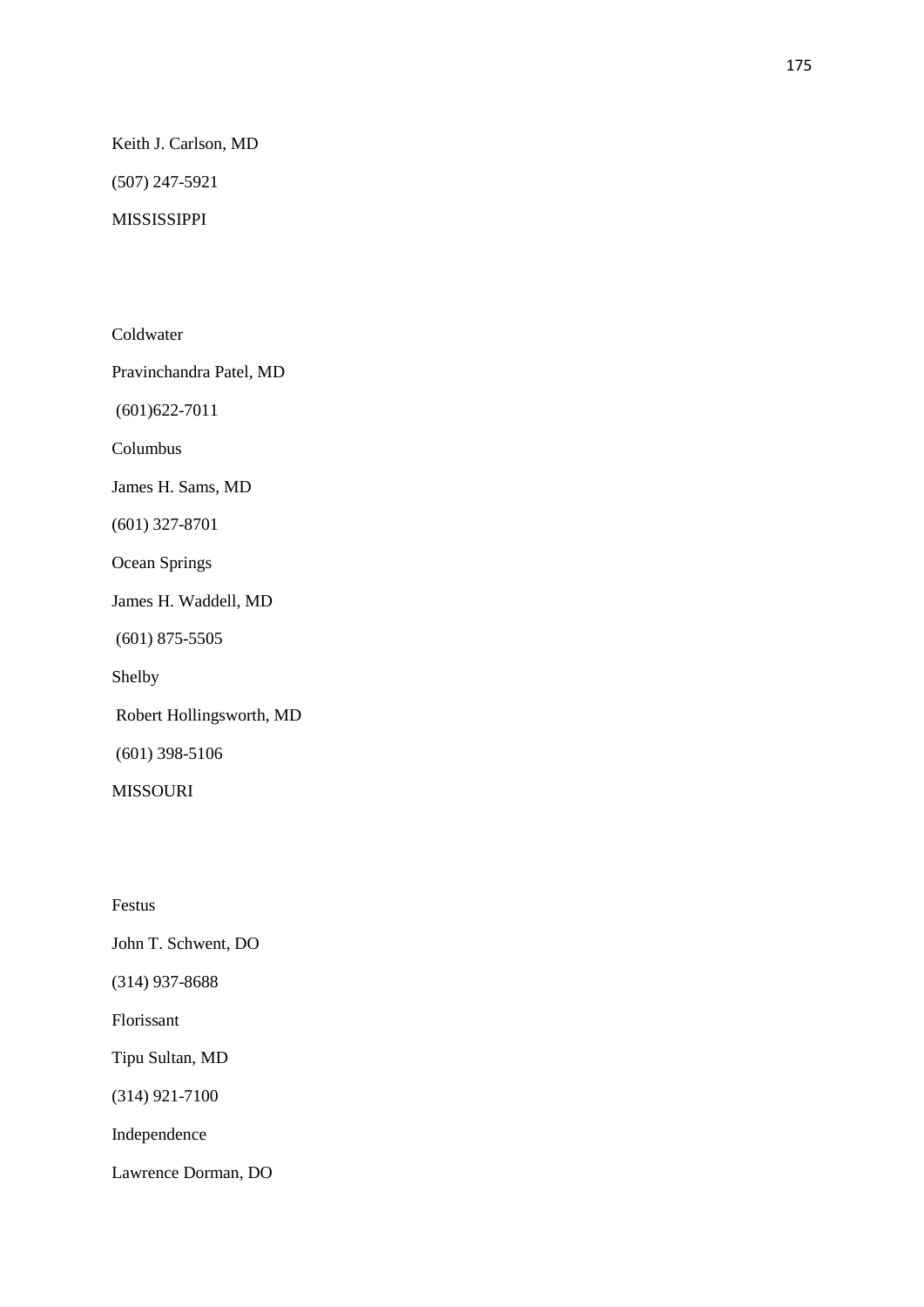Keith J. Carlson, MD

(507) 247-5921

MISSISSIPPI

Coldwater

Pravinchandra Patel, MD

(601)622-7011

Columbus

James H. Sams, MD

(601) 327-8701

Ocean Springs

James H. Waddell, MD

(601) 875-5505

Shelby

Robert Hollingsworth, MD

(601) 398-5106

MISSOURI

Festus

John T. Schwent, DO

(314) 937-8688

Florissant

Tipu Sultan, MD

(314) 921-7100

Independence

Lawrence Dorman, DO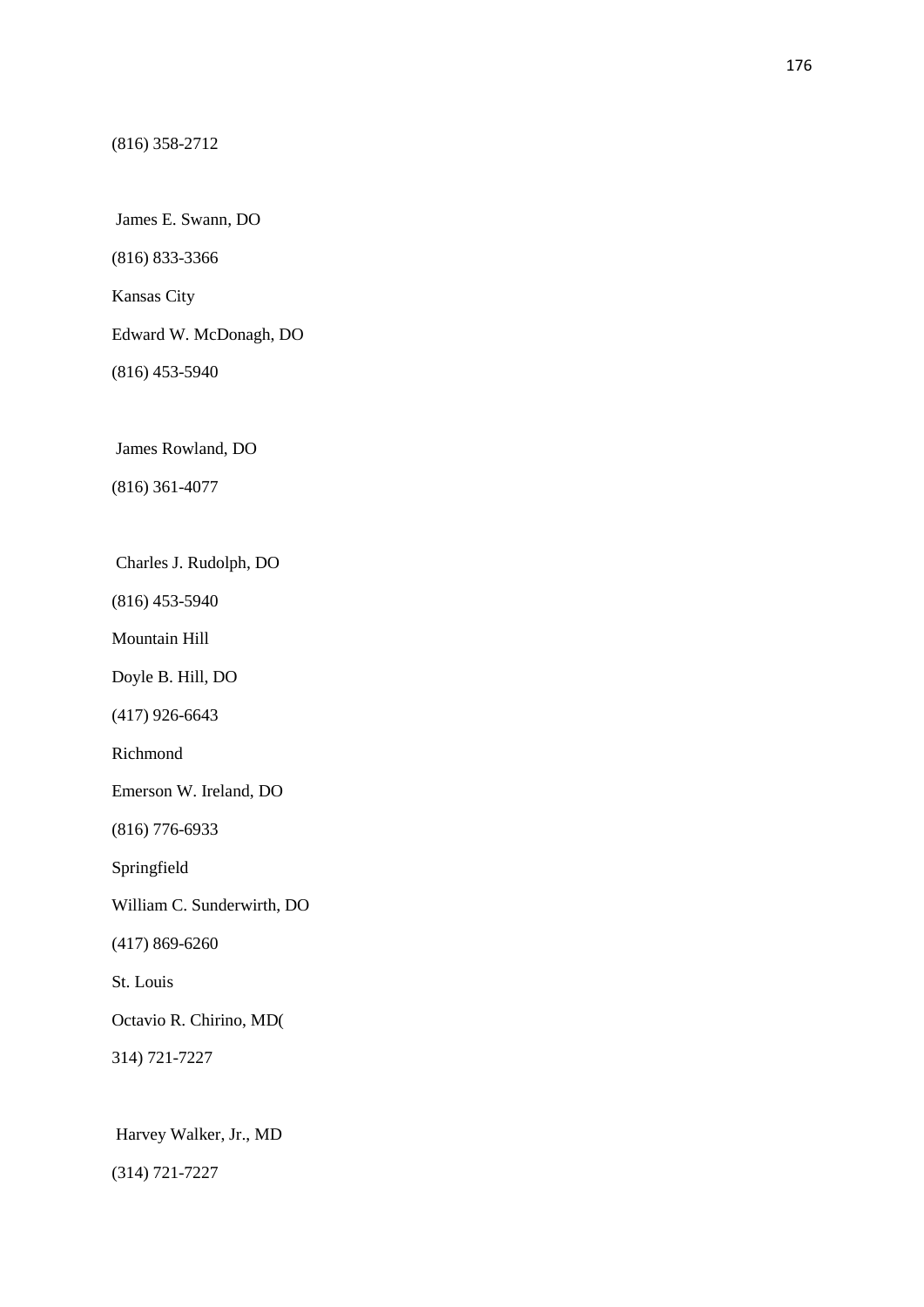(816) 358-2712

James E. Swann, DO

(816) 833-3366

Kansas City

Edward W. McDonagh, DO

(816) 453-5940

James Rowland, DO

(816) 361-4077

Charles J. Rudolph, DO

(816) 453-5940

Mountain Hill

Doyle B. Hill, DO

(417) 926-6643

Richmond

Emerson W. Ireland, DO

(816) 776-6933

Springfield

William C. Sunderwirth, DO

(417) 869-6260

St. Louis

Octavio R. Chirino, MD(

314) 721-7227

Harvey Walker, Jr., MD

(314) 721-7227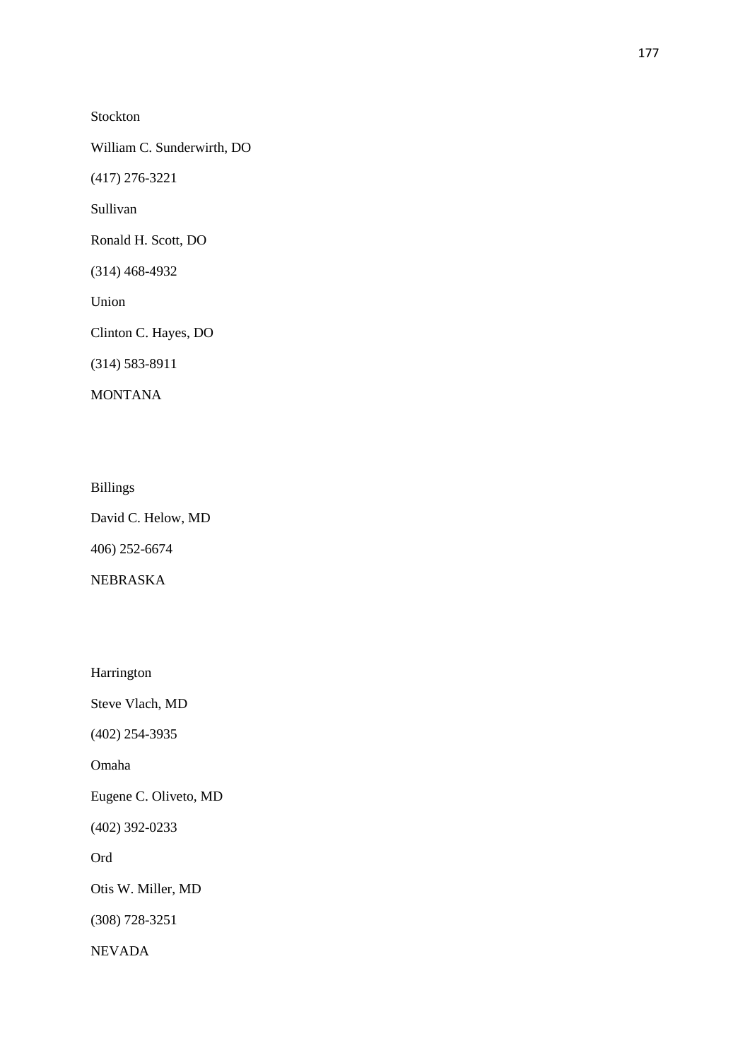Stockton

William C. Sunderwirth, DO

(417) 276-3221

Sullivan

Ronald H. Scott, DO

(314) 468-4932

Union

Clinton C. Hayes, DO

(314) 583-8911

MONTANA

Billings

David C. Helow, MD

406) 252-6674

NEBRASKA

Harrington

Steve Vlach, MD

(402) 254-3935

Omaha

Eugene C. Oliveto, MD

(402) 392-0233

Ord

Otis W. Miller, MD

(308) 728-3251

NEVADA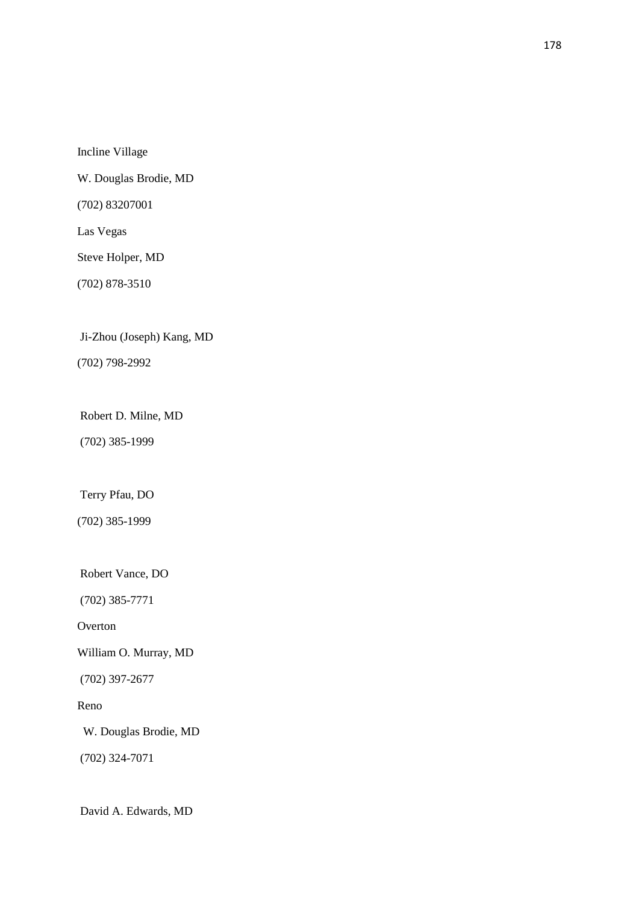Incline Village

W. Douglas Brodie, MD

(702) 83207001

Las Vegas

Steve Holper, MD

(702) 878-3510

Ji-Zhou (Joseph) Kang, MD

(702) 798-2992

Robert D. Milne, MD

(702) 385-1999

Terry Pfau, DO

(702) 385-1999

Robert Vance, DO

(702) 385-7771

Overton

William O. Murray, MD

(702) 397-2677

Reno

W. Douglas Brodie, MD

(702) 324-7071

David A. Edwards, MD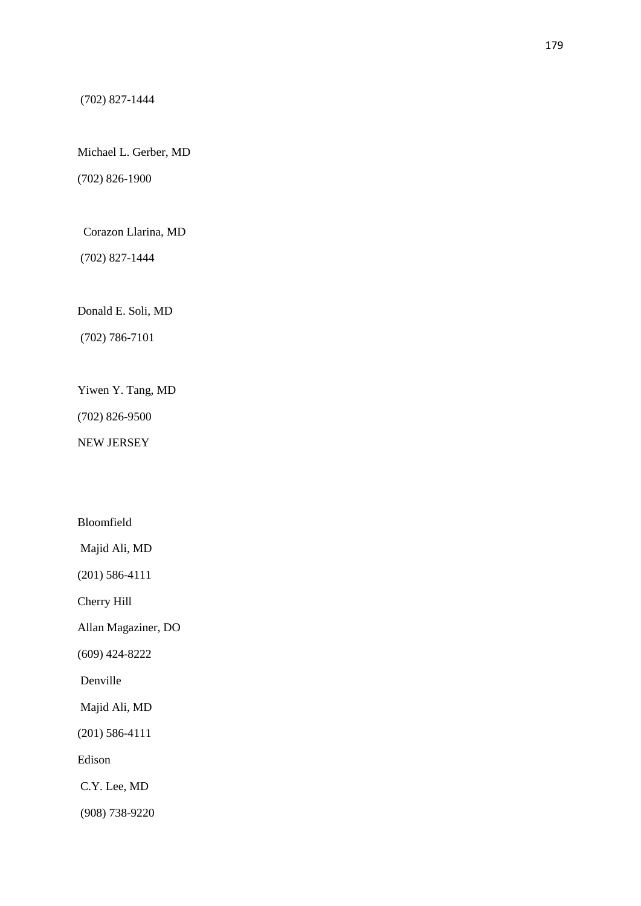(702) 827-1444

Michael L. Gerber, MD

(702) 826-1900

Corazon Llarina, MD

(702) 827-1444

Donald E. Soli, MD

(702) 786-7101

Yiwen Y. Tang, MD

(702) 826-9500

NEW JERSEY

Bloomfield

Majid Ali, MD

(201) 586-4111

Cherry Hill

Allan Magaziner, DO

(609) 424-8222

Denville

Majid Ali, MD

(201) 586-4111

Edison

C.Y. Lee, MD

(908) 738-9220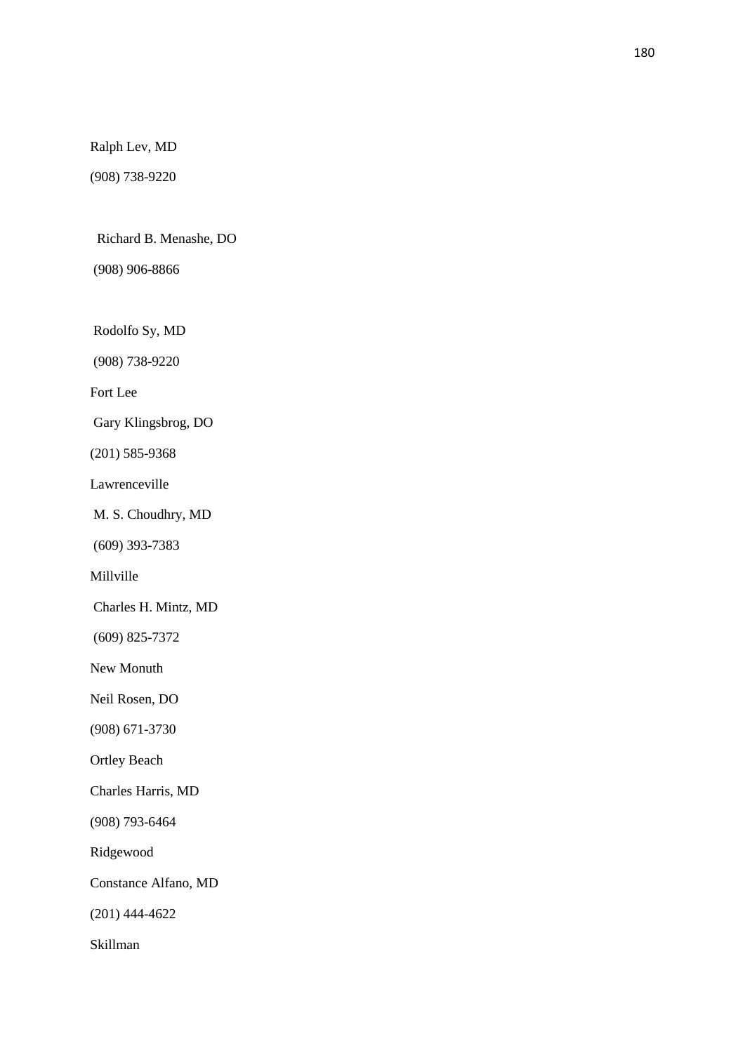Ralph Lev, MD

(908) 738-9220

Richard B. Menashe, DO

(908) 906-8866

Rodolfo Sy, MD

(908) 738-9220

Fort Lee

Gary Klingsbrog, DO

(201) 585-9368

Lawrenceville

M. S. Choudhry, MD

(609) 393-7383

Millville

Charles H. Mintz, MD

(609) 825-7372

New Monuth

Neil Rosen, DO

(908) 671-3730

Ortley Beach

Charles Harris, MD

(908) 793-6464

Ridgewood

Constance Alfano, MD

(201) 444-4622

Skillman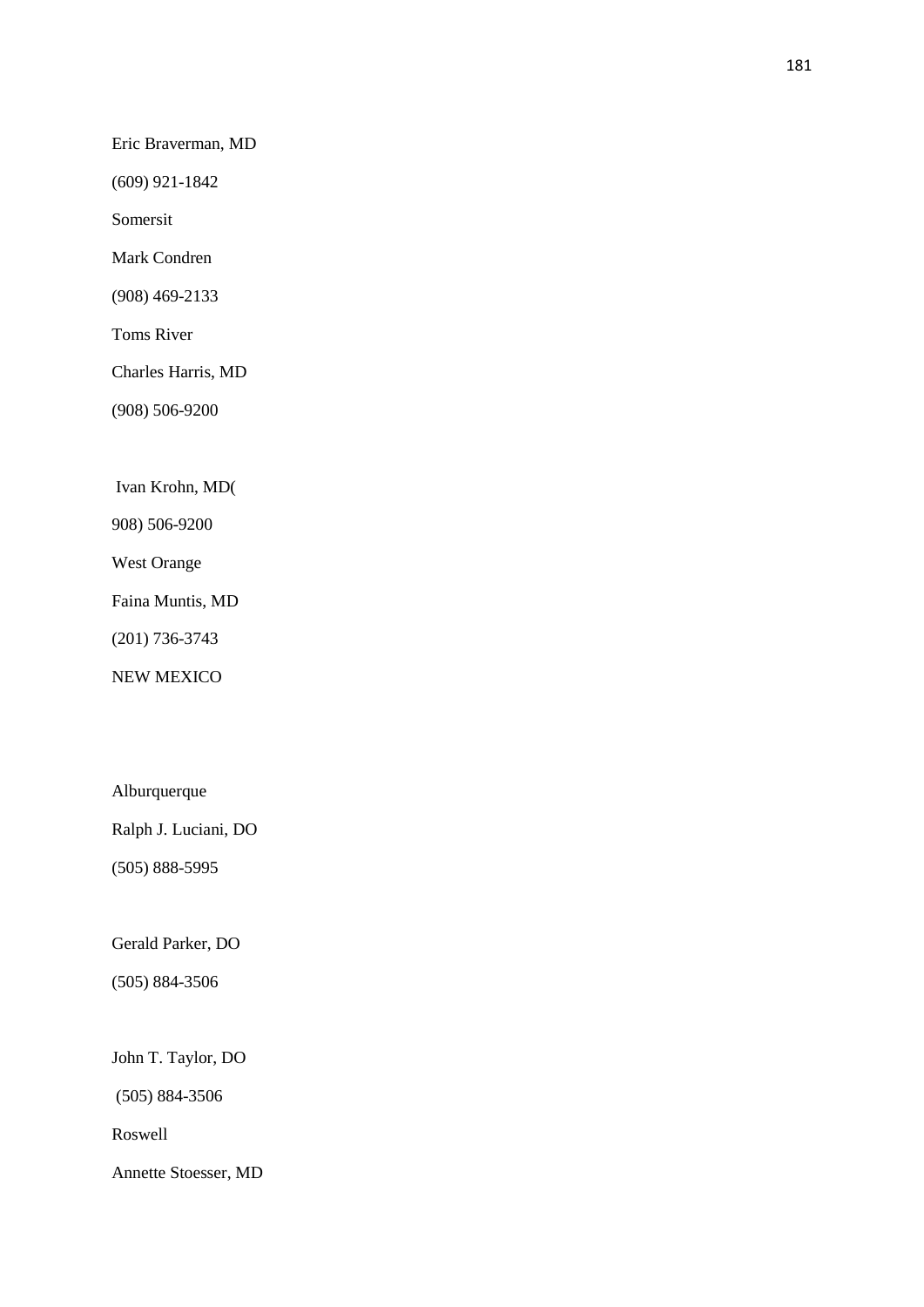Eric Braverman, MD

(609) 921-1842

Somersit

Mark Condren

(908) 469-2133

Toms River

Charles Harris, MD

(908) 506-9200

Ivan Krohn, MD(

908) 506-9200

West Orange

Faina Muntis, MD

(201) 736-3743

NEW MEXICO

Alburquerque

Ralph J. Luciani, DO

(505) 888-5995

Gerald Parker, DO

(505) 884-3506

John T. Taylor, DO

(505) 884-3506

Roswell

Annette Stoesser, MD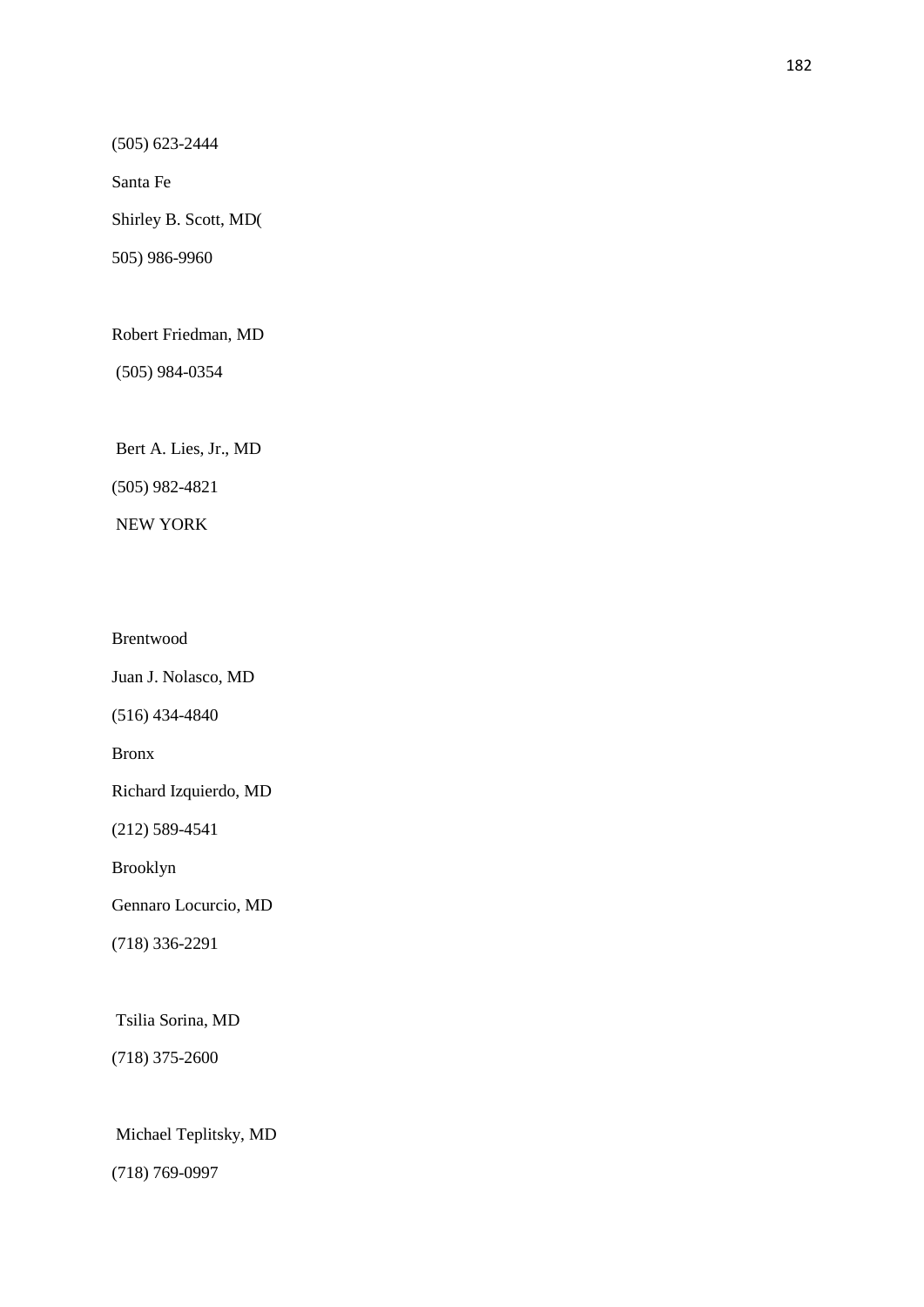(505) 623-2444

Santa Fe

Shirley B. Scott, MD(

505) 986-9960

Robert Friedman, MD

(505) 984-0354

Bert A. Lies, Jr., MD

(505) 982-4821

NEW YORK

Brentwood

Juan J. Nolasco, MD

(516) 434-4840

Bronx

Richard Izquierdo, MD

(212) 589-4541

Brooklyn

Gennaro Locurcio, MD

(718) 336-2291

Tsilia Sorina, MD

(718) 375-2600

Michael Teplitsky, MD

(718) 769-0997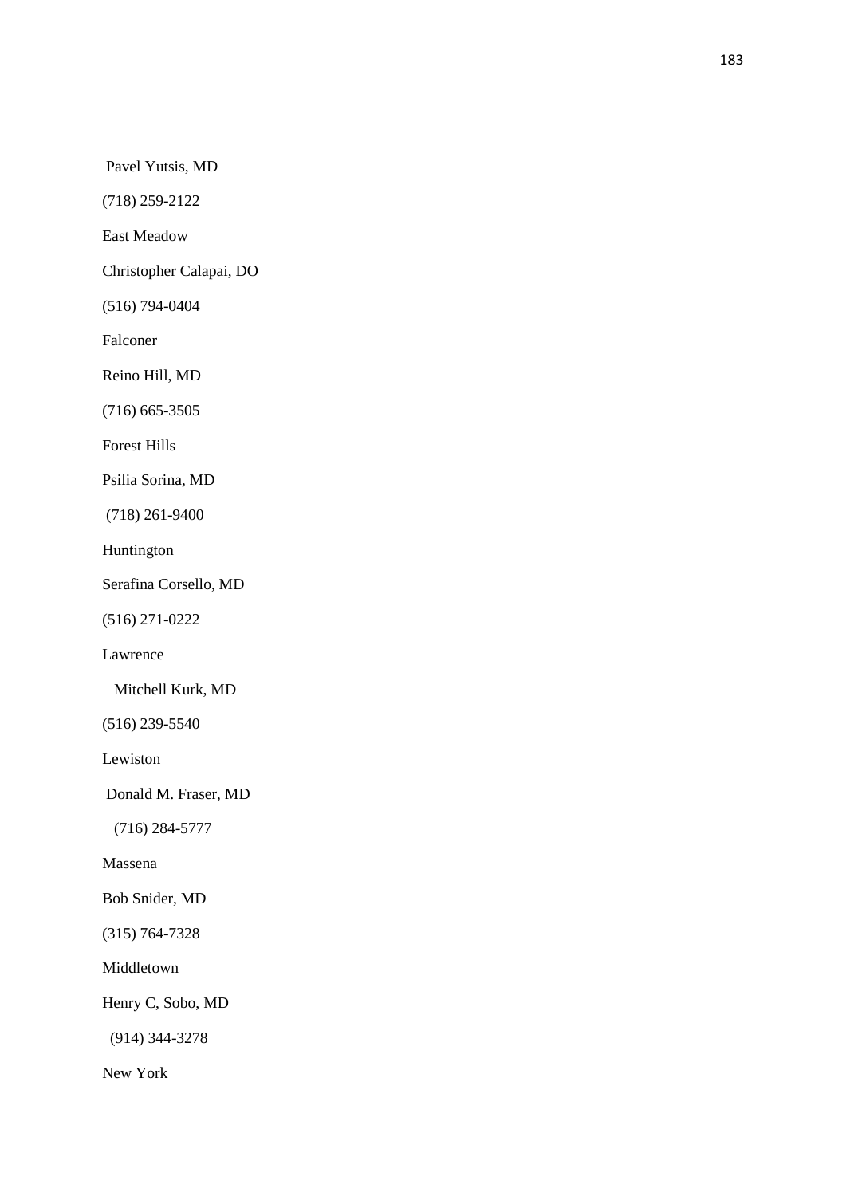Pavel Yutsis, MD

(718) 259-2122

East Meadow

Christopher Calapai, DO

(516) 794-0404

Falconer

Reino Hill, MD

(716) 665-3505

Forest Hills

Psilia Sorina, MD

(718) 261-9400

Huntington

Serafina Corsello, MD

(516) 271-0222

Lawrence

Mitchell Kurk, MD

(516) 239-5540

Lewiston

Donald M. Fraser, MD

(716) 284-5777

Massena

Bob Snider, MD

(315) 764-7328

Middletown

Henry C, Sobo, MD

(914) 344-3278

New York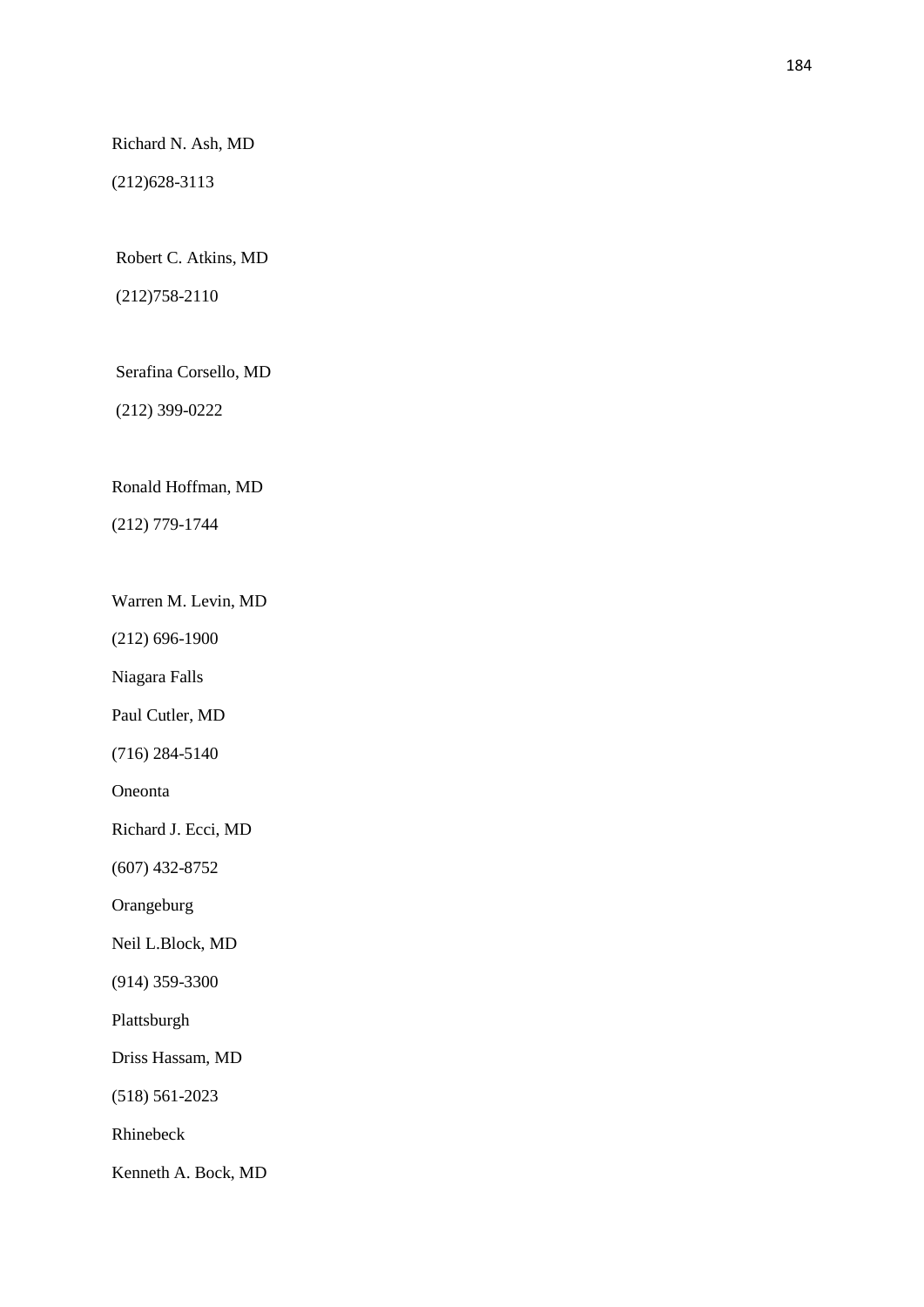Richard N. Ash, MD

(212)628-3113

Robert C. Atkins, MD

(212)758-2110

Serafina Corsello, MD

(212) 399-0222

Ronald Hoffman, MD

(212) 779-1744

Warren M. Levin, MD

(212) 696-1900

Niagara Falls

Paul Cutler, MD

(716) 284-5140

Oneonta

Richard J. Ecci, MD

(607) 432-8752

Orangeburg

Neil L.Block, MD

(914) 359-3300

Plattsburgh

Driss Hassam, MD

(518) 561-2023

Rhinebeck

Kenneth A. Bock, MD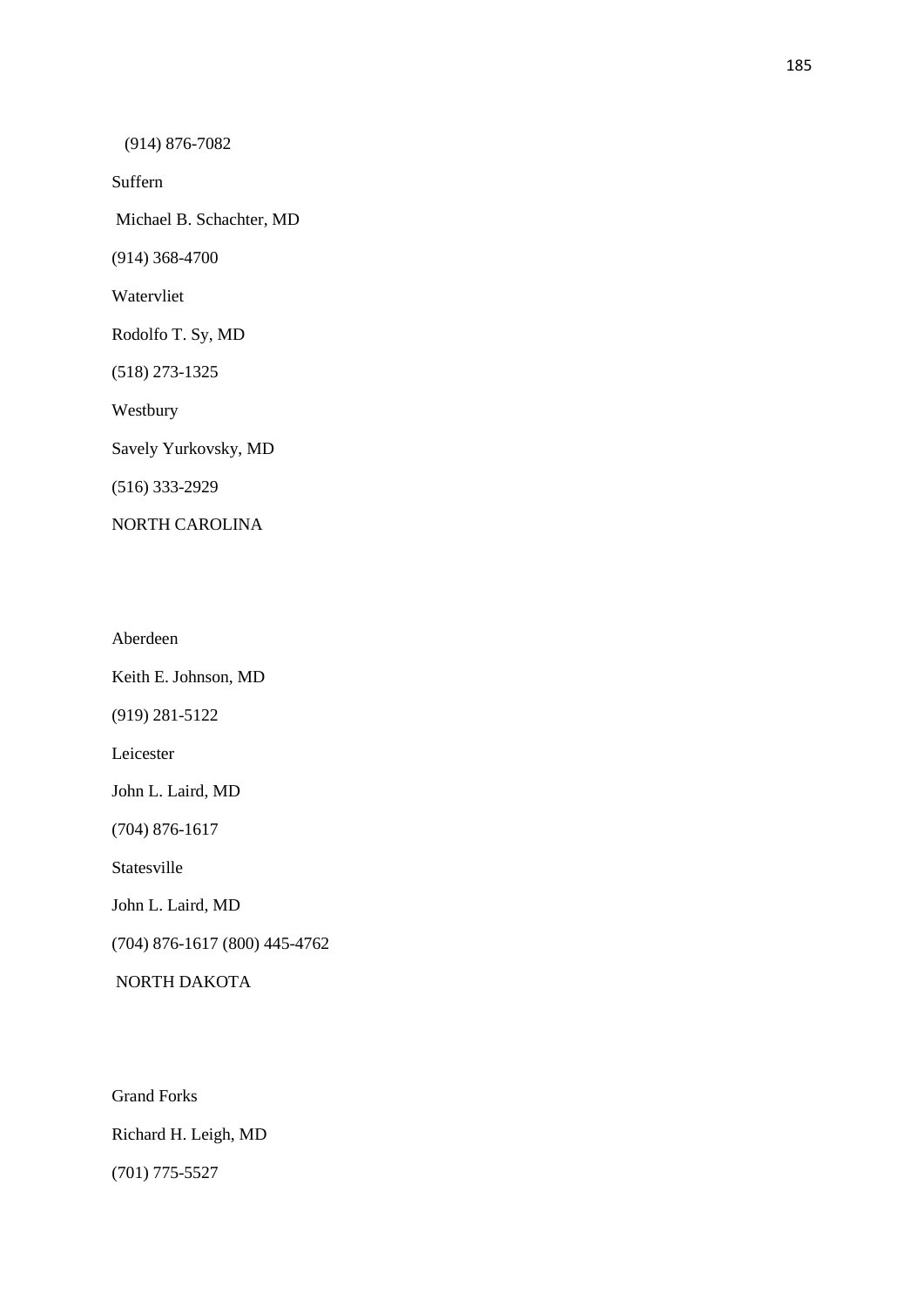(914) 876-7082

Suffern

Michael B. Schachter, MD

(914) 368-4700

Watervliet

Rodolfo T. Sy, MD

(518) 273-1325

Westbury

Savely Yurkovsky, MD

(516) 333-2929

NORTH CAROLINA

Aberdeen

Keith E. Johnson, MD

(919) 281-5122

Leicester

John L. Laird, MD

(704) 876-1617

Statesville

John L. Laird, MD

(704) 876-1617 (800) 445-4762

NORTH DAKOTA

Grand Forks

Richard H. Leigh, MD

(701) 775-5527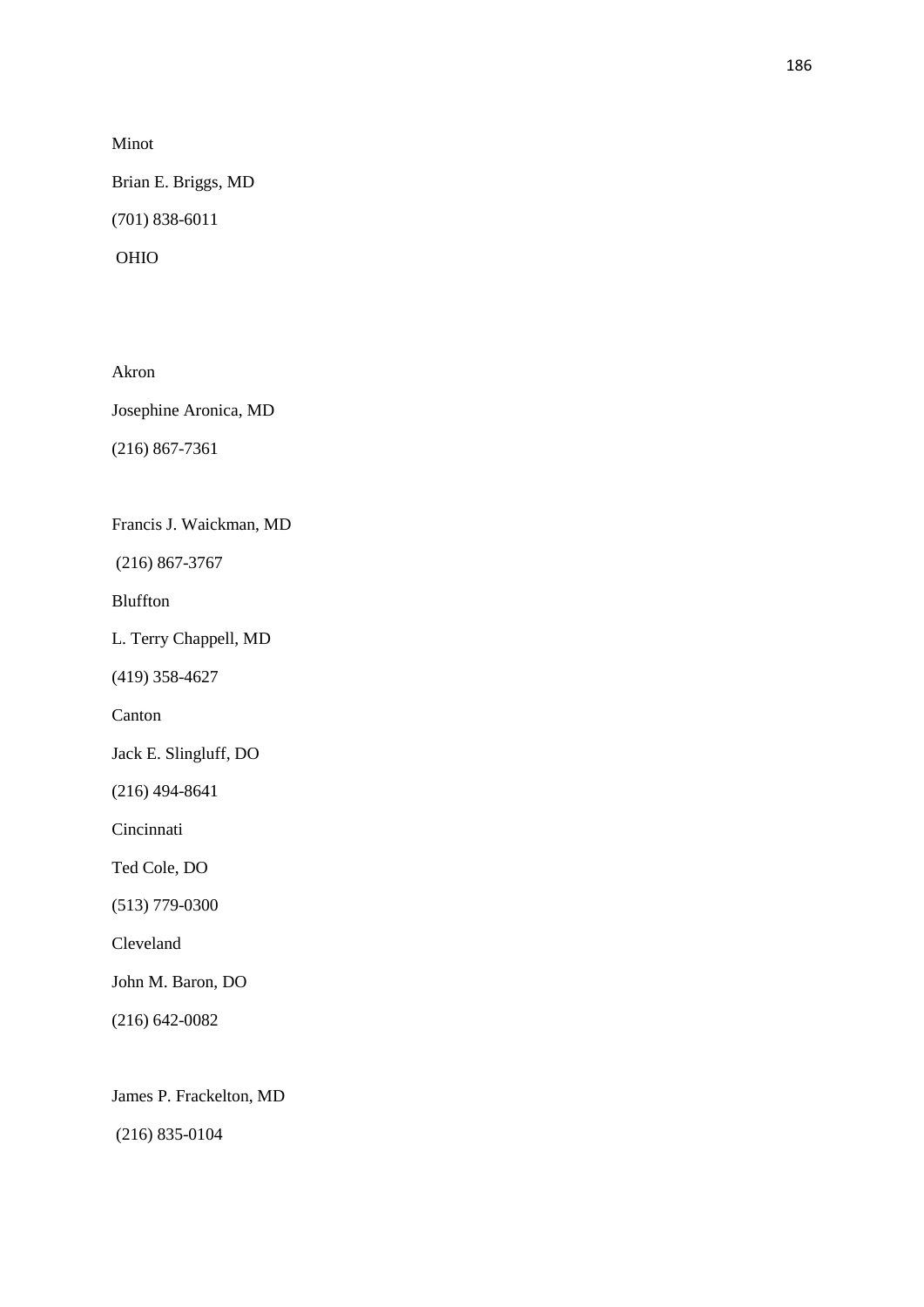Minot

Brian E. Briggs, MD

(701) 838-6011

OHIO

Akron

Josephine Aronica, MD

(216) 867-7361

Francis J. Waickman, MD

(216) 867-3767

Bluffton

L. Terry Chappell, MD

(419) 358-4627

Canton

Jack E. Slingluff, DO

(216) 494-8641

Cincinnati

Ted Cole, DO

(513) 779-0300

Cleveland

John M. Baron, DO

(216) 642-0082

James P. Frackelton, MD

(216) 835-0104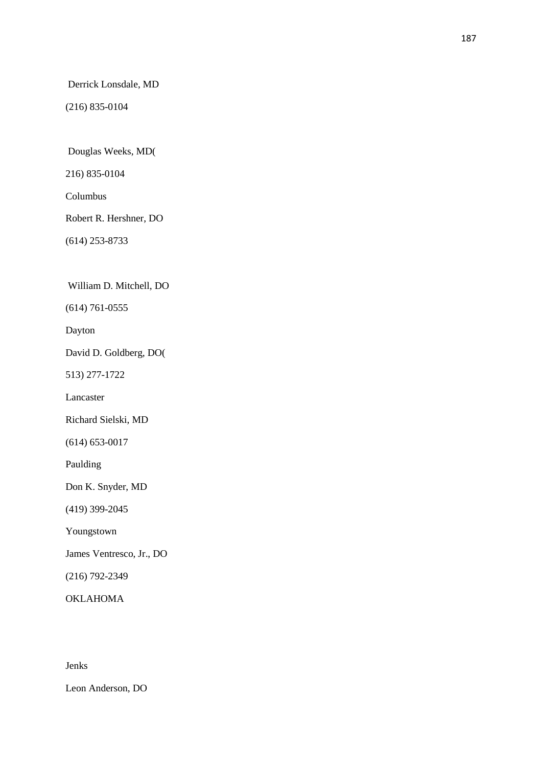Derrick Lonsdale, MD

(216) 835-0104

Douglas Weeks, MD(

216) 835-0104

Columbus

Robert R. Hershner, DO

(614) 253-8733

William D. Mitchell, DO

(614) 761-0555

Dayton

David D. Goldberg, DO(

513) 277-1722

Lancaster

Richard Sielski, MD

(614) 653-0017

Paulding

Don K. Snyder, MD

(419) 399-2045

Youngstown

James Ventresco, Jr., DO

(216) 792-2349

OKLAHOMA

Jenks

Leon Anderson, DO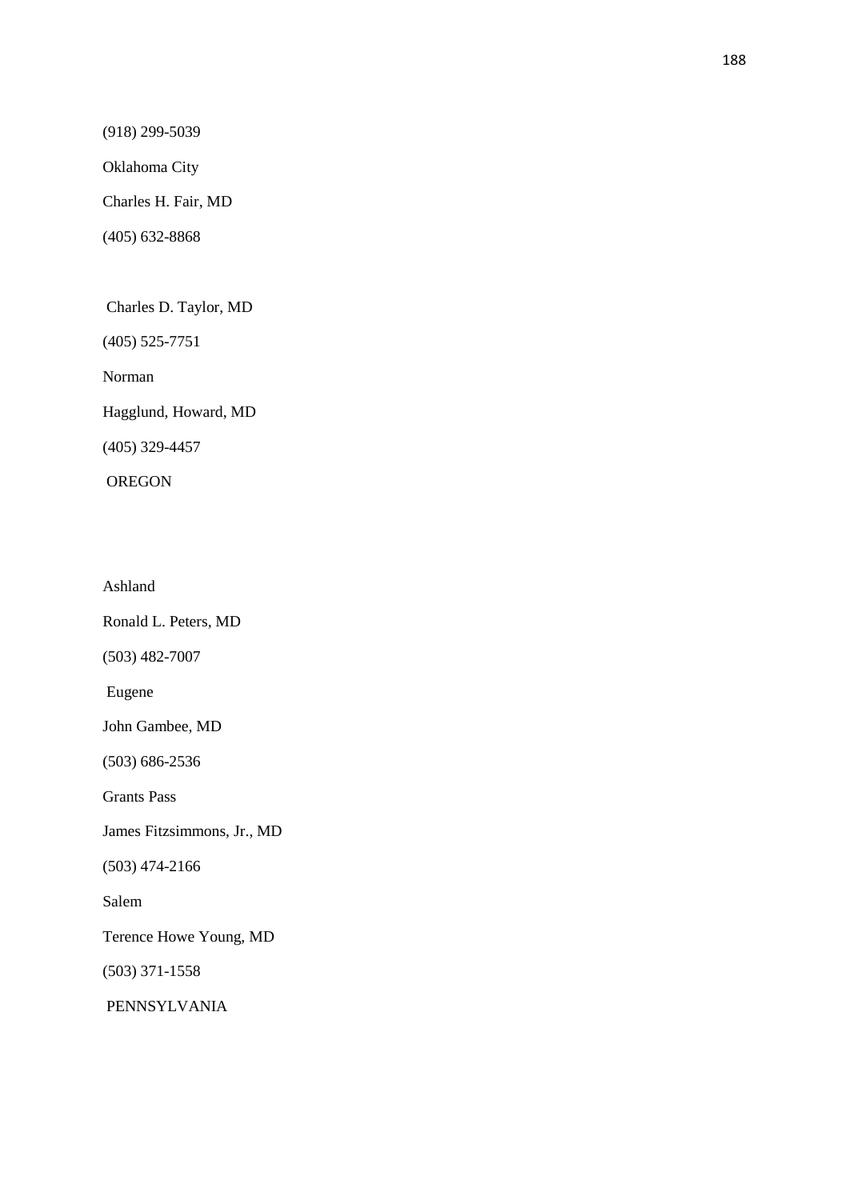(918) 299-5039

Oklahoma City

Charles H. Fair, MD

(405) 632-8868

Charles D. Taylor, MD

(405) 525-7751

Norman

Hagglund, Howard, MD

(405) 329-4457

OREGON

Ashland

Ronald L. Peters, MD

(503) 482-7007

Eugene

John Gambee, MD

(503) 686-2536

Grants Pass

James Fitzsimmons, Jr., MD

(503) 474-2166

Salem

Terence Howe Young, MD

(503) 371-1558

PENNSYLVANIA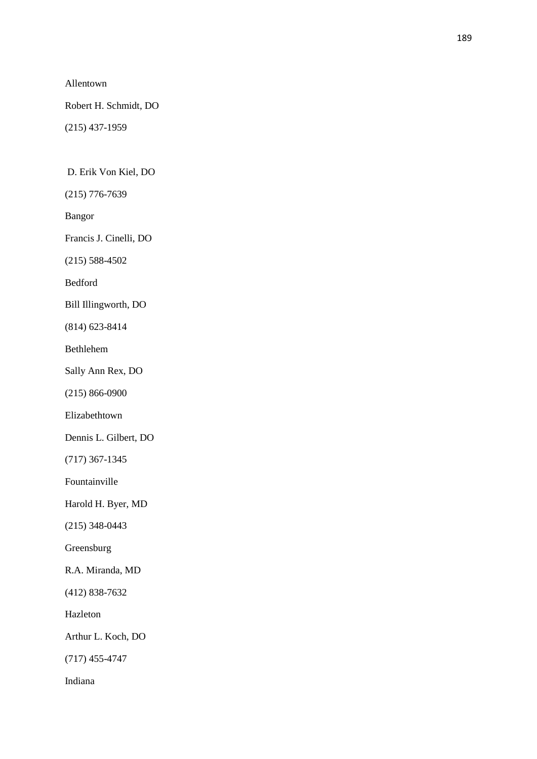Allentown

Robert H. Schmidt, DO

(215) 437-1959

D. Erik Von Kiel, DO

(215) 776-7639

Bangor

Francis J. Cinelli, DO

(215) 588-4502

Bedford

Bill Illingworth, DO

(814) 623-8414

Bethlehem

Sally Ann Rex, DO

(215) 866-0900

Elizabethtown

Dennis L. Gilbert, DO

(717) 367-1345

Fountainville

Harold H. Byer, MD

(215) 348-0443

Greensburg

R.A. Miranda, MD

(412) 838-7632

Hazleton

Arthur L. Koch, DO

(717) 455-4747

Indiana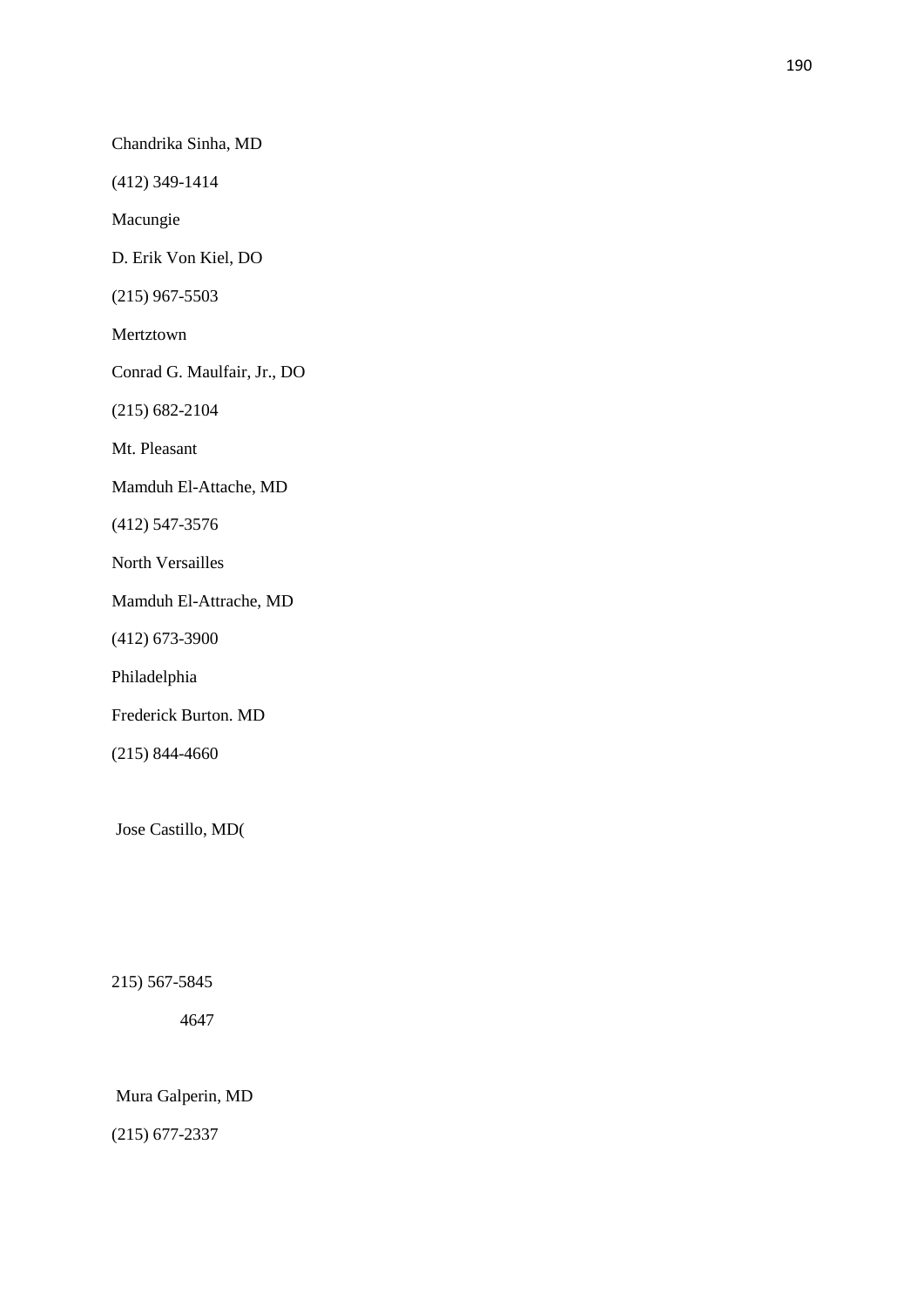Chandrika Sinha, MD

(412) 349-1414

Macungie

D. Erik Von Kiel, DO

(215) 967-5503

Mertztown

Conrad G. Maulfair, Jr., DO

(215) 682-2104

Mt. Pleasant

Mamduh El-Attache, MD

(412) 547-3576

North Versailles

Mamduh El-Attrache, MD

(412) 673-3900

Philadelphia

Frederick Burton. MD

(215) 844-4660

Jose Castillo, MD(

215) 567-5845

4647

Mura Galperin, MD

(215) 677-2337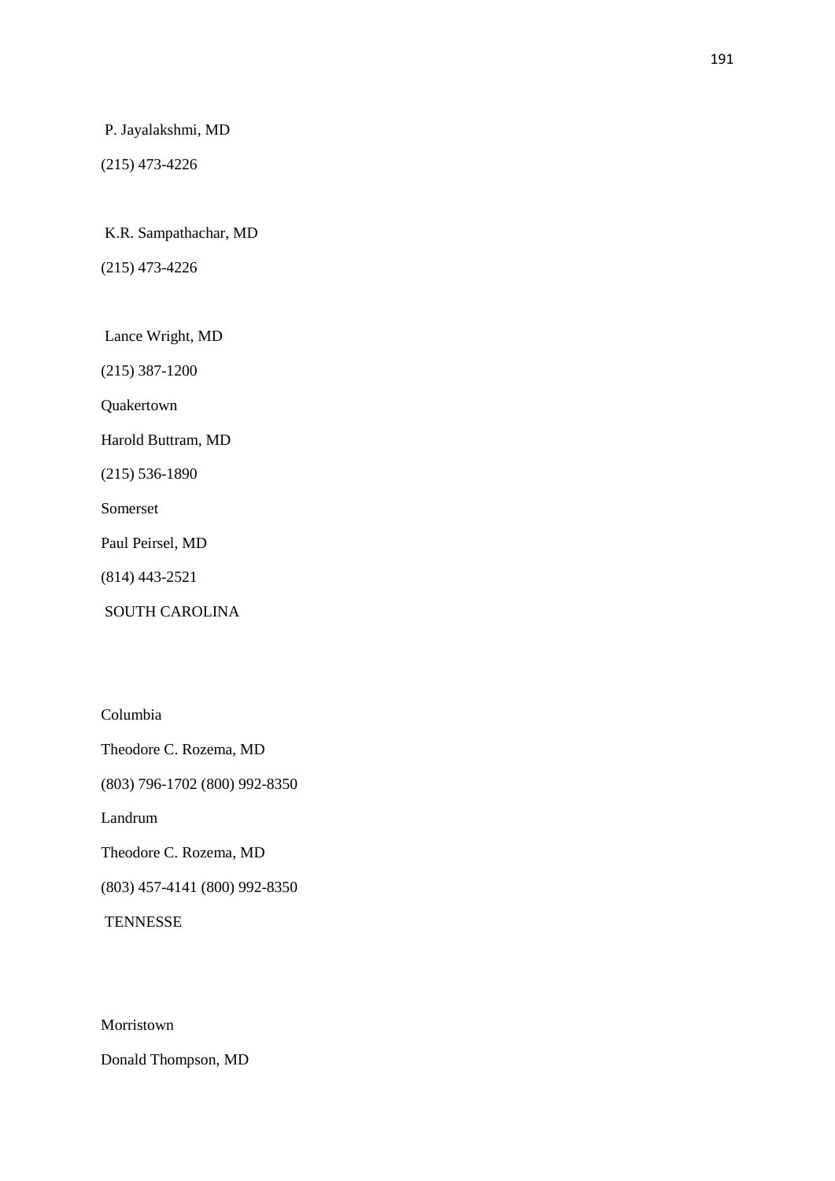P. Jayalakshmi, MD

(215) 473-4226

K.R. Sampathachar, MD

(215) 473-4226

Lance Wright, MD

(215) 387-1200

Quakertown

Harold Buttram, MD

(215) 536-1890

Somerset

Paul Peirsel, MD

(814) 443-2521

SOUTH CAROLINA

Columbia

Theodore C. Rozema, MD

(803) 796-1702 (800) 992-8350

Landrum

Theodore C. Rozema, MD

(803) 457-4141 (800) 992-8350

TENNESSE

Morristown

Donald Thompson, MD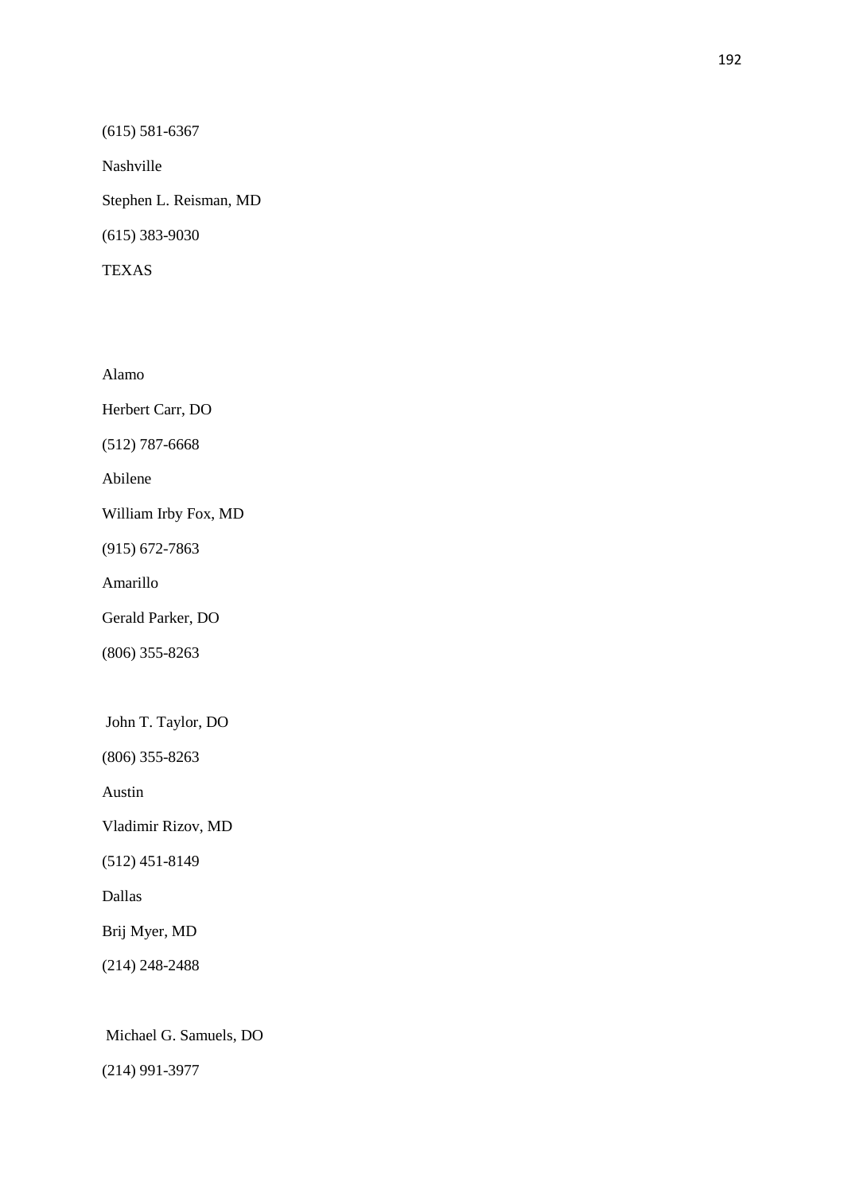(615) 581-6367

Nashville

Stephen L. Reisman, MD

(615) 383-9030

TEXAS

Alamo

Herbert Carr, DO

(512) 787-6668

Abilene

William Irby Fox, MD

(915) 672-7863

Amarillo

Gerald Parker, DO

(806) 355-8263

John T. Taylor, DO

(806) 355-8263

Austin

Vladimir Rizov, MD

(512) 451-8149

Dallas

Brij Myer, MD

(214) 248-2488

Michael G. Samuels, DO

(214) 991-3977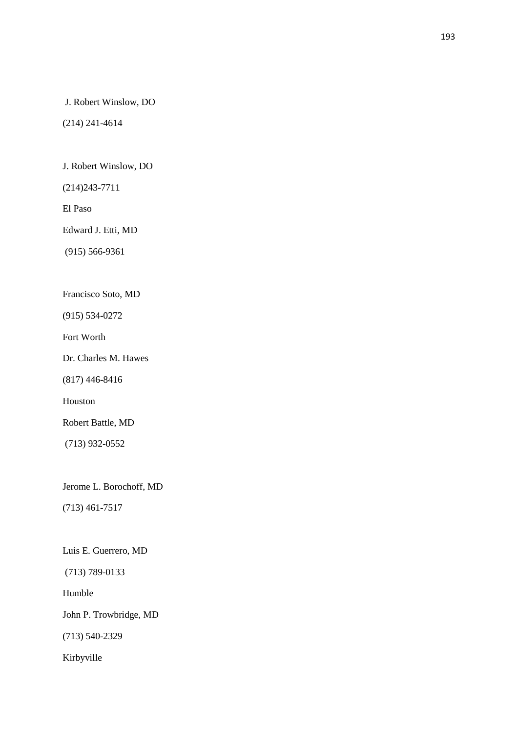J. Robert Winslow, DO

(214) 241-4614

J. Robert Winslow, DO

(214)243-7711

El Paso

Edward J. Etti, MD

(915) 566-9361

Francisco Soto, MD

(915) 534-0272

Fort Worth

Dr. Charles M. Hawes

(817) 446-8416

Houston

Robert Battle, MD

(713) 932-0552

Jerome L. Borochoff, MD

(713) 461-7517

Luis E. Guerrero, MD

(713) 789-0133

Humble

John P. Trowbridge, MD

(713) 540-2329

Kirbyville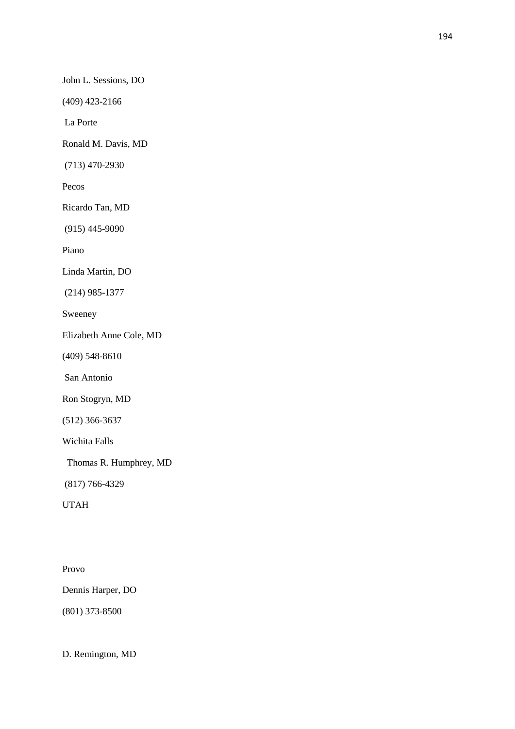John L. Sessions, DO

(409) 423-2166

La Porte

Ronald M. Davis, MD

(713) 470-2930

Pecos

Ricardo Tan, MD

(915) 445-9090

Piano

Linda Martin, DO

(214) 985-1377

Sweeney

Elizabeth Anne Cole, MD

(409) 548-8610

San Antonio

Ron Stogryn, MD

(512) 366-3637

Wichita Falls

Thomas R. Humphrey, MD

(817) 766-4329

UTAH

Provo

Dennis Harper, DO

(801) 373-8500

D. Remington, MD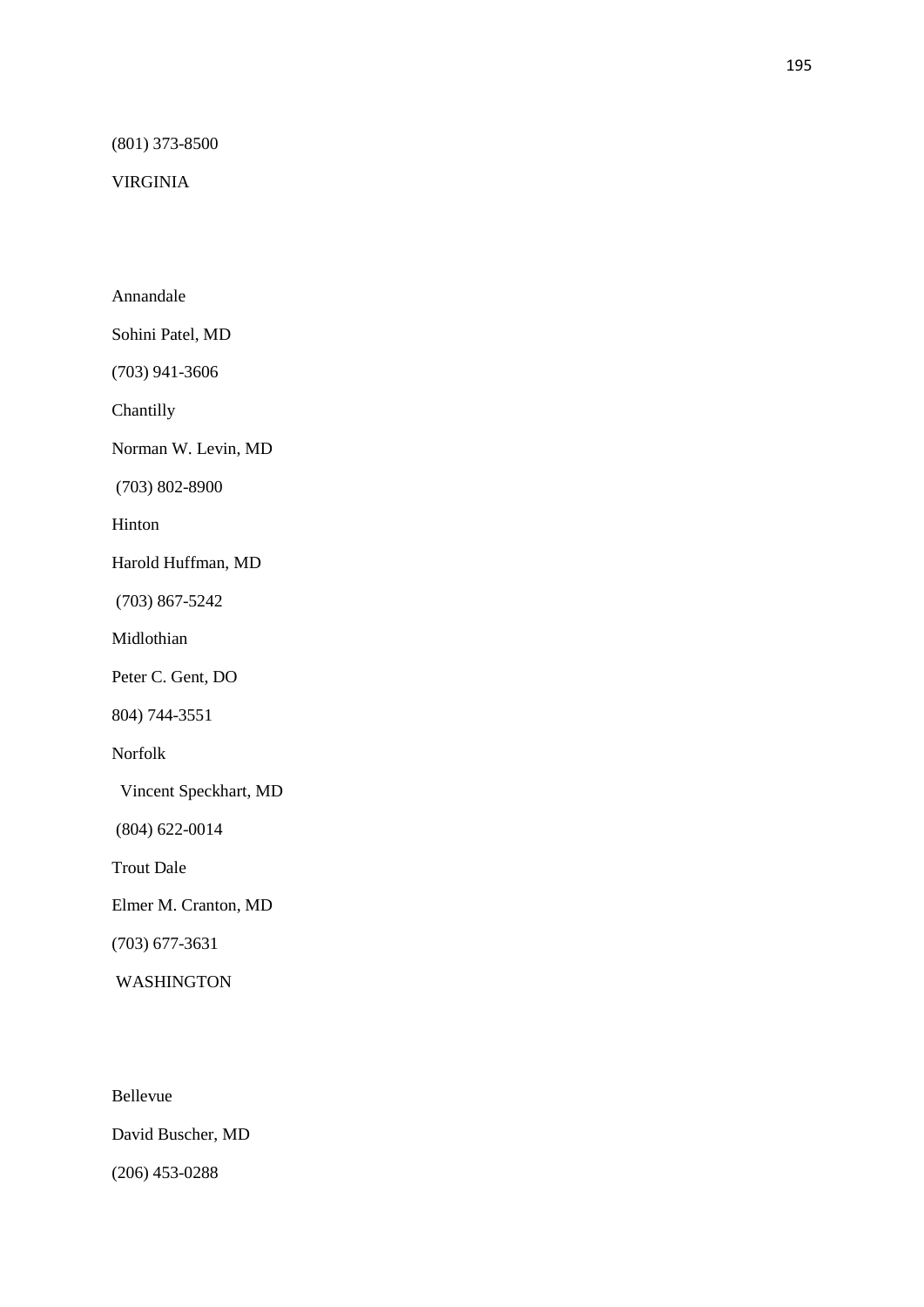(801) 373-8500

VIRGINIA

Annandale

Sohini Patel, MD

(703) 941-3606

Chantilly

Norman W. Levin, MD

(703) 802-8900

Hinton

Harold Huffman, MD

(703) 867-5242

Midlothian

Peter C. Gent, DO

804) 744-3551

Norfolk

Vincent Speckhart, MD

(804) 622-0014

Trout Dale

Elmer M. Cranton, MD

(703) 677-3631

WASHINGTON

Bellevue

David Buscher, MD

(206) 453-0288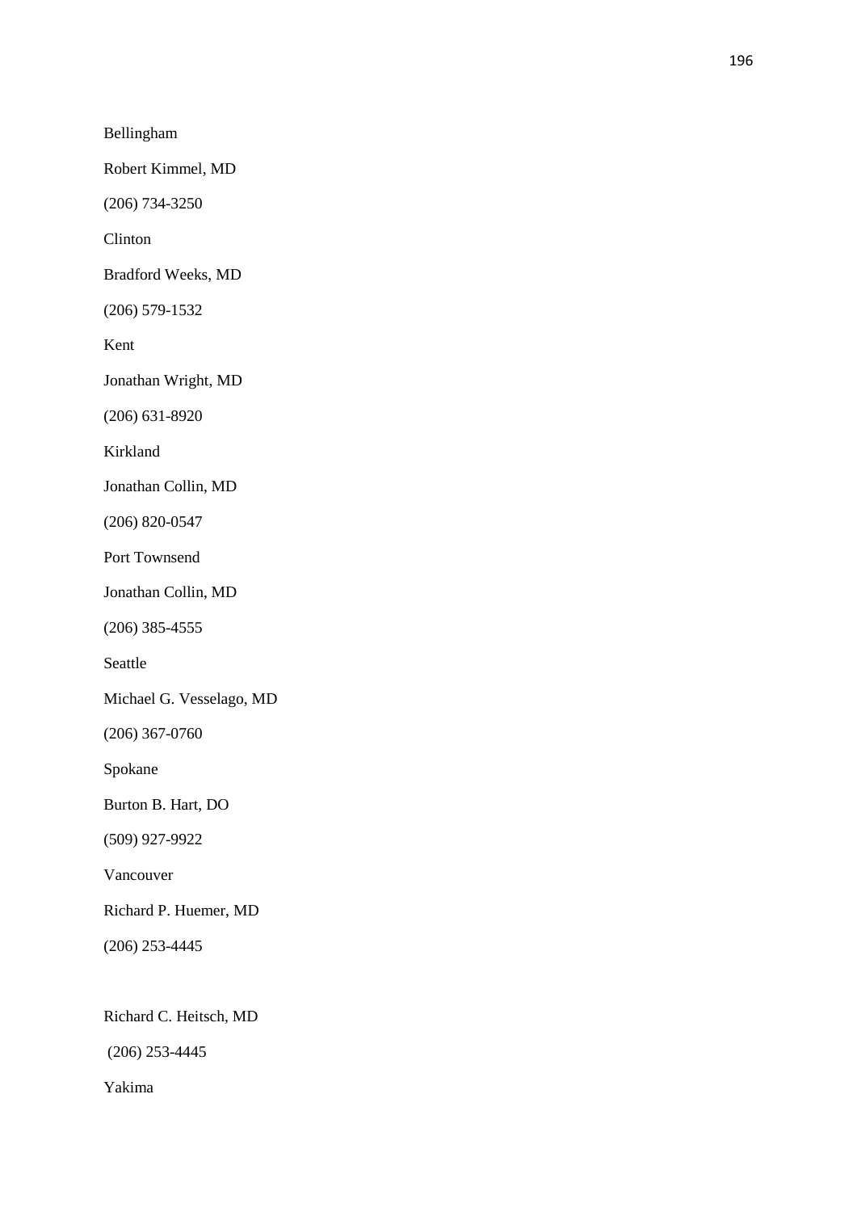Bellingham

Robert Kimmel, MD

(206) 734-3250

Clinton

Bradford Weeks, MD

(206) 579-1532

Kent

Jonathan Wright, MD

(206) 631-8920

Kirkland

Jonathan Collin, MD

(206) 820-0547

Port Townsend

Jonathan Collin, MD

(206) 385-4555

Seattle

Michael G. Vesselago, MD

(206) 367-0760

Spokane

Burton B. Hart, DO

(509) 927-9922

Vancouver

Richard P. Huemer, MD

(206) 253-4445

Richard C. Heitsch, MD

(206) 253-4445

Yakima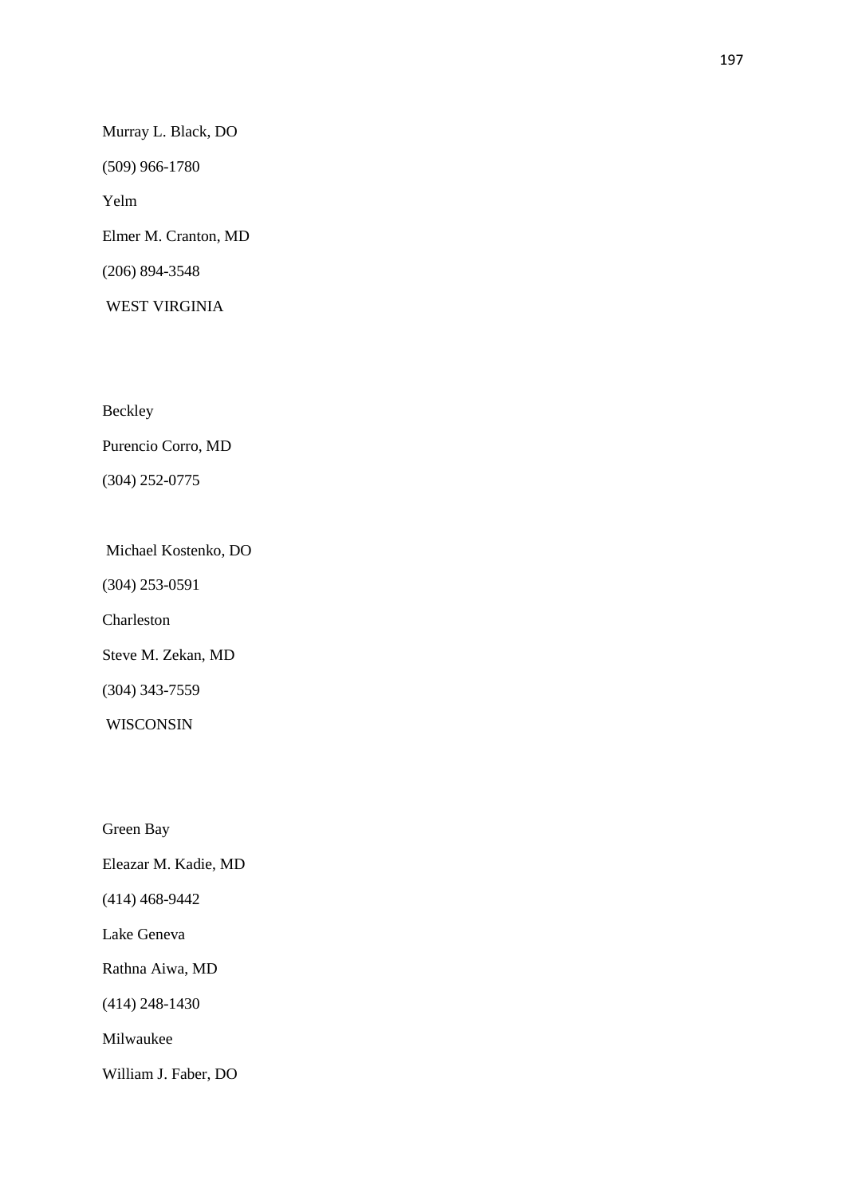Murray L. Black, DO

(509) 966-1780

Yelm

Elmer M. Cranton, MD

(206) 894-3548

WEST VIRGINIA

Beckley

Purencio Corro, MD

(304) 252-0775

Michael Kostenko, DO

(304) 253-0591

Charleston

Steve M. Zekan, MD

(304) 343-7559

WISCONSIN

Green Bay

Eleazar M. Kadie, MD

(414) 468-9442

Lake Geneva

Rathna Aiwa, MD

(414) 248-1430

Milwaukee

William J. Faber, DO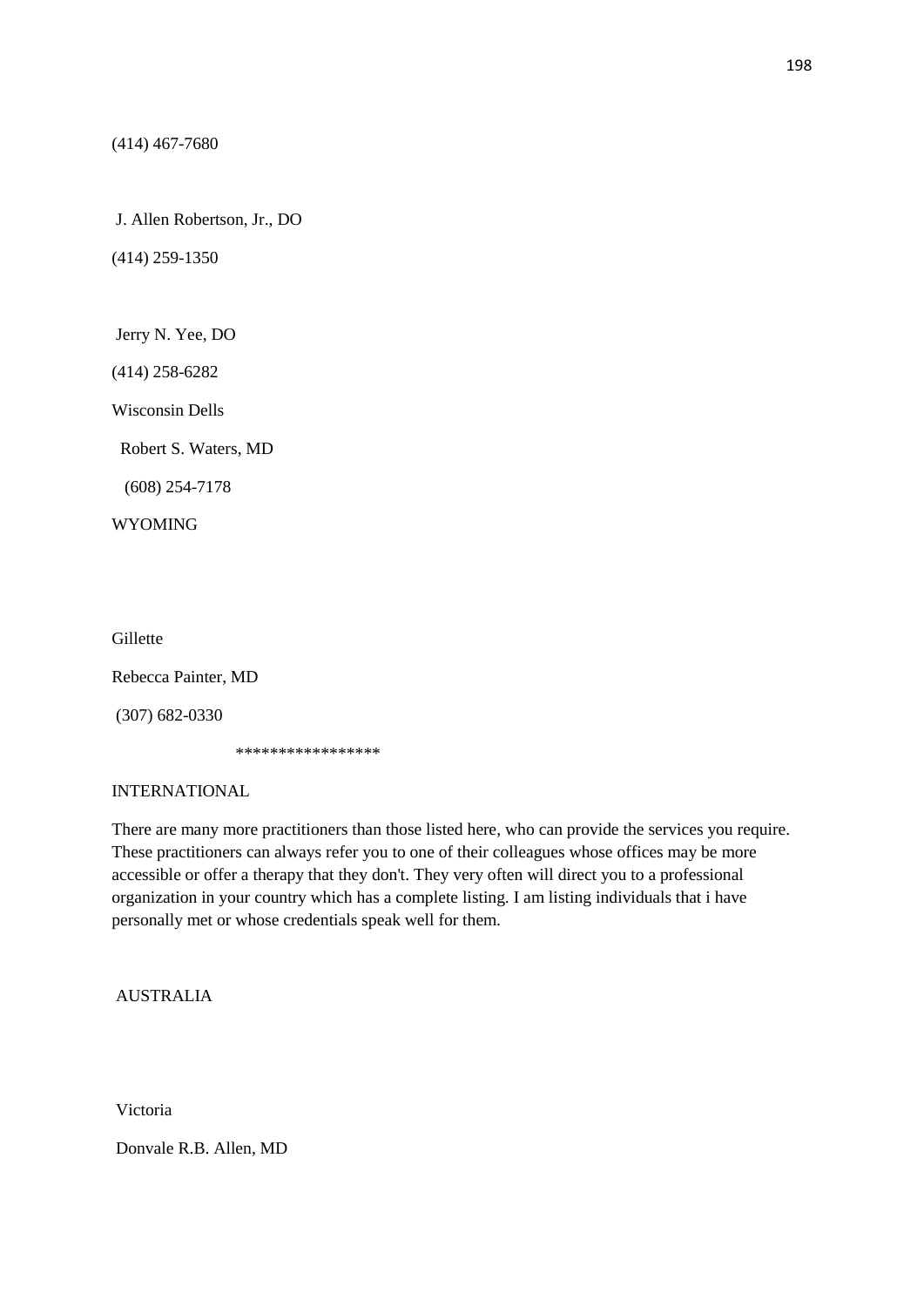(414) 467-7680

J. Allen Robertson, Jr., DO

(414) 259-1350

Jerry N. Yee, DO

(414) 258-6282

Wisconsin Dells

Robert S. Waters, MD

(608) 254-7178

WYOMING

Gillette

Rebecca Painter, MD

(307) 682-0330

*****************

INTERNATIONAL

There are many more practitioners than those listed here, who can provide the services you require. These practitioners can always refer you to one of their colleagues whose offices may be more accessible or offer a therapy that they don't. They very often will direct you to a professional organization in your country which has a complete listing. I am listing individuals that i have personally met or whose credentials speak well for them.

AUSTRALIA

Victoria

Donvale R.B. Allen, MD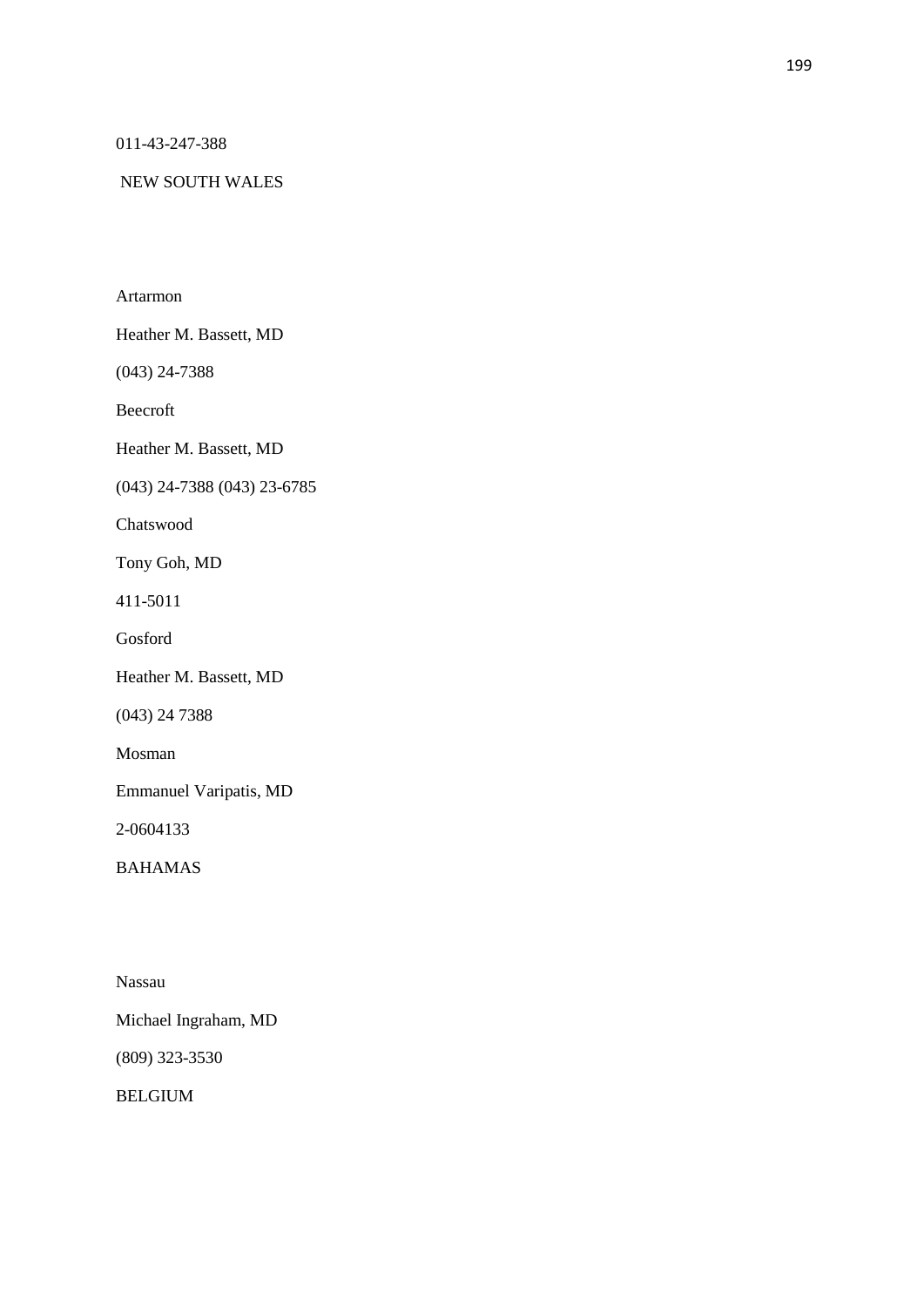011-43-247-388

NEW SOUTH WALES

Artarmon

Heather M. Bassett, MD

(043) 24-7388

Beecroft

Heather M. Bassett, MD

(043) 24-7388 (043) 23-6785

Chatswood

Tony Goh, MD

411-5011

Gosford

Heather M. Bassett, MD

(043) 24 7388

Mosman

Emmanuel Varipatis, MD

2-0604133

BAHAMAS

Nassau

Michael Ingraham, MD

(809) 323-3530

BELGIUM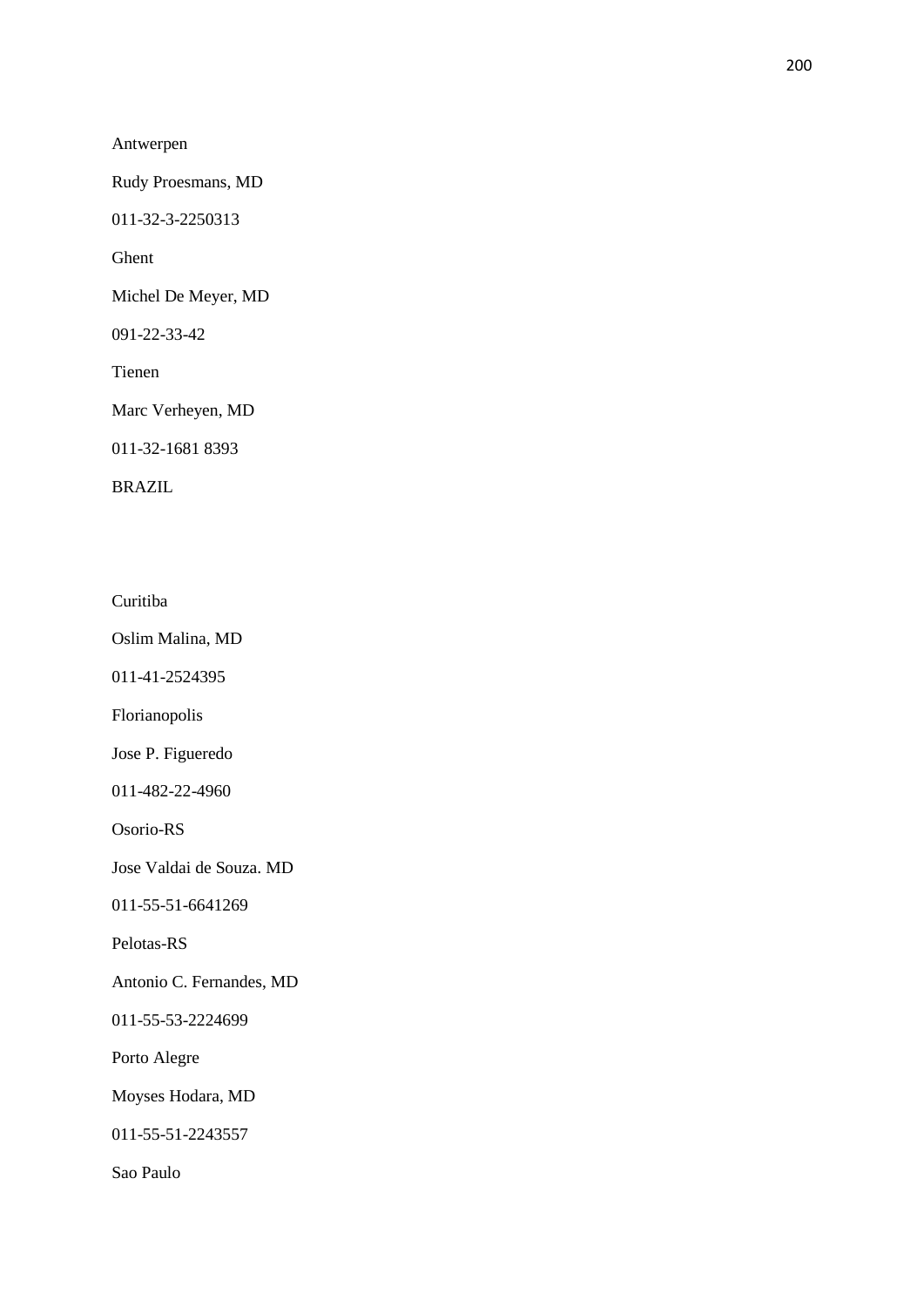Antwerpen

Rudy Proesmans, MD

011-32-3-2250313

Ghent

Michel De Meyer, MD

091-22-33-42

Tienen

Marc Verheyen, MD

011-32-1681 8393

BRAZIL

Curitiba

Oslim Malina, MD

011-41-2524395

Florianopolis

Jose P. Figueredo

011-482-22-4960

Osorio-RS

Jose Valdai de Souza. MD

011-55-51-6641269

Pelotas-RS

Antonio C. Fernandes, MD

011-55-53-2224699

Porto Alegre

Moyses Hodara, MD

011-55-51-2243557

Sao Paulo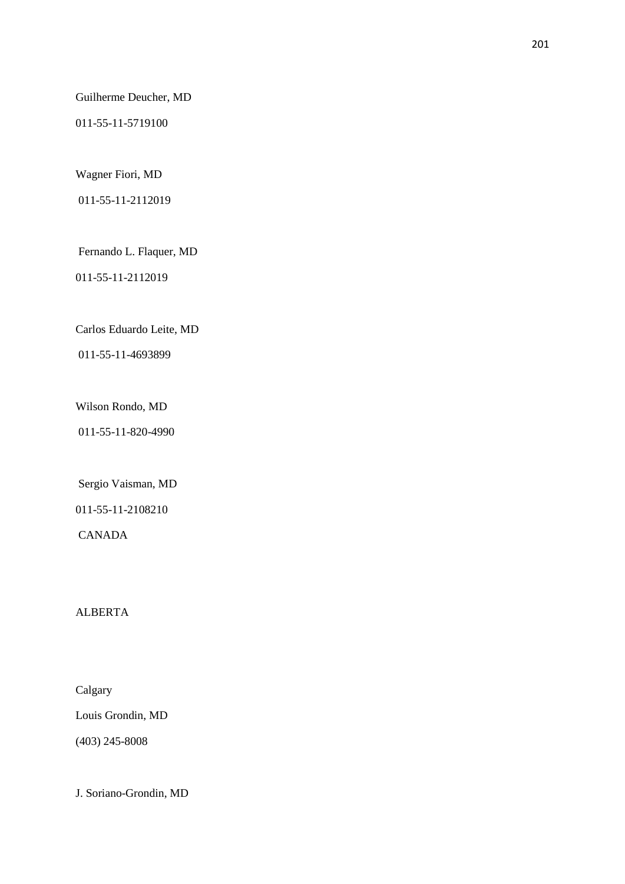Guilherme Deucher, MD

011-55-11-5719100

Wagner Fiori, MD

011-55-11-2112019

Fernando L. Flaquer, MD

011-55-11-2112019

Carlos Eduardo Leite, MD

011-55-11-4693899

Wilson Rondo, MD

011-55-11-820-4990

Sergio Vaisman, MD

011-55-11-2108210

CANADA

ALBERTA

Calgary

Louis Grondin, MD

(403) 245-8008

J. Soriano-Grondin, MD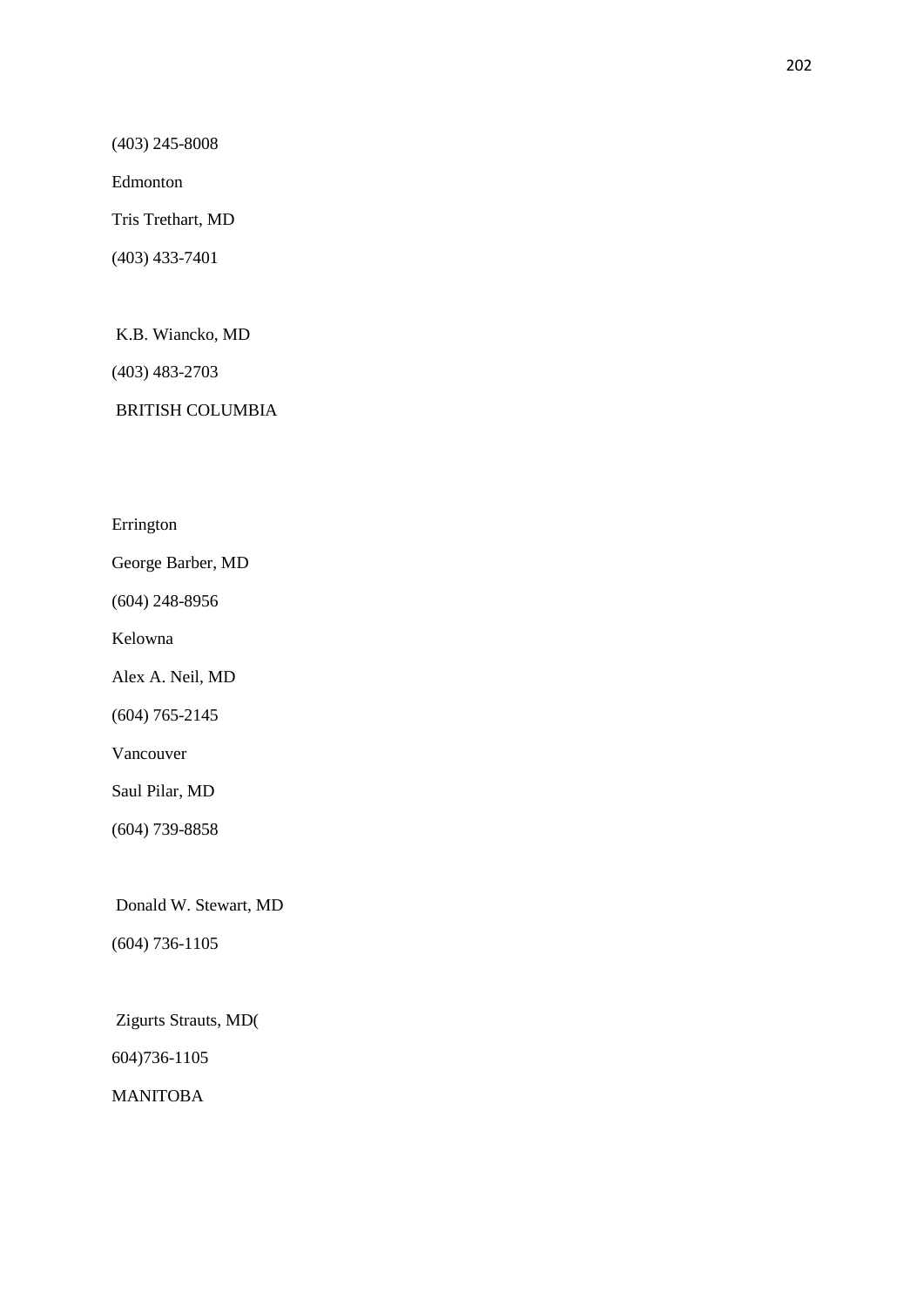(403) 245-8008

Edmonton

Tris Trethart, MD

(403) 433-7401

K.B. Wiancko, MD

(403) 483-2703

BRITISH COLUMBIA

Errington

George Barber, MD

(604) 248-8956

Kelowna

Alex A. Neil, MD

(604) 765-2145

Vancouver

Saul Pilar, MD

(604) 739-8858

Donald W. Stewart, MD

(604) 736-1105

Zigurts Strauts, MD(

604)736-1105

MANITOBA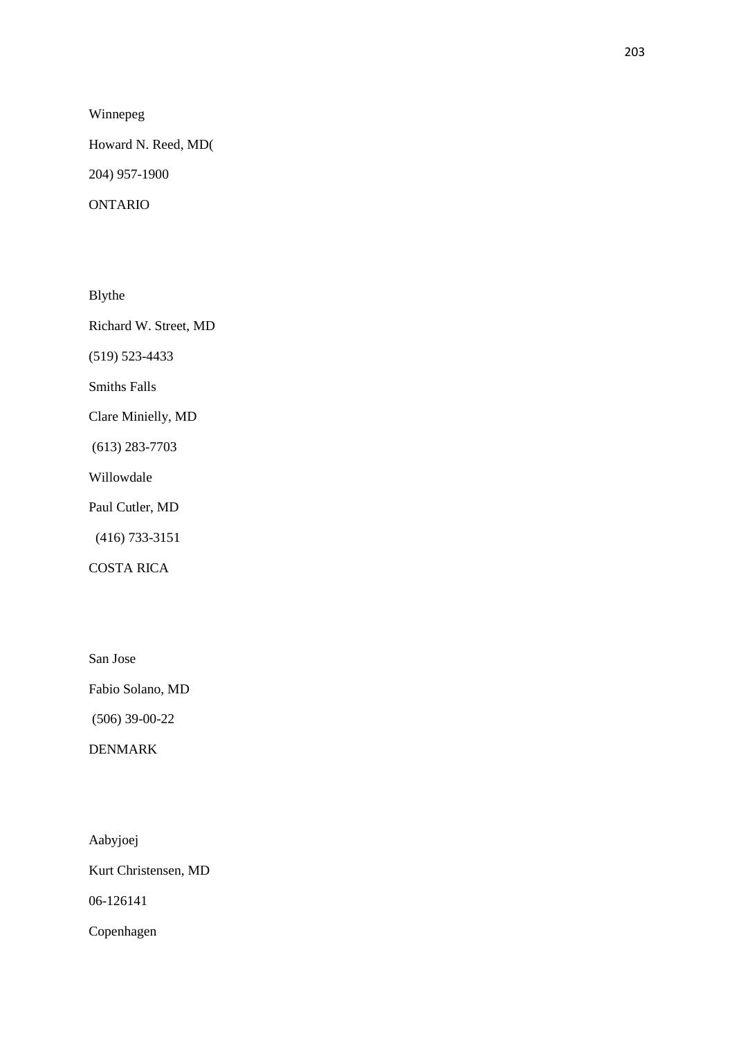Winnepeg

Howard N. Reed, MD(

204) 957-1900

ONTARIO

Blythe

Richard W. Street, MD

(519) 523-4433

Smiths Falls

Clare Minielly, MD

(613) 283-7703

Willowdale

Paul Cutler, MD

(416) 733-3151

COSTA RICA

San Jose

Fabio Solano, MD

(506) 39-00-22

DENMARK

Aabyjoej

Kurt Christensen, MD

06-126141

Copenhagen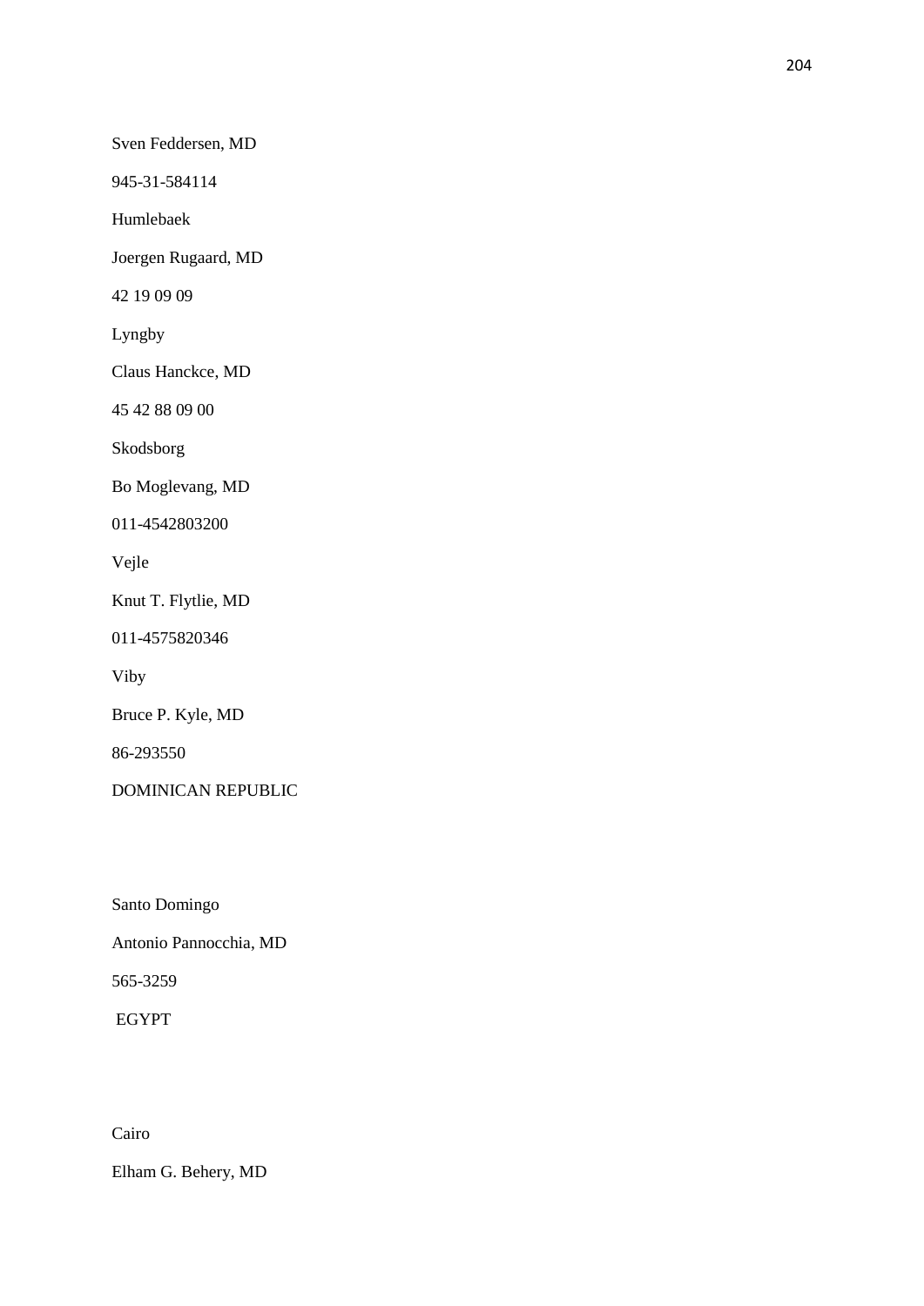Sven Feddersen, MD

945-31-584114

Humlebaek

Joergen Rugaard, MD

42 19 09 09

Lyngby

Claus Hanckce, MD

45 42 88 09 00

Skodsborg

Bo Moglevang, MD

011-4542803200

Vejle

Knut T. Flytlie, MD

011-4575820346

Viby

Bruce P. Kyle, MD

86-293550

DOMINICAN REPUBLIC

Santo Domingo

Antonio Pannocchia, MD

565-3259

EGYPT

Cairo

Elham G. Behery, MD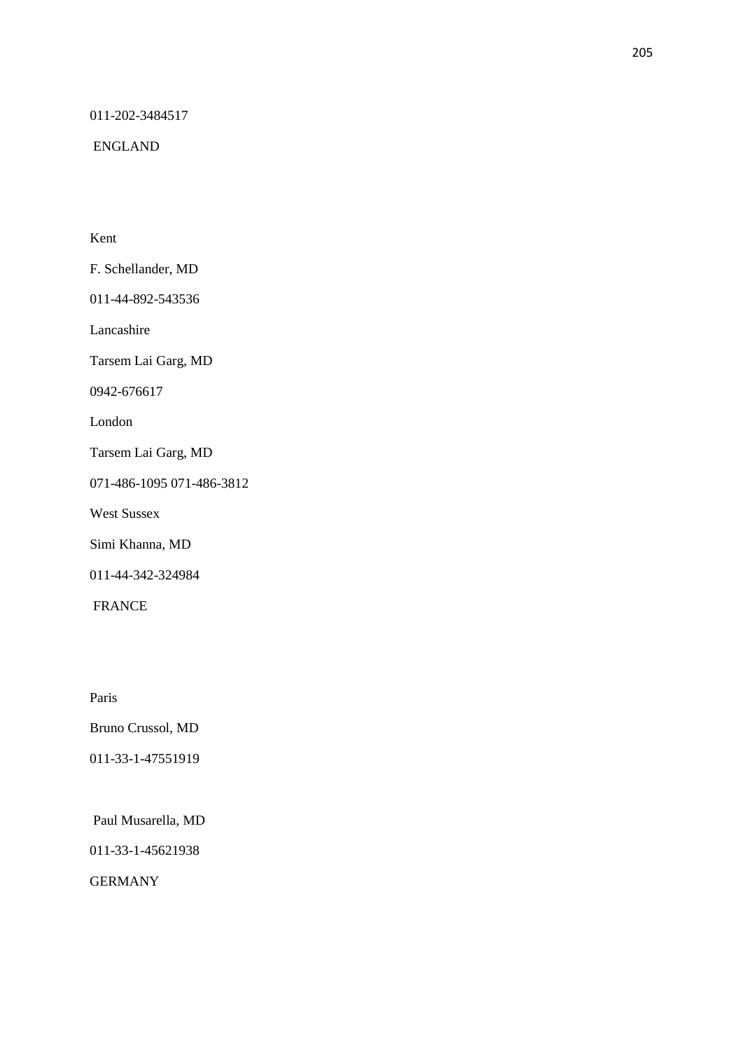011-202-3484517

ENGLAND

Kent

F. Schellander, MD

011-44-892-543536

Lancashire

Tarsem Lai Garg, MD

0942-676617

London

Tarsem Lai Garg, MD

071-486-1095 071-486-3812

West Sussex

Simi Khanna, MD

011-44-342-324984

FRANCE

Paris

Bruno Crussol, MD

011-33-1-47551919

Paul Musarella, MD

011-33-1-45621938

GERMANY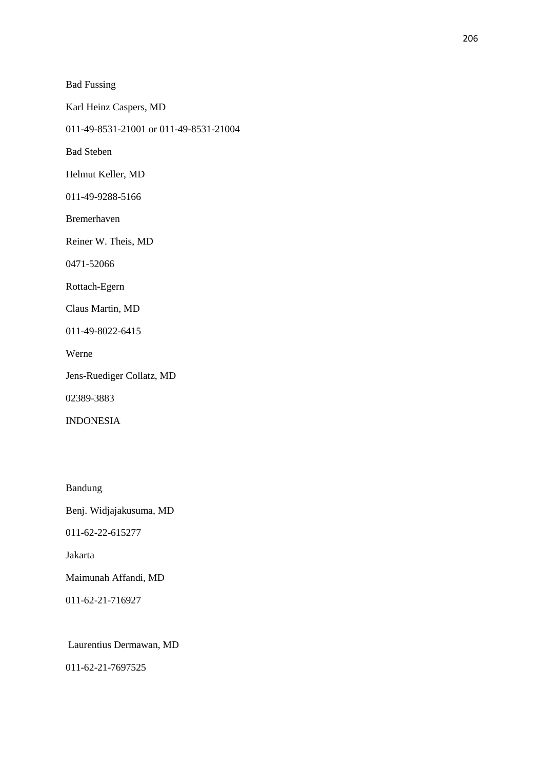Bad Fussing

Karl Heinz Caspers, MD

011-49-8531-21001 or 011-49-8531-21004

Bad Steben

Helmut Keller, MD

011-49-9288-5166

Bremerhaven

Reiner W. Theis, MD

0471-52066

Rottach-Egern

Claus Martin, MD

011-49-8022-6415

Werne

Jens-Ruediger Collatz, MD

02389-3883

INDONESIA

Bandung

Benj. Widjajakusuma, MD

011-62-22-615277

Jakarta

Maimunah Affandi, MD

011-62-21-716927

Laurentius Dermawan, MD

011-62-21-7697525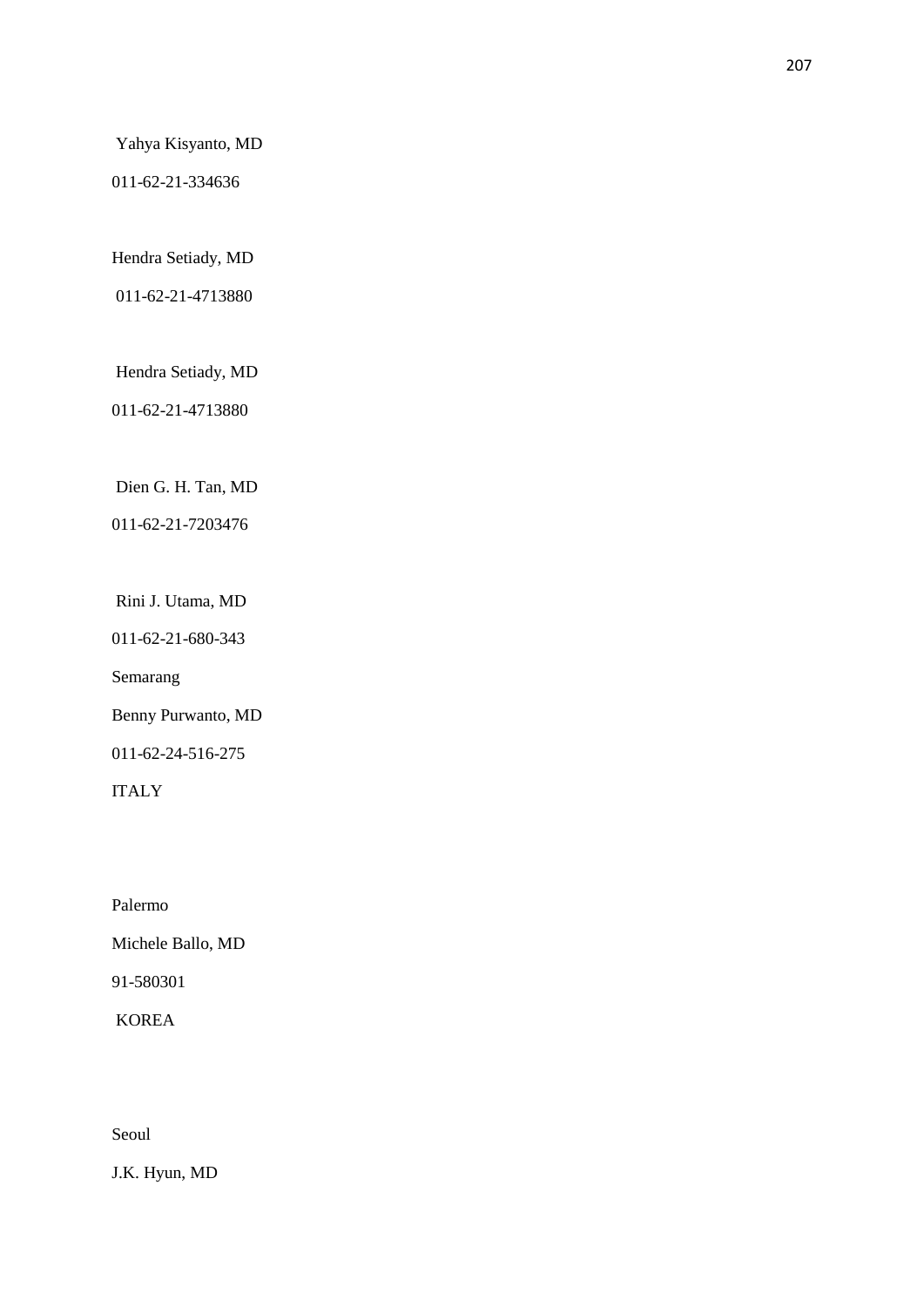Yahya Kisyanto, MD

011-62-21-334636

Hendra Setiady, MD

011-62-21-4713880

Hendra Setiady, MD

011-62-21-4713880

Dien G. H. Tan, MD

011-62-21-7203476

Rini J. Utama, MD

011-62-21-680-343

Semarang

Benny Purwanto, MD

011-62-24-516-275

ITALY

Palermo

Michele Ballo, MD

91-580301

KOREA

Seoul

J.K. Hyun, MD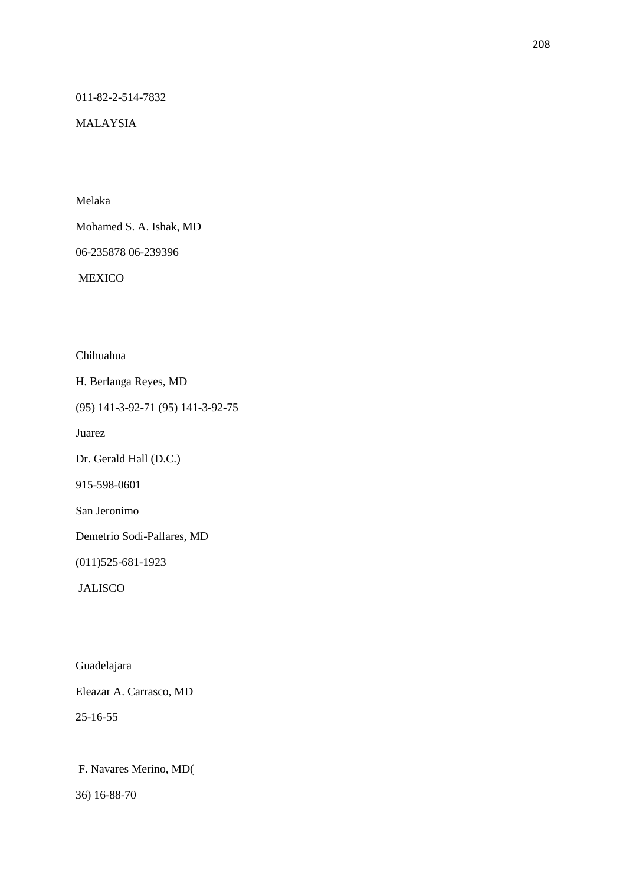011-82-2-514-7832

MALAYSIA

Melaka

Mohamed S. A. Ishak, MD

06-235878 06-239396

MEXICO

Chihuahua

H. Berlanga Reyes, MD

(95) 141-3-92-71 (95) 141-3-92-75

Juarez

Dr. Gerald Hall (D.C.)

915-598-0601

San Jeronimo

Demetrio Sodi-Pallares, MD

(011)525-681-1923

JALISCO

Guadelajara

Eleazar A. Carrasco, MD

25-16-55

F. Navares Merino, MD(

36) 16-88-70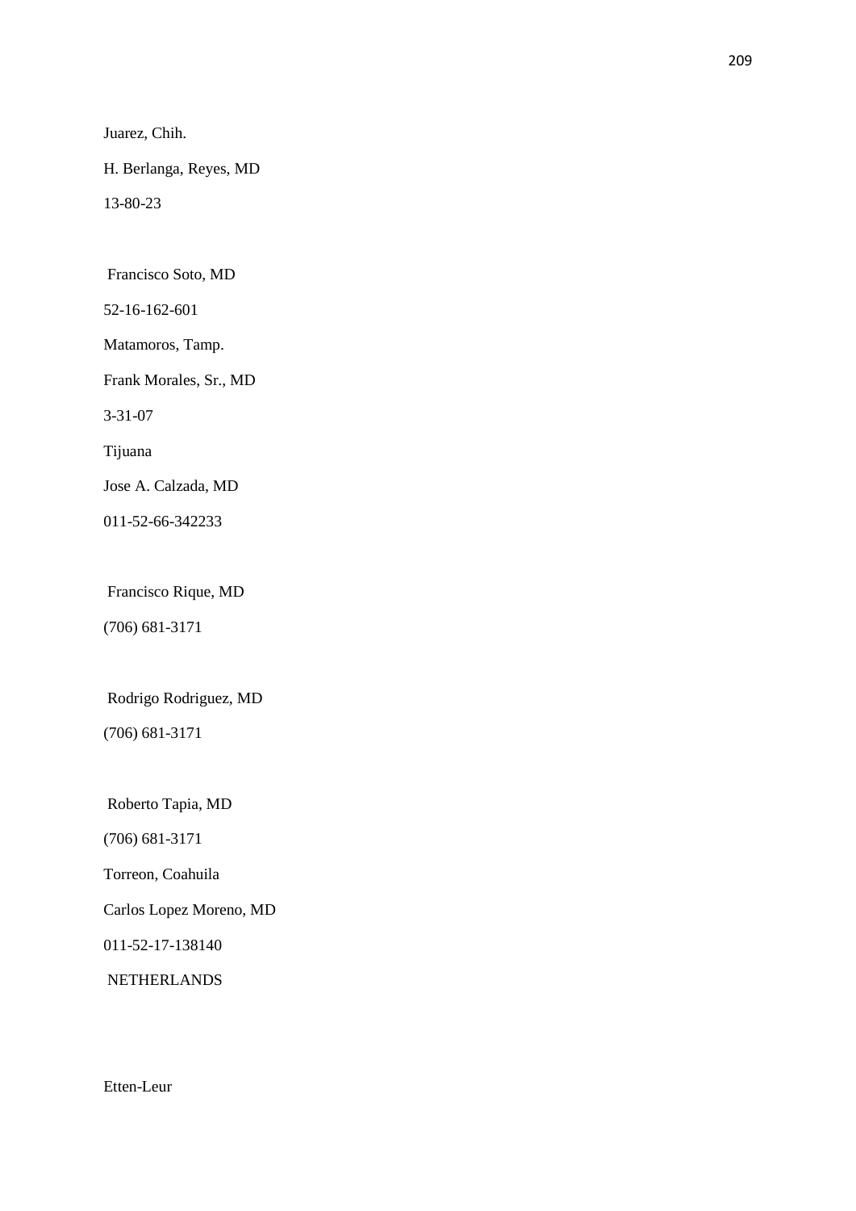Juarez, Chih.

H. Berlanga, Reyes, MD

13-80-23

Francisco Soto, MD

52-16-162-601

Matamoros, Tamp.

Frank Morales, Sr., MD

3-31-07

Tijuana

Jose A. Calzada, MD

011-52-66-342233

Francisco Rique, MD

(706) 681-3171

Rodrigo Rodriguez, MD

(706) 681-3171

Roberto Tapia, MD

(706) 681-3171

Torreon, Coahuila

Carlos Lopez Moreno, MD

011-52-17-138140

NETHERLANDS

Etten-Leur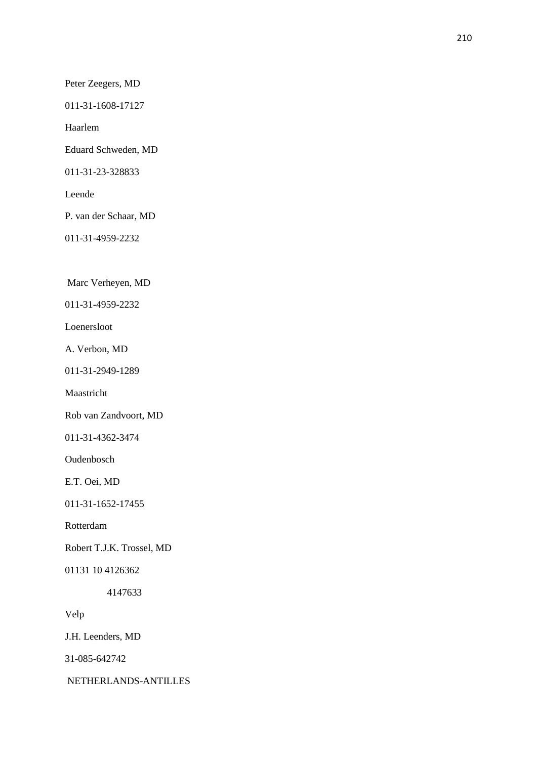Peter Zeegers, MD

011-31-1608-17127

Haarlem

Eduard Schweden, MD

011-31-23-328833

Leende

P. van der Schaar, MD

011-31-4959-2232

Marc Verheyen, MD

011-31-4959-2232

Loenersloot

A. Verbon, MD

011-31-2949-1289

Maastricht

Rob van Zandvoort, MD

011-31-4362-3474

Oudenbosch

E.T. Oei, MD

011-31-1652-17455

Rotterdam

Robert T.J.K. Trossel, MD

01131 10 4126362

4147633

Velp

J.H. Leenders, MD

31-085-642742

NETHERLANDS-ANTILLES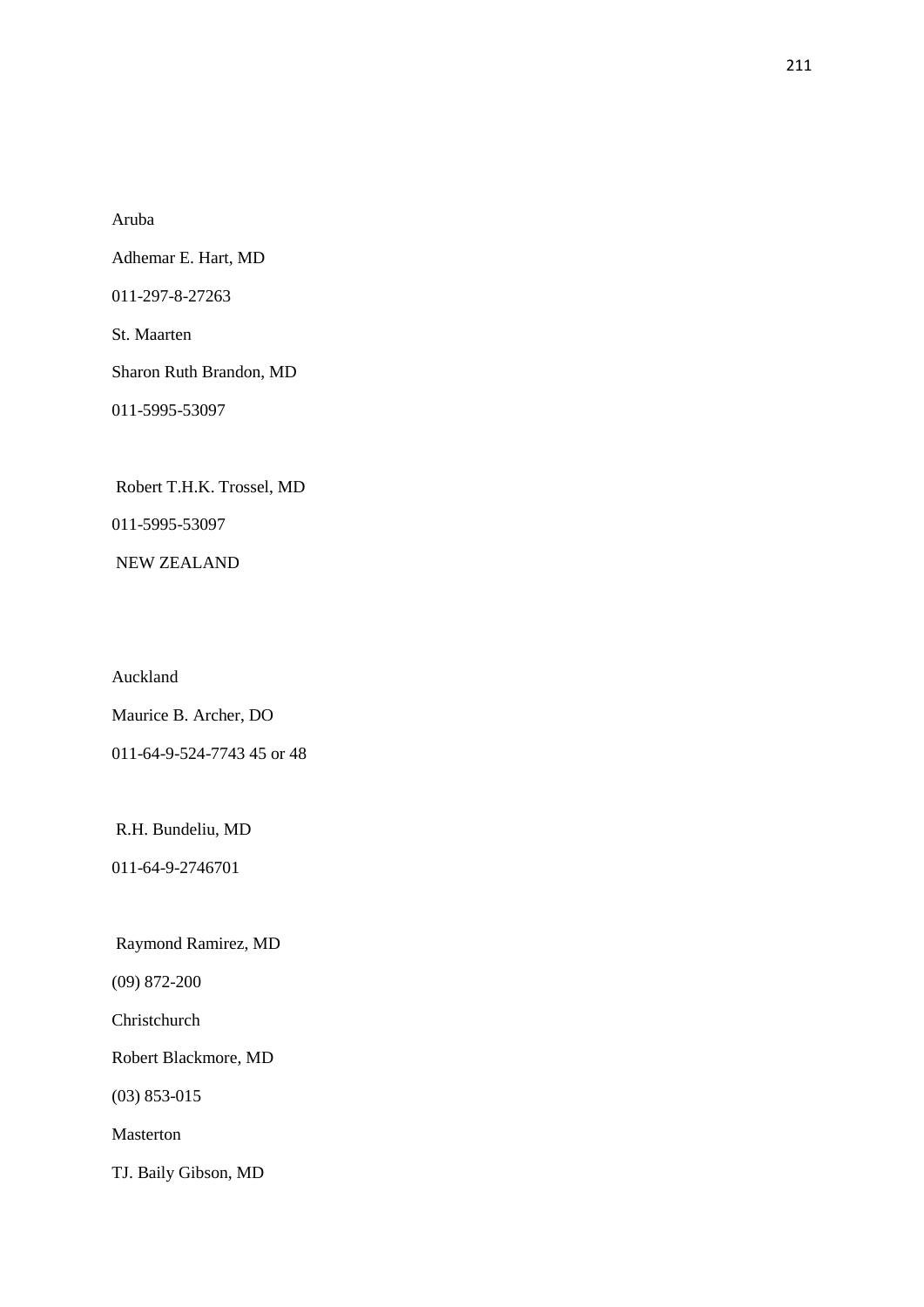Aruba

Adhemar E. Hart, MD

011-297-8-27263

St. Maarten

Sharon Ruth Brandon, MD

011-5995-53097

Robert T.H.K. Trossel, MD

011-5995-53097

NEW ZEALAND

Auckland

Maurice B. Archer, DO

011-64-9-524-7743 45 or 48

R.H. Bundeliu, MD

011-64-9-2746701

Raymond Ramirez, MD

(09) 872-200

Christchurch

Robert Blackmore, MD

(03) 853-015

Masterton

TJ. Baily Gibson, MD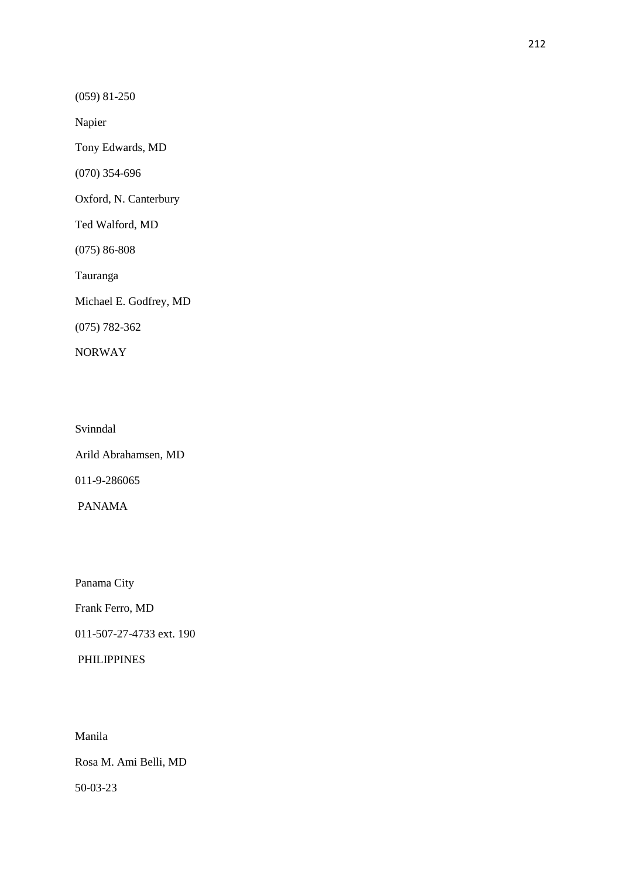(059) 81-250

Napier

Tony Edwards, MD

(070) 354-696

Oxford, N. Canterbury

Ted Walford, MD

(075) 86-808

Tauranga

Michael E. Godfrey, MD

(075) 782-362

NORWAY

Svinndal

Arild Abrahamsen, MD

011-9-286065

PANAMA

Panama City

Frank Ferro, MD

011-507-27-4733 ext. 190

PHILIPPINES

Manila

Rosa M. Ami Belli, MD

50-03-23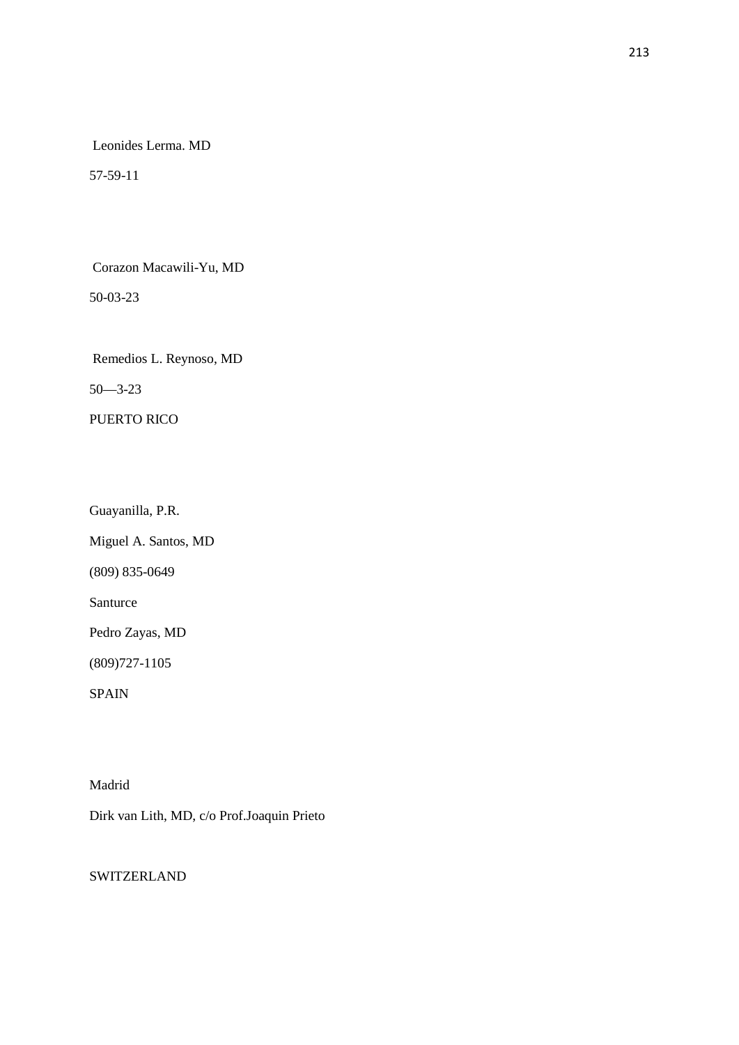Leonides Lerma. MD

57-59-11

Corazon Macawili-Yu, MD

50-03-23

Remedios L. Reynoso, MD

50—3-23

PUERTO RICO

Guayanilla, P.R.

Miguel A. Santos, MD

(809) 835-0649

Santurce

Pedro Zayas, MD

(809)727-1105

SPAIN

Madrid

Dirk van Lith, MD, c/o Prof.Joaquin Prieto

SWITZERLAND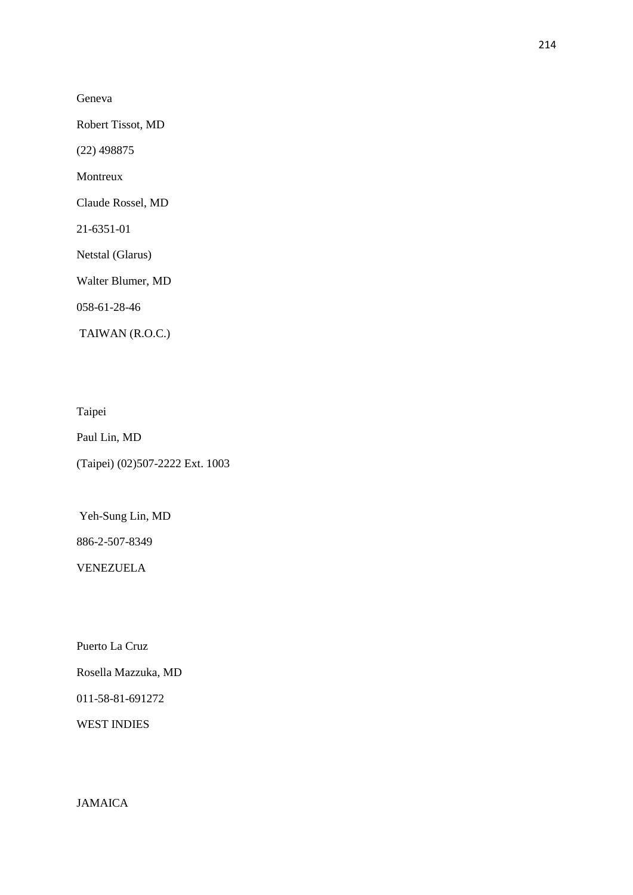Geneva

Robert Tissot, MD

(22) 498875

Montreux

Claude Rossel, MD

21-6351-01

Netstal (Glarus)

Walter Blumer, MD

058-61-28-46

TAIWAN (R.O.C.)

Taipei

Paul Lin, MD

(Taipei) (02)507-2222 Ext. 1003

Yeh-Sung Lin, MD

886-2-507-8349

VENEZUELA

Puerto La Cruz

Rosella Mazzuka, MD

011-58-81-691272

WEST INDIES

JAMAICA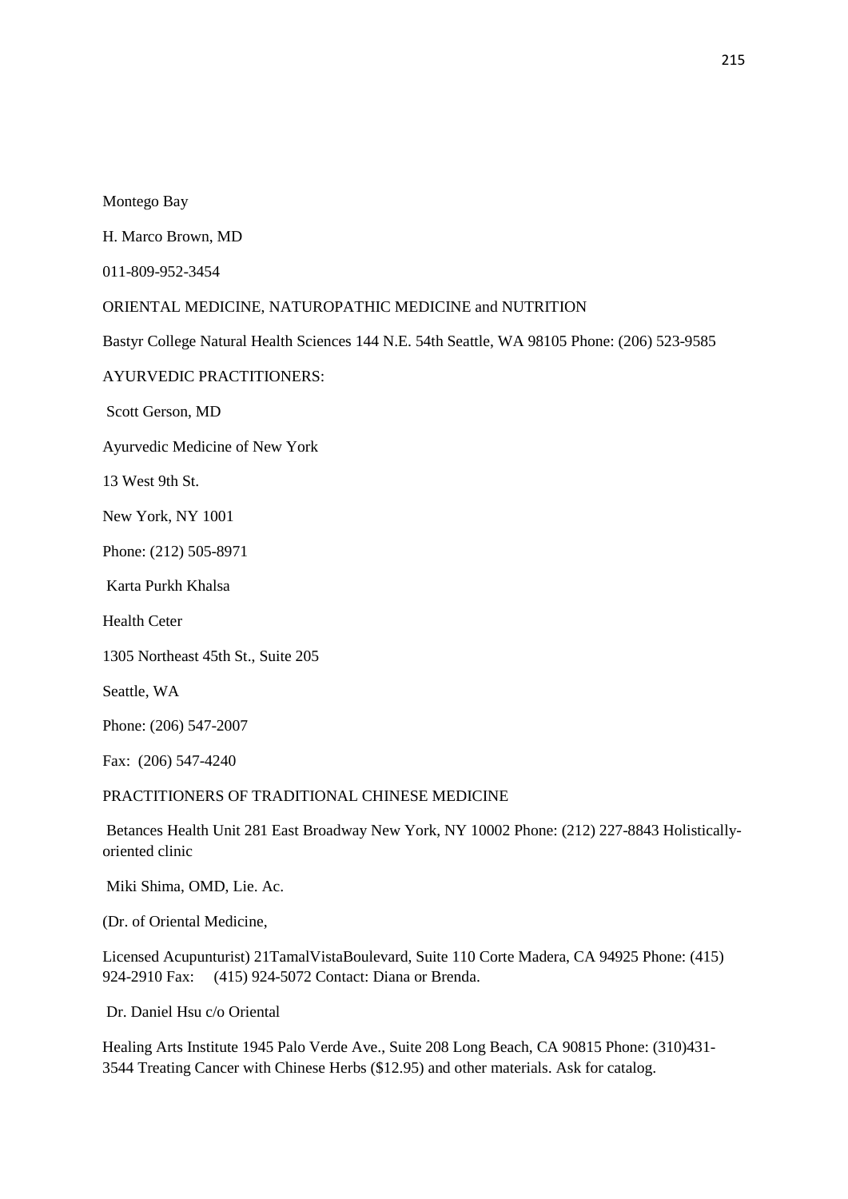Montego Bay

H. Marco Brown, MD

011-809-952-3454

ORIENTAL MEDICINE, NATUROPATHIC MEDICINE and NUTRITION

Bastyr College Natural Health Sciences 144 N.E. 54th Seattle, WA 98105 Phone: (206) 523-9585

AYURVEDIC PRACTITIONERS:

Scott Gerson, MD

Ayurvedic Medicine of New York

13 West 9th St.

New York, NY 1001

Phone: (212) 505-8971

Karta Purkh Khalsa

Health Ceter

1305 Northeast 45th St., Suite 205

Seattle, WA

Phone: (206) 547-2007

Fax: (206) 547-4240

PRACTITIONERS OF TRADITIONAL CHINESE MEDICINE

Betances Health Unit 281 East Broadway New York, NY 10002 Phone: (212) 227-8843 Holistically-oriented clinic

Miki Shima, OMD, Lie. Ac.

(Dr. of Oriental Medicine,

Licensed Acupunturist) 21TamalVistaBoulevard, Suite 110 Corte Madera, CA 94925 Phone: (415) 924-2910 Fax: (415) 924-5072 Contact: Diana or Brenda.

Dr. Daniel Hsu c/o Oriental

Healing Arts Institute 1945 Palo Verde Ave., Suite 208 Long Beach, CA 90815 Phone: (310)431-3544 Treating Cancer with Chinese Herbs ($12.95) and other materials. Ask for catalog.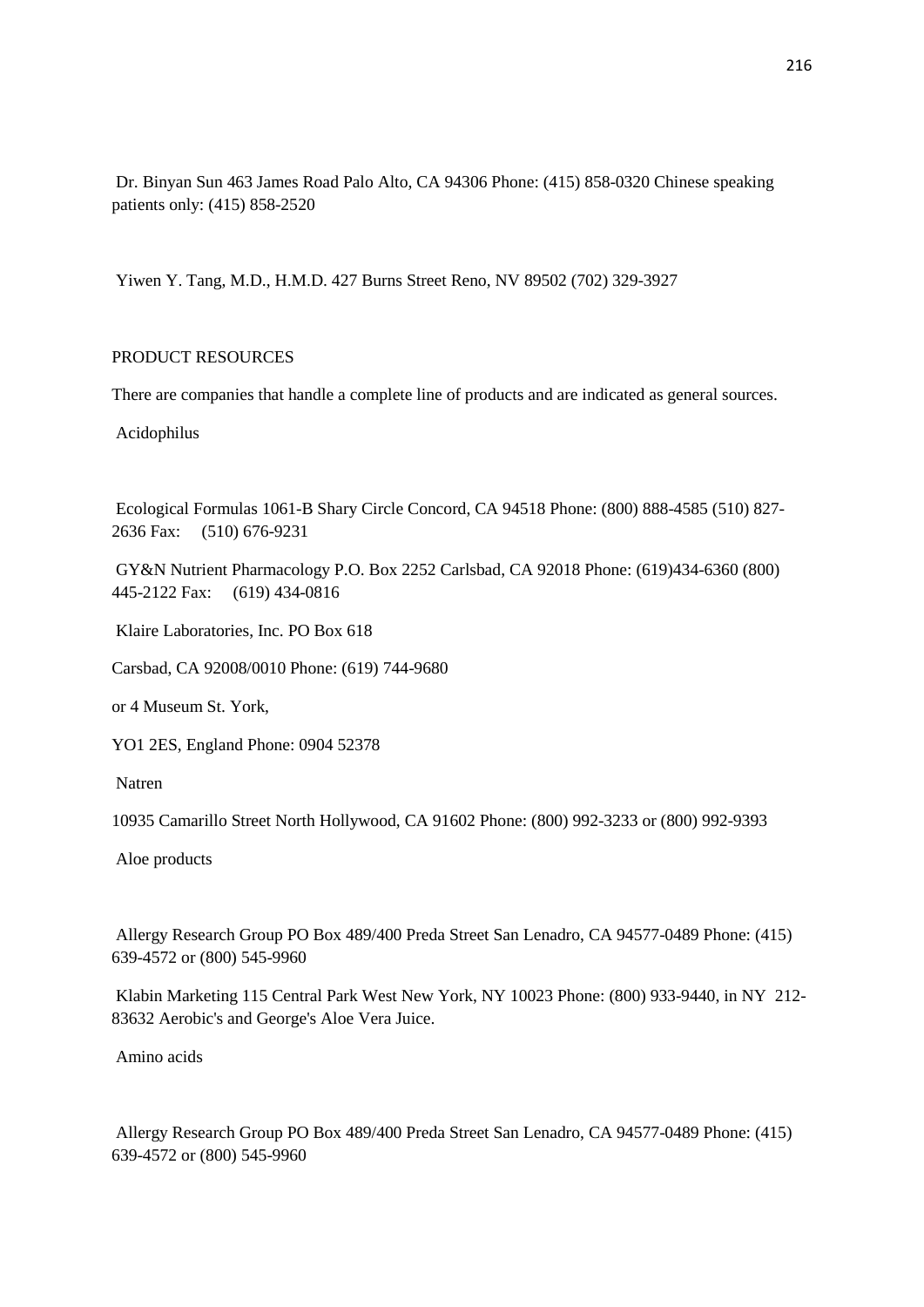Dr. Binyan Sun 463 James Road Palo Alto, CA 94306 Phone: (415) 858-0320 Chinese speaking patients only: (415) 858-2520

Yiwen Y. Tang, M.D., H.M.D. 427 Burns Street Reno, NV 89502 (702) 329-3927

## PRODUCT RESOURCES

There are companies that handle a complete line of products and are indicated as general sources.

### Acidophilus

Ecological Formulas 1061-B Shary Circle Concord, CA 94518 Phone: (800) 888-4585 (510) 827-2636 Fax: (510) 676-9231

GY&N Nutrient Pharmacology P.O. Box 2252 Carlsbad, CA 92018 Phone: (619)434-6360 (800) 445-2122 Fax: (619) 434-0816

Klaire Laboratories, Inc. PO Box 618

Carsbad, CA 92008/0010 Phone: (619) 744-9680

or 4 Museum St. York,

YO1 2ES, England Phone: 0904 52378

Natren

10935 Camarillo Street North Hollywood, CA 91602 Phone: (800) 992-3233 or (800) 992-9393

### Aloe products

Allergy Research Group PO Box 489/400 Preda Street San Lenadro, CA 94577-0489 Phone: (415) 639-4572 or (800) 545-9960

Klabin Marketing 115 Central Park West New York, NY 10023 Phone: (800) 933-9440, in NY 212-83632 Aerobic's and George's Aloe Vera Juice.

### Amino acids

Allergy Research Group PO Box 489/400 Preda Street San Lenadro, CA 94577-0489 Phone: (415) 639-4572 or (800) 545-9960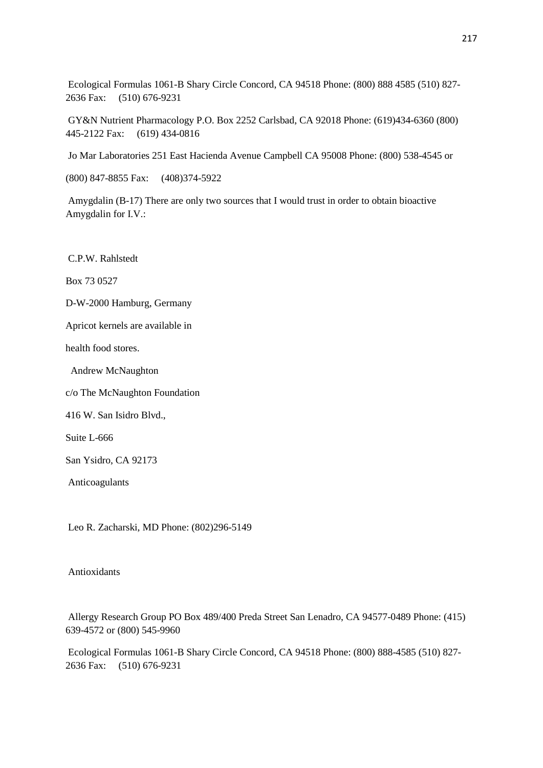Ecological Formulas 1061-B Shary Circle Concord, CA 94518 Phone: (800) 888 4585 (510) 827-2636 Fax: (510) 676-9231

GY&N Nutrient Pharmacology P.O. Box 2252 Carlsbad, CA 92018 Phone: (619)434-6360 (800) 445-2122 Fax: (619) 434-0816

Jo Mar Laboratories 251 East Hacienda Avenue Campbell CA 95008 Phone: (800) 538-4545 or

(800) 847-8855 Fax: (408)374-5922

Amygdalin (B-17) There are only two sources that I would trust in order to obtain bioactive Amygdalin for I.V.:

C.P.W. Rahlstedt

Box 73 0527

D-W-2000 Hamburg, Germany

Apricot kernels are available in

health food stores.

Andrew McNaughton

c/o The McNaughton Foundation

416 W. San Isidro Blvd.,

Suite L-666

San Ysidro, CA 92173

Anticoagulants

Leo R. Zacharski, MD Phone: (802)296-5149

Antioxidants

Allergy Research Group PO Box 489/400 Preda Street San Lenadro, CA 94577-0489 Phone: (415) 639-4572 or (800) 545-9960

Ecological Formulas 1061-B Shary Circle Concord, CA 94518 Phone: (800) 888-4585 (510) 827-2636 Fax: (510) 676-9231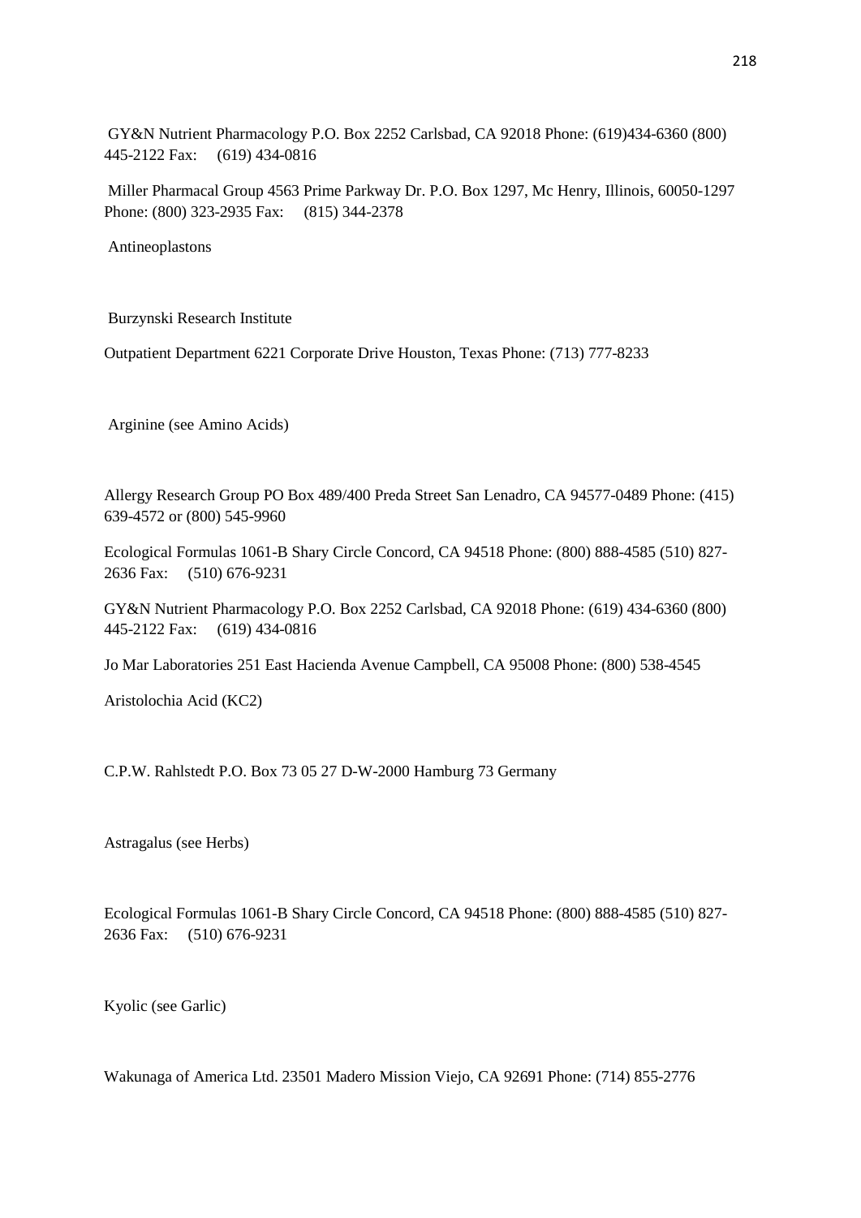GY&N Nutrient Pharmacology P.O. Box 2252 Carlsbad, CA 92018 Phone: (619)434-6360 (800) 445-2122 Fax: (619) 434-0816

Miller Pharmacal Group 4563 Prime Parkway Dr. P.O. Box 1297, Mc Henry, Illinois, 60050-1297 Phone: (800) 323-2935 Fax: (815) 344-2378

Antineoplastons

Burzynski Research Institute

Outpatient Department 6221 Corporate Drive Houston, Texas Phone: (713) 777-8233

Arginine (see Amino Acids)

Allergy Research Group PO Box 489/400 Preda Street San Lenadro, CA 94577-0489 Phone: (415) 639-4572 or (800) 545-9960

Ecological Formulas 1061-B Shary Circle Concord, CA 94518 Phone: (800) 888-4585 (510) 827-2636 Fax: (510) 676-9231

GY&N Nutrient Pharmacology P.O. Box 2252 Carlsbad, CA 92018 Phone: (619) 434-6360 (800) 445-2122 Fax: (619) 434-0816

Jo Mar Laboratories 251 East Hacienda Avenue Campbell, CA 95008 Phone: (800) 538-4545

Aristolochia Acid (KC2)

C.P.W. Rahlstedt P.O. Box 73 05 27 D-W-2000 Hamburg 73 Germany

Astragalus (see Herbs)

Ecological Formulas 1061-B Shary Circle Concord, CA 94518 Phone: (800) 888-4585 (510) 827-2636 Fax: (510) 676-9231

Kyolic (see Garlic)

Wakunaga of America Ltd. 23501 Madero Mission Viejo, CA 92691 Phone: (714) 855-2776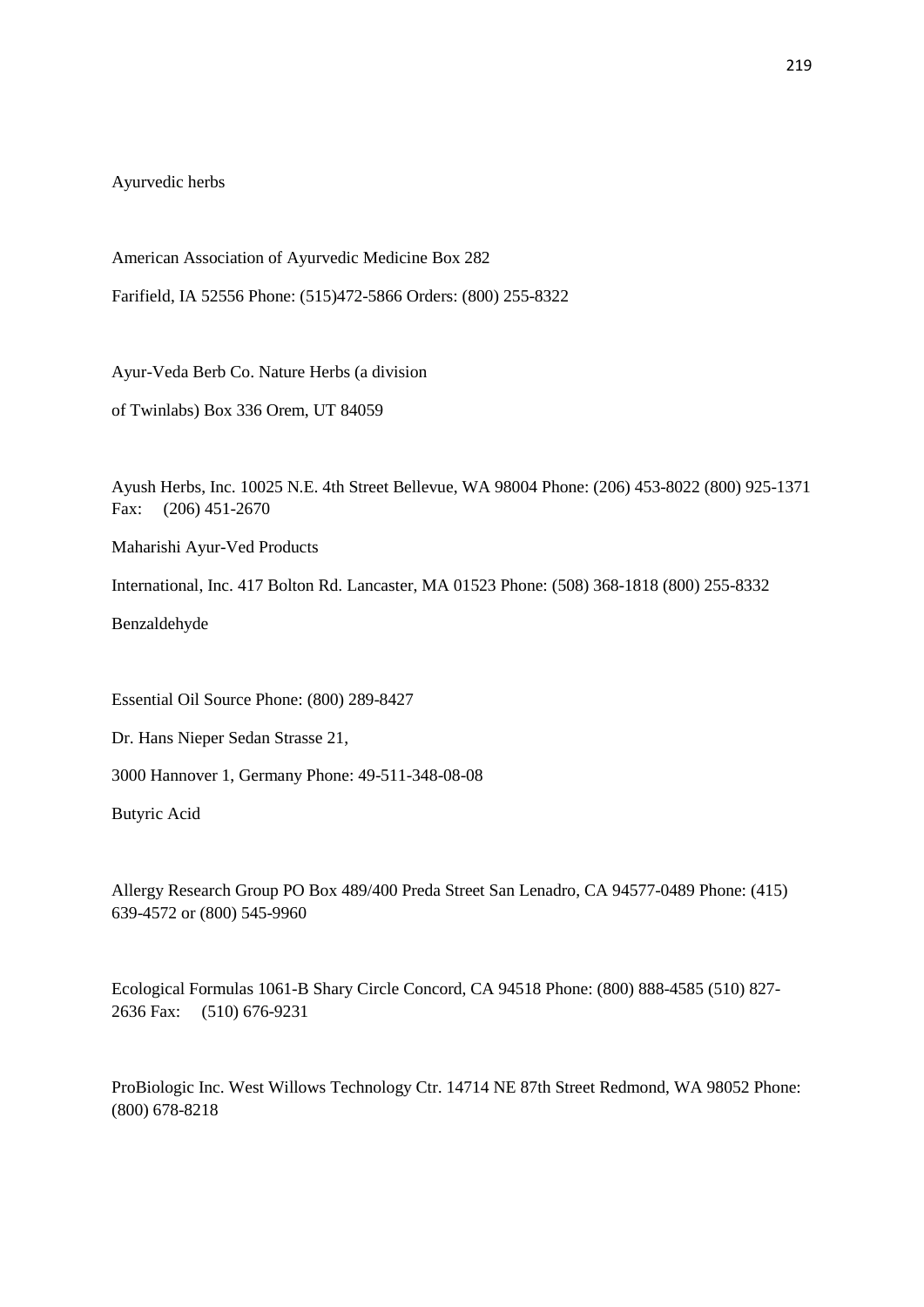Ayurvedic herbs

American Association of Ayurvedic Medicine Box 282

Farifield, IA 52556 Phone: (515)472-5866 Orders: (800) 255-8322

Ayur-Veda Berb Co. Nature Herbs (a division

of Twinlabs) Box 336 Orem, UT 84059

Ayush Herbs, Inc. 10025 N.E. 4th Street Bellevue, WA 98004 Phone: (206) 453-8022 (800) 925-1371 Fax: (206) 451-2670

Maharishi Ayur-Ved Products

International, Inc. 417 Bolton Rd. Lancaster, MA 01523 Phone: (508) 368-1818 (800) 255-8332

Benzaldehyde

Essential Oil Source Phone: (800) 289-8427

Dr. Hans Nieper Sedan Strasse 21,

3000 Hannover 1, Germany Phone: 49-511-348-08-08

Butyric Acid

Allergy Research Group PO Box 489/400 Preda Street San Lenadro, CA 94577-0489 Phone: (415) 639-4572 or (800) 545-9960

Ecological Formulas 1061-B Shary Circle Concord, CA 94518 Phone: (800) 888-4585 (510) 827-2636 Fax: (510) 676-9231

ProBiologic Inc. West Willows Technology Ctr. 14714 NE 87th Street Redmond, WA 98052 Phone: (800) 678-8218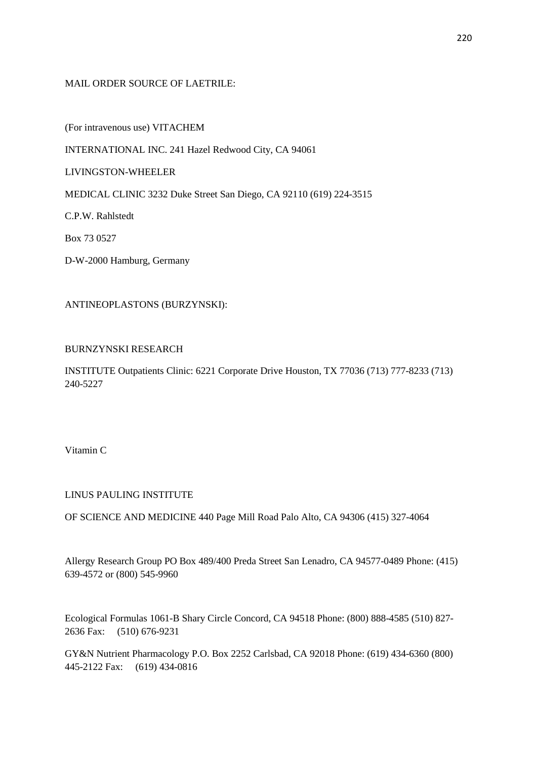MAIL ORDER SOURCE OF LAETRILE:

(For intravenous use) VITACHEM

INTERNATIONAL INC. 241 Hazel Redwood City, CA 94061

LIVINGSTON-WHEELER

MEDICAL CLINIC 3232 Duke Street San Diego, CA 92110 (619) 224-3515

C.P.W. Rahlstedt

Box 73 0527

D-W-2000 Hamburg, Germany

ANTINEOPLASTONS (BURZYNSKI):

BURNZYNSKI RESEARCH

INSTITUTE Outpatients Clinic: 6221 Corporate Drive Houston, TX 77036 (713) 777-8233 (713) 240-5227

Vitamin C

LINUS PAULING INSTITUTE

OF SCIENCE AND MEDICINE 440 Page Mill Road Palo Alto, CA 94306 (415) 327-4064

Allergy Research Group PO Box 489/400 Preda Street San Lenadro, CA 94577-0489 Phone: (415) 639-4572 or (800) 545-9960

Ecological Formulas 1061-B Shary Circle Concord, CA 94518 Phone: (800) 888-4585 (510) 827-2636 Fax: (510) 676-9231

GY&N Nutrient Pharmacology P.O. Box 2252 Carlsbad, CA 92018 Phone: (619) 434-6360 (800) 445-2122 Fax: (619) 434-0816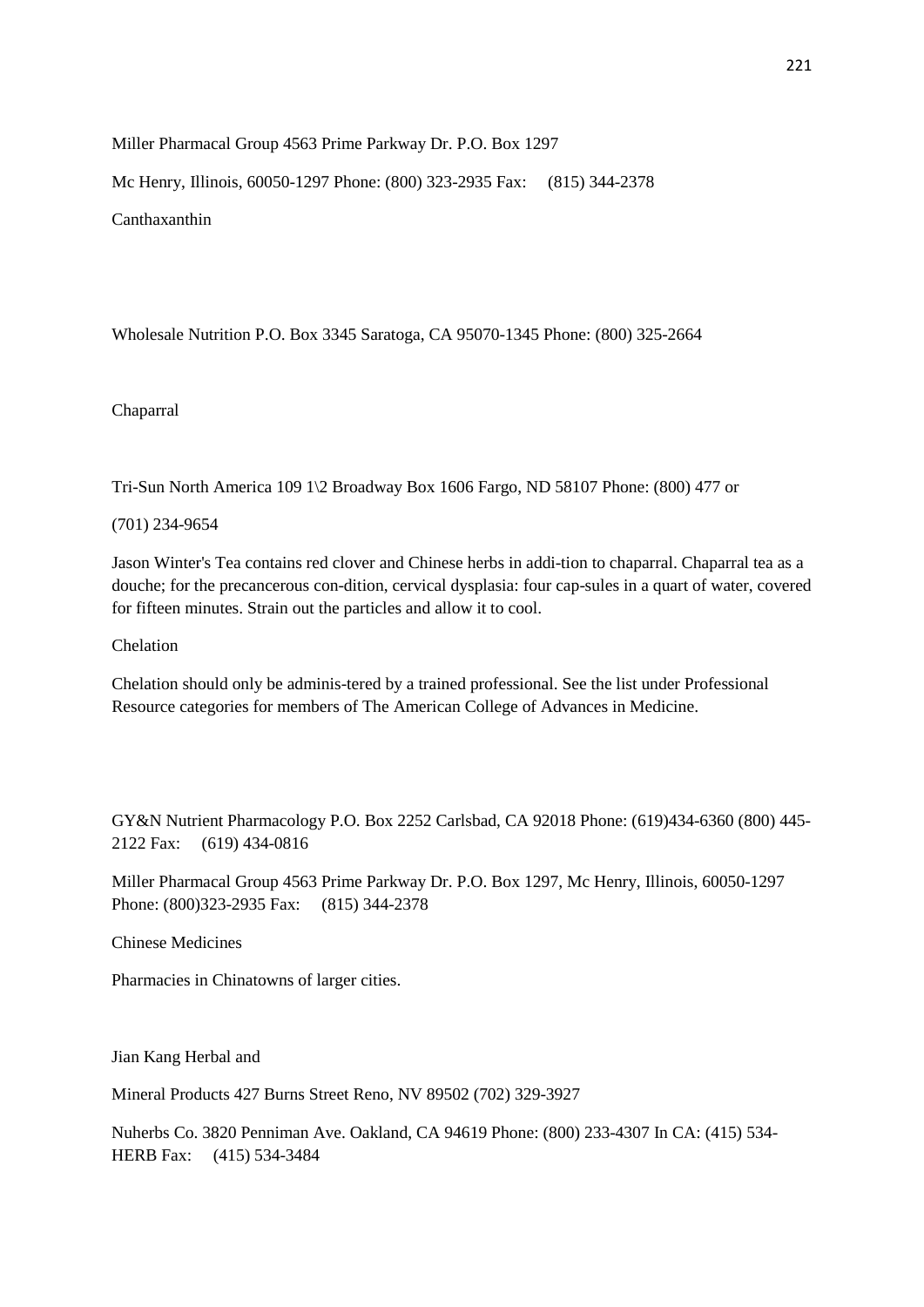Miller Pharmacal Group 4563 Prime Parkway Dr. P.O. Box 1297

Mc Henry, Illinois, 60050-1297 Phone: (800) 323-2935 Fax: (815) 344-2378

Canthaxanthin

Wholesale Nutrition P.O. Box 3345 Saratoga, CA 95070-1345 Phone: (800) 325-2664

Chaparral

Tri-Sun North America 109 1\2 Broadway Box 1606 Fargo, ND 58107 Phone: (800) 477 or

(701) 234-9654

Jason Winter's Tea contains red clover and Chinese herbs in addi-tion to chaparral. Chaparral tea as a douche; for the precancerous con-dition, cervical dysplasia: four cap-sules in a quart of water, covered for fifteen minutes. Strain out the particles and allow it to cool.

Chelation

Chelation should only be adminis-tered by a trained professional. See the list under Professional Resource categories for members of The American College of Advances in Medicine.

GY&N Nutrient Pharmacology P.O. Box 2252 Carlsbad, CA 92018 Phone: (619)434-6360 (800) 445-2122 Fax: (619) 434-0816

Miller Pharmacal Group 4563 Prime Parkway Dr. P.O. Box 1297, Mc Henry, Illinois, 60050-1297 Phone: (800)323-2935 Fax: (815) 344-2378

Chinese Medicines

Pharmacies in Chinatowns of larger cities.

Jian Kang Herbal and

Mineral Products 427 Burns Street Reno, NV 89502 (702) 329-3927

Nuherbs Co. 3820 Penniman Ave. Oakland, CA 94619 Phone: (800) 233-4307 In CA: (415) 534-HERB Fax: (415) 534-3484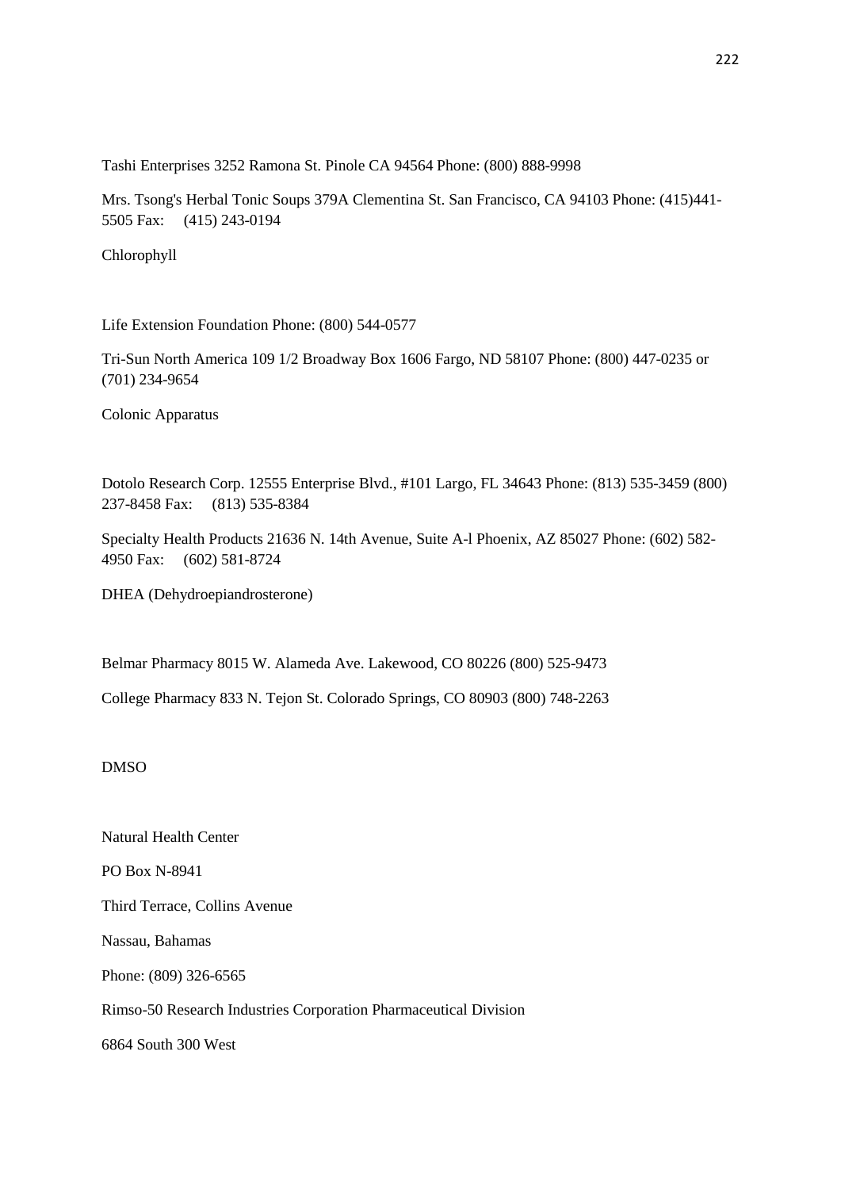Tashi Enterprises 3252 Ramona St. Pinole CA 94564 Phone: (800) 888-9998

Mrs. Tsong's Herbal Tonic Soups 379A Clementina St. San Francisco, CA 94103 Phone: (415)441-5505 Fax: (415) 243-0194

Chlorophyll

Life Extension Foundation Phone: (800) 544-0577

Tri-Sun North America 109 1/2 Broadway Box 1606 Fargo, ND 58107 Phone: (800) 447-0235 or (701) 234-9654

Colonic Apparatus

Dotolo Research Corp. 12555 Enterprise Blvd., #101 Largo, FL 34643 Phone: (813) 535-3459 (800) 237-8458 Fax: (813) 535-8384

Specialty Health Products 21636 N. 14th Avenue, Suite A-l Phoenix, AZ 85027 Phone: (602) 582-4950 Fax: (602) 581-8724

DHEA (Dehydroepiandrosterone)

Belmar Pharmacy 8015 W. Alameda Ave. Lakewood, CO 80226 (800) 525-9473

College Pharmacy 833 N. Tejon St. Colorado Springs, CO 80903 (800) 748-2263

DMSO

Natural Health Center

PO Box N-8941

Third Terrace, Collins Avenue

Nassau, Bahamas

Phone: (809) 326-6565

Rimso-50 Research Industries Corporation Pharmaceutical Division

6864 South 300 West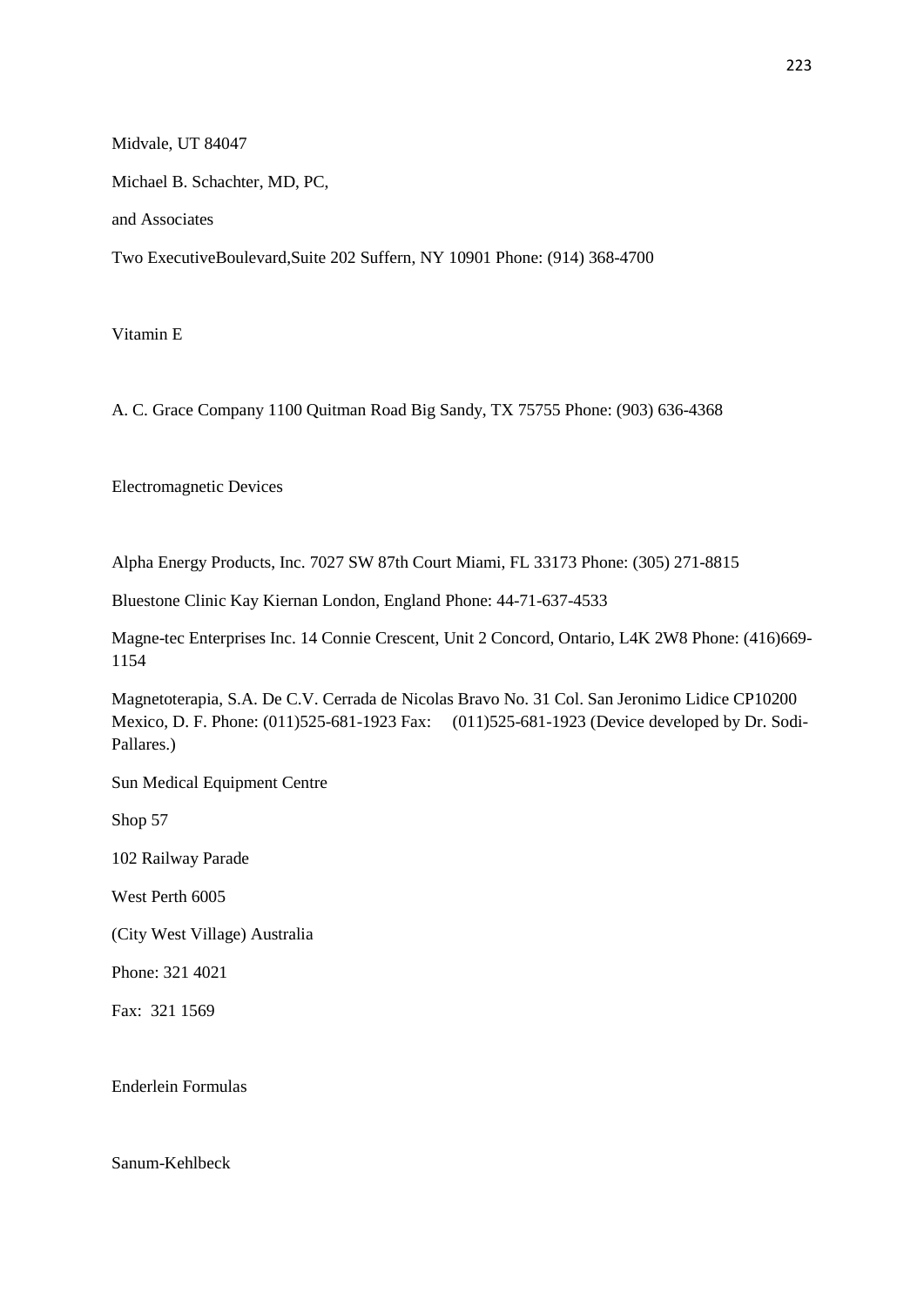Midvale, UT 84047

Michael B. Schachter, MD, PC,

and Associates

Two ExecutiveBoulevard,Suite 202 Suffern, NY 10901 Phone: (914) 368-4700

Vitamin E

A. C. Grace Company 1100 Quitman Road Big Sandy, TX 75755 Phone: (903) 636-4368

Electromagnetic Devices

Alpha Energy Products, Inc. 7027 SW 87th Court Miami, FL 33173 Phone: (305) 271-8815

Bluestone Clinic Kay Kiernan London, England Phone: 44-71-637-4533

Magne-tec Enterprises Inc. 14 Connie Crescent, Unit 2 Concord, Ontario, L4K 2W8 Phone: (416)669-1154

Magnetoterapia, S.A. De C.V. Cerrada de Nicolas Bravo No. 31 Col. San Jeronimo Lidice CP10200 Mexico, D. F. Phone: (011)525-681-1923 Fax: (011)525-681-1923 (Device developed by Dr. Sodi-Pallares.)

Sun Medical Equipment Centre

Shop 57

102 Railway Parade

West Perth 6005

(City West Village) Australia

Phone: 321 4021

Fax: 321 1569

Enderlein Formulas

Sanum-Kehlbeck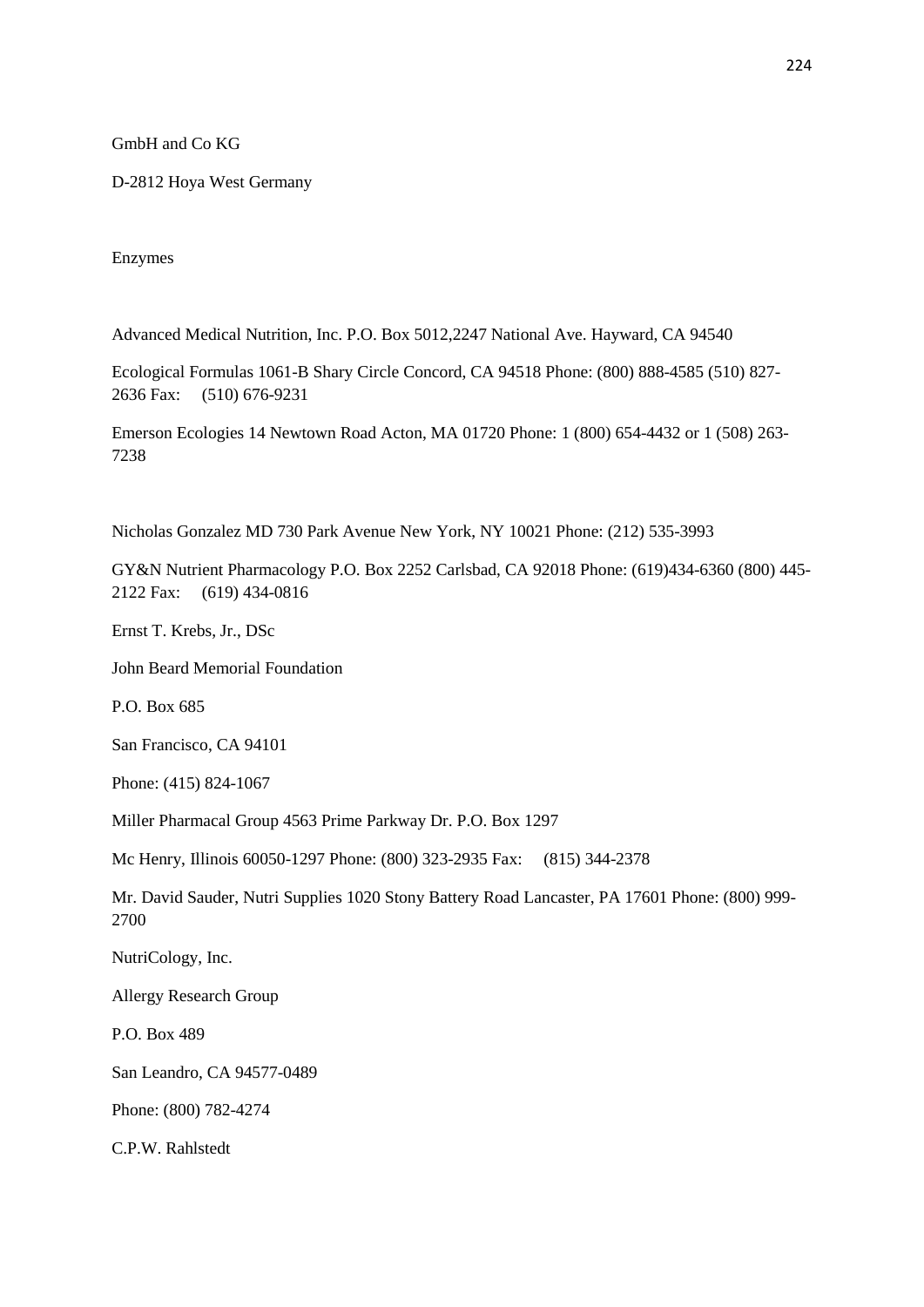GmbH and Co KG

D-2812 Hoya West Germany

Enzymes

Advanced Medical Nutrition, Inc. P.O. Box 5012,2247 National Ave. Hayward, CA 94540

Ecological Formulas 1061-B Shary Circle Concord, CA 94518 Phone: (800) 888-4585 (510) 827-2636 Fax: (510) 676-9231

Emerson Ecologies 14 Newtown Road Acton, MA 01720 Phone: 1 (800) 654-4432 or 1 (508) 263-7238

Nicholas Gonzalez MD 730 Park Avenue New York, NY 10021 Phone: (212) 535-3993

GY&N Nutrient Pharmacology P.O. Box 2252 Carlsbad, CA 92018 Phone: (619)434-6360 (800) 445-2122 Fax: (619) 434-0816

Ernst T. Krebs, Jr., DSc

John Beard Memorial Foundation

P.O. Box 685

San Francisco, CA 94101

Phone: (415) 824-1067

Miller Pharmacal Group 4563 Prime Parkway Dr. P.O. Box 1297

Mc Henry, Illinois 60050-1297 Phone: (800) 323-2935 Fax: (815) 344-2378

Mr. David Sauder, Nutri Supplies 1020 Stony Battery Road Lancaster, PA 17601 Phone: (800) 999-2700

NutriCology, Inc.

Allergy Research Group

P.O. Box 489

San Leandro, CA 94577-0489

Phone: (800) 782-4274

C.P.W. Rahlstedt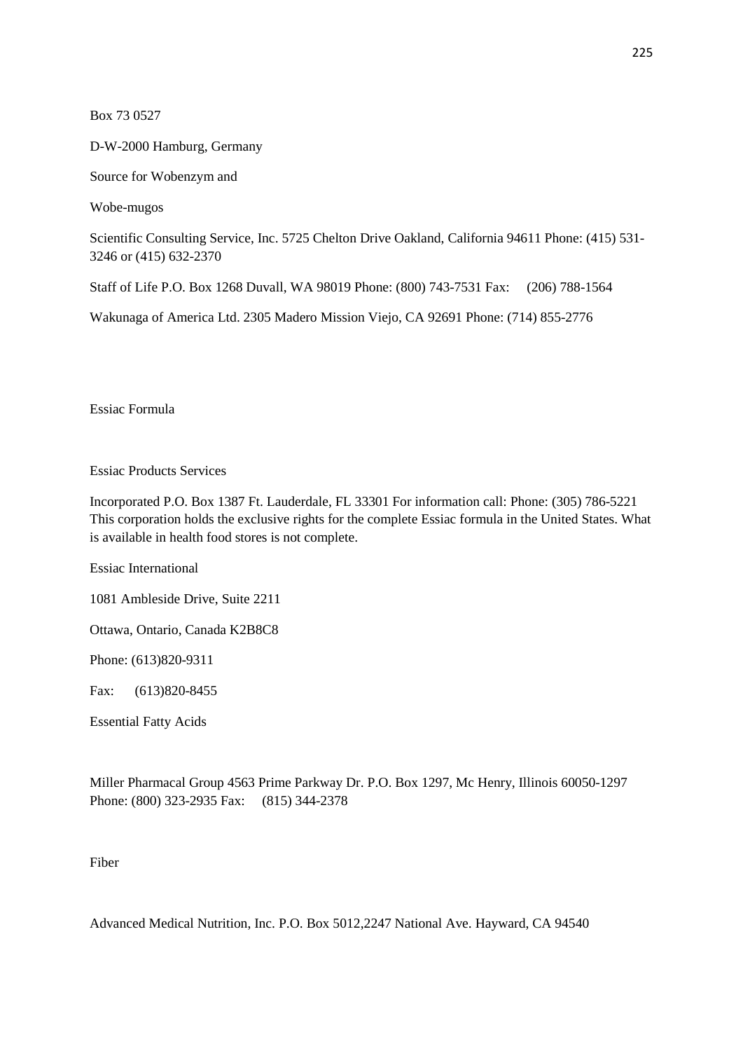Box 73 0527

D-W-2000 Hamburg, Germany

Source for Wobenzym and

Wobe-mugos

Scientific Consulting Service, Inc. 5725 Chelton Drive Oakland, California 94611 Phone: (415) 531-3246 or (415) 632-2370

Staff of Life P.O. Box 1268 Duvall, WA 98019 Phone: (800) 743-7531 Fax: (206) 788-1564

Wakunaga of America Ltd. 2305 Madero Mission Viejo, CA 92691 Phone: (714) 855-2776

Essiac Formula

Essiac Products Services

Incorporated P.O. Box 1387 Ft. Lauderdale, FL 33301 For information call: Phone: (305) 786-5221 This corporation holds the exclusive rights for the complete Essiac formula in the United States. What is available in health food stores is not complete.

Essiac International

1081 Ambleside Drive, Suite 2211

Ottawa, Ontario, Canada K2B8C8

Phone: (613)820-9311

Fax: (613)820-8455

Essential Fatty Acids

Miller Pharmacal Group 4563 Prime Parkway Dr. P.O. Box 1297, Mc Henry, Illinois 60050-1297 Phone: (800) 323-2935 Fax: (815) 344-2378

Fiber

Advanced Medical Nutrition, Inc. P.O. Box 5012,2247 National Ave. Hayward, CA 94540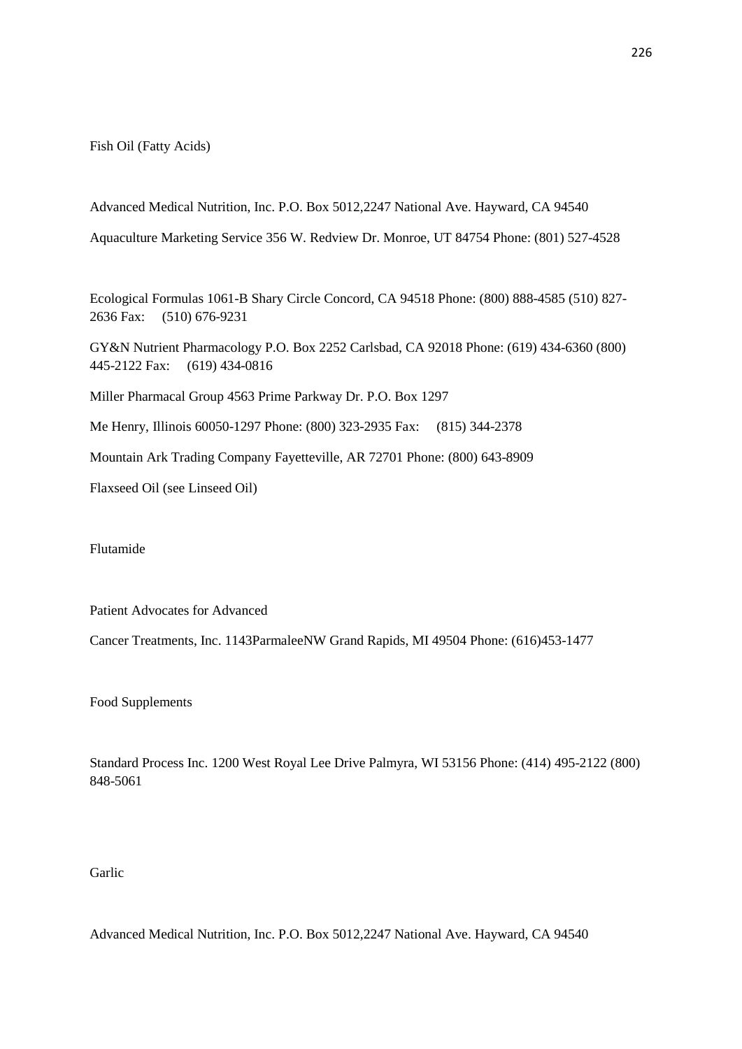Fish Oil (Fatty Acids)

Advanced Medical Nutrition, Inc. P.O. Box 5012,2247 National Ave. Hayward, CA 94540

Aquaculture Marketing Service 356 W. Redview Dr. Monroe, UT 84754 Phone: (801) 527-4528

Ecological Formulas 1061-B Shary Circle Concord, CA 94518 Phone: (800) 888-4585 (510) 827-2636 Fax: (510) 676-9231

GY&N Nutrient Pharmacology P.O. Box 2252 Carlsbad, CA 92018 Phone: (619) 434-6360 (800) 445-2122 Fax: (619) 434-0816

Miller Pharmacal Group 4563 Prime Parkway Dr. P.O. Box 1297

Me Henry, Illinois 60050-1297 Phone: (800) 323-2935 Fax: (815) 344-2378

Mountain Ark Trading Company Fayetteville, AR 72701 Phone: (800) 643-8909

Flaxseed Oil (see Linseed Oil)

Flutamide

Patient Advocates for Advanced

Cancer Treatments, Inc. 1143ParmaleeNW Grand Rapids, MI 49504 Phone: (616)453-1477

Food Supplements

Standard Process Inc. 1200 West Royal Lee Drive Palmyra, WI 53156 Phone: (414) 495-2122 (800) 848-5061

Garlic

Advanced Medical Nutrition, Inc. P.O. Box 5012,2247 National Ave. Hayward, CA 94540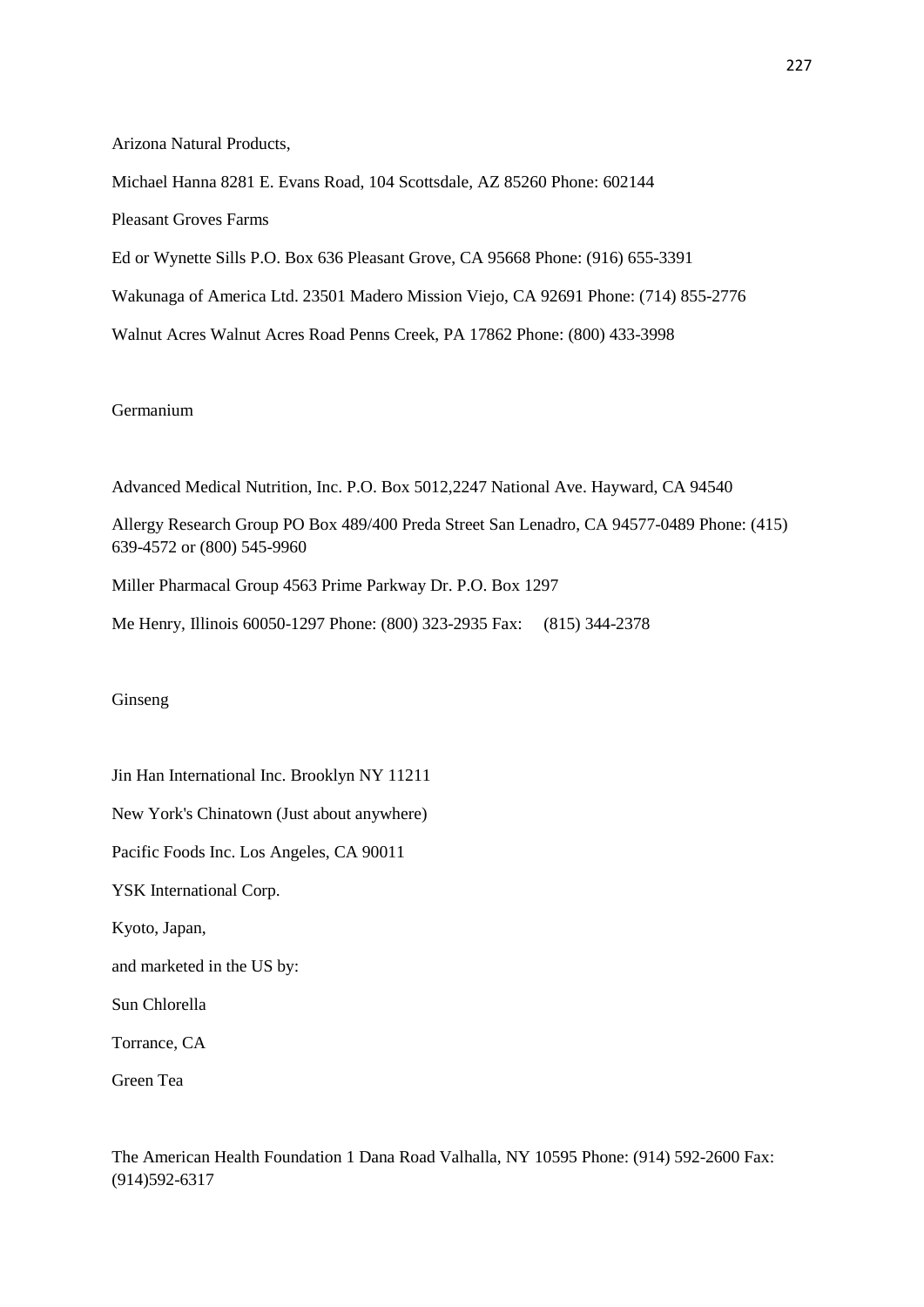Arizona Natural Products,

Michael Hanna 8281 E. Evans Road, 104 Scottsdale, AZ 85260 Phone: 602144

Pleasant Groves Farms

Ed or Wynette Sills P.O. Box 636 Pleasant Grove, CA 95668 Phone: (916) 655-3391

Wakunaga of America Ltd. 23501 Madero Mission Viejo, CA 92691 Phone: (714) 855-2776

Walnut Acres Walnut Acres Road Penns Creek, PA 17862 Phone: (800) 433-3998

Germanium

Advanced Medical Nutrition, Inc. P.O. Box 5012,2247 National Ave. Hayward, CA 94540

Allergy Research Group PO Box 489/400 Preda Street San Lenadro, CA 94577-0489 Phone: (415) 639-4572 or (800) 545-9960

Miller Pharmacal Group 4563 Prime Parkway Dr. P.O. Box 1297

Me Henry, Illinois 60050-1297 Phone: (800) 323-2935 Fax: (815) 344-2378

Ginseng

Jin Han International Inc. Brooklyn NY 11211

New York's Chinatown (Just about anywhere)

Pacific Foods Inc. Los Angeles, CA 90011

YSK International Corp.

Kyoto, Japan,

and marketed in the US by:

Sun Chlorella

Torrance, CA

Green Tea

The American Health Foundation 1 Dana Road Valhalla, NY 10595 Phone: (914) 592-2600 Fax: (914)592-6317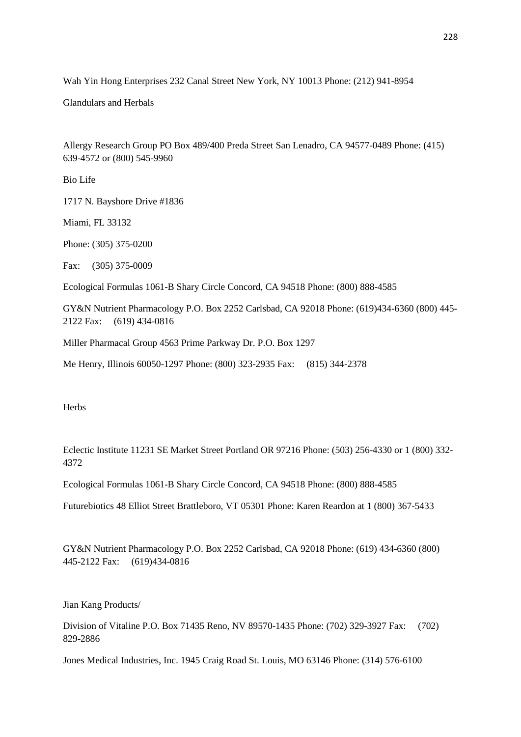Wah Yin Hong Enterprises 232 Canal Street New York, NY 10013 Phone: (212) 941-8954

## Glandulars and Herbals

Allergy Research Group PO Box 489/400 Preda Street San Lenadro, CA 94577-0489 Phone: (415) 639-4572 or (800) 545-9960

Bio Life

1717 N. Bayshore Drive #1836

Miami, FL 33132

Phone: (305) 375-0200

Fax: (305) 375-0009

Ecological Formulas 1061-B Shary Circle Concord, CA 94518 Phone: (800) 888-4585

GY&N Nutrient Pharmacology P.O. Box 2252 Carlsbad, CA 92018 Phone: (619)434-6360 (800) 445-2122 Fax: (619) 434-0816

Miller Pharmacal Group 4563 Prime Parkway Dr. P.O. Box 1297

Me Henry, Illinois 60050-1297 Phone: (800) 323-2935 Fax: (815) 344-2378

## Herbs

Eclectic Institute 11231 SE Market Street Portland OR 97216 Phone: (503) 256-4330 or 1 (800) 332-4372

Ecological Formulas 1061-B Shary Circle Concord, CA 94518 Phone: (800) 888-4585

Futurebiotics 48 Elliot Street Brattleboro, VT 05301 Phone: Karen Reardon at 1 (800) 367-5433

GY&N Nutrient Pharmacology P.O. Box 2252 Carlsbad, CA 92018 Phone: (619) 434-6360 (800) 445-2122 Fax: (619)434-0816

Jian Kang Products/

Division of Vitaline P.O. Box 71435 Reno, NV 89570-1435 Phone: (702) 329-3927 Fax: (702) 829-2886

Jones Medical Industries, Inc. 1945 Craig Road St. Louis, MO 63146 Phone: (314) 576-6100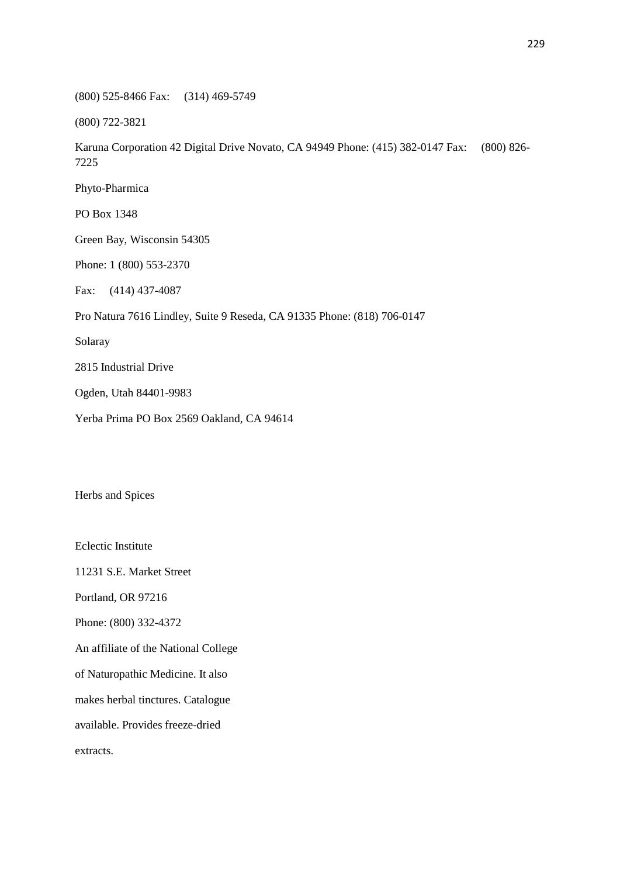(800) 525-8466 Fax: (314) 469-5749

(800) 722-3821

Karuna Corporation 42 Digital Drive Novato, CA 94949 Phone: (415) 382-0147 Fax: (800) 826-7225

Phyto-Pharmica

PO Box 1348

Green Bay, Wisconsin 54305

Phone: 1 (800) 553-2370

Fax: (414) 437-4087

Pro Natura 7616 Lindley, Suite 9 Reseda, CA 91335 Phone: (818) 706-0147

Solaray

2815 Industrial Drive

Ogden, Utah 84401-9983

Yerba Prima PO Box 2569 Oakland, CA 94614

Herbs and Spices

Eclectic Institute

11231 S.E. Market Street

Portland, OR 97216

Phone: (800) 332-4372

An affiliate of the National College

of Naturopathic Medicine. It also

makes herbal tinctures. Catalogue

available. Provides freeze-dried

extracts.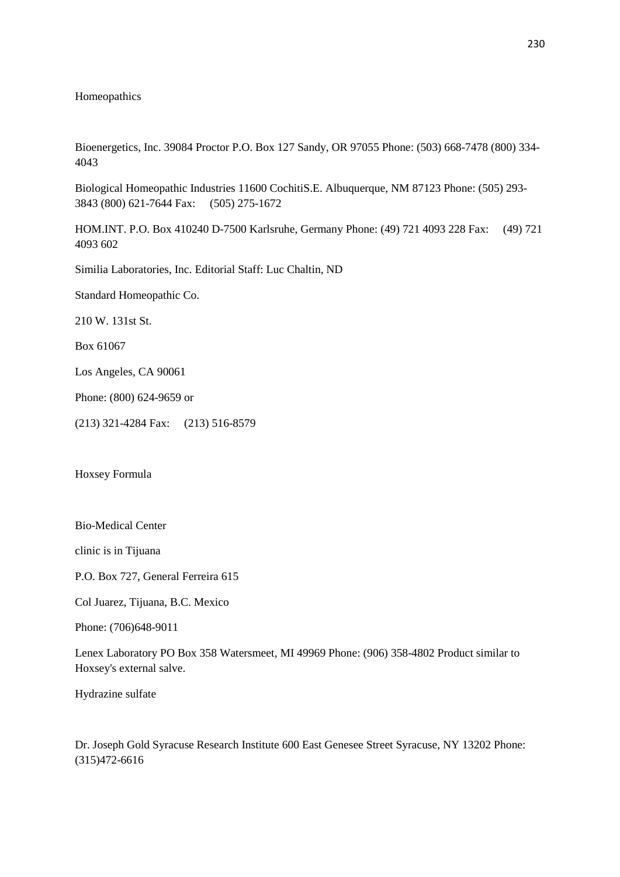Homeopathics

Bioenergetics, Inc. 39084 Proctor P.O. Box 127 Sandy, OR 97055 Phone: (503) 668-7478 (800) 334-4043

Biological Homeopathic Industries 11600 CochitiS.E. Albuquerque, NM 87123 Phone: (505) 293-3843 (800) 621-7644 Fax: (505) 275-1672

HOM.INT. P.O. Box 410240 D-7500 Karlsruhe, Germany Phone: (49) 721 4093 228 Fax: (49) 721 4093 602

Similia Laboratories, Inc. Editorial Staff: Luc Chaltin, ND

Standard Homeopathic Co.

210 W. 131st St.

Box 61067

Los Angeles, CA 90061

Phone: (800) 624-9659 or

(213) 321-4284 Fax: (213) 516-8579

Hoxsey Formula

Bio-Medical Center

clinic is in Tijuana

P.O. Box 727, General Ferreira 615

Col Juarez, Tijuana, B.C. Mexico

Phone: (706)648-9011

Lenex Laboratory PO Box 358 Watersmeet, MI 49969 Phone: (906) 358-4802 Product similar to Hoxsey's external salve.

Hydrazine sulfate

Dr. Joseph Gold Syracuse Research Institute 600 East Genesee Street Syracuse, NY 13202 Phone: (315)472-6616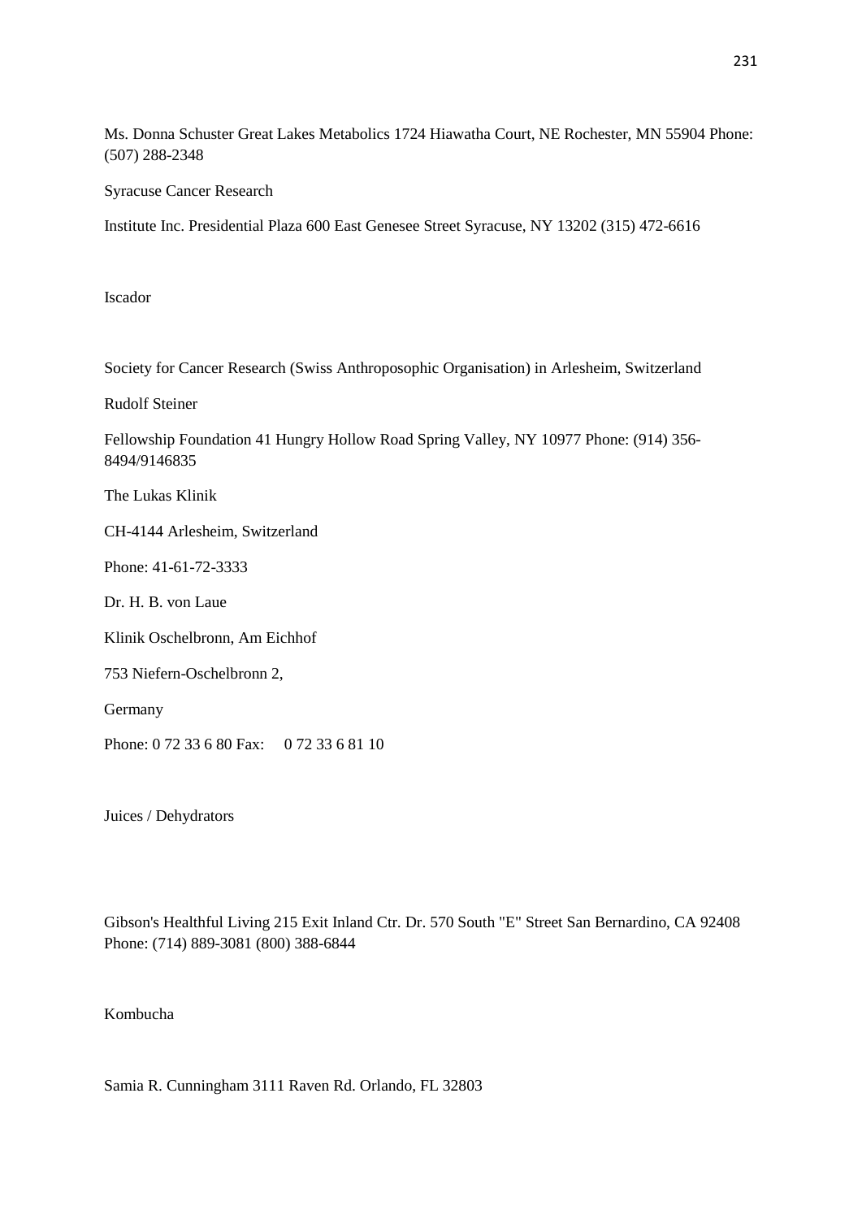Ms. Donna Schuster Great Lakes Metabolics 1724 Hiawatha Court, NE Rochester, MN 55904 Phone: (507) 288-2348

Syracuse Cancer Research

Institute Inc. Presidential Plaza 600 East Genesee Street Syracuse, NY 13202 (315) 472-6616

Iscador

Society for Cancer Research (Swiss Anthroposophic Organisation) in Arlesheim, Switzerland

Rudolf Steiner

Fellowship Foundation 41 Hungry Hollow Road Spring Valley, NY 10977 Phone: (914) 356-8494/9146835

The Lukas Klinik

CH-4144 Arlesheim, Switzerland

Phone: 41-61-72-3333

Dr. H. B. von Laue

Klinik Oschelbronn, Am Eichhof

753 Niefern-Oschelbronn 2,

Germany

Phone: 0 72 33 6 80 Fax: 0 72 33 6 81 10

Juices / Dehydrators

Gibson's Healthful Living 215 Exit Inland Ctr. Dr. 570 South "E" Street San Bernardino, CA 92408 Phone: (714) 889-3081 (800) 388-6844

Kombucha

Samia R. Cunningham 3111 Raven Rd. Orlando, FL 32803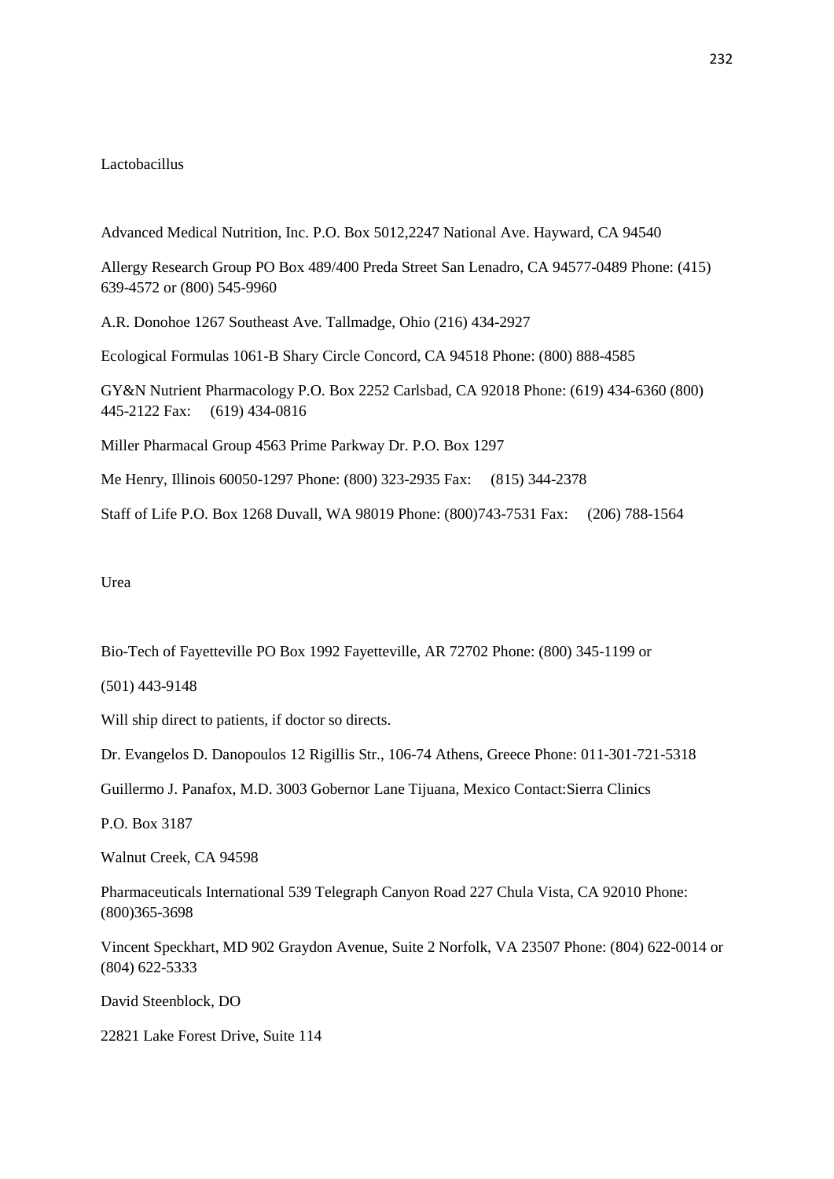Lactobacillus

Advanced Medical Nutrition, Inc. P.O. Box 5012,2247 National Ave. Hayward, CA 94540

Allergy Research Group PO Box 489/400 Preda Street San Lenadro, CA 94577-0489 Phone: (415) 639-4572 or (800) 545-9960

A.R. Donohoe 1267 Southeast Ave. Tallmadge, Ohio (216) 434-2927

Ecological Formulas 1061-B Shary Circle Concord, CA 94518 Phone: (800) 888-4585

GY&N Nutrient Pharmacology P.O. Box 2252 Carlsbad, CA 92018 Phone: (619) 434-6360 (800) 445-2122 Fax: (619) 434-0816

Miller Pharmacal Group 4563 Prime Parkway Dr. P.O. Box 1297

Me Henry, Illinois 60050-1297 Phone: (800) 323-2935 Fax: (815) 344-2378

Staff of Life P.O. Box 1268 Duvall, WA 98019 Phone: (800)743-7531 Fax: (206) 788-1564

Urea

Bio-Tech of Fayetteville PO Box 1992 Fayetteville, AR 72702 Phone: (800) 345-1199 or

(501) 443-9148

Will ship direct to patients, if doctor so directs.

Dr. Evangelos D. Danopoulos 12 Rigillis Str., 106-74 Athens, Greece Phone: 011-301-721-5318

Guillermo J. Panafox, M.D. 3003 Gobernor Lane Tijuana, Mexico Contact:Sierra Clinics

P.O. Box 3187

Walnut Creek, CA 94598

Pharmaceuticals International 539 Telegraph Canyon Road 227 Chula Vista, CA 92010 Phone: (800)365-3698

Vincent Speckhart, MD 902 Graydon Avenue, Suite 2 Norfolk, VA 23507 Phone: (804) 622-0014 or (804) 622-5333

David Steenblock, DO

22821 Lake Forest Drive, Suite 114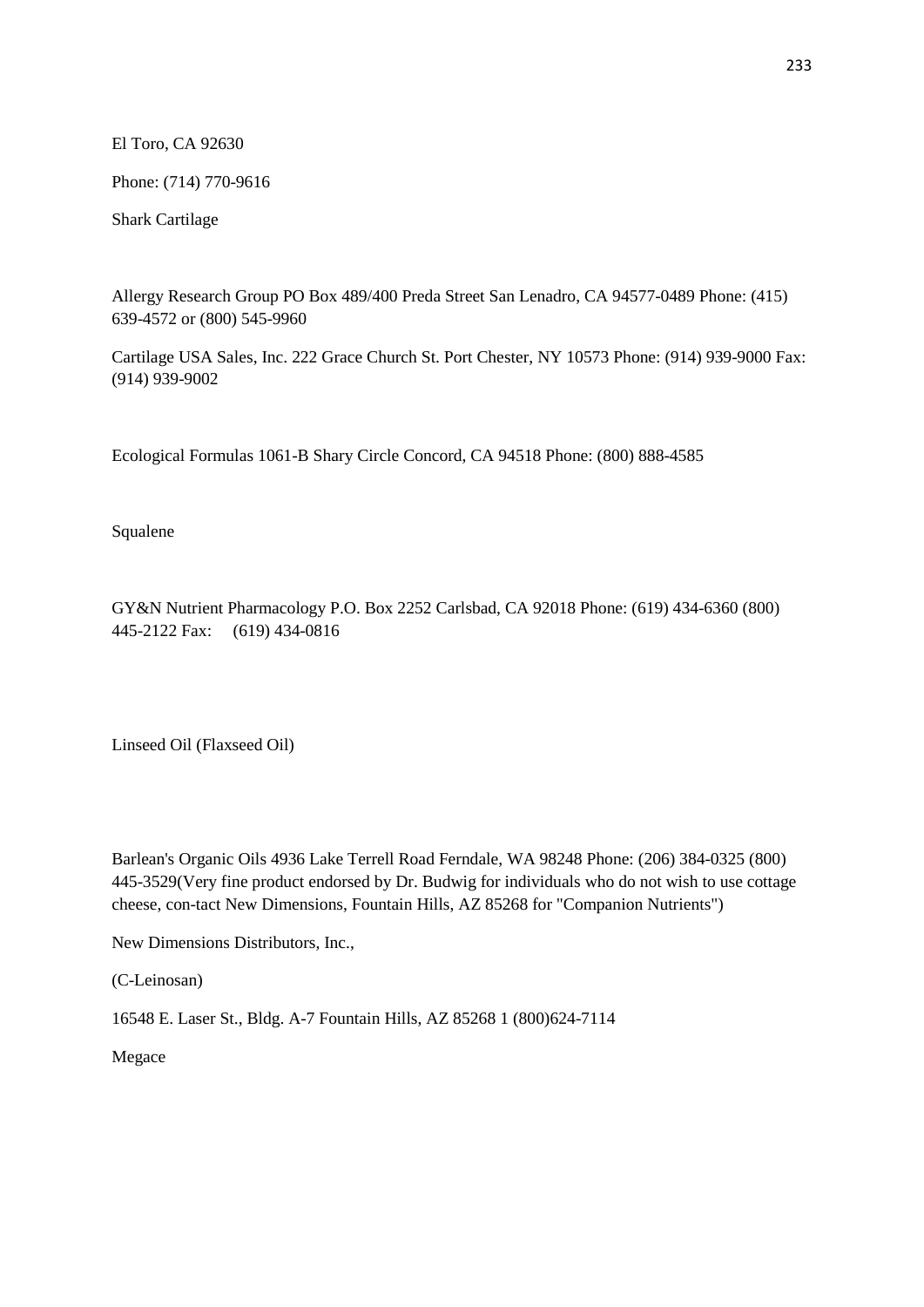El Toro, CA 92630

Phone: (714) 770-9616

Shark Cartilage

Allergy Research Group PO Box 489/400 Preda Street San Lenadro, CA 94577-0489 Phone: (415) 639-4572 or (800) 545-9960

Cartilage USA Sales, Inc. 222 Grace Church St. Port Chester, NY 10573 Phone: (914) 939-9000 Fax: (914) 939-9002

Ecological Formulas 1061-B Shary Circle Concord, CA 94518 Phone: (800) 888-4585

Squalene

GY&N Nutrient Pharmacology P.O. Box 2252 Carlsbad, CA 92018 Phone: (619) 434-6360 (800) 445-2122 Fax: (619) 434-0816

Linseed Oil (Flaxseed Oil)

Barlean's Organic Oils 4936 Lake Terrell Road Ferndale, WA 98248 Phone: (206) 384-0325 (800) 445-3529(Very fine product endorsed by Dr. Budwig for individuals who do not wish to use cottage cheese, con-tact New Dimensions, Fountain Hills, AZ 85268 for "Companion Nutrients")

New Dimensions Distributors, Inc.,

(C-Leinosan)

16548 E. Laser St., Bldg. A-7 Fountain Hills, AZ 85268 1 (800)624-7114

Megace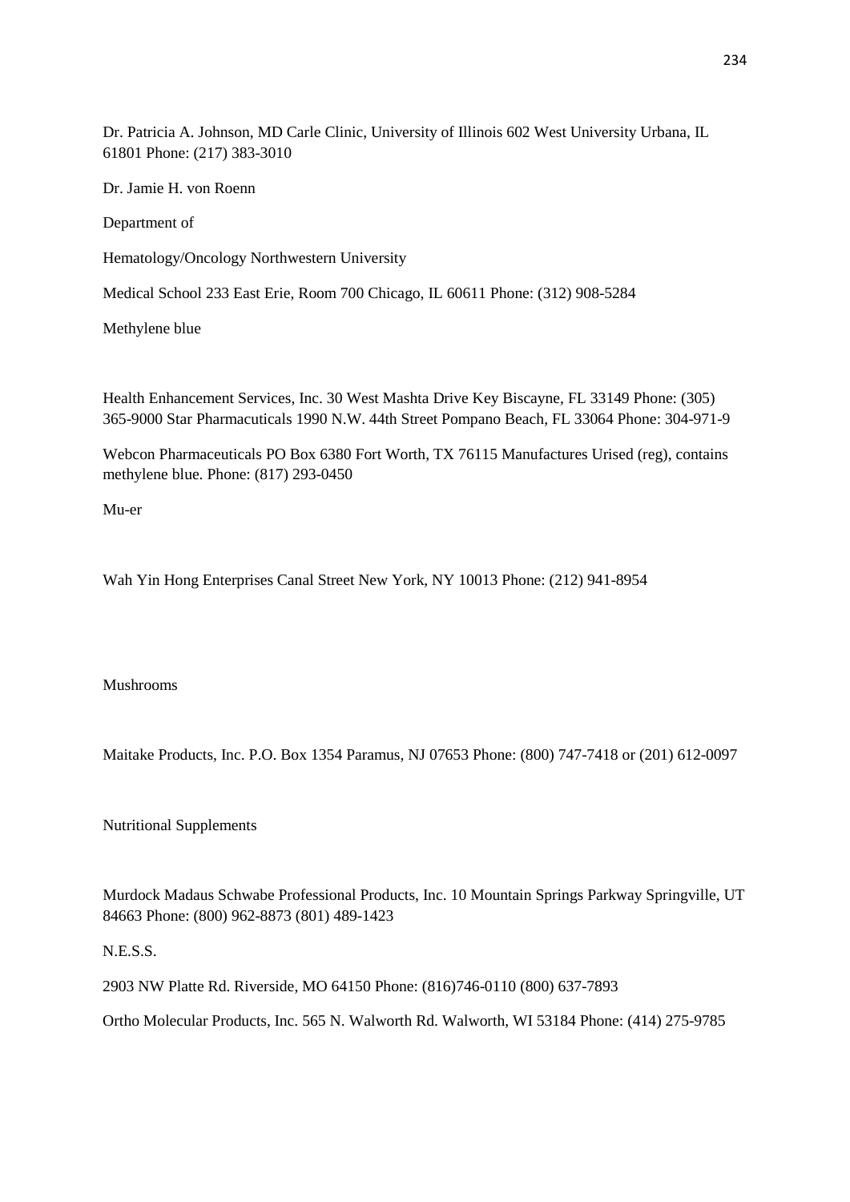Dr. Patricia A. Johnson, MD Carle Clinic, University of Illinois 602 West University Urbana, IL 61801 Phone: (217) 383-3010

Dr. Jamie H. von Roenn

Department of

Hematology/Oncology Northwestern University

Medical School 233 East Erie, Room 700 Chicago, IL 60611 Phone: (312) 908-5284

Methylene blue

Health Enhancement Services, Inc. 30 West Mashta Drive Key Biscayne, FL 33149 Phone: (305) 365-9000 Star Pharmacuticals 1990 N.W. 44th Street Pompano Beach, FL 33064 Phone: 304-971-9

Webcon Pharmaceuticals PO Box 6380 Fort Worth, TX 76115 Manufactures Urised (reg), contains methylene blue. Phone: (817) 293-0450

Mu-er

Wah Yin Hong Enterprises Canal Street New York, NY 10013 Phone: (212) 941-8954

Mushrooms

Maitake Products, Inc. P.O. Box 1354 Paramus, NJ 07653 Phone: (800) 747-7418 or (201) 612-0097

Nutritional Supplements

Murdock Madaus Schwabe Professional Products, Inc. 10 Mountain Springs Parkway Springville, UT 84663 Phone: (800) 962-8873 (801) 489-1423

N.E.S.S.

2903 NW Platte Rd. Riverside, MO 64150 Phone: (816)746-0110 (800) 637-7893

Ortho Molecular Products, Inc. 565 N. Walworth Rd. Walworth, WI 53184 Phone: (414) 275-9785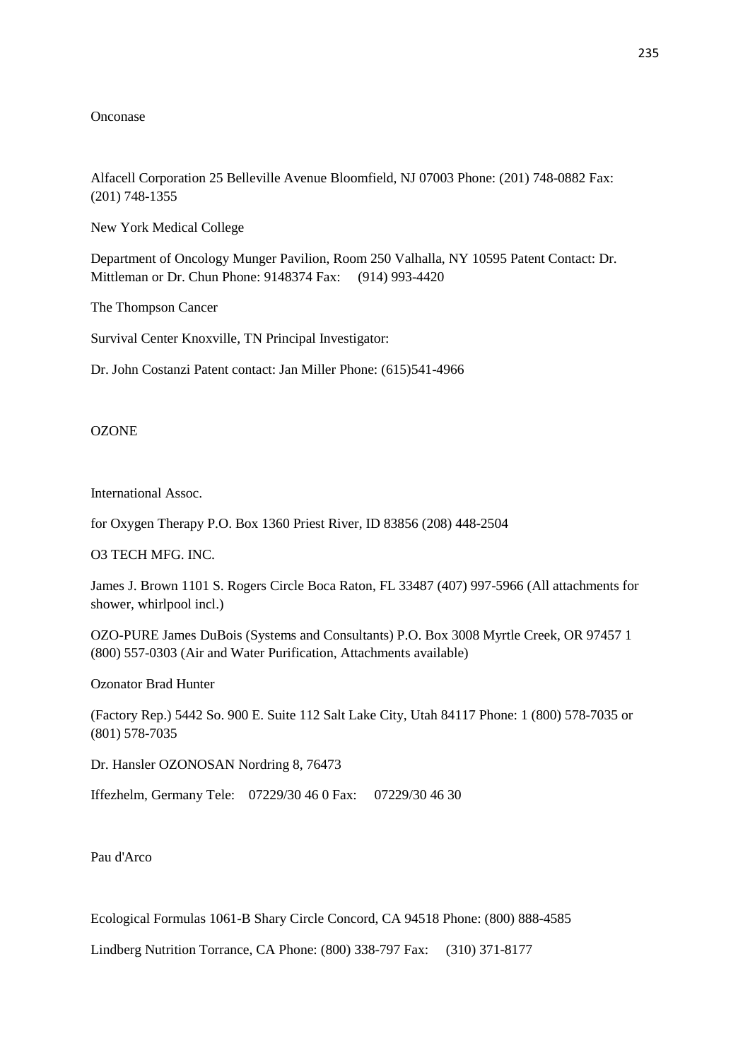Onconase

Alfacell Corporation 25 Belleville Avenue Bloomfield, NJ 07003 Phone: (201) 748-0882 Fax: (201) 748-1355

New York Medical College

Department of Oncology Munger Pavilion, Room 250 Valhalla, NY 10595 Patent Contact: Dr. Mittleman or Dr. Chun Phone: 9148374 Fax: (914) 993-4420

The Thompson Cancer

Survival Center Knoxville, TN Principal Investigator:

Dr. John Costanzi Patent contact: Jan Miller Phone: (615)541-4966

OZONE

International Assoc.

for Oxygen Therapy P.O. Box 1360 Priest River, ID 83856 (208) 448-2504

O3 TECH MFG. INC.

James J. Brown 1101 S. Rogers Circle Boca Raton, FL 33487 (407) 997-5966 (All attachments for shower, whirlpool incl.)

OZO-PURE James DuBois (Systems and Consultants) P.O. Box 3008 Myrtle Creek, OR 97457 1 (800) 557-0303 (Air and Water Purification, Attachments available)

Ozonator Brad Hunter

(Factory Rep.) 5442 So. 900 E. Suite 112 Salt Lake City, Utah 84117 Phone: 1 (800) 578-7035 or (801) 578-7035

Dr. Hansler OZONOSAN Nordring 8, 76473

Iffezhelm, Germany Tele: 07229/30 46 0 Fax: 07229/30 46 30

Pau d'Arco

Ecological Formulas 1061-B Shary Circle Concord, CA 94518 Phone: (800) 888-4585

Lindberg Nutrition Torrance, CA Phone: (800) 338-797 Fax: (310) 371-8177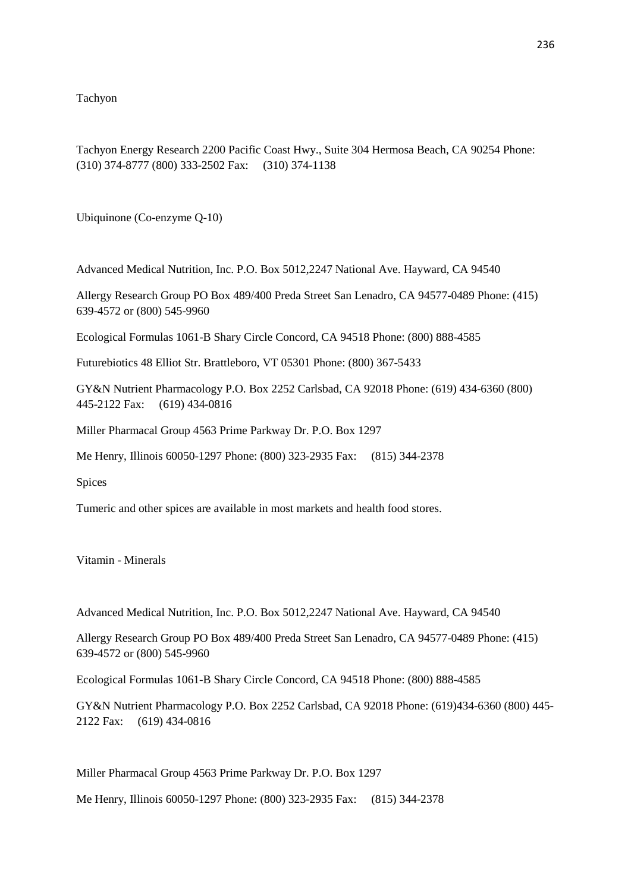Tachyon

Tachyon Energy Research 2200 Pacific Coast Hwy., Suite 304 Hermosa Beach, CA 90254 Phone: (310) 374-8777 (800) 333-2502 Fax: (310) 374-1138

Ubiquinone (Co-enzyme Q-10)

Advanced Medical Nutrition, Inc. P.O. Box 5012,2247 National Ave. Hayward, CA 94540

Allergy Research Group PO Box 489/400 Preda Street San Lenadro, CA 94577-0489 Phone: (415) 639-4572 or (800) 545-9960

Ecological Formulas 1061-B Shary Circle Concord, CA 94518 Phone: (800) 888-4585

Futurebiotics 48 Elliot Str. Brattleboro, VT 05301 Phone: (800) 367-5433

GY&N Nutrient Pharmacology P.O. Box 2252 Carlsbad, CA 92018 Phone: (619) 434-6360 (800) 445-2122 Fax: (619) 434-0816

Miller Pharmacal Group 4563 Prime Parkway Dr. P.O. Box 1297

Me Henry, Illinois 60050-1297 Phone: (800) 323-2935 Fax: (815) 344-2378

Spices

Tumeric and other spices are available in most markets and health food stores.

Vitamin - Minerals

Advanced Medical Nutrition, Inc. P.O. Box 5012,2247 National Ave. Hayward, CA 94540

Allergy Research Group PO Box 489/400 Preda Street San Lenadro, CA 94577-0489 Phone: (415) 639-4572 or (800) 545-9960

Ecological Formulas 1061-B Shary Circle Concord, CA 94518 Phone: (800) 888-4585

GY&N Nutrient Pharmacology P.O. Box 2252 Carlsbad, CA 92018 Phone: (619)434-6360 (800) 445-2122 Fax: (619) 434-0816

Miller Pharmacal Group 4563 Prime Parkway Dr. P.O. Box 1297

Me Henry, Illinois 60050-1297 Phone: (800) 323-2935 Fax: (815) 344-2378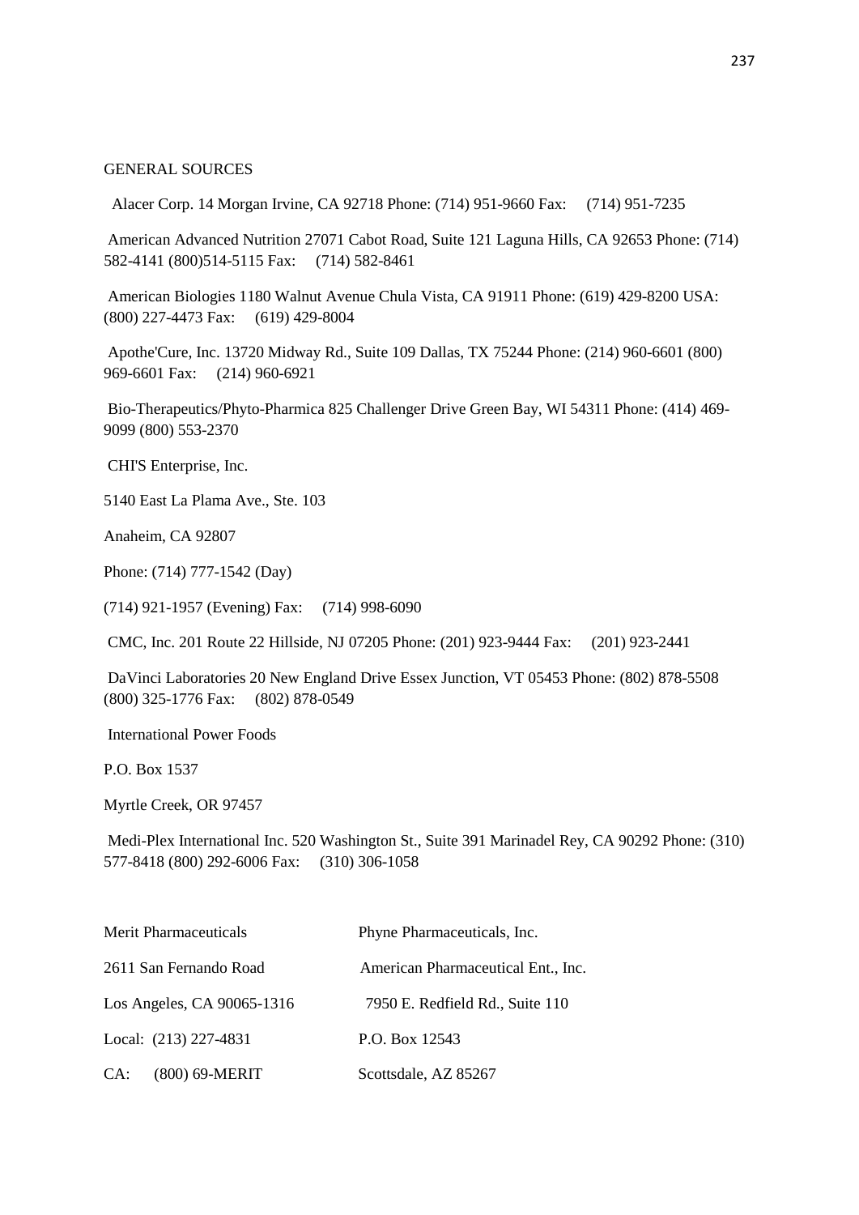GENERAL SOURCES

Alacer Corp. 14 Morgan Irvine, CA 92718 Phone: (714) 951-9660 Fax: (714) 951-7235

American Advanced Nutrition 27071 Cabot Road, Suite 121 Laguna Hills, CA 92653 Phone: (714) 582-4141 (800)514-5115 Fax: (714) 582-8461

American Biologies 1180 Walnut Avenue Chula Vista, CA 91911 Phone: (619) 429-8200 USA: (800) 227-4473 Fax: (619) 429-8004

Apothe'Cure, Inc. 13720 Midway Rd., Suite 109 Dallas, TX 75244 Phone: (214) 960-6601 (800) 969-6601 Fax: (214) 960-6921

Bio-Therapeutics/Phyto-Pharmica 825 Challenger Drive Green Bay, WI 54311 Phone: (414) 469-9099 (800) 553-2370

CHI'S Enterprise, Inc.

5140 East La Plama Ave., Ste. 103

Anaheim, CA 92807

Phone: (714) 777-1542 (Day)

(714) 921-1957 (Evening) Fax: (714) 998-6090

CMC, Inc. 201 Route 22 Hillside, NJ 07205 Phone: (201) 923-9444 Fax: (201) 923-2441

DaVinci Laboratories 20 New England Drive Essex Junction, VT 05453 Phone: (802) 878-5508 (800) 325-1776 Fax: (802) 878-0549

International Power Foods

P.O. Box 1537

Myrtle Creek, OR 97457

Medi-Plex International Inc. 520 Washington St., Suite 391 Marinadel Rey, CA 90292 Phone: (310) 577-8418 (800) 292-6006 Fax: (310) 306-1058

Merit Pharmaceuticals

2611 San Fernando Road

Los Angeles, CA 90065-1316

Local: (213) 227-4831

CA: (800) 69-MERIT

Phyne Pharmaceuticals, Inc.

American Pharmaceutical Ent., Inc.

7950 E. Redfield Rd., Suite 110

P.O. Box 12543

Scottsdale, AZ 85267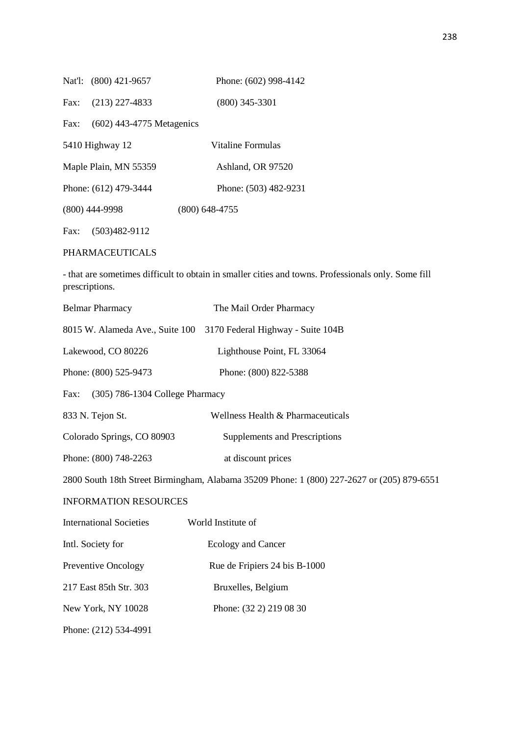Nat'l: (800) 421-9657 Phone: (602) 998-4142

Fax: (213) 227-4833 (800) 345-3301

Fax: (602) 443-4775 Metagenics

5410 Highway 12 Vitaline Formulas

Maple Plain, MN 55359 Ashland, OR 97520

Phone: (612) 479-3444 Phone: (503) 482-9231

(800) 444-9998 (800) 648-4755

Fax: (503)482-9112

PHARMACEUTICALS

- that are sometimes difficult to obtain in smaller cities and towns. Professionals only. Some fill prescriptions.

Belmar Pharmacy The Mail Order Pharmacy

8015 W. Alameda Ave., Suite 100 3170 Federal Highway - Suite 104B

Lakewood, CO 80226 Lighthouse Point, FL 33064

Phone: (800) 525-9473 Phone: (800) 822-5388

Fax: (305) 786-1304 College Pharmacy

833 N. Tejon St. Wellness Health & Pharmaceuticals

Colorado Springs, CO 80903 Supplements and Prescriptions

Phone: (800) 748-2263 at discount prices

2800 South 18th Street Birmingham, Alabama 35209 Phone: 1 (800) 227-2627 or (205) 879-6551

INFORMATION RESOURCES

International Societies World Institute of

Intl. Society for Ecology and Cancer

Preventive Oncology Rue de Fripiers 24 bis B-1000

217 East 85th Str. 303 Bruxelles, Belgium

New York, NY 10028 Phone: (32 2) 219 08 30

Phone: (212) 534-4991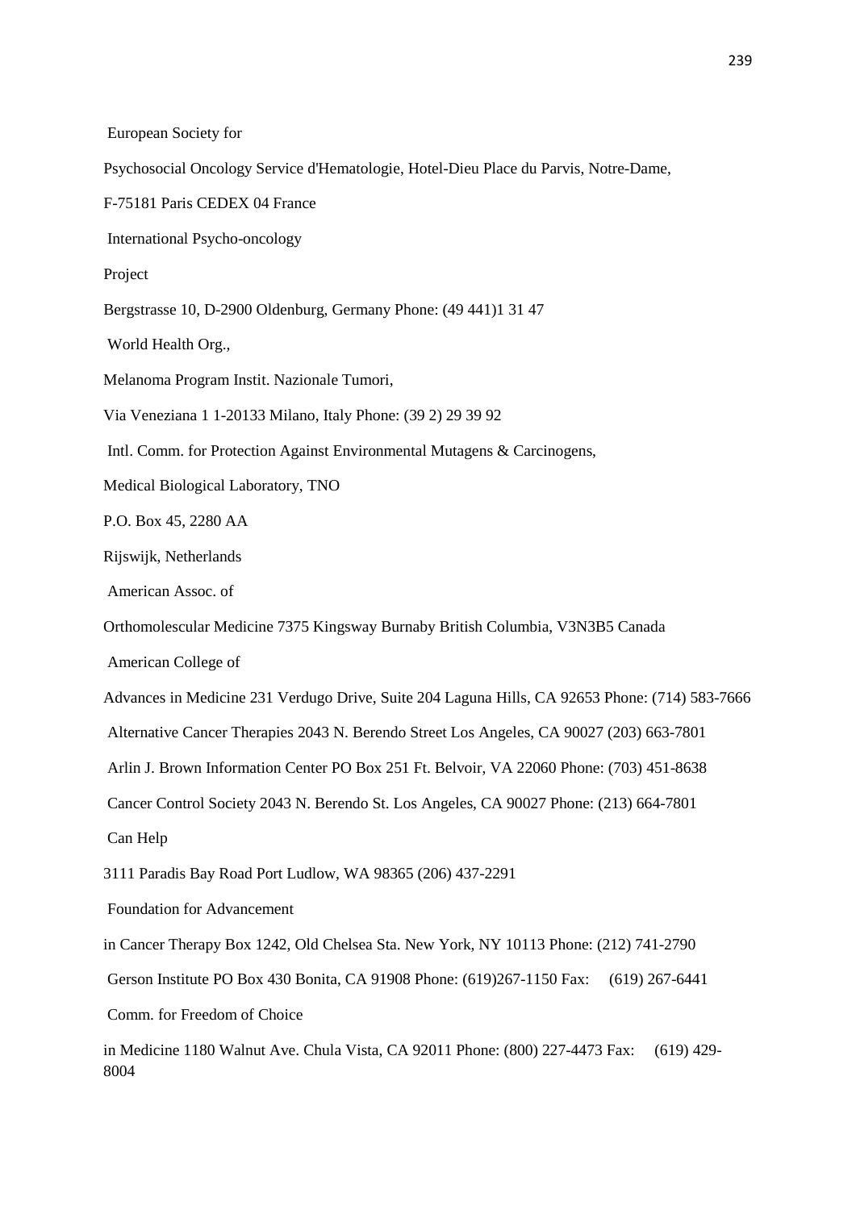European Society for

Psychosocial Oncology Service d'Hematologie, Hotel-Dieu Place du Parvis, Notre-Dame,

F-75181 Paris CEDEX 04 France

International Psycho-oncology

Project

Bergstrasse 10, D-2900 Oldenburg, Germany Phone: (49 441)1 31 47

World Health Org.,

Melanoma Program Instit. Nazionale Tumori,

Via Veneziana 1 1-20133 Milano, Italy Phone: (39 2) 29 39 92

Intl. Comm. for Protection Against Environmental Mutagens & Carcinogens,

Medical Biological Laboratory, TNO

P.O. Box 45, 2280 AA

Rijswijk, Netherlands

American Assoc. of

Orthomolescular Medicine 7375 Kingsway Burnaby British Columbia, V3N3B5 Canada

American College of

Advances in Medicine 231 Verdugo Drive, Suite 204 Laguna Hills, CA 92653 Phone: (714) 583-7666

Alternative Cancer Therapies 2043 N. Berendo Street Los Angeles, CA 90027 (203) 663-7801

Arlin J. Brown Information Center PO Box 251 Ft. Belvoir, VA 22060 Phone: (703) 451-8638

Cancer Control Society 2043 N. Berendo St. Los Angeles, CA 90027 Phone: (213) 664-7801

Can Help

3111 Paradis Bay Road Port Ludlow, WA 98365 (206) 437-2291

Foundation for Advancement

in Cancer Therapy Box 1242, Old Chelsea Sta. New York, NY 10113 Phone: (212) 741-2790

Gerson Institute PO Box 430 Bonita, CA 91908 Phone: (619)267-1150 Fax: (619) 267-6441

Comm. for Freedom of Choice

in Medicine 1180 Walnut Ave. Chula Vista, CA 92011 Phone: (800) 227-4473 Fax: (619) 429-8004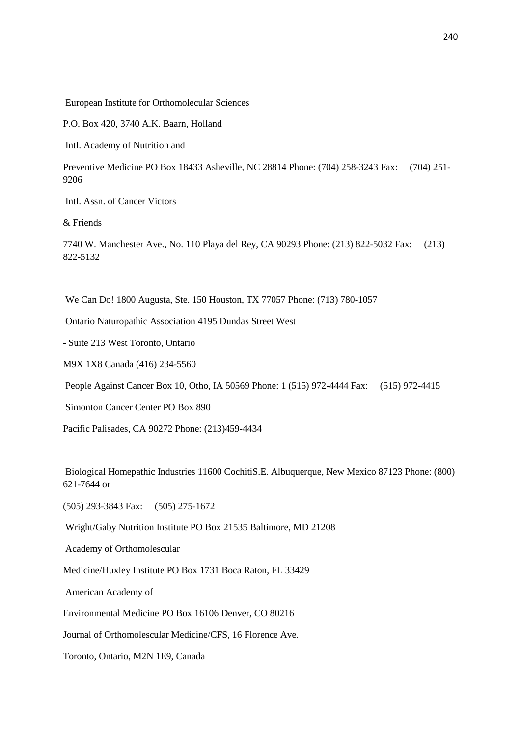European Institute for Orthomolecular Sciences

P.O. Box 420, 3740 A.K. Baarn, Holland

Intl. Academy of Nutrition and

Preventive Medicine PO Box 18433 Asheville, NC 28814 Phone: (704) 258-3243 Fax: (704) 251-9206

Intl. Assn. of Cancer Victors

& Friends

7740 W. Manchester Ave., No. 110 Playa del Rey, CA 90293 Phone: (213) 822-5032 Fax: (213) 822-5132

We Can Do! 1800 Augusta, Ste. 150 Houston, TX 77057 Phone: (713) 780-1057

Ontario Naturopathic Association 4195 Dundas Street West

- Suite 213 West Toronto, Ontario

M9X 1X8 Canada (416) 234-5560

People Against Cancer Box 10, Otho, IA 50569 Phone: 1 (515) 972-4444 Fax: (515) 972-4415

Simonton Cancer Center PO Box 890

Pacific Palisades, CA 90272 Phone: (213)459-4434

Biological Homepathic Industries 11600 CochitiS.E. Albuquerque, New Mexico 87123 Phone: (800) 621-7644 or

(505) 293-3843 Fax: (505) 275-1672

Wright/Gaby Nutrition Institute PO Box 21535 Baltimore, MD 21208

Academy of Orthomolescular

Medicine/Huxley Institute PO Box 1731 Boca Raton, FL 33429

American Academy of

Environmental Medicine PO Box 16106 Denver, CO 80216

Journal of Orthomolescular Medicine/CFS, 16 Florence Ave.

Toronto, Ontario, M2N 1E9, Canada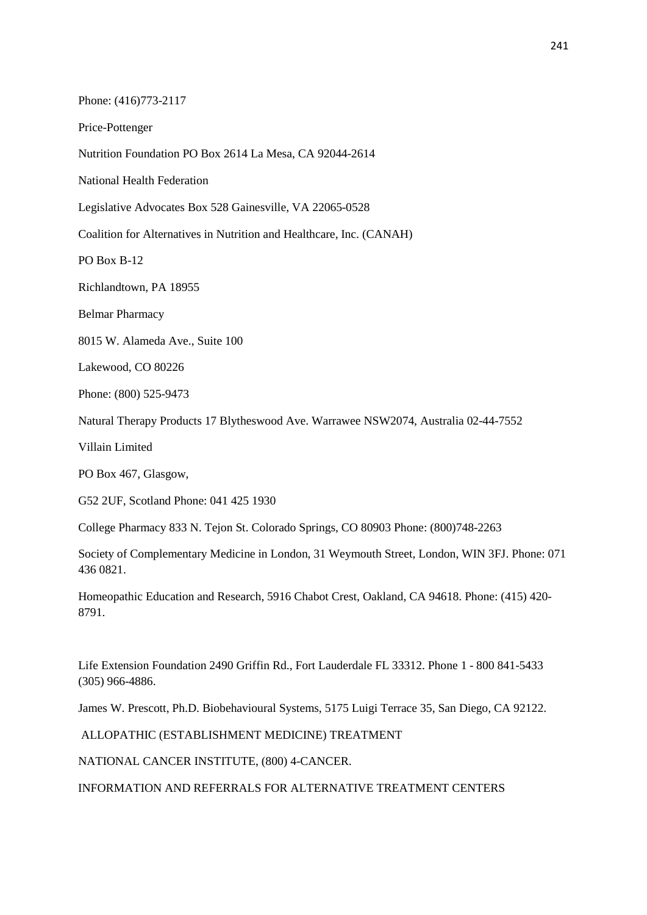Phone: (416)773-2117

Price-Pottenger

Nutrition Foundation PO Box 2614 La Mesa, CA 92044-2614

National Health Federation

Legislative Advocates Box 528 Gainesville, VA 22065-0528

Coalition for Alternatives in Nutrition and Healthcare, Inc. (CANAH)

PO Box B-12

Richlandtown, PA 18955

Belmar Pharmacy

8015 W. Alameda Ave., Suite 100

Lakewood, CO 80226

Phone: (800) 525-9473

Natural Therapy Products 17 Blytheswood Ave. Warrawee NSW2074, Australia 02-44-7552

Villain Limited

PO Box 467, Glasgow,

G52 2UF, Scotland Phone: 041 425 1930

College Pharmacy 833 N. Tejon St. Colorado Springs, CO 80903 Phone: (800)748-2263

Society of Complementary Medicine in London, 31 Weymouth Street, London, WIN 3FJ. Phone: 071 436 0821.

Homeopathic Education and Research, 5916 Chabot Crest, Oakland, CA 94618. Phone: (415) 420-8791.

Life Extension Foundation 2490 Griffin Rd., Fort Lauderdale FL 33312. Phone 1 - 800 841-5433 (305) 966-4886.

James W. Prescott, Ph.D. Biobehavioural Systems, 5175 Luigi Terrace 35, San Diego, CA 92122.

ALLOPATHIC (ESTABLISHMENT MEDICINE) TREATMENT

NATIONAL CANCER INSTITUTE, (800) 4-CANCER.

INFORMATION AND REFERRALS FOR ALTERNATIVE TREATMENT CENTERS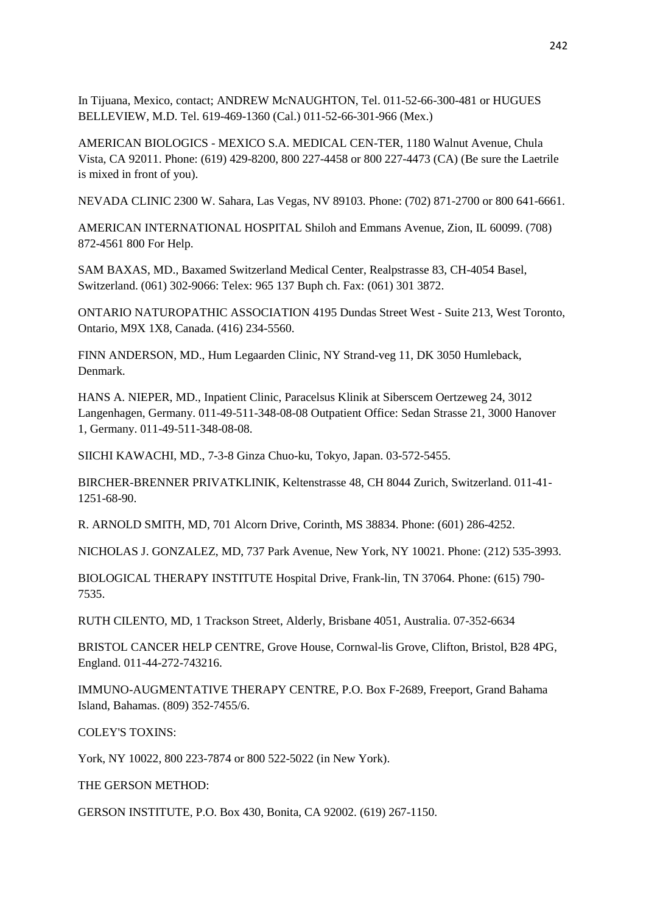In Tijuana, Mexico, contact; ANDREW McNAUGHTON, Tel. 011-52-66-300-481 or HUGUES BELLEVIEW, M.D. Tel. 619-469-1360 (Cal.) 011-52-66-301-966 (Mex.)

AMERICAN BIOLOGICS - MEXICO S.A. MEDICAL CEN-TER, 1180 Walnut Avenue, Chula Vista, CA 92011. Phone: (619) 429-8200, 800 227-4458 or 800 227-4473 (CA) (Be sure the Laetrile is mixed in front of you).

NEVADA CLINIC 2300 W. Sahara, Las Vegas, NV 89103. Phone: (702) 871-2700 or 800 641-6661.

AMERICAN INTERNATIONAL HOSPITAL Shiloh and Emmans Avenue, Zion, IL 60099. (708) 872-4561 800 For Help.

SAM BAXAS, MD., Baxamed Switzerland Medical Center, Realpstrasse 83, CH-4054 Basel, Switzerland. (061) 302-9066: Telex: 965 137 Buph ch. Fax: (061) 301 3872.

ONTARIO NATUROPATHIC ASSOCIATION 4195 Dundas Street West - Suite 213, West Toronto, Ontario, M9X 1X8, Canada. (416) 234-5560.

FINN ANDERSON, MD., Hum Legaarden Clinic, NY Strand-veg 11, DK 3050 Humleback, Denmark.

HANS A. NIEPER, MD., Inpatient Clinic, Paracelsus Klinik at Siberscem Oertzeweg 24, 3012 Langenhagen, Germany. 011-49-511-348-08-08 Outpatient Office: Sedan Strasse 21, 3000 Hanover 1, Germany. 011-49-511-348-08-08.

SIICHI KAWACHI, MD., 7-3-8 Ginza Chuo-ku, Tokyo, Japan. 03-572-5455.

BIRCHER-BRENNER PRIVATKLINIK, Keltenstrasse 48, CH 8044 Zurich, Switzerland. 011-41-1251-68-90.

R. ARNOLD SMITH, MD, 701 Alcorn Drive, Corinth, MS 38834. Phone: (601) 286-4252.

NICHOLAS J. GONZALEZ, MD, 737 Park Avenue, New York, NY 10021. Phone: (212) 535-3993.

BIOLOGICAL THERAPY INSTITUTE Hospital Drive, Frank-lin, TN 37064. Phone: (615) 790-7535.

RUTH CILENTO, MD, 1 Trackson Street, Alderly, Brisbane 4051, Australia. 07-352-6634

BRISTOL CANCER HELP CENTRE, Grove House, Cornwal-lis Grove, Clifton, Bristol, B28 4PG, England. 011-44-272-743216.

IMMUNO-AUGMENTATIVE THERAPY CENTRE, P.O. Box F-2689, Freeport, Grand Bahama Island, Bahamas. (809) 352-7455/6.

COLEY'S TOXINS:

York, NY 10022, 800 223-7874 or 800 522-5022 (in New York).

THE GERSON METHOD:

GERSON INSTITUTE, P.O. Box 430, Bonita, CA 92002. (619) 267-1150.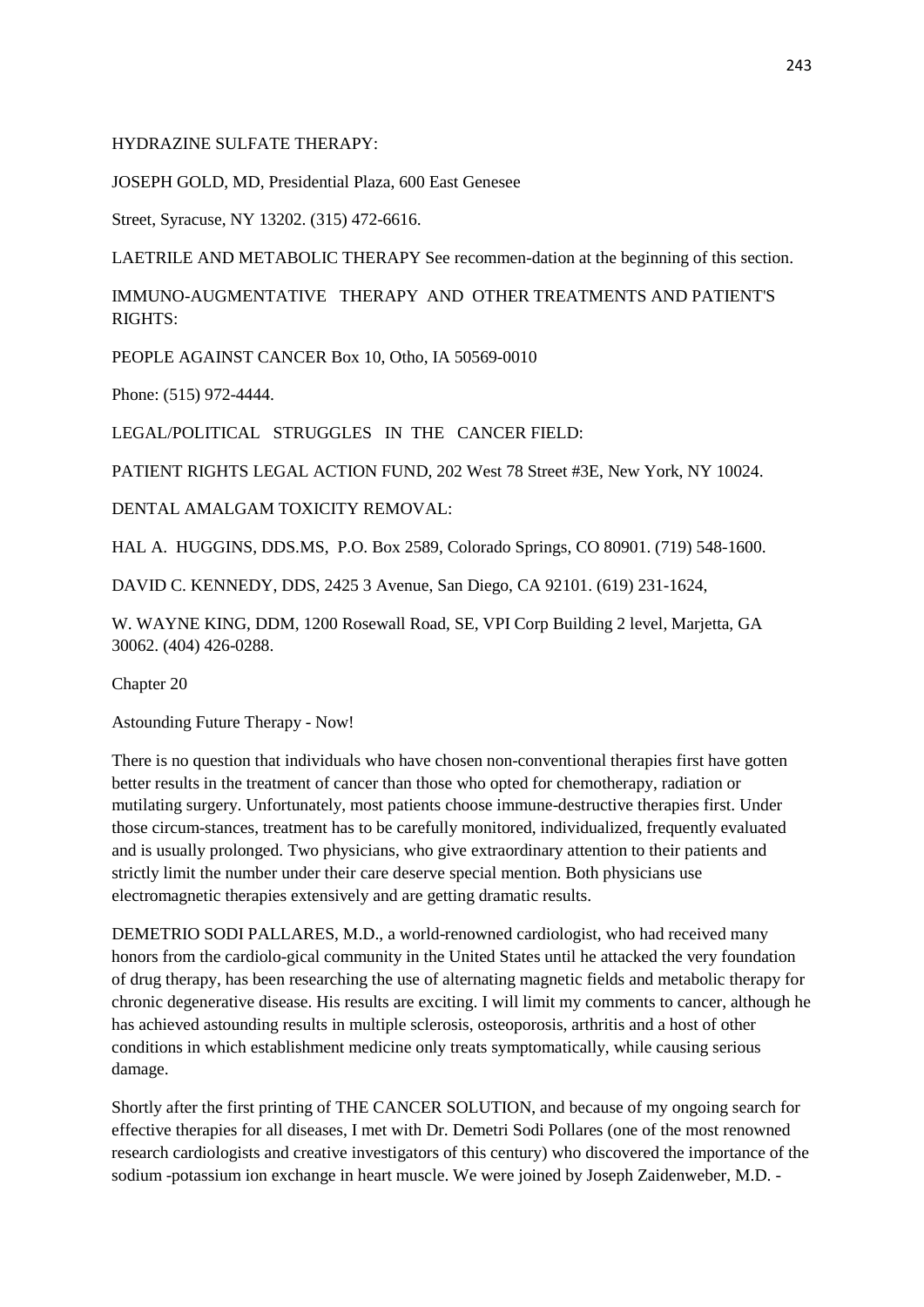HYDRAZINE SULFATE THERAPY:

JOSEPH GOLD, MD, Presidential Plaza, 600 East Genesee

Street, Syracuse, NY 13202. (315) 472-6616.

LAETRILE AND METABOLIC THERAPY See recommen-dation at the beginning of this section.

IMMUNO-AUGMENTATIVE THERAPY AND OTHER TREATMENTS AND PATIENT'S RIGHTS:

PEOPLE AGAINST CANCER Box 10, Otho, IA 50569-0010

Phone: (515) 972-4444.

LEGAL/POLITICAL STRUGGLES IN THE CANCER FIELD:

PATIENT RIGHTS LEGAL ACTION FUND, 202 West 78 Street #3E, New York, NY 10024.

DENTAL AMALGAM TOXICITY REMOVAL:

HAL A. HUGGINS, DDS.MS, P.O. Box 2589, Colorado Springs, CO 80901. (719) 548-1600.

DAVID C. KENNEDY, DDS, 2425 3 Avenue, San Diego, CA 92101. (619) 231-1624,

W. WAYNE KING, DDM, 1200 Rosewall Road, SE, VPI Corp Building 2 level, Marjetta, GA 30062. (404) 426-0288.

# Chapter 20

## Astounding Future Therapy - Now!

There is no question that individuals who have chosen non-conventional therapies first have gotten better results in the treatment of cancer than those who opted for chemotherapy, radiation or mutilating surgery. Unfortunately, most patients choose immune-destructive therapies first. Under those circum-stances, treatment has to be carefully monitored, individualized, frequently evaluated and is usually prolonged. Two physicians, who give extraordinary attention to their patients and strictly limit the number under their care deserve special mention. Both physicians use electromagnetic therapies extensively and are getting dramatic results.

DEMETRIO SODI PALLARES, M.D., a world-renowned cardiologist, who had received many honors from the cardiolo-gical community in the United States until he attacked the very foundation of drug therapy, has been researching the use of alternating magnetic fields and metabolic therapy for chronic degenerative disease. His results are exciting. I will limit my comments to cancer, although he has achieved astounding results in multiple sclerosis, osteoporosis, arthritis and a host of other conditions in which establishment medicine only treats symptomatically, while causing serious damage.

Shortly after the first printing of THE CANCER SOLUTION, and because of my ongoing search for effective therapies for all diseases, I met with Dr. Demetri Sodi Pollares (one of the most renowned research cardiologists and creative investigators of this century) who discovered the importance of the sodium -potassium ion exchange in heart muscle. We were joined by Joseph Zaidenweber, M.D. -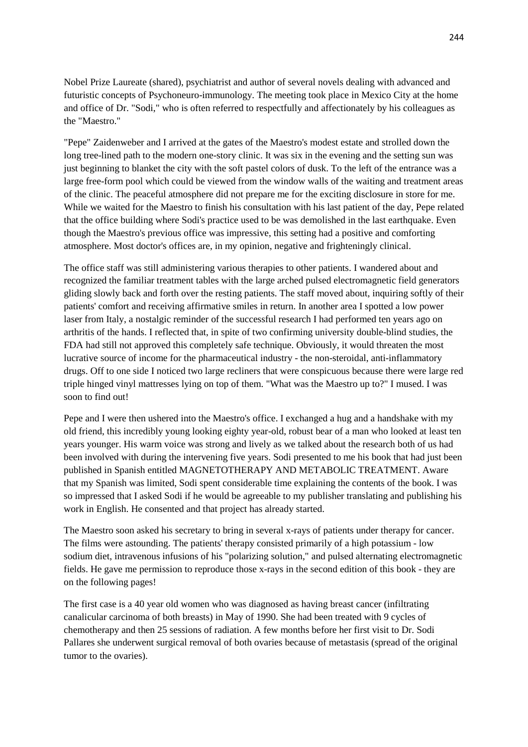Nobel Prize Laureate (shared), psychiatrist and author of several novels dealing with advanced and futuristic concepts of Psychoneuro-immunology. The meeting took place in Mexico City at the home and office of Dr. "Sodi," who is often referred to respectfully and affectionately by his colleagues as the "Maestro."

"Pepe" Zaidenweber and I arrived at the gates of the Maestro's modest estate and strolled down the long tree-lined path to the modern one-story clinic. It was six in the evening and the setting sun was just beginning to blanket the city with the soft pastel colors of dusk. To the left of the entrance was a large free-form pool which could be viewed from the window walls of the waiting and treatment areas of the clinic. The peaceful atmosphere did not prepare me for the exciting disclosure in store for me. While we waited for the Maestro to finish his consultation with his last patient of the day, Pepe related that the office building where Sodi's practice used to be was demolished in the last earthquake. Even though the Maestro's previous office was impressive, this setting had a positive and comforting atmosphere. Most doctor's offices are, in my opinion, negative and frighteningly clinical.

The office staff was still administering various therapies to other patients. I wandered about and recognized the familiar treatment tables with the large arched pulsed electromagnetic field generators gliding slowly back and forth over the resting patients. The staff moved about, inquiring softly of their patients' comfort and receiving affirmative smiles in return. In another area I spotted a low power laser from Italy, a nostalgic reminder of the successful research I had performed ten years ago on arthritis of the hands. I reflected that, in spite of two confirming university double-blind studies, the FDA had still not approved this completely safe technique. Obviously, it would threaten the most lucrative source of income for the pharmaceutical industry - the non-steroidal, anti-inflammatory drugs. Off to one side I noticed two large recliners that were conspicuous because there were large red triple hinged vinyl mattresses lying on top of them. "What was the Maestro up to?" I mused. I was soon to find out!

Pepe and I were then ushered into the Maestro's office. I exchanged a hug and a handshake with my old friend, this incredibly young looking eighty year-old, robust bear of a man who looked at least ten years younger. His warm voice was strong and lively as we talked about the research both of us had been involved with during the intervening five years. Sodi presented to me his book that had just been published in Spanish entitled MAGNETOTHERAPY AND METABOLIC TREATMENT. Aware that my Spanish was limited, Sodi spent considerable time explaining the contents of the book. I was so impressed that I asked Sodi if he would be agreeable to my publisher translating and publishing his work in English. He consented and that project has already started.

The Maestro soon asked his secretary to bring in several x-rays of patients under therapy for cancer. The films were astounding. The patients' therapy consisted primarily of a high potassium - low sodium diet, intravenous infusions of his "polarizing solution," and pulsed alternating electromagnetic fields. He gave me permission to reproduce those x-rays in the second edition of this book - they are on the following pages!

The first case is a 40 year old women who was diagnosed as having breast cancer (infiltrating canalicular carcinoma of both breasts) in May of 1990. She had been treated with 9 cycles of chemotherapy and then 25 sessions of radiation. A few months before her first visit to Dr. Sodi Pallares she underwent surgical removal of both ovaries because of metastasis (spread of the original tumor to the ovaries).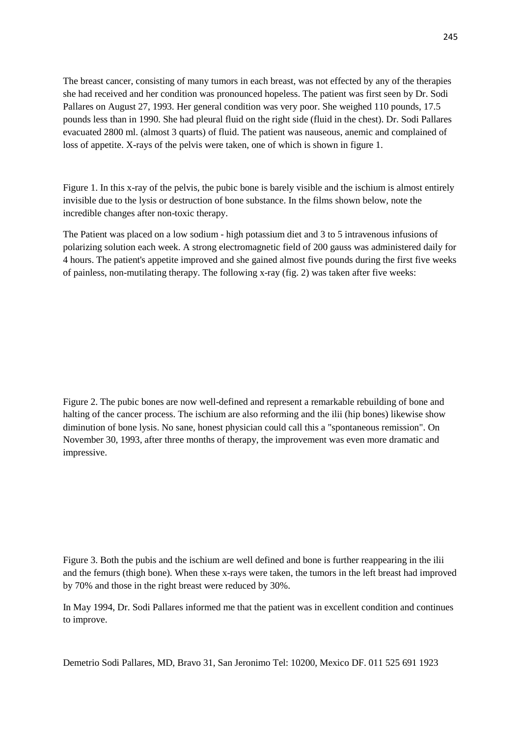The breast cancer, consisting of many tumors in each breast, was not effected by any of the therapies she had received and her condition was pronounced hopeless. The patient was first seen by Dr. Sodi Pallares on August 27, 1993. Her general condition was very poor. She weighed 110 pounds, 17.5 pounds less than in 1990. She had pleural fluid on the right side (fluid in the chest). Dr. Sodi Pallares evacuated 2800 ml. (almost 3 quarts) of fluid. The patient was nauseous, anemic and complained of loss of appetite. X-rays of the pelvis were taken, one of which is shown in figure 1.

Figure 1. In this x-ray of the pelvis, the pubic bone is barely visible and the ischium is almost entirely invisible due to the lysis or destruction of bone substance. In the films shown below, note the incredible changes after non-toxic therapy.

The Patient was placed on a low sodium - high potassium diet and 3 to 5 intravenous infusions of polarizing solution each week. A strong electromagnetic field of 200 gauss was administered daily for 4 hours. The patient's appetite improved and she gained almost five pounds during the first five weeks of painless, non-mutilating therapy. The following x-ray (fig. 2) was taken after five weeks:

Figure 2. The pubic bones are now well-defined and represent a remarkable rebuilding of bone and halting of the cancer process. The ischium are also reforming and the ilii (hip bones) likewise show diminution of bone lysis. No sane, honest physician could call this a "spontaneous remission". On November 30, 1993, after three months of therapy, the improvement was even more dramatic and impressive.

Figure 3. Both the pubis and the ischium are well defined and bone is further reappearing in the ilii and the femurs (thigh bone). When these x-rays were taken, the tumors in the left breast had improved by 70% and those in the right breast were reduced by 30%.

In May 1994, Dr. Sodi Pallares informed me that the patient was in excellent condition and continues to improve.

Demetrio Sodi Pallares, MD, Bravo 31, San Jeronimo Tel: 10200, Mexico DF. 011 525 691 1923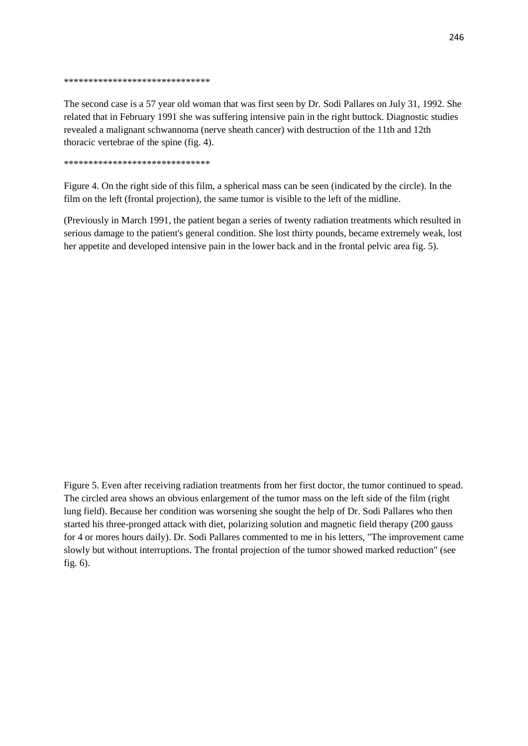******************************

The second case is a 57 year old woman that was first seen by Dr. Sodi Pallares on July 31, 1992. She related that in February 1991 she was suffering intensive pain in the right buttock. Diagnostic studies revealed a malignant schwannoma (nerve sheath cancer) with destruction of the 11th and 12th thoracic vertebrae of the spine (fig. 4).

******************************

Figure 4. On the right side of this film, a spherical mass can be seen (indicated by the circle). In the film on the left (frontal projection), the same tumor is visible to the left of the midline.

(Previously in March 1991, the patient began a series of twenty radiation treatments which resulted in serious damage to the patient's general condition. She lost thirty pounds, became extremely weak, lost her appetite and developed intensive pain in the lower back and in the frontal pelvic area fig. 5).

Figure 5. Even after receiving radiation treatments from her first doctor, the tumor continued to spead. The circled area shows an obvious enlargement of the tumor mass on the left side of the film (right lung field). Because her condition was worsening she sought the help of Dr. Sodi Pallares who then started his three-pronged attack with diet, polarizing solution and magnetic field therapy (200 gauss for 4 or mores hours daily). Dr. Sodi Pallares commented to me in his letters, "The improvement came slowly but without interruptions. The frontal projection of the tumor showed marked reduction" (see fig. 6).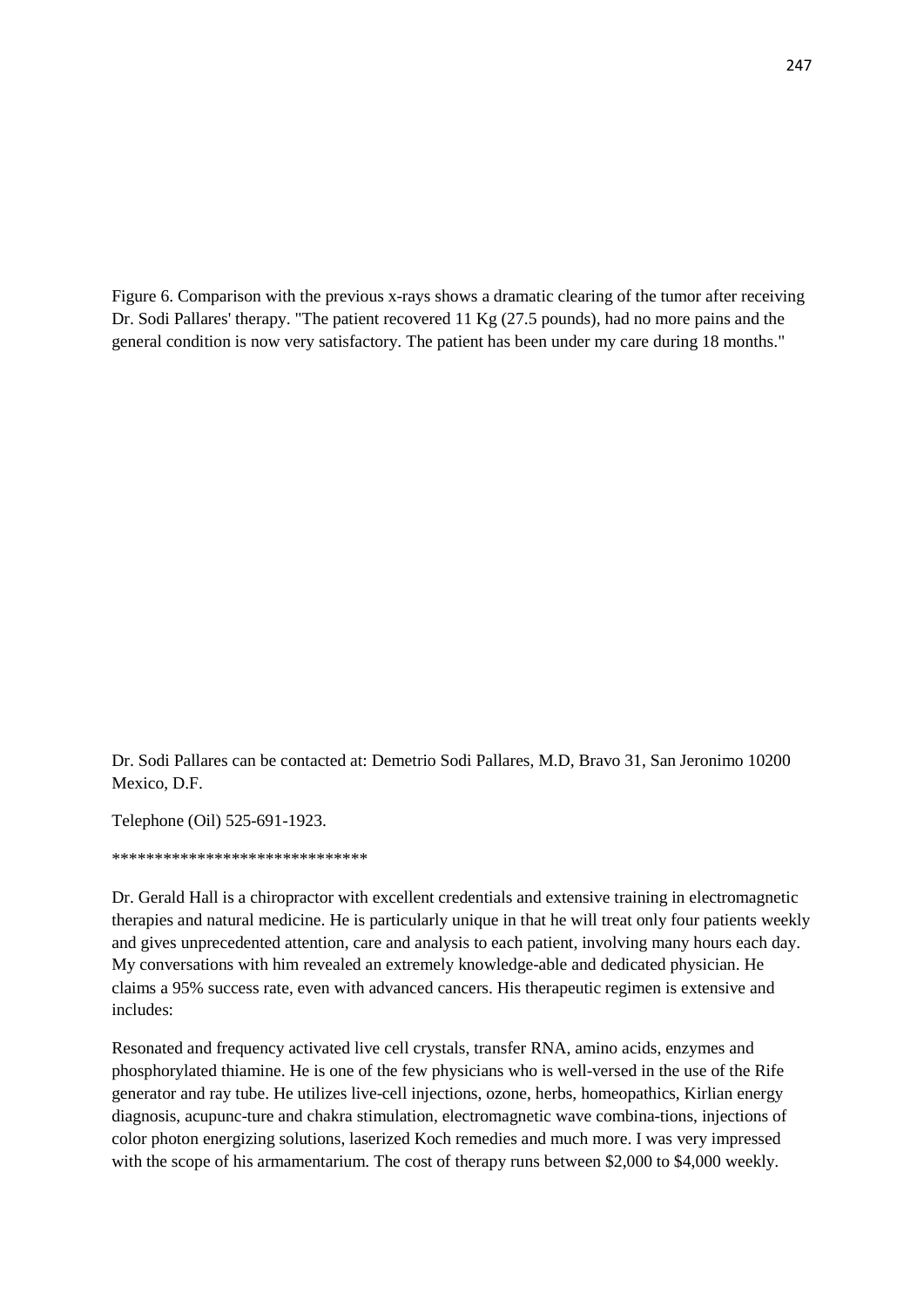Figure 6. Comparison with the previous x-rays shows a dramatic clearing of the tumor after receiving Dr. Sodi Pallares' therapy. "The patient recovered 11 Kg (27.5 pounds), had no more pains and the general condition is now very satisfactory. The patient has been under my care during 18 months."

Dr. Sodi Pallares can be contacted at: Demetrio Sodi Pallares, M.D, Bravo 31, San Jeronimo 10200 Mexico, D.F.

Telephone (Oil) 525-691-1923.

******************************

Dr. Gerald Hall is a chiropractor with excellent credentials and extensive training in electromagnetic therapies and natural medicine. He is particularly unique in that he will treat only four patients weekly and gives unprecedented attention, care and analysis to each patient, involving many hours each day. My conversations with him revealed an extremely knowledge-able and dedicated physician. He claims a 95% success rate, even with advanced cancers. His therapeutic regimen is extensive and includes:

Resonated and frequency activated live cell crystals, transfer RNA, amino acids, enzymes and phosphorylated thiamine. He is one of the few physicians who is well-versed in the use of the Rife generator and ray tube. He utilizes live-cell injections, ozone, herbs, homeopathics, Kirlian energy diagnosis, acupunc-ture and chakra stimulation, electromagnetic wave combina-tions, injections of color photon energizing solutions, laserized Koch remedies and much more. I was very impressed with the scope of his armamentarium. The cost of therapy runs between $2,000 to $4,000 weekly.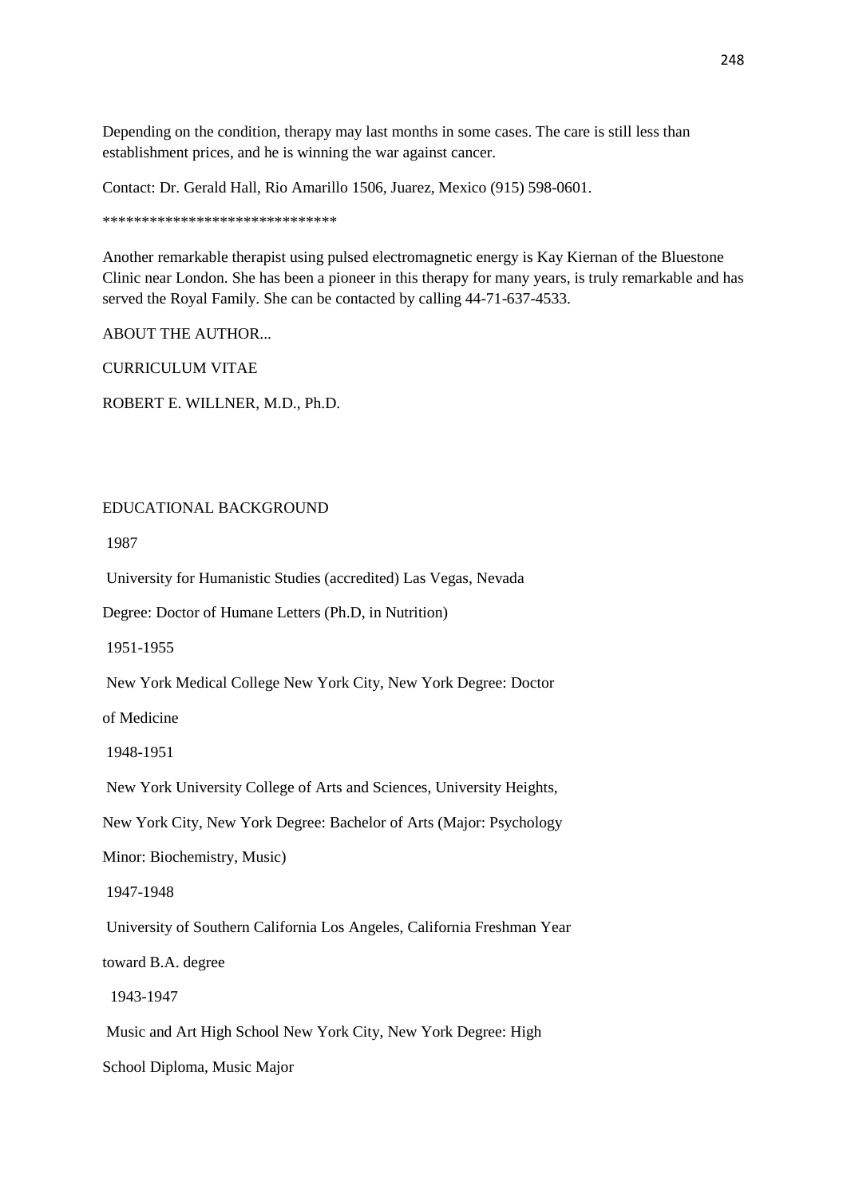Depending on the condition, therapy may last months in some cases. The care is still less than establishment prices, and he is winning the war against cancer.

Contact: Dr. Gerald Hall, Rio Amarillo 1506, Juarez, Mexico (915) 598-0601.

******************************

Another remarkable therapist using pulsed electromagnetic energy is Kay Kiernan of the Bluestone Clinic near London. She has been a pioneer in this therapy for many years, is truly remarkable and has served the Royal Family. She can be contacted by calling 44-71-637-4533.

ABOUT THE AUTHOR...

CURRICULUM VITAE

ROBERT E. WILLNER, M.D., Ph.D.

EDUCATIONAL BACKGROUND

1987

University for Humanistic Studies (accredited) Las Vegas, Nevada

Degree: Doctor of Humane Letters (Ph.D, in Nutrition)

1951-1955

New York Medical College New York City, New York Degree: Doctor of Medicine

1948-1951

New York University College of Arts and Sciences, University Heights, New York City, New York Degree: Bachelor of Arts (Major: Psychology Minor: Biochemistry, Music)

1947-1948

University of Southern California Los Angeles, California Freshman Year toward B.A. degree

1943-1947

Music and Art High School New York City, New York Degree: High School Diploma, Music Major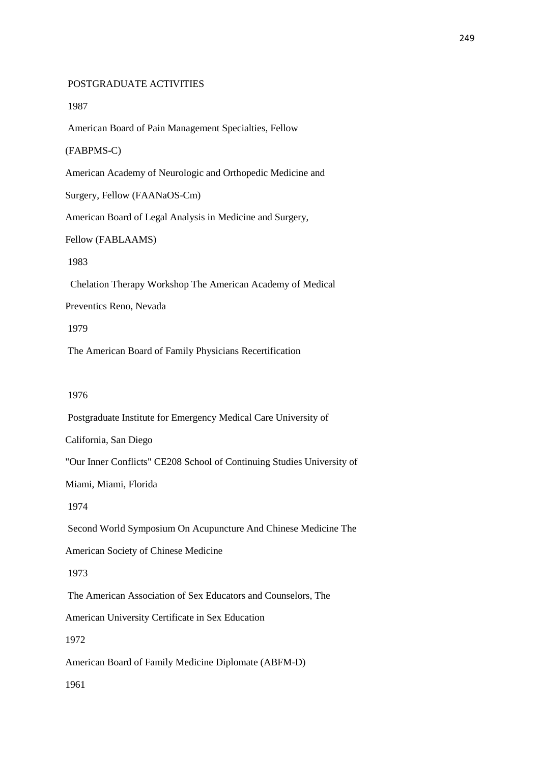POSTGRADUATE ACTIVITIES

1987

American Board of Pain Management Specialties, Fellow (FABPMS-C)

American Academy of Neurologic and Orthopedic Medicine and Surgery, Fellow (FAANaOS-Cm)

American Board of Legal Analysis in Medicine and Surgery, Fellow (FABLAAMS)

1983

Chelation Therapy Workshop The American Academy of Medical Preventics Reno, Nevada

1979

The American Board of Family Physicians Recertification

1976

Postgraduate Institute for Emergency Medical Care University of California, San Diego

"Our Inner Conflicts" CE208 School of Continuing Studies University of Miami, Miami, Florida

1974

Second World Symposium On Acupuncture And Chinese Medicine The American Society of Chinese Medicine

1973

The American Association of Sex Educators and Counselors, The American University Certificate in Sex Education

1972

American Board of Family Medicine Diplomate (ABFM-D)

1961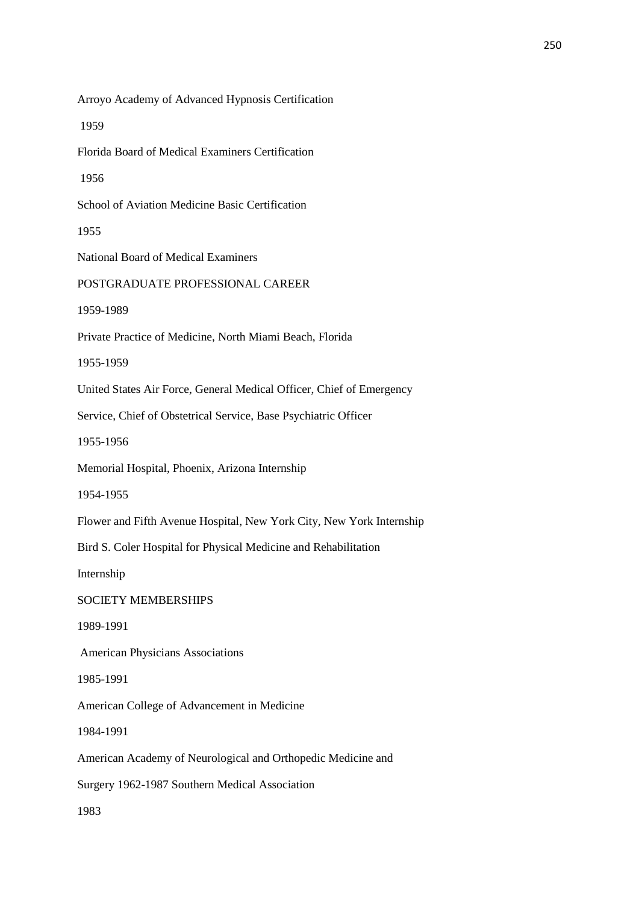Arroyo Academy of Advanced Hypnosis Certification

1959

Florida Board of Medical Examiners Certification

1956

School of Aviation Medicine Basic Certification

1955

National Board of Medical Examiners

POSTGRADUATE PROFESSIONAL CAREER

1959-1989

Private Practice of Medicine, North Miami Beach, Florida

1955-1959

United States Air Force, General Medical Officer, Chief of Emergency

Service, Chief of Obstetrical Service, Base Psychiatric Officer

1955-1956

Memorial Hospital, Phoenix, Arizona Internship

1954-1955

Flower and Fifth Avenue Hospital, New York City, New York Internship

Bird S. Coler Hospital for Physical Medicine and Rehabilitation

Internship

SOCIETY MEMBERSHIPS

1989-1991

American Physicians Associations

1985-1991

American College of Advancement in Medicine

1984-1991

American Academy of Neurological and Orthopedic Medicine and

Surgery 1962-1987 Southern Medical Association

1983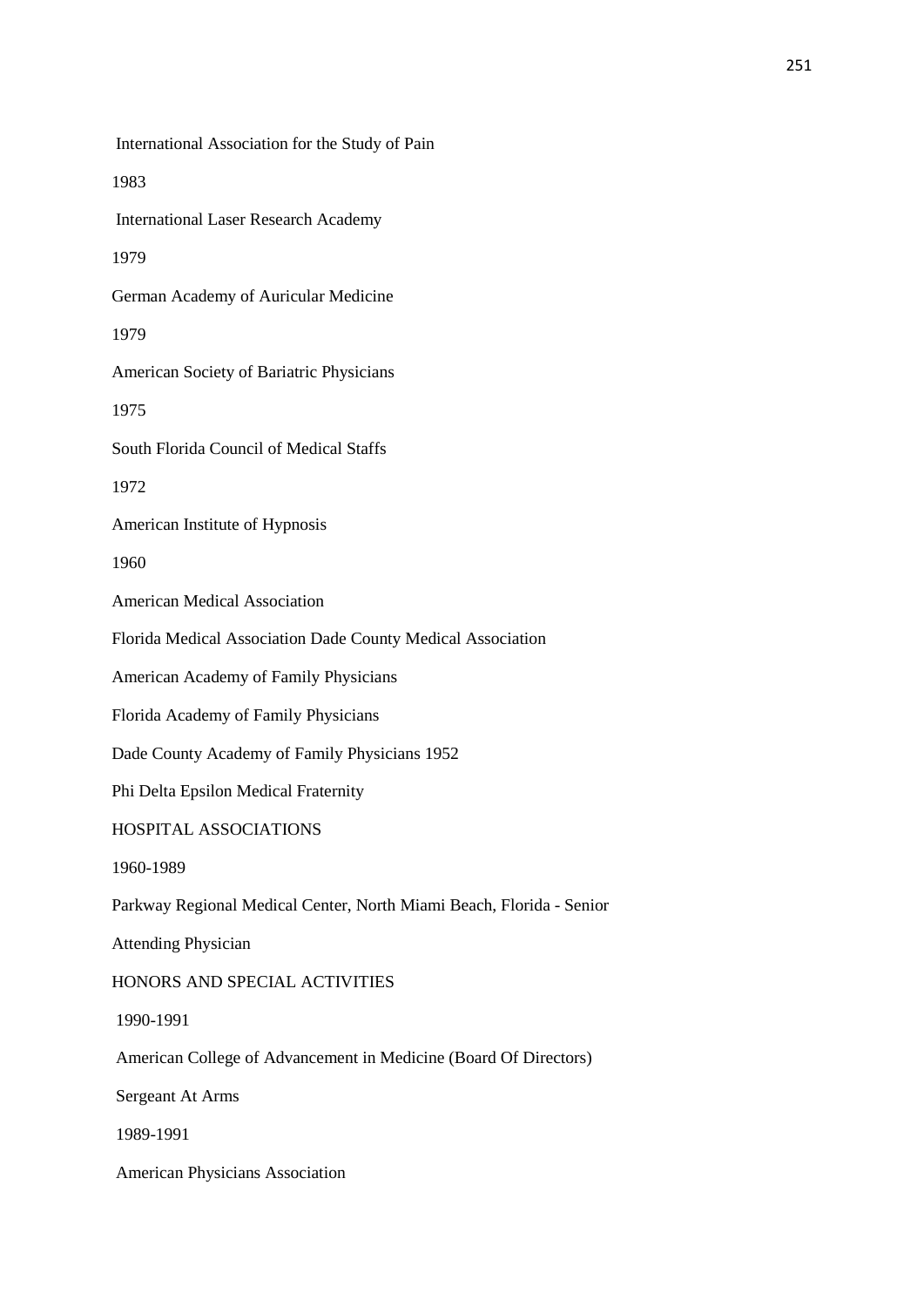International Association for the Study of Pain

1983

International Laser Research Academy

1979

German Academy of Auricular Medicine

1979

American Society of Bariatric Physicians

1975

South Florida Council of Medical Staffs

1972

American Institute of Hypnosis

1960

American Medical Association

Florida Medical Association Dade County Medical Association

American Academy of Family Physicians

Florida Academy of Family Physicians

Dade County Academy of Family Physicians 1952

Phi Delta Epsilon Medical Fraternity

HOSPITAL ASSOCIATIONS

1960-1989

Parkway Regional Medical Center, North Miami Beach, Florida - Senior

Attending Physician

HONORS AND SPECIAL ACTIVITIES

1990-1991

American College of Advancement in Medicine (Board Of Directors)

Sergeant At Arms

1989-1991

American Physicians Association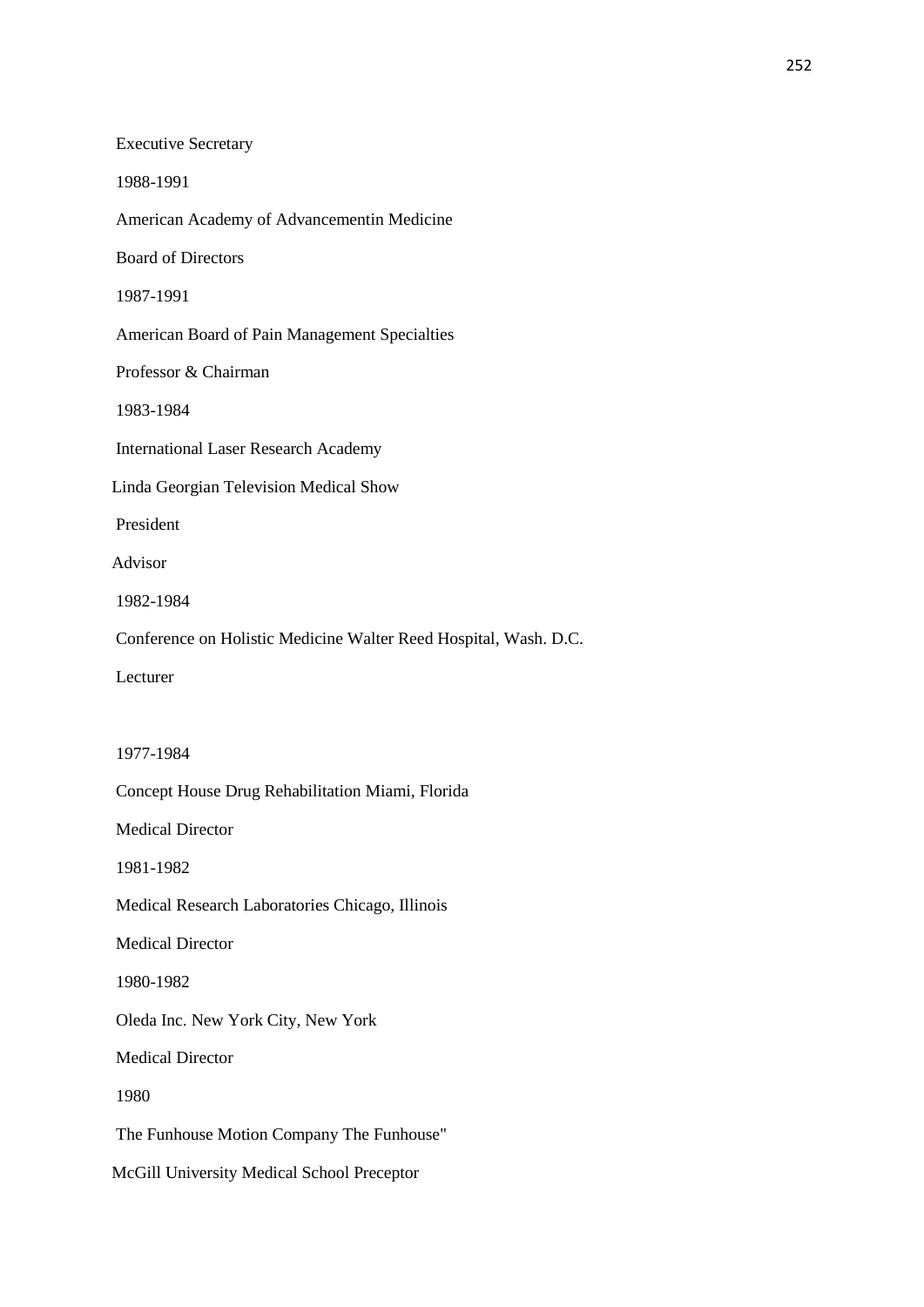Executive Secretary

1988-1991

American Academy of Advancementin Medicine

Board of Directors

1987-1991

American Board of Pain Management Specialties

Professor & Chairman

1983-1984

International Laser Research Academy

Linda Georgian Television Medical Show

President

Advisor

1982-1984

Conference on Holistic Medicine Walter Reed Hospital, Wash. D.C.

Lecturer

1977-1984

Concept House Drug Rehabilitation Miami, Florida

Medical Director

1981-1982

Medical Research Laboratories Chicago, Illinois

Medical Director

1980-1982

Oleda Inc. New York City, New York

Medical Director

1980

The Funhouse Motion Company The Funhouse"

McGill University Medical School Preceptor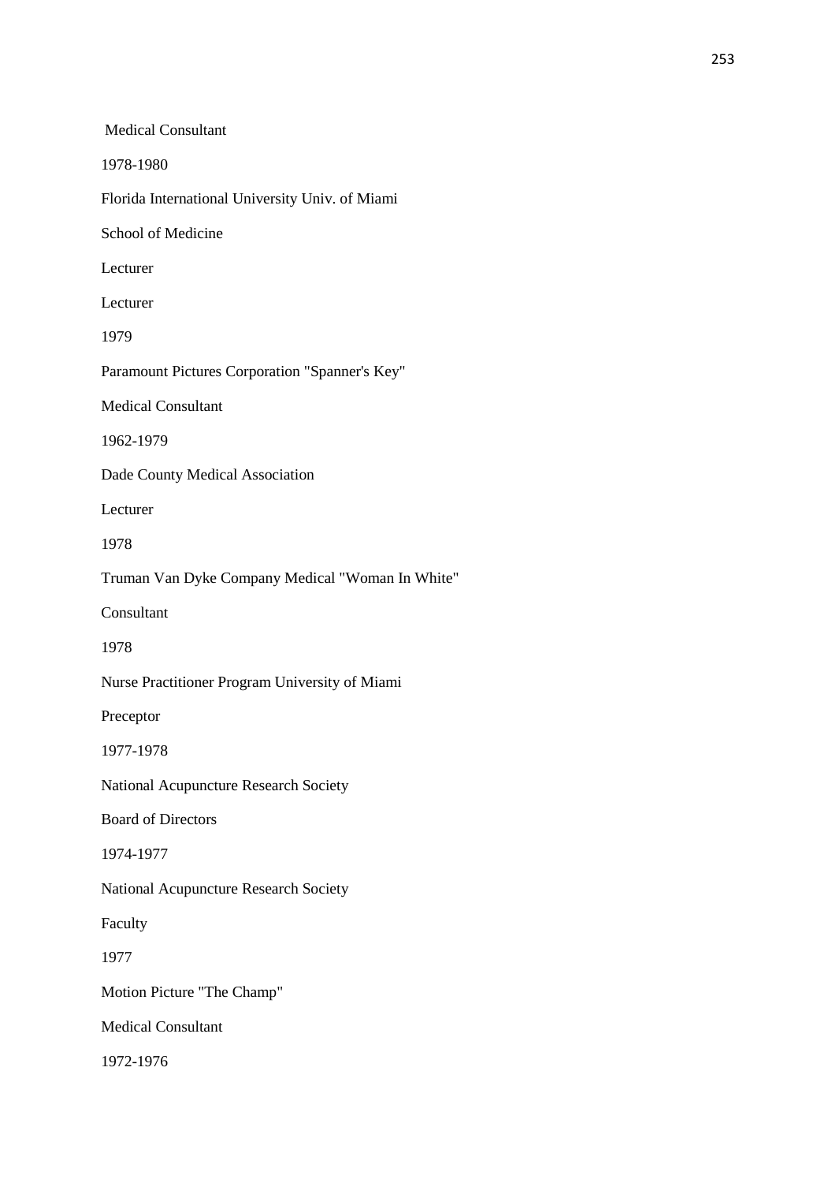Medical Consultant

1978-1980

Florida International University Univ. of Miami

School of Medicine

Lecturer

Lecturer

1979

Paramount Pictures Corporation "Spanner's Key"

Medical Consultant

1962-1979

Dade County Medical Association

Lecturer

1978

Truman Van Dyke Company Medical "Woman In White"

Consultant

1978

Nurse Practitioner Program University of Miami

Preceptor

1977-1978

National Acupuncture Research Society

Board of Directors

1974-1977

National Acupuncture Research Society

Faculty

1977

Motion Picture "The Champ"

Medical Consultant

1972-1976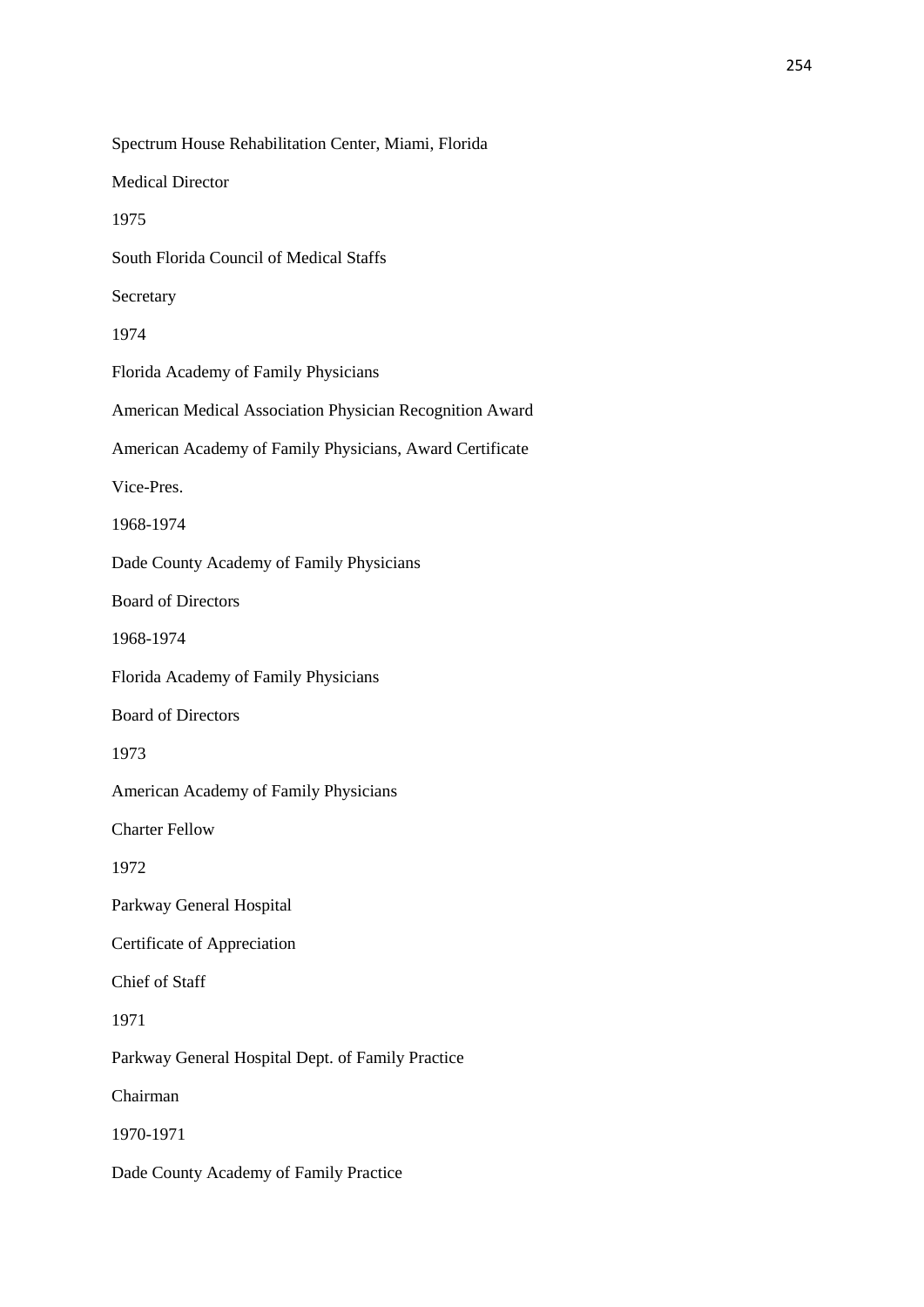Spectrum House Rehabilitation Center, Miami, Florida

Medical Director

1975

South Florida Council of Medical Staffs

Secretary

1974

Florida Academy of Family Physicians

American Medical Association Physician Recognition Award

American Academy of Family Physicians, Award Certificate

Vice-Pres.

1968-1974

Dade County Academy of Family Physicians

Board of Directors

1968-1974

Florida Academy of Family Physicians

Board of Directors

1973

American Academy of Family Physicians

Charter Fellow

1972

Parkway General Hospital

Certificate of Appreciation

Chief of Staff

1971

Parkway General Hospital Dept. of Family Practice

Chairman

1970-1971

Dade County Academy of Family Practice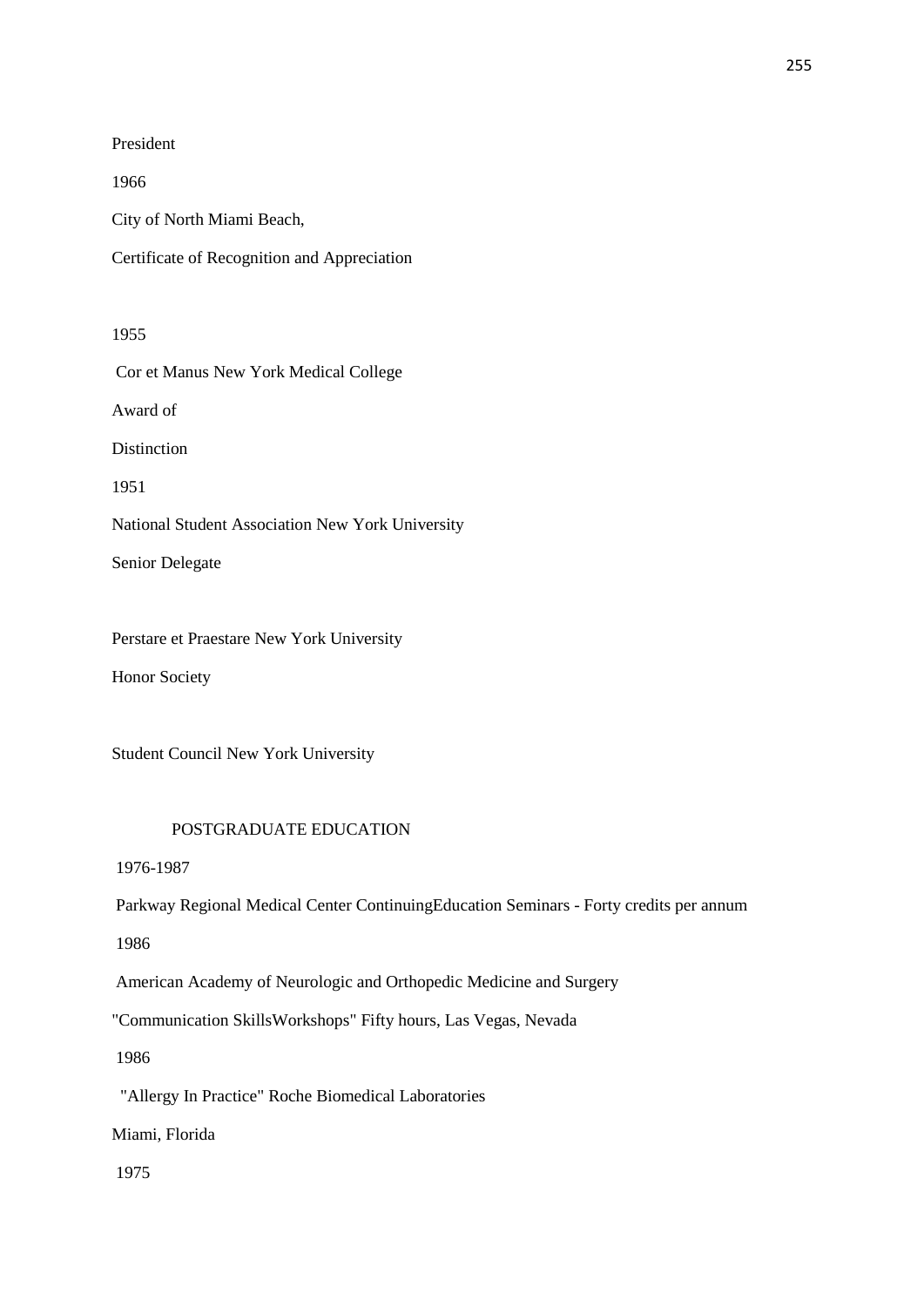President

1966

City of North Miami Beach,

Certificate of Recognition and Appreciation

1955

Cor et Manus New York Medical College

Award of

Distinction

1951

National Student Association New York University

Senior Delegate

Perstare et Praestare New York University

Honor Society

Student Council New York University

## POSTGRADUATE EDUCATION

1976-1987

Parkway Regional Medical Center ContinuingEducation Seminars - Forty credits per annum

1986

American Academy of Neurologic and Orthopedic Medicine and Surgery

"Communication SkillsWorkshops" Fifty hours, Las Vegas, Nevada

1986

"Allergy In Practice" Roche Biomedical Laboratories

Miami, Florida

1975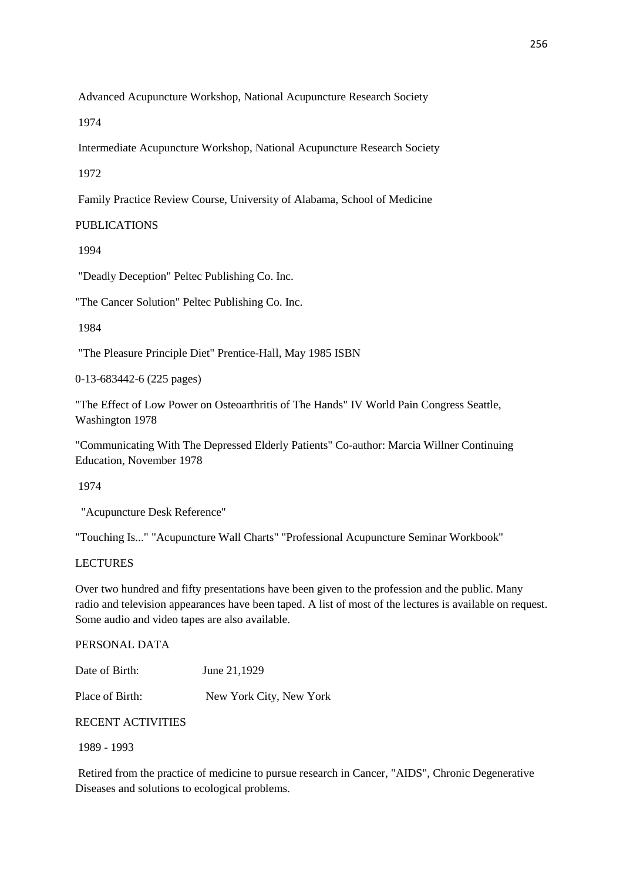Advanced Acupuncture Workshop, National Acupuncture Research Society

1974

Intermediate Acupuncture Workshop, National Acupuncture Research Society

1972

Family Practice Review Course, University of Alabama, School of Medicine

## PUBLICATIONS

1994

"Deadly Deception" Peltec Publishing Co. Inc.

"The Cancer Solution" Peltec Publishing Co. Inc.

1984

"The Pleasure Principle Diet" Prentice-Hall, May 1985 ISBN

0-13-683442-6 (225 pages)

"The Effect of Low Power on Osteoarthritis of The Hands" IV World Pain Congress Seattle, Washington 1978

"Communicating With The Depressed Elderly Patients" Co-author: Marcia Willner Continuing Education, November 1978

1974

"Acupuncture Desk Reference"

"Touching Is..." "Acupuncture Wall Charts" "Professional Acupuncture Seminar Workbook"

## LECTURES

Over two hundred and fifty presentations have been given to the profession and the public. Many radio and television appearances have been taped. A list of most of the lectures is available on request. Some audio and video tapes are also available.

## PERSONAL DATA

Date of Birth: June 21,1929

Place of Birth: New York City, New York

## RECENT ACTIVITIES

1989 - 1993

Retired from the practice of medicine to pursue research in Cancer, "AIDS", Chronic Degenerative Diseases and solutions to ecological problems.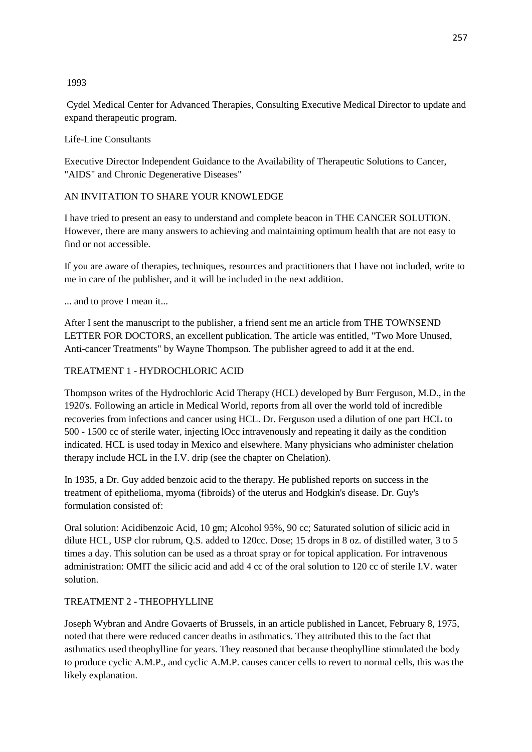1993

Cydel Medical Center for Advanced Therapies, Consulting Executive Medical Director to update and expand therapeutic program.

Life-Line Consultants

Executive Director Independent Guidance to the Availability of Therapeutic Solutions to Cancer, "AIDS" and Chronic Degenerative Diseases"

## AN INVITATION TO SHARE YOUR KNOWLEDGE

I have tried to present an easy to understand and complete beacon in THE CANCER SOLUTION. However, there are many answers to achieving and maintaining optimum health that are not easy to find or not accessible.

If you are aware of therapies, techniques, resources and practitioners that I have not included, write to me in care of the publisher, and it will be included in the next addition.

... and to prove I mean it...

After I sent the manuscript to the publisher, a friend sent me an article from THE TOWNSEND LETTER FOR DOCTORS, an excellent publication. The article was entitled, "Two More Unused, Anti-cancer Treatments" by Wayne Thompson. The publisher agreed to add it at the end.

### TREATMENT 1 - HYDROCHLORIC ACID

Thompson writes of the Hydrochloric Acid Therapy (HCL) developed by Burr Ferguson, M.D., in the 1920's. Following an article in Medical World, reports from all over the world told of incredible recoveries from infections and cancer using HCL. Dr. Ferguson used a dilution of one part HCL to 500 - 1500 cc of sterile water, injecting lOcc intravenously and repeating it daily as the condition indicated. HCL is used today in Mexico and elsewhere. Many physicians who administer chelation therapy include HCL in the I.V. drip (see the chapter on Chelation).

In 1935, a Dr. Guy added benzoic acid to the therapy. He published reports on success in the treatment of epithelioma, myoma (fibroids) of the uterus and Hodgkin's disease. Dr. Guy's formulation consisted of:

Oral solution: Acidibenzoic Acid, 10 gm; Alcohol 95%, 90 cc; Saturated solution of silicic acid in dilute HCL, USP clor rubrum, Q.S. added to 120cc. Dose; 15 drops in 8 oz. of distilled water, 3 to 5 times a day. This solution can be used as a throat spray or for topical application. For intravenous administration: OMIT the silicic acid and add 4 cc of the oral solution to 120 cc of sterile I.V. water solution.

### TREATMENT 2 - THEOPHYLLINE

Joseph Wybran and Andre Govaerts of Brussels, in an article published in Lancet, February 8, 1975, noted that there were reduced cancer deaths in asthmatics. They attributed this to the fact that asthmatics used theophylline for years. They reasoned that because theophylline stimulated the body to produce cyclic A.M.P., and cyclic A.M.P. causes cancer cells to revert to normal cells, this was the likely explanation.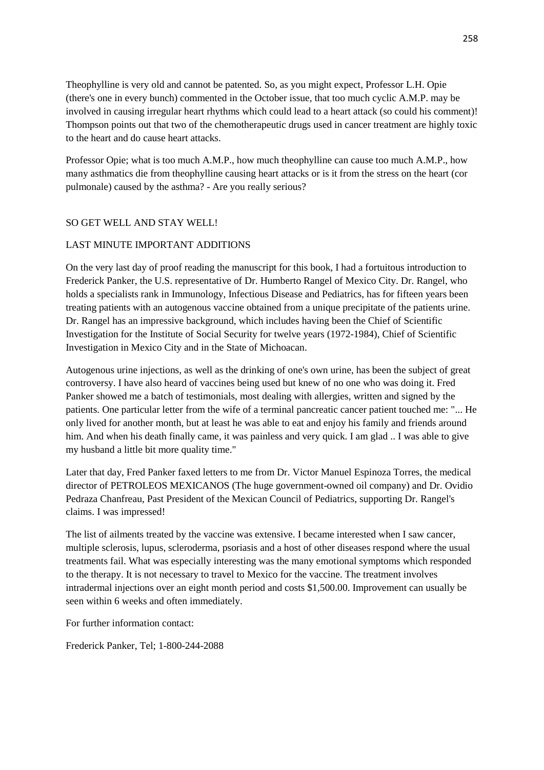Theophylline is very old and cannot be patented. So, as you might expect, Professor L.H. Opie (there's one in every bunch) commented in the October issue, that too much cyclic A.M.P. may be involved in causing irregular heart rhythms which could lead to a heart attack (so could his comment)! Thompson points out that two of the chemotherapeutic drugs used in cancer treatment are highly toxic to the heart and do cause heart attacks.

Professor Opie; what is too much A.M.P., how much theophylline can cause too much A.M.P., how many asthmatics die from theophylline causing heart attacks or is it from the stress on the heart (cor pulmonale) caused by the asthma? - Are you really serious?

SO GET WELL AND STAY WELL!

LAST MINUTE IMPORTANT ADDITIONS

On the very last day of proof reading the manuscript for this book, I had a fortuitous introduction to Frederick Panker, the U.S. representative of Dr. Humberto Rangel of Mexico City. Dr. Rangel, who holds a specialists rank in Immunology, Infectious Disease and Pediatrics, has for fifteen years been treating patients with an autogenous vaccine obtained from a unique precipitate of the patients urine. Dr. Rangel has an impressive background, which includes having been the Chief of Scientific Investigation for the Institute of Social Security for twelve years (1972-1984), Chief of Scientific Investigation in Mexico City and in the State of Michoacan.

Autogenous urine injections, as well as the drinking of one's own urine, has been the subject of great controversy. I have also heard of vaccines being used but knew of no one who was doing it. Fred Panker showed me a batch of testimonials, most dealing with allergies, written and signed by the patients. One particular letter from the wife of a terminal pancreatic cancer patient touched me: "... He only lived for another month, but at least he was able to eat and enjoy his family and friends around him. And when his death finally came, it was painless and very quick. I am glad .. I was able to give my husband a little bit more quality time."

Later that day, Fred Panker faxed letters to me from Dr. Victor Manuel Espinoza Torres, the medical director of PETROLEOS MEXICANOS (The huge government-owned oil company) and Dr. Ovidio Pedraza Chanfreau, Past President of the Mexican Council of Pediatrics, supporting Dr. Rangel's claims. I was impressed!

The list of ailments treated by the vaccine was extensive. I became interested when I saw cancer, multiple sclerosis, lupus, scleroderma, psoriasis and a host of other diseases respond where the usual treatments fail. What was especially interesting was the many emotional symptoms which responded to the therapy. It is not necessary to travel to Mexico for the vaccine. The treatment involves intradermal injections over an eight month period and costs $1,500.00. Improvement can usually be seen within 6 weeks and often immediately.

For further information contact:

Frederick Panker, Tel; 1-800-244-2088